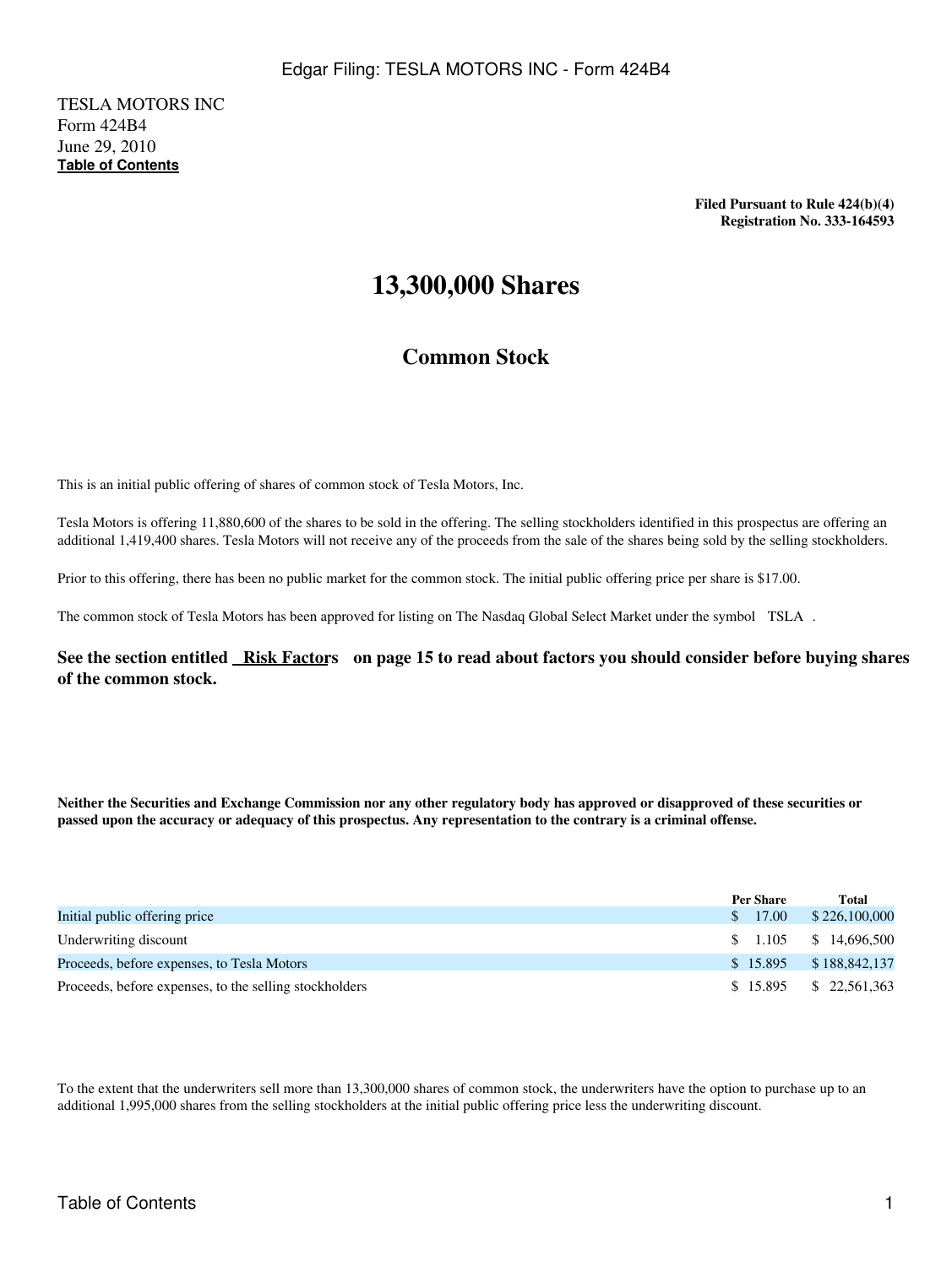TESLA MOTORS INC
Form 424B4
June 29, 2010
**Table of Contents**

**Filed Pursuant to Rule 424(b)(4)**
**Registration No. 333-164593**

# 13,300,000 Shares

## Common Stock

This is an initial public offering of shares of common stock of Tesla Motors, Inc.

Tesla Motors is offering 11,880,600 of the shares to be sold in the offering. The selling stockholders identified in this prospectus are offering an additional 1,419,400 shares. Tesla Motors will not receive any of the proceeds from the sale of the shares being sold by the selling stockholders.

Prior to this offering, there has been no public market for the common stock. The initial public offering price per share is $17.00.

The common stock of Tesla Motors has been approved for listing on The Nasdaq Global Select Market under the symbol "TSLA".

**See the section entitled "Risk Factors" on page 15 to read about factors you should consider before buying shares of the common stock.**

**Neither the Securities and Exchange Commission nor any other regulatory body has approved or disapproved of these securities or passed upon the accuracy or adequacy of this prospectus. Any representation to the contrary is a criminal offense.**

| | Per Share | Total |
|---|---|---|
| Initial public offering price | $ 17.00 | $ 226,100,000 |
| Underwriting discount | $ 1.105 | $ 14,696,500 |
| Proceeds, before expenses, to Tesla Motors | $ 15.895 | $ 188,842,137 |
| Proceeds, before expenses, to the selling stockholders | $ 15.895 | $ 22,561,363 |

To the extent that the underwriters sell more than 13,300,000 shares of common stock, the underwriters have the option to purchase up to an additional 1,995,000 shares from the selling stockholders at the initial public offering price less the underwriting discount.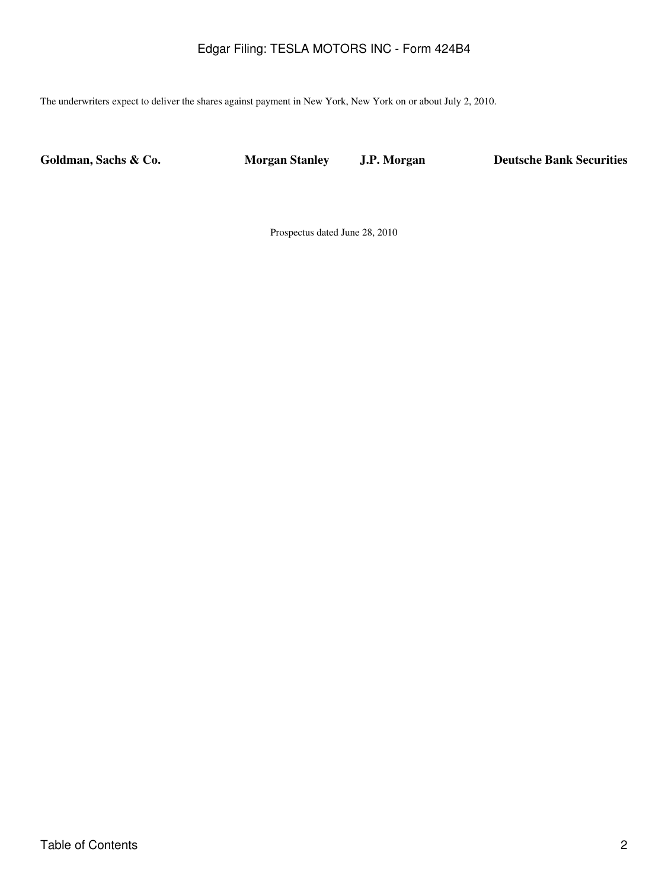The underwriters expect to deliver the shares against payment in New York, New York on or about July 2, 2010.

**Goldman, Sachs & Co.** **Morgan Stanley** **J.P. Morgan** **Deutsche Bank Securities**

Prospectus dated June 28, 2010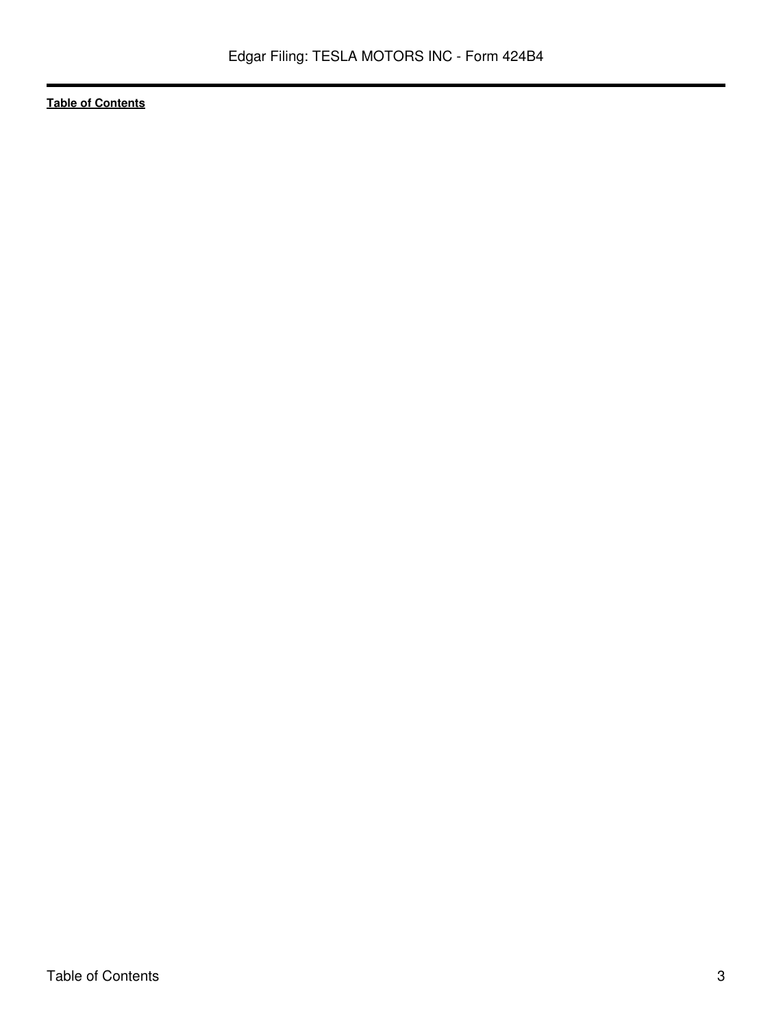**Table of Contents**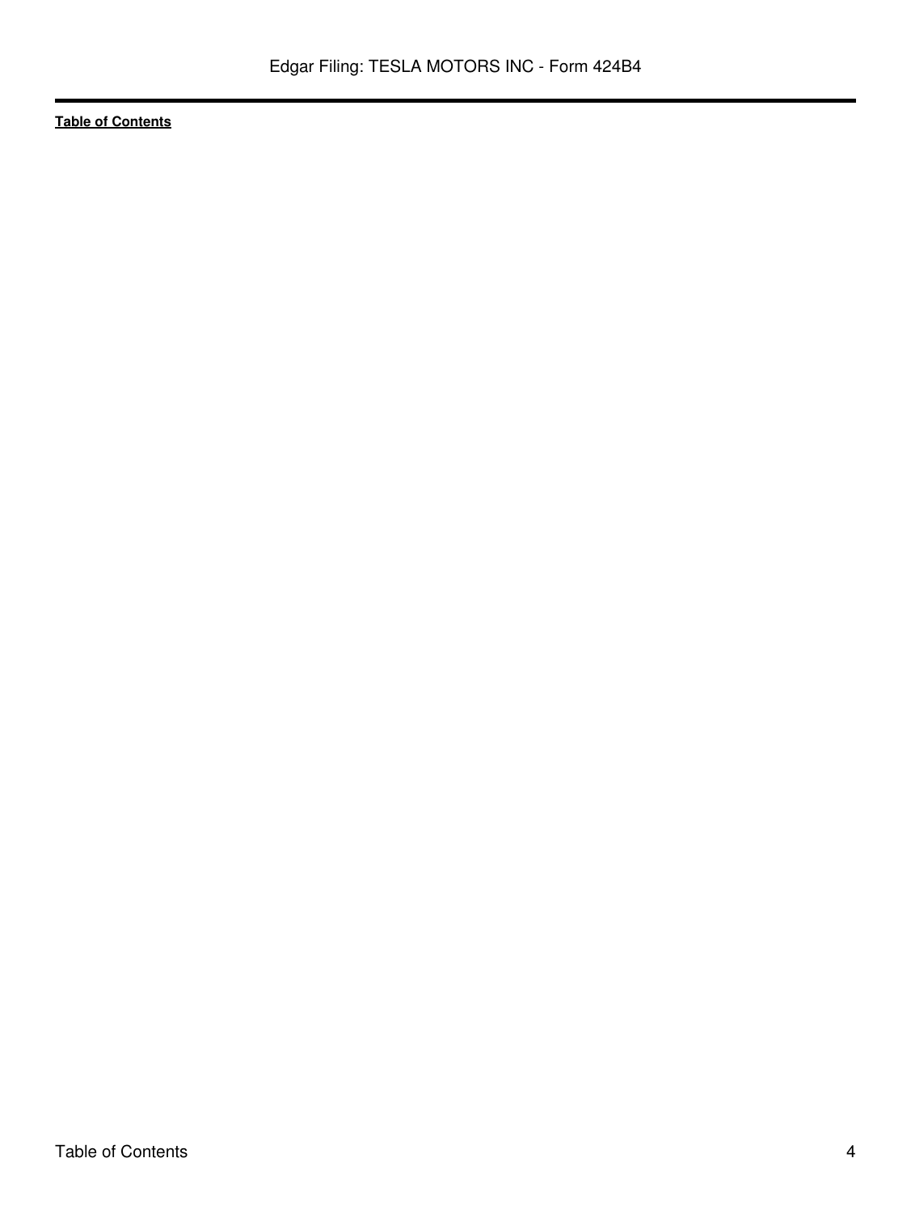**Table of Contents**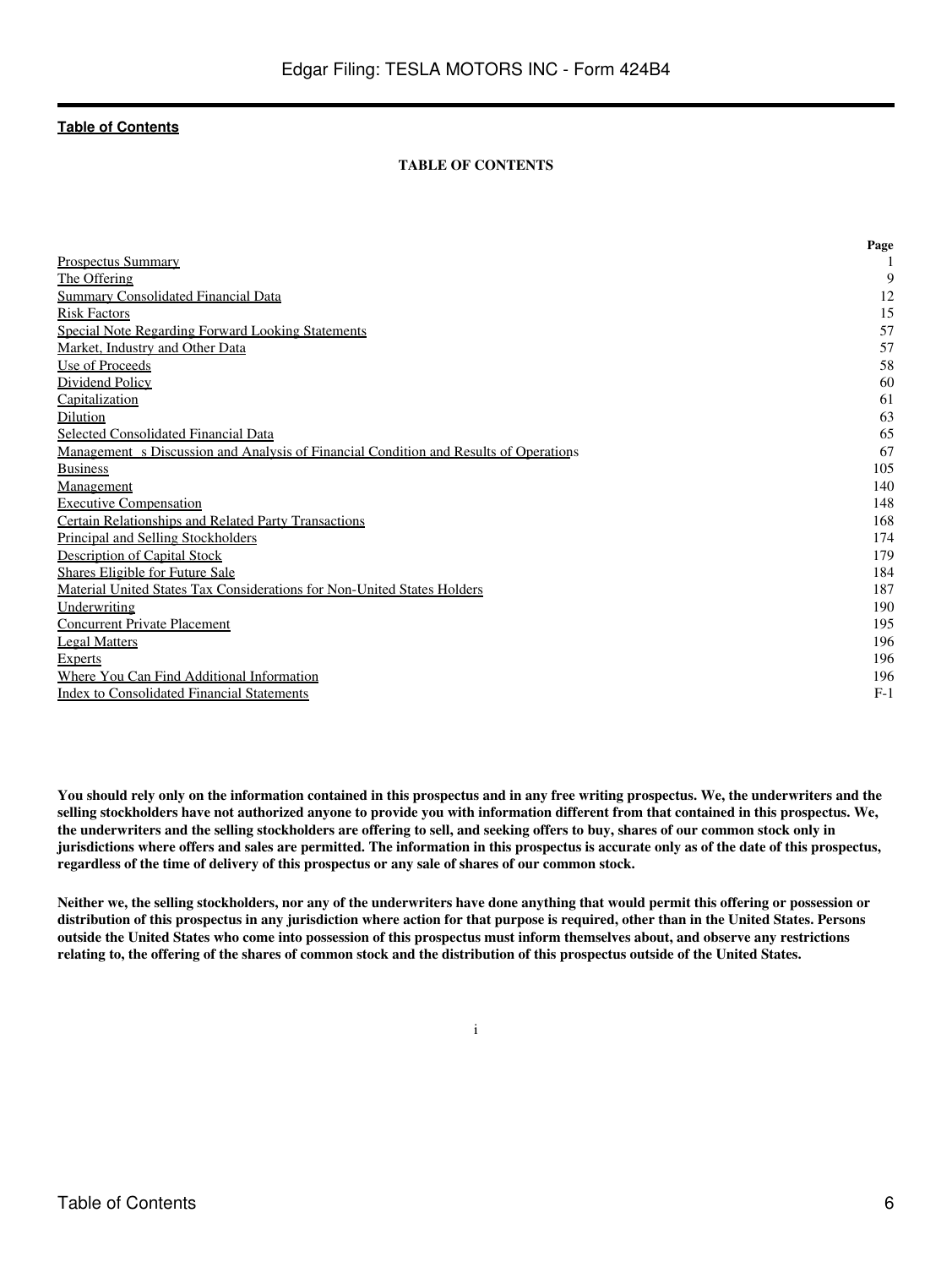**Table of Contents**

## TABLE OF CONTENTS

| | Page |
|---|---|
| Prospectus Summary | 1 |
| The Offering | 9 |
| Summary Consolidated Financial Data | 12 |
| Risk Factors | 15 |
| Special Note Regarding Forward Looking Statements | 57 |
| Market, Industry and Other Data | 57 |
| Use of Proceeds | 58 |
| Dividend Policy | 60 |
| Capitalization | 61 |
| Dilution | 63 |
| Selected Consolidated Financial Data | 65 |
| Management s Discussion and Analysis of Financial Condition and Results of Operations | 67 |
| Business | 105 |
| Management | 140 |
| Executive Compensation | 148 |
| Certain Relationships and Related Party Transactions | 168 |
| Principal and Selling Stockholders | 174 |
| Description of Capital Stock | 179 |
| Shares Eligible for Future Sale | 184 |
| Material United States Tax Considerations for Non-United States Holders | 187 |
| Underwriting | 190 |
| Concurrent Private Placement | 195 |
| Legal Matters | 196 |
| Experts | 196 |
| Where You Can Find Additional Information | 196 |
| Index to Consolidated Financial Statements | F-1 |

**You should rely only on the information contained in this prospectus and in any free writing prospectus. We, the underwriters and the selling stockholders have not authorized anyone to provide you with information different from that contained in this prospectus. We, the underwriters and the selling stockholders are offering to sell, and seeking offers to buy, shares of our common stock only in jurisdictions where offers and sales are permitted. The information in this prospectus is accurate only as of the date of this prospectus, regardless of the time of delivery of this prospectus or any sale of shares of our common stock.**

**Neither we, the selling stockholders, nor any of the underwriters have done anything that would permit this offering or possession or distribution of this prospectus in any jurisdiction where action for that purpose is required, other than in the United States. Persons outside the United States who come into possession of this prospectus must inform themselves about, and observe any restrictions relating to, the offering of the shares of common stock and the distribution of this prospectus outside of the United States.**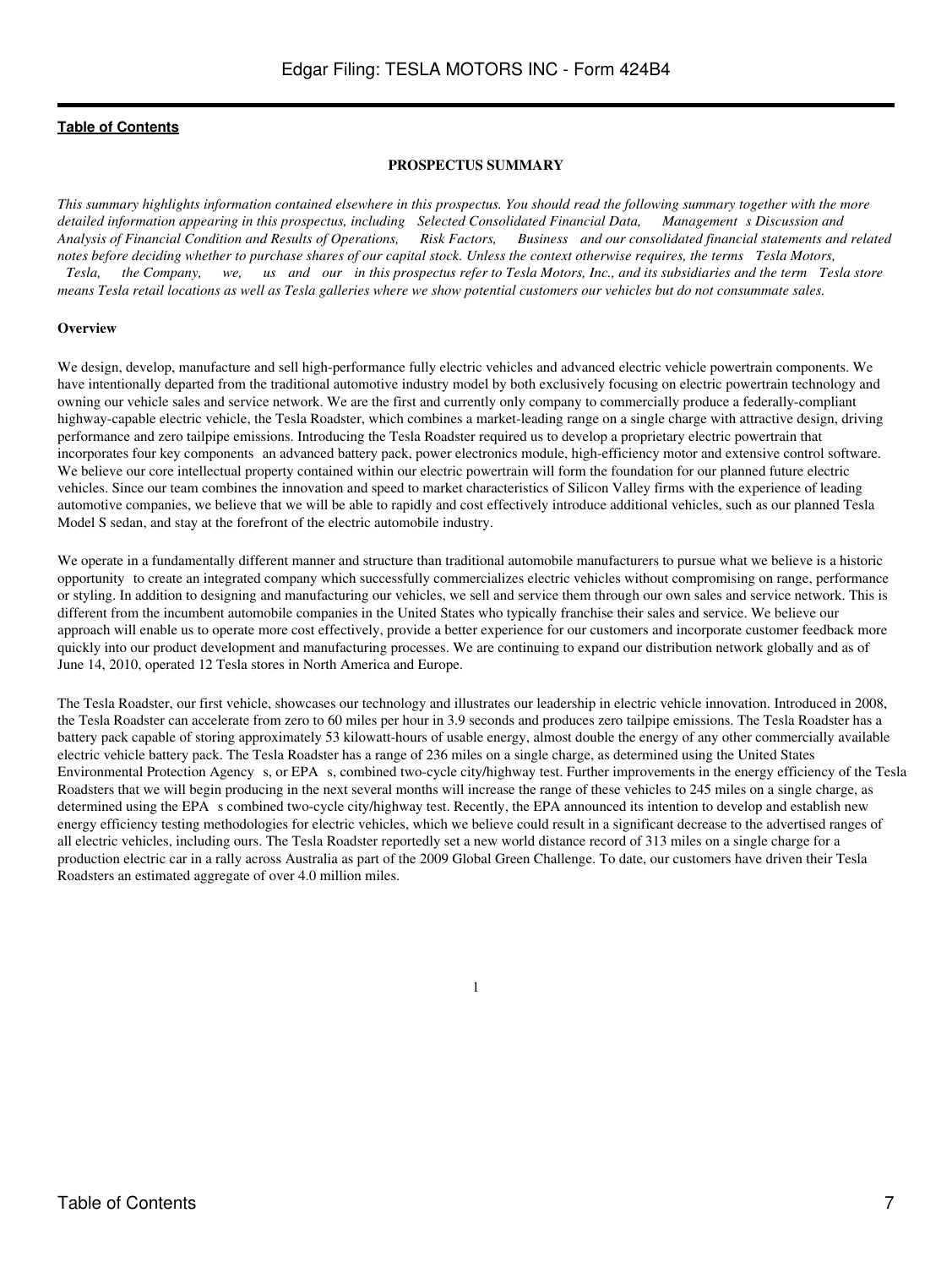[Table of Contents](#)

**PROSPECTUS SUMMARY**

*This summary highlights information contained elsewhere in this prospectus. You should read the following summary together with the more detailed information appearing in this prospectus, including Selected Consolidated Financial Data, Management s Discussion and Analysis of Financial Condition and Results of Operations, Risk Factors, Business and our consolidated financial statements and related notes before deciding whether to purchase shares of our capital stock. Unless the context otherwise requires, the terms Tesla Motors, Tesla, the Company, we, us and our in this prospectus refer to Tesla Motors, Inc., and its subsidiaries and the term Tesla store means Tesla retail locations as well as Tesla galleries where we show potential customers our vehicles but do not consummate sales.*

**Overview**

We design, develop, manufacture and sell high-performance fully electric vehicles and advanced electric vehicle powertrain components. We have intentionally departed from the traditional automotive industry model by both exclusively focusing on electric powertrain technology and owning our vehicle sales and service network. We are the first and currently only company to commercially produce a federally-compliant highway-capable electric vehicle, the Tesla Roadster, which combines a market-leading range on a single charge with attractive design, driving performance and zero tailpipe emissions. Introducing the Tesla Roadster required us to develop a proprietary electric powertrain that incorporates four key components an advanced battery pack, power electronics module, high-efficiency motor and extensive control software. We believe our core intellectual property contained within our electric powertrain will form the foundation for our planned future electric vehicles. Since our team combines the innovation and speed to market characteristics of Silicon Valley firms with the experience of leading automotive companies, we believe that we will be able to rapidly and cost effectively introduce additional vehicles, such as our planned Tesla Model S sedan, and stay at the forefront of the electric automobile industry.

We operate in a fundamentally different manner and structure than traditional automobile manufacturers to pursue what we believe is a historic opportunity to create an integrated company which successfully commercializes electric vehicles without compromising on range, performance or styling. In addition to designing and manufacturing our vehicles, we sell and service them through our own sales and service network. This is different from the incumbent automobile companies in the United States who typically franchise their sales and service. We believe our approach will enable us to operate more cost effectively, provide a better experience for our customers and incorporate customer feedback more quickly into our product development and manufacturing processes. We are continuing to expand our distribution network globally and as of June 14, 2010, operated 12 Tesla stores in North America and Europe.

The Tesla Roadster, our first vehicle, showcases our technology and illustrates our leadership in electric vehicle innovation. Introduced in 2008, the Tesla Roadster can accelerate from zero to 60 miles per hour in 3.9 seconds and produces zero tailpipe emissions. The Tesla Roadster has a battery pack capable of storing approximately 53 kilowatt-hours of usable energy, almost double the energy of any other commercially available electric vehicle battery pack. The Tesla Roadster has a range of 236 miles on a single charge, as determined using the United States Environmental Protection Agency s, or EPA s, combined two-cycle city/highway test. Further improvements in the energy efficiency of the Tesla Roadsters that we will begin producing in the next several months will increase the range of these vehicles to 245 miles on a single charge, as determined using the EPA s combined two-cycle city/highway test. Recently, the EPA announced its intention to develop and establish new energy efficiency testing methodologies for electric vehicles, which we believe could result in a significant decrease to the advertised ranges of all electric vehicles, including ours. The Tesla Roadster reportedly set a new world distance record of 313 miles on a single charge for a production electric car in a rally across Australia as part of the 2009 Global Green Challenge. To date, our customers have driven their Tesla Roadsters an estimated aggregate of over 4.0 million miles.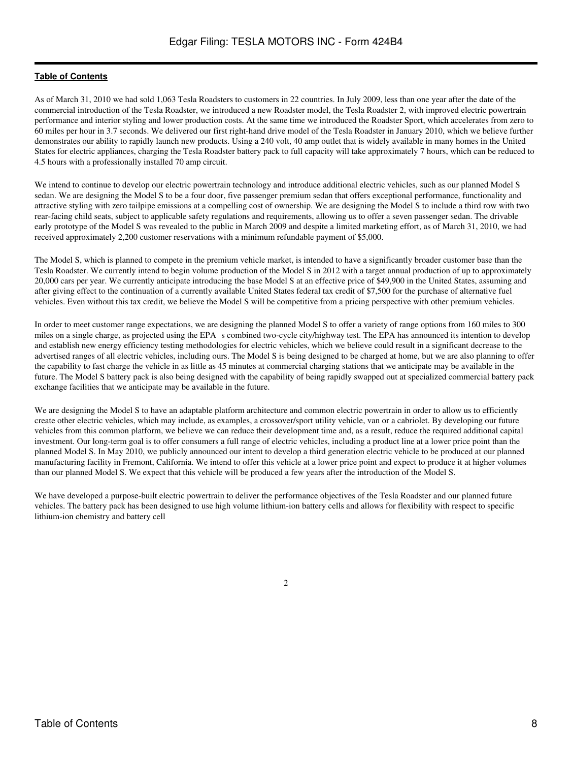As of March 31, 2010 we had sold 1,063 Tesla Roadsters to customers in 22 countries. In July 2009, less than one year after the date of the commercial introduction of the Tesla Roadster, we introduced a new Roadster model, the Tesla Roadster 2, with improved electric powertrain performance and interior styling and lower production costs. At the same time we introduced the Roadster Sport, which accelerates from zero to 60 miles per hour in 3.7 seconds. We delivered our first right-hand drive model of the Tesla Roadster in January 2010, which we believe further demonstrates our ability to rapidly launch new products. Using a 240 volt, 40 amp outlet that is widely available in many homes in the United States for electric appliances, charging the Tesla Roadster battery pack to full capacity will take approximately 7 hours, which can be reduced to 4.5 hours with a professionally installed 70 amp circuit.

We intend to continue to develop our electric powertrain technology and introduce additional electric vehicles, such as our planned Model S sedan. We are designing the Model S to be a four door, five passenger premium sedan that offers exceptional performance, functionality and attractive styling with zero tailpipe emissions at a compelling cost of ownership. We are designing the Model S to include a third row with two rear-facing child seats, subject to applicable safety regulations and requirements, allowing us to offer a seven passenger sedan. The drivable early prototype of the Model S was revealed to the public in March 2009 and despite a limited marketing effort, as of March 31, 2010, we had received approximately 2,200 customer reservations with a minimum refundable payment of $5,000.

The Model S, which is planned to compete in the premium vehicle market, is intended to have a significantly broader customer base than the Tesla Roadster. We currently intend to begin volume production of the Model S in 2012 with a target annual production of up to approximately 20,000 cars per year. We currently anticipate introducing the base Model S at an effective price of $49,900 in the United States, assuming and after giving effect to the continuation of a currently available United States federal tax credit of $7,500 for the purchase of alternative fuel vehicles. Even without this tax credit, we believe the Model S will be competitive from a pricing perspective with other premium vehicles.

In order to meet customer range expectations, we are designing the planned Model S to offer a variety of range options from 160 miles to 300 miles on a single charge, as projected using the EPA s combined two-cycle city/highway test. The EPA has announced its intention to develop and establish new energy efficiency testing methodologies for electric vehicles, which we believe could result in a significant decrease to the advertised ranges of all electric vehicles, including ours. The Model S is being designed to be charged at home, but we are also planning to offer the capability to fast charge the vehicle in as little as 45 minutes at commercial charging stations that we anticipate may be available in the future. The Model S battery pack is also being designed with the capability of being rapidly swapped out at specialized commercial battery pack exchange facilities that we anticipate may be available in the future.

We are designing the Model S to have an adaptable platform architecture and common electric powertrain in order to allow us to efficiently create other electric vehicles, which may include, as examples, a crossover/sport utility vehicle, van or a cabriolet. By developing our future vehicles from this common platform, we believe we can reduce their development time and, as a result, reduce the required additional capital investment. Our long-term goal is to offer consumers a full range of electric vehicles, including a product line at a lower price point than the planned Model S. In May 2010, we publicly announced our intent to develop a third generation electric vehicle to be produced at our planned manufacturing facility in Fremont, California. We intend to offer this vehicle at a lower price point and expect to produce it at higher volumes than our planned Model S. We expect that this vehicle will be produced a few years after the introduction of the Model S.

We have developed a purpose-built electric powertrain to deliver the performance objectives of the Tesla Roadster and our planned future vehicles. The battery pack has been designed to use high volume lithium-ion battery cells and allows for flexibility with respect to specific lithium-ion chemistry and battery cell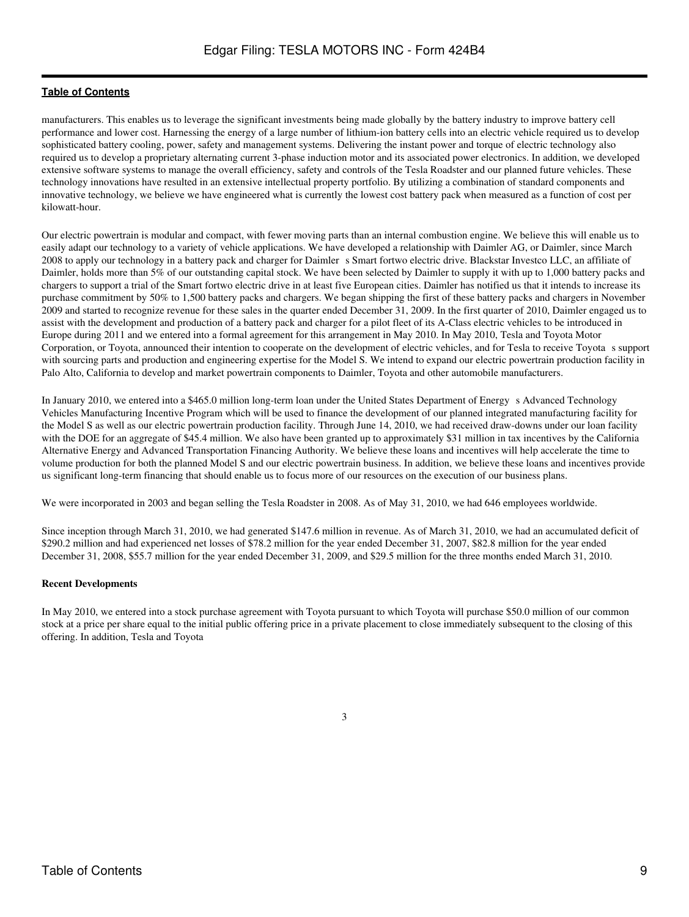manufacturers. This enables us to leverage the significant investments being made globally by the battery industry to improve battery cell performance and lower cost. Harnessing the energy of a large number of lithium-ion battery cells into an electric vehicle required us to develop sophisticated battery cooling, power, safety and management systems. Delivering the instant power and torque of electric technology also required us to develop a proprietary alternating current 3-phase induction motor and its associated power electronics. In addition, we developed extensive software systems to manage the overall efficiency, safety and controls of the Tesla Roadster and our planned future vehicles. These technology innovations have resulted in an extensive intellectual property portfolio. By utilizing a combination of standard components and innovative technology, we believe we have engineered what is currently the lowest cost battery pack when measured as a function of cost per kilowatt-hour.

Our electric powertrain is modular and compact, with fewer moving parts than an internal combustion engine. We believe this will enable us to easily adapt our technology to a variety of vehicle applications. We have developed a relationship with Daimler AG, or Daimler, since March 2008 to apply our technology in a battery pack and charger for Daimler s Smart fortwo electric drive. Blackstar Investco LLC, an affiliate of Daimler, holds more than 5% of our outstanding capital stock. We have been selected by Daimler to supply it with up to 1,000 battery packs and chargers to support a trial of the Smart fortwo electric drive in at least five European cities. Daimler has notified us that it intends to increase its purchase commitment by 50% to 1,500 battery packs and chargers. We began shipping the first of these battery packs and chargers in November 2009 and started to recognize revenue for these sales in the quarter ended December 31, 2009. In the first quarter of 2010, Daimler engaged us to assist with the development and production of a battery pack and charger for a pilot fleet of its A-Class electric vehicles to be introduced in Europe during 2011 and we entered into a formal agreement for this arrangement in May 2010. In May 2010, Tesla and Toyota Motor Corporation, or Toyota, announced their intention to cooperate on the development of electric vehicles, and for Tesla to receive Toyota s support with sourcing parts and production and engineering expertise for the Model S. We intend to expand our electric powertrain production facility in Palo Alto, California to develop and market powertrain components to Daimler, Toyota and other automobile manufacturers.

In January 2010, we entered into a $465.0 million long-term loan under the United States Department of Energy s Advanced Technology Vehicles Manufacturing Incentive Program which will be used to finance the development of our planned integrated manufacturing facility for the Model S as well as our electric powertrain production facility. Through June 14, 2010, we had received draw-downs under our loan facility with the DOE for an aggregate of $45.4 million. We also have been granted up to approximately $31 million in tax incentives by the California Alternative Energy and Advanced Transportation Financing Authority. We believe these loans and incentives will help accelerate the time to volume production for both the planned Model S and our electric powertrain business. In addition, we believe these loans and incentives provide us significant long-term financing that should enable us to focus more of our resources on the execution of our business plans.

We were incorporated in 2003 and began selling the Tesla Roadster in 2008. As of May 31, 2010, we had 646 employees worldwide.

Since inception through March 31, 2010, we had generated $147.6 million in revenue. As of March 31, 2010, we had an accumulated deficit of $290.2 million and had experienced net losses of $78.2 million for the year ended December 31, 2007, $82.8 million for the year ended December 31, 2008, $55.7 million for the year ended December 31, 2009, and $29.5 million for the three months ended March 31, 2010.

**Recent Developments**

In May 2010, we entered into a stock purchase agreement with Toyota pursuant to which Toyota will purchase $50.0 million of our common stock at a price per share equal to the initial public offering price in a private placement to close immediately subsequent to the closing of this offering. In addition, Tesla and Toyota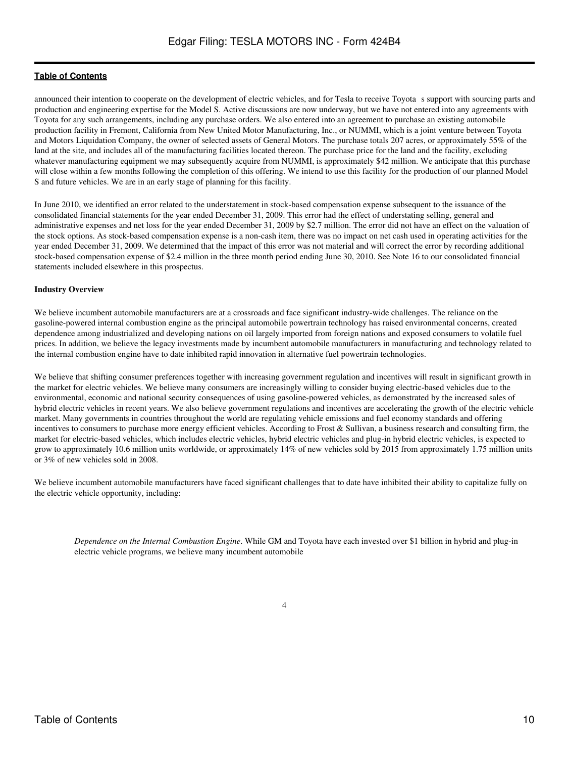announced their intention to cooperate on the development of electric vehicles, and for Tesla to receive Toyota s support with sourcing parts and production and engineering expertise for the Model S. Active discussions are now underway, but we have not entered into any agreements with Toyota for any such arrangements, including any purchase orders. We also entered into an agreement to purchase an existing automobile production facility in Fremont, California from New United Motor Manufacturing, Inc., or NUMMI, which is a joint venture between Toyota and Motors Liquidation Company, the owner of selected assets of General Motors. The purchase totals 207 acres, or approximately 55% of the land at the site, and includes all of the manufacturing facilities located thereon. The purchase price for the land and the facility, excluding whatever manufacturing equipment we may subsequently acquire from NUMMI, is approximately $42 million. We anticipate that this purchase will close within a few months following the completion of this offering. We intend to use this facility for the production of our planned Model S and future vehicles. We are in an early stage of planning for this facility.

In June 2010, we identified an error related to the understatement in stock-based compensation expense subsequent to the issuance of the consolidated financial statements for the year ended December 31, 2009. This error had the effect of understating selling, general and administrative expenses and net loss for the year ended December 31, 2009 by $2.7 million. The error did not have an effect on the valuation of the stock options. As stock-based compensation expense is a non-cash item, there was no impact on net cash used in operating activities for the year ended December 31, 2009. We determined that the impact of this error was not material and will correct the error by recording additional stock-based compensation expense of $2.4 million in the three month period ending June 30, 2010. See Note 16 to our consolidated financial statements included elsewhere in this prospectus.

**Industry Overview**

We believe incumbent automobile manufacturers are at a crossroads and face significant industry-wide challenges. The reliance on the gasoline-powered internal combustion engine as the principal automobile powertrain technology has raised environmental concerns, created dependence among industrialized and developing nations on oil largely imported from foreign nations and exposed consumers to volatile fuel prices. In addition, we believe the legacy investments made by incumbent automobile manufacturers in manufacturing and technology related to the internal combustion engine have to date inhibited rapid innovation in alternative fuel powertrain technologies.

We believe that shifting consumer preferences together with increasing government regulation and incentives will result in significant growth in the market for electric vehicles. We believe many consumers are increasingly willing to consider buying electric-based vehicles due to the environmental, economic and national security consequences of using gasoline-powered vehicles, as demonstrated by the increased sales of hybrid electric vehicles in recent years. We also believe government regulations and incentives are accelerating the growth of the electric vehicle market. Many governments in countries throughout the world are regulating vehicle emissions and fuel economy standards and offering incentives to consumers to purchase more energy efficient vehicles. According to Frost & Sullivan, a business research and consulting firm, the market for electric-based vehicles, which includes electric vehicles, hybrid electric vehicles and plug-in hybrid electric vehicles, is expected to grow to approximately 10.6 million units worldwide, or approximately 14% of new vehicles sold by 2015 from approximately 1.75 million units or 3% of new vehicles sold in 2008.

We believe incumbent automobile manufacturers have faced significant challenges that to date have inhibited their ability to capitalize fully on the electric vehicle opportunity, including:

- *Dependence on the Internal Combustion Engine*. While GM and Toyota have each invested over $1 billion in hybrid and plug-in electric vehicle programs, we believe many incumbent automobile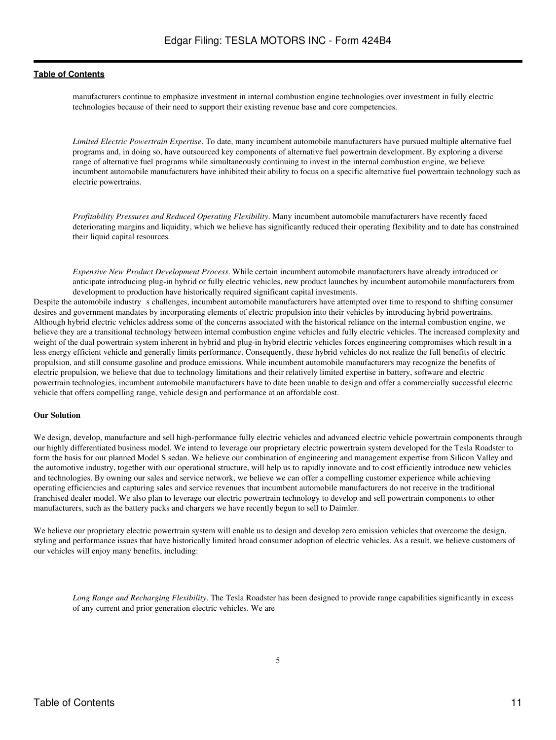manufacturers continue to emphasize investment in internal combustion engine technologies over investment in fully electric technologies because of their need to support their existing revenue base and core competencies.

- *Limited Electric Powertrain Expertise*. To date, many incumbent automobile manufacturers have pursued multiple alternative fuel programs and, in doing so, have outsourced key components of alternative fuel powertrain development. By exploring a diverse range of alternative fuel programs while simultaneously continuing to invest in the internal combustion engine, we believe incumbent automobile manufacturers have inhibited their ability to focus on a specific alternative fuel powertrain technology such as electric powertrains.

- *Profitability Pressures and Reduced Operating Flexibility*. Many incumbent automobile manufacturers have recently faced deteriorating margins and liquidity, which we believe has significantly reduced their operating flexibility and to date has constrained their liquid capital resources.

- *Expensive New Product Development Process*. While certain incumbent automobile manufacturers have already introduced or anticipate introducing plug-in hybrid or fully electric vehicles, new product launches by incumbent automobile manufacturers from development to production have historically required significant capital investments.

Despite the automobile industry s challenges, incumbent automobile manufacturers have attempted over time to respond to shifting consumer desires and government mandates by incorporating elements of electric propulsion into their vehicles by introducing hybrid powertrains. Although hybrid electric vehicles address some of the concerns associated with the historical reliance on the internal combustion engine, we believe they are a transitional technology between internal combustion engine vehicles and fully electric vehicles. The increased complexity and weight of the dual powertrain system inherent in hybrid and plug-in hybrid electric vehicles forces engineering compromises which result in a less energy efficient vehicle and generally limits performance. Consequently, these hybrid vehicles do not realize the full benefits of electric propulsion, and still consume gasoline and produce emissions. While incumbent automobile manufacturers may recognize the benefits of electric propulsion, we believe that due to technology limitations and their relatively limited expertise in battery, software and electric powertrain technologies, incumbent automobile manufacturers have to date been unable to design and offer a commercially successful electric vehicle that offers compelling range, vehicle design and performance at an affordable cost.

**Our Solution**

We design, develop, manufacture and sell high-performance fully electric vehicles and advanced electric vehicle powertrain components through our highly differentiated business model. We intend to leverage our proprietary electric powertrain system developed for the Tesla Roadster to form the basis for our planned Model S sedan. We believe our combination of engineering and management expertise from Silicon Valley and the automotive industry, together with our operational structure, will help us to rapidly innovate and to cost efficiently introduce new vehicles and technologies. By owning our sales and service network, we believe we can offer a compelling customer experience while achieving operating efficiencies and capturing sales and service revenues that incumbent automobile manufacturers do not receive in the traditional franchised dealer model. We also plan to leverage our electric powertrain technology to develop and sell powertrain components to other manufacturers, such as the battery packs and chargers we have recently begun to sell to Daimler.

We believe our proprietary electric powertrain system will enable us to design and develop zero emission vehicles that overcome the design, styling and performance issues that have historically limited broad consumer adoption of electric vehicles. As a result, we believe customers of our vehicles will enjoy many benefits, including:

- *Long Range and Recharging Flexibility*. The Tesla Roadster has been designed to provide range capabilities significantly in excess of any current and prior generation electric vehicles. We are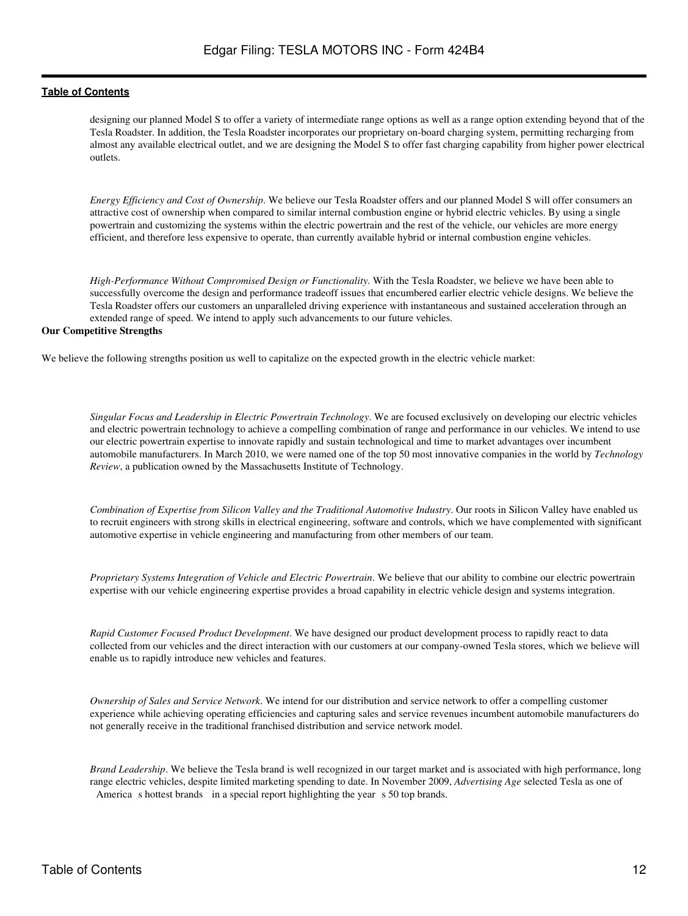designing our planned Model S to offer a variety of intermediate range options as well as a range option extending beyond that of the Tesla Roadster. In addition, the Tesla Roadster incorporates our proprietary on-board charging system, permitting recharging from almost any available electrical outlet, and we are designing the Model S to offer fast charging capability from higher power electrical outlets.

*Energy Efficiency and Cost of Ownership*. We believe our Tesla Roadster offers and our planned Model S will offer consumers an attractive cost of ownership when compared to similar internal combustion engine or hybrid electric vehicles. By using a single powertrain and customizing the systems within the electric powertrain and the rest of the vehicle, our vehicles are more energy efficient, and therefore less expensive to operate, than currently available hybrid or internal combustion engine vehicles.

*High-Performance Without Compromised Design or Functionality*. With the Tesla Roadster, we believe we have been able to successfully overcome the design and performance tradeoff issues that encumbered earlier electric vehicle designs. We believe the Tesla Roadster offers our customers an unparalleled driving experience with instantaneous and sustained acceleration through an extended range of speed. We intend to apply such advancements to our future vehicles.

**Our Competitive Strengths**

We believe the following strengths position us well to capitalize on the expected growth in the electric vehicle market:

*Singular Focus and Leadership in Electric Powertrain Technology*. We are focused exclusively on developing our electric vehicles and electric powertrain technology to achieve a compelling combination of range and performance in our vehicles. We intend to use our electric powertrain expertise to innovate rapidly and sustain technological and time to market advantages over incumbent automobile manufacturers. In March 2010, we were named one of the top 50 most innovative companies in the world by *Technology Review*, a publication owned by the Massachusetts Institute of Technology.

*Combination of Expertise from Silicon Valley and the Traditional Automotive Industry*. Our roots in Silicon Valley have enabled us to recruit engineers with strong skills in electrical engineering, software and controls, which we have complemented with significant automotive expertise in vehicle engineering and manufacturing from other members of our team.

*Proprietary Systems Integration of Vehicle and Electric Powertrain*. We believe that our ability to combine our electric powertrain expertise with our vehicle engineering expertise provides a broad capability in electric vehicle design and systems integration.

*Rapid Customer Focused Product Development*. We have designed our product development process to rapidly react to data collected from our vehicles and the direct interaction with our customers at our company-owned Tesla stores, which we believe will enable us to rapidly introduce new vehicles and features.

*Ownership of Sales and Service Network*. We intend for our distribution and service network to offer a compelling customer experience while achieving operating efficiencies and capturing sales and service revenues incumbent automobile manufacturers do not generally receive in the traditional franchised distribution and service network model.

*Brand Leadership*. We believe the Tesla brand is well recognized in our target market and is associated with high performance, long range electric vehicles, despite limited marketing spending to date. In November 2009, *Advertising Age* selected Tesla as one of America s hottest brands in a special report highlighting the year s 50 top brands.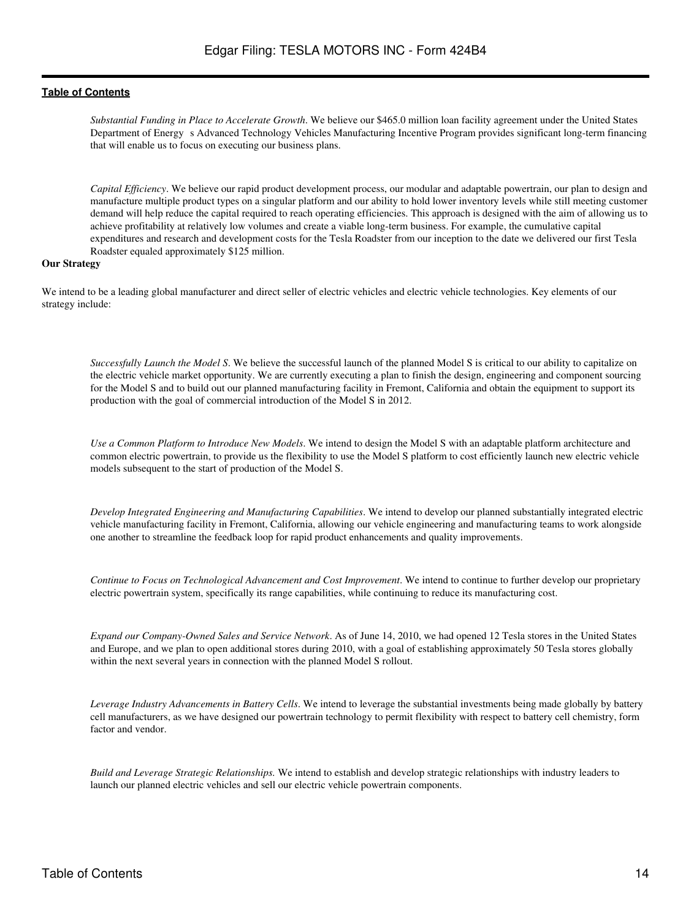*Substantial Funding in Place to Accelerate Growth*. We believe our $465.0 million loan facility agreement under the United States Department of Energy s Advanced Technology Vehicles Manufacturing Incentive Program provides significant long-term financing that will enable us to focus on executing our business plans.

*Capital Efficiency*. We believe our rapid product development process, our modular and adaptable powertrain, our plan to design and manufacture multiple product types on a singular platform and our ability to hold lower inventory levels while still meeting customer demand will help reduce the capital required to reach operating efficiencies. This approach is designed with the aim of allowing us to achieve profitability at relatively low volumes and create a viable long-term business. For example, the cumulative capital expenditures and research and development costs for the Tesla Roadster from our inception to the date we delivered our first Tesla Roadster equaled approximately $125 million.

**Our Strategy**

We intend to be a leading global manufacturer and direct seller of electric vehicles and electric vehicle technologies. Key elements of our strategy include:

*Successfully Launch the Model S*. We believe the successful launch of the planned Model S is critical to our ability to capitalize on the electric vehicle market opportunity. We are currently executing a plan to finish the design, engineering and component sourcing for the Model S and to build out our planned manufacturing facility in Fremont, California and obtain the equipment to support its production with the goal of commercial introduction of the Model S in 2012.

*Use a Common Platform to Introduce New Models*. We intend to design the Model S with an adaptable platform architecture and common electric powertrain, to provide us the flexibility to use the Model S platform to cost efficiently launch new electric vehicle models subsequent to the start of production of the Model S.

*Develop Integrated Engineering and Manufacturing Capabilities*. We intend to develop our planned substantially integrated electric vehicle manufacturing facility in Fremont, California, allowing our vehicle engineering and manufacturing teams to work alongside one another to streamline the feedback loop for rapid product enhancements and quality improvements.

*Continue to Focus on Technological Advancement and Cost Improvement*. We intend to continue to further develop our proprietary electric powertrain system, specifically its range capabilities, while continuing to reduce its manufacturing cost.

*Expand our Company-Owned Sales and Service Network*. As of June 14, 2010, we had opened 12 Tesla stores in the United States and Europe, and we plan to open additional stores during 2010, with a goal of establishing approximately 50 Tesla stores globally within the next several years in connection with the planned Model S rollout.

*Leverage Industry Advancements in Battery Cells*. We intend to leverage the substantial investments being made globally by battery cell manufacturers, as we have designed our powertrain technology to permit flexibility with respect to battery cell chemistry, form factor and vendor.

*Build and Leverage Strategic Relationships.* We intend to establish and develop strategic relationships with industry leaders to launch our planned electric vehicles and sell our electric vehicle powertrain components.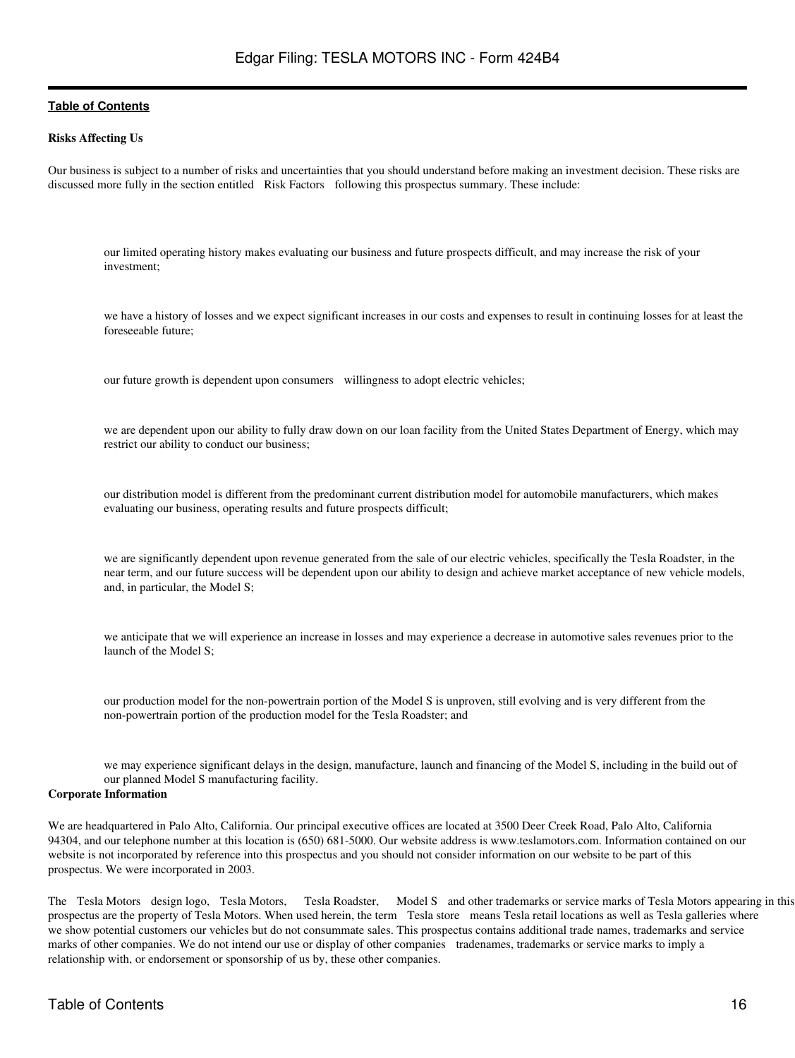**Risks Affecting Us**

Our business is subject to a number of risks and uncertainties that you should understand before making an investment decision. These risks are discussed more fully in the section entitled "Risk Factors" following this prospectus summary. These include:

- our limited operating history makes evaluating our business and future prospects difficult, and may increase the risk of your investment;
- we have a history of losses and we expect significant increases in our costs and expenses to result in continuing losses for at least the foreseeable future;
- our future growth is dependent upon consumers' willingness to adopt electric vehicles;
- we are dependent upon our ability to fully draw down on our loan facility from the United States Department of Energy, which may restrict our ability to conduct our business;
- our distribution model is different from the predominant current distribution model for automobile manufacturers, which makes evaluating our business, operating results and future prospects difficult;
- we are significantly dependent upon revenue generated from the sale of our electric vehicles, specifically the Tesla Roadster, in the near term, and our future success will be dependent upon our ability to design and achieve market acceptance of new vehicle models, and, in particular, the Model S;
- we anticipate that we will experience an increase in losses and may experience a decrease in automotive sales revenues prior to the launch of the Model S;
- our production model for the non-powertrain portion of the Model S is unproven, still evolving and is very different from the non-powertrain portion of the production model for the Tesla Roadster; and
- we may experience significant delays in the design, manufacture, launch and financing of the Model S, including in the build out of our planned Model S manufacturing facility.

**Corporate Information**

We are headquartered in Palo Alto, California. Our principal executive offices are located at 3500 Deer Creek Road, Palo Alto, California 94304, and our telephone number at this location is (650) 681-5000. Our website address is www.teslamotors.com. Information contained on our website is not incorporated by reference into this prospectus and you should not consider information on our website to be part of this prospectus. We were incorporated in 2003.

The "Tesla Motors" design logo, "Tesla Motors," "Tesla Roadster," "Model S" and other trademarks or service marks of Tesla Motors appearing in this prospectus are the property of Tesla Motors. When used herein, the term "Tesla store" means Tesla retail locations as well as Tesla galleries where we show potential customers our vehicles but do not consummate sales. This prospectus contains additional trade names, trademarks and service marks of other companies. We do not intend our use or display of other companies' tradenames, trademarks or service marks to imply a relationship with, or endorsement or sponsorship of us by, these other companies.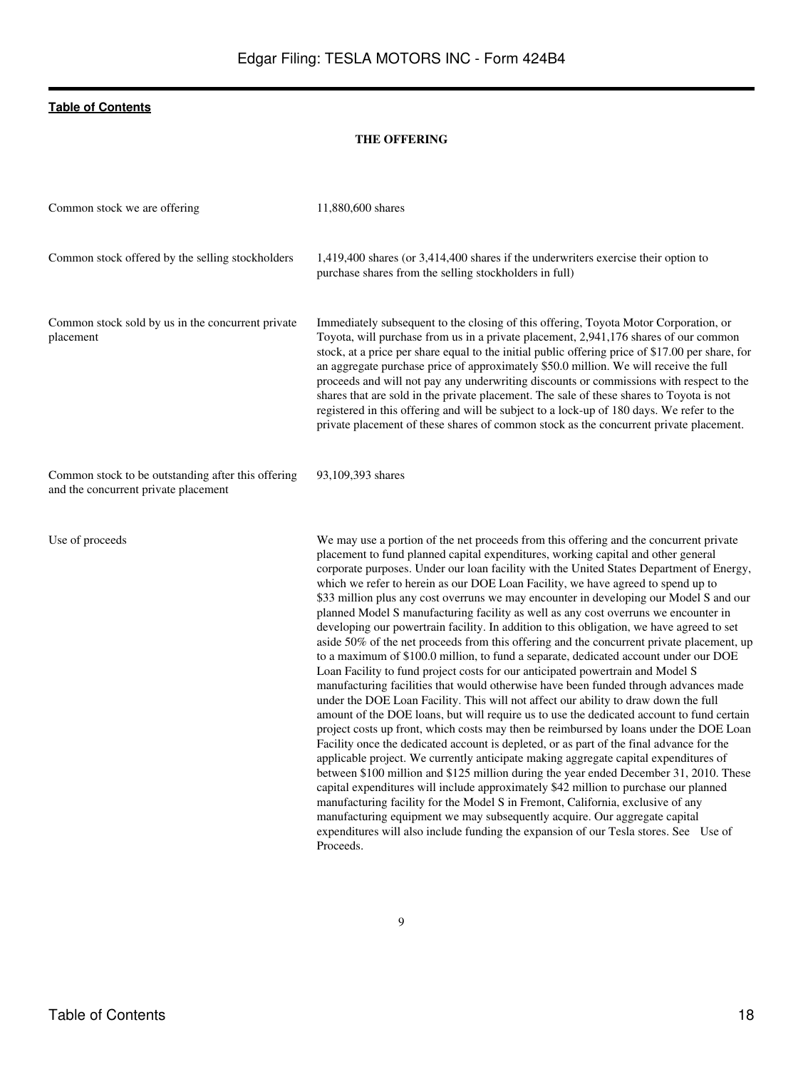[Table of Contents](#)

## THE OFFERING

| | |
|---|---|
| Common stock we are offering | 11,880,600 shares |
| Common stock offered by the selling stockholders | 1,419,400 shares (or 3,414,400 shares if the underwriters exercise their option to purchase shares from the selling stockholders in full) |
| Common stock sold by us in the concurrent private placement | Immediately subsequent to the closing of this offering, Toyota Motor Corporation, or Toyota, will purchase from us in a private placement, 2,941,176 shares of our common stock, at a price per share equal to the initial public offering price of $17.00 per share, for an aggregate purchase price of approximately $50.0 million. We will receive the full proceeds and will not pay any underwriting discounts or commissions with respect to the shares that are sold in the private placement. The sale of these shares to Toyota is not registered in this offering and will be subject to a lock-up of 180 days. We refer to the private placement of these shares of common stock as the concurrent private placement. |
| Common stock to be outstanding after this offering and the concurrent private placement | 93,109,393 shares |
| Use of proceeds | We may use a portion of the net proceeds from this offering and the concurrent private placement to fund planned capital expenditures, working capital and other general corporate purposes. Under our loan facility with the United States Department of Energy, which we refer to herein as our DOE Loan Facility, we have agreed to spend up to $33 million plus any cost overruns we may encounter in developing our Model S and our planned Model S manufacturing facility as well as any cost overruns we encounter in developing our powertrain facility. In addition to this obligation, we have agreed to set aside 50% of the net proceeds from this offering and the concurrent private placement, up to a maximum of $100.0 million, to fund a separate, dedicated account under our DOE Loan Facility to fund project costs for our anticipated powertrain and Model S manufacturing facilities that would otherwise have been funded through advances made under the DOE Loan Facility. This will not affect our ability to draw down the full amount of the DOE loans, but will require us to use the dedicated account to fund certain project costs up front, which costs may then be reimbursed by loans under the DOE Loan Facility once the dedicated account is depleted, or as part of the final advance for the applicable project. We currently anticipate making aggregate capital expenditures of between $100 million and $125 million during the year ended December 31, 2010. These capital expenditures will include approximately $42 million to purchase our planned manufacturing facility for the Model S in Fremont, California, exclusive of any manufacturing equipment we may subsequently acquire. Our aggregate capital expenditures will also include funding the expansion of our Tesla stores. See Use of Proceeds. |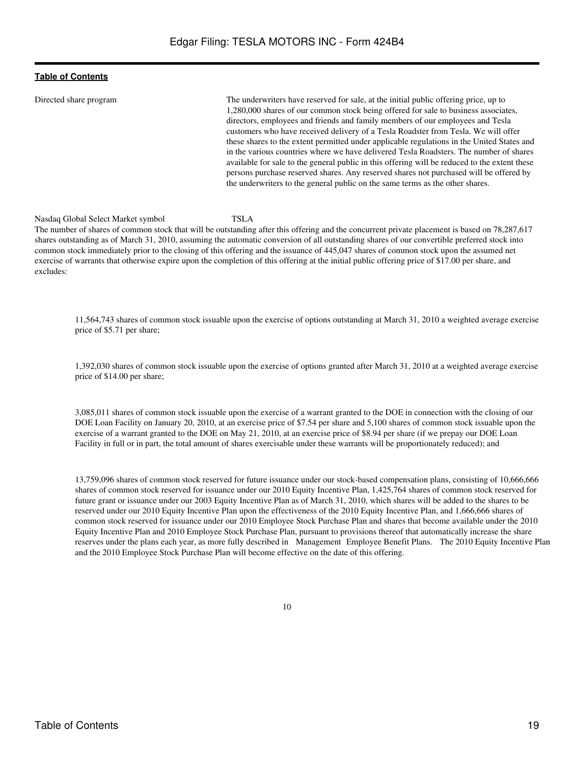**Table of Contents**

| | |
|---|---|
| Directed share program | The underwriters have reserved for sale, at the initial public offering price, up to 1,280,000 shares of our common stock being offered for sale to business associates, directors, employees and friends and family members of our employees and Tesla customers who have received delivery of a Tesla Roadster from Tesla. We will offer these shares to the extent permitted under applicable regulations in the United States and in the various countries where we have delivered Tesla Roadsters. The number of shares available for sale to the general public in this offering will be reduced to the extent these persons purchase reserved shares. Any reserved shares not purchased will be offered by the underwriters to the general public on the same terms as the other shares. |
| Nasdaq Global Select Market symbol | TSLA |

The number of shares of common stock that will be outstanding after this offering and the concurrent private placement is based on 78,287,617 shares outstanding as of March 31, 2010, assuming the automatic conversion of all outstanding shares of our convertible preferred stock into common stock immediately prior to the closing of this offering and the issuance of 445,047 shares of common stock upon the assumed net exercise of warrants that otherwise expire upon the completion of this offering at the initial public offering price of $17.00 per share, and excludes:

- 11,564,743 shares of common stock issuable upon the exercise of options outstanding at March 31, 2010 a weighted average exercise price of $5.71 per share;

- 1,392,030 shares of common stock issuable upon the exercise of options granted after March 31, 2010 at a weighted average exercise price of $14.00 per share;

- 3,085,011 shares of common stock issuable upon the exercise of a warrant granted to the DOE in connection with the closing of our DOE Loan Facility on January 20, 2010, at an exercise price of $7.54 per share and 5,100 shares of common stock issuable upon the exercise of a warrant granted to the DOE on May 21, 2010, at an exercise price of $8.94 per share (if we prepay our DOE Loan Facility in full or in part, the total amount of shares exercisable under these warrants will be proportionately reduced); and

- 13,759,096 shares of common stock reserved for future issuance under our stock-based compensation plans, consisting of 10,666,666 shares of common stock reserved for issuance under our 2010 Equity Incentive Plan, 1,425,764 shares of common stock reserved for future grant or issuance under our 2003 Equity Incentive Plan as of March 31, 2010, which shares will be added to the shares to be reserved under our 2010 Equity Incentive Plan upon the effectiveness of the 2010 Equity Incentive Plan, and 1,666,666 shares of common stock reserved for issuance under our 2010 Employee Stock Purchase Plan and shares that become available under the 2010 Equity Incentive Plan and 2010 Employee Stock Purchase Plan, pursuant to provisions thereof that automatically increase the share reserves under the plans each year, as more fully described in Management Employee Benefit Plans. The 2010 Equity Incentive Plan and the 2010 Employee Stock Purchase Plan will become effective on the date of this offering.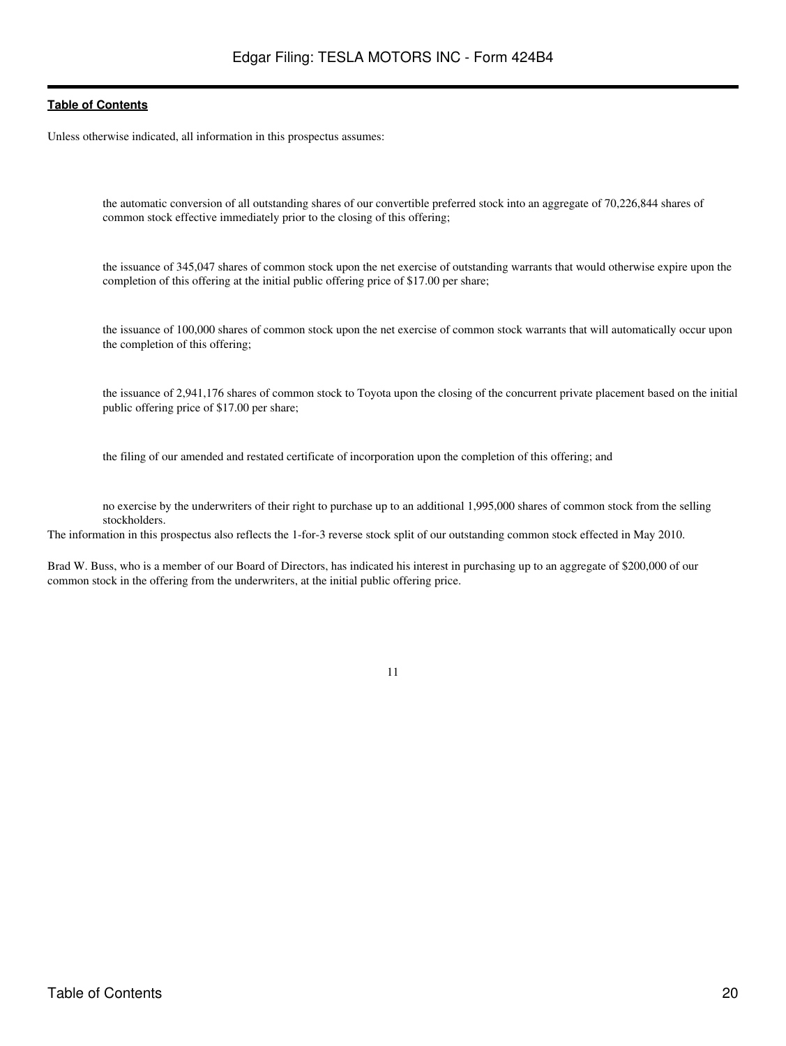Unless otherwise indicated, all information in this prospectus assumes:

- the automatic conversion of all outstanding shares of our convertible preferred stock into an aggregate of 70,226,844 shares of common stock effective immediately prior to the closing of this offering;
- the issuance of 345,047 shares of common stock upon the net exercise of outstanding warrants that would otherwise expire upon the completion of this offering at the initial public offering price of $17.00 per share;
- the issuance of 100,000 shares of common stock upon the net exercise of common stock warrants that will automatically occur upon the completion of this offering;
- the issuance of 2,941,176 shares of common stock to Toyota upon the closing of the concurrent private placement based on the initial public offering price of $17.00 per share;
- the filing of our amended and restated certificate of incorporation upon the completion of this offering; and
- no exercise by the underwriters of their right to purchase up to an additional 1,995,000 shares of common stock from the selling stockholders.

The information in this prospectus also reflects the 1-for-3 reverse stock split of our outstanding common stock effected in May 2010.

Brad W. Buss, who is a member of our Board of Directors, has indicated his interest in purchasing up to an aggregate of $200,000 of our common stock in the offering from the underwriters, at the initial public offering price.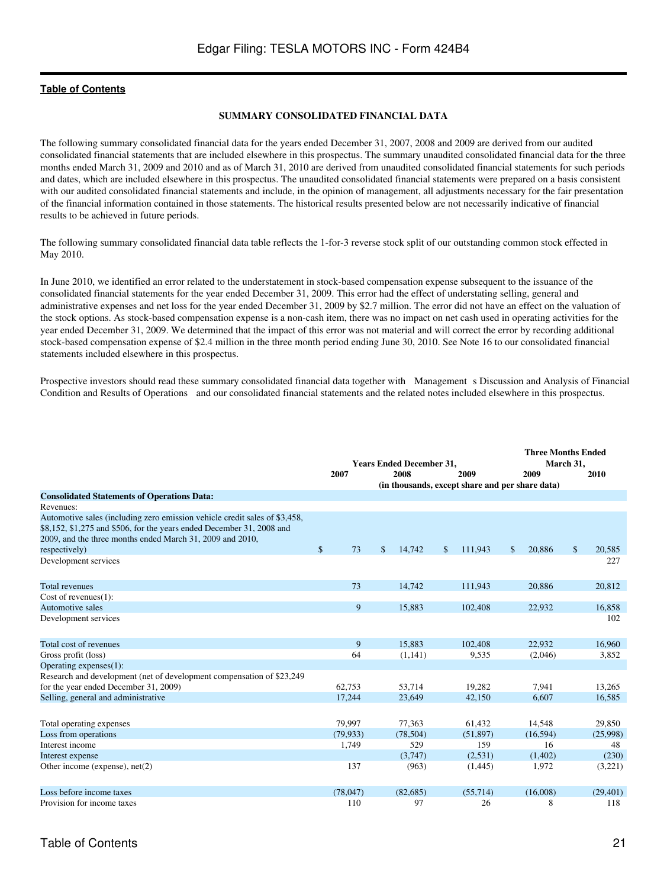### SUMMARY CONSOLIDATED FINANCIAL DATA

The following summary consolidated financial data for the years ended December 31, 2007, 2008 and 2009 are derived from our audited consolidated financial statements that are included elsewhere in this prospectus. The summary unaudited consolidated financial data for the three months ended March 31, 2009 and 2010 and as of March 31, 2010 are derived from unaudited consolidated financial statements for such periods and dates, which are included elsewhere in this prospectus. The unaudited consolidated financial statements were prepared on a basis consistent with our audited consolidated financial statements and include, in the opinion of management, all adjustments necessary for the fair presentation of the financial information contained in those statements. The historical results presented below are not necessarily indicative of financial results to be achieved in future periods.

The following summary consolidated financial data table reflects the 1-for-3 reverse stock split of our outstanding common stock effected in May 2010.

In June 2010, we identified an error related to the understatement in stock-based compensation expense subsequent to the issuance of the consolidated financial statements for the year ended December 31, 2009. This error had the effect of understating selling, general and administrative expenses and net loss for the year ended December 31, 2009 by $2.7 million. The error did not have an effect on the valuation of the stock options. As stock-based compensation expense is a non-cash item, there was no impact on net cash used in operating activities for the year ended December 31, 2009. We determined that the impact of this error was not material and will correct the error by recording additional stock-based compensation expense of $2.4 million in the three month period ending June 30, 2010. See Note 16 to our consolidated financial statements included elsewhere in this prospectus.

Prospective investors should read these summary consolidated financial data together with Management s Discussion and Analysis of Financial Condition and Results of Operations and our consolidated financial statements and the related notes included elsewhere in this prospectus.

| | Years Ended December 31, | | | Three Months Ended March 31, | |
|---|---|---|---|---|---|
| | 2007 | 2008 | 2009 | 2009 | 2010 |
| | (in thousands, except share and per share data) | | | | |
| **Consolidated Statements of Operations Data:** | | | | | |
| Revenues: | | | | | |
| Automotive sales (including zero emission vehicle credit sales of $3,458, $8,152, $1,275 and $506, for the years ended December 31, 2008 and 2009, and the three months ended March 31, 2009 and 2010, respectively) | $ 73 | $ 14,742 | $ 111,943 | $ 20,886 | $ 20,585 |
| Development services | | | | | 227 |
| Total revenues | 73 | 14,742 | 111,943 | 20,886 | 20,812 |
| Cost of revenues(1): | | | | | |
| Automotive sales | 9 | 15,883 | 102,408 | 22,932 | 16,858 |
| Development services | | | | | 102 |
| Total cost of revenues | 9 | 15,883 | 102,408 | 22,932 | 16,960 |
| Gross profit (loss) | 64 | (1,141) | 9,535 | (2,046) | 3,852 |
| Operating expenses(1): | | | | | |
| Research and development (net of development compensation of $23,249 for the year ended December 31, 2009) | 62,753 | 53,714 | 19,282 | 7,941 | 13,265 |
| Selling, general and administrative | 17,244 | 23,649 | 42,150 | 6,607 | 16,585 |
| Total operating expenses | 79,997 | 77,363 | 61,432 | 14,548 | 29,850 |
| Loss from operations | (79,933) | (78,504) | (51,897) | (16,594) | (25,998) |
| Interest income | 1,749 | 529 | 159 | 16 | 48 |
| Interest expense | | (3,747) | (2,531) | (1,402) | (230) |
| Other income (expense), net(2) | 137 | (963) | (1,445) | 1,972 | (3,221) |
| Loss before income taxes | (78,047) | (82,685) | (55,714) | (16,008) | (29,401) |
| Provision for income taxes | 110 | 97 | 26 | 8 | 118 |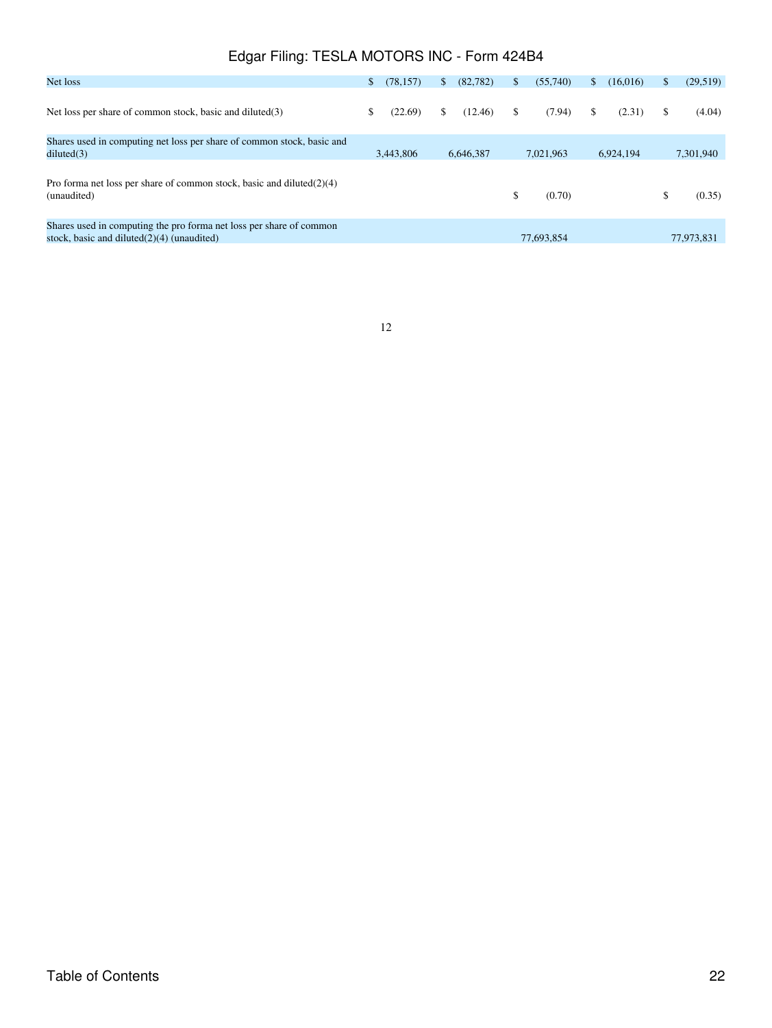| | | | | | |
|---|---|---|---|---|---|
| Net loss | $ (78,157) | $ (82,782) | $ (55,740) | $ (16,016) | $ (29,519) |
| Net loss per share of common stock, basic and diluted(3) | $ (22.69) | $ (12.46) | $ (7.94) | $ (2.31) | $ (4.04) |
| Shares used in computing net loss per share of common stock, basic and diluted(3) | 3,443,806 | 6,646,387 | 7,021,963 | 6,924,194 | 7,301,940 |
| Pro forma net loss per share of common stock, basic and diluted(2)(4) (unaudited) | | | $ (0.70) | | $ (0.35) |
| Shares used in computing the pro forma net loss per share of common stock, basic and diluted(2)(4) (unaudited) | | | 77,693,854 | | 77,973,831 |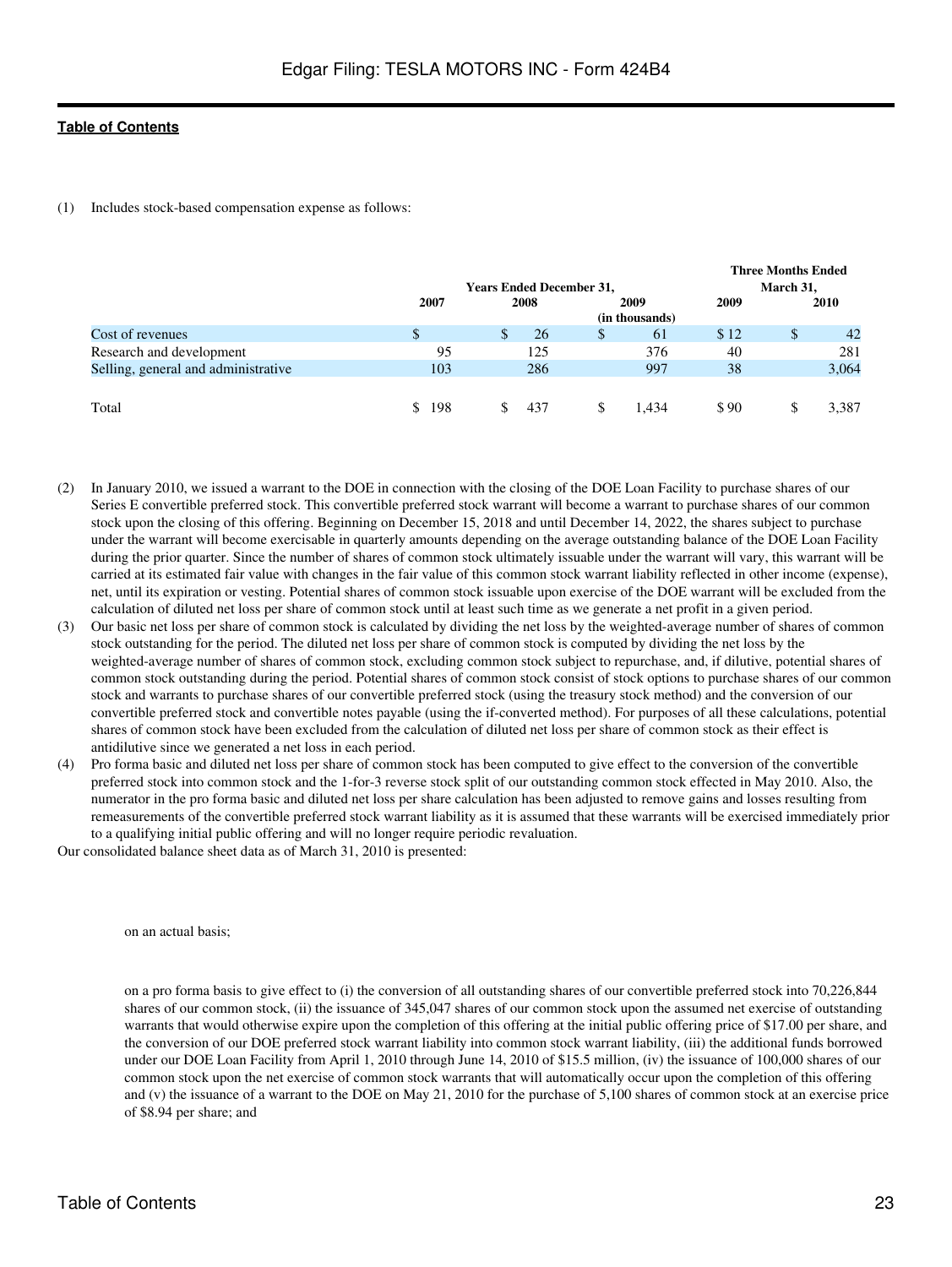(1) Includes stock-based compensation expense as follows:

| | Years Ended December 31, | | | Three Months Ended March 31, | |
|---|---|---|---|---|---|
| | 2007 | 2008 | 2009 | 2009 | 2010 |
| | | | (in thousands) | | |
| Cost of revenues | $ | $ 26 | $ 61 | $ 12 | $ 42 |
| Research and development | 95 | 125 | 376 | 40 | 281 |
| Selling, general and administrative | 103 | 286 | 997 | 38 | 3,064 |
| Total | $ 198 | $ 437 | $ 1,434 | $ 90 | $ 3,387 |

(2) In January 2010, we issued a warrant to the DOE in connection with the closing of the DOE Loan Facility to purchase shares of our Series E convertible preferred stock. This convertible preferred stock warrant will become a warrant to purchase shares of our common stock upon the closing of this offering. Beginning on December 15, 2018 and until December 14, 2022, the shares subject to purchase under the warrant will become exercisable in quarterly amounts depending on the average outstanding balance of the DOE Loan Facility during the prior quarter. Since the number of shares of common stock ultimately issuable under the warrant will vary, this warrant will be carried at its estimated fair value with changes in the fair value of this common stock warrant liability reflected in other income (expense), net, until its expiration or vesting. Potential shares of common stock issuable upon exercise of the DOE warrant will be excluded from the calculation of diluted net loss per share of common stock until at least such time as we generate a net profit in a given period.

(3) Our basic net loss per share of common stock is calculated by dividing the net loss by the weighted-average number of shares of common stock outstanding for the period. The diluted net loss per share of common stock is computed by dividing the net loss by the weighted-average number of shares of common stock, excluding common stock subject to repurchase, and, if dilutive, potential shares of common stock outstanding during the period. Potential shares of common stock consist of stock options to purchase shares of our common stock and warrants to purchase shares of our convertible preferred stock (using the treasury stock method) and the conversion of our convertible preferred stock and convertible notes payable (using the if-converted method). For purposes of all these calculations, potential shares of common stock have been excluded from the calculation of diluted net loss per share of common stock as their effect is antidilutive since we generated a net loss in each period.

(4) Pro forma basic and diluted net loss per share of common stock has been computed to give effect to the conversion of the convertible preferred stock into common stock and the 1-for-3 reverse stock split of our outstanding common stock effected in May 2010. Also, the numerator in the pro forma basic and diluted net loss per share calculation has been adjusted to remove gains and losses resulting from remeasurements of the convertible preferred stock warrant liability as it is assumed that these warrants will be exercised immediately prior to a qualifying initial public offering and will no longer require periodic revaluation.

Our consolidated balance sheet data as of March 31, 2010 is presented:

- on an actual basis;
- on a pro forma basis to give effect to (i) the conversion of all outstanding shares of our convertible preferred stock into 70,226,844 shares of our common stock, (ii) the issuance of 345,047 shares of our common stock upon the assumed net exercise of outstanding warrants that would otherwise expire upon the completion of this offering at the initial public offering price of $17.00 per share, and the conversion of our DOE preferred stock warrant liability into common stock warrant liability, (iii) the additional funds borrowed under our DOE Loan Facility from April 1, 2010 through June 14, 2010 of $15.5 million, (iv) the issuance of 100,000 shares of our common stock upon the net exercise of common stock warrants that will automatically occur upon the completion of this offering and (v) the issuance of a warrant to the DOE on May 21, 2010 for the purchase of 5,100 shares of common stock at an exercise price of $8.94 per share; and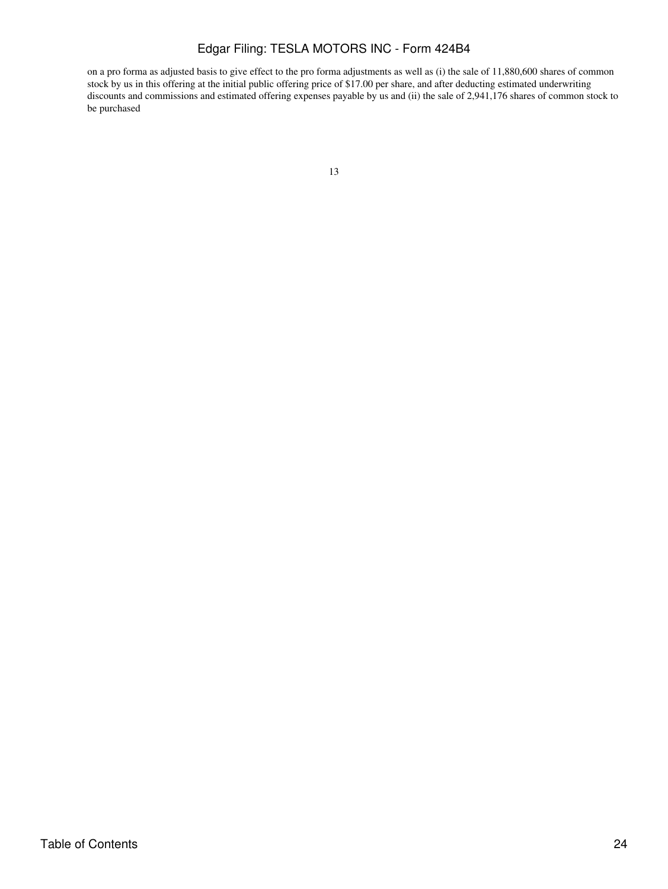on a pro forma as adjusted basis to give effect to the pro forma adjustments as well as (i) the sale of 11,880,600 shares of common stock by us in this offering at the initial public offering price of $17.00 per share, and after deducting estimated underwriting discounts and commissions and estimated offering expenses payable by us and (ii) the sale of 2,941,176 shares of common stock to be purchased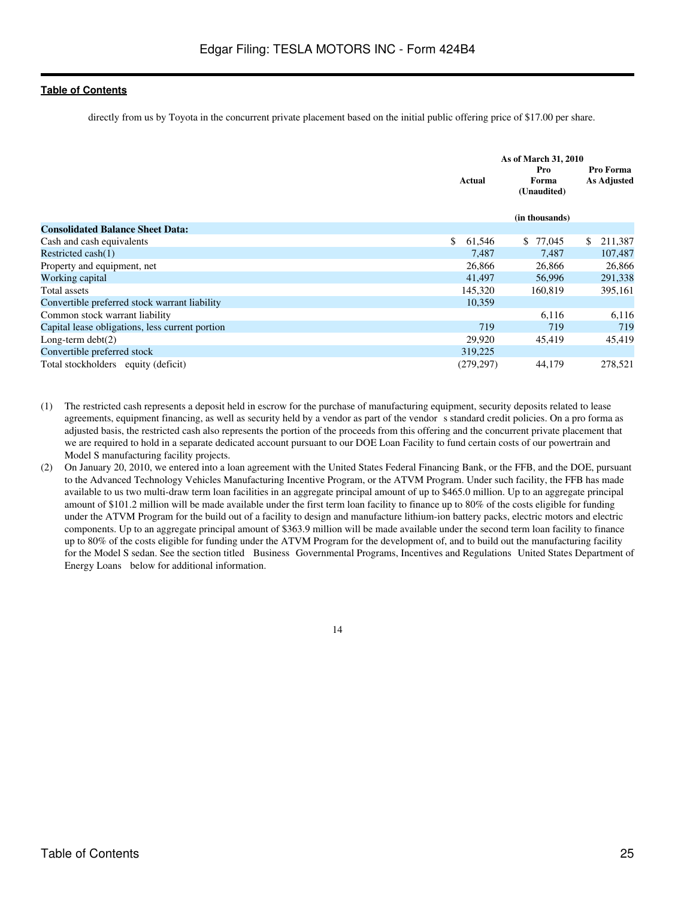directly from us by Toyota in the concurrent private placement based on the initial public offering price of $17.00 per share.

| | As of March 31, 2010 | | |
|---|---|---|---|
| | Actual | Pro Forma (Unaudited) | Pro Forma As Adjusted |
| | | (in thousands) | |
| **Consolidated Balance Sheet Data:** | | | |
| Cash and cash equivalents | $ 61,546 | $ 77,045 | $ 211,387 |
| Restricted cash(1) | 7,487 | 7,487 | 107,487 |
| Property and equipment, net | 26,866 | 26,866 | 26,866 |
| Working capital | 41,497 | 56,996 | 291,338 |
| Total assets | 145,320 | 160,819 | 395,161 |
| Convertible preferred stock warrant liability | 10,359 | | |
| Common stock warrant liability | | 6,116 | 6,116 |
| Capital lease obligations, less current portion | 719 | 719 | 719 |
| Long-term debt(2) | 29,920 | 45,419 | 45,419 |
| Convertible preferred stock | 319,225 | | |
| Total stockholders equity (deficit) | (279,297) | 44,179 | 278,521 |

(1) The restricted cash represents a deposit held in escrow for the purchase of manufacturing equipment, security deposits related to lease agreements, equipment financing, as well as security held by a vendor as part of the vendor s standard credit policies. On a pro forma as adjusted basis, the restricted cash also represents the portion of the proceeds from this offering and the concurrent private placement that we are required to hold in a separate dedicated account pursuant to our DOE Loan Facility to fund certain costs of our powertrain and Model S manufacturing facility projects.

(2) On January 20, 2010, we entered into a loan agreement with the United States Federal Financing Bank, or the FFB, and the DOE, pursuant to the Advanced Technology Vehicles Manufacturing Incentive Program, or the ATVM Program. Under such facility, the FFB has made available to us two multi-draw term loan facilities in an aggregate principal amount of up to $465.0 million. Up to an aggregate principal amount of $101.2 million will be made available under the first term loan facility to finance up to 80% of the costs eligible for funding under the ATVM Program for the build out of a facility to design and manufacture lithium-ion battery packs, electric motors and electric components. Up to an aggregate principal amount of $363.9 million will be made available under the second term loan facility to finance up to 80% of the costs eligible for funding under the ATVM Program for the development of, and to build out the manufacturing facility for the Model S sedan. See the section titled Business Governmental Programs, Incentives and Regulations United States Department of Energy Loans below for additional information.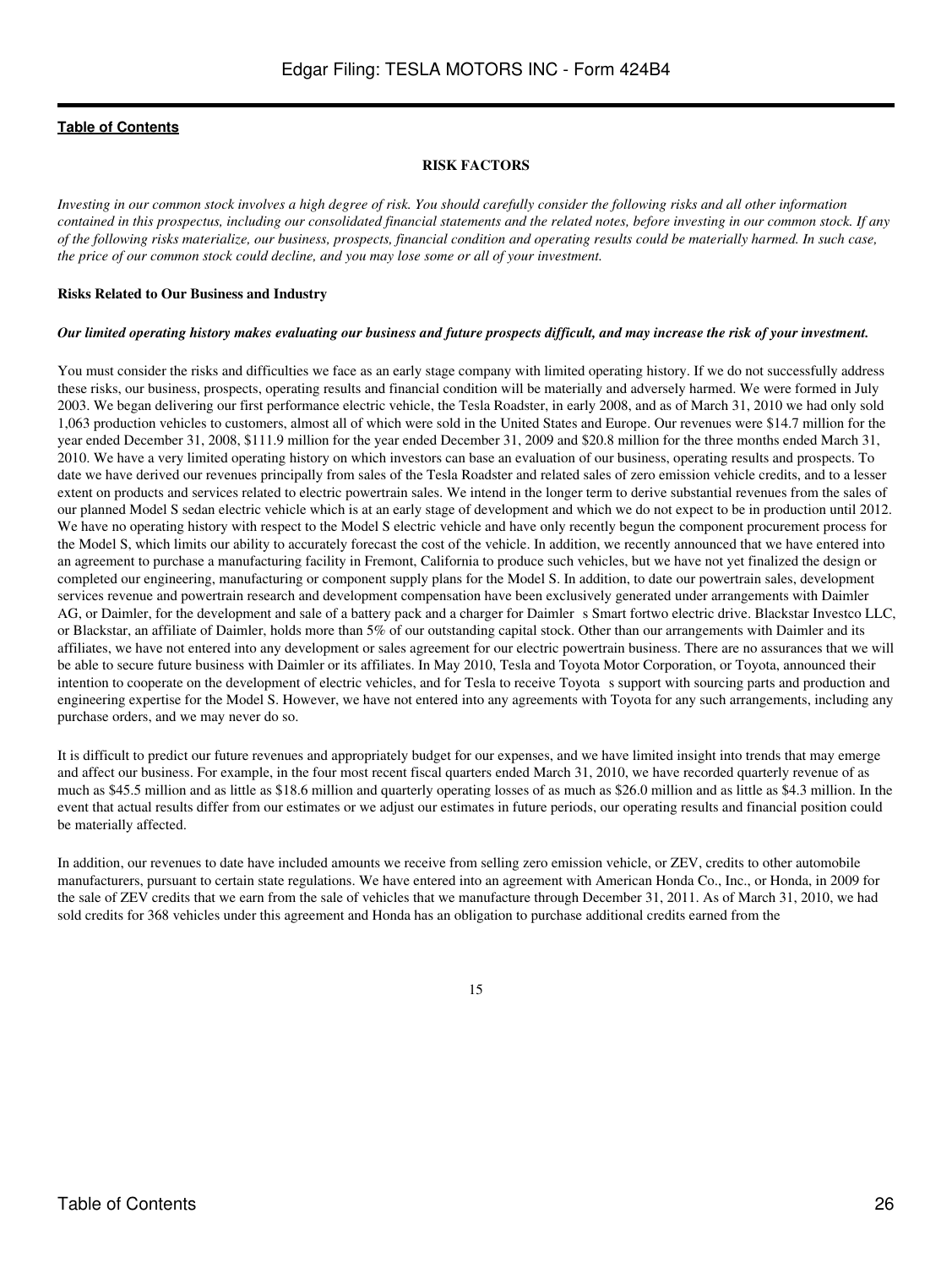[Table of Contents](#)

## RISK FACTORS

*Investing in our common stock involves a high degree of risk. You should carefully consider the following risks and all other information contained in this prospectus, including our consolidated financial statements and the related notes, before investing in our common stock. If any of the following risks materialize, our business, prospects, financial condition and operating results could be materially harmed. In such case, the price of our common stock could decline, and you may lose some or all of your investment.*

### Risks Related to Our Business and Industry

***Our limited operating history makes evaluating our business and future prospects difficult, and may increase the risk of your investment.***

You must consider the risks and difficulties we face as an early stage company with limited operating history. If we do not successfully address these risks, our business, prospects, operating results and financial condition will be materially and adversely harmed. We were formed in July 2003. We began delivering our first performance electric vehicle, the Tesla Roadster, in early 2008, and as of March 31, 2010 we had only sold 1,063 production vehicles to customers, almost all of which were sold in the United States and Europe. Our revenues were $14.7 million for the year ended December 31, 2008, $111.9 million for the year ended December 31, 2009 and $20.8 million for the three months ended March 31, 2010. We have a very limited operating history on which investors can base an evaluation of our business, operating results and prospects. To date we have derived our revenues principally from sales of the Tesla Roadster and related sales of zero emission vehicle credits, and to a lesser extent on products and services related to electric powertrain sales. We intend in the longer term to derive substantial revenues from the sales of our planned Model S sedan electric vehicle which is at an early stage of development and which we do not expect to be in production until 2012. We have no operating history with respect to the Model S electric vehicle and have only recently begun the component procurement process for the Model S, which limits our ability to accurately forecast the cost of the vehicle. In addition, we recently announced that we have entered into an agreement to purchase a manufacturing facility in Fremont, California to produce such vehicles, but we have not yet finalized the design or completed our engineering, manufacturing or component supply plans for the Model S. In addition, to date our powertrain sales, development services revenue and powertrain research and development compensation have been exclusively generated under arrangements with Daimler AG, or Daimler, for the development and sale of a battery pack and a charger for Daimler s Smart fortwo electric drive. Blackstar Investco LLC, or Blackstar, an affiliate of Daimler, holds more than 5% of our outstanding capital stock. Other than our arrangements with Daimler and its affiliates, we have not entered into any development or sales agreement for our electric powertrain business. There are no assurances that we will be able to secure future business with Daimler or its affiliates. In May 2010, Tesla and Toyota Motor Corporation, or Toyota, announced their intention to cooperate on the development of electric vehicles, and for Tesla to receive Toyota s support with sourcing parts and production and engineering expertise for the Model S. However, we have not entered into any agreements with Toyota for any such arrangements, including any purchase orders, and we may never do so.

It is difficult to predict our future revenues and appropriately budget for our expenses, and we have limited insight into trends that may emerge and affect our business. For example, in the four most recent fiscal quarters ended March 31, 2010, we have recorded quarterly revenue of as much as $45.5 million and as little as $18.6 million and quarterly operating losses of as much as $26.0 million and as little as $4.3 million. In the event that actual results differ from our estimates or we adjust our estimates in future periods, our operating results and financial position could be materially affected.

In addition, our revenues to date have included amounts we receive from selling zero emission vehicle, or ZEV, credits to other automobile manufacturers, pursuant to certain state regulations. We have entered into an agreement with American Honda Co., Inc., or Honda, in 2009 for the sale of ZEV credits that we earn from the sale of vehicles that we manufacture through December 31, 2011. As of March 31, 2010, we had sold credits for 368 vehicles under this agreement and Honda has an obligation to purchase additional credits earned from the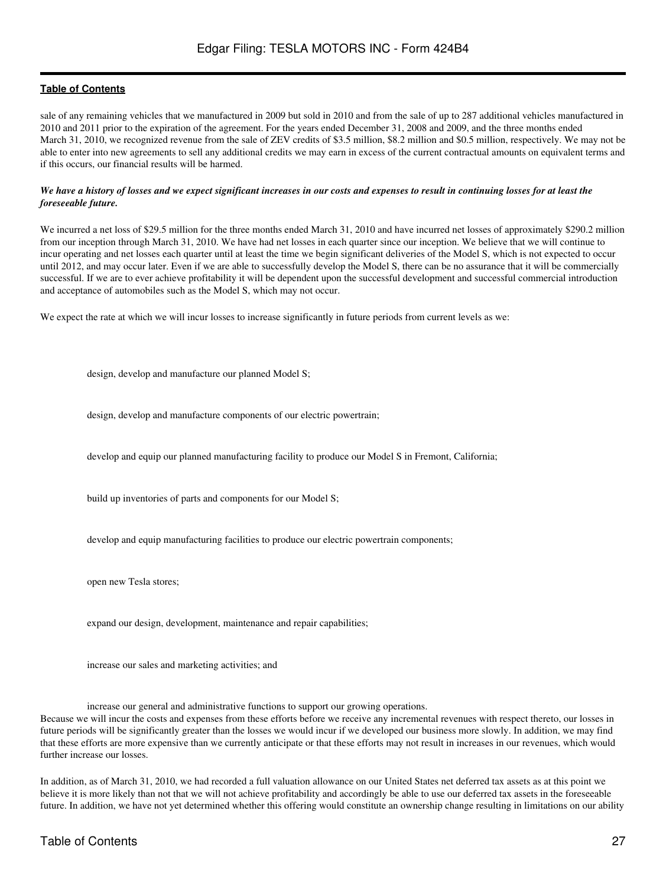sale of any remaining vehicles that we manufactured in 2009 but sold in 2010 and from the sale of up to 287 additional vehicles manufactured in 2010 and 2011 prior to the expiration of the agreement. For the years ended December 31, 2008 and 2009, and the three months ended March 31, 2010, we recognized revenue from the sale of ZEV credits of $3.5 million, $8.2 million and $0.5 million, respectively. We may not be able to enter into new agreements to sell any additional credits we may earn in excess of the current contractual amounts on equivalent terms and if this occurs, our financial results will be harmed.

***We have a history of losses and we expect significant increases in our costs and expenses to result in continuing losses for at least the foreseeable future.***

We incurred a net loss of $29.5 million for the three months ended March 31, 2010 and have incurred net losses of approximately $290.2 million from our inception through March 31, 2010. We have had net losses in each quarter since our inception. We believe that we will continue to incur operating and net losses each quarter until at least the time we begin significant deliveries of the Model S, which is not expected to occur until 2012, and may occur later. Even if we are able to successfully develop the Model S, there can be no assurance that it will be commercially successful. If we are to ever achieve profitability it will be dependent upon the successful development and successful commercial introduction and acceptance of automobiles such as the Model S, which may not occur.

We expect the rate at which we will incur losses to increase significantly in future periods from current levels as we:

- design, develop and manufacture our planned Model S;
- design, develop and manufacture components of our electric powertrain;
- develop and equip our planned manufacturing facility to produce our Model S in Fremont, California;
- build up inventories of parts and components for our Model S;
- develop and equip manufacturing facilities to produce our electric powertrain components;
- open new Tesla stores;
- expand our design, development, maintenance and repair capabilities;
- increase our sales and marketing activities; and
- increase our general and administrative functions to support our growing operations.

Because we will incur the costs and expenses from these efforts before we receive any incremental revenues with respect thereto, our losses in future periods will be significantly greater than the losses we would incur if we developed our business more slowly. In addition, we may find that these efforts are more expensive than we currently anticipate or that these efforts may not result in increases in our revenues, which would further increase our losses.

In addition, as of March 31, 2010, we had recorded a full valuation allowance on our United States net deferred tax assets as at this point we believe it is more likely than not that we will not achieve profitability and accordingly be able to use our deferred tax assets in the foreseeable future. In addition, we have not yet determined whether this offering would constitute an ownership change resulting in limitations on our ability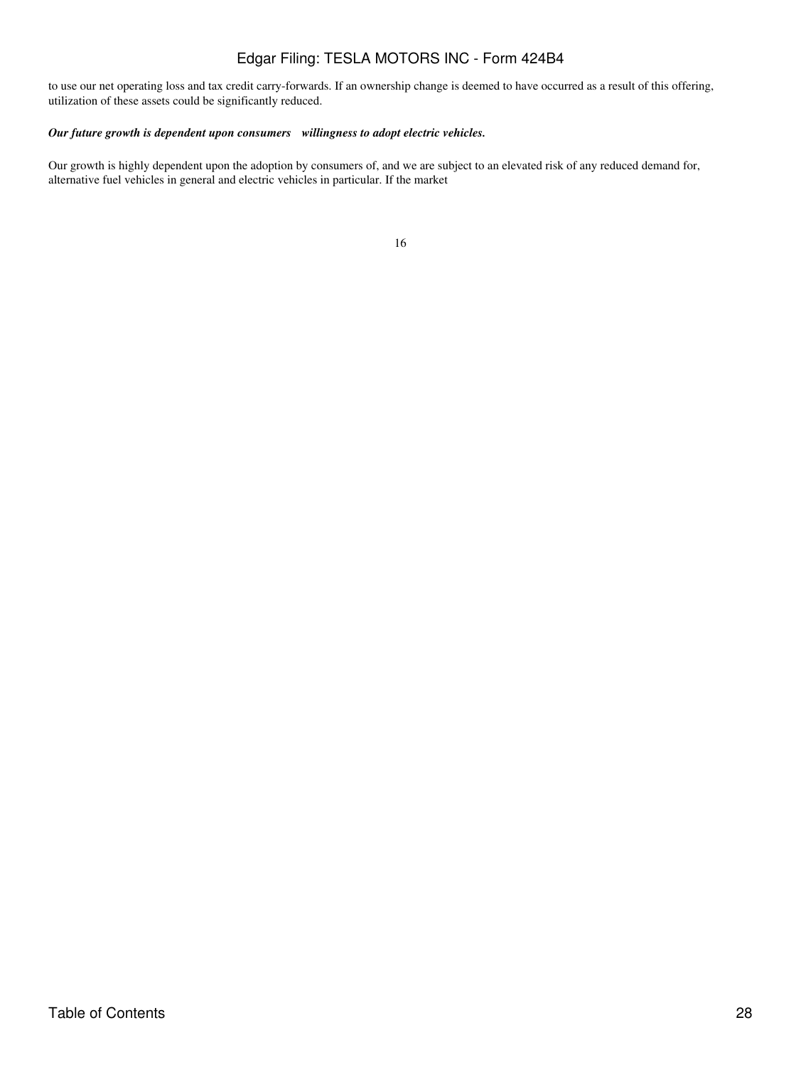to use our net operating loss and tax credit carry-forwards. If an ownership change is deemed to have occurred as a result of this offering, utilization of these assets could be significantly reduced.

***Our future growth is dependent upon consumers willingness to adopt electric vehicles.***

Our growth is highly dependent upon the adoption by consumers of, and we are subject to an elevated risk of any reduced demand for, alternative fuel vehicles in general and electric vehicles in particular. If the market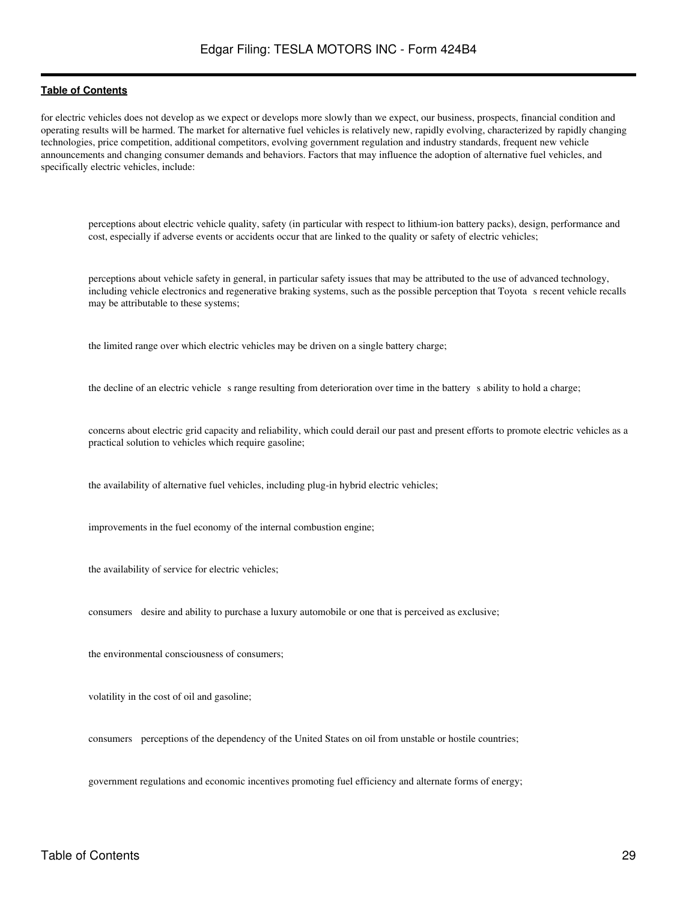for electric vehicles does not develop as we expect or develops more slowly than we expect, our business, prospects, financial condition and operating results will be harmed. The market for alternative fuel vehicles is relatively new, rapidly evolving, characterized by rapidly changing technologies, price competition, additional competitors, evolving government regulation and industry standards, frequent new vehicle announcements and changing consumer demands and behaviors. Factors that may influence the adoption of alternative fuel vehicles, and specifically electric vehicles, include:

- perceptions about electric vehicle quality, safety (in particular with respect to lithium-ion battery packs), design, performance and cost, especially if adverse events or accidents occur that are linked to the quality or safety of electric vehicles;
- perceptions about vehicle safety in general, in particular safety issues that may be attributed to the use of advanced technology, including vehicle electronics and regenerative braking systems, such as the possible perception that Toyota s recent vehicle recalls may be attributable to these systems;
- the limited range over which electric vehicles may be driven on a single battery charge;
- the decline of an electric vehicle s range resulting from deterioration over time in the battery s ability to hold a charge;
- concerns about electric grid capacity and reliability, which could derail our past and present efforts to promote electric vehicles as a practical solution to vehicles which require gasoline;
- the availability of alternative fuel vehicles, including plug-in hybrid electric vehicles;
- improvements in the fuel economy of the internal combustion engine;
- the availability of service for electric vehicles;
- consumers desire and ability to purchase a luxury automobile or one that is perceived as exclusive;
- the environmental consciousness of consumers;
- volatility in the cost of oil and gasoline;
- consumers perceptions of the dependency of the United States on oil from unstable or hostile countries;
- government regulations and economic incentives promoting fuel efficiency and alternate forms of energy;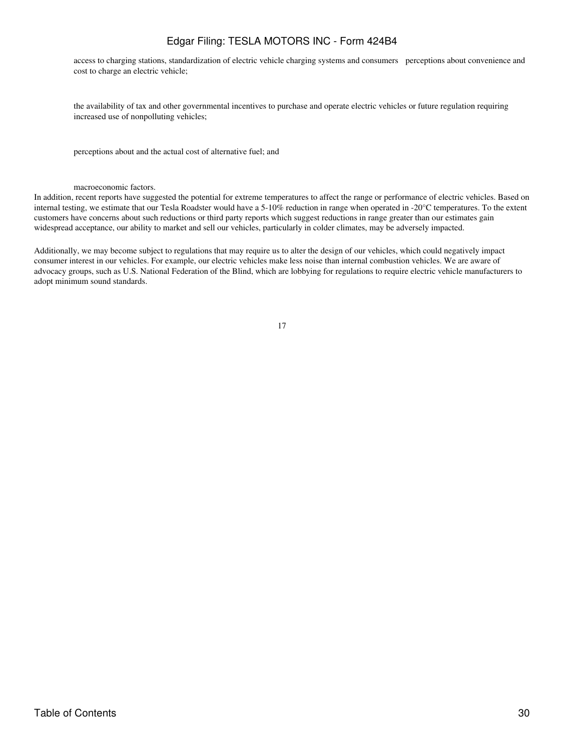- access to charging stations, standardization of electric vehicle charging systems and consumers perceptions about convenience and cost to charge an electric vehicle;
- the availability of tax and other governmental incentives to purchase and operate electric vehicles or future regulation requiring increased use of nonpolluting vehicles;
- perceptions about and the actual cost of alternative fuel; and
- macroeconomic factors.

In addition, recent reports have suggested the potential for extreme temperatures to affect the range or performance of electric vehicles. Based on internal testing, we estimate that our Tesla Roadster would have a 5-10% reduction in range when operated in -20°C temperatures. To the extent customers have concerns about such reductions or third party reports which suggest reductions in range greater than our estimates gain widespread acceptance, our ability to market and sell our vehicles, particularly in colder climates, may be adversely impacted.

Additionally, we may become subject to regulations that may require us to alter the design of our vehicles, which could negatively impact consumer interest in our vehicles. For example, our electric vehicles make less noise than internal combustion vehicles. We are aware of advocacy groups, such as U.S. National Federation of the Blind, which are lobbying for regulations to require electric vehicle manufacturers to adopt minimum sound standards.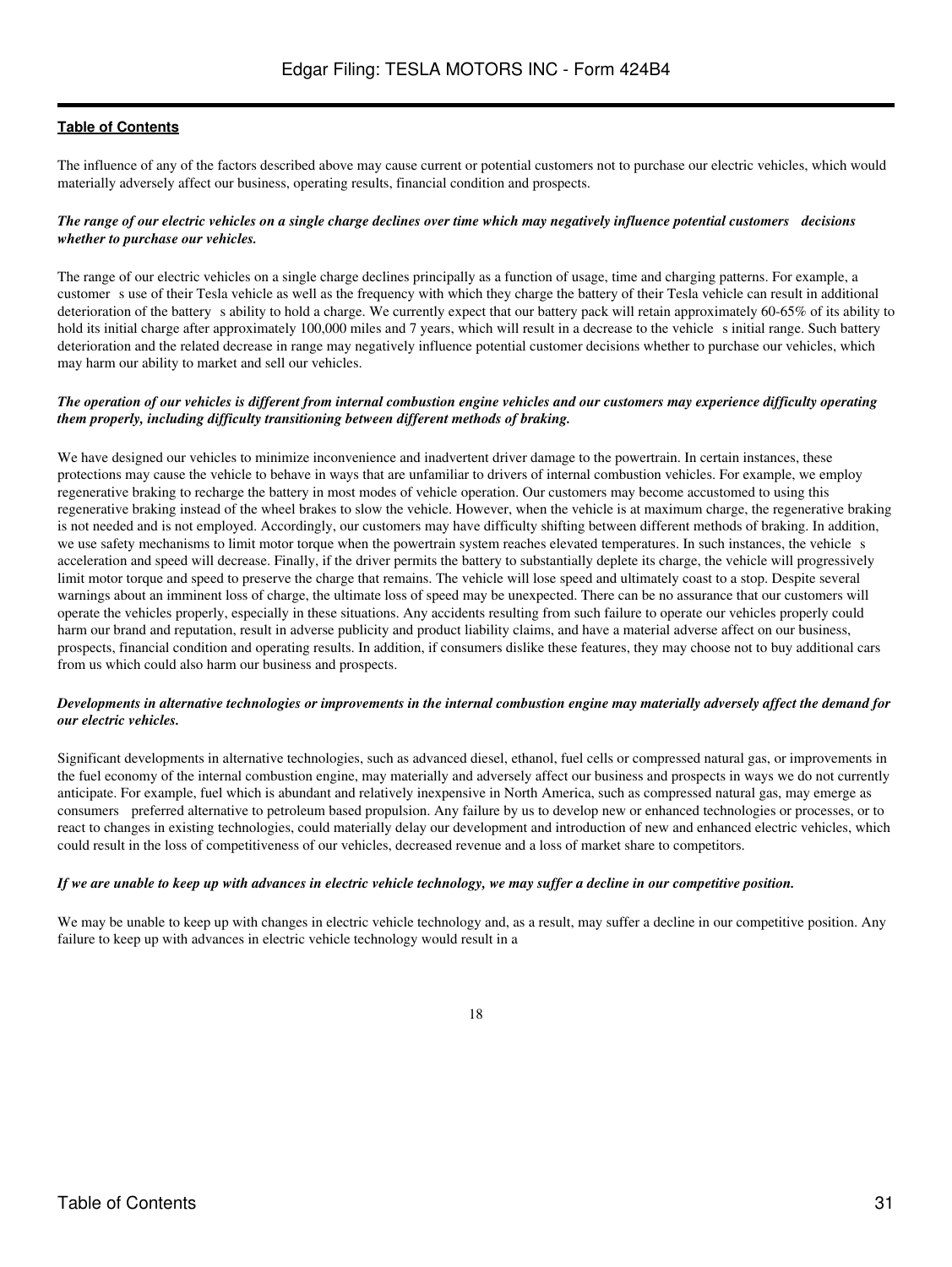The influence of any of the factors described above may cause current or potential customers not to purchase our electric vehicles, which would materially adversely affect our business, operating results, financial condition and prospects.

***The range of our electric vehicles on a single charge declines over time which may negatively influence potential customers decisions whether to purchase our vehicles.***

The range of our electric vehicles on a single charge declines principally as a function of usage, time and charging patterns. For example, a customer s use of their Tesla vehicle as well as the frequency with which they charge the battery of their Tesla vehicle can result in additional deterioration of the battery s ability to hold a charge. We currently expect that our battery pack will retain approximately 60-65% of its ability to hold its initial charge after approximately 100,000 miles and 7 years, which will result in a decrease to the vehicle s initial range. Such battery deterioration and the related decrease in range may negatively influence potential customer decisions whether to purchase our vehicles, which may harm our ability to market and sell our vehicles.

***The operation of our vehicles is different from internal combustion engine vehicles and our customers may experience difficulty operating them properly, including difficulty transitioning between different methods of braking.***

We have designed our vehicles to minimize inconvenience and inadvertent driver damage to the powertrain. In certain instances, these protections may cause the vehicle to behave in ways that are unfamiliar to drivers of internal combustion vehicles. For example, we employ regenerative braking to recharge the battery in most modes of vehicle operation. Our customers may become accustomed to using this regenerative braking instead of the wheel brakes to slow the vehicle. However, when the vehicle is at maximum charge, the regenerative braking is not needed and is not employed. Accordingly, our customers may have difficulty shifting between different methods of braking. In addition, we use safety mechanisms to limit motor torque when the powertrain system reaches elevated temperatures. In such instances, the vehicle s acceleration and speed will decrease. Finally, if the driver permits the battery to substantially deplete its charge, the vehicle will progressively limit motor torque and speed to preserve the charge that remains. The vehicle will lose speed and ultimately coast to a stop. Despite several warnings about an imminent loss of charge, the ultimate loss of speed may be unexpected. There can be no assurance that our customers will operate the vehicles properly, especially in these situations. Any accidents resulting from such failure to operate our vehicles properly could harm our brand and reputation, result in adverse publicity and product liability claims, and have a material adverse affect on our business, prospects, financial condition and operating results. In addition, if consumers dislike these features, they may choose not to buy additional cars from us which could also harm our business and prospects.

***Developments in alternative technologies or improvements in the internal combustion engine may materially adversely affect the demand for our electric vehicles.***

Significant developments in alternative technologies, such as advanced diesel, ethanol, fuel cells or compressed natural gas, or improvements in the fuel economy of the internal combustion engine, may materially and adversely affect our business and prospects in ways we do not currently anticipate. For example, fuel which is abundant and relatively inexpensive in North America, such as compressed natural gas, may emerge as consumers preferred alternative to petroleum based propulsion. Any failure by us to develop new or enhanced technologies or processes, or to react to changes in existing technologies, could materially delay our development and introduction of new and enhanced electric vehicles, which could result in the loss of competitiveness of our vehicles, decreased revenue and a loss of market share to competitors.

***If we are unable to keep up with advances in electric vehicle technology, we may suffer a decline in our competitive position.***

We may be unable to keep up with changes in electric vehicle technology and, as a result, may suffer a decline in our competitive position. Any failure to keep up with advances in electric vehicle technology would result in a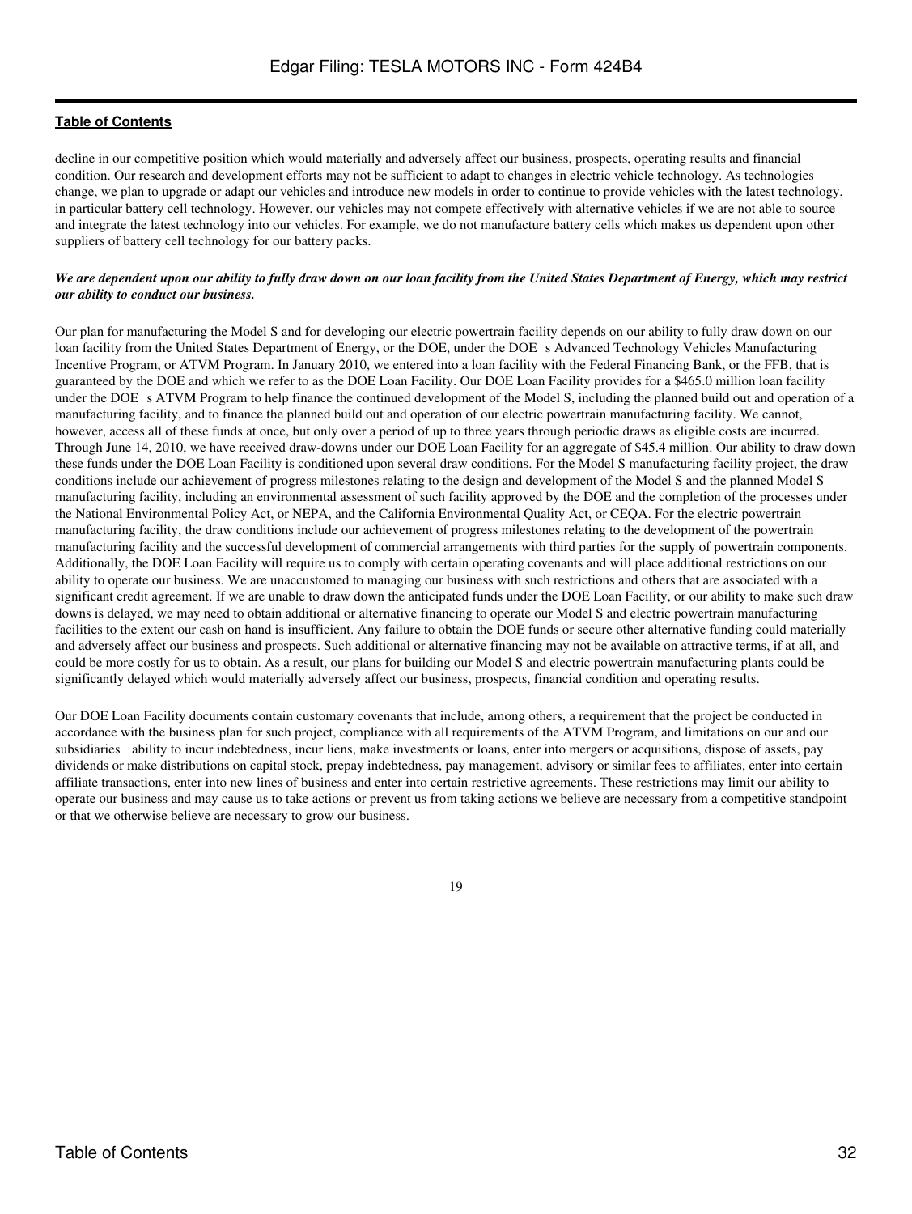decline in our competitive position which would materially and adversely affect our business, prospects, operating results and financial condition. Our research and development efforts may not be sufficient to adapt to changes in electric vehicle technology. As technologies change, we plan to upgrade or adapt our vehicles and introduce new models in order to continue to provide vehicles with the latest technology, in particular battery cell technology. However, our vehicles may not compete effectively with alternative vehicles if we are not able to source and integrate the latest technology into our vehicles. For example, we do not manufacture battery cells which makes us dependent upon other suppliers of battery cell technology for our battery packs.

***We are dependent upon our ability to fully draw down on our loan facility from the United States Department of Energy, which may restrict our ability to conduct our business.***

Our plan for manufacturing the Model S and for developing our electric powertrain facility depends on our ability to fully draw down on our loan facility from the United States Department of Energy, or the DOE, under the DOE s Advanced Technology Vehicles Manufacturing Incentive Program, or ATVM Program. In January 2010, we entered into a loan facility with the Federal Financing Bank, or the FFB, that is guaranteed by the DOE and which we refer to as the DOE Loan Facility. Our DOE Loan Facility provides for a $465.0 million loan facility under the DOE s ATVM Program to help finance the continued development of the Model S, including the planned build out and operation of a manufacturing facility, and to finance the planned build out and operation of our electric powertrain manufacturing facility. We cannot, however, access all of these funds at once, but only over a period of up to three years through periodic draws as eligible costs are incurred. Through June 14, 2010, we have received draw-downs under our DOE Loan Facility for an aggregate of $45.4 million. Our ability to draw down these funds under the DOE Loan Facility is conditioned upon several draw conditions. For the Model S manufacturing facility project, the draw conditions include our achievement of progress milestones relating to the design and development of the Model S and the planned Model S manufacturing facility, including an environmental assessment of such facility approved by the DOE and the completion of the processes under the National Environmental Policy Act, or NEPA, and the California Environmental Quality Act, or CEQA. For the electric powertrain manufacturing facility, the draw conditions include our achievement of progress milestones relating to the development of the powertrain manufacturing facility and the successful development of commercial arrangements with third parties for the supply of powertrain components. Additionally, the DOE Loan Facility will require us to comply with certain operating covenants and will place additional restrictions on our ability to operate our business. We are unaccustomed to managing our business with such restrictions and others that are associated with a significant credit agreement. If we are unable to draw down the anticipated funds under the DOE Loan Facility, or our ability to make such draw downs is delayed, we may need to obtain additional or alternative financing to operate our Model S and electric powertrain manufacturing facilities to the extent our cash on hand is insufficient. Any failure to obtain the DOE funds or secure other alternative funding could materially and adversely affect our business and prospects. Such additional or alternative financing may not be available on attractive terms, if at all, and could be more costly for us to obtain. As a result, our plans for building our Model S and electric powertrain manufacturing plants could be significantly delayed which would materially adversely affect our business, prospects, financial condition and operating results.

Our DOE Loan Facility documents contain customary covenants that include, among others, a requirement that the project be conducted in accordance with the business plan for such project, compliance with all requirements of the ATVM Program, and limitations on our and our subsidiaries ability to incur indebtedness, incur liens, make investments or loans, enter into mergers or acquisitions, dispose of assets, pay dividends or make distributions on capital stock, prepay indebtedness, pay management, advisory or similar fees to affiliates, enter into certain affiliate transactions, enter into new lines of business and enter into certain restrictive agreements. These restrictions may limit our ability to operate our business and may cause us to take actions or prevent us from taking actions we believe are necessary from a competitive standpoint or that we otherwise believe are necessary to grow our business.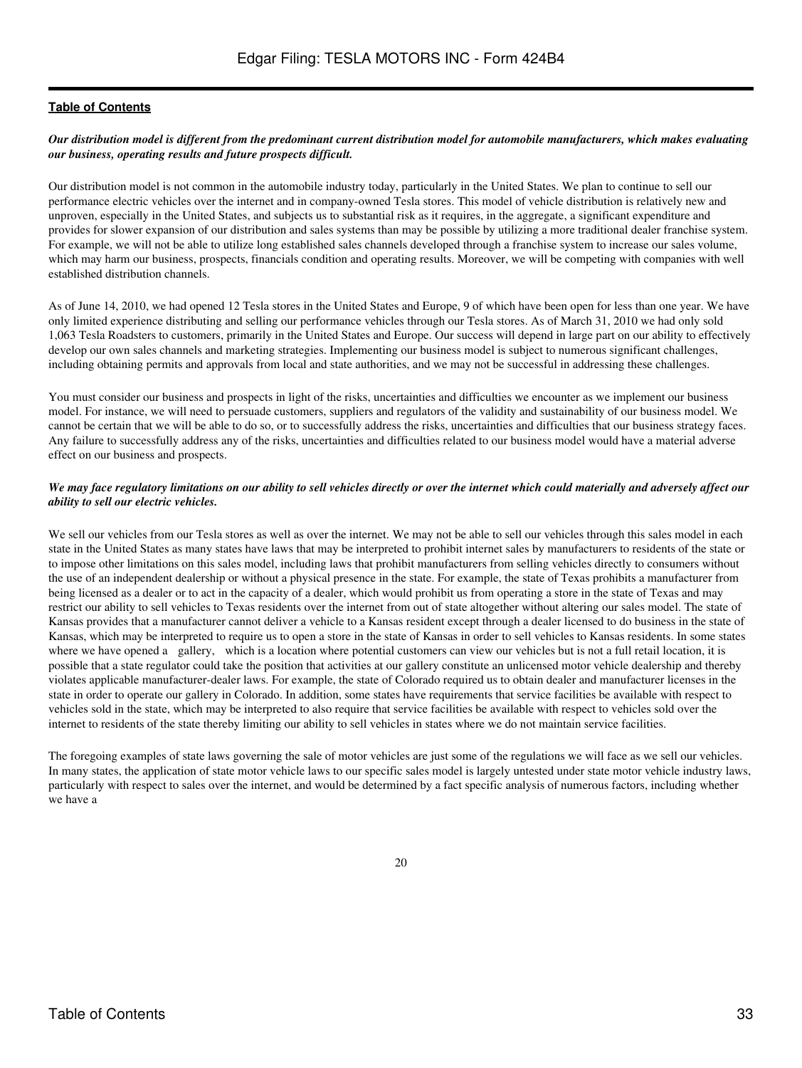[Table of Contents](#)

***Our distribution model is different from the predominant current distribution model for automobile manufacturers, which makes evaluating our business, operating results and future prospects difficult.***

Our distribution model is not common in the automobile industry today, particularly in the United States. We plan to continue to sell our performance electric vehicles over the internet and in company-owned Tesla stores. This model of vehicle distribution is relatively new and unproven, especially in the United States, and subjects us to substantial risk as it requires, in the aggregate, a significant expenditure and provides for slower expansion of our distribution and sales systems than may be possible by utilizing a more traditional dealer franchise system. For example, we will not be able to utilize long established sales channels developed through a franchise system to increase our sales volume, which may harm our business, prospects, financials condition and operating results. Moreover, we will be competing with companies with well established distribution channels.

As of June 14, 2010, we had opened 12 Tesla stores in the United States and Europe, 9 of which have been open for less than one year. We have only limited experience distributing and selling our performance vehicles through our Tesla stores. As of March 31, 2010 we had only sold 1,063 Tesla Roadsters to customers, primarily in the United States and Europe. Our success will depend in large part on our ability to effectively develop our own sales channels and marketing strategies. Implementing our business model is subject to numerous significant challenges, including obtaining permits and approvals from local and state authorities, and we may not be successful in addressing these challenges.

You must consider our business and prospects in light of the risks, uncertainties and difficulties we encounter as we implement our business model. For instance, we will need to persuade customers, suppliers and regulators of the validity and sustainability of our business model. We cannot be certain that we will be able to do so, or to successfully address the risks, uncertainties and difficulties that our business strategy faces. Any failure to successfully address any of the risks, uncertainties and difficulties related to our business model would have a material adverse effect on our business and prospects.

***We may face regulatory limitations on our ability to sell vehicles directly or over the internet which could materially and adversely affect our ability to sell our electric vehicles.***

We sell our vehicles from our Tesla stores as well as over the internet. We may not be able to sell our vehicles through this sales model in each state in the United States as many states have laws that may be interpreted to prohibit internet sales by manufacturers to residents of the state or to impose other limitations on this sales model, including laws that prohibit manufacturers from selling vehicles directly to consumers without the use of an independent dealership or without a physical presence in the state. For example, the state of Texas prohibits a manufacturer from being licensed as a dealer or to act in the capacity of a dealer, which would prohibit us from operating a store in the state of Texas and may restrict our ability to sell vehicles to Texas residents over the internet from out of state altogether without altering our sales model. The state of Kansas provides that a manufacturer cannot deliver a vehicle to a Kansas resident except through a dealer licensed to do business in the state of Kansas, which may be interpreted to require us to open a store in the state of Kansas in order to sell vehicles to Kansas residents. In some states where we have opened a gallery, which is a location where potential customers can view our vehicles but is not a full retail location, it is possible that a state regulator could take the position that activities at our gallery constitute an unlicensed motor vehicle dealership and thereby violates applicable manufacturer-dealer laws. For example, the state of Colorado required us to obtain dealer and manufacturer licenses in the state in order to operate our gallery in Colorado. In addition, some states have requirements that service facilities be available with respect to vehicles sold in the state, which may be interpreted to also require that service facilities be available with respect to vehicles sold over the internet to residents of the state thereby limiting our ability to sell vehicles in states where we do not maintain service facilities.

The foregoing examples of state laws governing the sale of motor vehicles are just some of the regulations we will face as we sell our vehicles. In many states, the application of state motor vehicle laws to our specific sales model is largely untested under state motor vehicle industry laws, particularly with respect to sales over the internet, and would be determined by a fact specific analysis of numerous factors, including whether we have a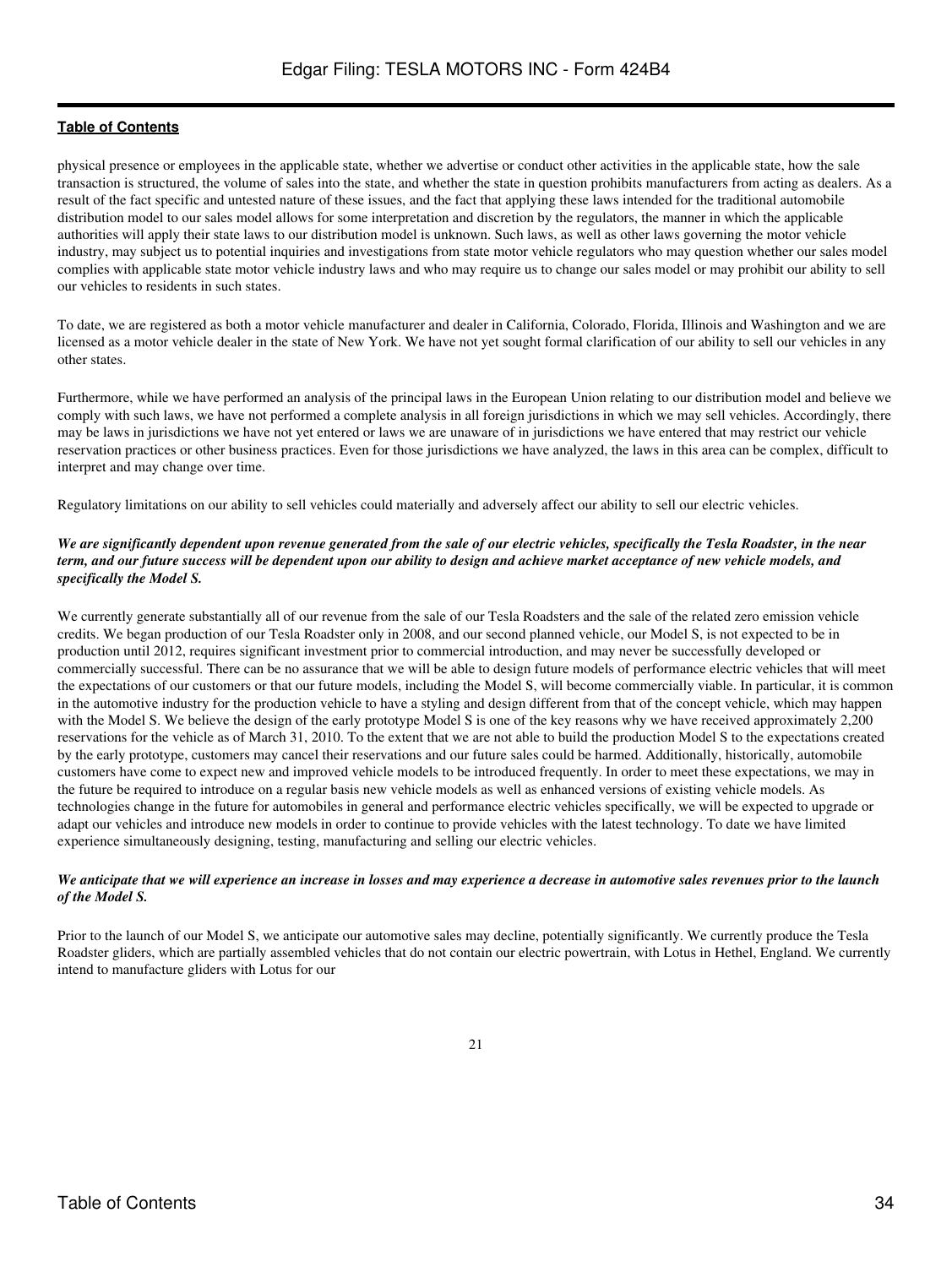physical presence or employees in the applicable state, whether we advertise or conduct other activities in the applicable state, how the sale transaction is structured, the volume of sales into the state, and whether the state in question prohibits manufacturers from acting as dealers. As a result of the fact specific and untested nature of these issues, and the fact that applying these laws intended for the traditional automobile distribution model to our sales model allows for some interpretation and discretion by the regulators, the manner in which the applicable authorities will apply their state laws to our distribution model is unknown. Such laws, as well as other laws governing the motor vehicle industry, may subject us to potential inquiries and investigations from state motor vehicle regulators who may question whether our sales model complies with applicable state motor vehicle industry laws and who may require us to change our sales model or may prohibit our ability to sell our vehicles to residents in such states.

To date, we are registered as both a motor vehicle manufacturer and dealer in California, Colorado, Florida, Illinois and Washington and we are licensed as a motor vehicle dealer in the state of New York. We have not yet sought formal clarification of our ability to sell our vehicles in any other states.

Furthermore, while we have performed an analysis of the principal laws in the European Union relating to our distribution model and believe we comply with such laws, we have not performed a complete analysis in all foreign jurisdictions in which we may sell vehicles. Accordingly, there may be laws in jurisdictions we have not yet entered or laws we are unaware of in jurisdictions we have entered that may restrict our vehicle reservation practices or other business practices. Even for those jurisdictions we have analyzed, the laws in this area can be complex, difficult to interpret and may change over time.

Regulatory limitations on our ability to sell vehicles could materially and adversely affect our ability to sell our electric vehicles.

***We are significantly dependent upon revenue generated from the sale of our electric vehicles, specifically the Tesla Roadster, in the near term, and our future success will be dependent upon our ability to design and achieve market acceptance of new vehicle models, and specifically the Model S.***

We currently generate substantially all of our revenue from the sale of our Tesla Roadsters and the sale of the related zero emission vehicle credits. We began production of our Tesla Roadster only in 2008, and our second planned vehicle, our Model S, is not expected to be in production until 2012, requires significant investment prior to commercial introduction, and may never be successfully developed or commercially successful. There can be no assurance that we will be able to design future models of performance electric vehicles that will meet the expectations of our customers or that our future models, including the Model S, will become commercially viable. In particular, it is common in the automotive industry for the production vehicle to have a styling and design different from that of the concept vehicle, which may happen with the Model S. We believe the design of the early prototype Model S is one of the key reasons why we have received approximately 2,200 reservations for the vehicle as of March 31, 2010. To the extent that we are not able to build the production Model S to the expectations created by the early prototype, customers may cancel their reservations and our future sales could be harmed. Additionally, historically, automobile customers have come to expect new and improved vehicle models to be introduced frequently. In order to meet these expectations, we may in the future be required to introduce on a regular basis new vehicle models as well as enhanced versions of existing vehicle models. As technologies change in the future for automobiles in general and performance electric vehicles specifically, we will be expected to upgrade or adapt our vehicles and introduce new models in order to continue to provide vehicles with the latest technology. To date we have limited experience simultaneously designing, testing, manufacturing and selling our electric vehicles.

***We anticipate that we will experience an increase in losses and may experience a decrease in automotive sales revenues prior to the launch of the Model S.***

Prior to the launch of our Model S, we anticipate our automotive sales may decline, potentially significantly. We currently produce the Tesla Roadster gliders, which are partially assembled vehicles that do not contain our electric powertrain, with Lotus in Hethel, England. We currently intend to manufacture gliders with Lotus for our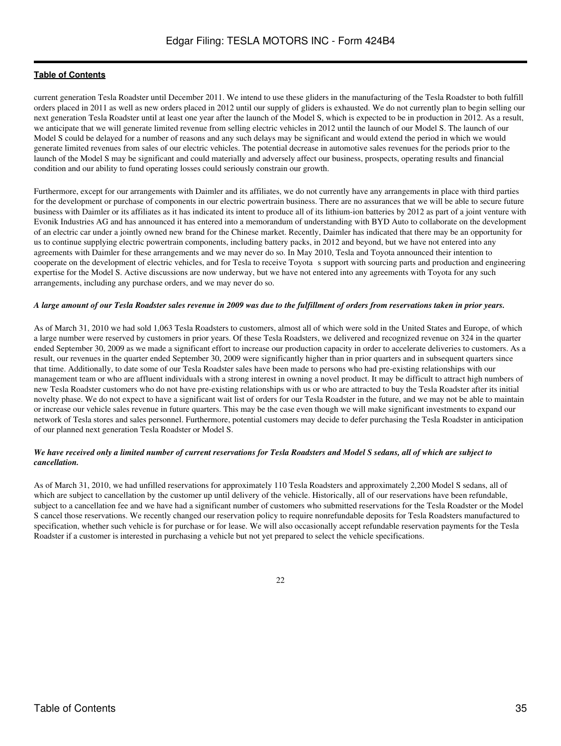current generation Tesla Roadster until December 2011. We intend to use these gliders in the manufacturing of the Tesla Roadster to both fulfill orders placed in 2011 as well as new orders placed in 2012 until our supply of gliders is exhausted. We do not currently plan to begin selling our next generation Tesla Roadster until at least one year after the launch of the Model S, which is expected to be in production in 2012. As a result, we anticipate that we will generate limited revenue from selling electric vehicles in 2012 until the launch of our Model S. The launch of our Model S could be delayed for a number of reasons and any such delays may be significant and would extend the period in which we would generate limited revenues from sales of our electric vehicles. The potential decrease in automotive sales revenues for the periods prior to the launch of the Model S may be significant and could materially and adversely affect our business, prospects, operating results and financial condition and our ability to fund operating losses could seriously constrain our growth.

Furthermore, except for our arrangements with Daimler and its affiliates, we do not currently have any arrangements in place with third parties for the development or purchase of components in our electric powertrain business. There are no assurances that we will be able to secure future business with Daimler or its affiliates as it has indicated its intent to produce all of its lithium-ion batteries by 2012 as part of a joint venture with Evonik Industries AG and has announced it has entered into a memorandum of understanding with BYD Auto to collaborate on the development of an electric car under a jointly owned new brand for the Chinese market. Recently, Daimler has indicated that there may be an opportunity for us to continue supplying electric powertrain components, including battery packs, in 2012 and beyond, but we have not entered into any agreements with Daimler for these arrangements and we may never do so. In May 2010, Tesla and Toyota announced their intention to cooperate on the development of electric vehicles, and for Tesla to receive Toyota s support with sourcing parts and production and engineering expertise for the Model S. Active discussions are now underway, but we have not entered into any agreements with Toyota for any such arrangements, including any purchase orders, and we may never do so.

***A large amount of our Tesla Roadster sales revenue in 2009 was due to the fulfillment of orders from reservations taken in prior years.***

As of March 31, 2010 we had sold 1,063 Tesla Roadsters to customers, almost all of which were sold in the United States and Europe, of which a large number were reserved by customers in prior years. Of these Tesla Roadsters, we delivered and recognized revenue on 324 in the quarter ended September 30, 2009 as we made a significant effort to increase our production capacity in order to accelerate deliveries to customers. As a result, our revenues in the quarter ended September 30, 2009 were significantly higher than in prior quarters and in subsequent quarters since that time. Additionally, to date some of our Tesla Roadster sales have been made to persons who had pre-existing relationships with our management team or who are affluent individuals with a strong interest in owning a novel product. It may be difficult to attract high numbers of new Tesla Roadster customers who do not have pre-existing relationships with us or who are attracted to buy the Tesla Roadster after its initial novelty phase. We do not expect to have a significant wait list of orders for our Tesla Roadster in the future, and we may not be able to maintain or increase our vehicle sales revenue in future quarters. This may be the case even though we will make significant investments to expand our network of Tesla stores and sales personnel. Furthermore, potential customers may decide to defer purchasing the Tesla Roadster in anticipation of our planned next generation Tesla Roadster or Model S.

***We have received only a limited number of current reservations for Tesla Roadsters and Model S sedans, all of which are subject to cancellation.***

As of March 31, 2010, we had unfilled reservations for approximately 110 Tesla Roadsters and approximately 2,200 Model S sedans, all of which are subject to cancellation by the customer up until delivery of the vehicle. Historically, all of our reservations have been refundable, subject to a cancellation fee and we have had a significant number of customers who submitted reservations for the Tesla Roadster or the Model S cancel those reservations. We recently changed our reservation policy to require nonrefundable deposits for Tesla Roadsters manufactured to specification, whether such vehicle is for purchase or for lease. We will also occasionally accept refundable reservation payments for the Tesla Roadster if a customer is interested in purchasing a vehicle but not yet prepared to select the vehicle specifications.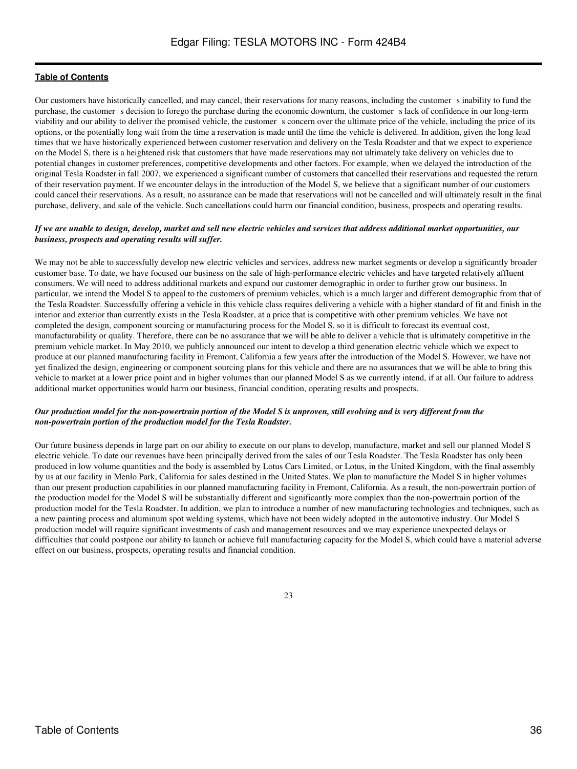Our customers have historically cancelled, and may cancel, their reservations for many reasons, including the customer s inability to fund the purchase, the customer s decision to forego the purchase during the economic downturn, the customer s lack of confidence in our long-term viability and our ability to deliver the promised vehicle, the customer s concern over the ultimate price of the vehicle, including the price of its options, or the potentially long wait from the time a reservation is made until the time the vehicle is delivered. In addition, given the long lead times that we have historically experienced between customer reservation and delivery on the Tesla Roadster and that we expect to experience on the Model S, there is a heightened risk that customers that have made reservations may not ultimately take delivery on vehicles due to potential changes in customer preferences, competitive developments and other factors. For example, when we delayed the introduction of the original Tesla Roadster in fall 2007, we experienced a significant number of customers that cancelled their reservations and requested the return of their reservation payment. If we encounter delays in the introduction of the Model S, we believe that a significant number of our customers could cancel their reservations. As a result, no assurance can be made that reservations will not be cancelled and will ultimately result in the final purchase, delivery, and sale of the vehicle. Such cancellations could harm our financial condition, business, prospects and operating results.

***If we are unable to design, develop, market and sell new electric vehicles and services that address additional market opportunities, our business, prospects and operating results will suffer.***

We may not be able to successfully develop new electric vehicles and services, address new market segments or develop a significantly broader customer base. To date, we have focused our business on the sale of high-performance electric vehicles and have targeted relatively affluent consumers. We will need to address additional markets and expand our customer demographic in order to further grow our business. In particular, we intend the Model S to appeal to the customers of premium vehicles, which is a much larger and different demographic from that of the Tesla Roadster. Successfully offering a vehicle in this vehicle class requires delivering a vehicle with a higher standard of fit and finish in the interior and exterior than currently exists in the Tesla Roadster, at a price that is competitive with other premium vehicles. We have not completed the design, component sourcing or manufacturing process for the Model S, so it is difficult to forecast its eventual cost, manufacturability or quality. Therefore, there can be no assurance that we will be able to deliver a vehicle that is ultimately competitive in the premium vehicle market. In May 2010, we publicly announced our intent to develop a third generation electric vehicle which we expect to produce at our planned manufacturing facility in Fremont, California a few years after the introduction of the Model S. However, we have not yet finalized the design, engineering or component sourcing plans for this vehicle and there are no assurances that we will be able to bring this vehicle to market at a lower price point and in higher volumes than our planned Model S as we currently intend, if at all. Our failure to address additional market opportunities would harm our business, financial condition, operating results and prospects.

***Our production model for the non-powertrain portion of the Model S is unproven, still evolving and is very different from the non-powertrain portion of the production model for the Tesla Roadster.***

Our future business depends in large part on our ability to execute on our plans to develop, manufacture, market and sell our planned Model S electric vehicle. To date our revenues have been principally derived from the sales of our Tesla Roadster. The Tesla Roadster has only been produced in low volume quantities and the body is assembled by Lotus Cars Limited, or Lotus, in the United Kingdom, with the final assembly by us at our facility in Menlo Park, California for sales destined in the United States. We plan to manufacture the Model S in higher volumes than our present production capabilities in our planned manufacturing facility in Fremont, California. As a result, the non-powertrain portion of the production model for the Model S will be substantially different and significantly more complex than the non-powertrain portion of the production model for the Tesla Roadster. In addition, we plan to introduce a number of new manufacturing technologies and techniques, such as a new painting process and aluminum spot welding systems, which have not been widely adopted in the automotive industry. Our Model S production model will require significant investments of cash and management resources and we may experience unexpected delays or difficulties that could postpone our ability to launch or achieve full manufacturing capacity for the Model S, which could have a material adverse effect on our business, prospects, operating results and financial condition.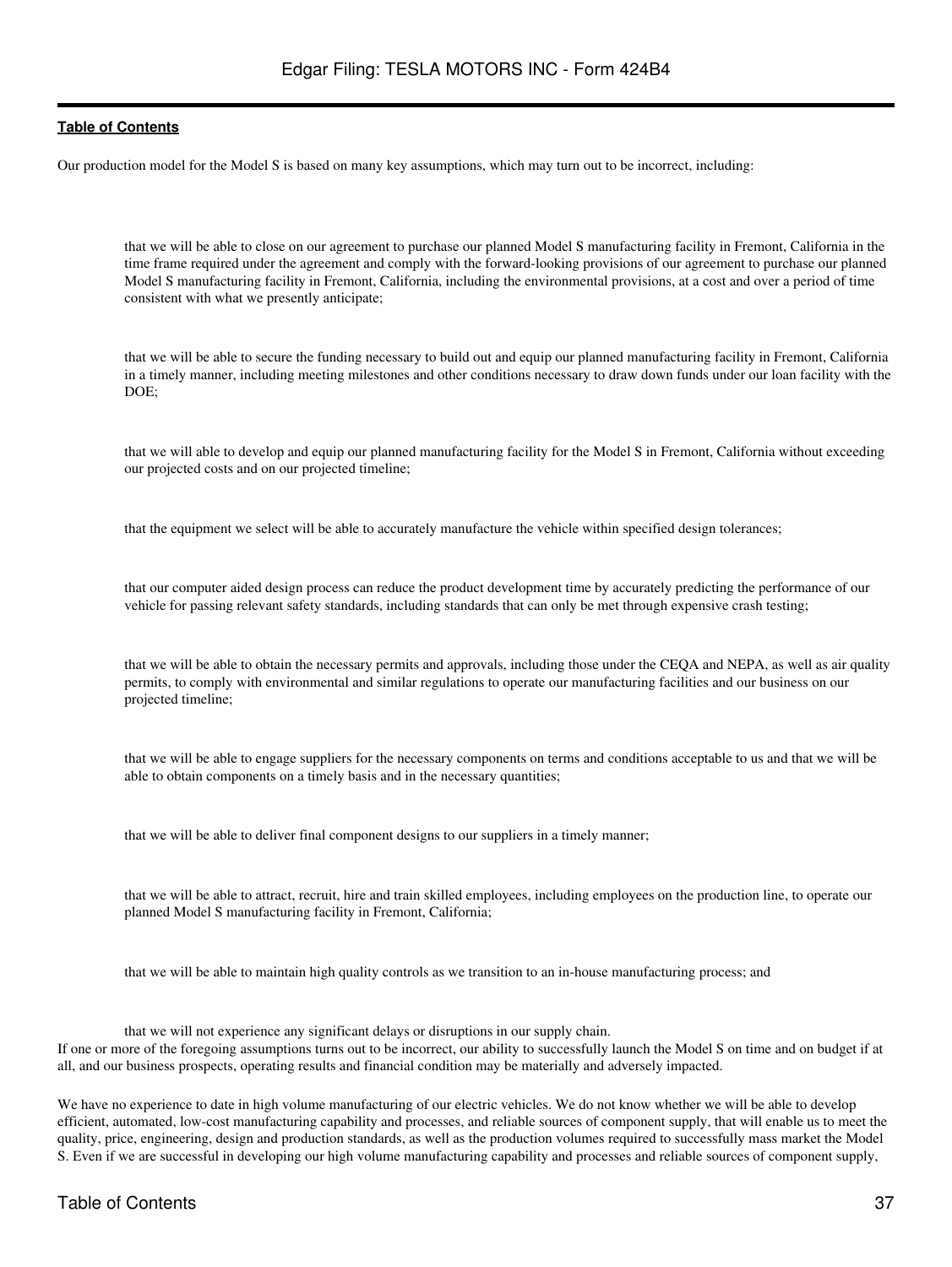Our production model for the Model S is based on many key assumptions, which may turn out to be incorrect, including:

- that we will be able to close on our agreement to purchase our planned Model S manufacturing facility in Fremont, California in the time frame required under the agreement and comply with the forward-looking provisions of our agreement to purchase our planned Model S manufacturing facility in Fremont, California, including the environmental provisions, at a cost and over a period of time consistent with what we presently anticipate;

- that we will be able to secure the funding necessary to build out and equip our planned manufacturing facility in Fremont, California in a timely manner, including meeting milestones and other conditions necessary to draw down funds under our loan facility with the DOE;

- that we will able to develop and equip our planned manufacturing facility for the Model S in Fremont, California without exceeding our projected costs and on our projected timeline;

- that the equipment we select will be able to accurately manufacture the vehicle within specified design tolerances;

- that our computer aided design process can reduce the product development time by accurately predicting the performance of our vehicle for passing relevant safety standards, including standards that can only be met through expensive crash testing;

- that we will be able to obtain the necessary permits and approvals, including those under the CEQA and NEPA, as well as air quality permits, to comply with environmental and similar regulations to operate our manufacturing facilities and our business on our projected timeline;

- that we will be able to engage suppliers for the necessary components on terms and conditions acceptable to us and that we will be able to obtain components on a timely basis and in the necessary quantities;

- that we will be able to deliver final component designs to our suppliers in a timely manner;

- that we will be able to attract, recruit, hire and train skilled employees, including employees on the production line, to operate our planned Model S manufacturing facility in Fremont, California;

- that we will be able to maintain high quality controls as we transition to an in-house manufacturing process; and

- that we will not experience any significant delays or disruptions in our supply chain.

If one or more of the foregoing assumptions turns out to be incorrect, our ability to successfully launch the Model S on time and on budget if at all, and our business prospects, operating results and financial condition may be materially and adversely impacted.

We have no experience to date in high volume manufacturing of our electric vehicles. We do not know whether we will be able to develop efficient, automated, low-cost manufacturing capability and processes, and reliable sources of component supply, that will enable us to meet the quality, price, engineering, design and production standards, as well as the production volumes required to successfully mass market the Model S. Even if we are successful in developing our high volume manufacturing capability and processes and reliable sources of component supply,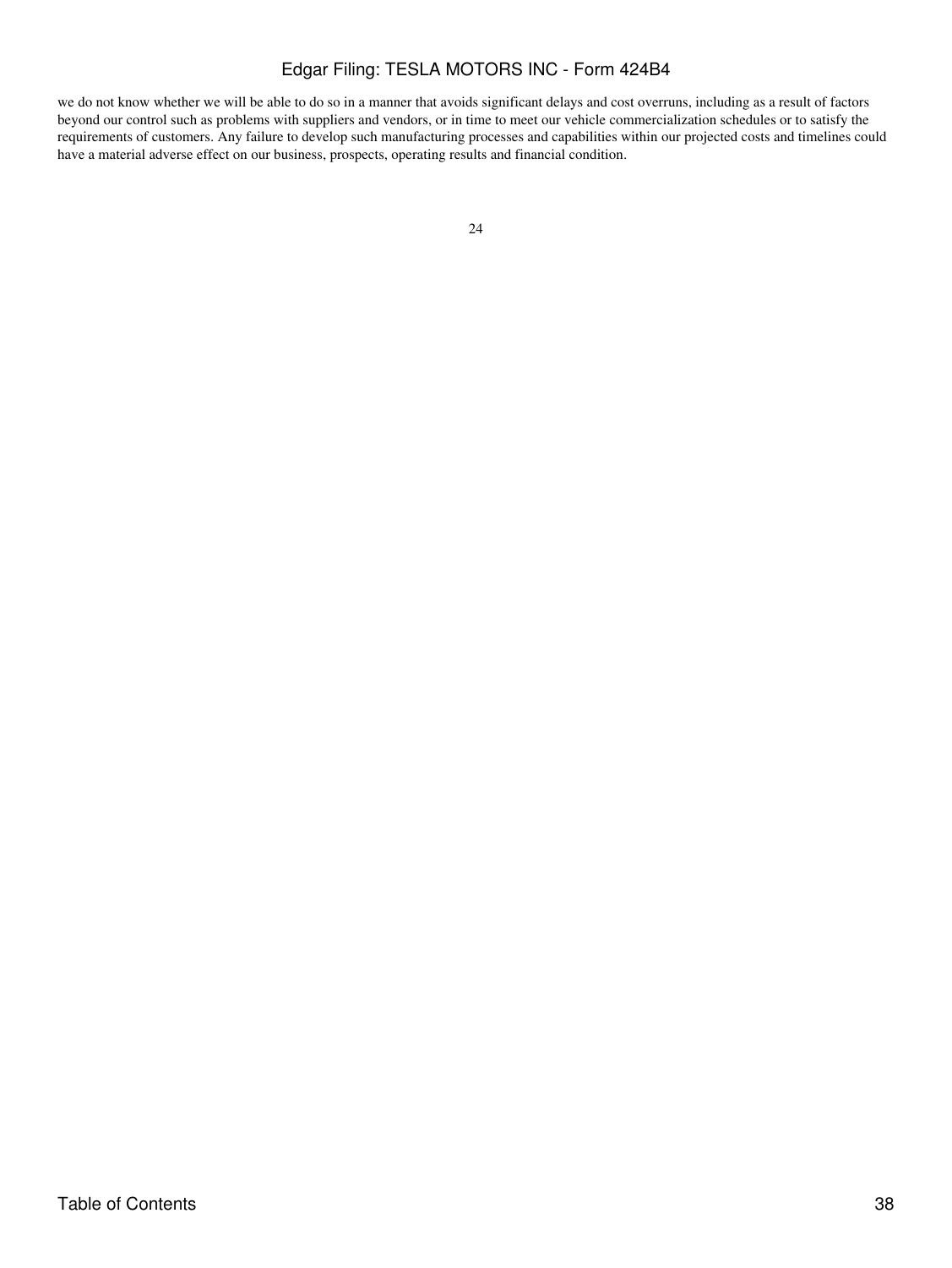we do not know whether we will be able to do so in a manner that avoids significant delays and cost overruns, including as a result of factors beyond our control such as problems with suppliers and vendors, or in time to meet our vehicle commercialization schedules or to satisfy the requirements of customers. Any failure to develop such manufacturing processes and capabilities within our projected costs and timelines could have a material adverse effect on our business, prospects, operating results and financial condition.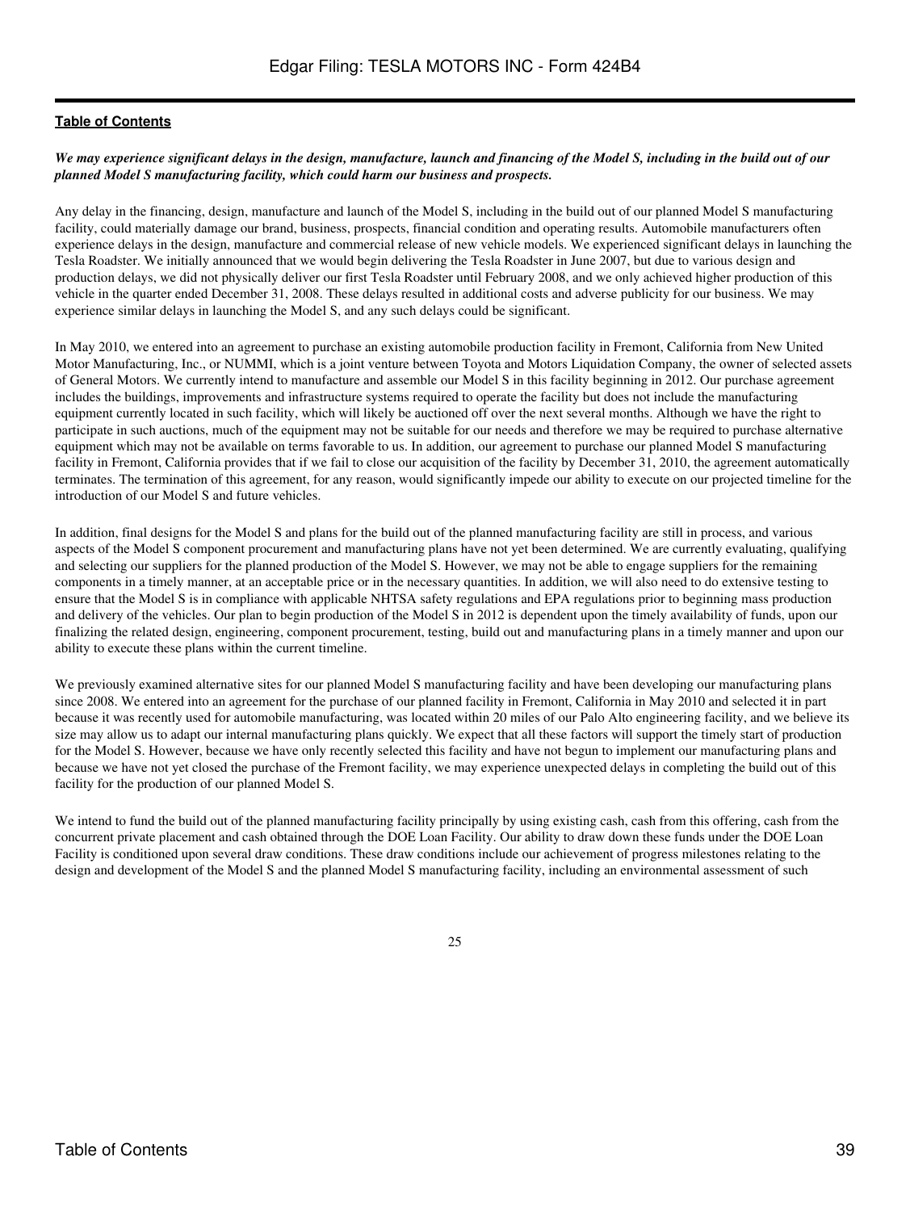***We may experience significant delays in the design, manufacture, launch and financing of the Model S, including in the build out of our planned Model S manufacturing facility, which could harm our business and prospects.***

Any delay in the financing, design, manufacture and launch of the Model S, including in the build out of our planned Model S manufacturing facility, could materially damage our brand, business, prospects, financial condition and operating results. Automobile manufacturers often experience delays in the design, manufacture and commercial release of new vehicle models. We experienced significant delays in launching the Tesla Roadster. We initially announced that we would begin delivering the Tesla Roadster in June 2007, but due to various design and production delays, we did not physically deliver our first Tesla Roadster until February 2008, and we only achieved higher production of this vehicle in the quarter ended December 31, 2008. These delays resulted in additional costs and adverse publicity for our business. We may experience similar delays in launching the Model S, and any such delays could be significant.

In May 2010, we entered into an agreement to purchase an existing automobile production facility in Fremont, California from New United Motor Manufacturing, Inc., or NUMMI, which is a joint venture between Toyota and Motors Liquidation Company, the owner of selected assets of General Motors. We currently intend to manufacture and assemble our Model S in this facility beginning in 2012. Our purchase agreement includes the buildings, improvements and infrastructure systems required to operate the facility but does not include the manufacturing equipment currently located in such facility, which will likely be auctioned off over the next several months. Although we have the right to participate in such auctions, much of the equipment may not be suitable for our needs and therefore we may be required to purchase alternative equipment which may not be available on terms favorable to us. In addition, our agreement to purchase our planned Model S manufacturing facility in Fremont, California provides that if we fail to close our acquisition of the facility by December 31, 2010, the agreement automatically terminates. The termination of this agreement, for any reason, would significantly impede our ability to execute on our projected timeline for the introduction of our Model S and future vehicles.

In addition, final designs for the Model S and plans for the build out of the planned manufacturing facility are still in process, and various aspects of the Model S component procurement and manufacturing plans have not yet been determined. We are currently evaluating, qualifying and selecting our suppliers for the planned production of the Model S. However, we may not be able to engage suppliers for the remaining components in a timely manner, at an acceptable price or in the necessary quantities. In addition, we will also need to do extensive testing to ensure that the Model S is in compliance with applicable NHTSA safety regulations and EPA regulations prior to beginning mass production and delivery of the vehicles. Our plan to begin production of the Model S in 2012 is dependent upon the timely availability of funds, upon our finalizing the related design, engineering, component procurement, testing, build out and manufacturing plans in a timely manner and upon our ability to execute these plans within the current timeline.

We previously examined alternative sites for our planned Model S manufacturing facility and have been developing our manufacturing plans since 2008. We entered into an agreement for the purchase of our planned facility in Fremont, California in May 2010 and selected it in part because it was recently used for automobile manufacturing, was located within 20 miles of our Palo Alto engineering facility, and we believe its size may allow us to adapt our internal manufacturing plans quickly. We expect that all these factors will support the timely start of production for the Model S. However, because we have only recently selected this facility and have not begun to implement our manufacturing plans and because we have not yet closed the purchase of the Fremont facility, we may experience unexpected delays in completing the build out of this facility for the production of our planned Model S.

We intend to fund the build out of the planned manufacturing facility principally by using existing cash, cash from this offering, cash from the concurrent private placement and cash obtained through the DOE Loan Facility. Our ability to draw down these funds under the DOE Loan Facility is conditioned upon several draw conditions. These draw conditions include our achievement of progress milestones relating to the design and development of the Model S and the planned Model S manufacturing facility, including an environmental assessment of such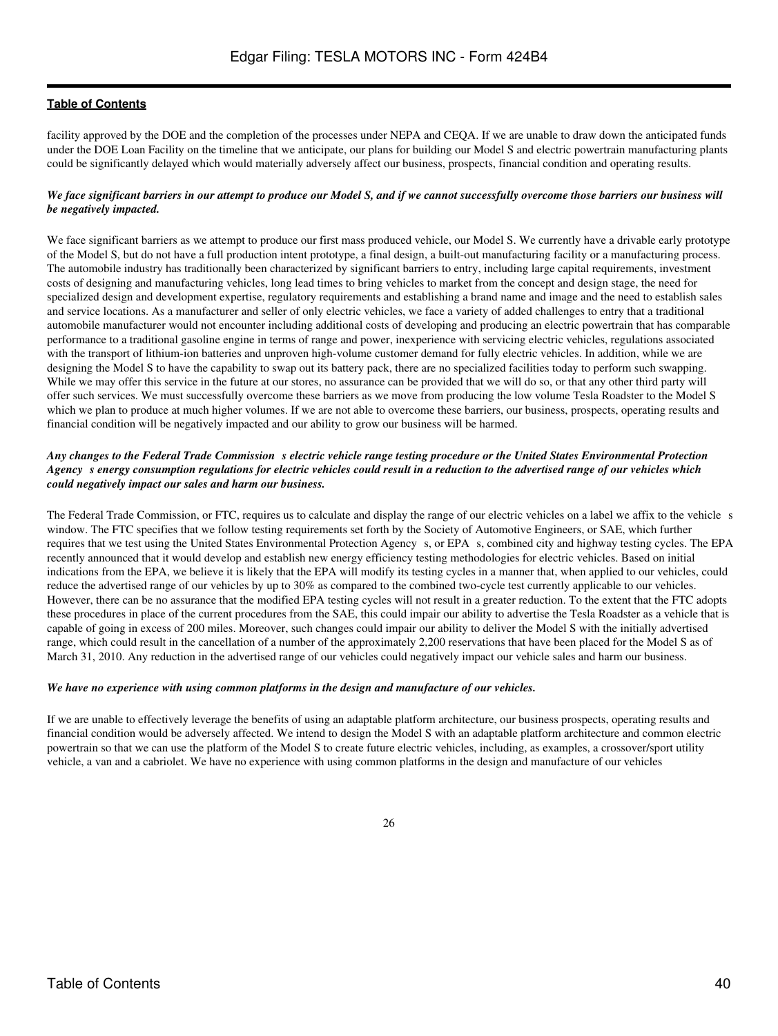facility approved by the DOE and the completion of the processes under NEPA and CEQA. If we are unable to draw down the anticipated funds under the DOE Loan Facility on the timeline that we anticipate, our plans for building our Model S and electric powertrain manufacturing plants could be significantly delayed which would materially adversely affect our business, prospects, financial condition and operating results.

***We face significant barriers in our attempt to produce our Model S, and if we cannot successfully overcome those barriers our business will be negatively impacted.***

We face significant barriers as we attempt to produce our first mass produced vehicle, our Model S. We currently have a drivable early prototype of the Model S, but do not have a full production intent prototype, a final design, a built-out manufacturing facility or a manufacturing process. The automobile industry has traditionally been characterized by significant barriers to entry, including large capital requirements, investment costs of designing and manufacturing vehicles, long lead times to bring vehicles to market from the concept and design stage, the need for specialized design and development expertise, regulatory requirements and establishing a brand name and image and the need to establish sales and service locations. As a manufacturer and seller of only electric vehicles, we face a variety of added challenges to entry that a traditional automobile manufacturer would not encounter including additional costs of developing and producing an electric powertrain that has comparable performance to a traditional gasoline engine in terms of range and power, inexperience with servicing electric vehicles, regulations associated with the transport of lithium-ion batteries and unproven high-volume customer demand for fully electric vehicles. In addition, while we are designing the Model S to have the capability to swap out its battery pack, there are no specialized facilities today to perform such swapping. While we may offer this service in the future at our stores, no assurance can be provided that we will do so, or that any other third party will offer such services. We must successfully overcome these barriers as we move from producing the low volume Tesla Roadster to the Model S which we plan to produce at much higher volumes. If we are not able to overcome these barriers, our business, prospects, operating results and financial condition will be negatively impacted and our ability to grow our business will be harmed.

***Any changes to the Federal Trade Commission s electric vehicle range testing procedure or the United States Environmental Protection Agency s energy consumption regulations for electric vehicles could result in a reduction to the advertised range of our vehicles which could negatively impact our sales and harm our business.***

The Federal Trade Commission, or FTC, requires us to calculate and display the range of our electric vehicles on a label we affix to the vehicle s window. The FTC specifies that we follow testing requirements set forth by the Society of Automotive Engineers, or SAE, which further requires that we test using the United States Environmental Protection Agency s, or EPA s, combined city and highway testing cycles. The EPA recently announced that it would develop and establish new energy efficiency testing methodologies for electric vehicles. Based on initial indications from the EPA, we believe it is likely that the EPA will modify its testing cycles in a manner that, when applied to our vehicles, could reduce the advertised range of our vehicles by up to 30% as compared to the combined two-cycle test currently applicable to our vehicles. However, there can be no assurance that the modified EPA testing cycles will not result in a greater reduction. To the extent that the FTC adopts these procedures in place of the current procedures from the SAE, this could impair our ability to advertise the Tesla Roadster as a vehicle that is capable of going in excess of 200 miles. Moreover, such changes could impair our ability to deliver the Model S with the initially advertised range, which could result in the cancellation of a number of the approximately 2,200 reservations that have been placed for the Model S as of March 31, 2010. Any reduction in the advertised range of our vehicles could negatively impact our vehicle sales and harm our business.

***We have no experience with using common platforms in the design and manufacture of our vehicles.***

If we are unable to effectively leverage the benefits of using an adaptable platform architecture, our business prospects, operating results and financial condition would be adversely affected. We intend to design the Model S with an adaptable platform architecture and common electric powertrain so that we can use the platform of the Model S to create future electric vehicles, including, as examples, a crossover/sport utility vehicle, a van and a cabriolet. We have no experience with using common platforms in the design and manufacture of our vehicles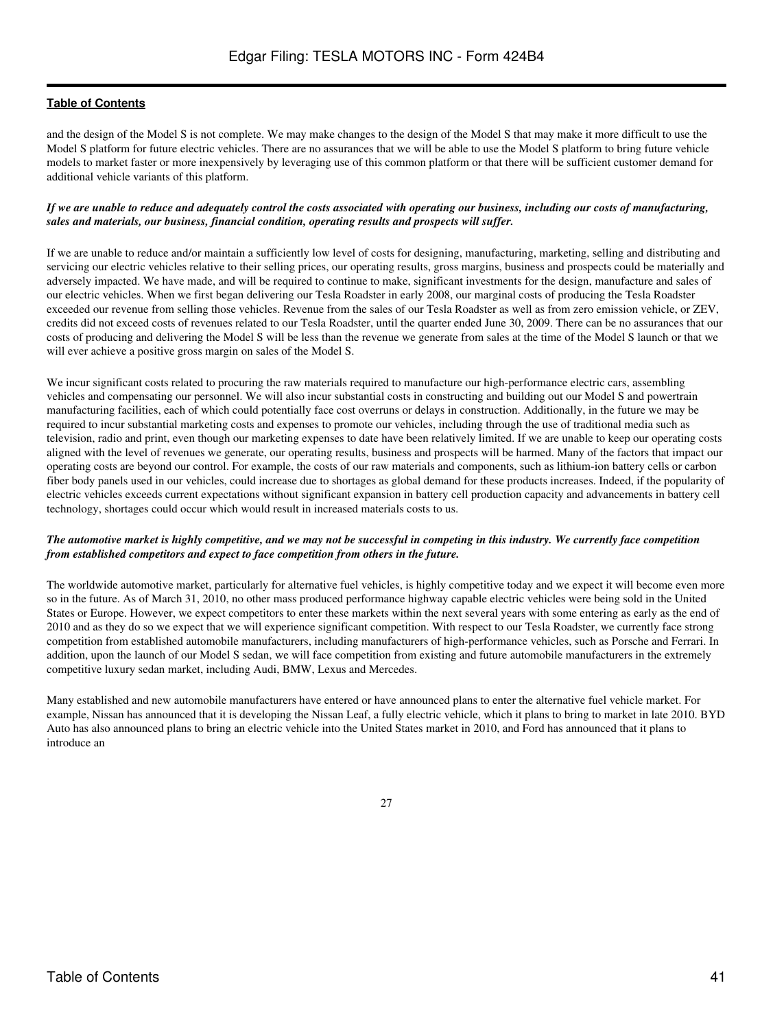and the design of the Model S is not complete. We may make changes to the design of the Model S that may make it more difficult to use the Model S platform for future electric vehicles. There are no assurances that we will be able to use the Model S platform to bring future vehicle models to market faster or more inexpensively by leveraging use of this common platform or that there will be sufficient customer demand for additional vehicle variants of this platform.

***If we are unable to reduce and adequately control the costs associated with operating our business, including our costs of manufacturing, sales and materials, our business, financial condition, operating results and prospects will suffer.***

If we are unable to reduce and/or maintain a sufficiently low level of costs for designing, manufacturing, marketing, selling and distributing and servicing our electric vehicles relative to their selling prices, our operating results, gross margins, business and prospects could be materially and adversely impacted. We have made, and will be required to continue to make, significant investments for the design, manufacture and sales of our electric vehicles. When we first began delivering our Tesla Roadster in early 2008, our marginal costs of producing the Tesla Roadster exceeded our revenue from selling those vehicles. Revenue from the sales of our Tesla Roadster as well as from zero emission vehicle, or ZEV, credits did not exceed costs of revenues related to our Tesla Roadster, until the quarter ended June 30, 2009. There can be no assurances that our costs of producing and delivering the Model S will be less than the revenue we generate from sales at the time of the Model S launch or that we will ever achieve a positive gross margin on sales of the Model S.

We incur significant costs related to procuring the raw materials required to manufacture our high-performance electric cars, assembling vehicles and compensating our personnel. We will also incur substantial costs in constructing and building out our Model S and powertrain manufacturing facilities, each of which could potentially face cost overruns or delays in construction. Additionally, in the future we may be required to incur substantial marketing costs and expenses to promote our vehicles, including through the use of traditional media such as television, radio and print, even though our marketing expenses to date have been relatively limited. If we are unable to keep our operating costs aligned with the level of revenues we generate, our operating results, business and prospects will be harmed. Many of the factors that impact our operating costs are beyond our control. For example, the costs of our raw materials and components, such as lithium-ion battery cells or carbon fiber body panels used in our vehicles, could increase due to shortages as global demand for these products increases. Indeed, if the popularity of electric vehicles exceeds current expectations without significant expansion in battery cell production capacity and advancements in battery cell technology, shortages could occur which would result in increased materials costs to us.

***The automotive market is highly competitive, and we may not be successful in competing in this industry. We currently face competition from established competitors and expect to face competition from others in the future.***

The worldwide automotive market, particularly for alternative fuel vehicles, is highly competitive today and we expect it will become even more so in the future. As of March 31, 2010, no other mass produced performance highway capable electric vehicles were being sold in the United States or Europe. However, we expect competitors to enter these markets within the next several years with some entering as early as the end of 2010 and as they do so we expect that we will experience significant competition. With respect to our Tesla Roadster, we currently face strong competition from established automobile manufacturers, including manufacturers of high-performance vehicles, such as Porsche and Ferrari. In addition, upon the launch of our Model S sedan, we will face competition from existing and future automobile manufacturers in the extremely competitive luxury sedan market, including Audi, BMW, Lexus and Mercedes.

Many established and new automobile manufacturers have entered or have announced plans to enter the alternative fuel vehicle market. For example, Nissan has announced that it is developing the Nissan Leaf, a fully electric vehicle, which it plans to bring to market in late 2010. BYD Auto has also announced plans to bring an electric vehicle into the United States market in 2010, and Ford has announced that it plans to introduce an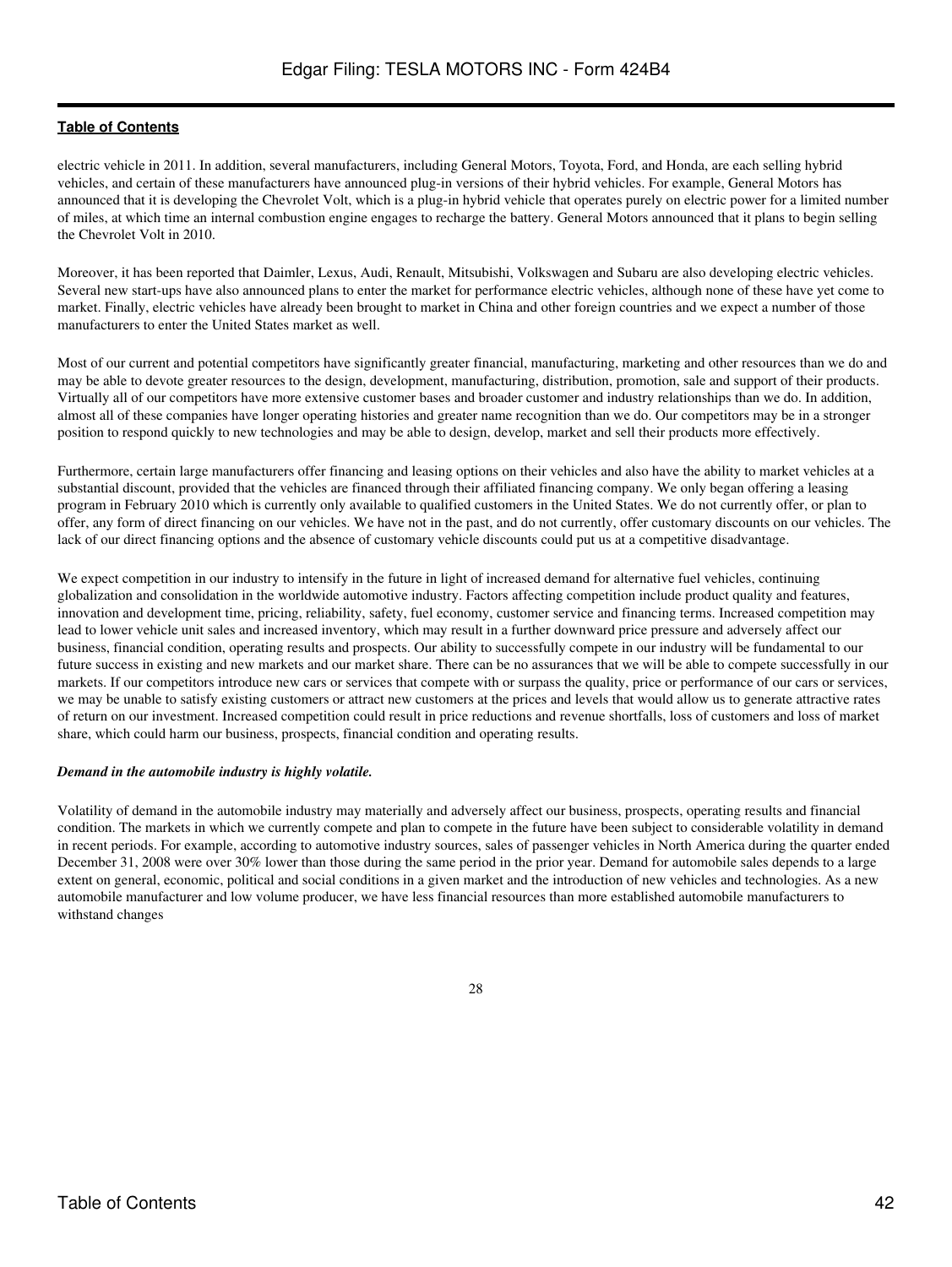electric vehicle in 2011. In addition, several manufacturers, including General Motors, Toyota, Ford, and Honda, are each selling hybrid vehicles, and certain of these manufacturers have announced plug-in versions of their hybrid vehicles. For example, General Motors has announced that it is developing the Chevrolet Volt, which is a plug-in hybrid vehicle that operates purely on electric power for a limited number of miles, at which time an internal combustion engine engages to recharge the battery. General Motors announced that it plans to begin selling the Chevrolet Volt in 2010.

Moreover, it has been reported that Daimler, Lexus, Audi, Renault, Mitsubishi, Volkswagen and Subaru are also developing electric vehicles. Several new start-ups have also announced plans to enter the market for performance electric vehicles, although none of these have yet come to market. Finally, electric vehicles have already been brought to market in China and other foreign countries and we expect a number of those manufacturers to enter the United States market as well.

Most of our current and potential competitors have significantly greater financial, manufacturing, marketing and other resources than we do and may be able to devote greater resources to the design, development, manufacturing, distribution, promotion, sale and support of their products. Virtually all of our competitors have more extensive customer bases and broader customer and industry relationships than we do. In addition, almost all of these companies have longer operating histories and greater name recognition than we do. Our competitors may be in a stronger position to respond quickly to new technologies and may be able to design, develop, market and sell their products more effectively.

Furthermore, certain large manufacturers offer financing and leasing options on their vehicles and also have the ability to market vehicles at a substantial discount, provided that the vehicles are financed through their affiliated financing company. We only began offering a leasing program in February 2010 which is currently only available to qualified customers in the United States. We do not currently offer, or plan to offer, any form of direct financing on our vehicles. We have not in the past, and do not currently, offer customary discounts on our vehicles. The lack of our direct financing options and the absence of customary vehicle discounts could put us at a competitive disadvantage.

We expect competition in our industry to intensify in the future in light of increased demand for alternative fuel vehicles, continuing globalization and consolidation in the worldwide automotive industry. Factors affecting competition include product quality and features, innovation and development time, pricing, reliability, safety, fuel economy, customer service and financing terms. Increased competition may lead to lower vehicle unit sales and increased inventory, which may result in a further downward price pressure and adversely affect our business, financial condition, operating results and prospects. Our ability to successfully compete in our industry will be fundamental to our future success in existing and new markets and our market share. There can be no assurances that we will be able to compete successfully in our markets. If our competitors introduce new cars or services that compete with or surpass the quality, price or performance of our cars or services, we may be unable to satisfy existing customers or attract new customers at the prices and levels that would allow us to generate attractive rates of return on our investment. Increased competition could result in price reductions and revenue shortfalls, loss of customers and loss of market share, which could harm our business, prospects, financial condition and operating results.

***Demand in the automobile industry is highly volatile.***

Volatility of demand in the automobile industry may materially and adversely affect our business, prospects, operating results and financial condition. The markets in which we currently compete and plan to compete in the future have been subject to considerable volatility in demand in recent periods. For example, according to automotive industry sources, sales of passenger vehicles in North America during the quarter ended December 31, 2008 were over 30% lower than those during the same period in the prior year. Demand for automobile sales depends to a large extent on general, economic, political and social conditions in a given market and the introduction of new vehicles and technologies. As a new automobile manufacturer and low volume producer, we have less financial resources than more established automobile manufacturers to withstand changes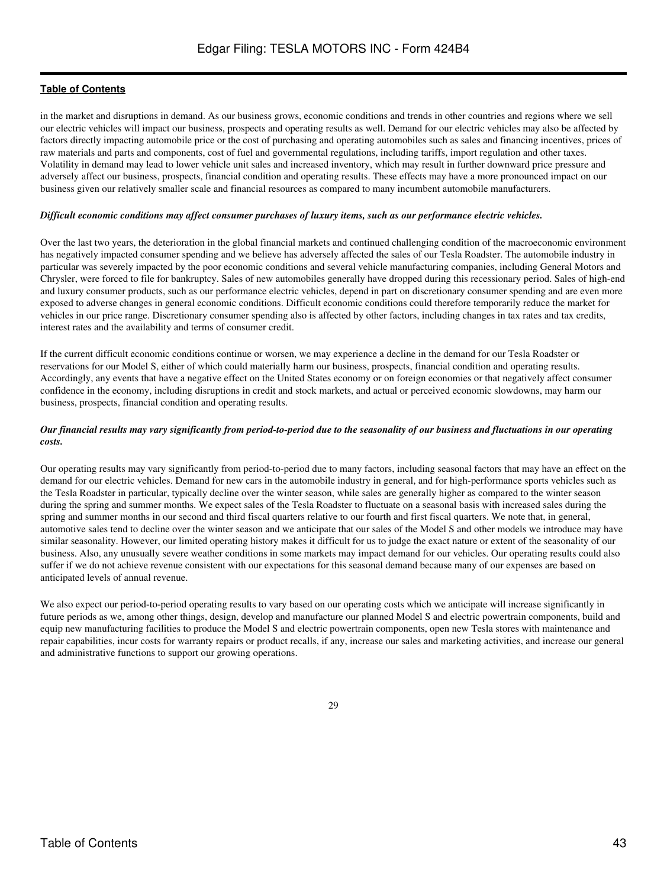in the market and disruptions in demand. As our business grows, economic conditions and trends in other countries and regions where we sell our electric vehicles will impact our business, prospects and operating results as well. Demand for our electric vehicles may also be affected by factors directly impacting automobile price or the cost of purchasing and operating automobiles such as sales and financing incentives, prices of raw materials and parts and components, cost of fuel and governmental regulations, including tariffs, import regulation and other taxes. Volatility in demand may lead to lower vehicle unit sales and increased inventory, which may result in further downward price pressure and adversely affect our business, prospects, financial condition and operating results. These effects may have a more pronounced impact on our business given our relatively smaller scale and financial resources as compared to many incumbent automobile manufacturers.

***Difficult economic conditions may affect consumer purchases of luxury items, such as our performance electric vehicles.***

Over the last two years, the deterioration in the global financial markets and continued challenging condition of the macroeconomic environment has negatively impacted consumer spending and we believe has adversely affected the sales of our Tesla Roadster. The automobile industry in particular was severely impacted by the poor economic conditions and several vehicle manufacturing companies, including General Motors and Chrysler, were forced to file for bankruptcy. Sales of new automobiles generally have dropped during this recessionary period. Sales of high-end and luxury consumer products, such as our performance electric vehicles, depend in part on discretionary consumer spending and are even more exposed to adverse changes in general economic conditions. Difficult economic conditions could therefore temporarily reduce the market for vehicles in our price range. Discretionary consumer spending also is affected by other factors, including changes in tax rates and tax credits, interest rates and the availability and terms of consumer credit.

If the current difficult economic conditions continue or worsen, we may experience a decline in the demand for our Tesla Roadster or reservations for our Model S, either of which could materially harm our business, prospects, financial condition and operating results. Accordingly, any events that have a negative effect on the United States economy or on foreign economies or that negatively affect consumer confidence in the economy, including disruptions in credit and stock markets, and actual or perceived economic slowdowns, may harm our business, prospects, financial condition and operating results.

***Our financial results may vary significantly from period-to-period due to the seasonality of our business and fluctuations in our operating costs.***

Our operating results may vary significantly from period-to-period due to many factors, including seasonal factors that may have an effect on the demand for our electric vehicles. Demand for new cars in the automobile industry in general, and for high-performance sports vehicles such as the Tesla Roadster in particular, typically decline over the winter season, while sales are generally higher as compared to the winter season during the spring and summer months. We expect sales of the Tesla Roadster to fluctuate on a seasonal basis with increased sales during the spring and summer months in our second and third fiscal quarters relative to our fourth and first fiscal quarters. We note that, in general, automotive sales tend to decline over the winter season and we anticipate that our sales of the Model S and other models we introduce may have similar seasonality. However, our limited operating history makes it difficult for us to judge the exact nature or extent of the seasonality of our business. Also, any unusually severe weather conditions in some markets may impact demand for our vehicles. Our operating results could also suffer if we do not achieve revenue consistent with our expectations for this seasonal demand because many of our expenses are based on anticipated levels of annual revenue.

We also expect our period-to-period operating results to vary based on our operating costs which we anticipate will increase significantly in future periods as we, among other things, design, develop and manufacture our planned Model S and electric powertrain components, build and equip new manufacturing facilities to produce the Model S and electric powertrain components, open new Tesla stores with maintenance and repair capabilities, incur costs for warranty repairs or product recalls, if any, increase our sales and marketing activities, and increase our general and administrative functions to support our growing operations.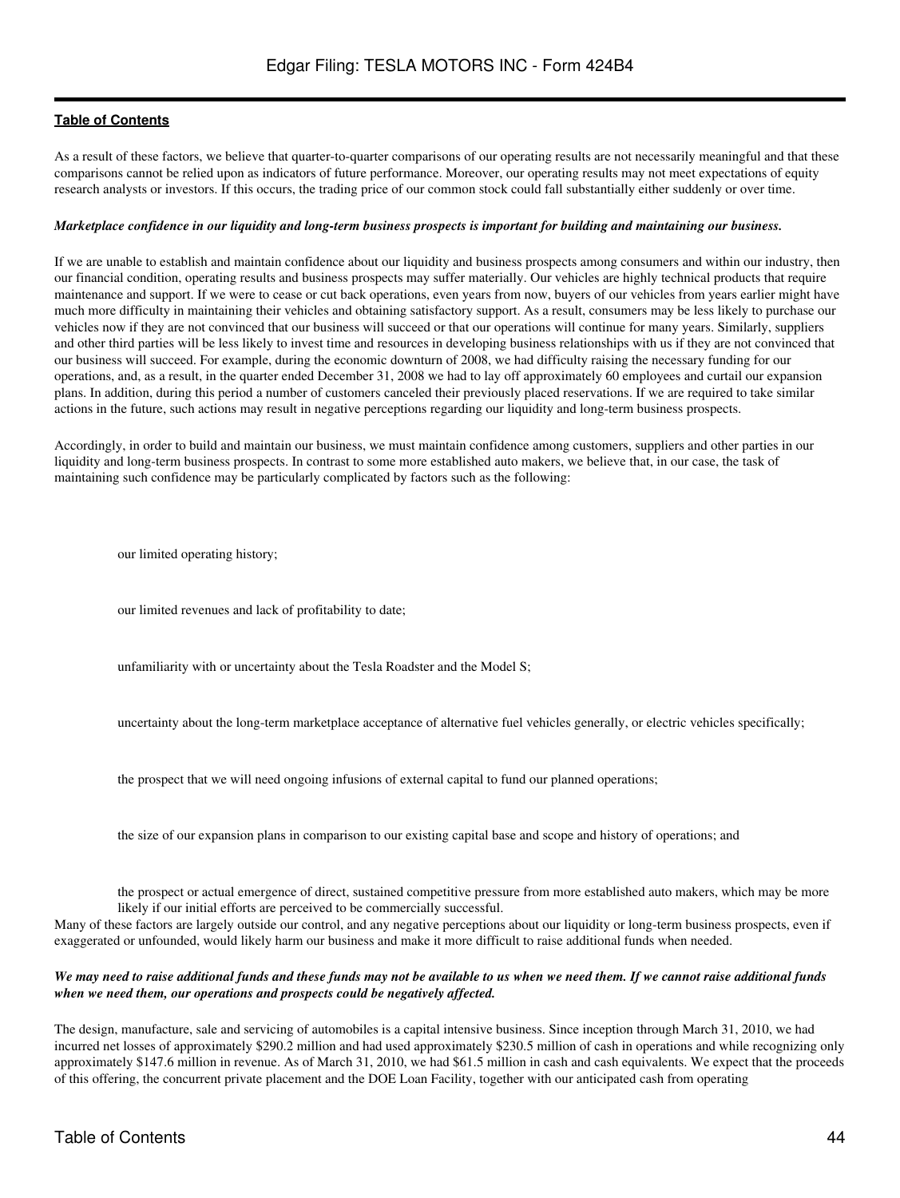As a result of these factors, we believe that quarter-to-quarter comparisons of our operating results are not necessarily meaningful and that these comparisons cannot be relied upon as indicators of future performance. Moreover, our operating results may not meet expectations of equity research analysts or investors. If this occurs, the trading price of our common stock could fall substantially either suddenly or over time.

***Marketplace confidence in our liquidity and long-term business prospects is important for building and maintaining our business.***

If we are unable to establish and maintain confidence about our liquidity and business prospects among consumers and within our industry, then our financial condition, operating results and business prospects may suffer materially. Our vehicles are highly technical products that require maintenance and support. If we were to cease or cut back operations, even years from now, buyers of our vehicles from years earlier might have much more difficulty in maintaining their vehicles and obtaining satisfactory support. As a result, consumers may be less likely to purchase our vehicles now if they are not convinced that our business will succeed or that our operations will continue for many years. Similarly, suppliers and other third parties will be less likely to invest time and resources in developing business relationships with us if they are not convinced that our business will succeed. For example, during the economic downturn of 2008, we had difficulty raising the necessary funding for our operations, and, as a result, in the quarter ended December 31, 2008 we had to lay off approximately 60 employees and curtail our expansion plans. In addition, during this period a number of customers canceled their previously placed reservations. If we are required to take similar actions in the future, such actions may result in negative perceptions regarding our liquidity and long-term business prospects.

Accordingly, in order to build and maintain our business, we must maintain confidence among customers, suppliers and other parties in our liquidity and long-term business prospects. In contrast to some more established auto makers, we believe that, in our case, the task of maintaining such confidence may be particularly complicated by factors such as the following:

- our limited operating history;
- our limited revenues and lack of profitability to date;
- unfamiliarity with or uncertainty about the Tesla Roadster and the Model S;
- uncertainty about the long-term marketplace acceptance of alternative fuel vehicles generally, or electric vehicles specifically;
- the prospect that we will need ongoing infusions of external capital to fund our planned operations;
- the size of our expansion plans in comparison to our existing capital base and scope and history of operations; and
- the prospect or actual emergence of direct, sustained competitive pressure from more established auto makers, which may be more likely if our initial efforts are perceived to be commercially successful.

Many of these factors are largely outside our control, and any negative perceptions about our liquidity or long-term business prospects, even if exaggerated or unfounded, would likely harm our business and make it more difficult to raise additional funds when needed.

***We may need to raise additional funds and these funds may not be available to us when we need them. If we cannot raise additional funds when we need them, our operations and prospects could be negatively affected.***

The design, manufacture, sale and servicing of automobiles is a capital intensive business. Since inception through March 31, 2010, we had incurred net losses of approximately $290.2 million and had used approximately $230.5 million of cash in operations and while recognizing only approximately $147.6 million in revenue. As of March 31, 2010, we had $61.5 million in cash and cash equivalents. We expect that the proceeds of this offering, the concurrent private placement and the DOE Loan Facility, together with our anticipated cash from operating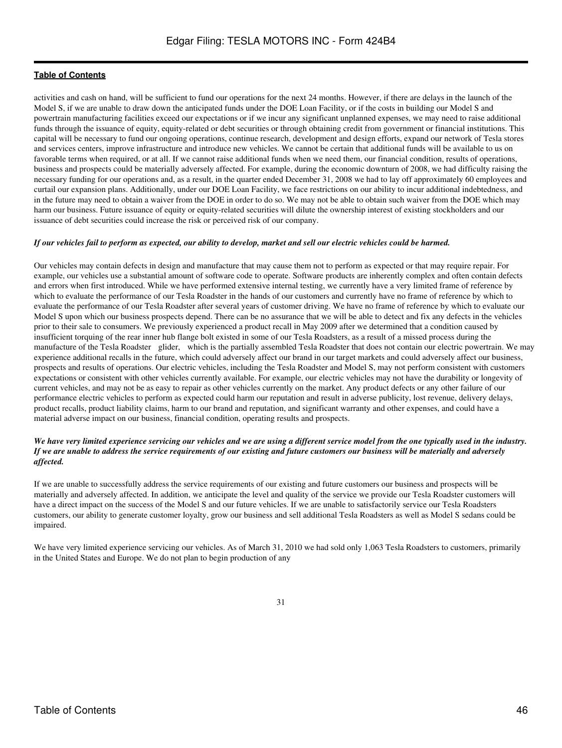activities and cash on hand, will be sufficient to fund our operations for the next 24 months. However, if there are delays in the launch of the Model S, if we are unable to draw down the anticipated funds under the DOE Loan Facility, or if the costs in building our Model S and powertrain manufacturing facilities exceed our expectations or if we incur any significant unplanned expenses, we may need to raise additional funds through the issuance of equity, equity-related or debt securities or through obtaining credit from government or financial institutions. This capital will be necessary to fund our ongoing operations, continue research, development and design efforts, expand our network of Tesla stores and services centers, improve infrastructure and introduce new vehicles. We cannot be certain that additional funds will be available to us on favorable terms when required, or at all. If we cannot raise additional funds when we need them, our financial condition, results of operations, business and prospects could be materially adversely affected. For example, during the economic downturn of 2008, we had difficulty raising the necessary funding for our operations and, as a result, in the quarter ended December 31, 2008 we had to lay off approximately 60 employees and curtail our expansion plans. Additionally, under our DOE Loan Facility, we face restrictions on our ability to incur additional indebtedness, and in the future may need to obtain a waiver from the DOE in order to do so. We may not be able to obtain such waiver from the DOE which may harm our business. Future issuance of equity or equity-related securities will dilute the ownership interest of existing stockholders and our issuance of debt securities could increase the risk or perceived risk of our company.

***If our vehicles fail to perform as expected, our ability to develop, market and sell our electric vehicles could be harmed.***

Our vehicles may contain defects in design and manufacture that may cause them not to perform as expected or that may require repair. For example, our vehicles use a substantial amount of software code to operate. Software products are inherently complex and often contain defects and errors when first introduced. While we have performed extensive internal testing, we currently have a very limited frame of reference by which to evaluate the performance of our Tesla Roadster in the hands of our customers and currently have no frame of reference by which to evaluate the performance of our Tesla Roadster after several years of customer driving. We have no frame of reference by which to evaluate our Model S upon which our business prospects depend. There can be no assurance that we will be able to detect and fix any defects in the vehicles prior to their sale to consumers. We previously experienced a product recall in May 2009 after we determined that a condition caused by insufficient torquing of the rear inner hub flange bolt existed in some of our Tesla Roadsters, as a result of a missed process during the manufacture of the Tesla Roadster glider, which is the partially assembled Tesla Roadster that does not contain our electric powertrain. We may experience additional recalls in the future, which could adversely affect our brand in our target markets and could adversely affect our business, prospects and results of operations. Our electric vehicles, including the Tesla Roadster and Model S, may not perform consistent with customers expectations or consistent with other vehicles currently available. For example, our electric vehicles may not have the durability or longevity of current vehicles, and may not be as easy to repair as other vehicles currently on the market. Any product defects or any other failure of our performance electric vehicles to perform as expected could harm our reputation and result in adverse publicity, lost revenue, delivery delays, product recalls, product liability claims, harm to our brand and reputation, and significant warranty and other expenses, and could have a material adverse impact on our business, financial condition, operating results and prospects.

***We have very limited experience servicing our vehicles and we are using a different service model from the one typically used in the industry. If we are unable to address the service requirements of our existing and future customers our business will be materially and adversely affected.***

If we are unable to successfully address the service requirements of our existing and future customers our business and prospects will be materially and adversely affected. In addition, we anticipate the level and quality of the service we provide our Tesla Roadster customers will have a direct impact on the success of the Model S and our future vehicles. If we are unable to satisfactorily service our Tesla Roadsters customers, our ability to generate customer loyalty, grow our business and sell additional Tesla Roadsters as well as Model S sedans could be impaired.

We have very limited experience servicing our vehicles. As of March 31, 2010 we had sold only 1,063 Tesla Roadsters to customers, primarily in the United States and Europe. We do not plan to begin production of any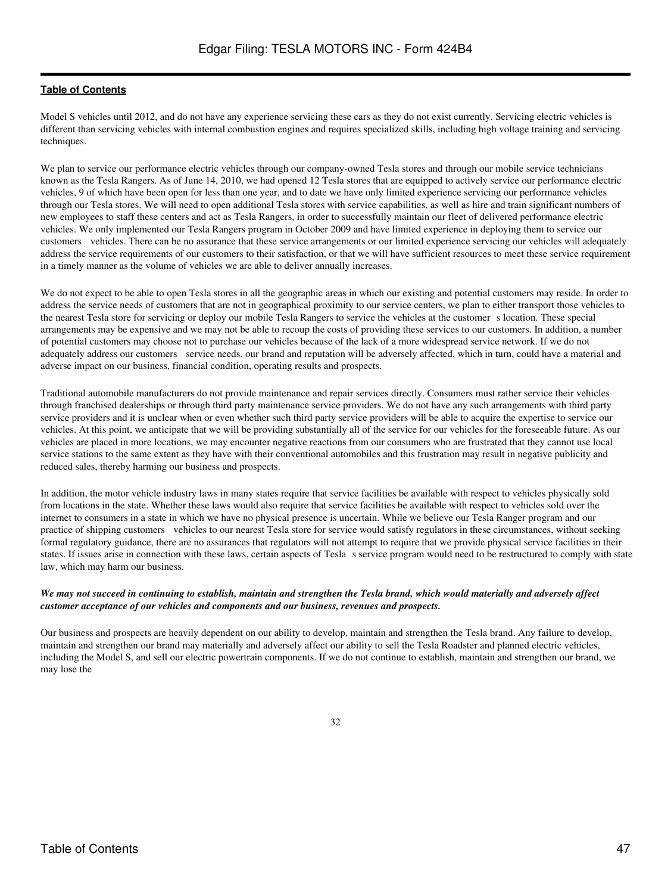Model S vehicles until 2012, and do not have any experience servicing these cars as they do not exist currently. Servicing electric vehicles is different than servicing vehicles with internal combustion engines and requires specialized skills, including high voltage training and servicing techniques.

We plan to service our performance electric vehicles through our company-owned Tesla stores and through our mobile service technicians known as the Tesla Rangers. As of June 14, 2010, we had opened 12 Tesla stores that are equipped to actively service our performance electric vehicles, 9 of which have been open for less than one year, and to date we have only limited experience servicing our performance vehicles through our Tesla stores. We will need to open additional Tesla stores with service capabilities, as well as hire and train significant numbers of new employees to staff these centers and act as Tesla Rangers, in order to successfully maintain our fleet of delivered performance electric vehicles. We only implemented our Tesla Rangers program in October 2009 and have limited experience in deploying them to service our customers vehicles. There can be no assurance that these service arrangements or our limited experience servicing our vehicles will adequately address the service requirements of our customers to their satisfaction, or that we will have sufficient resources to meet these service requirement in a timely manner as the volume of vehicles we are able to deliver annually increases.

We do not expect to be able to open Tesla stores in all the geographic areas in which our existing and potential customers may reside. In order to address the service needs of customers that are not in geographical proximity to our service centers, we plan to either transport those vehicles to the nearest Tesla store for servicing or deploy our mobile Tesla Rangers to service the vehicles at the customer s location. These special arrangements may be expensive and we may not be able to recoup the costs of providing these services to our customers. In addition, a number of potential customers may choose not to purchase our vehicles because of the lack of a more widespread service network. If we do not adequately address our customers service needs, our brand and reputation will be adversely affected, which in turn, could have a material and adverse impact on our business, financial condition, operating results and prospects.

Traditional automobile manufacturers do not provide maintenance and repair services directly. Consumers must rather service their vehicles through franchised dealerships or through third party maintenance service providers. We do not have any such arrangements with third party service providers and it is unclear when or even whether such third party service providers will be able to acquire the expertise to service our vehicles. At this point, we anticipate that we will be providing substantially all of the service for our vehicles for the foreseeable future. As our vehicles are placed in more locations, we may encounter negative reactions from our consumers who are frustrated that they cannot use local service stations to the same extent as they have with their conventional automobiles and this frustration may result in negative publicity and reduced sales, thereby harming our business and prospects.

In addition, the motor vehicle industry laws in many states require that service facilities be available with respect to vehicles physically sold from locations in the state. Whether these laws would also require that service facilities be available with respect to vehicles sold over the internet to consumers in a state in which we have no physical presence is uncertain. While we believe our Tesla Ranger program and our practice of shipping customers vehicles to our nearest Tesla store for service would satisfy regulators in these circumstances, without seeking formal regulatory guidance, there are no assurances that regulators will not attempt to require that we provide physical service facilities in their states. If issues arise in connection with these laws, certain aspects of Tesla s service program would need to be restructured to comply with state law, which may harm our business.

***We may not succeed in continuing to establish, maintain and strengthen the Tesla brand, which would materially and adversely affect customer acceptance of our vehicles and components and our business, revenues and prospects.***

Our business and prospects are heavily dependent on our ability to develop, maintain and strengthen the Tesla brand. Any failure to develop, maintain and strengthen our brand may materially and adversely affect our ability to sell the Tesla Roadster and planned electric vehicles, including the Model S, and sell our electric powertrain components. If we do not continue to establish, maintain and strengthen our brand, we may lose the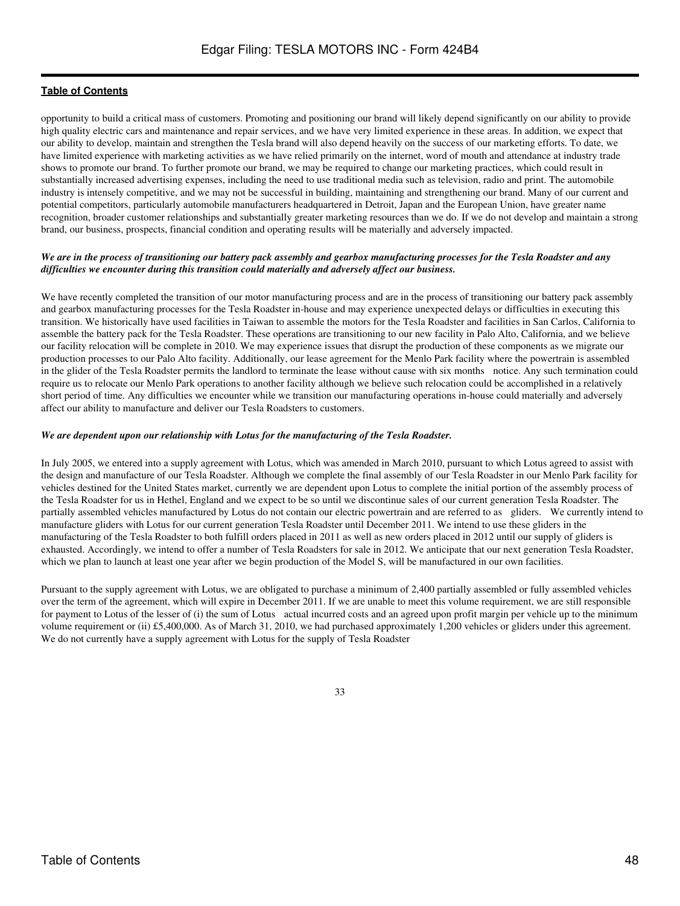opportunity to build a critical mass of customers. Promoting and positioning our brand will likely depend significantly on our ability to provide high quality electric cars and maintenance and repair services, and we have very limited experience in these areas. In addition, we expect that our ability to develop, maintain and strengthen the Tesla brand will also depend heavily on the success of our marketing efforts. To date, we have limited experience with marketing activities as we have relied primarily on the internet, word of mouth and attendance at industry trade shows to promote our brand. To further promote our brand, we may be required to change our marketing practices, which could result in substantially increased advertising expenses, including the need to use traditional media such as television, radio and print. The automobile industry is intensely competitive, and we may not be successful in building, maintaining and strengthening our brand. Many of our current and potential competitors, particularly automobile manufacturers headquartered in Detroit, Japan and the European Union, have greater name recognition, broader customer relationships and substantially greater marketing resources than we do. If we do not develop and maintain a strong brand, our business, prospects, financial condition and operating results will be materially and adversely impacted.

***We are in the process of transitioning our battery pack assembly and gearbox manufacturing processes for the Tesla Roadster and any difficulties we encounter during this transition could materially and adversely affect our business.***

We have recently completed the transition of our motor manufacturing process and are in the process of transitioning our battery pack assembly and gearbox manufacturing processes for the Tesla Roadster in-house and may experience unexpected delays or difficulties in executing this transition. We historically have used facilities in Taiwan to assemble the motors for the Tesla Roadster and facilities in San Carlos, California to assemble the battery pack for the Tesla Roadster. These operations are transitioning to our new facility in Palo Alto, California, and we believe our facility relocation will be complete in 2010. We may experience issues that disrupt the production of these components as we migrate our production processes to our Palo Alto facility. Additionally, our lease agreement for the Menlo Park facility where the powertrain is assembled in the glider of the Tesla Roadster permits the landlord to terminate the lease without cause with six months notice. Any such termination could require us to relocate our Menlo Park operations to another facility although we believe such relocation could be accomplished in a relatively short period of time. Any difficulties we encounter while we transition our manufacturing operations in-house could materially and adversely affect our ability to manufacture and deliver our Tesla Roadsters to customers.

***We are dependent upon our relationship with Lotus for the manufacturing of the Tesla Roadster.***

In July 2005, we entered into a supply agreement with Lotus, which was amended in March 2010, pursuant to which Lotus agreed to assist with the design and manufacture of our Tesla Roadster. Although we complete the final assembly of our Tesla Roadster in our Menlo Park facility for vehicles destined for the United States market, currently we are dependent upon Lotus to complete the initial portion of the assembly process of the Tesla Roadster for us in Hethel, England and we expect to be so until we discontinue sales of our current generation Tesla Roadster. The partially assembled vehicles manufactured by Lotus do not contain our electric powertrain and are referred to as gliders. We currently intend to manufacture gliders with Lotus for our current generation Tesla Roadster until December 2011. We intend to use these gliders in the manufacturing of the Tesla Roadster to both fulfill orders placed in 2011 as well as new orders placed in 2012 until our supply of gliders is exhausted. Accordingly, we intend to offer a number of Tesla Roadsters for sale in 2012. We anticipate that our next generation Tesla Roadster, which we plan to launch at least one year after we begin production of the Model S, will be manufactured in our own facilities.

Pursuant to the supply agreement with Lotus, we are obligated to purchase a minimum of 2,400 partially assembled or fully assembled vehicles over the term of the agreement, which will expire in December 2011. If we are unable to meet this volume requirement, we are still responsible for payment to Lotus of the lesser of (i) the sum of Lotus actual incurred costs and an agreed upon profit margin per vehicle up to the minimum volume requirement or (ii) £5,400,000. As of March 31, 2010, we had purchased approximately 1,200 vehicles or gliders under this agreement. We do not currently have a supply agreement with Lotus for the supply of Tesla Roadster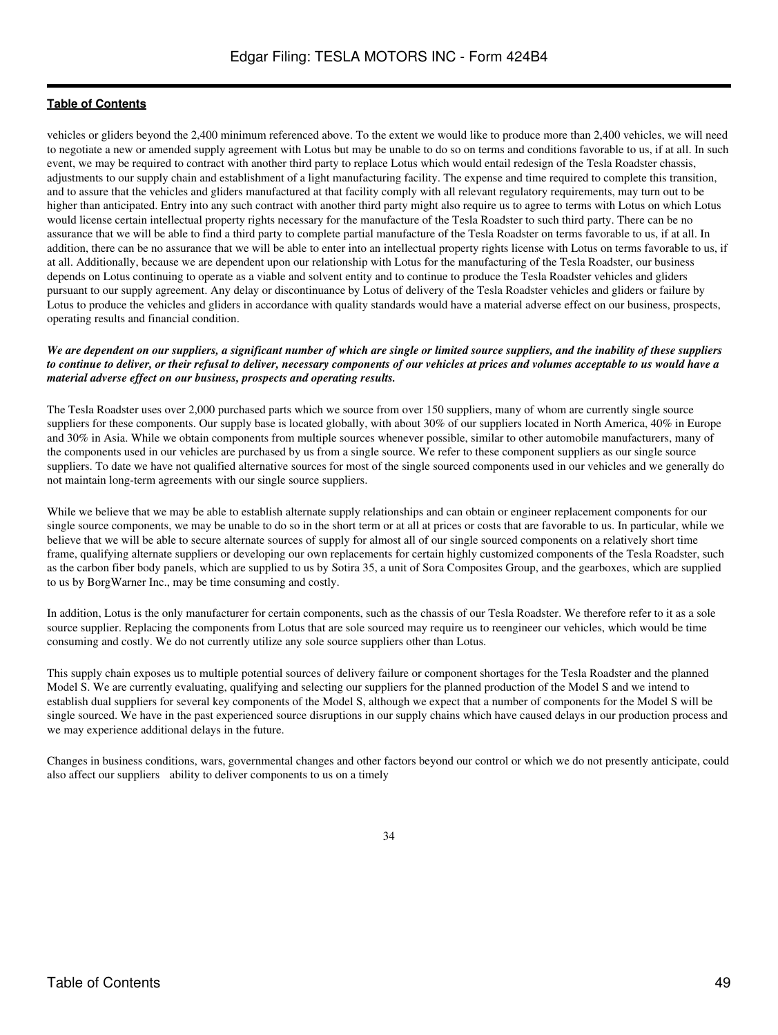vehicles or gliders beyond the 2,400 minimum referenced above. To the extent we would like to produce more than 2,400 vehicles, we will need to negotiate a new or amended supply agreement with Lotus but may be unable to do so on terms and conditions favorable to us, if at all. In such event, we may be required to contract with another third party to replace Lotus which would entail redesign of the Tesla Roadster chassis, adjustments to our supply chain and establishment of a light manufacturing facility. The expense and time required to complete this transition, and to assure that the vehicles and gliders manufactured at that facility comply with all relevant regulatory requirements, may turn out to be higher than anticipated. Entry into any such contract with another third party might also require us to agree to terms with Lotus on which Lotus would license certain intellectual property rights necessary for the manufacture of the Tesla Roadster to such third party. There can be no assurance that we will be able to find a third party to complete partial manufacture of the Tesla Roadster on terms favorable to us, if at all. In addition, there can be no assurance that we will be able to enter into an intellectual property rights license with Lotus on terms favorable to us, if at all. Additionally, because we are dependent upon our relationship with Lotus for the manufacturing of the Tesla Roadster, our business depends on Lotus continuing to operate as a viable and solvent entity and to continue to produce the Tesla Roadster vehicles and gliders pursuant to our supply agreement. Any delay or discontinuance by Lotus of delivery of the Tesla Roadster vehicles and gliders or failure by Lotus to produce the vehicles and gliders in accordance with quality standards would have a material adverse effect on our business, prospects, operating results and financial condition.

***We are dependent on our suppliers, a significant number of which are single or limited source suppliers, and the inability of these suppliers to continue to deliver, or their refusal to deliver, necessary components of our vehicles at prices and volumes acceptable to us would have a material adverse effect on our business, prospects and operating results.***

The Tesla Roadster uses over 2,000 purchased parts which we source from over 150 suppliers, many of whom are currently single source suppliers for these components. Our supply base is located globally, with about 30% of our suppliers located in North America, 40% in Europe and 30% in Asia. While we obtain components from multiple sources whenever possible, similar to other automobile manufacturers, many of the components used in our vehicles are purchased by us from a single source. We refer to these component suppliers as our single source suppliers. To date we have not qualified alternative sources for most of the single sourced components used in our vehicles and we generally do not maintain long-term agreements with our single source suppliers.

While we believe that we may be able to establish alternate supply relationships and can obtain or engineer replacement components for our single source components, we may be unable to do so in the short term or at all at prices or costs that are favorable to us. In particular, while we believe that we will be able to secure alternate sources of supply for almost all of our single sourced components on a relatively short time frame, qualifying alternate suppliers or developing our own replacements for certain highly customized components of the Tesla Roadster, such as the carbon fiber body panels, which are supplied to us by Sotira 35, a unit of Sora Composites Group, and the gearboxes, which are supplied to us by BorgWarner Inc., may be time consuming and costly.

In addition, Lotus is the only manufacturer for certain components, such as the chassis of our Tesla Roadster. We therefore refer to it as a sole source supplier. Replacing the components from Lotus that are sole sourced may require us to reengineer our vehicles, which would be time consuming and costly. We do not currently utilize any sole source suppliers other than Lotus.

This supply chain exposes us to multiple potential sources of delivery failure or component shortages for the Tesla Roadster and the planned Model S. We are currently evaluating, qualifying and selecting our suppliers for the planned production of the Model S and we intend to establish dual suppliers for several key components of the Model S, although we expect that a number of components for the Model S will be single sourced. We have in the past experienced source disruptions in our supply chains which have caused delays in our production process and we may experience additional delays in the future.

Changes in business conditions, wars, governmental changes and other factors beyond our control or which we do not presently anticipate, could also affect our suppliers ability to deliver components to us on a timely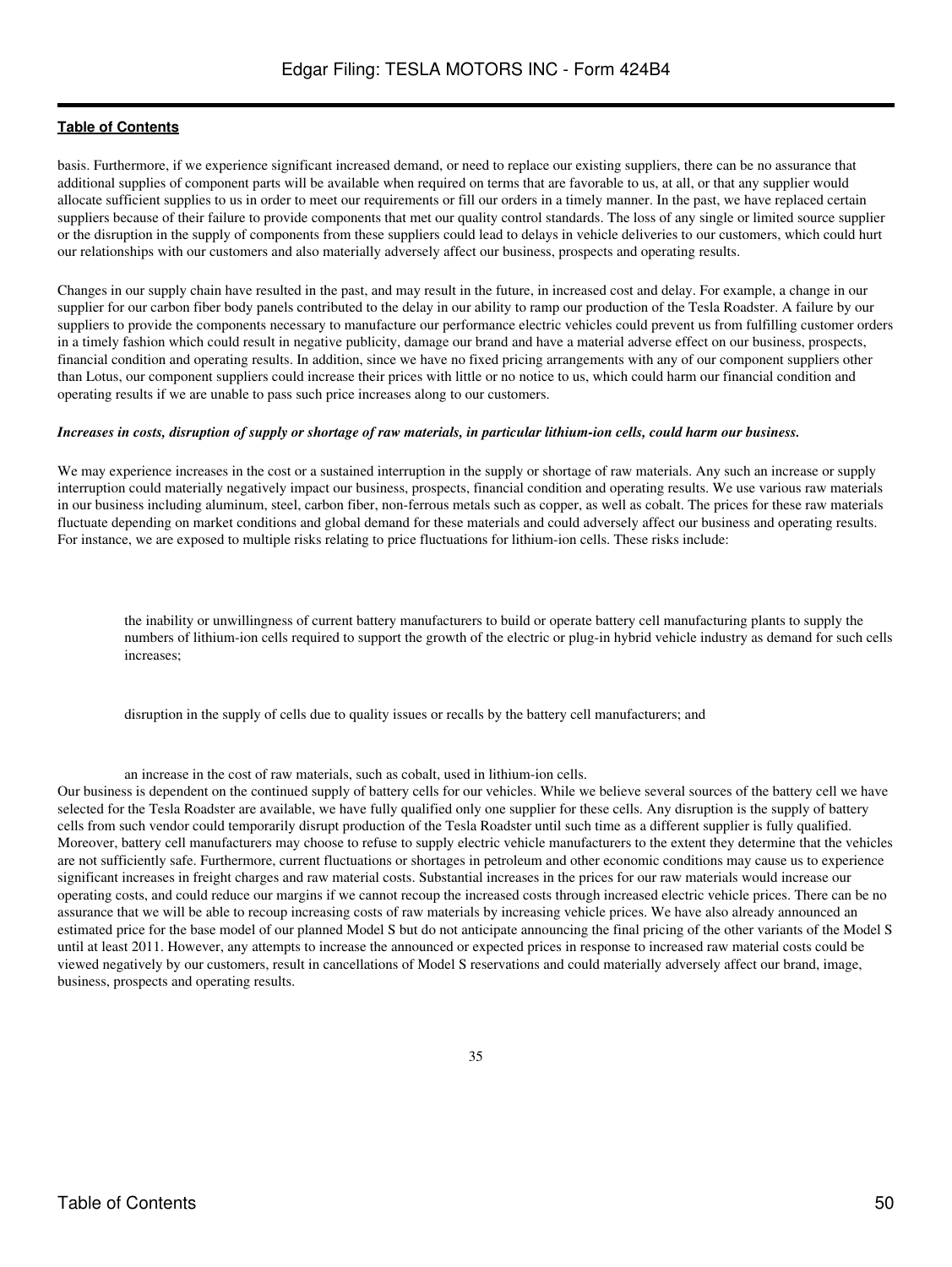basis. Furthermore, if we experience significant increased demand, or need to replace our existing suppliers, there can be no assurance that additional supplies of component parts will be available when required on terms that are favorable to us, at all, or that any supplier would allocate sufficient supplies to us in order to meet our requirements or fill our orders in a timely manner. In the past, we have replaced certain suppliers because of their failure to provide components that met our quality control standards. The loss of any single or limited source supplier or the disruption in the supply of components from these suppliers could lead to delays in vehicle deliveries to our customers, which could hurt our relationships with our customers and also materially adversely affect our business, prospects and operating results.

Changes in our supply chain have resulted in the past, and may result in the future, in increased cost and delay. For example, a change in our supplier for our carbon fiber body panels contributed to the delay in our ability to ramp our production of the Tesla Roadster. A failure by our suppliers to provide the components necessary to manufacture our performance electric vehicles could prevent us from fulfilling customer orders in a timely fashion which could result in negative publicity, damage our brand and have a material adverse effect on our business, prospects, financial condition and operating results. In addition, since we have no fixed pricing arrangements with any of our component suppliers other than Lotus, our component suppliers could increase their prices with little or no notice to us, which could harm our financial condition and operating results if we are unable to pass such price increases along to our customers.

***Increases in costs, disruption of supply or shortage of raw materials, in particular lithium-ion cells, could harm our business.***

We may experience increases in the cost or a sustained interruption in the supply or shortage of raw materials. Any such an increase or supply interruption could materially negatively impact our business, prospects, financial condition and operating results. We use various raw materials in our business including aluminum, steel, carbon fiber, non-ferrous metals such as copper, as well as cobalt. The prices for these raw materials fluctuate depending on market conditions and global demand for these materials and could adversely affect our business and operating results. For instance, we are exposed to multiple risks relating to price fluctuations for lithium-ion cells. These risks include:

- the inability or unwillingness of current battery manufacturers to build or operate battery cell manufacturing plants to supply the numbers of lithium-ion cells required to support the growth of the electric or plug-in hybrid vehicle industry as demand for such cells increases;

- disruption in the supply of cells due to quality issues or recalls by the battery cell manufacturers; and

- an increase in the cost of raw materials, such as cobalt, used in lithium-ion cells.

Our business is dependent on the continued supply of battery cells for our vehicles. While we believe several sources of the battery cell we have selected for the Tesla Roadster are available, we have fully qualified only one supplier for these cells. Any disruption is the supply of battery cells from such vendor could temporarily disrupt production of the Tesla Roadster until such time as a different supplier is fully qualified. Moreover, battery cell manufacturers may choose to refuse to supply electric vehicle manufacturers to the extent they determine that the vehicles are not sufficiently safe. Furthermore, current fluctuations or shortages in petroleum and other economic conditions may cause us to experience significant increases in freight charges and raw material costs. Substantial increases in the prices for our raw materials would increase our operating costs, and could reduce our margins if we cannot recoup the increased costs through increased electric vehicle prices. There can be no assurance that we will be able to recoup increasing costs of raw materials by increasing vehicle prices. We have also already announced an estimated price for the base model of our planned Model S but do not anticipate announcing the final pricing of the other variants of the Model S until at least 2011. However, any attempts to increase the announced or expected prices in response to increased raw material costs could be viewed negatively by our customers, result in cancellations of Model S reservations and could materially adversely affect our brand, image, business, prospects and operating results.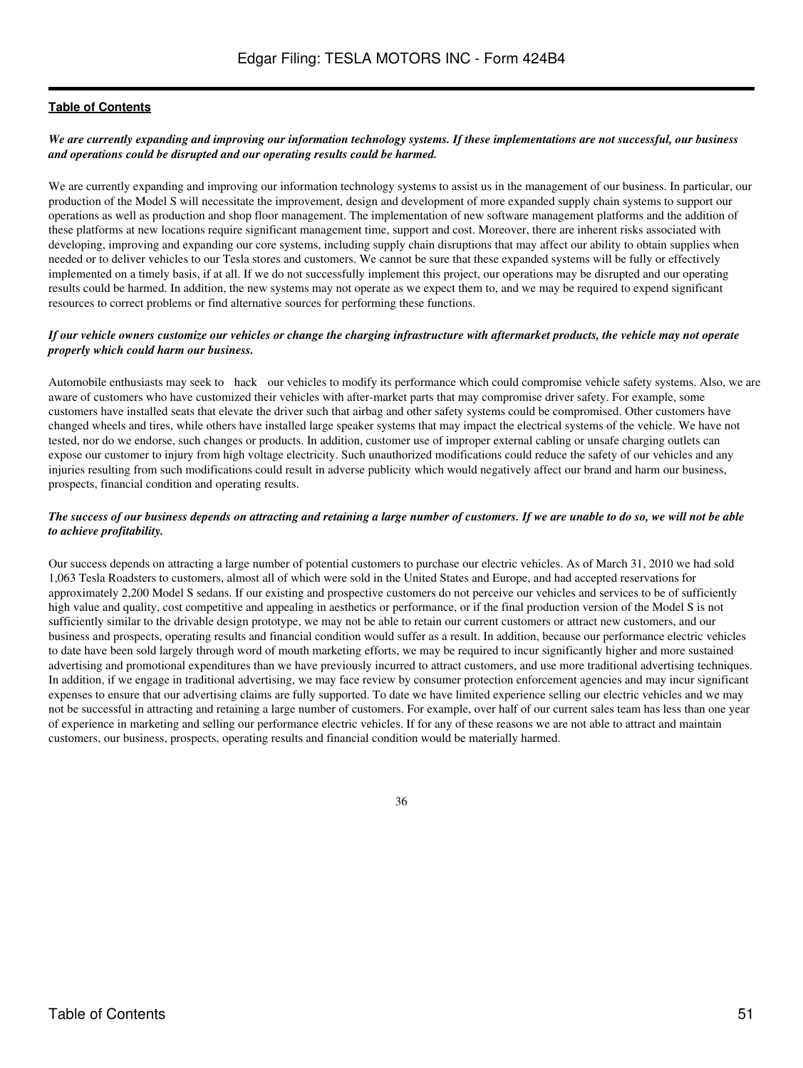***We are currently expanding and improving our information technology systems. If these implementations are not successful, our business and operations could be disrupted and our operating results could be harmed.***

We are currently expanding and improving our information technology systems to assist us in the management of our business. In particular, our production of the Model S will necessitate the improvement, design and development of more expanded supply chain systems to support our operations as well as production and shop floor management. The implementation of new software management platforms and the addition of these platforms at new locations require significant management time, support and cost. Moreover, there are inherent risks associated with developing, improving and expanding our core systems, including supply chain disruptions that may affect our ability to obtain supplies when needed or to deliver vehicles to our Tesla stores and customers. We cannot be sure that these expanded systems will be fully or effectively implemented on a timely basis, if at all. If we do not successfully implement this project, our operations may be disrupted and our operating results could be harmed. In addition, the new systems may not operate as we expect them to, and we may be required to expend significant resources to correct problems or find alternative sources for performing these functions.

***If our vehicle owners customize our vehicles or change the charging infrastructure with aftermarket products, the vehicle may not operate properly which could harm our business.***

Automobile enthusiasts may seek to hack our vehicles to modify its performance which could compromise vehicle safety systems. Also, we are aware of customers who have customized their vehicles with after-market parts that may compromise driver safety. For example, some customers have installed seats that elevate the driver such that airbag and other safety systems could be compromised. Other customers have changed wheels and tires, while others have installed large speaker systems that may impact the electrical systems of the vehicle. We have not tested, nor do we endorse, such changes or products. In addition, customer use of improper external cabling or unsafe charging outlets can expose our customer to injury from high voltage electricity. Such unauthorized modifications could reduce the safety of our vehicles and any injuries resulting from such modifications could result in adverse publicity which would negatively affect our brand and harm our business, prospects, financial condition and operating results.

***The success of our business depends on attracting and retaining a large number of customers. If we are unable to do so, we will not be able to achieve profitability.***

Our success depends on attracting a large number of potential customers to purchase our electric vehicles. As of March 31, 2010 we had sold 1,063 Tesla Roadsters to customers, almost all of which were sold in the United States and Europe, and had accepted reservations for approximately 2,200 Model S sedans. If our existing and prospective customers do not perceive our vehicles and services to be of sufficiently high value and quality, cost competitive and appealing in aesthetics or performance, or if the final production version of the Model S is not sufficiently similar to the drivable design prototype, we may not be able to retain our current customers or attract new customers, and our business and prospects, operating results and financial condition would suffer as a result. In addition, because our performance electric vehicles to date have been sold largely through word of mouth marketing efforts, we may be required to incur significantly higher and more sustained advertising and promotional expenditures than we have previously incurred to attract customers, and use more traditional advertising techniques. In addition, if we engage in traditional advertising, we may face review by consumer protection enforcement agencies and may incur significant expenses to ensure that our advertising claims are fully supported. To date we have limited experience selling our electric vehicles and we may not be successful in attracting and retaining a large number of customers. For example, over half of our current sales team has less than one year of experience in marketing and selling our performance electric vehicles. If for any of these reasons we are not able to attract and maintain customers, our business, prospects, operating results and financial condition would be materially harmed.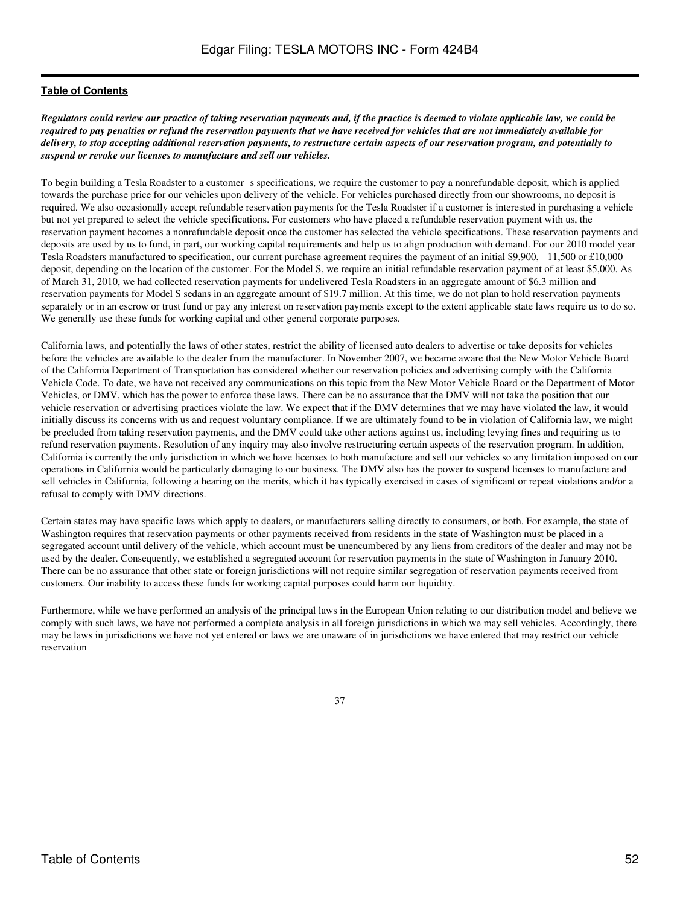*Regulators could review our practice of taking reservation payments and, if the practice is deemed to violate applicable law, we could be required to pay penalties or refund the reservation payments that we have received for vehicles that are not immediately available for delivery, to stop accepting additional reservation payments, to restructure certain aspects of our reservation program, and potentially to suspend or revoke our licenses to manufacture and sell our vehicles.*

To begin building a Tesla Roadster to a customer s specifications, we require the customer to pay a nonrefundable deposit, which is applied towards the purchase price for our vehicles upon delivery of the vehicle. For vehicles purchased directly from our showrooms, no deposit is required. We also occasionally accept refundable reservation payments for the Tesla Roadster if a customer is interested in purchasing a vehicle but not yet prepared to select the vehicle specifications. For customers who have placed a refundable reservation payment with us, the reservation payment becomes a nonrefundable deposit once the customer has selected the vehicle specifications. These reservation payments and deposits are used by us to fund, in part, our working capital requirements and help us to align production with demand. For our 2010 model year Tesla Roadsters manufactured to specification, our current purchase agreement requires the payment of an initial $9,900, 11,500 or £10,000 deposit, depending on the location of the customer. For the Model S, we require an initial refundable reservation payment of at least $5,000. As of March 31, 2010, we had collected reservation payments for undelivered Tesla Roadsters in an aggregate amount of $6.3 million and reservation payments for Model S sedans in an aggregate amount of $19.7 million. At this time, we do not plan to hold reservation payments separately or in an escrow or trust fund or pay any interest on reservation payments except to the extent applicable state laws require us to do so. We generally use these funds for working capital and other general corporate purposes.

California laws, and potentially the laws of other states, restrict the ability of licensed auto dealers to advertise or take deposits for vehicles before the vehicles are available to the dealer from the manufacturer. In November 2007, we became aware that the New Motor Vehicle Board of the California Department of Transportation has considered whether our reservation policies and advertising comply with the California Vehicle Code. To date, we have not received any communications on this topic from the New Motor Vehicle Board or the Department of Motor Vehicles, or DMV, which has the power to enforce these laws. There can be no assurance that the DMV will not take the position that our vehicle reservation or advertising practices violate the law. We expect that if the DMV determines that we may have violated the law, it would initially discuss its concerns with us and request voluntary compliance. If we are ultimately found to be in violation of California law, we might be precluded from taking reservation payments, and the DMV could take other actions against us, including levying fines and requiring us to refund reservation payments. Resolution of any inquiry may also involve restructuring certain aspects of the reservation program. In addition, California is currently the only jurisdiction in which we have licenses to both manufacture and sell our vehicles so any limitation imposed on our operations in California would be particularly damaging to our business. The DMV also has the power to suspend licenses to manufacture and sell vehicles in California, following a hearing on the merits, which it has typically exercised in cases of significant or repeat violations and/or a refusal to comply with DMV directions.

Certain states may have specific laws which apply to dealers, or manufacturers selling directly to consumers, or both. For example, the state of Washington requires that reservation payments or other payments received from residents in the state of Washington must be placed in a segregated account until delivery of the vehicle, which account must be unencumbered by any liens from creditors of the dealer and may not be used by the dealer. Consequently, we established a segregated account for reservation payments in the state of Washington in January 2010. There can be no assurance that other state or foreign jurisdictions will not require similar segregation of reservation payments received from customers. Our inability to access these funds for working capital purposes could harm our liquidity.

Furthermore, while we have performed an analysis of the principal laws in the European Union relating to our distribution model and believe we comply with such laws, we have not performed a complete analysis in all foreign jurisdictions in which we may sell vehicles. Accordingly, there may be laws in jurisdictions we have not yet entered or laws we are unaware of in jurisdictions we have entered that may restrict our vehicle reservation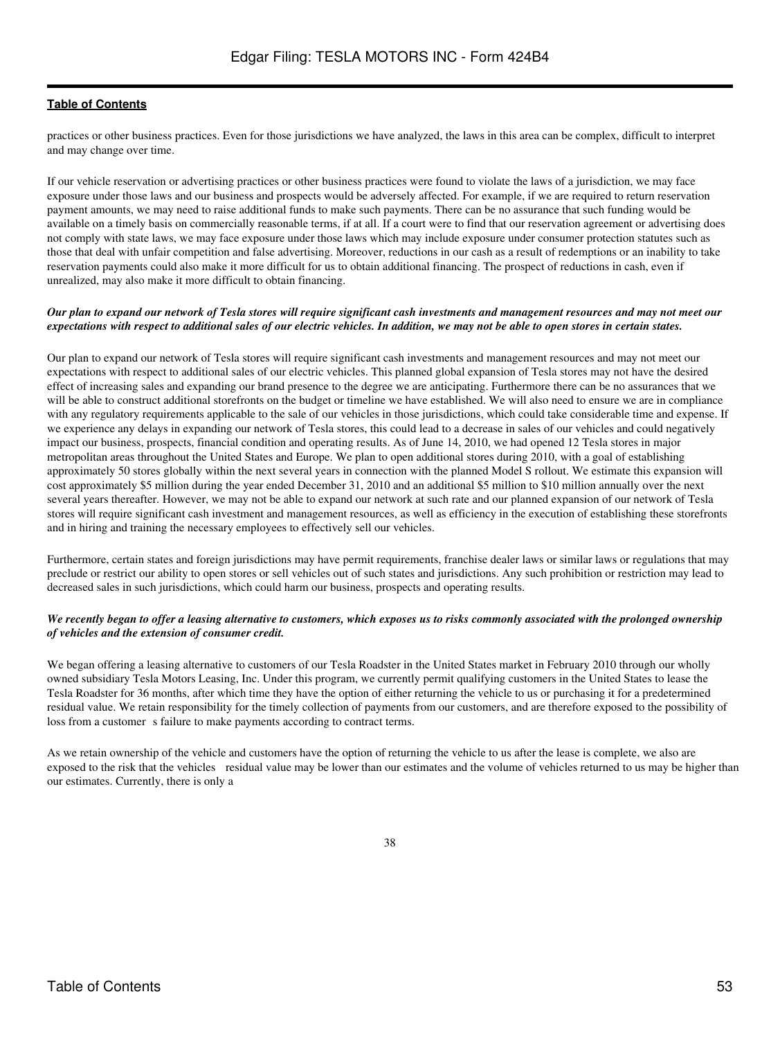practices or other business practices. Even for those jurisdictions we have analyzed, the laws in this area can be complex, difficult to interpret and may change over time.

If our vehicle reservation or advertising practices or other business practices were found to violate the laws of a jurisdiction, we may face exposure under those laws and our business and prospects would be adversely affected. For example, if we are required to return reservation payment amounts, we may need to raise additional funds to make such payments. There can be no assurance that such funding would be available on a timely basis on commercially reasonable terms, if at all. If a court were to find that our reservation agreement or advertising does not comply with state laws, we may face exposure under those laws which may include exposure under consumer protection statutes such as those that deal with unfair competition and false advertising. Moreover, reductions in our cash as a result of redemptions or an inability to take reservation payments could also make it more difficult for us to obtain additional financing. The prospect of reductions in cash, even if unrealized, may also make it more difficult to obtain financing.

***Our plan to expand our network of Tesla stores will require significant cash investments and management resources and may not meet our expectations with respect to additional sales of our electric vehicles. In addition, we may not be able to open stores in certain states.***

Our plan to expand our network of Tesla stores will require significant cash investments and management resources and may not meet our expectations with respect to additional sales of our electric vehicles. This planned global expansion of Tesla stores may not have the desired effect of increasing sales and expanding our brand presence to the degree we are anticipating. Furthermore there can be no assurances that we will be able to construct additional storefronts on the budget or timeline we have established. We will also need to ensure we are in compliance with any regulatory requirements applicable to the sale of our vehicles in those jurisdictions, which could take considerable time and expense. If we experience any delays in expanding our network of Tesla stores, this could lead to a decrease in sales of our vehicles and could negatively impact our business, prospects, financial condition and operating results. As of June 14, 2010, we had opened 12 Tesla stores in major metropolitan areas throughout the United States and Europe. We plan to open additional stores during 2010, with a goal of establishing approximately 50 stores globally within the next several years in connection with the planned Model S rollout. We estimate this expansion will cost approximately $5 million during the year ended December 31, 2010 and an additional $5 million to $10 million annually over the next several years thereafter. However, we may not be able to expand our network at such rate and our planned expansion of our network of Tesla stores will require significant cash investment and management resources, as well as efficiency in the execution of establishing these storefronts and in hiring and training the necessary employees to effectively sell our vehicles.

Furthermore, certain states and foreign jurisdictions may have permit requirements, franchise dealer laws or similar laws or regulations that may preclude or restrict our ability to open stores or sell vehicles out of such states and jurisdictions. Any such prohibition or restriction may lead to decreased sales in such jurisdictions, which could harm our business, prospects and operating results.

***We recently began to offer a leasing alternative to customers, which exposes us to risks commonly associated with the prolonged ownership of vehicles and the extension of consumer credit.***

We began offering a leasing alternative to customers of our Tesla Roadster in the United States market in February 2010 through our wholly owned subsidiary Tesla Motors Leasing, Inc. Under this program, we currently permit qualifying customers in the United States to lease the Tesla Roadster for 36 months, after which time they have the option of either returning the vehicle to us or purchasing it for a predetermined residual value. We retain responsibility for the timely collection of payments from our customers, and are therefore exposed to the possibility of loss from a customer s failure to make payments according to contract terms.

As we retain ownership of the vehicle and customers have the option of returning the vehicle to us after the lease is complete, we also are exposed to the risk that the vehicles residual value may be lower than our estimates and the volume of vehicles returned to us may be higher than our estimates. Currently, there is only a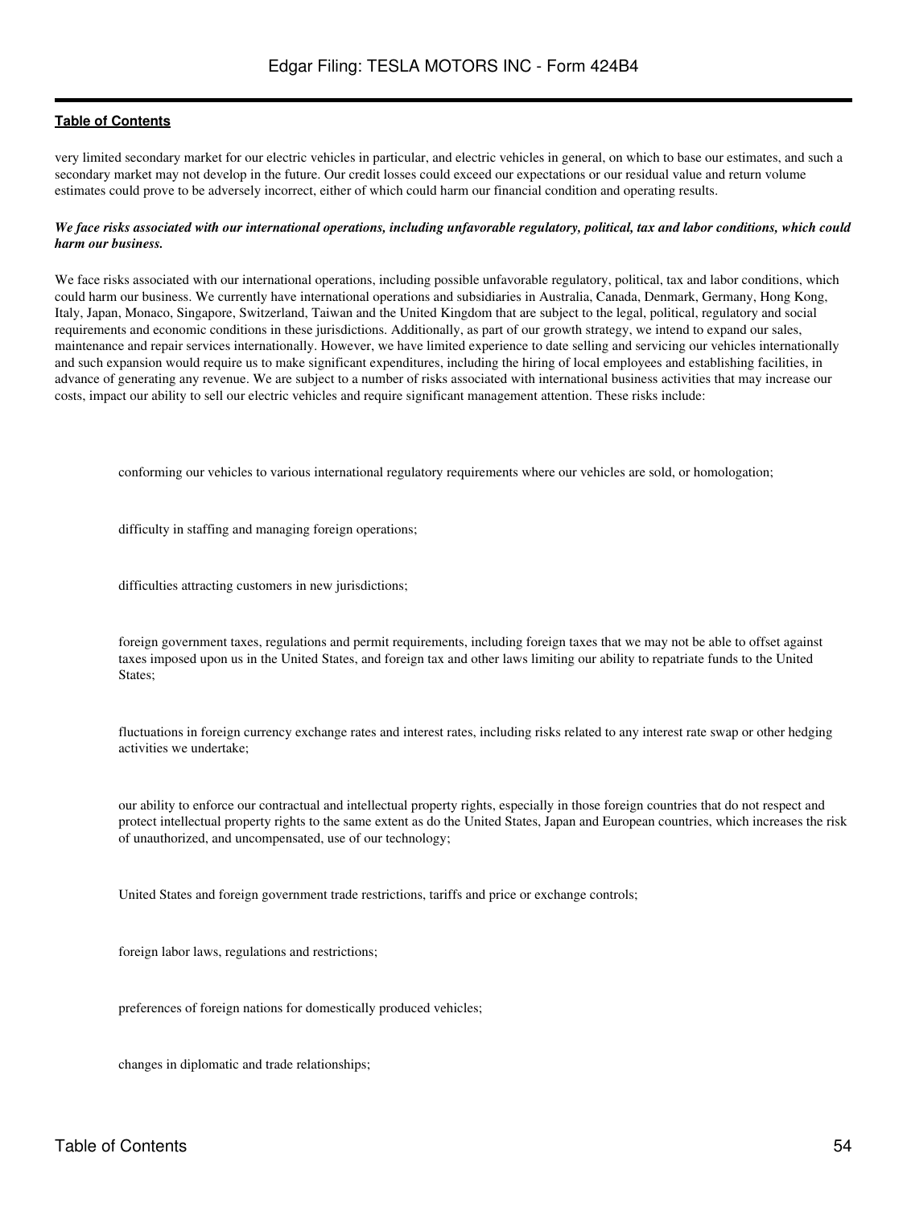very limited secondary market for our electric vehicles in particular, and electric vehicles in general, on which to base our estimates, and such a secondary market may not develop in the future. Our credit losses could exceed our expectations or our residual value and return volume estimates could prove to be adversely incorrect, either of which could harm our financial condition and operating results.

***We face risks associated with our international operations, including unfavorable regulatory, political, tax and labor conditions, which could harm our business.***

We face risks associated with our international operations, including possible unfavorable regulatory, political, tax and labor conditions, which could harm our business. We currently have international operations and subsidiaries in Australia, Canada, Denmark, Germany, Hong Kong, Italy, Japan, Monaco, Singapore, Switzerland, Taiwan and the United Kingdom that are subject to the legal, political, regulatory and social requirements and economic conditions in these jurisdictions. Additionally, as part of our growth strategy, we intend to expand our sales, maintenance and repair services internationally. However, we have limited experience to date selling and servicing our vehicles internationally and such expansion would require us to make significant expenditures, including the hiring of local employees and establishing facilities, in advance of generating any revenue. We are subject to a number of risks associated with international business activities that may increase our costs, impact our ability to sell our electric vehicles and require significant management attention. These risks include:

- conforming our vehicles to various international regulatory requirements where our vehicles are sold, or homologation;
- difficulty in staffing and managing foreign operations;
- difficulties attracting customers in new jurisdictions;
- foreign government taxes, regulations and permit requirements, including foreign taxes that we may not be able to offset against taxes imposed upon us in the United States, and foreign tax and other laws limiting our ability to repatriate funds to the United States;
- fluctuations in foreign currency exchange rates and interest rates, including risks related to any interest rate swap or other hedging activities we undertake;
- our ability to enforce our contractual and intellectual property rights, especially in those foreign countries that do not respect and protect intellectual property rights to the same extent as do the United States, Japan and European countries, which increases the risk of unauthorized, and uncompensated, use of our technology;
- United States and foreign government trade restrictions, tariffs and price or exchange controls;
- foreign labor laws, regulations and restrictions;
- preferences of foreign nations for domestically produced vehicles;
- changes in diplomatic and trade relationships;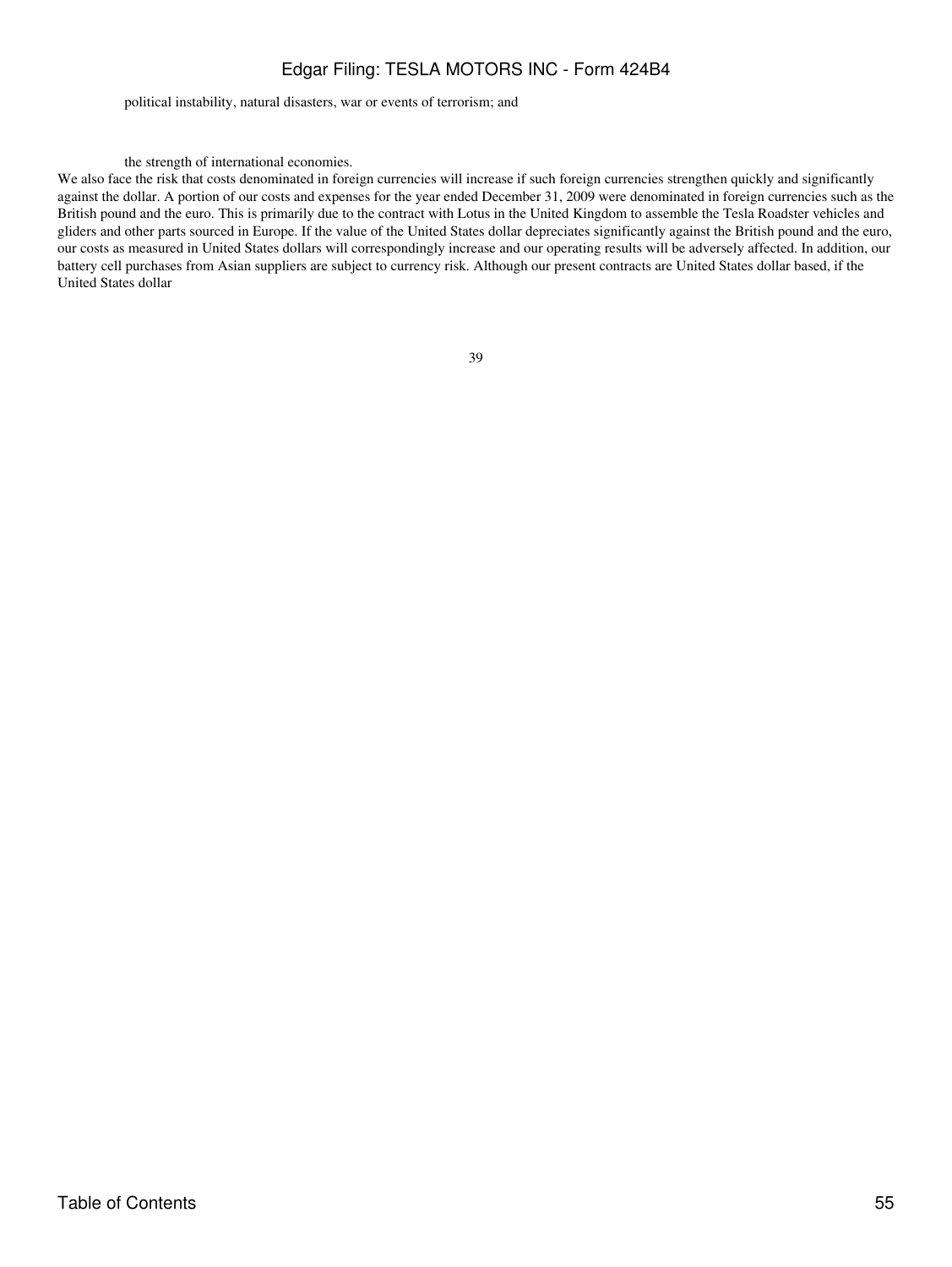- political instability, natural disasters, war or events of terrorism; and

- the strength of international economies.

We also face the risk that costs denominated in foreign currencies will increase if such foreign currencies strengthen quickly and significantly against the dollar. A portion of our costs and expenses for the year ended December 31, 2009 were denominated in foreign currencies such as the British pound and the euro. This is primarily due to the contract with Lotus in the United Kingdom to assemble the Tesla Roadster vehicles and gliders and other parts sourced in Europe. If the value of the United States dollar depreciates significantly against the British pound and the euro, our costs as measured in United States dollars will correspondingly increase and our operating results will be adversely affected. In addition, our battery cell purchases from Asian suppliers are subject to currency risk. Although our present contracts are United States dollar based, if the United States dollar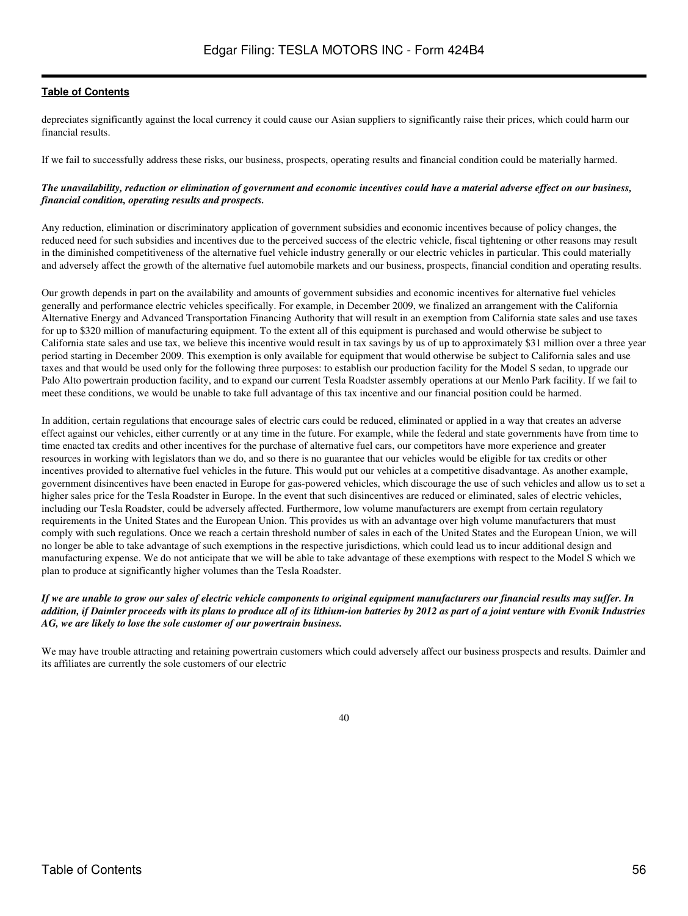depreciates significantly against the local currency it could cause our Asian suppliers to significantly raise their prices, which could harm our financial results.

If we fail to successfully address these risks, our business, prospects, operating results and financial condition could be materially harmed.

***The unavailability, reduction or elimination of government and economic incentives could have a material adverse effect on our business, financial condition, operating results and prospects.***

Any reduction, elimination or discriminatory application of government subsidies and economic incentives because of policy changes, the reduced need for such subsidies and incentives due to the perceived success of the electric vehicle, fiscal tightening or other reasons may result in the diminished competitiveness of the alternative fuel vehicle industry generally or our electric vehicles in particular. This could materially and adversely affect the growth of the alternative fuel automobile markets and our business, prospects, financial condition and operating results.

Our growth depends in part on the availability and amounts of government subsidies and economic incentives for alternative fuel vehicles generally and performance electric vehicles specifically. For example, in December 2009, we finalized an arrangement with the California Alternative Energy and Advanced Transportation Financing Authority that will result in an exemption from California state sales and use taxes for up to $320 million of manufacturing equipment. To the extent all of this equipment is purchased and would otherwise be subject to California state sales and use tax, we believe this incentive would result in tax savings by us of up to approximately $31 million over a three year period starting in December 2009. This exemption is only available for equipment that would otherwise be subject to California sales and use taxes and that would be used only for the following three purposes: to establish our production facility for the Model S sedan, to upgrade our Palo Alto powertrain production facility, and to expand our current Tesla Roadster assembly operations at our Menlo Park facility. If we fail to meet these conditions, we would be unable to take full advantage of this tax incentive and our financial position could be harmed.

In addition, certain regulations that encourage sales of electric cars could be reduced, eliminated or applied in a way that creates an adverse effect against our vehicles, either currently or at any time in the future. For example, while the federal and state governments have from time to time enacted tax credits and other incentives for the purchase of alternative fuel cars, our competitors have more experience and greater resources in working with legislators than we do, and so there is no guarantee that our vehicles would be eligible for tax credits or other incentives provided to alternative fuel vehicles in the future. This would put our vehicles at a competitive disadvantage. As another example, government disincentives have been enacted in Europe for gas-powered vehicles, which discourage the use of such vehicles and allow us to set a higher sales price for the Tesla Roadster in Europe. In the event that such disincentives are reduced or eliminated, sales of electric vehicles, including our Tesla Roadster, could be adversely affected. Furthermore, low volume manufacturers are exempt from certain regulatory requirements in the United States and the European Union. This provides us with an advantage over high volume manufacturers that must comply with such regulations. Once we reach a certain threshold number of sales in each of the United States and the European Union, we will no longer be able to take advantage of such exemptions in the respective jurisdictions, which could lead us to incur additional design and manufacturing expense. We do not anticipate that we will be able to take advantage of these exemptions with respect to the Model S which we plan to produce at significantly higher volumes than the Tesla Roadster.

***If we are unable to grow our sales of electric vehicle components to original equipment manufacturers our financial results may suffer. In addition, if Daimler proceeds with its plans to produce all of its lithium-ion batteries by 2012 as part of a joint venture with Evonik Industries AG, we are likely to lose the sole customer of our powertrain business.***

We may have trouble attracting and retaining powertrain customers which could adversely affect our business prospects and results. Daimler and its affiliates are currently the sole customers of our electric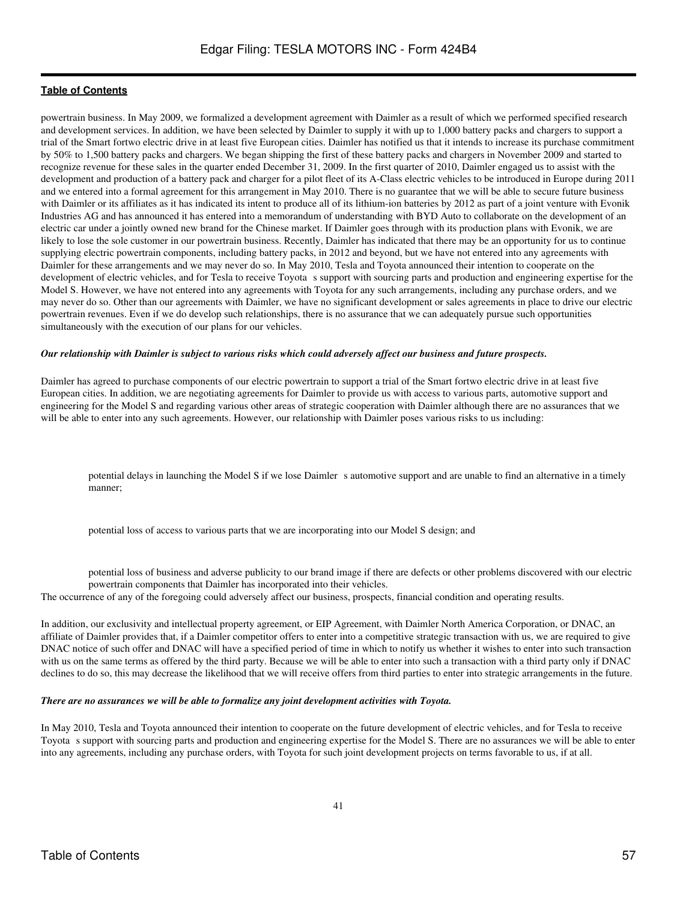powertrain business. In May 2009, we formalized a development agreement with Daimler as a result of which we performed specified research and development services. In addition, we have been selected by Daimler to supply it with up to 1,000 battery packs and chargers to support a trial of the Smart fortwo electric drive in at least five European cities. Daimler has notified us that it intends to increase its purchase commitment by 50% to 1,500 battery packs and chargers. We began shipping the first of these battery packs and chargers in November 2009 and started to recognize revenue for these sales in the quarter ended December 31, 2009. In the first quarter of 2010, Daimler engaged us to assist with the development and production of a battery pack and charger for a pilot fleet of its A-Class electric vehicles to be introduced in Europe during 2011 and we entered into a formal agreement for this arrangement in May 2010. There is no guarantee that we will be able to secure future business with Daimler or its affiliates as it has indicated its intent to produce all of its lithium-ion batteries by 2012 as part of a joint venture with Evonik Industries AG and has announced it has entered into a memorandum of understanding with BYD Auto to collaborate on the development of an electric car under a jointly owned new brand for the Chinese market. If Daimler goes through with its production plans with Evonik, we are likely to lose the sole customer in our powertrain business. Recently, Daimler has indicated that there may be an opportunity for us to continue supplying electric powertrain components, including battery packs, in 2012 and beyond, but we have not entered into any agreements with Daimler for these arrangements and we may never do so. In May 2010, Tesla and Toyota announced their intention to cooperate on the development of electric vehicles, and for Tesla to receive Toyota s support with sourcing parts and production and engineering expertise for the Model S. However, we have not entered into any agreements with Toyota for any such arrangements, including any purchase orders, and we may never do so. Other than our agreements with Daimler, we have no significant development or sales agreements in place to drive our electric powertrain revenues. Even if we do develop such relationships, there is no assurance that we can adequately pursue such opportunities simultaneously with the execution of our plans for our vehicles.

***Our relationship with Daimler is subject to various risks which could adversely affect our business and future prospects.***

Daimler has agreed to purchase components of our electric powertrain to support a trial of the Smart fortwo electric drive in at least five European cities. In addition, we are negotiating agreements for Daimler to provide us with access to various parts, automotive support and engineering for the Model S and regarding various other areas of strategic cooperation with Daimler although there are no assurances that we will be able to enter into any such agreements. However, our relationship with Daimler poses various risks to us including:

- potential delays in launching the Model S if we lose Daimler s automotive support and are unable to find an alternative in a timely manner;
- potential loss of access to various parts that we are incorporating into our Model S design; and
- potential loss of business and adverse publicity to our brand image if there are defects or other problems discovered with our electric powertrain components that Daimler has incorporated into their vehicles.

The occurrence of any of the foregoing could adversely affect our business, prospects, financial condition and operating results.

In addition, our exclusivity and intellectual property agreement, or EIP Agreement, with Daimler North America Corporation, or DNAC, an affiliate of Daimler provides that, if a Daimler competitor offers to enter into a competitive strategic transaction with us, we are required to give DNAC notice of such offer and DNAC will have a specified period of time in which to notify us whether it wishes to enter into such transaction with us on the same terms as offered by the third party. Because we will be able to enter into such a transaction with a third party only if DNAC declines to do so, this may decrease the likelihood that we will receive offers from third parties to enter into strategic arrangements in the future.

***There are no assurances we will be able to formalize any joint development activities with Toyota.***

In May 2010, Tesla and Toyota announced their intention to cooperate on the future development of electric vehicles, and for Tesla to receive Toyota s support with sourcing parts and production and engineering expertise for the Model S. There are no assurances we will be able to enter into any agreements, including any purchase orders, with Toyota for such joint development projects on terms favorable to us, if at all.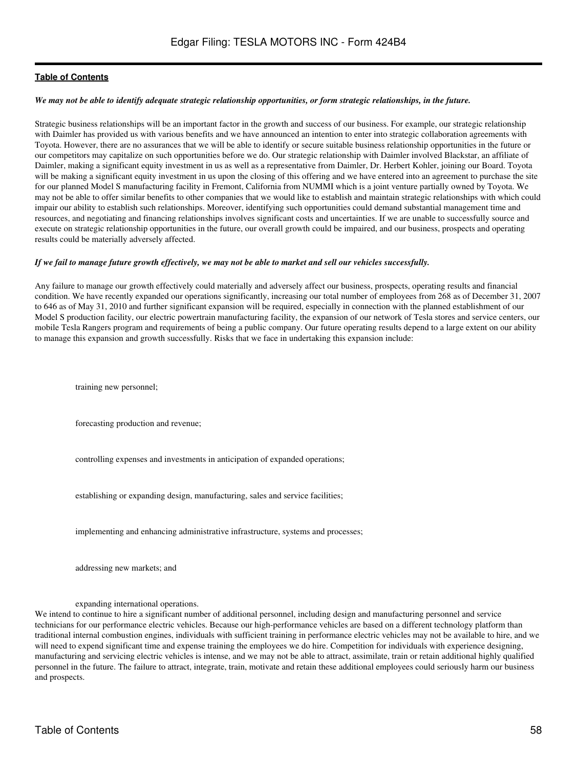**Table of Contents**

***We may not be able to identify adequate strategic relationship opportunities, or form strategic relationships, in the future.***

Strategic business relationships will be an important factor in the growth and success of our business. For example, our strategic relationship with Daimler has provided us with various benefits and we have announced an intention to enter into strategic collaboration agreements with Toyota. However, there are no assurances that we will be able to identify or secure suitable business relationship opportunities in the future or our competitors may capitalize on such opportunities before we do. Our strategic relationship with Daimler involved Blackstar, an affiliate of Daimler, making a significant equity investment in us as well as a representative from Daimler, Dr. Herbert Kohler, joining our Board. Toyota will be making a significant equity investment in us upon the closing of this offering and we have entered into an agreement to purchase the site for our planned Model S manufacturing facility in Fremont, California from NUMMI which is a joint venture partially owned by Toyota. We may not be able to offer similar benefits to other companies that we would like to establish and maintain strategic relationships with which could impair our ability to establish such relationships. Moreover, identifying such opportunities could demand substantial management time and resources, and negotiating and financing relationships involves significant costs and uncertainties. If we are unable to successfully source and execute on strategic relationship opportunities in the future, our overall growth could be impaired, and our business, prospects and operating results could be materially adversely affected.

***If we fail to manage future growth effectively, we may not be able to market and sell our vehicles successfully.***

Any failure to manage our growth effectively could materially and adversely affect our business, prospects, operating results and financial condition. We have recently expanded our operations significantly, increasing our total number of employees from 268 as of December 31, 2007 to 646 as of May 31, 2010 and further significant expansion will be required, especially in connection with the planned establishment of our Model S production facility, our electric powertrain manufacturing facility, the expansion of our network of Tesla stores and service centers, our mobile Tesla Rangers program and requirements of being a public company. Our future operating results depend to a large extent on our ability to manage this expansion and growth successfully. Risks that we face in undertaking this expansion include:

- training new personnel;
- forecasting production and revenue;
- controlling expenses and investments in anticipation of expanded operations;
- establishing or expanding design, manufacturing, sales and service facilities;
- implementing and enhancing administrative infrastructure, systems and processes;
- addressing new markets; and
- expanding international operations.

We intend to continue to hire a significant number of additional personnel, including design and manufacturing personnel and service technicians for our performance electric vehicles. Because our high-performance vehicles are based on a different technology platform than traditional internal combustion engines, individuals with sufficient training in performance electric vehicles may not be available to hire, and we will need to expend significant time and expense training the employees we do hire. Competition for individuals with experience designing, manufacturing and servicing electric vehicles is intense, and we may not be able to attract, assimilate, train or retain additional highly qualified personnel in the future. The failure to attract, integrate, train, motivate and retain these additional employees could seriously harm our business and prospects.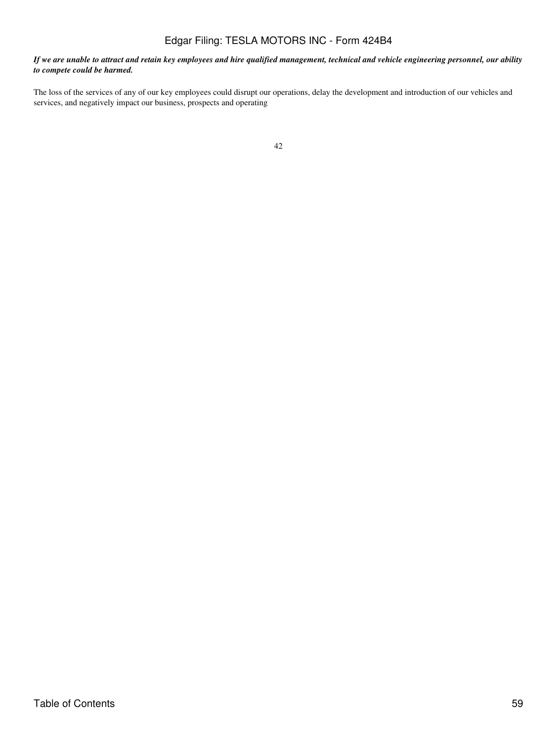***If we are unable to attract and retain key employees and hire qualified management, technical and vehicle engineering personnel, our ability to compete could be harmed.***

The loss of the services of any of our key employees could disrupt our operations, delay the development and introduction of our vehicles and services, and negatively impact our business, prospects and operating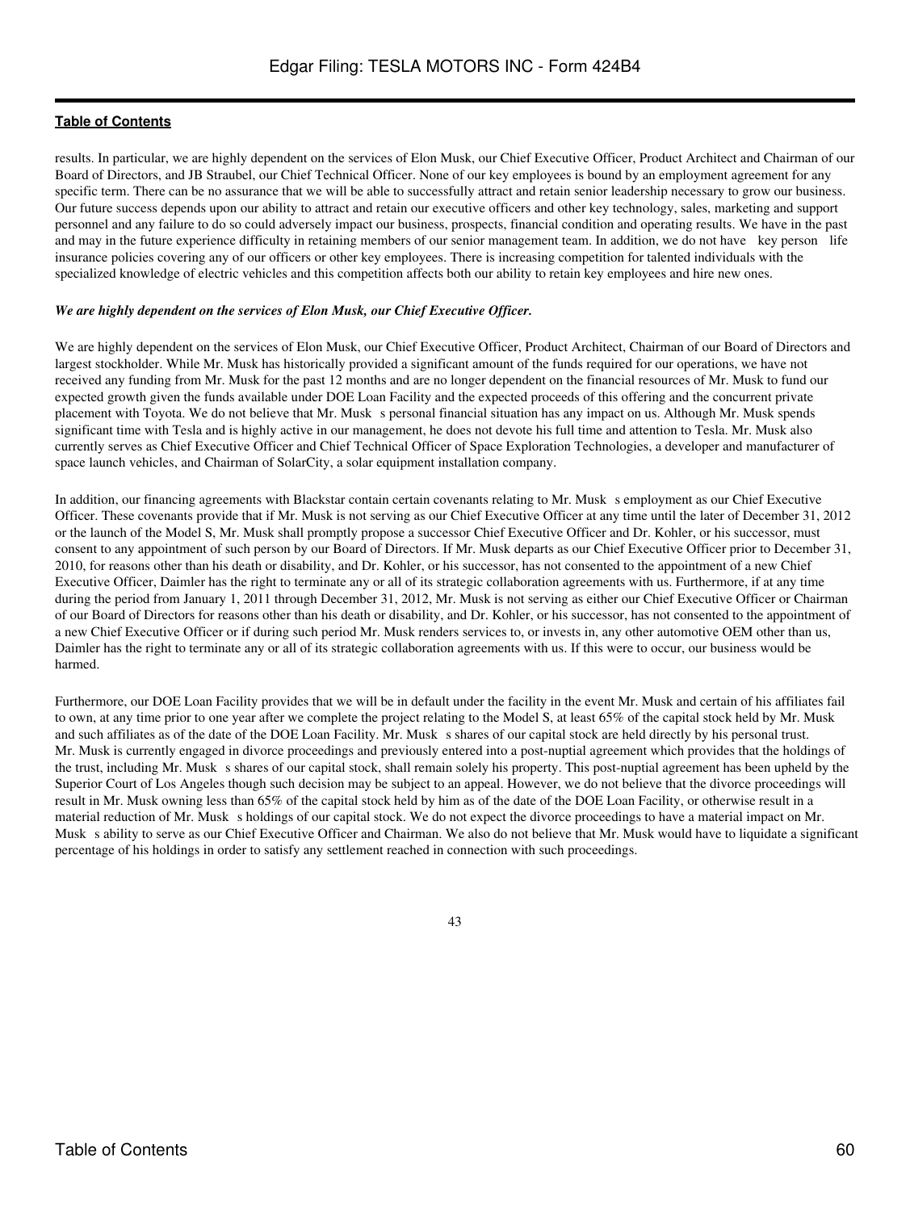results. In particular, we are highly dependent on the services of Elon Musk, our Chief Executive Officer, Product Architect and Chairman of our Board of Directors, and JB Straubel, our Chief Technical Officer. None of our key employees is bound by an employment agreement for any specific term. There can be no assurance that we will be able to successfully attract and retain senior leadership necessary to grow our business. Our future success depends upon our ability to attract and retain our executive officers and other key technology, sales, marketing and support personnel and any failure to do so could adversely impact our business, prospects, financial condition and operating results. We have in the past and may in the future experience difficulty in retaining members of our senior management team. In addition, we do not have key person life insurance policies covering any of our officers or other key employees. There is increasing competition for talented individuals with the specialized knowledge of electric vehicles and this competition affects both our ability to retain key employees and hire new ones.

***We are highly dependent on the services of Elon Musk, our Chief Executive Officer.***

We are highly dependent on the services of Elon Musk, our Chief Executive Officer, Product Architect, Chairman of our Board of Directors and largest stockholder. While Mr. Musk has historically provided a significant amount of the funds required for our operations, we have not received any funding from Mr. Musk for the past 12 months and are no longer dependent on the financial resources of Mr. Musk to fund our expected growth given the funds available under DOE Loan Facility and the expected proceeds of this offering and the concurrent private placement with Toyota. We do not believe that Mr. Musk s personal financial situation has any impact on us. Although Mr. Musk spends significant time with Tesla and is highly active in our management, he does not devote his full time and attention to Tesla. Mr. Musk also currently serves as Chief Executive Officer and Chief Technical Officer of Space Exploration Technologies, a developer and manufacturer of space launch vehicles, and Chairman of SolarCity, a solar equipment installation company.

In addition, our financing agreements with Blackstar contain certain covenants relating to Mr. Musk s employment as our Chief Executive Officer. These covenants provide that if Mr. Musk is not serving as our Chief Executive Officer at any time until the later of December 31, 2012 or the launch of the Model S, Mr. Musk shall promptly propose a successor Chief Executive Officer and Dr. Kohler, or his successor, must consent to any appointment of such person by our Board of Directors. If Mr. Musk departs as our Chief Executive Officer prior to December 31, 2010, for reasons other than his death or disability, and Dr. Kohler, or his successor, has not consented to the appointment of a new Chief Executive Officer, Daimler has the right to terminate any or all of its strategic collaboration agreements with us. Furthermore, if at any time during the period from January 1, 2011 through December 31, 2012, Mr. Musk is not serving as either our Chief Executive Officer or Chairman of our Board of Directors for reasons other than his death or disability, and Dr. Kohler, or his successor, has not consented to the appointment of a new Chief Executive Officer or if during such period Mr. Musk renders services to, or invests in, any other automotive OEM other than us, Daimler has the right to terminate any or all of its strategic collaboration agreements with us. If this were to occur, our business would be harmed.

Furthermore, our DOE Loan Facility provides that we will be in default under the facility in the event Mr. Musk and certain of his affiliates fail to own, at any time prior to one year after we complete the project relating to the Model S, at least 65% of the capital stock held by Mr. Musk and such affiliates as of the date of the DOE Loan Facility. Mr. Musk s shares of our capital stock are held directly by his personal trust. Mr. Musk is currently engaged in divorce proceedings and previously entered into a post-nuptial agreement which provides that the holdings of the trust, including Mr. Musk s shares of our capital stock, shall remain solely his property. This post-nuptial agreement has been upheld by the Superior Court of Los Angeles though such decision may be subject to an appeal. However, we do not believe that the divorce proceedings will result in Mr. Musk owning less than 65% of the capital stock held by him as of the date of the DOE Loan Facility, or otherwise result in a material reduction of Mr. Musk s holdings of our capital stock. We do not expect the divorce proceedings to have a material impact on Mr. Musk s ability to serve as our Chief Executive Officer and Chairman. We also do not believe that Mr. Musk would have to liquidate a significant percentage of his holdings in order to satisfy any settlement reached in connection with such proceedings.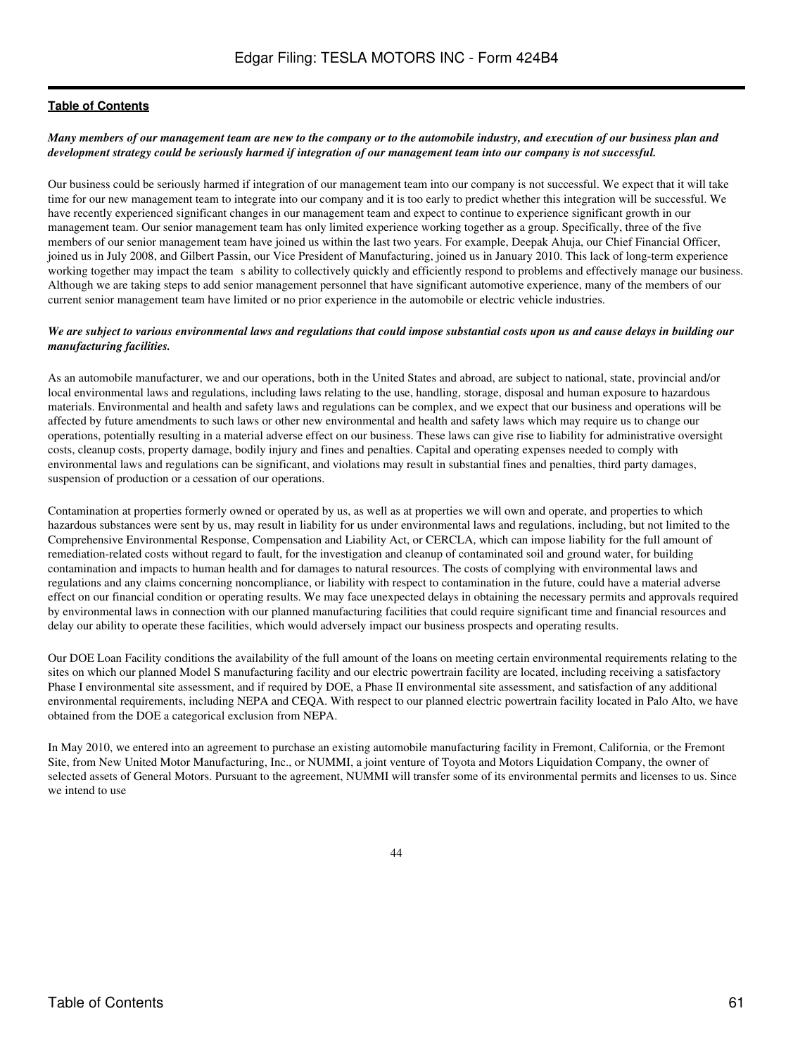[Table of Contents](#)

***Many members of our management team are new to the company or to the automobile industry, and execution of our business plan and development strategy could be seriously harmed if integration of our management team into our company is not successful.***

Our business could be seriously harmed if integration of our management team into our company is not successful. We expect that it will take time for our new management team to integrate into our company and it is too early to predict whether this integration will be successful. We have recently experienced significant changes in our management team and expect to continue to experience significant growth in our management team. Our senior management team has only limited experience working together as a group. Specifically, three of the five members of our senior management team have joined us within the last two years. For example, Deepak Ahuja, our Chief Financial Officer, joined us in July 2008, and Gilbert Passin, our Vice President of Manufacturing, joined us in January 2010. This lack of long-term experience working together may impact the team s ability to collectively quickly and efficiently respond to problems and effectively manage our business. Although we are taking steps to add senior management personnel that have significant automotive experience, many of the members of our current senior management team have limited or no prior experience in the automobile or electric vehicle industries.

***We are subject to various environmental laws and regulations that could impose substantial costs upon us and cause delays in building our manufacturing facilities.***

As an automobile manufacturer, we and our operations, both in the United States and abroad, are subject to national, state, provincial and/or local environmental laws and regulations, including laws relating to the use, handling, storage, disposal and human exposure to hazardous materials. Environmental and health and safety laws and regulations can be complex, and we expect that our business and operations will be affected by future amendments to such laws or other new environmental and health and safety laws which may require us to change our operations, potentially resulting in a material adverse effect on our business. These laws can give rise to liability for administrative oversight costs, cleanup costs, property damage, bodily injury and fines and penalties. Capital and operating expenses needed to comply with environmental laws and regulations can be significant, and violations may result in substantial fines and penalties, third party damages, suspension of production or a cessation of our operations.

Contamination at properties formerly owned or operated by us, as well as at properties we will own and operate, and properties to which hazardous substances were sent by us, may result in liability for us under environmental laws and regulations, including, but not limited to the Comprehensive Environmental Response, Compensation and Liability Act, or CERCLA, which can impose liability for the full amount of remediation-related costs without regard to fault, for the investigation and cleanup of contaminated soil and ground water, for building contamination and impacts to human health and for damages to natural resources. The costs of complying with environmental laws and regulations and any claims concerning noncompliance, or liability with respect to contamination in the future, could have a material adverse effect on our financial condition or operating results. We may face unexpected delays in obtaining the necessary permits and approvals required by environmental laws in connection with our planned manufacturing facilities that could require significant time and financial resources and delay our ability to operate these facilities, which would adversely impact our business prospects and operating results.

Our DOE Loan Facility conditions the availability of the full amount of the loans on meeting certain environmental requirements relating to the sites on which our planned Model S manufacturing facility and our electric powertrain facility are located, including receiving a satisfactory Phase I environmental site assessment, and if required by DOE, a Phase II environmental site assessment, and satisfaction of any additional environmental requirements, including NEPA and CEQA. With respect to our planned electric powertrain facility located in Palo Alto, we have obtained from the DOE a categorical exclusion from NEPA.

In May 2010, we entered into an agreement to purchase an existing automobile manufacturing facility in Fremont, California, or the Fremont Site, from New United Motor Manufacturing, Inc., or NUMMI, a joint venture of Toyota and Motors Liquidation Company, the owner of selected assets of General Motors. Pursuant to the agreement, NUMMI will transfer some of its environmental permits and licenses to us. Since we intend to use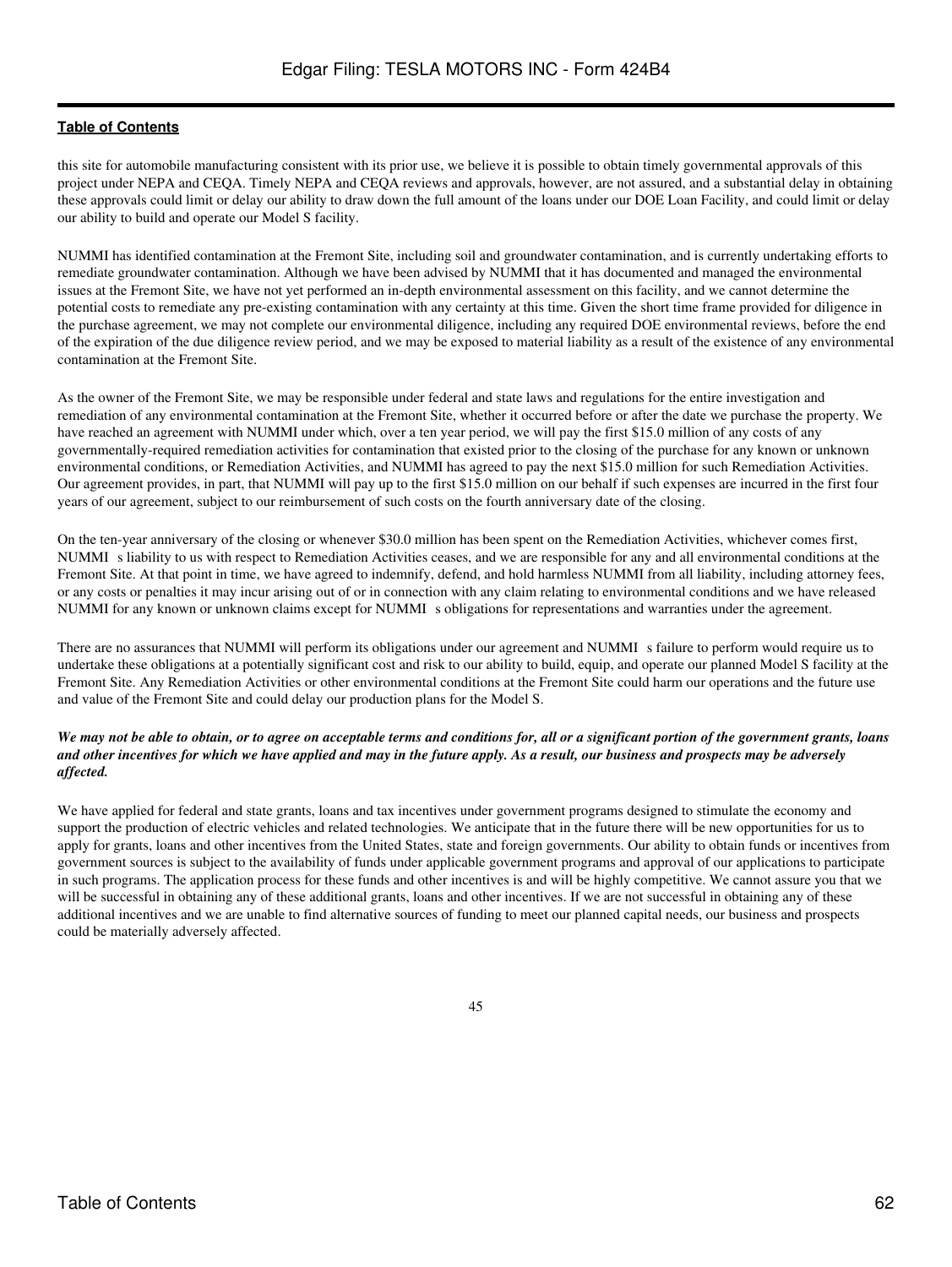this site for automobile manufacturing consistent with its prior use, we believe it is possible to obtain timely governmental approvals of this project under NEPA and CEQA. Timely NEPA and CEQA reviews and approvals, however, are not assured, and a substantial delay in obtaining these approvals could limit or delay our ability to draw down the full amount of the loans under our DOE Loan Facility, and could limit or delay our ability to build and operate our Model S facility.

NUMMI has identified contamination at the Fremont Site, including soil and groundwater contamination, and is currently undertaking efforts to remediate groundwater contamination. Although we have been advised by NUMMI that it has documented and managed the environmental issues at the Fremont Site, we have not yet performed an in-depth environmental assessment on this facility, and we cannot determine the potential costs to remediate any pre-existing contamination with any certainty at this time. Given the short time frame provided for diligence in the purchase agreement, we may not complete our environmental diligence, including any required DOE environmental reviews, before the end of the expiration of the due diligence review period, and we may be exposed to material liability as a result of the existence of any environmental contamination at the Fremont Site.

As the owner of the Fremont Site, we may be responsible under federal and state laws and regulations for the entire investigation and remediation of any environmental contamination at the Fremont Site, whether it occurred before or after the date we purchase the property. We have reached an agreement with NUMMI under which, over a ten year period, we will pay the first $15.0 million of any costs of any governmentally-required remediation activities for contamination that existed prior to the closing of the purchase for any known or unknown environmental conditions, or Remediation Activities, and NUMMI has agreed to pay the next $15.0 million for such Remediation Activities. Our agreement provides, in part, that NUMMI will pay up to the first $15.0 million on our behalf if such expenses are incurred in the first four years of our agreement, subject to our reimbursement of such costs on the fourth anniversary date of the closing.

On the ten-year anniversary of the closing or whenever $30.0 million has been spent on the Remediation Activities, whichever comes first, NUMMI s liability to us with respect to Remediation Activities ceases, and we are responsible for any and all environmental conditions at the Fremont Site. At that point in time, we have agreed to indemnify, defend, and hold harmless NUMMI from all liability, including attorney fees, or any costs or penalties it may incur arising out of or in connection with any claim relating to environmental conditions and we have released NUMMI for any known or unknown claims except for NUMMI s obligations for representations and warranties under the agreement.

There are no assurances that NUMMI will perform its obligations under our agreement and NUMMI s failure to perform would require us to undertake these obligations at a potentially significant cost and risk to our ability to build, equip, and operate our planned Model S facility at the Fremont Site. Any Remediation Activities or other environmental conditions at the Fremont Site could harm our operations and the future use and value of the Fremont Site and could delay our production plans for the Model S.

***We may not be able to obtain, or to agree on acceptable terms and conditions for, all or a significant portion of the government grants, loans and other incentives for which we have applied and may in the future apply. As a result, our business and prospects may be adversely affected.***

We have applied for federal and state grants, loans and tax incentives under government programs designed to stimulate the economy and support the production of electric vehicles and related technologies. We anticipate that in the future there will be new opportunities for us to apply for grants, loans and other incentives from the United States, state and foreign governments. Our ability to obtain funds or incentives from government sources is subject to the availability of funds under applicable government programs and approval of our applications to participate in such programs. The application process for these funds and other incentives is and will be highly competitive. We cannot assure you that we will be successful in obtaining any of these additional grants, loans and other incentives. If we are not successful in obtaining any of these additional incentives and we are unable to find alternative sources of funding to meet our planned capital needs, our business and prospects could be materially adversely affected.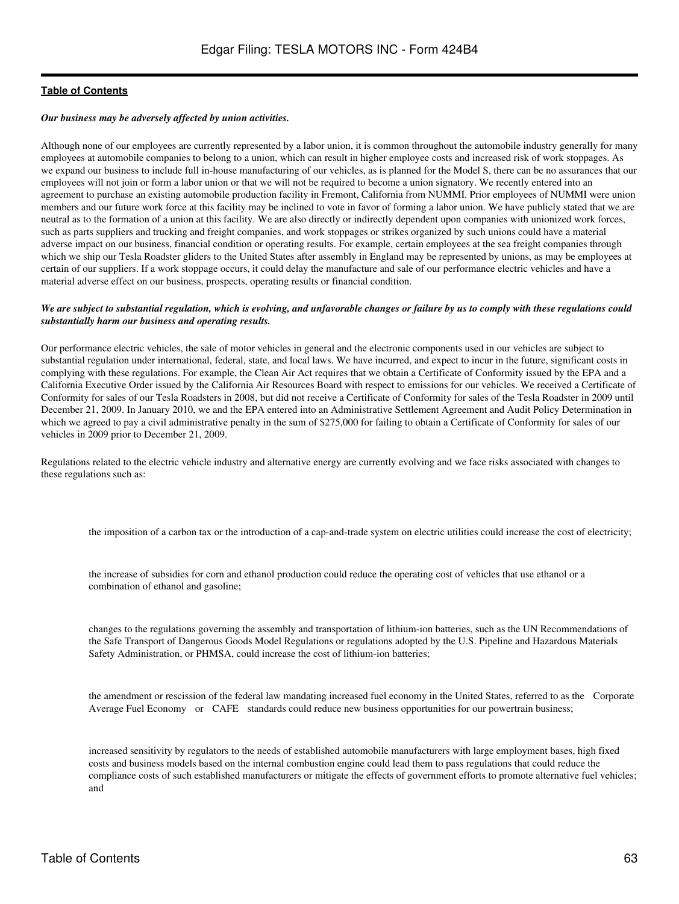*Our business may be adversely affected by union activities.*

Although none of our employees are currently represented by a labor union, it is common throughout the automobile industry generally for many employees at automobile companies to belong to a union, which can result in higher employee costs and increased risk of work stoppages. As we expand our business to include full in-house manufacturing of our vehicles, as is planned for the Model S, there can be no assurances that our employees will not join or form a labor union or that we will not be required to become a union signatory. We recently entered into an agreement to purchase an existing automobile production facility in Fremont, California from NUMMI. Prior employees of NUMMI were union members and our future work force at this facility may be inclined to vote in favor of forming a labor union. We have publicly stated that we are neutral as to the formation of a union at this facility. We are also directly or indirectly dependent upon companies with unionized work forces, such as parts suppliers and trucking and freight companies, and work stoppages or strikes organized by such unions could have a material adverse impact on our business, financial condition or operating results. For example, certain employees at the sea freight companies through which we ship our Tesla Roadster gliders to the United States after assembly in England may be represented by unions, as may be employees at certain of our suppliers. If a work stoppage occurs, it could delay the manufacture and sale of our performance electric vehicles and have a material adverse effect on our business, prospects, operating results or financial condition.

***We are subject to substantial regulation, which is evolving, and unfavorable changes or failure by us to comply with these regulations could substantially harm our business and operating results.***

Our performance electric vehicles, the sale of motor vehicles in general and the electronic components used in our vehicles are subject to substantial regulation under international, federal, state, and local laws. We have incurred, and expect to incur in the future, significant costs in complying with these regulations. For example, the Clean Air Act requires that we obtain a Certificate of Conformity issued by the EPA and a California Executive Order issued by the California Air Resources Board with respect to emissions for our vehicles. We received a Certificate of Conformity for sales of our Tesla Roadsters in 2008, but did not receive a Certificate of Conformity for sales of the Tesla Roadster in 2009 until December 21, 2009. In January 2010, we and the EPA entered into an Administrative Settlement Agreement and Audit Policy Determination in which we agreed to pay a civil administrative penalty in the sum of $275,000 for failing to obtain a Certificate of Conformity for sales of our vehicles in 2009 prior to December 21, 2009.

Regulations related to the electric vehicle industry and alternative energy are currently evolving and we face risks associated with changes to these regulations such as:

- the imposition of a carbon tax or the introduction of a cap-and-trade system on electric utilities could increase the cost of electricity;
- the increase of subsidies for corn and ethanol production could reduce the operating cost of vehicles that use ethanol or a combination of ethanol and gasoline;
- changes to the regulations governing the assembly and transportation of lithium-ion batteries, such as the UN Recommendations of the Safe Transport of Dangerous Goods Model Regulations or regulations adopted by the U.S. Pipeline and Hazardous Materials Safety Administration, or PHMSA, could increase the cost of lithium-ion batteries;
- the amendment or rescission of the federal law mandating increased fuel economy in the United States, referred to as the Corporate Average Fuel Economy or CAFE standards could reduce new business opportunities for our powertrain business;
- increased sensitivity by regulators to the needs of established automobile manufacturers with large employment bases, high fixed costs and business models based on the internal combustion engine could lead them to pass regulations that could reduce the compliance costs of such established manufacturers or mitigate the effects of government efforts to promote alternative fuel vehicles; and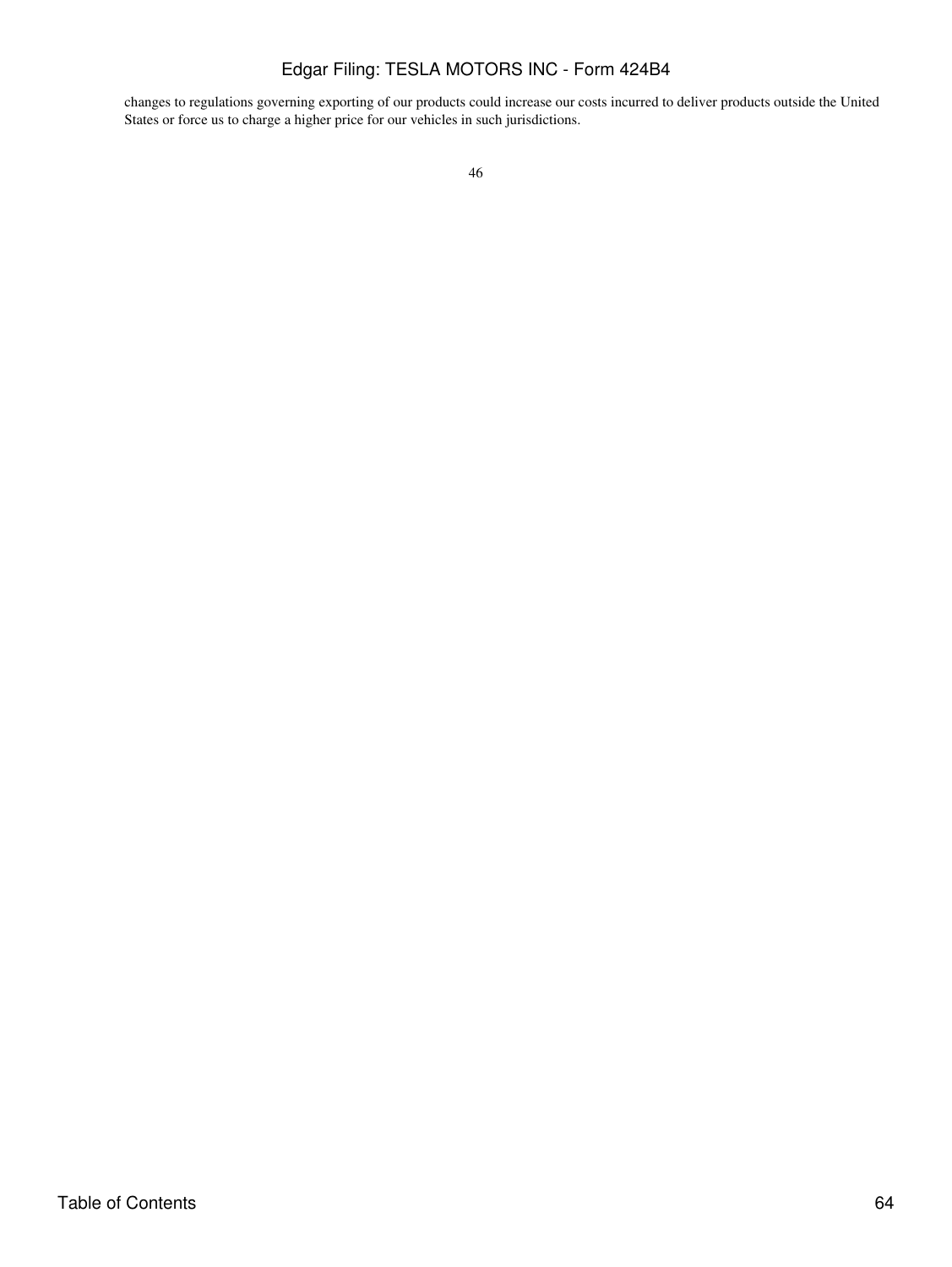changes to regulations governing exporting of our products could increase our costs incurred to deliver products outside the United States or force us to charge a higher price for our vehicles in such jurisdictions.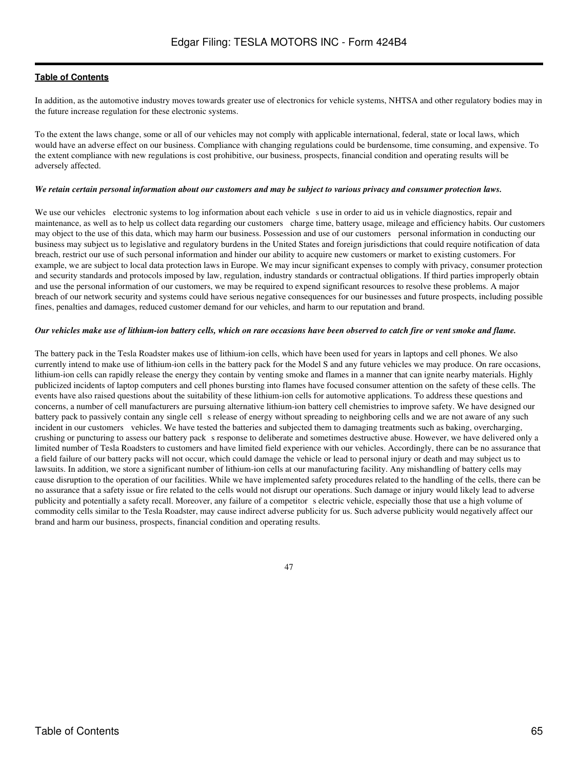In addition, as the automotive industry moves towards greater use of electronics for vehicle systems, NHTSA and other regulatory bodies may in the future increase regulation for these electronic systems.

To the extent the laws change, some or all of our vehicles may not comply with applicable international, federal, state or local laws, which would have an adverse effect on our business. Compliance with changing regulations could be burdensome, time consuming, and expensive. To the extent compliance with new regulations is cost prohibitive, our business, prospects, financial condition and operating results will be adversely affected.

***We retain certain personal information about our customers and may be subject to various privacy and consumer protection laws.***

We use our vehicles electronic systems to log information about each vehicle s use in order to aid us in vehicle diagnostics, repair and maintenance, as well as to help us collect data regarding our customers charge time, battery usage, mileage and efficiency habits. Our customers may object to the use of this data, which may harm our business. Possession and use of our customers personal information in conducting our business may subject us to legislative and regulatory burdens in the United States and foreign jurisdictions that could require notification of data breach, restrict our use of such personal information and hinder our ability to acquire new customers or market to existing customers. For example, we are subject to local data protection laws in Europe. We may incur significant expenses to comply with privacy, consumer protection and security standards and protocols imposed by law, regulation, industry standards or contractual obligations. If third parties improperly obtain and use the personal information of our customers, we may be required to expend significant resources to resolve these problems. A major breach of our network security and systems could have serious negative consequences for our businesses and future prospects, including possible fines, penalties and damages, reduced customer demand for our vehicles, and harm to our reputation and brand.

***Our vehicles make use of lithium-ion battery cells, which on rare occasions have been observed to catch fire or vent smoke and flame.***

The battery pack in the Tesla Roadster makes use of lithium-ion cells, which have been used for years in laptops and cell phones. We also currently intend to make use of lithium-ion cells in the battery pack for the Model S and any future vehicles we may produce. On rare occasions, lithium-ion cells can rapidly release the energy they contain by venting smoke and flames in a manner that can ignite nearby materials. Highly publicized incidents of laptop computers and cell phones bursting into flames have focused consumer attention on the safety of these cells. The events have also raised questions about the suitability of these lithium-ion cells for automotive applications. To address these questions and concerns, a number of cell manufacturers are pursuing alternative lithium-ion battery cell chemistries to improve safety. We have designed our battery pack to passively contain any single cell s release of energy without spreading to neighboring cells and we are not aware of any such incident in our customers vehicles. We have tested the batteries and subjected them to damaging treatments such as baking, overcharging, crushing or puncturing to assess our battery pack s response to deliberate and sometimes destructive abuse. However, we have delivered only a limited number of Tesla Roadsters to customers and have limited field experience with our vehicles. Accordingly, there can be no assurance that a field failure of our battery packs will not occur, which could damage the vehicle or lead to personal injury or death and may subject us to lawsuits. In addition, we store a significant number of lithium-ion cells at our manufacturing facility. Any mishandling of battery cells may cause disruption to the operation of our facilities. While we have implemented safety procedures related to the handling of the cells, there can be no assurance that a safety issue or fire related to the cells would not disrupt our operations. Such damage or injury would likely lead to adverse publicity and potentially a safety recall. Moreover, any failure of a competitor s electric vehicle, especially those that use a high volume of commodity cells similar to the Tesla Roadster, may cause indirect adverse publicity for us. Such adverse publicity would negatively affect our brand and harm our business, prospects, financial condition and operating results.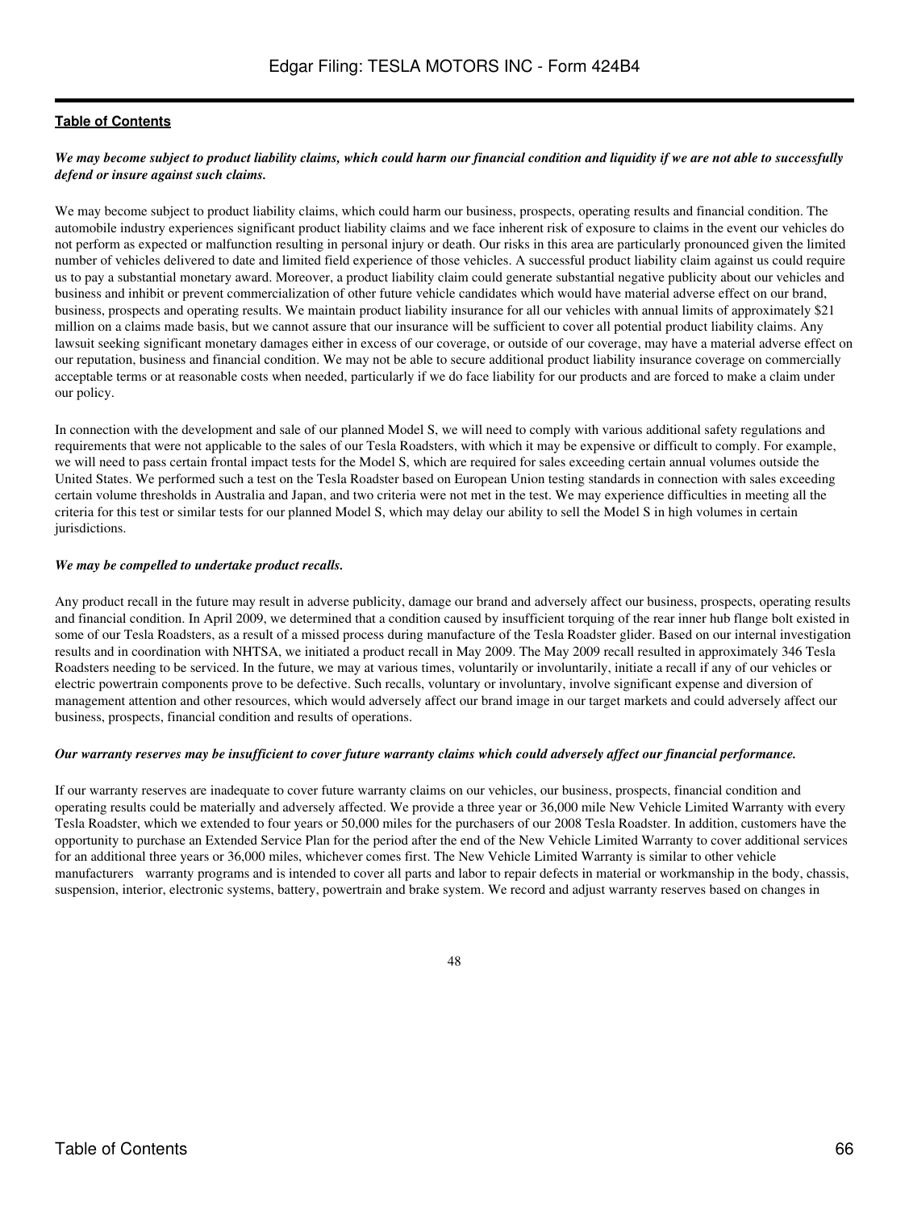**Table of Contents**

***We may become subject to product liability claims, which could harm our financial condition and liquidity if we are not able to successfully defend or insure against such claims.***

We may become subject to product liability claims, which could harm our business, prospects, operating results and financial condition. The automobile industry experiences significant product liability claims and we face inherent risk of exposure to claims in the event our vehicles do not perform as expected or malfunction resulting in personal injury or death. Our risks in this area are particularly pronounced given the limited number of vehicles delivered to date and limited field experience of those vehicles. A successful product liability claim against us could require us to pay a substantial monetary award. Moreover, a product liability claim could generate substantial negative publicity about our vehicles and business and inhibit or prevent commercialization of other future vehicle candidates which would have material adverse effect on our brand, business, prospects and operating results. We maintain product liability insurance for all our vehicles with annual limits of approximately $21 million on a claims made basis, but we cannot assure that our insurance will be sufficient to cover all potential product liability claims. Any lawsuit seeking significant monetary damages either in excess of our coverage, or outside of our coverage, may have a material adverse effect on our reputation, business and financial condition. We may not be able to secure additional product liability insurance coverage on commercially acceptable terms or at reasonable costs when needed, particularly if we do face liability for our products and are forced to make a claim under our policy.

In connection with the development and sale of our planned Model S, we will need to comply with various additional safety regulations and requirements that were not applicable to the sales of our Tesla Roadsters, with which it may be expensive or difficult to comply. For example, we will need to pass certain frontal impact tests for the Model S, which are required for sales exceeding certain annual volumes outside the United States. We performed such a test on the Tesla Roadster based on European Union testing standards in connection with sales exceeding certain volume thresholds in Australia and Japan, and two criteria were not met in the test. We may experience difficulties in meeting all the criteria for this test or similar tests for our planned Model S, which may delay our ability to sell the Model S in high volumes in certain jurisdictions.

***We may be compelled to undertake product recalls.***

Any product recall in the future may result in adverse publicity, damage our brand and adversely affect our business, prospects, operating results and financial condition. In April 2009, we determined that a condition caused by insufficient torquing of the rear inner hub flange bolt existed in some of our Tesla Roadsters, as a result of a missed process during manufacture of the Tesla Roadster glider. Based on our internal investigation results and in coordination with NHTSA, we initiated a product recall in May 2009. The May 2009 recall resulted in approximately 346 Tesla Roadsters needing to be serviced. In the future, we may at various times, voluntarily or involuntarily, initiate a recall if any of our vehicles or electric powertrain components prove to be defective. Such recalls, voluntary or involuntary, involve significant expense and diversion of management attention and other resources, which would adversely affect our brand image in our target markets and could adversely affect our business, prospects, financial condition and results of operations.

***Our warranty reserves may be insufficient to cover future warranty claims which could adversely affect our financial performance.***

If our warranty reserves are inadequate to cover future warranty claims on our vehicles, our business, prospects, financial condition and operating results could be materially and adversely affected. We provide a three year or 36,000 mile New Vehicle Limited Warranty with every Tesla Roadster, which we extended to four years or 50,000 miles for the purchasers of our 2008 Tesla Roadster. In addition, customers have the opportunity to purchase an Extended Service Plan for the period after the end of the New Vehicle Limited Warranty to cover additional services for an additional three years or 36,000 miles, whichever comes first. The New Vehicle Limited Warranty is similar to other vehicle manufacturers warranty programs and is intended to cover all parts and labor to repair defects in material or workmanship in the body, chassis, suspension, interior, electronic systems, battery, powertrain and brake system. We record and adjust warranty reserves based on changes in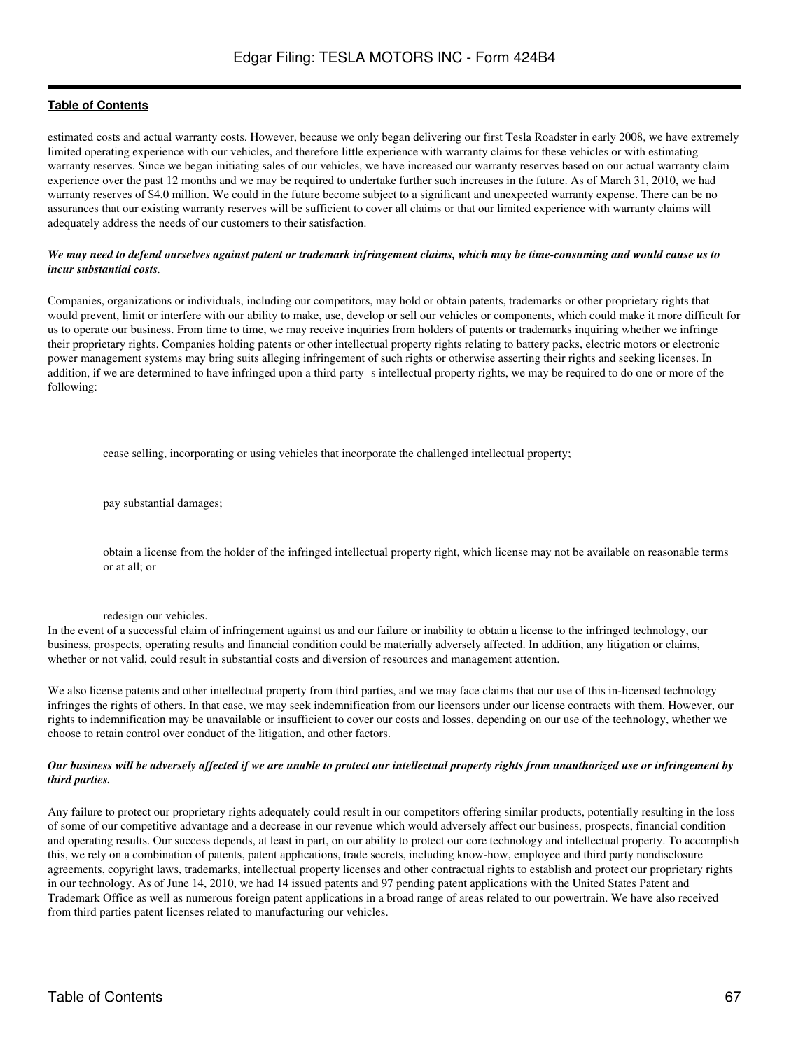estimated costs and actual warranty costs. However, because we only began delivering our first Tesla Roadster in early 2008, we have extremely limited operating experience with our vehicles, and therefore little experience with warranty claims for these vehicles or with estimating warranty reserves. Since we began initiating sales of our vehicles, we have increased our warranty reserves based on our actual warranty claim experience over the past 12 months and we may be required to undertake further such increases in the future. As of March 31, 2010, we had warranty reserves of $4.0 million. We could in the future become subject to a significant and unexpected warranty expense. There can be no assurances that our existing warranty reserves will be sufficient to cover all claims or that our limited experience with warranty claims will adequately address the needs of our customers to their satisfaction.

***We may need to defend ourselves against patent or trademark infringement claims, which may be time-consuming and would cause us to incur substantial costs.***

Companies, organizations or individuals, including our competitors, may hold or obtain patents, trademarks or other proprietary rights that would prevent, limit or interfere with our ability to make, use, develop or sell our vehicles or components, which could make it more difficult for us to operate our business. From time to time, we may receive inquiries from holders of patents or trademarks inquiring whether we infringe their proprietary rights. Companies holding patents or other intellectual property rights relating to battery packs, electric motors or electronic power management systems may bring suits alleging infringement of such rights or otherwise asserting their rights and seeking licenses. In addition, if we are determined to have infringed upon a third party s intellectual property rights, we may be required to do one or more of the following:

- cease selling, incorporating or using vehicles that incorporate the challenged intellectual property;
- pay substantial damages;
- obtain a license from the holder of the infringed intellectual property right, which license may not be available on reasonable terms or at all; or
- redesign our vehicles.

In the event of a successful claim of infringement against us and our failure or inability to obtain a license to the infringed technology, our business, prospects, operating results and financial condition could be materially adversely affected. In addition, any litigation or claims, whether or not valid, could result in substantial costs and diversion of resources and management attention.

We also license patents and other intellectual property from third parties, and we may face claims that our use of this in-licensed technology infringes the rights of others. In that case, we may seek indemnification from our licensors under our license contracts with them. However, our rights to indemnification may be unavailable or insufficient to cover our costs and losses, depending on our use of the technology, whether we choose to retain control over conduct of the litigation, and other factors.

***Our business will be adversely affected if we are unable to protect our intellectual property rights from unauthorized use or infringement by third parties.***

Any failure to protect our proprietary rights adequately could result in our competitors offering similar products, potentially resulting in the loss of some of our competitive advantage and a decrease in our revenue which would adversely affect our business, prospects, financial condition and operating results. Our success depends, at least in part, on our ability to protect our core technology and intellectual property. To accomplish this, we rely on a combination of patents, patent applications, trade secrets, including know-how, employee and third party nondisclosure agreements, copyright laws, trademarks, intellectual property licenses and other contractual rights to establish and protect our proprietary rights in our technology. As of June 14, 2010, we had 14 issued patents and 97 pending patent applications with the United States Patent and Trademark Office as well as numerous foreign patent applications in a broad range of areas related to our powertrain. We have also received from third parties patent licenses related to manufacturing our vehicles.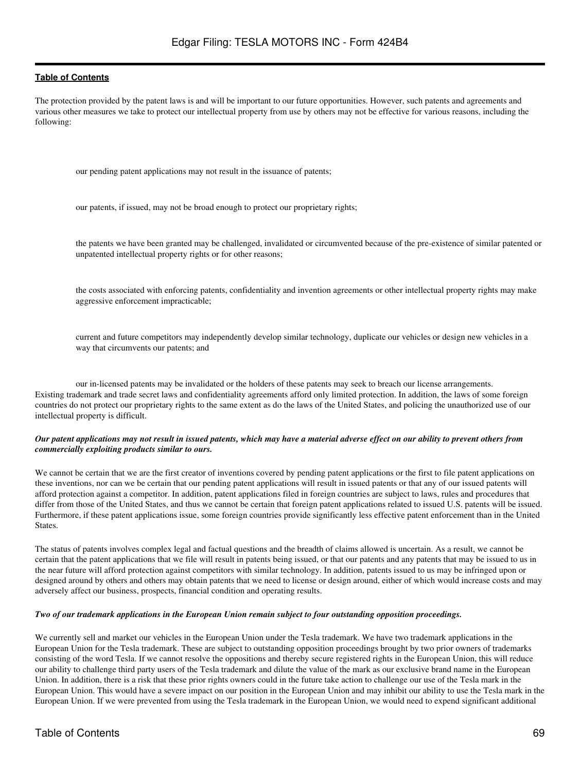The protection provided by the patent laws is and will be important to our future opportunities. However, such patents and agreements and various other measures we take to protect our intellectual property from use by others may not be effective for various reasons, including the following:

- our pending patent applications may not result in the issuance of patents;
- our patents, if issued, may not be broad enough to protect our proprietary rights;
- the patents we have been granted may be challenged, invalidated or circumvented because of the pre-existence of similar patented or unpatented intellectual property rights or for other reasons;
- the costs associated with enforcing patents, confidentiality and invention agreements or other intellectual property rights may make aggressive enforcement impracticable;
- current and future competitors may independently develop similar technology, duplicate our vehicles or design new vehicles in a way that circumvents our patents; and
- our in-licensed patents may be invalidated or the holders of these patents may seek to breach our license arrangements.

Existing trademark and trade secret laws and confidentiality agreements afford only limited protection. In addition, the laws of some foreign countries do not protect our proprietary rights to the same extent as do the laws of the United States, and policing the unauthorized use of our intellectual property is difficult.

***Our patent applications may not result in issued patents, which may have a material adverse effect on our ability to prevent others from commercially exploiting products similar to ours.***

We cannot be certain that we are the first creator of inventions covered by pending patent applications or the first to file patent applications on these inventions, nor can we be certain that our pending patent applications will result in issued patents or that any of our issued patents will afford protection against a competitor. In addition, patent applications filed in foreign countries are subject to laws, rules and procedures that differ from those of the United States, and thus we cannot be certain that foreign patent applications related to issued U.S. patents will be issued. Furthermore, if these patent applications issue, some foreign countries provide significantly less effective patent enforcement than in the United States.

The status of patents involves complex legal and factual questions and the breadth of claims allowed is uncertain. As a result, we cannot be certain that the patent applications that we file will result in patents being issued, or that our patents and any patents that may be issued to us in the near future will afford protection against competitors with similar technology. In addition, patents issued to us may be infringed upon or designed around by others and others may obtain patents that we need to license or design around, either of which would increase costs and may adversely affect our business, prospects, financial condition and operating results.

***Two of our trademark applications in the European Union remain subject to four outstanding opposition proceedings.***

We currently sell and market our vehicles in the European Union under the Tesla trademark. We have two trademark applications in the European Union for the Tesla trademark. These are subject to outstanding opposition proceedings brought by two prior owners of trademarks consisting of the word Tesla. If we cannot resolve the oppositions and thereby secure registered rights in the European Union, this will reduce our ability to challenge third party users of the Tesla trademark and dilute the value of the mark as our exclusive brand name in the European Union. In addition, there is a risk that these prior rights owners could in the future take action to challenge our use of the Tesla mark in the European Union. This would have a severe impact on our position in the European Union and may inhibit our ability to use the Tesla mark in the European Union. If we were prevented from using the Tesla trademark in the European Union, we would need to expend significant additional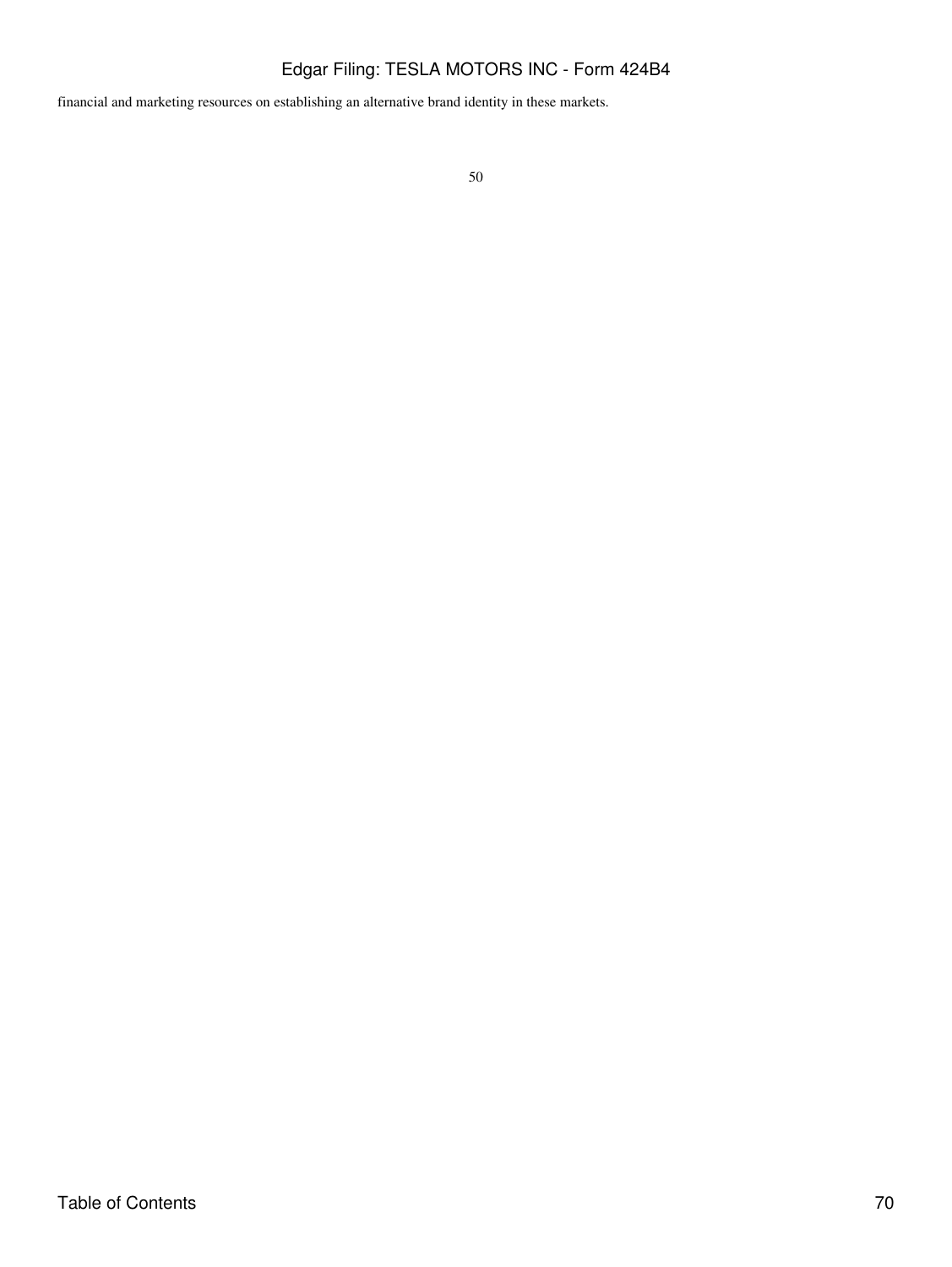financial and marketing resources on establishing an alternative brand identity in these markets.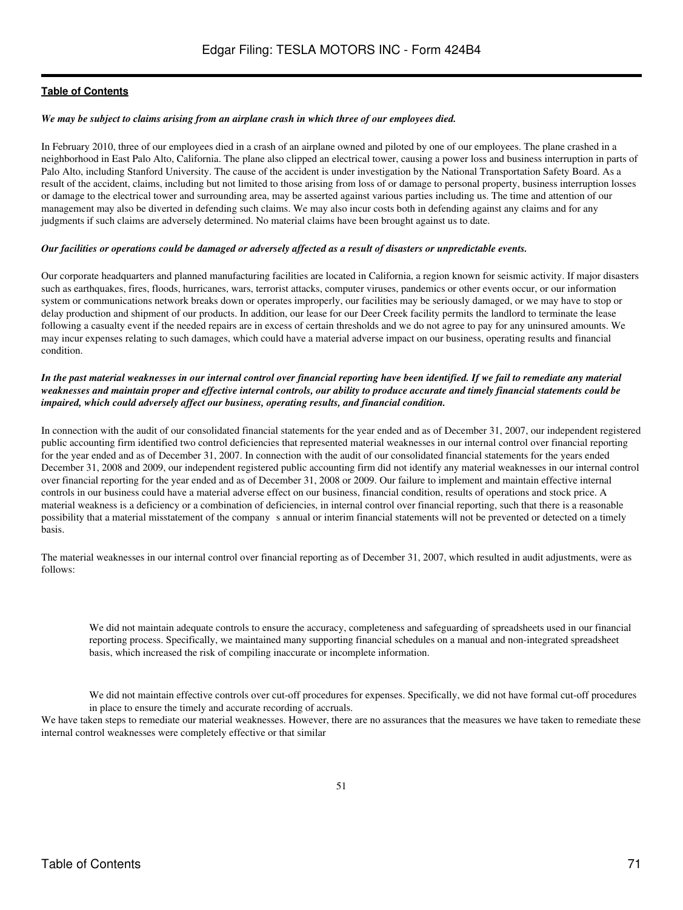*We may be subject to claims arising from an airplane crash in which three of our employees died.*

In February 2010, three of our employees died in a crash of an airplane owned and piloted by one of our employees. The plane crashed in a neighborhood in East Palo Alto, California. The plane also clipped an electrical tower, causing a power loss and business interruption in parts of Palo Alto, including Stanford University. The cause of the accident is under investigation by the National Transportation Safety Board. As a result of the accident, claims, including but not limited to those arising from loss of or damage to personal property, business interruption losses or damage to the electrical tower and surrounding area, may be asserted against various parties including us. The time and attention of our management may also be diverted in defending such claims. We may also incur costs both in defending against any claims and for any judgments if such claims are adversely determined. No material claims have been brought against us to date.

*Our facilities or operations could be damaged or adversely affected as a result of disasters or unpredictable events.*

Our corporate headquarters and planned manufacturing facilities are located in California, a region known for seismic activity. If major disasters such as earthquakes, fires, floods, hurricanes, wars, terrorist attacks, computer viruses, pandemics or other events occur, or our information system or communications network breaks down or operates improperly, our facilities may be seriously damaged, or we may have to stop or delay production and shipment of our products. In addition, our lease for our Deer Creek facility permits the landlord to terminate the lease following a casualty event if the needed repairs are in excess of certain thresholds and we do not agree to pay for any uninsured amounts. We may incur expenses relating to such damages, which could have a material adverse impact on our business, operating results and financial condition.

*In the past material weaknesses in our internal control over financial reporting have been identified. If we fail to remediate any material weaknesses and maintain proper and effective internal controls, our ability to produce accurate and timely financial statements could be impaired, which could adversely affect our business, operating results, and financial condition.*

In connection with the audit of our consolidated financial statements for the year ended and as of December 31, 2007, our independent registered public accounting firm identified two control deficiencies that represented material weaknesses in our internal control over financial reporting for the year ended and as of December 31, 2007. In connection with the audit of our consolidated financial statements for the years ended December 31, 2008 and 2009, our independent registered public accounting firm did not identify any material weaknesses in our internal control over financial reporting for the year ended and as of December 31, 2008 or 2009. Our failure to implement and maintain effective internal controls in our business could have a material adverse effect on our business, financial condition, results of operations and stock price. A material weakness is a deficiency or a combination of deficiencies, in internal control over financial reporting, such that there is a reasonable possibility that a material misstatement of the company s annual or interim financial statements will not be prevented or detected on a timely basis.

The material weaknesses in our internal control over financial reporting as of December 31, 2007, which resulted in audit adjustments, were as follows:

- We did not maintain adequate controls to ensure the accuracy, completeness and safeguarding of spreadsheets used in our financial reporting process. Specifically, we maintained many supporting financial schedules on a manual and non-integrated spreadsheet basis, which increased the risk of compiling inaccurate or incomplete information.

- We did not maintain effective controls over cut-off procedures for expenses. Specifically, we did not have formal cut-off procedures in place to ensure the timely and accurate recording of accruals.

We have taken steps to remediate our material weaknesses. However, there are no assurances that the measures we have taken to remediate these internal control weaknesses were completely effective or that similar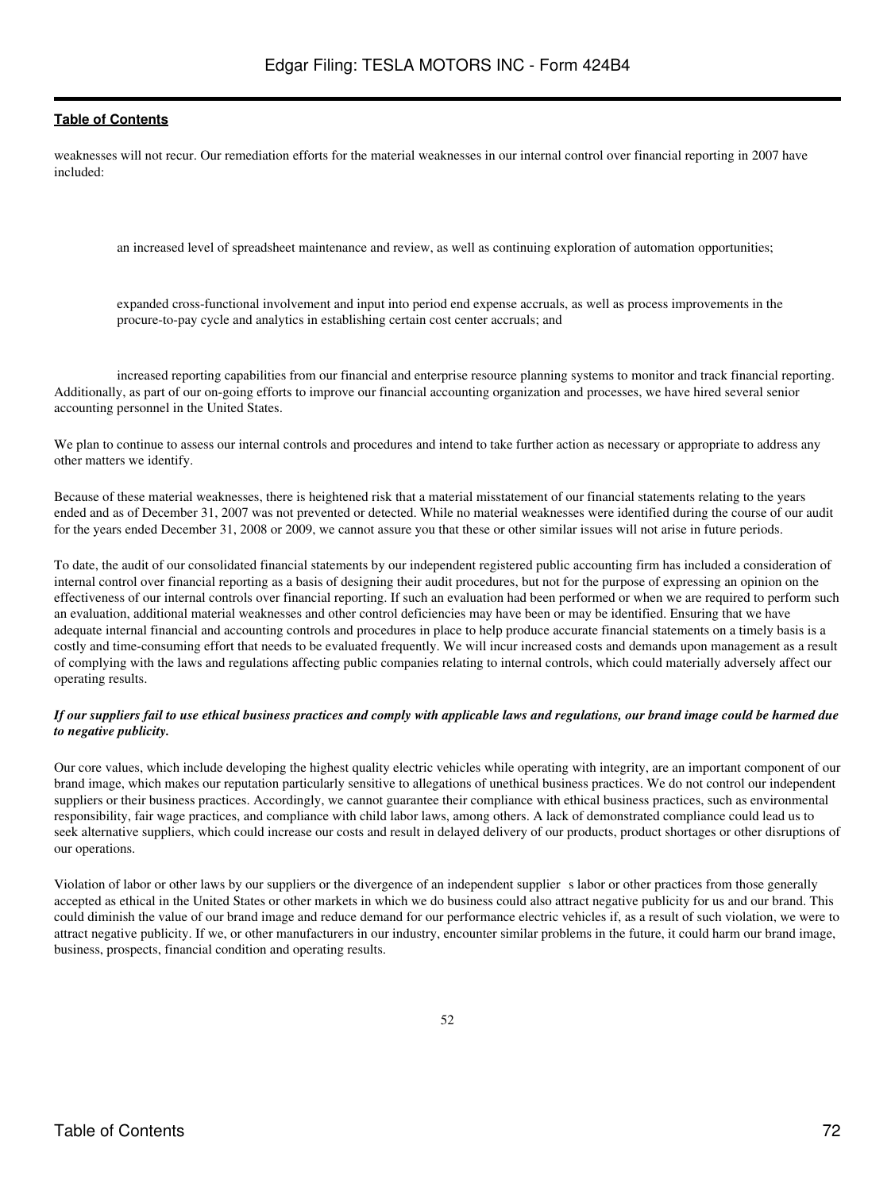weaknesses will not recur. Our remediation efforts for the material weaknesses in our internal control over financial reporting in 2007 have included:

- an increased level of spreadsheet maintenance and review, as well as continuing exploration of automation opportunities;
- expanded cross-functional involvement and input into period end expense accruals, as well as process improvements in the procure-to-pay cycle and analytics in establishing certain cost center accruals; and
- increased reporting capabilities from our financial and enterprise resource planning systems to monitor and track financial reporting.

Additionally, as part of our on-going efforts to improve our financial accounting organization and processes, we have hired several senior accounting personnel in the United States.

We plan to continue to assess our internal controls and procedures and intend to take further action as necessary or appropriate to address any other matters we identify.

Because of these material weaknesses, there is heightened risk that a material misstatement of our financial statements relating to the years ended and as of December 31, 2007 was not prevented or detected. While no material weaknesses were identified during the course of our audit for the years ended December 31, 2008 or 2009, we cannot assure you that these or other similar issues will not arise in future periods.

To date, the audit of our consolidated financial statements by our independent registered public accounting firm has included a consideration of internal control over financial reporting as a basis of designing their audit procedures, but not for the purpose of expressing an opinion on the effectiveness of our internal controls over financial reporting. If such an evaluation had been performed or when we are required to perform such an evaluation, additional material weaknesses and other control deficiencies may have been or may be identified. Ensuring that we have adequate internal financial and accounting controls and procedures in place to help produce accurate financial statements on a timely basis is a costly and time-consuming effort that needs to be evaluated frequently. We will incur increased costs and demands upon management as a result of complying with the laws and regulations affecting public companies relating to internal controls, which could materially adversely affect our operating results.

***If our suppliers fail to use ethical business practices and comply with applicable laws and regulations, our brand image could be harmed due to negative publicity.***

Our core values, which include developing the highest quality electric vehicles while operating with integrity, are an important component of our brand image, which makes our reputation particularly sensitive to allegations of unethical business practices. We do not control our independent suppliers or their business practices. Accordingly, we cannot guarantee their compliance with ethical business practices, such as environmental responsibility, fair wage practices, and compliance with child labor laws, among others. A lack of demonstrated compliance could lead us to seek alternative suppliers, which could increase our costs and result in delayed delivery of our products, product shortages or other disruptions of our operations.

Violation of labor or other laws by our suppliers or the divergence of an independent supplier s labor or other practices from those generally accepted as ethical in the United States or other markets in which we do business could also attract negative publicity for us and our brand. This could diminish the value of our brand image and reduce demand for our performance electric vehicles if, as a result of such violation, we were to attract negative publicity. If we, or other manufacturers in our industry, encounter similar problems in the future, it could harm our brand image, business, prospects, financial condition and operating results.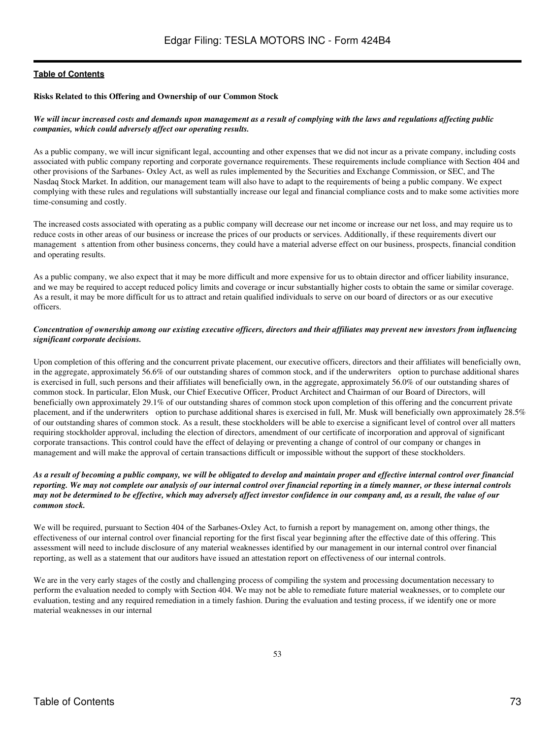[Table of Contents](#)

**Risks Related to this Offering and Ownership of our Common Stock**

***We will incur increased costs and demands upon management as a result of complying with the laws and regulations affecting public companies, which could adversely affect our operating results.***

As a public company, we will incur significant legal, accounting and other expenses that we did not incur as a private company, including costs associated with public company reporting and corporate governance requirements. These requirements include compliance with Section 404 and other provisions of the Sarbanes- Oxley Act, as well as rules implemented by the Securities and Exchange Commission, or SEC, and The Nasdaq Stock Market. In addition, our management team will also have to adapt to the requirements of being a public company. We expect complying with these rules and regulations will substantially increase our legal and financial compliance costs and to make some activities more time-consuming and costly.

The increased costs associated with operating as a public company will decrease our net income or increase our net loss, and may require us to reduce costs in other areas of our business or increase the prices of our products or services. Additionally, if these requirements divert our management s attention from other business concerns, they could have a material adverse effect on our business, prospects, financial condition and operating results.

As a public company, we also expect that it may be more difficult and more expensive for us to obtain director and officer liability insurance, and we may be required to accept reduced policy limits and coverage or incur substantially higher costs to obtain the same or similar coverage. As a result, it may be more difficult for us to attract and retain qualified individuals to serve on our board of directors or as our executive officers.

***Concentration of ownership among our existing executive officers, directors and their affiliates may prevent new investors from influencing significant corporate decisions.***

Upon completion of this offering and the concurrent private placement, our executive officers, directors and their affiliates will beneficially own, in the aggregate, approximately 56.6% of our outstanding shares of common stock, and if the underwriters option to purchase additional shares is exercised in full, such persons and their affiliates will beneficially own, in the aggregate, approximately 56.0% of our outstanding shares of common stock. In particular, Elon Musk, our Chief Executive Officer, Product Architect and Chairman of our Board of Directors, will beneficially own approximately 29.1% of our outstanding shares of common stock upon completion of this offering and the concurrent private placement, and if the underwriters option to purchase additional shares is exercised in full, Mr. Musk will beneficially own approximately 28.5% of our outstanding shares of common stock. As a result, these stockholders will be able to exercise a significant level of control over all matters requiring stockholder approval, including the election of directors, amendment of our certificate of incorporation and approval of significant corporate transactions. This control could have the effect of delaying or preventing a change of control of our company or changes in management and will make the approval of certain transactions difficult or impossible without the support of these stockholders.

***As a result of becoming a public company, we will be obligated to develop and maintain proper and effective internal control over financial reporting. We may not complete our analysis of our internal control over financial reporting in a timely manner, or these internal controls may not be determined to be effective, which may adversely affect investor confidence in our company and, as a result, the value of our common stock.***

We will be required, pursuant to Section 404 of the Sarbanes-Oxley Act, to furnish a report by management on, among other things, the effectiveness of our internal control over financial reporting for the first fiscal year beginning after the effective date of this offering. This assessment will need to include disclosure of any material weaknesses identified by our management in our internal control over financial reporting, as well as a statement that our auditors have issued an attestation report on effectiveness of our internal controls.

We are in the very early stages of the costly and challenging process of compiling the system and processing documentation necessary to perform the evaluation needed to comply with Section 404. We may not be able to remediate future material weaknesses, or to complete our evaluation, testing and any required remediation in a timely fashion. During the evaluation and testing process, if we identify one or more material weaknesses in our internal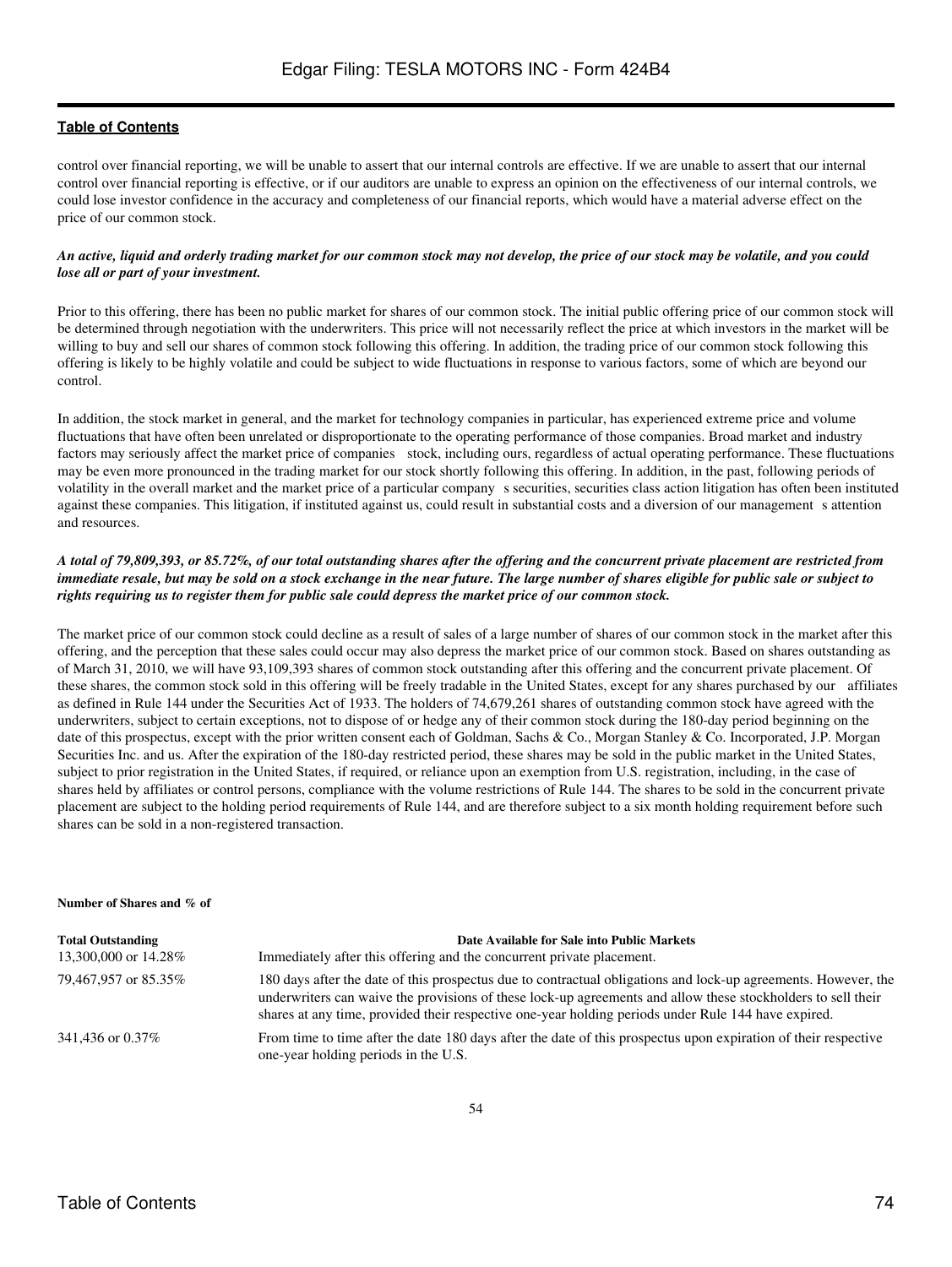control over financial reporting, we will be unable to assert that our internal controls are effective. If we are unable to assert that our internal control over financial reporting is effective, or if our auditors are unable to express an opinion on the effectiveness of our internal controls, we could lose investor confidence in the accuracy and completeness of our financial reports, which would have a material adverse effect on the price of our common stock.

***An active, liquid and orderly trading market for our common stock may not develop, the price of our stock may be volatile, and you could lose all or part of your investment.***

Prior to this offering, there has been no public market for shares of our common stock. The initial public offering price of our common stock will be determined through negotiation with the underwriters. This price will not necessarily reflect the price at which investors in the market will be willing to buy and sell our shares of common stock following this offering. In addition, the trading price of our common stock following this offering is likely to be highly volatile and could be subject to wide fluctuations in response to various factors, some of which are beyond our control.

In addition, the stock market in general, and the market for technology companies in particular, has experienced extreme price and volume fluctuations that have often been unrelated or disproportionate to the operating performance of those companies. Broad market and industry factors may seriously affect the market price of companies stock, including ours, regardless of actual operating performance. These fluctuations may be even more pronounced in the trading market for our stock shortly following this offering. In addition, in the past, following periods of volatility in the overall market and the market price of a particular company s securities, securities class action litigation has often been instituted against these companies. This litigation, if instituted against us, could result in substantial costs and a diversion of our management s attention and resources.

***A total of 79,809,393, or 85.72%, of our total outstanding shares after the offering and the concurrent private placement are restricted from immediate resale, but may be sold on a stock exchange in the near future. The large number of shares eligible for public sale or subject to rights requiring us to register them for public sale could depress the market price of our common stock.***

The market price of our common stock could decline as a result of sales of a large number of shares of our common stock in the market after this offering, and the perception that these sales could occur may also depress the market price of our common stock. Based on shares outstanding as of March 31, 2010, we will have 93,109,393 shares of common stock outstanding after this offering and the concurrent private placement. Of these shares, the common stock sold in this offering will be freely tradable in the United States, except for any shares purchased by our affiliates as defined in Rule 144 under the Securities Act of 1933. The holders of 74,679,261 shares of outstanding common stock have agreed with the underwriters, subject to certain exceptions, not to dispose of or hedge any of their common stock during the 180-day period beginning on the date of this prospectus, except with the prior written consent each of Goldman, Sachs & Co., Morgan Stanley & Co. Incorporated, J.P. Morgan Securities Inc. and us. After the expiration of the 180-day restricted period, these shares may be sold in the public market in the United States, subject to prior registration in the United States, if required, or reliance upon an exemption from U.S. registration, including, in the case of shares held by affiliates or control persons, compliance with the volume restrictions of Rule 144. The shares to be sold in the concurrent private placement are subject to the holding period requirements of Rule 144, and are therefore subject to a six month holding requirement before such shares can be sold in a non-registered transaction.

| Number of Shares and % of Total Outstanding | Date Available for Sale into Public Markets |
|---|---|
| 13,300,000 or 14.28% | Immediately after this offering and the concurrent private placement. |
| 79,467,957 or 85.35% | 180 days after the date of this prospectus due to contractual obligations and lock-up agreements. However, the underwriters can waive the provisions of these lock-up agreements and allow these stockholders to sell their shares at any time, provided their respective one-year holding periods under Rule 144 have expired. |
| 341,436 or 0.37% | From time to time after the date 180 days after the date of this prospectus upon expiration of their respective one-year holding periods in the U.S. |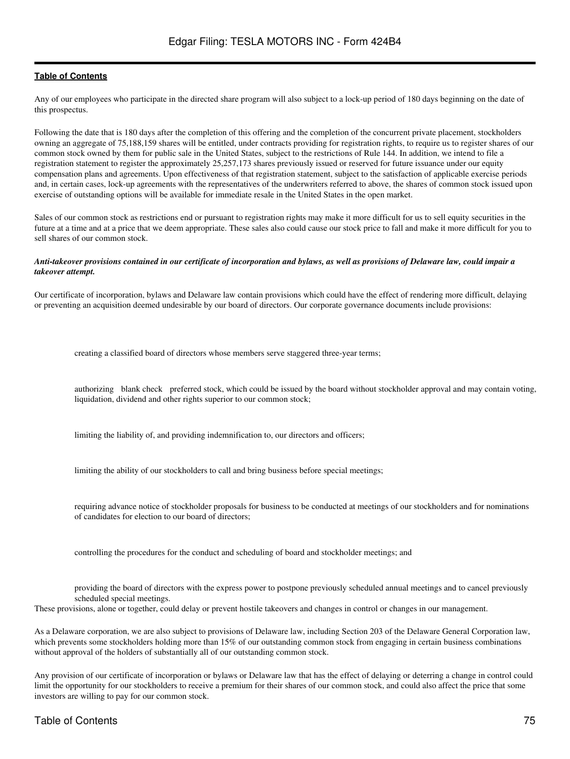Any of our employees who participate in the directed share program will also subject to a lock-up period of 180 days beginning on the date of this prospectus.

Following the date that is 180 days after the completion of this offering and the completion of the concurrent private placement, stockholders owning an aggregate of 75,188,159 shares will be entitled, under contracts providing for registration rights, to require us to register shares of our common stock owned by them for public sale in the United States, subject to the restrictions of Rule 144. In addition, we intend to file a registration statement to register the approximately 25,257,173 shares previously issued or reserved for future issuance under our equity compensation plans and agreements. Upon effectiveness of that registration statement, subject to the satisfaction of applicable exercise periods and, in certain cases, lock-up agreements with the representatives of the underwriters referred to above, the shares of common stock issued upon exercise of outstanding options will be available for immediate resale in the United States in the open market.

Sales of our common stock as restrictions end or pursuant to registration rights may make it more difficult for us to sell equity securities in the future at a time and at a price that we deem appropriate. These sales also could cause our stock price to fall and make it more difficult for you to sell shares of our common stock.

***Anti-takeover provisions contained in our certificate of incorporation and bylaws, as well as provisions of Delaware law, could impair a takeover attempt.***

Our certificate of incorporation, bylaws and Delaware law contain provisions which could have the effect of rendering more difficult, delaying or preventing an acquisition deemed undesirable by our board of directors. Our corporate governance documents include provisions:

- creating a classified board of directors whose members serve staggered three-year terms;
- authorizing blank check preferred stock, which could be issued by the board without stockholder approval and may contain voting, liquidation, dividend and other rights superior to our common stock;
- limiting the liability of, and providing indemnification to, our directors and officers;
- limiting the ability of our stockholders to call and bring business before special meetings;
- requiring advance notice of stockholder proposals for business to be conducted at meetings of our stockholders and for nominations of candidates for election to our board of directors;
- controlling the procedures for the conduct and scheduling of board and stockholder meetings; and
- providing the board of directors with the express power to postpone previously scheduled annual meetings and to cancel previously scheduled special meetings.

These provisions, alone or together, could delay or prevent hostile takeovers and changes in control or changes in our management.

As a Delaware corporation, we are also subject to provisions of Delaware law, including Section 203 of the Delaware General Corporation law, which prevents some stockholders holding more than 15% of our outstanding common stock from engaging in certain business combinations without approval of the holders of substantially all of our outstanding common stock.

Any provision of our certificate of incorporation or bylaws or Delaware law that has the effect of delaying or deterring a change in control could limit the opportunity for our stockholders to receive a premium for their shares of our common stock, and could also affect the price that some investors are willing to pay for our common stock.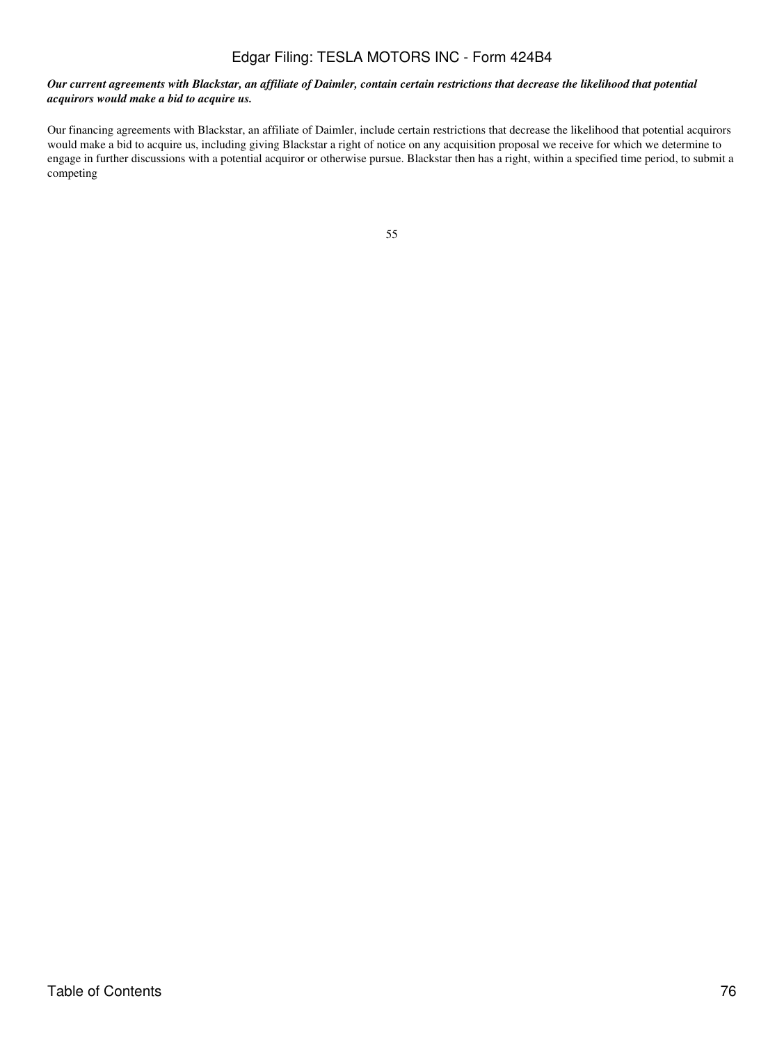***Our current agreements with Blackstar, an affiliate of Daimler, contain certain restrictions that decrease the likelihood that potential acquirors would make a bid to acquire us.***

Our financing agreements with Blackstar, an affiliate of Daimler, include certain restrictions that decrease the likelihood that potential acquirors would make a bid to acquire us, including giving Blackstar a right of notice on any acquisition proposal we receive for which we determine to engage in further discussions with a potential acquiror or otherwise pursue. Blackstar then has a right, within a specified time period, to submit a competing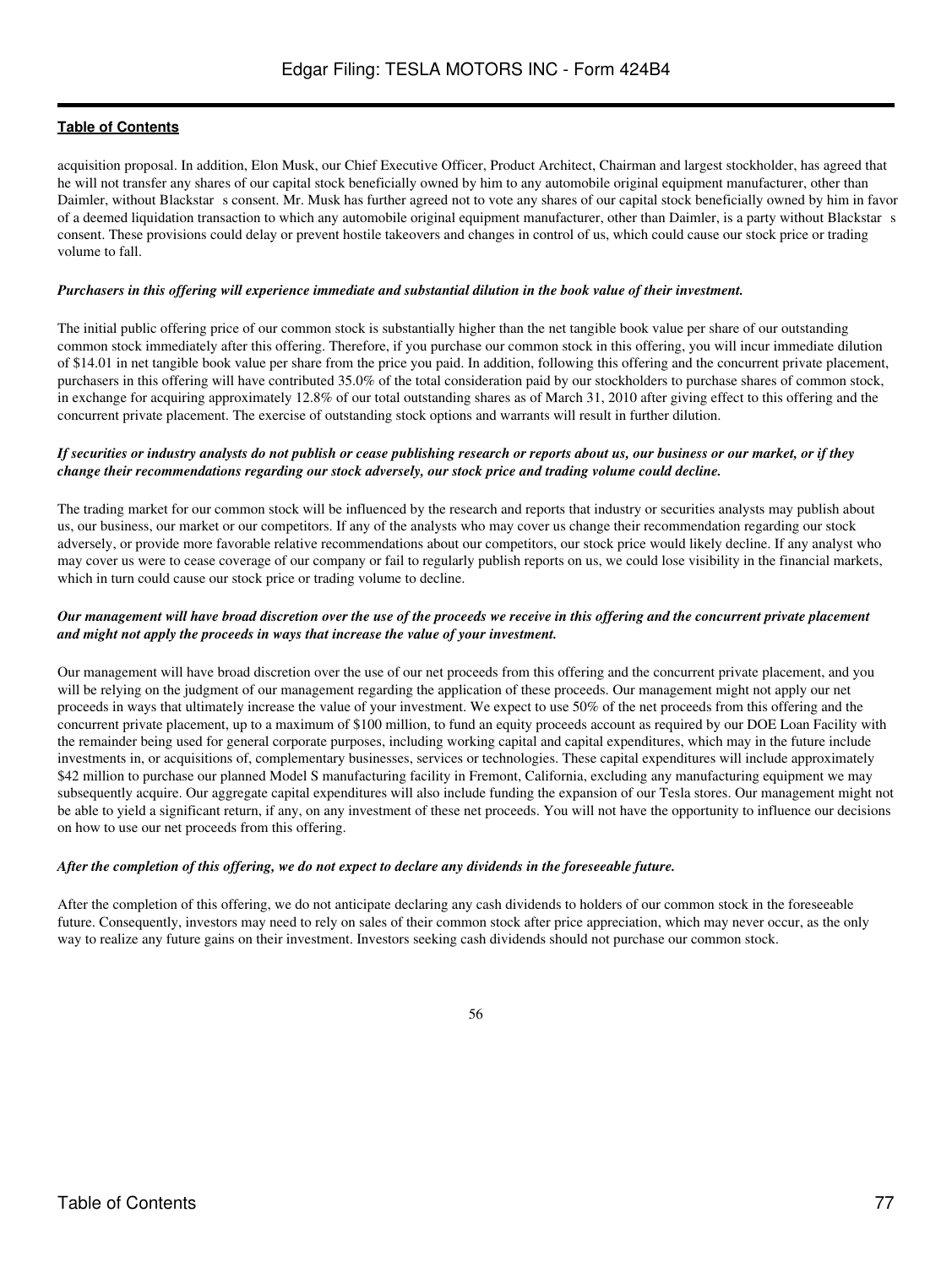acquisition proposal. In addition, Elon Musk, our Chief Executive Officer, Product Architect, Chairman and largest stockholder, has agreed that he will not transfer any shares of our capital stock beneficially owned by him to any automobile original equipment manufacturer, other than Daimler, without Blackstar s consent. Mr. Musk has further agreed not to vote any shares of our capital stock beneficially owned by him in favor of a deemed liquidation transaction to which any automobile original equipment manufacturer, other than Daimler, is a party without Blackstar s consent. These provisions could delay or prevent hostile takeovers and changes in control of us, which could cause our stock price or trading volume to fall.

***Purchasers in this offering will experience immediate and substantial dilution in the book value of their investment.***

The initial public offering price of our common stock is substantially higher than the net tangible book value per share of our outstanding common stock immediately after this offering. Therefore, if you purchase our common stock in this offering, you will incur immediate dilution of $14.01 in net tangible book value per share from the price you paid. In addition, following this offering and the concurrent private placement, purchasers in this offering will have contributed 35.0% of the total consideration paid by our stockholders to purchase shares of common stock, in exchange for acquiring approximately 12.8% of our total outstanding shares as of March 31, 2010 after giving effect to this offering and the concurrent private placement. The exercise of outstanding stock options and warrants will result in further dilution.

***If securities or industry analysts do not publish or cease publishing research or reports about us, our business or our market, or if they change their recommendations regarding our stock adversely, our stock price and trading volume could decline.***

The trading market for our common stock will be influenced by the research and reports that industry or securities analysts may publish about us, our business, our market or our competitors. If any of the analysts who may cover us change their recommendation regarding our stock adversely, or provide more favorable relative recommendations about our competitors, our stock price would likely decline. If any analyst who may cover us were to cease coverage of our company or fail to regularly publish reports on us, we could lose visibility in the financial markets, which in turn could cause our stock price or trading volume to decline.

***Our management will have broad discretion over the use of the proceeds we receive in this offering and the concurrent private placement and might not apply the proceeds in ways that increase the value of your investment.***

Our management will have broad discretion over the use of our net proceeds from this offering and the concurrent private placement, and you will be relying on the judgment of our management regarding the application of these proceeds. Our management might not apply our net proceeds in ways that ultimately increase the value of your investment. We expect to use 50% of the net proceeds from this offering and the concurrent private placement, up to a maximum of $100 million, to fund an equity proceeds account as required by our DOE Loan Facility with the remainder being used for general corporate purposes, including working capital and capital expenditures, which may in the future include investments in, or acquisitions of, complementary businesses, services or technologies. These capital expenditures will include approximately $42 million to purchase our planned Model S manufacturing facility in Fremont, California, excluding any manufacturing equipment we may subsequently acquire. Our aggregate capital expenditures will also include funding the expansion of our Tesla stores. Our management might not be able to yield a significant return, if any, on any investment of these net proceeds. You will not have the opportunity to influence our decisions on how to use our net proceeds from this offering.

***After the completion of this offering, we do not expect to declare any dividends in the foreseeable future.***

After the completion of this offering, we do not anticipate declaring any cash dividends to holders of our common stock in the foreseeable future. Consequently, investors may need to rely on sales of their common stock after price appreciation, which may never occur, as the only way to realize any future gains on their investment. Investors seeking cash dividends should not purchase our common stock.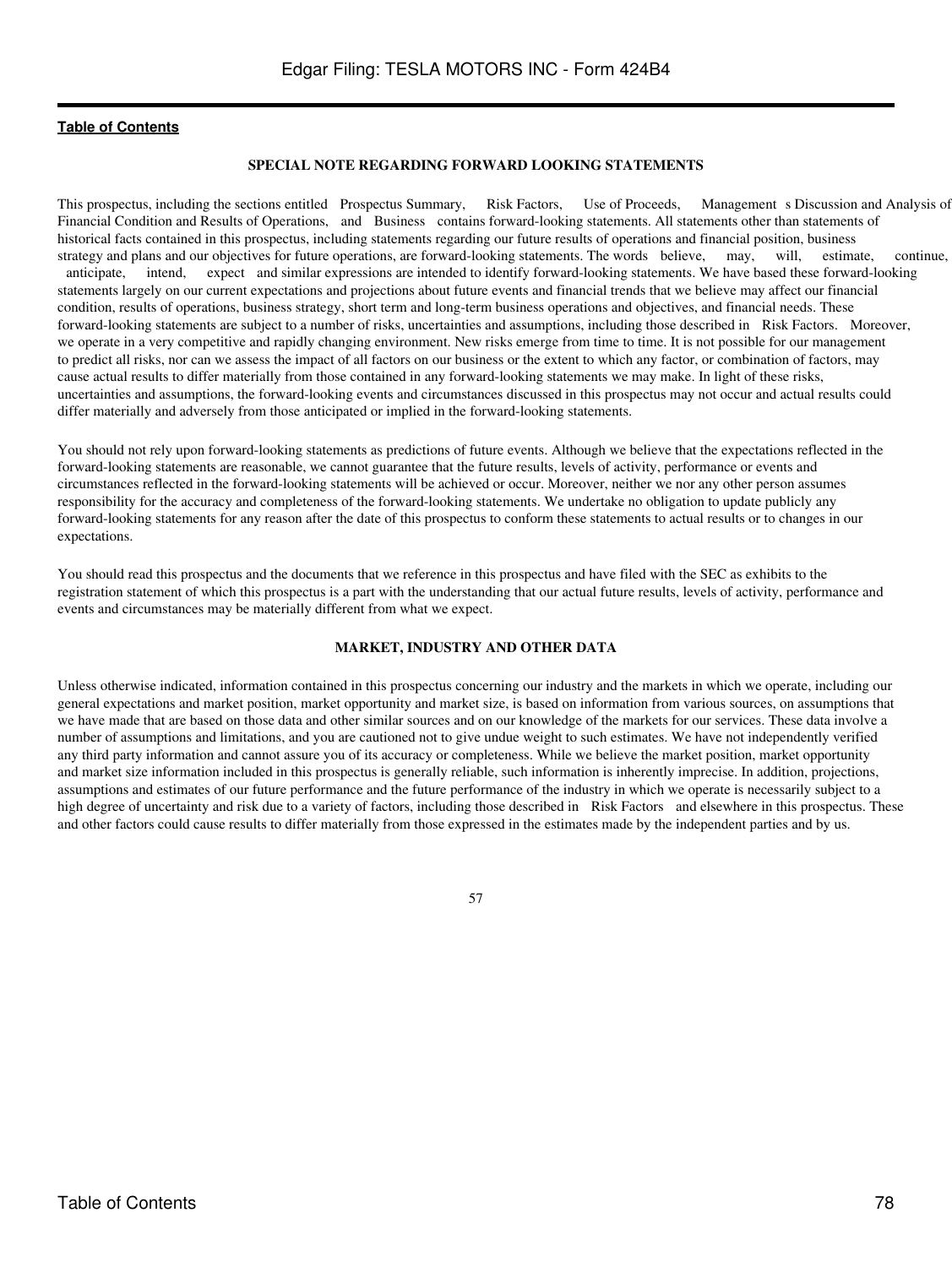[Table of Contents](#)

## SPECIAL NOTE REGARDING FORWARD LOOKING STATEMENTS

This prospectus, including the sections entitled Prospectus Summary, Risk Factors, Use of Proceeds, Management s Discussion and Analysis of Financial Condition and Results of Operations, and Business contains forward-looking statements. All statements other than statements of historical facts contained in this prospectus, including statements regarding our future results of operations and financial position, business strategy and plans and our objectives for future operations, are forward-looking statements. The words believe, may, will, estimate, continue, anticipate, intend, expect and similar expressions are intended to identify forward-looking statements. We have based these forward-looking statements largely on our current expectations and projections about future events and financial trends that we believe may affect our financial condition, results of operations, business strategy, short term and long-term business operations and objectives, and financial needs. These forward-looking statements are subject to a number of risks, uncertainties and assumptions, including those described in Risk Factors. Moreover, we operate in a very competitive and rapidly changing environment. New risks emerge from time to time. It is not possible for our management to predict all risks, nor can we assess the impact of all factors on our business or the extent to which any factor, or combination of factors, may cause actual results to differ materially from those contained in any forward-looking statements we may make. In light of these risks, uncertainties and assumptions, the forward-looking events and circumstances discussed in this prospectus may not occur and actual results could differ materially and adversely from those anticipated or implied in the forward-looking statements.

You should not rely upon forward-looking statements as predictions of future events. Although we believe that the expectations reflected in the forward-looking statements are reasonable, we cannot guarantee that the future results, levels of activity, performance or events and circumstances reflected in the forward-looking statements will be achieved or occur. Moreover, neither we nor any other person assumes responsibility for the accuracy and completeness of the forward-looking statements. We undertake no obligation to update publicly any forward-looking statements for any reason after the date of this prospectus to conform these statements to actual results or to changes in our expectations.

You should read this prospectus and the documents that we reference in this prospectus and have filed with the SEC as exhibits to the registration statement of which this prospectus is a part with the understanding that our actual future results, levels of activity, performance and events and circumstances may be materially different from what we expect.

## MARKET, INDUSTRY AND OTHER DATA

Unless otherwise indicated, information contained in this prospectus concerning our industry and the markets in which we operate, including our general expectations and market position, market opportunity and market size, is based on information from various sources, on assumptions that we have made that are based on those data and other similar sources and on our knowledge of the markets for our services. These data involve a number of assumptions and limitations, and you are cautioned not to give undue weight to such estimates. We have not independently verified any third party information and cannot assure you of its accuracy or completeness. While we believe the market position, market opportunity and market size information included in this prospectus is generally reliable, such information is inherently imprecise. In addition, projections, assumptions and estimates of our future performance and the future performance of the industry in which we operate is necessarily subject to a high degree of uncertainty and risk due to a variety of factors, including those described in Risk Factors and elsewhere in this prospectus. These and other factors could cause results to differ materially from those expressed in the estimates made by the independent parties and by us.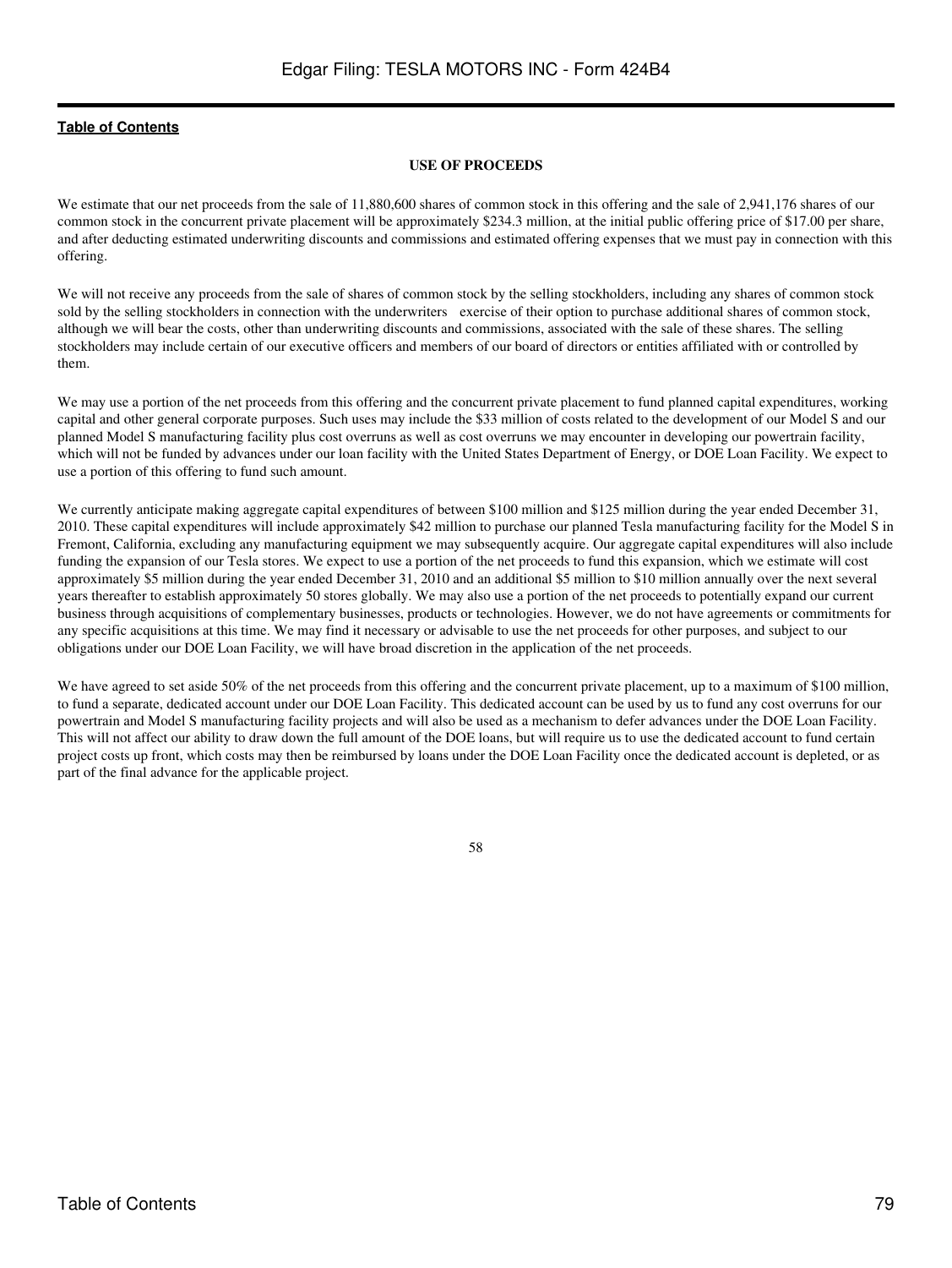## USE OF PROCEEDS

We estimate that our net proceeds from the sale of 11,880,600 shares of common stock in this offering and the sale of 2,941,176 shares of our common stock in the concurrent private placement will be approximately $234.3 million, at the initial public offering price of $17.00 per share, and after deducting estimated underwriting discounts and commissions and estimated offering expenses that we must pay in connection with this offering.

We will not receive any proceeds from the sale of shares of common stock by the selling stockholders, including any shares of common stock sold by the selling stockholders in connection with the underwriters exercise of their option to purchase additional shares of common stock, although we will bear the costs, other than underwriting discounts and commissions, associated with the sale of these shares. The selling stockholders may include certain of our executive officers and members of our board of directors or entities affiliated with or controlled by them.

We may use a portion of the net proceeds from this offering and the concurrent private placement to fund planned capital expenditures, working capital and other general corporate purposes. Such uses may include the $33 million of costs related to the development of our Model S and our planned Model S manufacturing facility plus cost overruns as well as cost overruns we may encounter in developing our powertrain facility, which will not be funded by advances under our loan facility with the United States Department of Energy, or DOE Loan Facility. We expect to use a portion of this offering to fund such amount.

We currently anticipate making aggregate capital expenditures of between $100 million and $125 million during the year ended December 31, 2010. These capital expenditures will include approximately $42 million to purchase our planned Tesla manufacturing facility for the Model S in Fremont, California, excluding any manufacturing equipment we may subsequently acquire. Our aggregate capital expenditures will also include funding the expansion of our Tesla stores. We expect to use a portion of the net proceeds to fund this expansion, which we estimate will cost approximately $5 million during the year ended December 31, 2010 and an additional $5 million to $10 million annually over the next several years thereafter to establish approximately 50 stores globally. We may also use a portion of the net proceeds to potentially expand our current business through acquisitions of complementary businesses, products or technologies. However, we do not have agreements or commitments for any specific acquisitions at this time. We may find it necessary or advisable to use the net proceeds for other purposes, and subject to our obligations under our DOE Loan Facility, we will have broad discretion in the application of the net proceeds.

We have agreed to set aside 50% of the net proceeds from this offering and the concurrent private placement, up to a maximum of $100 million, to fund a separate, dedicated account under our DOE Loan Facility. This dedicated account can be used by us to fund any cost overruns for our powertrain and Model S manufacturing facility projects and will also be used as a mechanism to defer advances under the DOE Loan Facility. This will not affect our ability to draw down the full amount of the DOE loans, but will require us to use the dedicated account to fund certain project costs up front, which costs may then be reimbursed by loans under the DOE Loan Facility once the dedicated account is depleted, or as part of the final advance for the applicable project.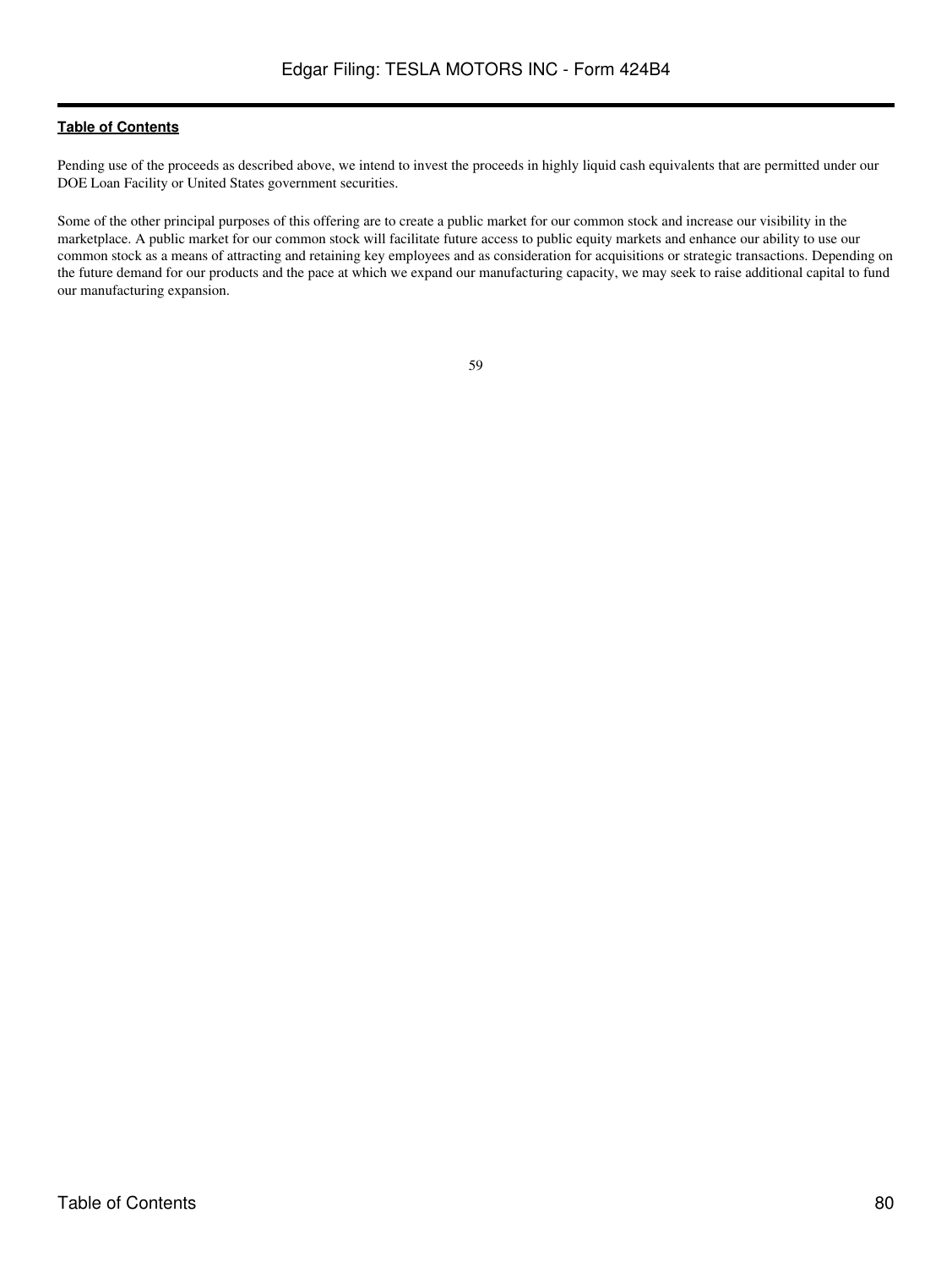Pending use of the proceeds as described above, we intend to invest the proceeds in highly liquid cash equivalents that are permitted under our DOE Loan Facility or United States government securities.

Some of the other principal purposes of this offering are to create a public market for our common stock and increase our visibility in the marketplace. A public market for our common stock will facilitate future access to public equity markets and enhance our ability to use our common stock as a means of attracting and retaining key employees and as consideration for acquisitions or strategic transactions. Depending on the future demand for our products and the pace at which we expand our manufacturing capacity, we may seek to raise additional capital to fund our manufacturing expansion.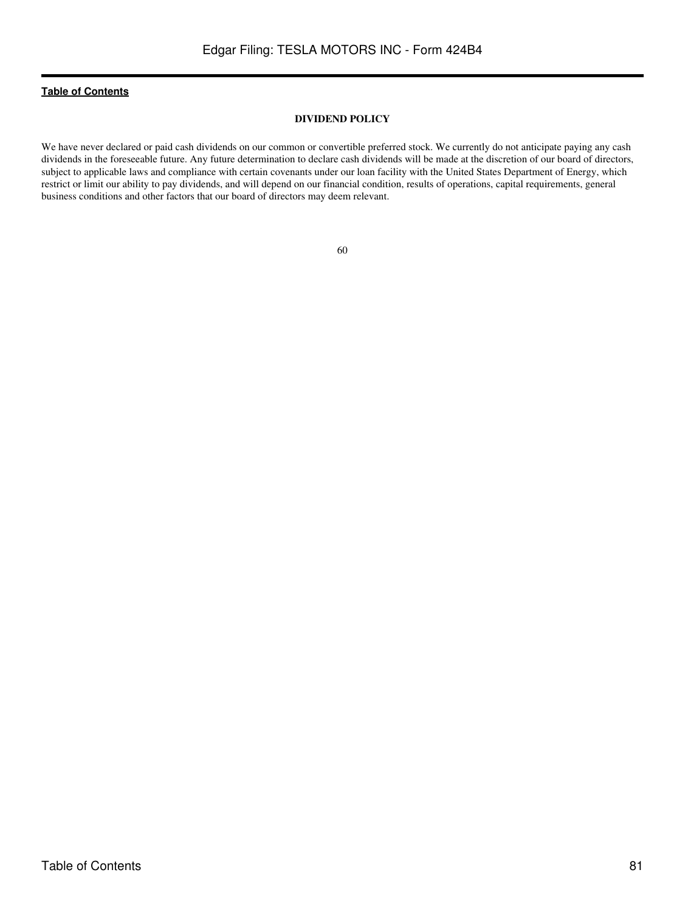## DIVIDEND POLICY

We have never declared or paid cash dividends on our common or convertible preferred stock. We currently do not anticipate paying any cash dividends in the foreseeable future. Any future determination to declare cash dividends will be made at the discretion of our board of directors, subject to applicable laws and compliance with certain covenants under our loan facility with the United States Department of Energy, which restrict or limit our ability to pay dividends, and will depend on our financial condition, results of operations, capital requirements, general business conditions and other factors that our board of directors may deem relevant.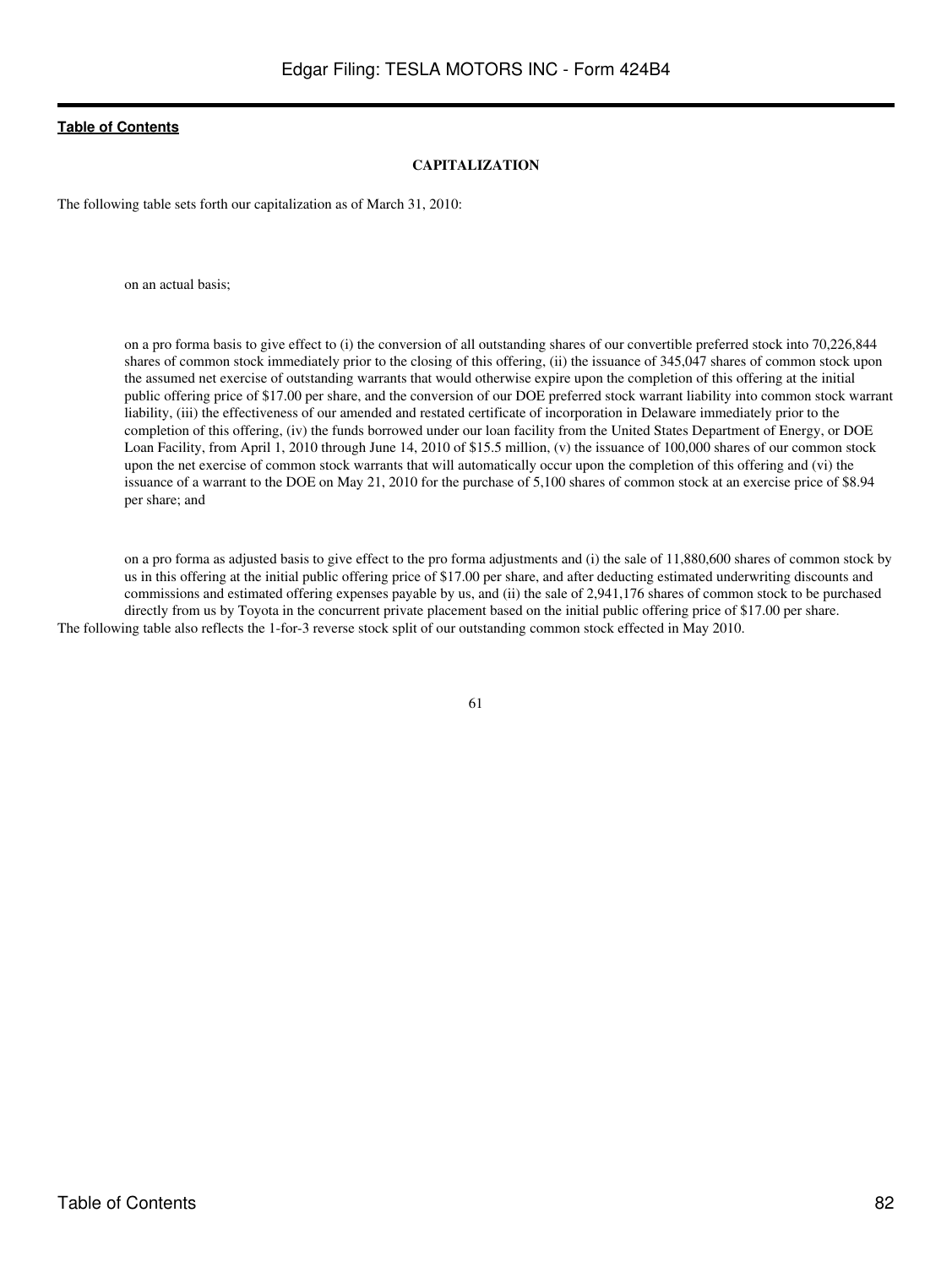**Table of Contents**

**CAPITALIZATION**

The following table sets forth our capitalization as of March 31, 2010:

- on an actual basis;
- on a pro forma basis to give effect to (i) the conversion of all outstanding shares of our convertible preferred stock into 70,226,844 shares of common stock immediately prior to the closing of this offering, (ii) the issuance of 345,047 shares of common stock upon the assumed net exercise of outstanding warrants that would otherwise expire upon the completion of this offering at the initial public offering price of $17.00 per share, and the conversion of our DOE preferred stock warrant liability into common stock warrant liability, (iii) the effectiveness of our amended and restated certificate of incorporation in Delaware immediately prior to the completion of this offering, (iv) the funds borrowed under our loan facility from the United States Department of Energy, or DOE Loan Facility, from April 1, 2010 through June 14, 2010 of $15.5 million, (v) the issuance of 100,000 shares of our common stock upon the net exercise of common stock warrants that will automatically occur upon the completion of this offering and (vi) the issuance of a warrant to the DOE on May 21, 2010 for the purchase of 5,100 shares of common stock at an exercise price of $8.94 per share; and
- on a pro forma as adjusted basis to give effect to the pro forma adjustments and (i) the sale of 11,880,600 shares of common stock by us in this offering at the initial public offering price of $17.00 per share, and after deducting estimated underwriting discounts and commissions and estimated offering expenses payable by us, and (ii) the sale of 2,941,176 shares of common stock to be purchased directly from us by Toyota in the concurrent private placement based on the initial public offering price of $17.00 per share.

The following table also reflects the 1-for-3 reverse stock split of our outstanding common stock effected in May 2010.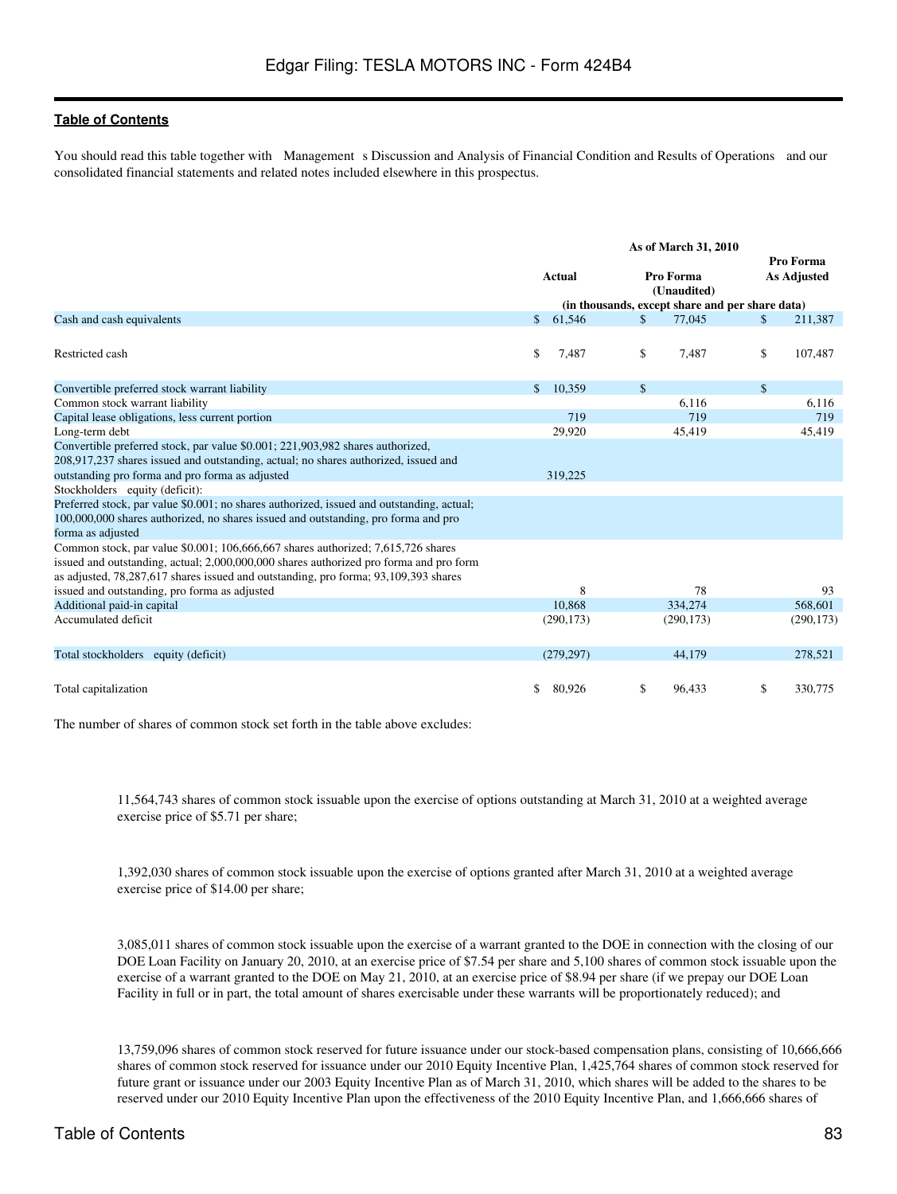You should read this table together with "Management's Discussion and Analysis of Financial Condition and Results of Operations" and our consolidated financial statements and related notes included elsewhere in this prospectus.

| | As of March 31, 2010 | | |
|---|---|---|---|
| | Actual | Pro Forma (Unaudited) | Pro Forma As Adjusted |
| | (in thousands, except share and per share data) | | |
| Cash and cash equivalents | $ 61,546 | $ 77,045 | $ 211,387 |
| Restricted cash | $ 7,487 | $ 7,487 | $ 107,487 |
| Convertible preferred stock warrant liability | $ 10,359 | $ | $ |
| Common stock warrant liability | | 6,116 | 6,116 |
| Capital lease obligations, less current portion | 719 | 719 | 719 |
| Long-term debt | 29,920 | 45,419 | 45,419 |
| Convertible preferred stock, par value $0.001; 221,903,982 shares authorized, 208,917,237 shares issued and outstanding, actual; no shares authorized, issued and outstanding pro forma and pro forma as adjusted | 319,225 | | |
| Stockholders' equity (deficit): | | | |
| Preferred stock, par value $0.001; no shares authorized, issued and outstanding, actual; 100,000,000 shares authorized, no shares issued and outstanding, pro forma and pro forma as adjusted | | | |
| Common stock, par value $0.001; 106,666,667 shares authorized; 7,615,726 shares issued and outstanding, actual; 2,000,000,000 shares authorized pro forma and pro form as adjusted, 78,287,617 shares issued and outstanding, pro forma; 93,109,393 shares issued and outstanding, pro forma as adjusted | 8 | 78 | 93 |
| Additional paid-in capital | 10,868 | 334,274 | 568,601 |
| Accumulated deficit | (290,173) | (290,173) | (290,173) |
| Total stockholders' equity (deficit) | (279,297) | 44,179 | 278,521 |
| Total capitalization | $ 80,926 | $ 96,433 | $ 330,775 |

The number of shares of common stock set forth in the table above excludes:

- 11,564,743 shares of common stock issuable upon the exercise of options outstanding at March 31, 2010 at a weighted average exercise price of $5.71 per share;

- 1,392,030 shares of common stock issuable upon the exercise of options granted after March 31, 2010 at a weighted average exercise price of $14.00 per share;

- 3,085,011 shares of common stock issuable upon the exercise of a warrant granted to the DOE in connection with the closing of our DOE Loan Facility on January 20, 2010, at an exercise price of $7.54 per share and 5,100 shares of common stock issuable upon the exercise of a warrant granted to the DOE on May 21, 2010, at an exercise price of $8.94 per share (if we prepay our DOE Loan Facility in full or in part, the total amount of shares exercisable under these warrants will be proportionately reduced); and

- 13,759,096 shares of common stock reserved for future issuance under our stock-based compensation plans, consisting of 10,666,666 shares of common stock reserved for issuance under our 2010 Equity Incentive Plan, 1,425,764 shares of common stock reserved for future grant or issuance under our 2003 Equity Incentive Plan as of March 31, 2010, which shares will be added to the shares to be reserved under our 2010 Equity Incentive Plan upon the effectiveness of the 2010 Equity Incentive Plan, and 1,666,666 shares of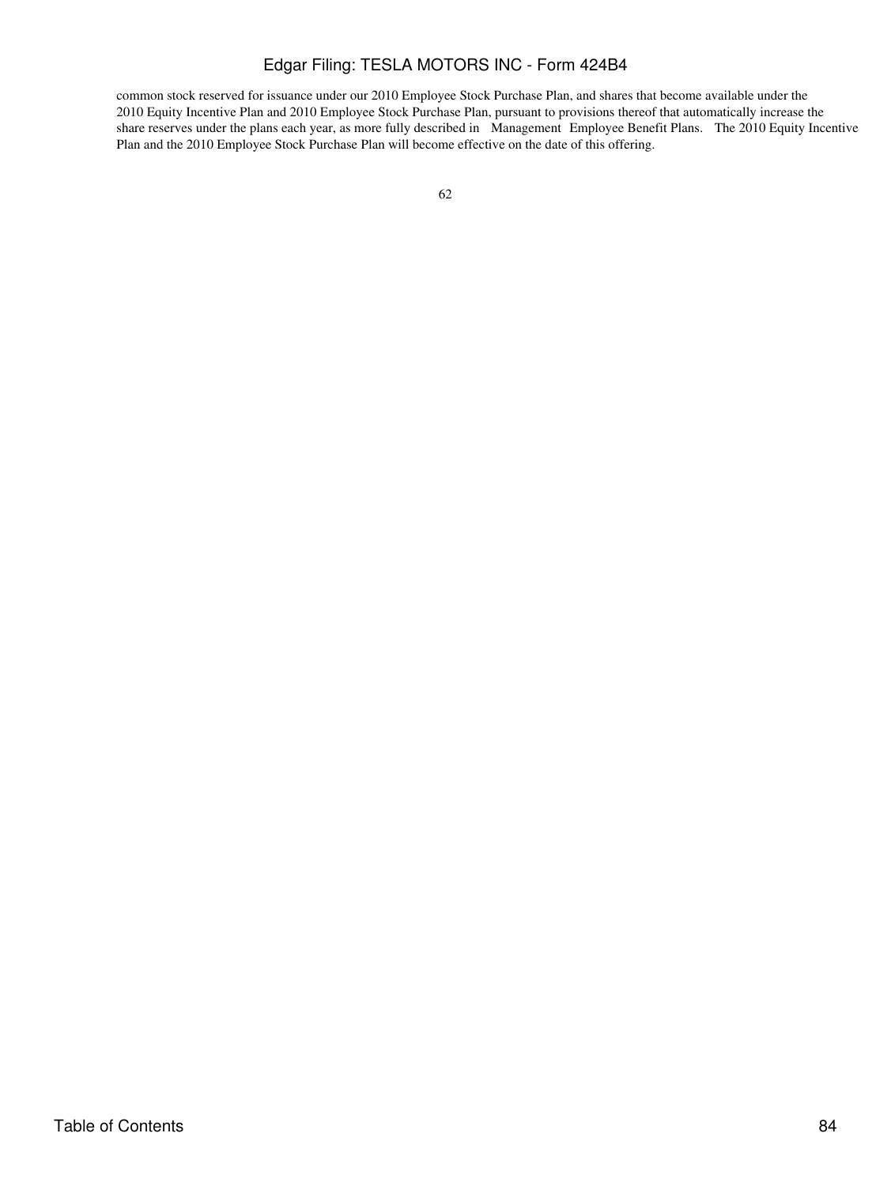common stock reserved for issuance under our 2010 Employee Stock Purchase Plan, and shares that become available under the 2010 Equity Incentive Plan and 2010 Employee Stock Purchase Plan, pursuant to provisions thereof that automatically increase the share reserves under the plans each year, as more fully described in Management Employee Benefit Plans. The 2010 Equity Incentive Plan and the 2010 Employee Stock Purchase Plan will become effective on the date of this offering.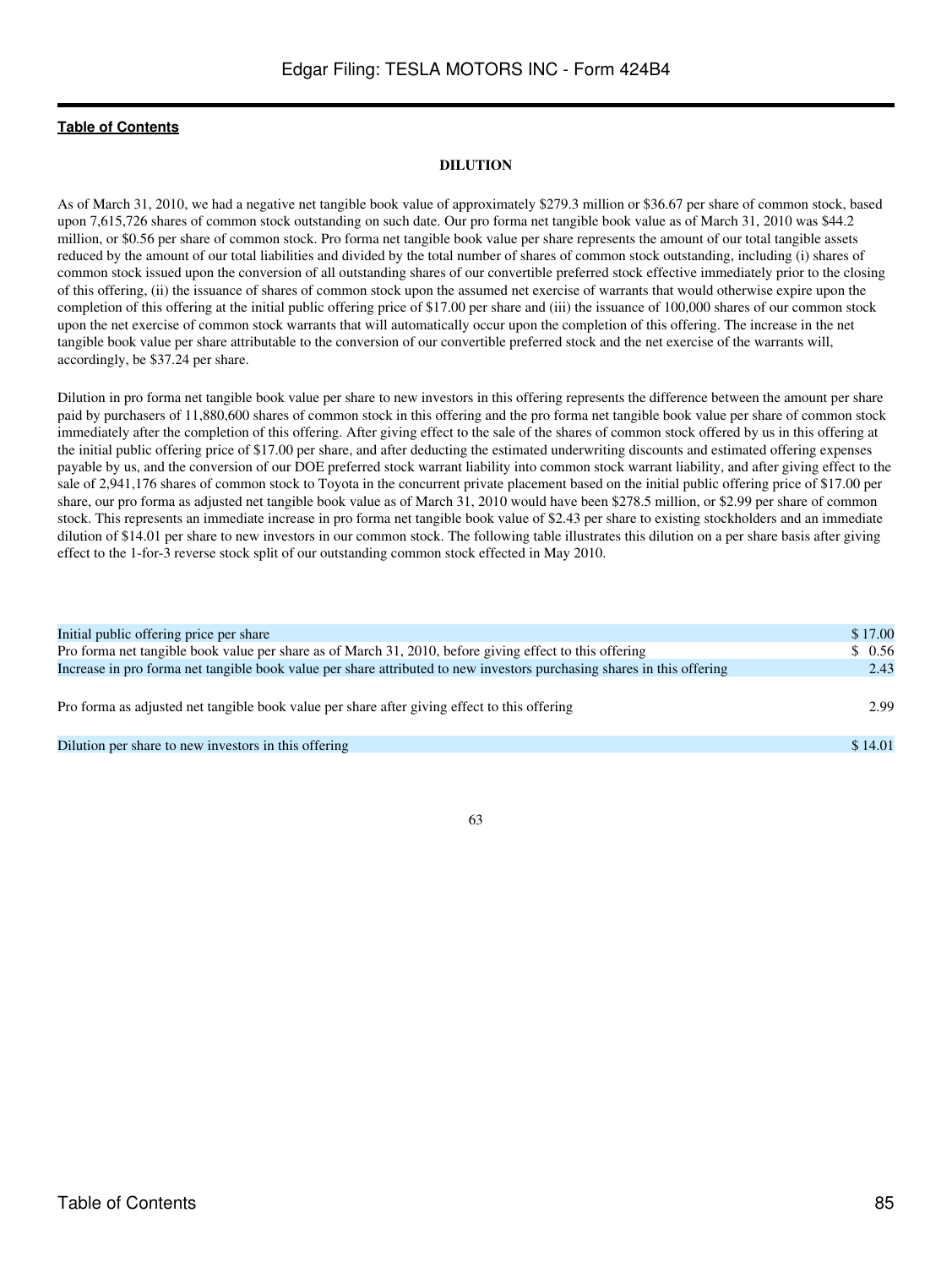## DILUTION

As of March 31, 2010, we had a negative net tangible book value of approximately $279.3 million or $36.67 per share of common stock, based upon 7,615,726 shares of common stock outstanding on such date. Our pro forma net tangible book value as of March 31, 2010 was $44.2 million, or $0.56 per share of common stock. Pro forma net tangible book value per share represents the amount of our total tangible assets reduced by the amount of our total liabilities and divided by the total number of shares of common stock outstanding, including (i) shares of common stock issued upon the conversion of all outstanding shares of our convertible preferred stock effective immediately prior to the closing of this offering, (ii) the issuance of shares of common stock upon the assumed net exercise of warrants that would otherwise expire upon the completion of this offering at the initial public offering price of $17.00 per share and (iii) the issuance of 100,000 shares of our common stock upon the net exercise of common stock warrants that will automatically occur upon the completion of this offering. The increase in the net tangible book value per share attributable to the conversion of our convertible preferred stock and the net exercise of the warrants will, accordingly, be $37.24 per share.

Dilution in pro forma net tangible book value per share to new investors in this offering represents the difference between the amount per share paid by purchasers of 11,880,600 shares of common stock in this offering and the pro forma net tangible book value per share of common stock immediately after the completion of this offering. After giving effect to the sale of the shares of common stock offered by us in this offering at the initial public offering price of $17.00 per share, and after deducting the estimated underwriting discounts and estimated offering expenses payable by us, and the conversion of our DOE preferred stock warrant liability into common stock warrant liability, and after giving effect to the sale of 2,941,176 shares of common stock to Toyota in the concurrent private placement based on the initial public offering price of $17.00 per share, our pro forma as adjusted net tangible book value as of March 31, 2010 would have been $278.5 million, or $2.99 per share of common stock. This represents an immediate increase in pro forma net tangible book value of $2.43 per share to existing stockholders and an immediate dilution of $14.01 per share to new investors in our common stock. The following table illustrates this dilution on a per share basis after giving effect to the 1-for-3 reverse stock split of our outstanding common stock effected in May 2010.

| | |
|---|---|
| Initial public offering price per share | $ 17.00 |
| Pro forma net tangible book value per share as of March 31, 2010, before giving effect to this offering | $ 0.56 |
| Increase in pro forma net tangible book value per share attributed to new investors purchasing shares in this offering | 2.43 |
| Pro forma as adjusted net tangible book value per share after giving effect to this offering | 2.99 |
| Dilution per share to new investors in this offering | $ 14.01 |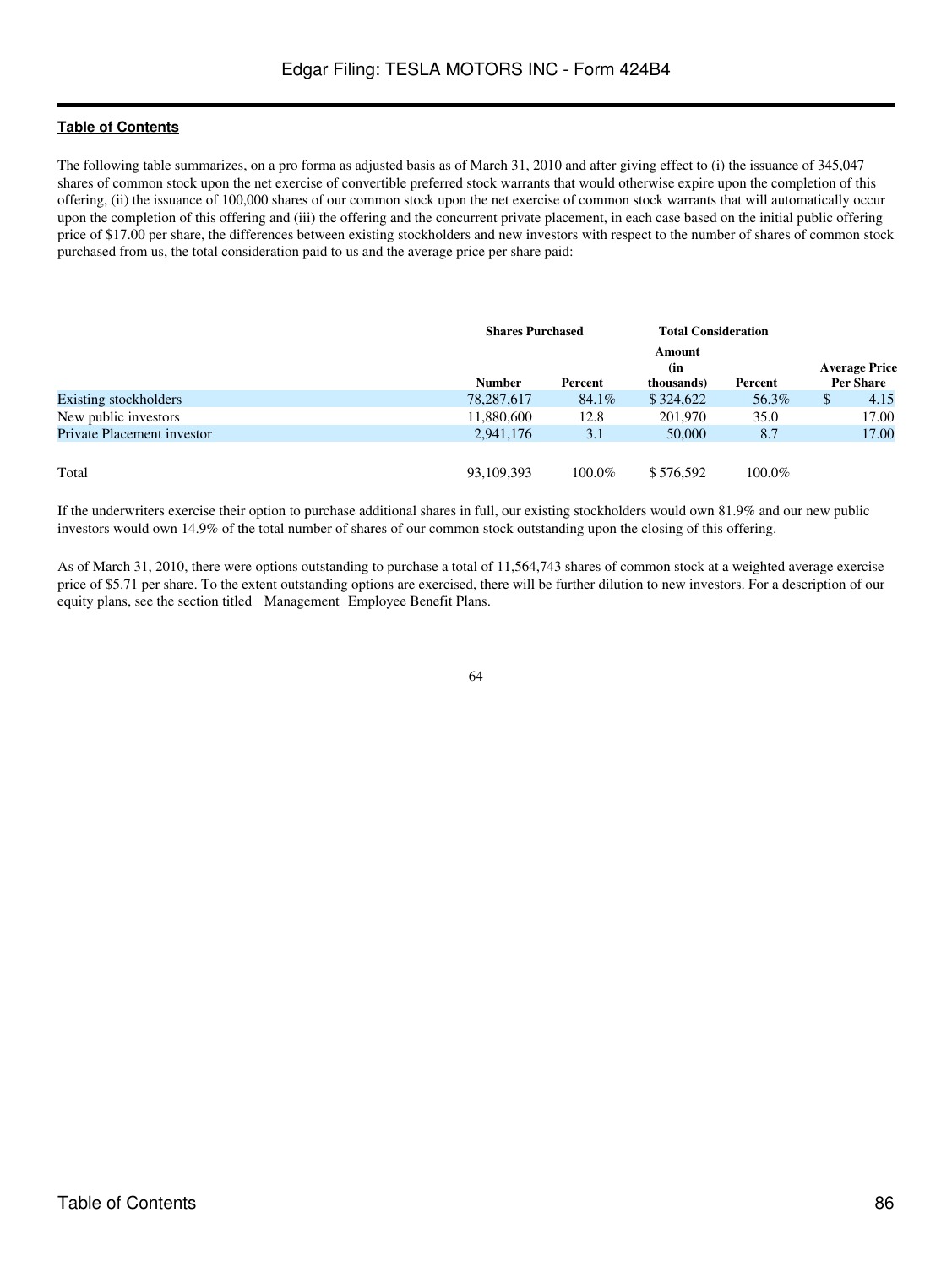**Table of Contents**

The following table summarizes, on a pro forma as adjusted basis as of March 31, 2010 and after giving effect to (i) the issuance of 345,047 shares of common stock upon the net exercise of convertible preferred stock warrants that would otherwise expire upon the completion of this offering, (ii) the issuance of 100,000 shares of our common stock upon the net exercise of common stock warrants that will automatically occur upon the completion of this offering and (iii) the offering and the concurrent private placement, in each case based on the initial public offering price of $17.00 per share, the differences between existing stockholders and new investors with respect to the number of shares of common stock purchased from us, the total consideration paid to us and the average price per share paid:

| | Shares Purchased | | Total Consideration | | |
|---|---|---|---|---|---|
| | Number | Percent | Amount (in thousands) | Percent | Average Price Per Share |
| Existing stockholders | 78,287,617 | 84.1% | $ 324,622 | 56.3% | $ 4.15 |
| New public investors | 11,880,600 | 12.8 | 201,970 | 35.0 | 17.00 |
| Private Placement investor | 2,941,176 | 3.1 | 50,000 | 8.7 | 17.00 |
| Total | 93,109,393 | 100.0% | $ 576,592 | 100.0% | |

If the underwriters exercise their option to purchase additional shares in full, our existing stockholders would own 81.9% and our new public investors would own 14.9% of the total number of shares of our common stock outstanding upon the closing of this offering.

As of March 31, 2010, there were options outstanding to purchase a total of 11,564,743 shares of common stock at a weighted average exercise price of $5.71 per share. To the extent outstanding options are exercised, there will be further dilution to new investors. For a description of our equity plans, see the section titled Management Employee Benefit Plans.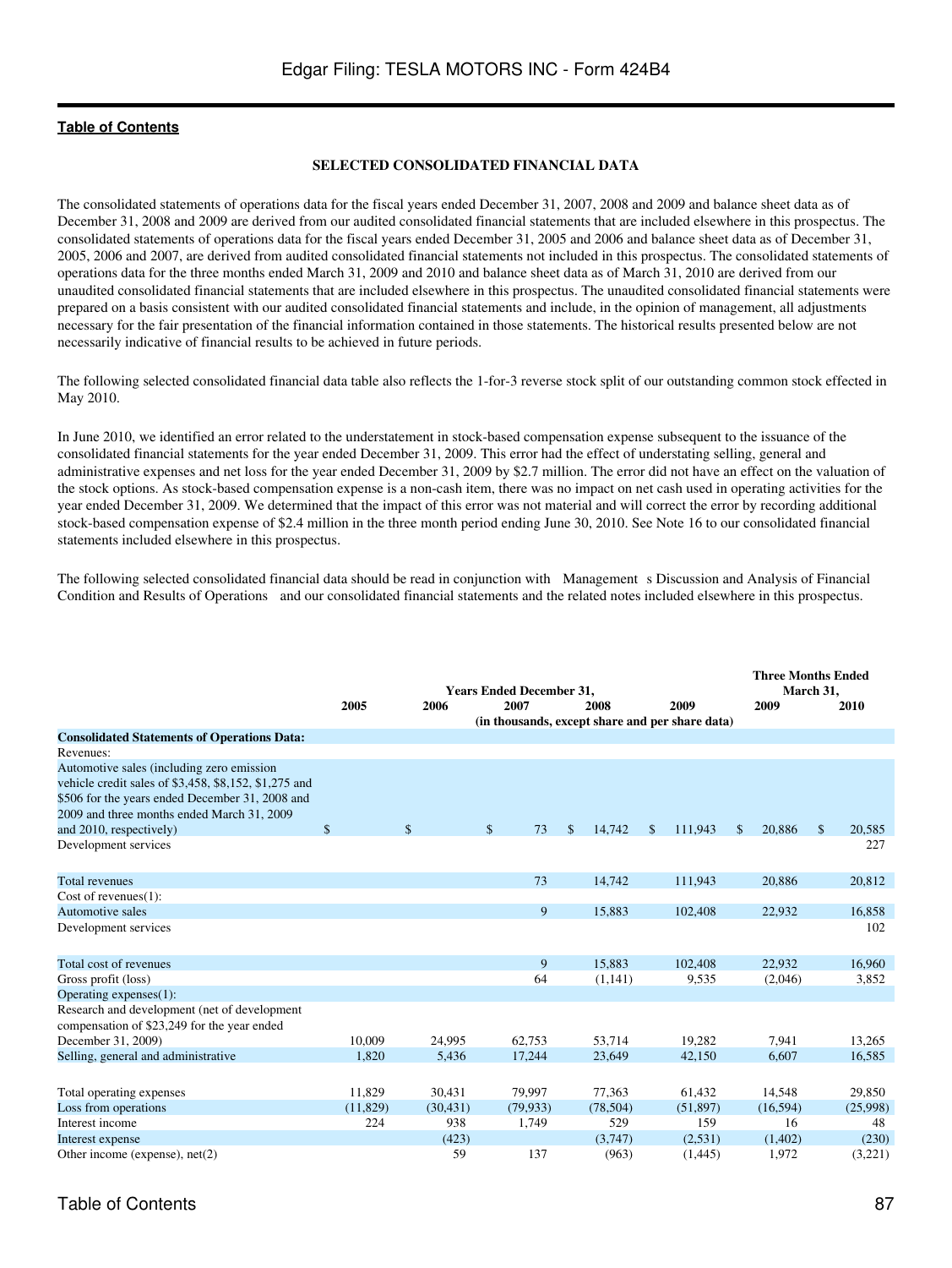## SELECTED CONSOLIDATED FINANCIAL DATA

The consolidated statements of operations data for the fiscal years ended December 31, 2007, 2008 and 2009 and balance sheet data as of December 31, 2008 and 2009 are derived from our audited consolidated financial statements that are included elsewhere in this prospectus. The consolidated statements of operations data for the fiscal years ended December 31, 2005 and 2006 and balance sheet data as of December 31, 2005, 2006 and 2007, are derived from audited consolidated financial statements not included in this prospectus. The consolidated statements of operations data for the three months ended March 31, 2009 and 2010 and balance sheet data as of March 31, 2010 are derived from our unaudited consolidated financial statements that are included elsewhere in this prospectus. The unaudited consolidated financial statements were prepared on a basis consistent with our audited consolidated financial statements and include, in the opinion of management, all adjustments necessary for the fair presentation of the financial information contained in those statements. The historical results presented below are not necessarily indicative of financial results to be achieved in future periods.

The following selected consolidated financial data table also reflects the 1-for-3 reverse stock split of our outstanding common stock effected in May 2010.

In June 2010, we identified an error related to the understatement in stock-based compensation expense subsequent to the issuance of the consolidated financial statements for the year ended December 31, 2009. This error had the effect of understating selling, general and administrative expenses and net loss for the year ended December 31, 2009 by $2.7 million. The error did not have an effect on the valuation of the stock options. As stock-based compensation expense is a non-cash item, there was no impact on net cash used in operating activities for the year ended December 31, 2009. We determined that the impact of this error was not material and will correct the error by recording additional stock-based compensation expense of $2.4 million in the three month period ending June 30, 2010. See Note 16 to our consolidated financial statements included elsewhere in this prospectus.

The following selected consolidated financial data should be read in conjunction with Management s Discussion and Analysis of Financial Condition and Results of Operations and our consolidated financial statements and the related notes included elsewhere in this prospectus.

| | Years Ended December 31, | | | | | Three Months Ended March 31, | |
|---|---|---|---|---|---|---|---|
| | 2005 | 2006 | 2007 | 2008 | 2009 | 2009 | 2010 |
| | (in thousands, except share and per share data) | | | | | | |
| **Consolidated Statements of Operations Data:** | | | | | | | |
| Revenues: | | | | | | | |
| Automotive sales (including zero emission vehicle credit sales of $3,458, $8,152, $1,275 and $506 for the years ended December 31, 2008 and 2009 and three months ended March 31, 2009 and 2010, respectively) | $ | $ | $ 73 | $ 14,742 | $ 111,943 | $ 20,886 | $ 20,585 |
| Development services | | | | | | | 227 |
| Total revenues | | | 73 | 14,742 | 111,943 | 20,886 | 20,812 |
| Cost of revenues(1): | | | | | | | |
| Automotive sales | | | 9 | 15,883 | 102,408 | 22,932 | 16,858 |
| Development services | | | | | | | 102 |
| Total cost of revenues | | | 9 | 15,883 | 102,408 | 22,932 | 16,960 |
| Gross profit (loss) | | | 64 | (1,141) | 9,535 | (2,046) | 3,852 |
| Operating expenses(1): | | | | | | | |
| Research and development (net of development compensation of $23,249 for the year ended December 31, 2009) | 10,009 | 24,995 | 62,753 | 53,714 | 19,282 | 7,941 | 13,265 |
| Selling, general and administrative | 1,820 | 5,436 | 17,244 | 23,649 | 42,150 | 6,607 | 16,585 |
| Total operating expenses | 11,829 | 30,431 | 79,997 | 77,363 | 61,432 | 14,548 | 29,850 |
| Loss from operations | (11,829) | (30,431) | (79,933) | (78,504) | (51,897) | (16,594) | (25,998) |
| Interest income | 224 | 938 | 1,749 | 529 | 159 | 16 | 48 |
| Interest expense | | (423) | | (3,747) | (2,531) | (1,402) | (230) |
| Other income (expense), net(2) | | 59 | 137 | (963) | (1,445) | 1,972 | (3,221) |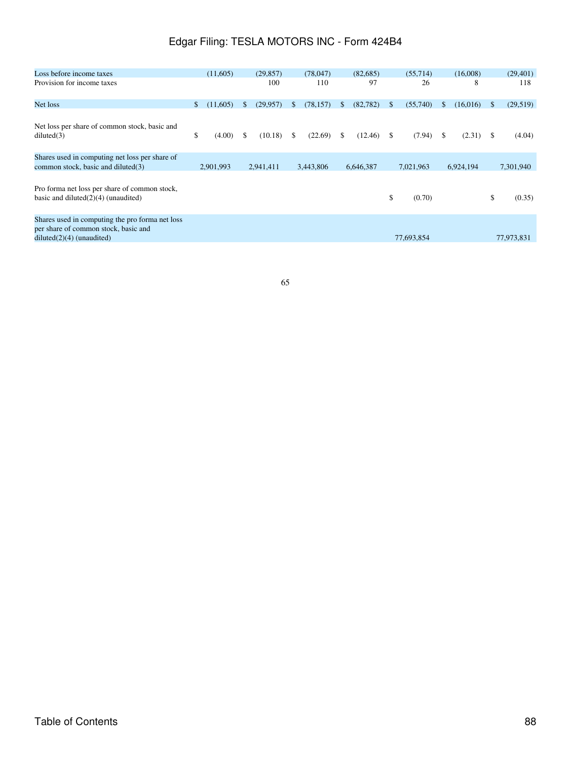| | | | | | | | |
|---|---|---|---|---|---|---|---|
| Loss before income taxes | (11,605) | (29,857) | (78,047) | (82,685) | (55,714) | (16,008) | (29,401) |
| Provision for income taxes | | 100 | 110 | 97 | 26 | 8 | 118 |
| Net loss | $ (11,605) | $ (29,957) | $ (78,157) | $ (82,782) | $ (55,740) | $ (16,016) | $ (29,519) |
| Net loss per share of common stock, basic and diluted(3) | $ (4.00) | $ (10.18) | $ (22.69) | $ (12.46) | $ (7.94) | $ (2.31) | $ (4.04) |
| Shares used in computing net loss per share of common stock, basic and diluted(3) | 2,901,993 | 2,941,411 | 3,443,806 | 6,646,387 | 7,021,963 | 6,924,194 | 7,301,940 |
| Pro forma net loss per share of common stock, basic and diluted(2)(4) (unaudited) | | | | | $ (0.70) | | $ (0.35) |
| Shares used in computing the pro forma net loss per share of common stock, basic and diluted(2)(4) (unaudited) | | | | | 77,693,854 | | 77,973,831 |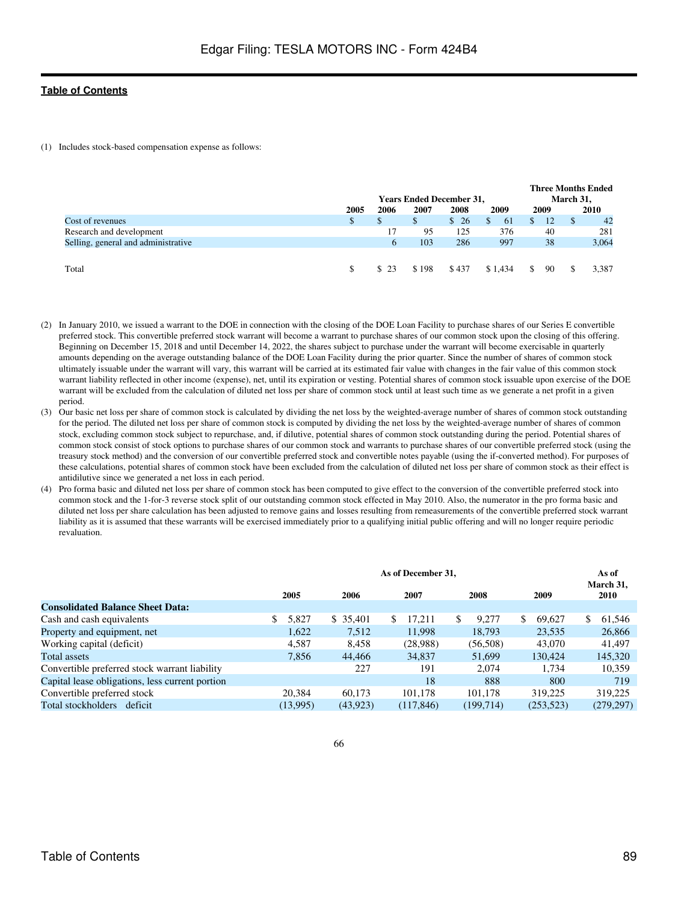(1) Includes stock-based compensation expense as follows:

| | Years Ended December 31, | | | | | Three Months Ended March 31, | |
|---|---|---|---|---|---|---|---|
| | 2005 | 2006 | 2007 | 2008 | 2009 | 2009 | 2010 |
| Cost of revenues | $ | $ | $ | $ 26 | $ 61 | $ 12 | $ 42 |
| Research and development | | 17 | 95 | 125 | 376 | 40 | 281 |
| Selling, general and administrative | | 6 | 103 | 286 | 997 | 38 | 3,064 |
| Total | $ | $ 23 | $ 198 | $ 437 | $ 1,434 | $ 90 | $ 3,387 |

(2) In January 2010, we issued a warrant to the DOE in connection with the closing of the DOE Loan Facility to purchase shares of our Series E convertible preferred stock. This convertible preferred stock warrant will become a warrant to purchase shares of our common stock upon the closing of this offering. Beginning on December 15, 2018 and until December 14, 2022, the shares subject to purchase under the warrant will become exercisable in quarterly amounts depending on the average outstanding balance of the DOE Loan Facility during the prior quarter. Since the number of shares of common stock ultimately issuable under the warrant will vary, this warrant will be carried at its estimated fair value with changes in the fair value of this common stock warrant liability reflected in other income (expense), net, until its expiration or vesting. Potential shares of common stock issuable upon exercise of the DOE warrant will be excluded from the calculation of diluted net loss per share of common stock until at least such time as we generate a net profit in a given period.

(3) Our basic net loss per share of common stock is calculated by dividing the net loss by the weighted-average number of shares of common stock outstanding for the period. The diluted net loss per share of common stock is computed by dividing the net loss by the weighted-average number of shares of common stock, excluding common stock subject to repurchase, and, if dilutive, potential shares of common stock outstanding during the period. Potential shares of common stock consist of stock options to purchase shares of our common stock and warrants to purchase shares of our convertible preferred stock (using the treasury stock method) and the conversion of our convertible preferred stock and convertible notes payable (using the if-converted method). For purposes of these calculations, potential shares of common stock have been excluded from the calculation of diluted net loss per share of common stock as their effect is antidilutive since we generated a net loss in each period.

(4) Pro forma basic and diluted net loss per share of common stock has been computed to give effect to the conversion of the convertible preferred stock into common stock and the 1-for-3 reverse stock split of our outstanding common stock effected in May 2010. Also, the numerator in the pro forma basic and diluted net loss per share calculation has been adjusted to remove gains and losses resulting from remeasurements of the convertible preferred stock warrant liability as it is assumed that these warrants will be exercised immediately prior to a qualifying initial public offering and will no longer require periodic revaluation.

| | As of December 31, | | | | | As of March 31, |
|---|---|---|---|---|---|---|
| | 2005 | 2006 | 2007 | 2008 | 2009 | 2010 |
| **Consolidated Balance Sheet Data:** | | | | | | |
| Cash and cash equivalents | $ 5,827 | $ 35,401 | $ 17,211 | $ 9,277 | $ 69,627 | $ 61,546 |
| Property and equipment, net | 1,622 | 7,512 | 11,998 | 18,793 | 23,535 | 26,866 |
| Working capital (deficit) | 4,587 | 8,458 | (28,988) | (56,508) | 43,070 | 41,497 |
| Total assets | 7,856 | 44,466 | 34,837 | 51,699 | 130,424 | 145,320 |
| Convertible preferred stock warrant liability | | 227 | 191 | 2,074 | 1,734 | 10,359 |
| Capital lease obligations, less current portion | | | 18 | 888 | 800 | 719 |
| Convertible preferred stock | 20,384 | 60,173 | 101,178 | 101,178 | 319,225 | 319,225 |
| Total stockholders deficit | (13,995) | (43,923) | (117,846) | (199,714) | (253,523) | (279,297) |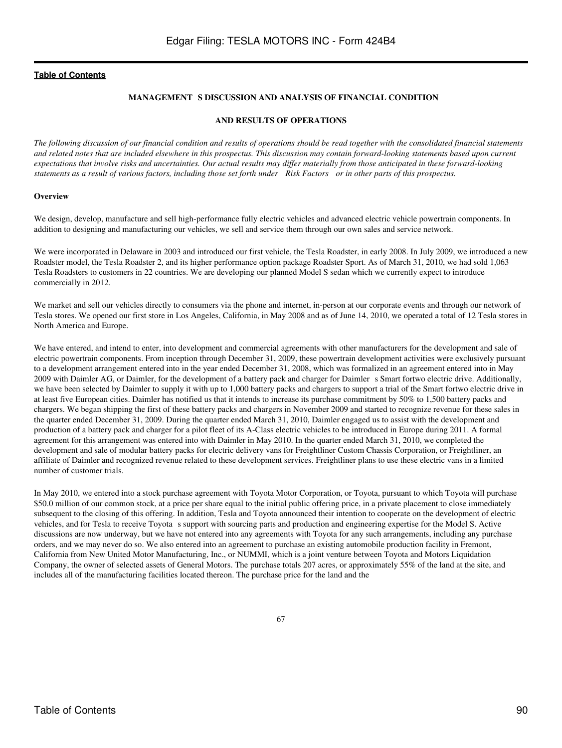**Table of Contents**

## MANAGEMENT S DISCUSSION AND ANALYSIS OF FINANCIAL CONDITION

## AND RESULTS OF OPERATIONS

*The following discussion of our financial condition and results of operations should be read together with the consolidated financial statements and related notes that are included elsewhere in this prospectus. This discussion may contain forward-looking statements based upon current expectations that involve risks and uncertainties. Our actual results may differ materially from those anticipated in these forward-looking statements as a result of various factors, including those set forth under Risk Factors or in other parts of this prospectus.*

**Overview**

We design, develop, manufacture and sell high-performance fully electric vehicles and advanced electric vehicle powertrain components. In addition to designing and manufacturing our vehicles, we sell and service them through our own sales and service network.

We were incorporated in Delaware in 2003 and introduced our first vehicle, the Tesla Roadster, in early 2008. In July 2009, we introduced a new Roadster model, the Tesla Roadster 2, and its higher performance option package Roadster Sport. As of March 31, 2010, we had sold 1,063 Tesla Roadsters to customers in 22 countries. We are developing our planned Model S sedan which we currently expect to introduce commercially in 2012.

We market and sell our vehicles directly to consumers via the phone and internet, in-person at our corporate events and through our network of Tesla stores. We opened our first store in Los Angeles, California, in May 2008 and as of June 14, 2010, we operated a total of 12 Tesla stores in North America and Europe.

We have entered, and intend to enter, into development and commercial agreements with other manufacturers for the development and sale of electric powertrain components. From inception through December 31, 2009, these powertrain development activities were exclusively pursuant to a development arrangement entered into in the year ended December 31, 2008, which was formalized in an agreement entered into in May 2009 with Daimler AG, or Daimler, for the development of a battery pack and charger for Daimler s Smart fortwo electric drive. Additionally, we have been selected by Daimler to supply it with up to 1,000 battery packs and chargers to support a trial of the Smart fortwo electric drive in at least five European cities. Daimler has notified us that it intends to increase its purchase commitment by 50% to 1,500 battery packs and chargers. We began shipping the first of these battery packs and chargers in November 2009 and started to recognize revenue for these sales in the quarter ended December 31, 2009. During the quarter ended March 31, 2010, Daimler engaged us to assist with the development and production of a battery pack and charger for a pilot fleet of its A-Class electric vehicles to be introduced in Europe during 2011. A formal agreement for this arrangement was entered into with Daimler in May 2010. In the quarter ended March 31, 2010, we completed the development and sale of modular battery packs for electric delivery vans for Freightliner Custom Chassis Corporation, or Freightliner, an affiliate of Daimler and recognized revenue related to these development services. Freightliner plans to use these electric vans in a limited number of customer trials.

In May 2010, we entered into a stock purchase agreement with Toyota Motor Corporation, or Toyota, pursuant to which Toyota will purchase $50.0 million of our common stock, at a price per share equal to the initial public offering price, in a private placement to close immediately subsequent to the closing of this offering. In addition, Tesla and Toyota announced their intention to cooperate on the development of electric vehicles, and for Tesla to receive Toyota s support with sourcing parts and production and engineering expertise for the Model S. Active discussions are now underway, but we have not entered into any agreements with Toyota for any such arrangements, including any purchase orders, and we may never do so. We also entered into an agreement to purchase an existing automobile production facility in Fremont, California from New United Motor Manufacturing, Inc., or NUMMI, which is a joint venture between Toyota and Motors Liquidation Company, the owner of selected assets of General Motors. The purchase totals 207 acres, or approximately 55% of the land at the site, and includes all of the manufacturing facilities located thereon. The purchase price for the land and the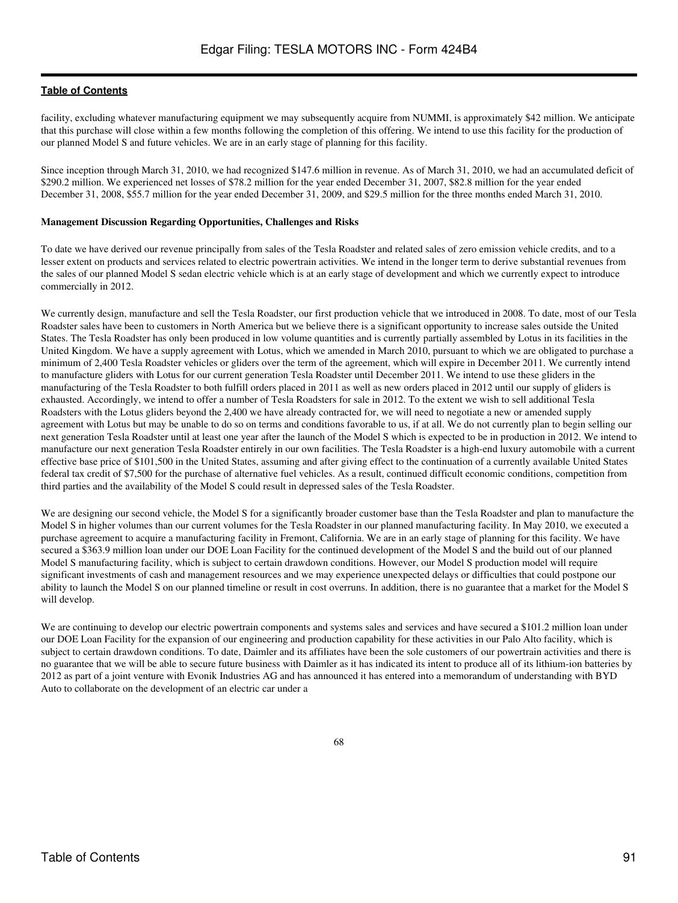facility, excluding whatever manufacturing equipment we may subsequently acquire from NUMMI, is approximately $42 million. We anticipate that this purchase will close within a few months following the completion of this offering. We intend to use this facility for the production of our planned Model S and future vehicles. We are in an early stage of planning for this facility.

Since inception through March 31, 2010, we had recognized $147.6 million in revenue. As of March 31, 2010, we had an accumulated deficit of $290.2 million. We experienced net losses of $78.2 million for the year ended December 31, 2007, $82.8 million for the year ended December 31, 2008, $55.7 million for the year ended December 31, 2009, and $29.5 million for the three months ended March 31, 2010.

**Management Discussion Regarding Opportunities, Challenges and Risks**

To date we have derived our revenue principally from sales of the Tesla Roadster and related sales of zero emission vehicle credits, and to a lesser extent on products and services related to electric powertrain activities. We intend in the longer term to derive substantial revenues from the sales of our planned Model S sedan electric vehicle which is at an early stage of development and which we currently expect to introduce commercially in 2012.

We currently design, manufacture and sell the Tesla Roadster, our first production vehicle that we introduced in 2008. To date, most of our Tesla Roadster sales have been to customers in North America but we believe there is a significant opportunity to increase sales outside the United States. The Tesla Roadster has only been produced in low volume quantities and is currently partially assembled by Lotus in its facilities in the United Kingdom. We have a supply agreement with Lotus, which we amended in March 2010, pursuant to which we are obligated to purchase a minimum of 2,400 Tesla Roadster vehicles or gliders over the term of the agreement, which will expire in December 2011. We currently intend to manufacture gliders with Lotus for our current generation Tesla Roadster until December 2011. We intend to use these gliders in the manufacturing of the Tesla Roadster to both fulfill orders placed in 2011 as well as new orders placed in 2012 until our supply of gliders is exhausted. Accordingly, we intend to offer a number of Tesla Roadsters for sale in 2012. To the extent we wish to sell additional Tesla Roadsters with the Lotus gliders beyond the 2,400 we have already contracted for, we will need to negotiate a new or amended supply agreement with Lotus but may be unable to do so on terms and conditions favorable to us, if at all. We do not currently plan to begin selling our next generation Tesla Roadster until at least one year after the launch of the Model S which is expected to be in production in 2012. We intend to manufacture our next generation Tesla Roadster entirely in our own facilities. The Tesla Roadster is a high-end luxury automobile with a current effective base price of $101,500 in the United States, assuming and after giving effect to the continuation of a currently available United States federal tax credit of $7,500 for the purchase of alternative fuel vehicles. As a result, continued difficult economic conditions, competition from third parties and the availability of the Model S could result in depressed sales of the Tesla Roadster.

We are designing our second vehicle, the Model S for a significantly broader customer base than the Tesla Roadster and plan to manufacture the Model S in higher volumes than our current volumes for the Tesla Roadster in our planned manufacturing facility. In May 2010, we executed a purchase agreement to acquire a manufacturing facility in Fremont, California. We are in an early stage of planning for this facility. We have secured a $363.9 million loan under our DOE Loan Facility for the continued development of the Model S and the build out of our planned Model S manufacturing facility, which is subject to certain drawdown conditions. However, our Model S production model will require significant investments of cash and management resources and we may experience unexpected delays or difficulties that could postpone our ability to launch the Model S on our planned timeline or result in cost overruns. In addition, there is no guarantee that a market for the Model S will develop.

We are continuing to develop our electric powertrain components and systems sales and services and have secured a $101.2 million loan under our DOE Loan Facility for the expansion of our engineering and production capability for these activities in our Palo Alto facility, which is subject to certain drawdown conditions. To date, Daimler and its affiliates have been the sole customers of our powertrain activities and there is no guarantee that we will be able to secure future business with Daimler as it has indicated its intent to produce all of its lithium-ion batteries by 2012 as part of a joint venture with Evonik Industries AG and has announced it has entered into a memorandum of understanding with BYD Auto to collaborate on the development of an electric car under a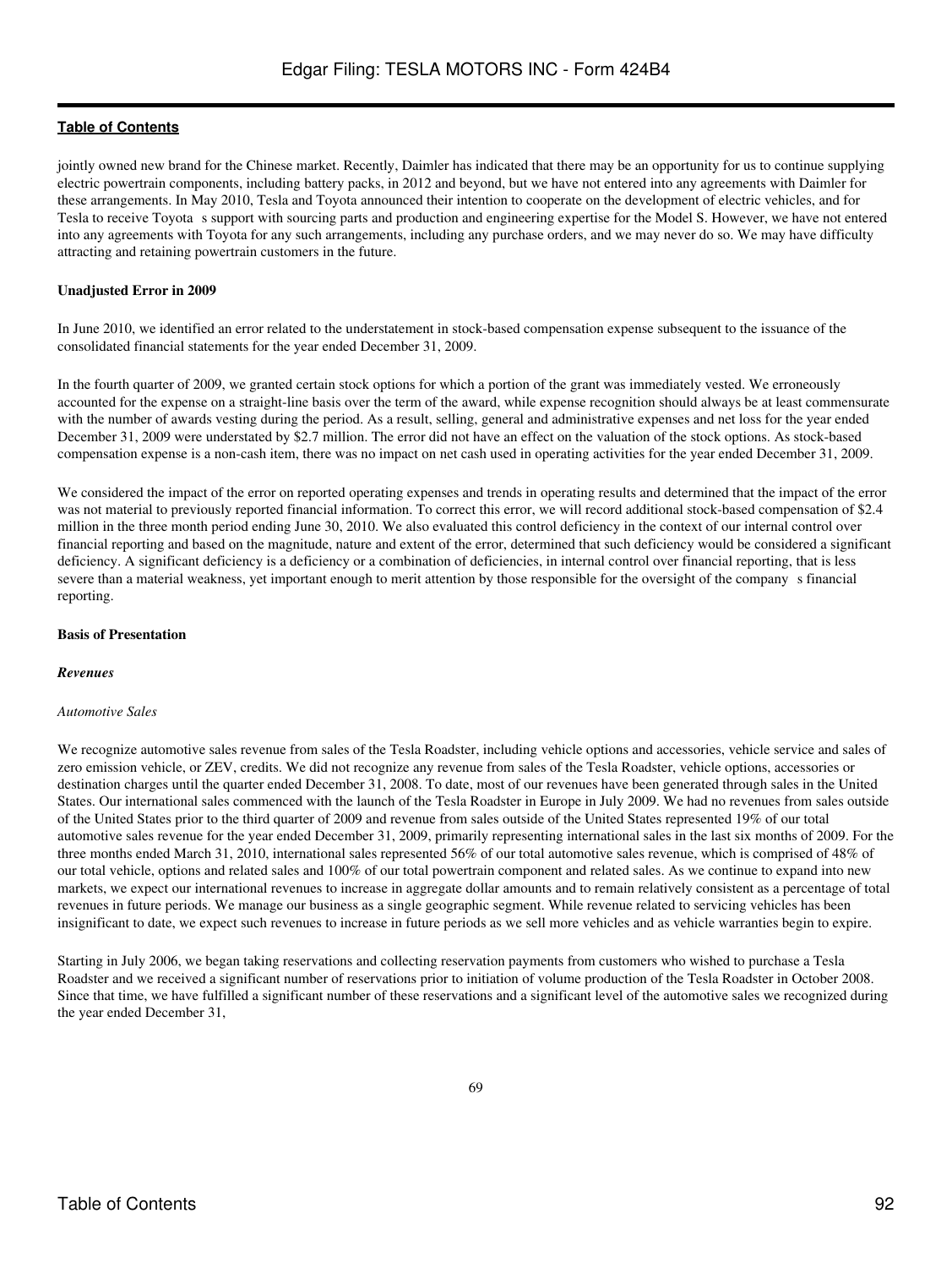jointly owned new brand for the Chinese market. Recently, Daimler has indicated that there may be an opportunity for us to continue supplying electric powertrain components, including battery packs, in 2012 and beyond, but we have not entered into any agreements with Daimler for these arrangements. In May 2010, Tesla and Toyota announced their intention to cooperate on the development of electric vehicles, and for Tesla to receive Toyota s support with sourcing parts and production and engineering expertise for the Model S. However, we have not entered into any agreements with Toyota for any such arrangements, including any purchase orders, and we may never do so. We may have difficulty attracting and retaining powertrain customers in the future.

**Unadjusted Error in 2009**

In June 2010, we identified an error related to the understatement in stock-based compensation expense subsequent to the issuance of the consolidated financial statements for the year ended December 31, 2009.

In the fourth quarter of 2009, we granted certain stock options for which a portion of the grant was immediately vested. We erroneously accounted for the expense on a straight-line basis over the term of the award, while expense recognition should always be at least commensurate with the number of awards vesting during the period. As a result, selling, general and administrative expenses and net loss for the year ended December 31, 2009 were understated by $2.7 million. The error did not have an effect on the valuation of the stock options. As stock-based compensation expense is a non-cash item, there was no impact on net cash used in operating activities for the year ended December 31, 2009.

We considered the impact of the error on reported operating expenses and trends in operating results and determined that the impact of the error was not material to previously reported financial information. To correct this error, we will record additional stock-based compensation of $2.4 million in the three month period ending June 30, 2010. We also evaluated this control deficiency in the context of our internal control over financial reporting and based on the magnitude, nature and extent of the error, determined that such deficiency would be considered a significant deficiency. A significant deficiency is a deficiency or a combination of deficiencies, in internal control over financial reporting, that is less severe than a material weakness, yet important enough to merit attention by those responsible for the oversight of the company s financial reporting.

**Basis of Presentation**

***Revenues***

*Automotive Sales*

We recognize automotive sales revenue from sales of the Tesla Roadster, including vehicle options and accessories, vehicle service and sales of zero emission vehicle, or ZEV, credits. We did not recognize any revenue from sales of the Tesla Roadster, vehicle options, accessories or destination charges until the quarter ended December 31, 2008. To date, most of our revenues have been generated through sales in the United States. Our international sales commenced with the launch of the Tesla Roadster in Europe in July 2009. We had no revenues from sales outside of the United States prior to the third quarter of 2009 and revenue from sales outside of the United States represented 19% of our total automotive sales revenue for the year ended December 31, 2009, primarily representing international sales in the last six months of 2009. For the three months ended March 31, 2010, international sales represented 56% of our total automotive sales revenue, which is comprised of 48% of our total vehicle, options and related sales and 100% of our total powertrain component and related sales. As we continue to expand into new markets, we expect our international revenues to increase in aggregate dollar amounts and to remain relatively consistent as a percentage of total revenues in future periods. We manage our business as a single geographic segment. While revenue related to servicing vehicles has been insignificant to date, we expect such revenues to increase in future periods as we sell more vehicles and as vehicle warranties begin to expire.

Starting in July 2006, we began taking reservations and collecting reservation payments from customers who wished to purchase a Tesla Roadster and we received a significant number of reservations prior to initiation of volume production of the Tesla Roadster in October 2008. Since that time, we have fulfilled a significant number of these reservations and a significant level of the automotive sales we recognized during the year ended December 31,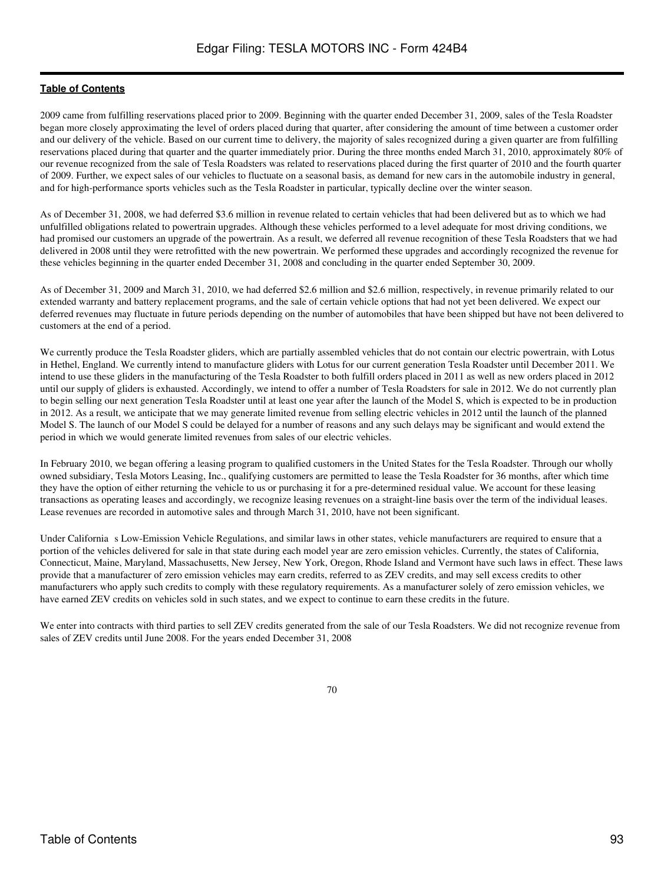2009 came from fulfilling reservations placed prior to 2009. Beginning with the quarter ended December 31, 2009, sales of the Tesla Roadster began more closely approximating the level of orders placed during that quarter, after considering the amount of time between a customer order and our delivery of the vehicle. Based on our current time to delivery, the majority of sales recognized during a given quarter are from fulfilling reservations placed during that quarter and the quarter immediately prior. During the three months ended March 31, 2010, approximately 80% of our revenue recognized from the sale of Tesla Roadsters was related to reservations placed during the first quarter of 2010 and the fourth quarter of 2009. Further, we expect sales of our vehicles to fluctuate on a seasonal basis, as demand for new cars in the automobile industry in general, and for high-performance sports vehicles such as the Tesla Roadster in particular, typically decline over the winter season.

As of December 31, 2008, we had deferred $3.6 million in revenue related to certain vehicles that had been delivered but as to which we had unfulfilled obligations related to powertrain upgrades. Although these vehicles performed to a level adequate for most driving conditions, we had promised our customers an upgrade of the powertrain. As a result, we deferred all revenue recognition of these Tesla Roadsters that we had delivered in 2008 until they were retrofitted with the new powertrain. We performed these upgrades and accordingly recognized the revenue for these vehicles beginning in the quarter ended December 31, 2008 and concluding in the quarter ended September 30, 2009.

As of December 31, 2009 and March 31, 2010, we had deferred $2.6 million and $2.6 million, respectively, in revenue primarily related to our extended warranty and battery replacement programs, and the sale of certain vehicle options that had not yet been delivered. We expect our deferred revenues may fluctuate in future periods depending on the number of automobiles that have been shipped but have not been delivered to customers at the end of a period.

We currently produce the Tesla Roadster gliders, which are partially assembled vehicles that do not contain our electric powertrain, with Lotus in Hethel, England. We currently intend to manufacture gliders with Lotus for our current generation Tesla Roadster until December 2011. We intend to use these gliders in the manufacturing of the Tesla Roadster to both fulfill orders placed in 2011 as well as new orders placed in 2012 until our supply of gliders is exhausted. Accordingly, we intend to offer a number of Tesla Roadsters for sale in 2012. We do not currently plan to begin selling our next generation Tesla Roadster until at least one year after the launch of the Model S, which is expected to be in production in 2012. As a result, we anticipate that we may generate limited revenue from selling electric vehicles in 2012 until the launch of the planned Model S. The launch of our Model S could be delayed for a number of reasons and any such delays may be significant and would extend the period in which we would generate limited revenues from sales of our electric vehicles.

In February 2010, we began offering a leasing program to qualified customers in the United States for the Tesla Roadster. Through our wholly owned subsidiary, Tesla Motors Leasing, Inc., qualifying customers are permitted to lease the Tesla Roadster for 36 months, after which time they have the option of either returning the vehicle to us or purchasing it for a pre-determined residual value. We account for these leasing transactions as operating leases and accordingly, we recognize leasing revenues on a straight-line basis over the term of the individual leases. Lease revenues are recorded in automotive sales and through March 31, 2010, have not been significant.

Under California s Low-Emission Vehicle Regulations, and similar laws in other states, vehicle manufacturers are required to ensure that a portion of the vehicles delivered for sale in that state during each model year are zero emission vehicles. Currently, the states of California, Connecticut, Maine, Maryland, Massachusetts, New Jersey, New York, Oregon, Rhode Island and Vermont have such laws in effect. These laws provide that a manufacturer of zero emission vehicles may earn credits, referred to as ZEV credits, and may sell excess credits to other manufacturers who apply such credits to comply with these regulatory requirements. As a manufacturer solely of zero emission vehicles, we have earned ZEV credits on vehicles sold in such states, and we expect to continue to earn these credits in the future.

We enter into contracts with third parties to sell ZEV credits generated from the sale of our Tesla Roadsters. We did not recognize revenue from sales of ZEV credits until June 2008. For the years ended December 31, 2008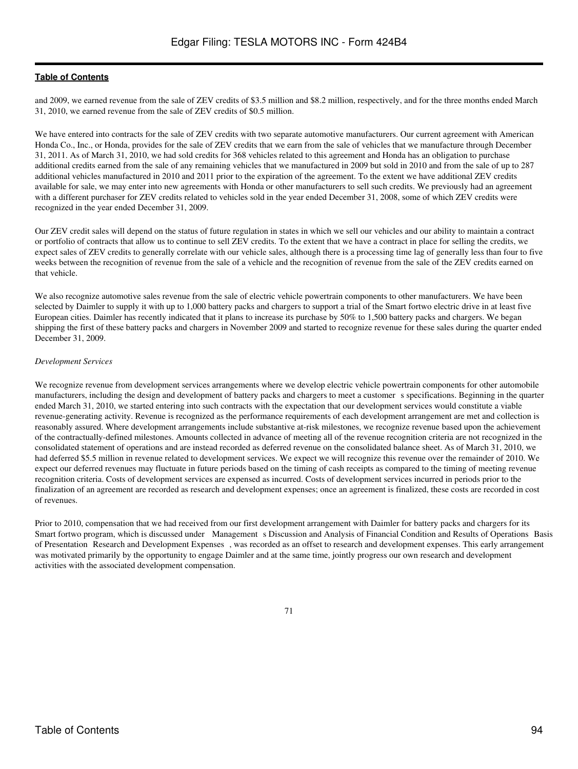and 2009, we earned revenue from the sale of ZEV credits of $3.5 million and $8.2 million, respectively, and for the three months ended March 31, 2010, we earned revenue from the sale of ZEV credits of $0.5 million.

We have entered into contracts for the sale of ZEV credits with two separate automotive manufacturers. Our current agreement with American Honda Co., Inc., or Honda, provides for the sale of ZEV credits that we earn from the sale of vehicles that we manufacture through December 31, 2011. As of March 31, 2010, we had sold credits for 368 vehicles related to this agreement and Honda has an obligation to purchase additional credits earned from the sale of any remaining vehicles that we manufactured in 2009 but sold in 2010 and from the sale of up to 287 additional vehicles manufactured in 2010 and 2011 prior to the expiration of the agreement. To the extent we have additional ZEV credits available for sale, we may enter into new agreements with Honda or other manufacturers to sell such credits. We previously had an agreement with a different purchaser for ZEV credits related to vehicles sold in the year ended December 31, 2008, some of which ZEV credits were recognized in the year ended December 31, 2009.

Our ZEV credit sales will depend on the status of future regulation in states in which we sell our vehicles and our ability to maintain a contract or portfolio of contracts that allow us to continue to sell ZEV credits. To the extent that we have a contract in place for selling the credits, we expect sales of ZEV credits to generally correlate with our vehicle sales, although there is a processing time lag of generally less than four to five weeks between the recognition of revenue from the sale of a vehicle and the recognition of revenue from the sale of the ZEV credits earned on that vehicle.

We also recognize automotive sales revenue from the sale of electric vehicle powertrain components to other manufacturers. We have been selected by Daimler to supply it with up to 1,000 battery packs and chargers to support a trial of the Smart fortwo electric drive in at least five European cities. Daimler has recently indicated that it plans to increase its purchase by 50% to 1,500 battery packs and chargers. We began shipping the first of these battery packs and chargers in November 2009 and started to recognize revenue for these sales during the quarter ended December 31, 2009.

*Development Services*

We recognize revenue from development services arrangements where we develop electric vehicle powertrain components for other automobile manufacturers, including the design and development of battery packs and chargers to meet a customer s specifications. Beginning in the quarter ended March 31, 2010, we started entering into such contracts with the expectation that our development services would constitute a viable revenue-generating activity. Revenue is recognized as the performance requirements of each development arrangement are met and collection is reasonably assured. Where development arrangements include substantive at-risk milestones, we recognize revenue based upon the achievement of the contractually-defined milestones. Amounts collected in advance of meeting all of the revenue recognition criteria are not recognized in the consolidated statement of operations and are instead recorded as deferred revenue on the consolidated balance sheet. As of March 31, 2010, we had deferred $5.5 million in revenue related to development services. We expect we will recognize this revenue over the remainder of 2010. We expect our deferred revenues may fluctuate in future periods based on the timing of cash receipts as compared to the timing of meeting revenue recognition criteria. Costs of development services are expensed as incurred. Costs of development services incurred in periods prior to the finalization of an agreement are recorded as research and development expenses; once an agreement is finalized, these costs are recorded in cost of revenues.

Prior to 2010, compensation that we had received from our first development arrangement with Daimler for battery packs and chargers for its Smart fortwo program, which is discussed under Management s Discussion and Analysis of Financial Condition and Results of Operations Basis of Presentation Research and Development Expenses , was recorded as an offset to research and development expenses. This early arrangement was motivated primarily by the opportunity to engage Daimler and at the same time, jointly progress our own research and development activities with the associated development compensation.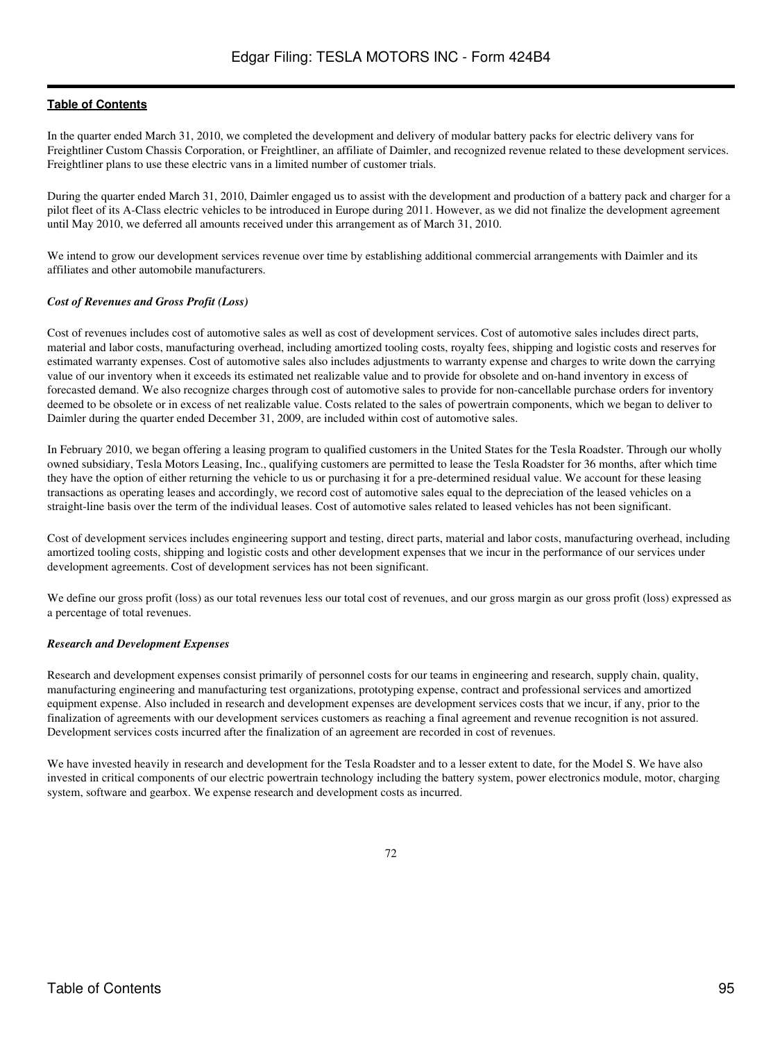In the quarter ended March 31, 2010, we completed the development and delivery of modular battery packs for electric delivery vans for Freightliner Custom Chassis Corporation, or Freightliner, an affiliate of Daimler, and recognized revenue related to these development services. Freightliner plans to use these electric vans in a limited number of customer trials.

During the quarter ended March 31, 2010, Daimler engaged us to assist with the development and production of a battery pack and charger for a pilot fleet of its A-Class electric vehicles to be introduced in Europe during 2011. However, as we did not finalize the development agreement until May 2010, we deferred all amounts received under this arrangement as of March 31, 2010.

We intend to grow our development services revenue over time by establishing additional commercial arrangements with Daimler and its affiliates and other automobile manufacturers.

***Cost of Revenues and Gross Profit (Loss)***

Cost of revenues includes cost of automotive sales as well as cost of development services. Cost of automotive sales includes direct parts, material and labor costs, manufacturing overhead, including amortized tooling costs, royalty fees, shipping and logistic costs and reserves for estimated warranty expenses. Cost of automotive sales also includes adjustments to warranty expense and charges to write down the carrying value of our inventory when it exceeds its estimated net realizable value and to provide for obsolete and on-hand inventory in excess of forecasted demand. We also recognize charges through cost of automotive sales to provide for non-cancellable purchase orders for inventory deemed to be obsolete or in excess of net realizable value. Costs related to the sales of powertrain components, which we began to deliver to Daimler during the quarter ended December 31, 2009, are included within cost of automotive sales.

In February 2010, we began offering a leasing program to qualified customers in the United States for the Tesla Roadster. Through our wholly owned subsidiary, Tesla Motors Leasing, Inc., qualifying customers are permitted to lease the Tesla Roadster for 36 months, after which time they have the option of either returning the vehicle to us or purchasing it for a pre-determined residual value. We account for these leasing transactions as operating leases and accordingly, we record cost of automotive sales equal to the depreciation of the leased vehicles on a straight-line basis over the term of the individual leases. Cost of automotive sales related to leased vehicles has not been significant.

Cost of development services includes engineering support and testing, direct parts, material and labor costs, manufacturing overhead, including amortized tooling costs, shipping and logistic costs and other development expenses that we incur in the performance of our services under development agreements. Cost of development services has not been significant.

We define our gross profit (loss) as our total revenues less our total cost of revenues, and our gross margin as our gross profit (loss) expressed as a percentage of total revenues.

***Research and Development Expenses***

Research and development expenses consist primarily of personnel costs for our teams in engineering and research, supply chain, quality, manufacturing engineering and manufacturing test organizations, prototyping expense, contract and professional services and amortized equipment expense. Also included in research and development expenses are development services costs that we incur, if any, prior to the finalization of agreements with our development services customers as reaching a final agreement and revenue recognition is not assured. Development services costs incurred after the finalization of an agreement are recorded in cost of revenues.

We have invested heavily in research and development for the Tesla Roadster and to a lesser extent to date, for the Model S. We have also invested in critical components of our electric powertrain technology including the battery system, power electronics module, motor, charging system, software and gearbox. We expense research and development costs as incurred.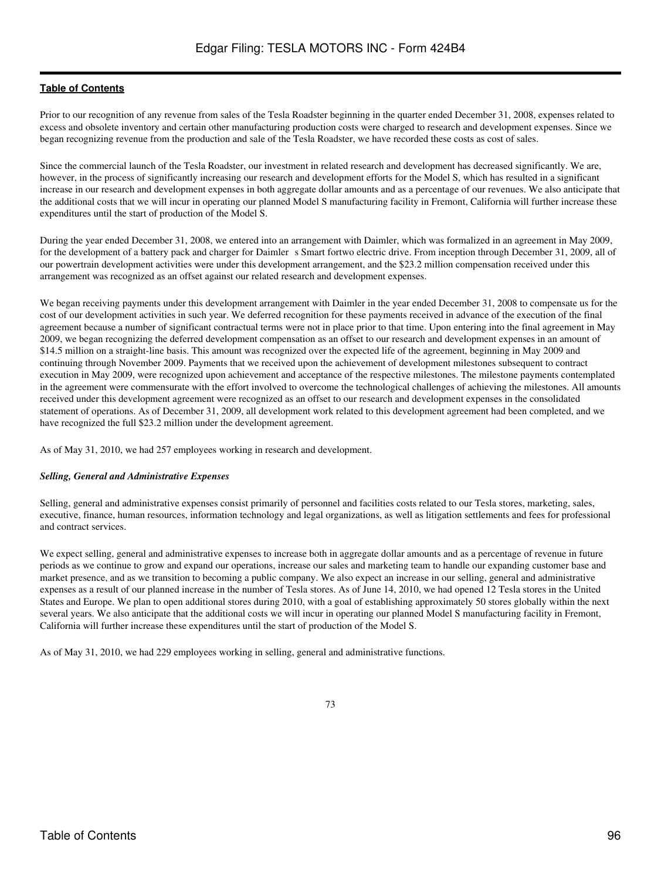Prior to our recognition of any revenue from sales of the Tesla Roadster beginning in the quarter ended December 31, 2008, expenses related to excess and obsolete inventory and certain other manufacturing production costs were charged to research and development expenses. Since we began recognizing revenue from the production and sale of the Tesla Roadster, we have recorded these costs as cost of sales.

Since the commercial launch of the Tesla Roadster, our investment in related research and development has decreased significantly. We are, however, in the process of significantly increasing our research and development efforts for the Model S, which has resulted in a significant increase in our research and development expenses in both aggregate dollar amounts and as a percentage of our revenues. We also anticipate that the additional costs that we will incur in operating our planned Model S manufacturing facility in Fremont, California will further increase these expenditures until the start of production of the Model S.

During the year ended December 31, 2008, we entered into an arrangement with Daimler, which was formalized in an agreement in May 2009, for the development of a battery pack and charger for Daimler s Smart fortwo electric drive. From inception through December 31, 2009, all of our powertrain development activities were under this development arrangement, and the $23.2 million compensation received under this arrangement was recognized as an offset against our related research and development expenses.

We began receiving payments under this development arrangement with Daimler in the year ended December 31, 2008 to compensate us for the cost of our development activities in such year. We deferred recognition for these payments received in advance of the execution of the final agreement because a number of significant contractual terms were not in place prior to that time. Upon entering into the final agreement in May 2009, we began recognizing the deferred development compensation as an offset to our research and development expenses in an amount of $14.5 million on a straight-line basis. This amount was recognized over the expected life of the agreement, beginning in May 2009 and continuing through November 2009. Payments that we received upon the achievement of development milestones subsequent to contract execution in May 2009, were recognized upon achievement and acceptance of the respective milestones. The milestone payments contemplated in the agreement were commensurate with the effort involved to overcome the technological challenges of achieving the milestones. All amounts received under this development agreement were recognized as an offset to our research and development expenses in the consolidated statement of operations. As of December 31, 2009, all development work related to this development agreement had been completed, and we have recognized the full $23.2 million under the development agreement.

As of May 31, 2010, we had 257 employees working in research and development.

***Selling, General and Administrative Expenses***

Selling, general and administrative expenses consist primarily of personnel and facilities costs related to our Tesla stores, marketing, sales, executive, finance, human resources, information technology and legal organizations, as well as litigation settlements and fees for professional and contract services.

We expect selling, general and administrative expenses to increase both in aggregate dollar amounts and as a percentage of revenue in future periods as we continue to grow and expand our operations, increase our sales and marketing team to handle our expanding customer base and market presence, and as we transition to becoming a public company. We also expect an increase in our selling, general and administrative expenses as a result of our planned increase in the number of Tesla stores. As of June 14, 2010, we had opened 12 Tesla stores in the United States and Europe. We plan to open additional stores during 2010, with a goal of establishing approximately 50 stores globally within the next several years. We also anticipate that the additional costs we will incur in operating our planned Model S manufacturing facility in Fremont, California will further increase these expenditures until the start of production of the Model S.

As of May 31, 2010, we had 229 employees working in selling, general and administrative functions.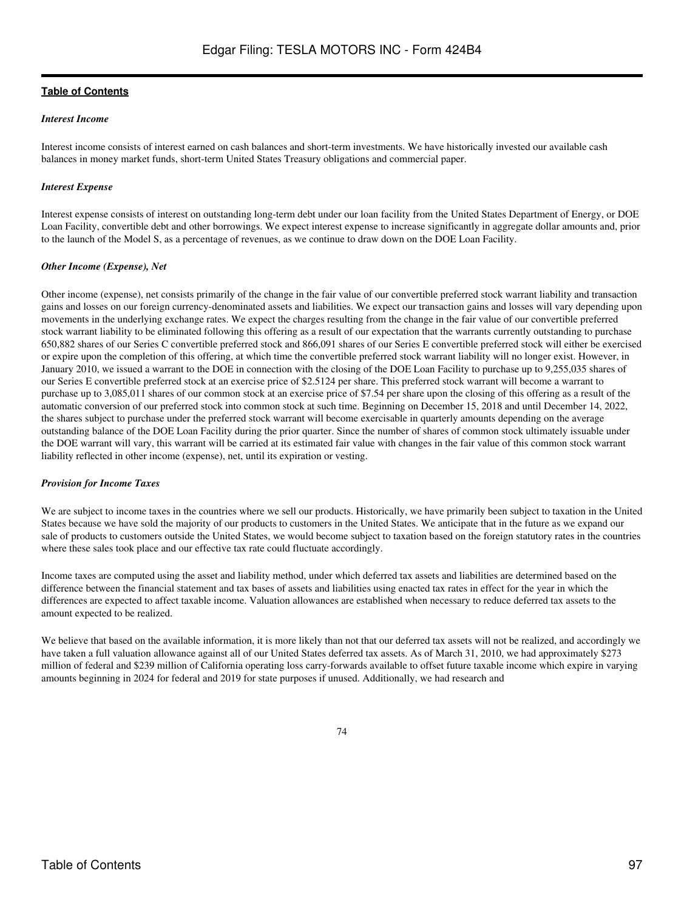[Table of Contents](#)

### *Interest Income*

Interest income consists of interest earned on cash balances and short-term investments. We have historically invested our available cash balances in money market funds, short-term United States Treasury obligations and commercial paper.

### *Interest Expense*

Interest expense consists of interest on outstanding long-term debt under our loan facility from the United States Department of Energy, or DOE Loan Facility, convertible debt and other borrowings. We expect interest expense to increase significantly in aggregate dollar amounts and, prior to the launch of the Model S, as a percentage of revenues, as we continue to draw down on the DOE Loan Facility.

### *Other Income (Expense), Net*

Other income (expense), net consists primarily of the change in the fair value of our convertible preferred stock warrant liability and transaction gains and losses on our foreign currency-denominated assets and liabilities. We expect our transaction gains and losses will vary depending upon movements in the underlying exchange rates. We expect the charges resulting from the change in the fair value of our convertible preferred stock warrant liability to be eliminated following this offering as a result of our expectation that the warrants currently outstanding to purchase 650,882 shares of our Series C convertible preferred stock and 866,091 shares of our Series E convertible preferred stock will either be exercised or expire upon the completion of this offering, at which time the convertible preferred stock warrant liability will no longer exist. However, in January 2010, we issued a warrant to the DOE in connection with the closing of the DOE Loan Facility to purchase up to 9,255,035 shares of our Series E convertible preferred stock at an exercise price of $2.5124 per share. This preferred stock warrant will become a warrant to purchase up to 3,085,011 shares of our common stock at an exercise price of $7.54 per share upon the closing of this offering as a result of the automatic conversion of our preferred stock into common stock at such time. Beginning on December 15, 2018 and until December 14, 2022, the shares subject to purchase under the preferred stock warrant will become exercisable in quarterly amounts depending on the average outstanding balance of the DOE Loan Facility during the prior quarter. Since the number of shares of common stock ultimately issuable under the DOE warrant will vary, this warrant will be carried at its estimated fair value with changes in the fair value of this common stock warrant liability reflected in other income (expense), net, until its expiration or vesting.

### *Provision for Income Taxes*

We are subject to income taxes in the countries where we sell our products. Historically, we have primarily been subject to taxation in the United States because we have sold the majority of our products to customers in the United States. We anticipate that in the future as we expand our sale of products to customers outside the United States, we would become subject to taxation based on the foreign statutory rates in the countries where these sales took place and our effective tax rate could fluctuate accordingly.

Income taxes are computed using the asset and liability method, under which deferred tax assets and liabilities are determined based on the difference between the financial statement and tax bases of assets and liabilities using enacted tax rates in effect for the year in which the differences are expected to affect taxable income. Valuation allowances are established when necessary to reduce deferred tax assets to the amount expected to be realized.

We believe that based on the available information, it is more likely than not that our deferred tax assets will not be realized, and accordingly we have taken a full valuation allowance against all of our United States deferred tax assets. As of March 31, 2010, we had approximately $273 million of federal and $239 million of California operating loss carry-forwards available to offset future taxable income which expire in varying amounts beginning in 2024 for federal and 2019 for state purposes if unused. Additionally, we had research and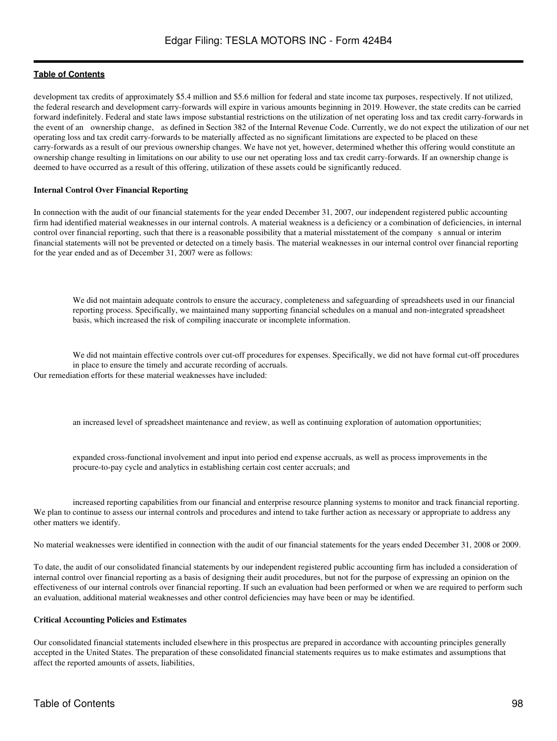development tax credits of approximately $5.4 million and $5.6 million for federal and state income tax purposes, respectively. If not utilized, the federal research and development carry-forwards will expire in various amounts beginning in 2019. However, the state credits can be carried forward indefinitely. Federal and state laws impose substantial restrictions on the utilization of net operating loss and tax credit carry-forwards in the event of an ownership change, as defined in Section 382 of the Internal Revenue Code. Currently, we do not expect the utilization of our net operating loss and tax credit carry-forwards to be materially affected as no significant limitations are expected to be placed on these carry-forwards as a result of our previous ownership changes. We have not yet, however, determined whether this offering would constitute an ownership change resulting in limitations on our ability to use our net operating loss and tax credit carry-forwards. If an ownership change is deemed to have occurred as a result of this offering, utilization of these assets could be significantly reduced.

**Internal Control Over Financial Reporting**

In connection with the audit of our financial statements for the year ended December 31, 2007, our independent registered public accounting firm had identified material weaknesses in our internal controls. A material weakness is a deficiency or a combination of deficiencies, in internal control over financial reporting, such that there is a reasonable possibility that a material misstatement of the company s annual or interim financial statements will not be prevented or detected on a timely basis. The material weaknesses in our internal control over financial reporting for the year ended and as of December 31, 2007 were as follows:

- We did not maintain adequate controls to ensure the accuracy, completeness and safeguarding of spreadsheets used in our financial reporting process. Specifically, we maintained many supporting financial schedules on a manual and non-integrated spreadsheet basis, which increased the risk of compiling inaccurate or incomplete information.

- We did not maintain effective controls over cut-off procedures for expenses. Specifically, we did not have formal cut-off procedures in place to ensure the timely and accurate recording of accruals.

Our remediation efforts for these material weaknesses have included:

- an increased level of spreadsheet maintenance and review, as well as continuing exploration of automation opportunities;

- expanded cross-functional involvement and input into period end expense accruals, as well as process improvements in the procure-to-pay cycle and analytics in establishing certain cost center accruals; and

- increased reporting capabilities from our financial and enterprise resource planning systems to monitor and track financial reporting.

We plan to continue to assess our internal controls and procedures and intend to take further action as necessary or appropriate to address any other matters we identify.

No material weaknesses were identified in connection with the audit of our financial statements for the years ended December 31, 2008 or 2009.

To date, the audit of our consolidated financial statements by our independent registered public accounting firm has included a consideration of internal control over financial reporting as a basis of designing their audit procedures, but not for the purpose of expressing an opinion on the effectiveness of our internal controls over financial reporting. If such an evaluation had been performed or when we are required to perform such an evaluation, additional material weaknesses and other control deficiencies may have been or may be identified.

**Critical Accounting Policies and Estimates**

Our consolidated financial statements included elsewhere in this prospectus are prepared in accordance with accounting principles generally accepted in the United States. The preparation of these consolidated financial statements requires us to make estimates and assumptions that affect the reported amounts of assets, liabilities,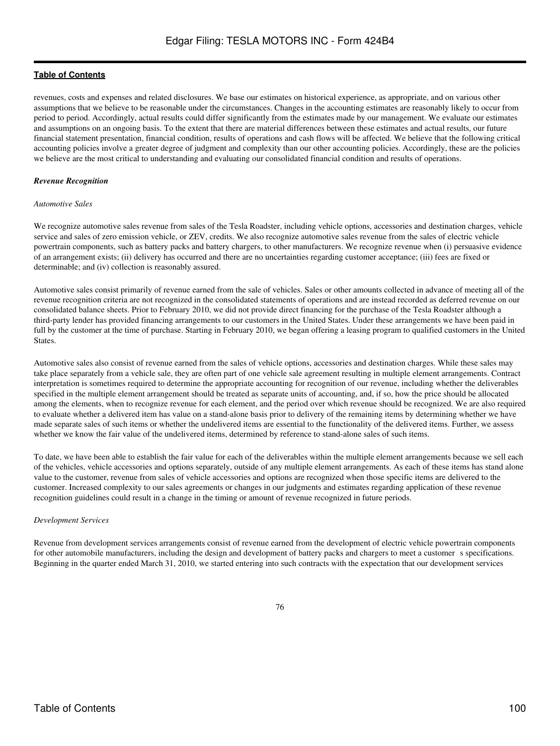revenues, costs and expenses and related disclosures. We base our estimates on historical experience, as appropriate, and on various other assumptions that we believe to be reasonable under the circumstances. Changes in the accounting estimates are reasonably likely to occur from period to period. Accordingly, actual results could differ significantly from the estimates made by our management. We evaluate our estimates and assumptions on an ongoing basis. To the extent that there are material differences between these estimates and actual results, our future financial statement presentation, financial condition, results of operations and cash flows will be affected. We believe that the following critical accounting policies involve a greater degree of judgment and complexity than our other accounting policies. Accordingly, these are the policies we believe are the most critical to understanding and evaluating our consolidated financial condition and results of operations.

***Revenue Recognition***

*Automotive Sales*

We recognize automotive sales revenue from sales of the Tesla Roadster, including vehicle options, accessories and destination charges, vehicle service and sales of zero emission vehicle, or ZEV, credits. We also recognize automotive sales revenue from the sales of electric vehicle powertrain components, such as battery packs and battery chargers, to other manufacturers. We recognize revenue when (i) persuasive evidence of an arrangement exists; (ii) delivery has occurred and there are no uncertainties regarding customer acceptance; (iii) fees are fixed or determinable; and (iv) collection is reasonably assured.

Automotive sales consist primarily of revenue earned from the sale of vehicles. Sales or other amounts collected in advance of meeting all of the revenue recognition criteria are not recognized in the consolidated statements of operations and are instead recorded as deferred revenue on our consolidated balance sheets. Prior to February 2010, we did not provide direct financing for the purchase of the Tesla Roadster although a third-party lender has provided financing arrangements to our customers in the United States. Under these arrangements we have been paid in full by the customer at the time of purchase. Starting in February 2010, we began offering a leasing program to qualified customers in the United States.

Automotive sales also consist of revenue earned from the sales of vehicle options, accessories and destination charges. While these sales may take place separately from a vehicle sale, they are often part of one vehicle sale agreement resulting in multiple element arrangements. Contract interpretation is sometimes required to determine the appropriate accounting for recognition of our revenue, including whether the deliverables specified in the multiple element arrangement should be treated as separate units of accounting, and, if so, how the price should be allocated among the elements, when to recognize revenue for each element, and the period over which revenue should be recognized. We are also required to evaluate whether a delivered item has value on a stand-alone basis prior to delivery of the remaining items by determining whether we have made separate sales of such items or whether the undelivered items are essential to the functionality of the delivered items. Further, we assess whether we know the fair value of the undelivered items, determined by reference to stand-alone sales of such items.

To date, we have been able to establish the fair value for each of the deliverables within the multiple element arrangements because we sell each of the vehicles, vehicle accessories and options separately, outside of any multiple element arrangements. As each of these items has stand alone value to the customer, revenue from sales of vehicle accessories and options are recognized when those specific items are delivered to the customer. Increased complexity to our sales agreements or changes in our judgments and estimates regarding application of these revenue recognition guidelines could result in a change in the timing or amount of revenue recognized in future periods.

*Development Services*

Revenue from development services arrangements consist of revenue earned from the development of electric vehicle powertrain components for other automobile manufacturers, including the design and development of battery packs and chargers to meet a customer s specifications. Beginning in the quarter ended March 31, 2010, we started entering into such contracts with the expectation that our development services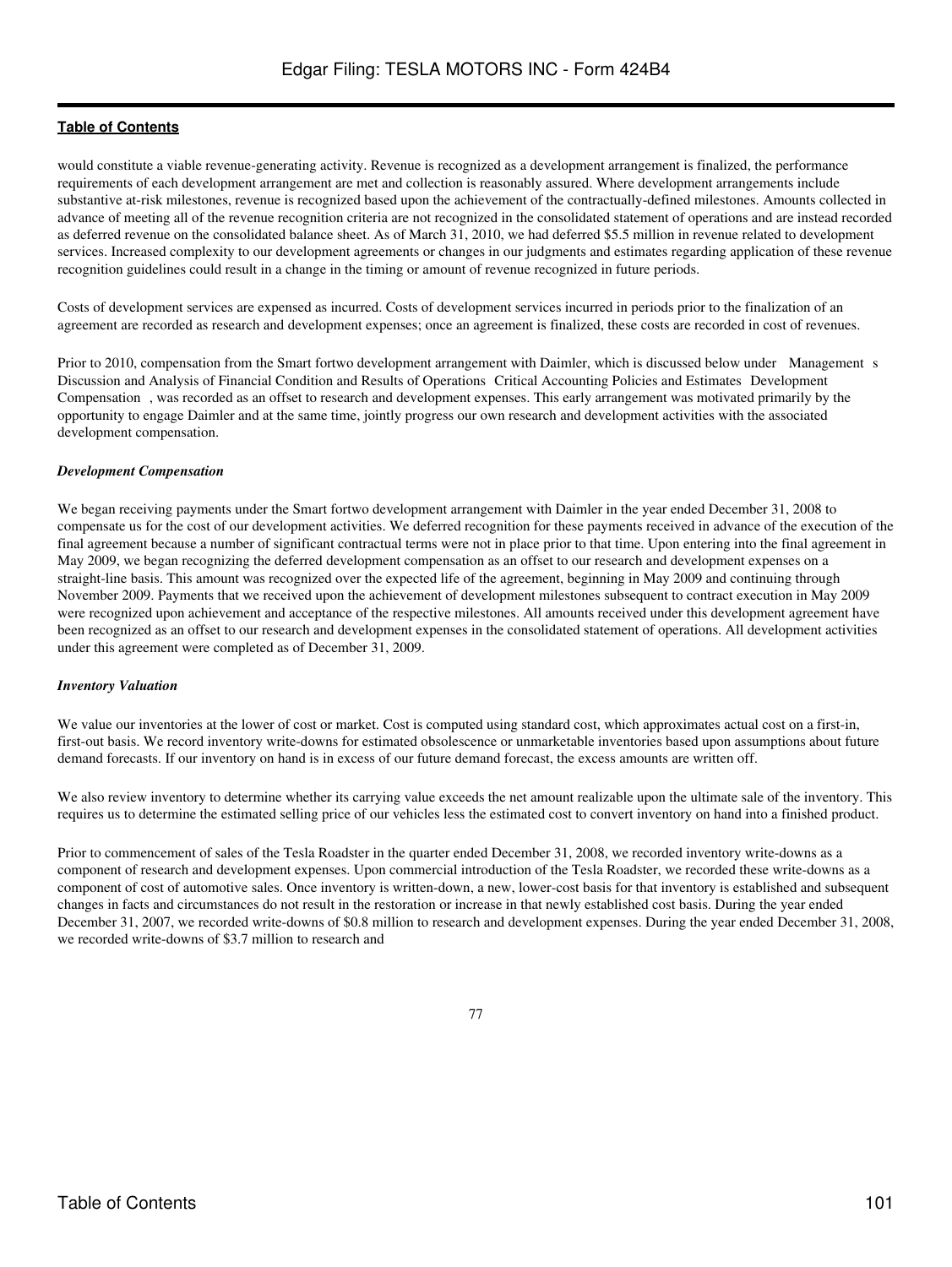would constitute a viable revenue-generating activity. Revenue is recognized as a development arrangement is finalized, the performance requirements of each development arrangement are met and collection is reasonably assured. Where development arrangements include substantive at-risk milestones, revenue is recognized based upon the achievement of the contractually-defined milestones. Amounts collected in advance of meeting all of the revenue recognition criteria are not recognized in the consolidated statement of operations and are instead recorded as deferred revenue on the consolidated balance sheet. As of March 31, 2010, we had deferred $5.5 million in revenue related to development services. Increased complexity to our development agreements or changes in our judgments and estimates regarding application of these revenue recognition guidelines could result in a change in the timing or amount of revenue recognized in future periods.

Costs of development services are expensed as incurred. Costs of development services incurred in periods prior to the finalization of an agreement are recorded as research and development expenses; once an agreement is finalized, these costs are recorded in cost of revenues.

Prior to 2010, compensation from the Smart fortwo development arrangement with Daimler, which is discussed below under Management s Discussion and Analysis of Financial Condition and Results of Operations Critical Accounting Policies and Estimates Development Compensation , was recorded as an offset to research and development expenses. This early arrangement was motivated primarily by the opportunity to engage Daimler and at the same time, jointly progress our own research and development activities with the associated development compensation.

*Development Compensation*

We began receiving payments under the Smart fortwo development arrangement with Daimler in the year ended December 31, 2008 to compensate us for the cost of our development activities. We deferred recognition for these payments received in advance of the execution of the final agreement because a number of significant contractual terms were not in place prior to that time. Upon entering into the final agreement in May 2009, we began recognizing the deferred development compensation as an offset to our research and development expenses on a straight-line basis. This amount was recognized over the expected life of the agreement, beginning in May 2009 and continuing through November 2009. Payments that we received upon the achievement of development milestones subsequent to contract execution in May 2009 were recognized upon achievement and acceptance of the respective milestones. All amounts received under this development agreement have been recognized as an offset to our research and development expenses in the consolidated statement of operations. All development activities under this agreement were completed as of December 31, 2009.

*Inventory Valuation*

We value our inventories at the lower of cost or market. Cost is computed using standard cost, which approximates actual cost on a first-in, first-out basis. We record inventory write-downs for estimated obsolescence or unmarketable inventories based upon assumptions about future demand forecasts. If our inventory on hand is in excess of our future demand forecast, the excess amounts are written off.

We also review inventory to determine whether its carrying value exceeds the net amount realizable upon the ultimate sale of the inventory. This requires us to determine the estimated selling price of our vehicles less the estimated cost to convert inventory on hand into a finished product.

Prior to commencement of sales of the Tesla Roadster in the quarter ended December 31, 2008, we recorded inventory write-downs as a component of research and development expenses. Upon commercial introduction of the Tesla Roadster, we recorded these write-downs as a component of cost of automotive sales. Once inventory is written-down, a new, lower-cost basis for that inventory is established and subsequent changes in facts and circumstances do not result in the restoration or increase in that newly established cost basis. During the year ended December 31, 2007, we recorded write-downs of $0.8 million to research and development expenses. During the year ended December 31, 2008, we recorded write-downs of $3.7 million to research and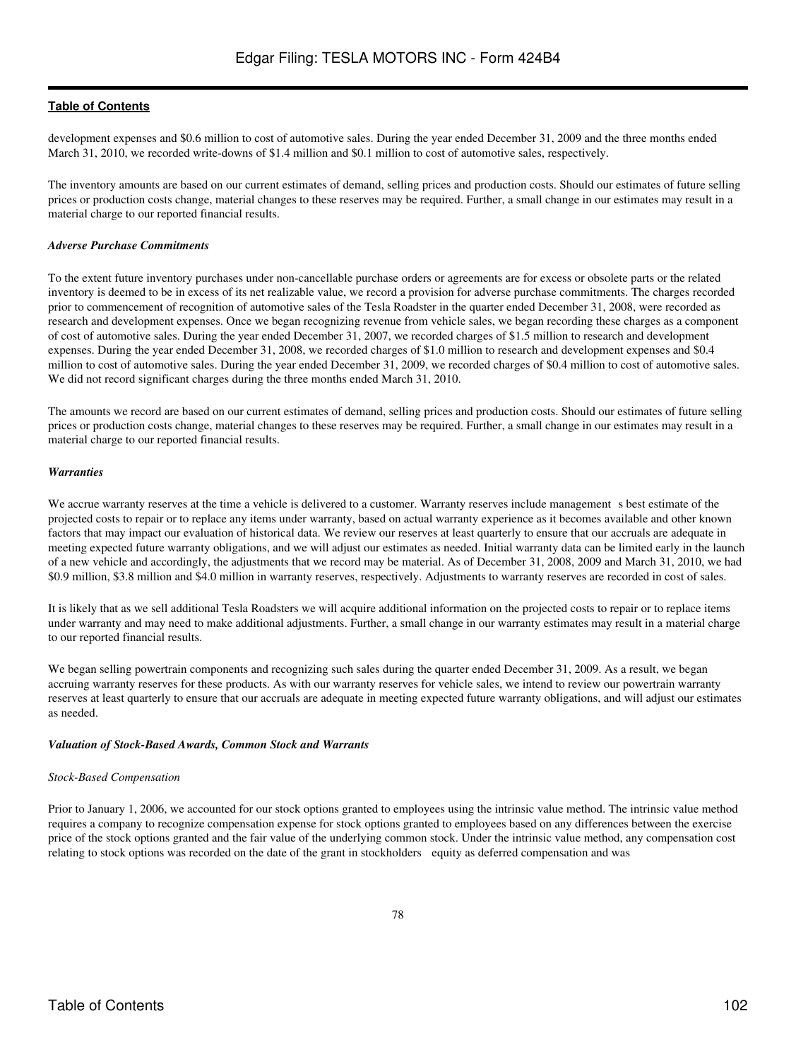development expenses and $0.6 million to cost of automotive sales. During the year ended December 31, 2009 and the three months ended March 31, 2010, we recorded write-downs of $1.4 million and $0.1 million to cost of automotive sales, respectively.

The inventory amounts are based on our current estimates of demand, selling prices and production costs. Should our estimates of future selling prices or production costs change, material changes to these reserves may be required. Further, a small change in our estimates may result in a material charge to our reported financial results.

***Adverse Purchase Commitments***

To the extent future inventory purchases under non-cancellable purchase orders or agreements are for excess or obsolete parts or the related inventory is deemed to be in excess of its net realizable value, we record a provision for adverse purchase commitments. The charges recorded prior to commencement of recognition of automotive sales of the Tesla Roadster in the quarter ended December 31, 2008, were recorded as research and development expenses. Once we began recognizing revenue from vehicle sales, we began recording these charges as a component of cost of automotive sales. During the year ended December 31, 2007, we recorded charges of $1.5 million to research and development expenses. During the year ended December 31, 2008, we recorded charges of $1.0 million to research and development expenses and $0.4 million to cost of automotive sales. During the year ended December 31, 2009, we recorded charges of $0.4 million to cost of automotive sales. We did not record significant charges during the three months ended March 31, 2010.

The amounts we record are based on our current estimates of demand, selling prices and production costs. Should our estimates of future selling prices or production costs change, material changes to these reserves may be required. Further, a small change in our estimates may result in a material charge to our reported financial results.

***Warranties***

We accrue warranty reserves at the time a vehicle is delivered to a customer. Warranty reserves include management s best estimate of the projected costs to repair or to replace any items under warranty, based on actual warranty experience as it becomes available and other known factors that may impact our evaluation of historical data. We review our reserves at least quarterly to ensure that our accruals are adequate in meeting expected future warranty obligations, and we will adjust our estimates as needed. Initial warranty data can be limited early in the launch of a new vehicle and accordingly, the adjustments that we record may be material. As of December 31, 2008, 2009 and March 31, 2010, we had $0.9 million, $3.8 million and $4.0 million in warranty reserves, respectively. Adjustments to warranty reserves are recorded in cost of sales.

It is likely that as we sell additional Tesla Roadsters we will acquire additional information on the projected costs to repair or to replace items under warranty and may need to make additional adjustments. Further, a small change in our warranty estimates may result in a material charge to our reported financial results.

We began selling powertrain components and recognizing such sales during the quarter ended December 31, 2009. As a result, we began accruing warranty reserves for these products. As with our warranty reserves for vehicle sales, we intend to review our powertrain warranty reserves at least quarterly to ensure that our accruals are adequate in meeting expected future warranty obligations, and will adjust our estimates as needed.

***Valuation of Stock-Based Awards, Common Stock and Warrants***

*Stock-Based Compensation*

Prior to January 1, 2006, we accounted for our stock options granted to employees using the intrinsic value method. The intrinsic value method requires a company to recognize compensation expense for stock options granted to employees based on any differences between the exercise price of the stock options granted and the fair value of the underlying common stock. Under the intrinsic value method, any compensation cost relating to stock options was recorded on the date of the grant in stockholders equity as deferred compensation and was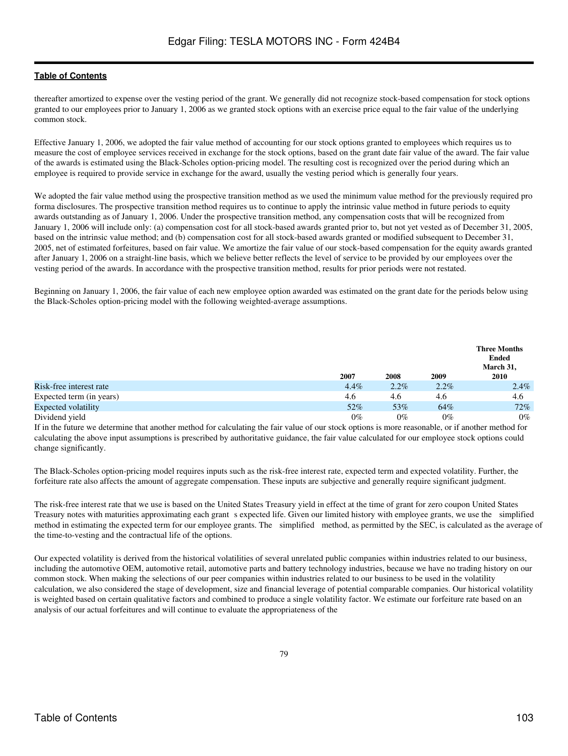thereafter amortized to expense over the vesting period of the grant. We generally did not recognize stock-based compensation for stock options granted to our employees prior to January 1, 2006 as we granted stock options with an exercise price equal to the fair value of the underlying common stock.

Effective January 1, 2006, we adopted the fair value method of accounting for our stock options granted to employees which requires us to measure the cost of employee services received in exchange for the stock options, based on the grant date fair value of the award. The fair value of the awards is estimated using the Black-Scholes option-pricing model. The resulting cost is recognized over the period during which an employee is required to provide service in exchange for the award, usually the vesting period which is generally four years.

We adopted the fair value method using the prospective transition method as we used the minimum value method for the previously required pro forma disclosures. The prospective transition method requires us to continue to apply the intrinsic value method in future periods to equity awards outstanding as of January 1, 2006. Under the prospective transition method, any compensation costs that will be recognized from January 1, 2006 will include only: (a) compensation cost for all stock-based awards granted prior to, but not yet vested as of December 31, 2005, based on the intrinsic value method; and (b) compensation cost for all stock-based awards granted or modified subsequent to December 31, 2005, net of estimated forfeitures, based on fair value. We amortize the fair value of our stock-based compensation for the equity awards granted after January 1, 2006 on a straight-line basis, which we believe better reflects the level of service to be provided by our employees over the vesting period of the awards. In accordance with the prospective transition method, results for prior periods were not restated.

Beginning on January 1, 2006, the fair value of each new employee option awarded was estimated on the grant date for the periods below using the Black-Scholes option-pricing model with the following weighted-average assumptions.

| | 2007 | 2008 | 2009 | Three Months Ended March 31, 2010 |
|---|---|---|---|---|
| Risk-free interest rate | 4.4% | 2.2% | 2.2% | 2.4% |
| Expected term (in years) | 4.6 | 4.6 | 4.6 | 4.6 |
| Expected volatility | 52% | 53% | 64% | 72% |
| Dividend yield | 0% | 0% | 0% | 0% |

If in the future we determine that another method for calculating the fair value of our stock options is more reasonable, or if another method for calculating the above input assumptions is prescribed by authoritative guidance, the fair value calculated for our employee stock options could change significantly.

The Black-Scholes option-pricing model requires inputs such as the risk-free interest rate, expected term and expected volatility. Further, the forfeiture rate also affects the amount of aggregate compensation. These inputs are subjective and generally require significant judgment.

The risk-free interest rate that we use is based on the United States Treasury yield in effect at the time of grant for zero coupon United States Treasury notes with maturities approximating each grant s expected life. Given our limited history with employee grants, we use the simplified method in estimating the expected term for our employee grants. The simplified method, as permitted by the SEC, is calculated as the average of the time-to-vesting and the contractual life of the options.

Our expected volatility is derived from the historical volatilities of several unrelated public companies within industries related to our business, including the automotive OEM, automotive retail, automotive parts and battery technology industries, because we have no trading history on our common stock. When making the selections of our peer companies within industries related to our business to be used in the volatility calculation, we also considered the stage of development, size and financial leverage of potential comparable companies. Our historical volatility is weighted based on certain qualitative factors and combined to produce a single volatility factor. We estimate our forfeiture rate based on an analysis of our actual forfeitures and will continue to evaluate the appropriateness of the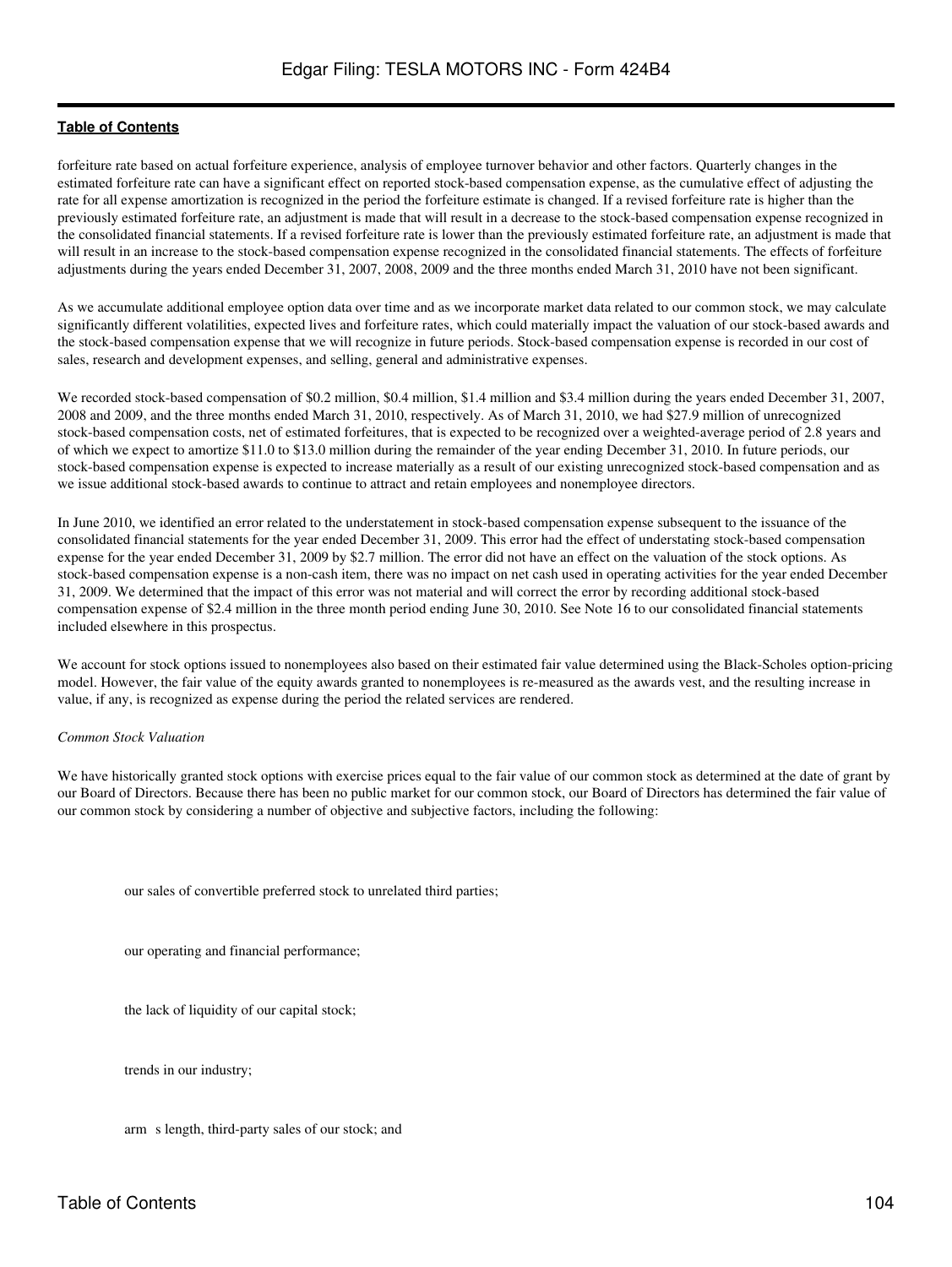forfeiture rate based on actual forfeiture experience, analysis of employee turnover behavior and other factors. Quarterly changes in the estimated forfeiture rate can have a significant effect on reported stock-based compensation expense, as the cumulative effect of adjusting the rate for all expense amortization is recognized in the period the forfeiture estimate is changed. If a revised forfeiture rate is higher than the previously estimated forfeiture rate, an adjustment is made that will result in a decrease to the stock-based compensation expense recognized in the consolidated financial statements. If a revised forfeiture rate is lower than the previously estimated forfeiture rate, an adjustment is made that will result in an increase to the stock-based compensation expense recognized in the consolidated financial statements. The effects of forfeiture adjustments during the years ended December 31, 2007, 2008, 2009 and the three months ended March 31, 2010 have not been significant.

As we accumulate additional employee option data over time and as we incorporate market data related to our common stock, we may calculate significantly different volatilities, expected lives and forfeiture rates, which could materially impact the valuation of our stock-based awards and the stock-based compensation expense that we will recognize in future periods. Stock-based compensation expense is recorded in our cost of sales, research and development expenses, and selling, general and administrative expenses.

We recorded stock-based compensation of $0.2 million, $0.4 million, $1.4 million and $3.4 million during the years ended December 31, 2007, 2008 and 2009, and the three months ended March 31, 2010, respectively. As of March 31, 2010, we had $27.9 million of unrecognized stock-based compensation costs, net of estimated forfeitures, that is expected to be recognized over a weighted-average period of 2.8 years and of which we expect to amortize $11.0 to $13.0 million during the remainder of the year ending December 31, 2010. In future periods, our stock-based compensation expense is expected to increase materially as a result of our existing unrecognized stock-based compensation and as we issue additional stock-based awards to continue to attract and retain employees and nonemployee directors.

In June 2010, we identified an error related to the understatement in stock-based compensation expense subsequent to the issuance of the consolidated financial statements for the year ended December 31, 2009. This error had the effect of understating stock-based compensation expense for the year ended December 31, 2009 by $2.7 million. The error did not have an effect on the valuation of the stock options. As stock-based compensation expense is a non-cash item, there was no impact on net cash used in operating activities for the year ended December 31, 2009. We determined that the impact of this error was not material and will correct the error by recording additional stock-based compensation expense of $2.4 million in the three month period ending June 30, 2010. See Note 16 to our consolidated financial statements included elsewhere in this prospectus.

We account for stock options issued to nonemployees also based on their estimated fair value determined using the Black-Scholes option-pricing model. However, the fair value of the equity awards granted to nonemployees is re-measured as the awards vest, and the resulting increase in value, if any, is recognized as expense during the period the related services are rendered.

*Common Stock Valuation*

We have historically granted stock options with exercise prices equal to the fair value of our common stock as determined at the date of grant by our Board of Directors. Because there has been no public market for our common stock, our Board of Directors has determined the fair value of our common stock by considering a number of objective and subjective factors, including the following:

- our sales of convertible preferred stock to unrelated third parties;
- our operating and financial performance;
- the lack of liquidity of our capital stock;
- trends in our industry;
- arm's length, third-party sales of our stock; and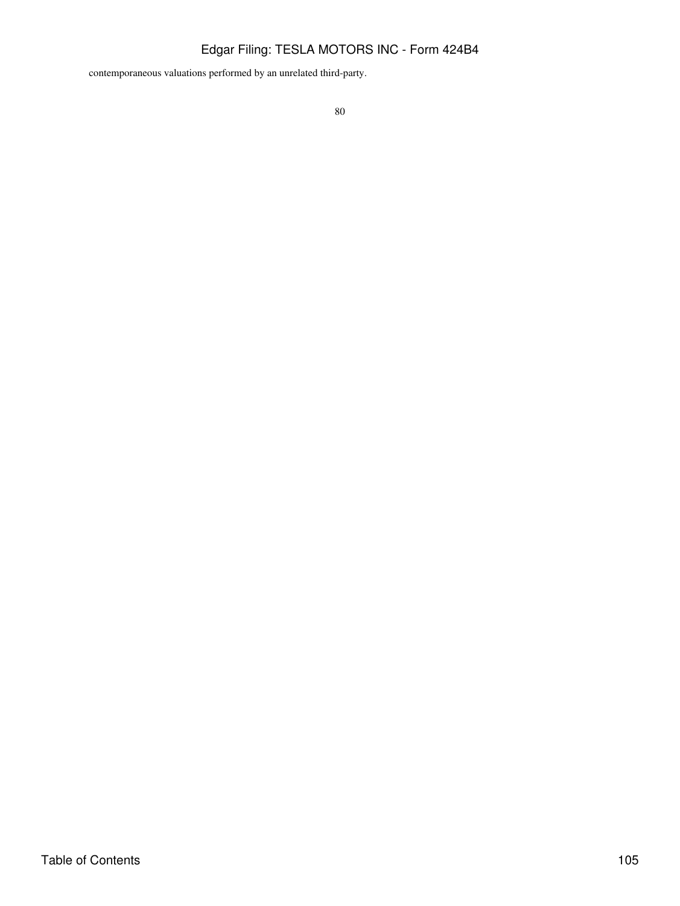contemporaneous valuations performed by an unrelated third-party.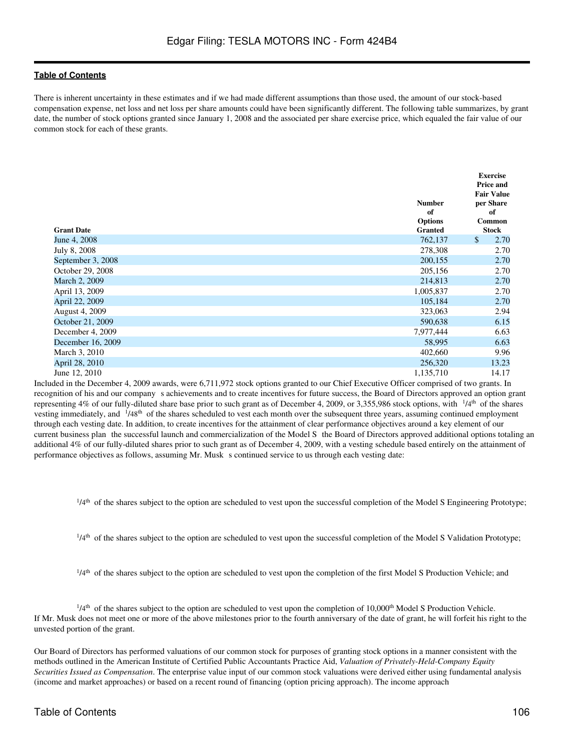There is inherent uncertainty in these estimates and if we had made different assumptions than those used, the amount of our stock-based compensation expense, net loss and net loss per share amounts could have been significantly different. The following table summarizes, by grant date, the number of stock options granted since January 1, 2008 and the associated per share exercise price, which equaled the fair value of our common stock for each of these grants.

| Grant Date | Number of Options Granted | Exercise Price and Fair Value per Share of Common Stock |
|---|---|---|
| June 4, 2008 | 762,137 | $ 2.70 |
| July 8, 2008 | 278,308 | 2.70 |
| September 3, 2008 | 200,155 | 2.70 |
| October 29, 2008 | 205,156 | 2.70 |
| March 2, 2009 | 214,813 | 2.70 |
| April 13, 2009 | 1,005,837 | 2.70 |
| April 22, 2009 | 105,184 | 2.70 |
| August 4, 2009 | 323,063 | 2.94 |
| October 21, 2009 | 590,638 | 6.15 |
| December 4, 2009 | 7,977,444 | 6.63 |
| December 16, 2009 | 58,995 | 6.63 |
| March 3, 2010 | 402,660 | 9.96 |
| April 28, 2010 | 256,320 | 13.23 |
| June 12, 2010 | 1,135,710 | 14.17 |

Included in the December 4, 2009 awards, were 6,711,972 stock options granted to our Chief Executive Officer comprised of two grants. In recognition of his and our company s achievements and to create incentives for future success, the Board of Directors approved an option grant representing 4% of our fully-diluted share base prior to such grant as of December 4, 2009, or 3,355,986 stock options, with $^{1}/4^{th}$ of the shares vesting immediately, and $^{1}/48^{th}$ of the shares scheduled to vest each month over the subsequent three years, assuming continued employment through each vesting date. In addition, to create incentives for the attainment of clear performance objectives around a key element of our current business plan the successful launch and commercialization of the Model S the Board of Directors approved additional options totaling an additional 4% of our fully-diluted shares prior to such grant as of December 4, 2009, with a vesting schedule based entirely on the attainment of performance objectives as follows, assuming Mr. Musk s continued service to us through each vesting date:

- $^{1}/4^{th}$ of the shares subject to the option are scheduled to vest upon the successful completion of the Model S Engineering Prototype;
- $^{1}/4^{th}$ of the shares subject to the option are scheduled to vest upon the successful completion of the Model S Validation Prototype;
- $^{1}/4^{th}$ of the shares subject to the option are scheduled to vest upon the completion of the first Model S Production Vehicle; and
- $^{1}/4^{th}$ of the shares subject to the option are scheduled to vest upon the completion of $10{,}000^{th}$ Model S Production Vehicle.

If Mr. Musk does not meet one or more of the above milestones prior to the fourth anniversary of the date of grant, he will forfeit his right to the unvested portion of the grant.

Our Board of Directors has performed valuations of our common stock for purposes of granting stock options in a manner consistent with the methods outlined in the American Institute of Certified Public Accountants Practice Aid, *Valuation of Privately-Held-Company Equity Securities Issued as Compensation*. The enterprise value input of our common stock valuations were derived either using fundamental analysis (income and market approaches) or based on a recent round of financing (option pricing approach). The income approach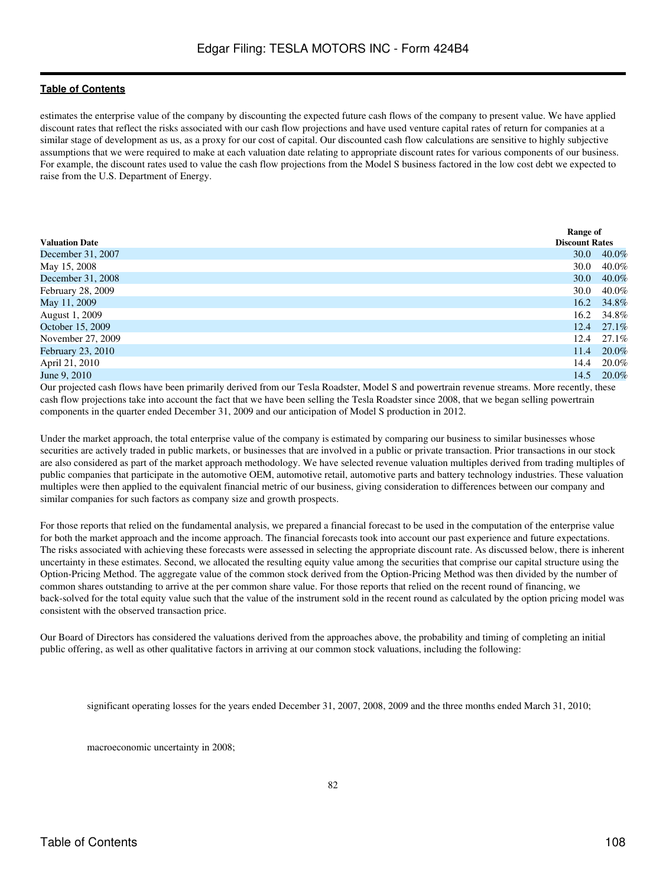estimates the enterprise value of the company by discounting the expected future cash flows of the company to present value. We have applied discount rates that reflect the risks associated with our cash flow projections and have used venture capital rates of return for companies at a similar stage of development as us, as a proxy for our cost of capital. Our discounted cash flow calculations are sensitive to highly subjective assumptions that we were required to make at each valuation date relating to appropriate discount rates for various components of our business. For example, the discount rates used to value the cash flow projections from the Model S business factored in the low cost debt we expected to raise from the U.S. Department of Energy.

| Valuation Date | Range of Discount Rates | |
|---|---|---|
| December 31, 2007 | 30.0 | 40.0% |
| May 15, 2008 | 30.0 | 40.0% |
| December 31, 2008 | 30.0 | 40.0% |
| February 28, 2009 | 30.0 | 40.0% |
| May 11, 2009 | 16.2 | 34.8% |
| August 1, 2009 | 16.2 | 34.8% |
| October 15, 2009 | 12.4 | 27.1% |
| November 27, 2009 | 12.4 | 27.1% |
| February 23, 2010 | 11.4 | 20.0% |
| April 21, 2010 | 14.4 | 20.0% |
| June 9, 2010 | 14.5 | 20.0% |

Our projected cash flows have been primarily derived from our Tesla Roadster, Model S and powertrain revenue streams. More recently, these cash flow projections take into account the fact that we have been selling the Tesla Roadster since 2008, that we began selling powertrain components in the quarter ended December 31, 2009 and our anticipation of Model S production in 2012.

Under the market approach, the total enterprise value of the company is estimated by comparing our business to similar businesses whose securities are actively traded in public markets, or businesses that are involved in a public or private transaction. Prior transactions in our stock are also considered as part of the market approach methodology. We have selected revenue valuation multiples derived from trading multiples of public companies that participate in the automotive OEM, automotive retail, automotive parts and battery technology industries. These valuation multiples were then applied to the equivalent financial metric of our business, giving consideration to differences between our company and similar companies for such factors as company size and growth prospects.

For those reports that relied on the fundamental analysis, we prepared a financial forecast to be used in the computation of the enterprise value for both the market approach and the income approach. The financial forecasts took into account our past experience and future expectations. The risks associated with achieving these forecasts were assessed in selecting the appropriate discount rate. As discussed below, there is inherent uncertainty in these estimates. Second, we allocated the resulting equity value among the securities that comprise our capital structure using the Option-Pricing Method. The aggregate value of the common stock derived from the Option-Pricing Method was then divided by the number of common shares outstanding to arrive at the per common share value. For those reports that relied on the recent round of financing, we back-solved for the total equity value such that the value of the instrument sold in the recent round as calculated by the option pricing model was consistent with the observed transaction price.

Our Board of Directors has considered the valuations derived from the approaches above, the probability and timing of completing an initial public offering, as well as other qualitative factors in arriving at our common stock valuations, including the following:

- significant operating losses for the years ended December 31, 2007, 2008, 2009 and the three months ended March 31, 2010;
- macroeconomic uncertainty in 2008;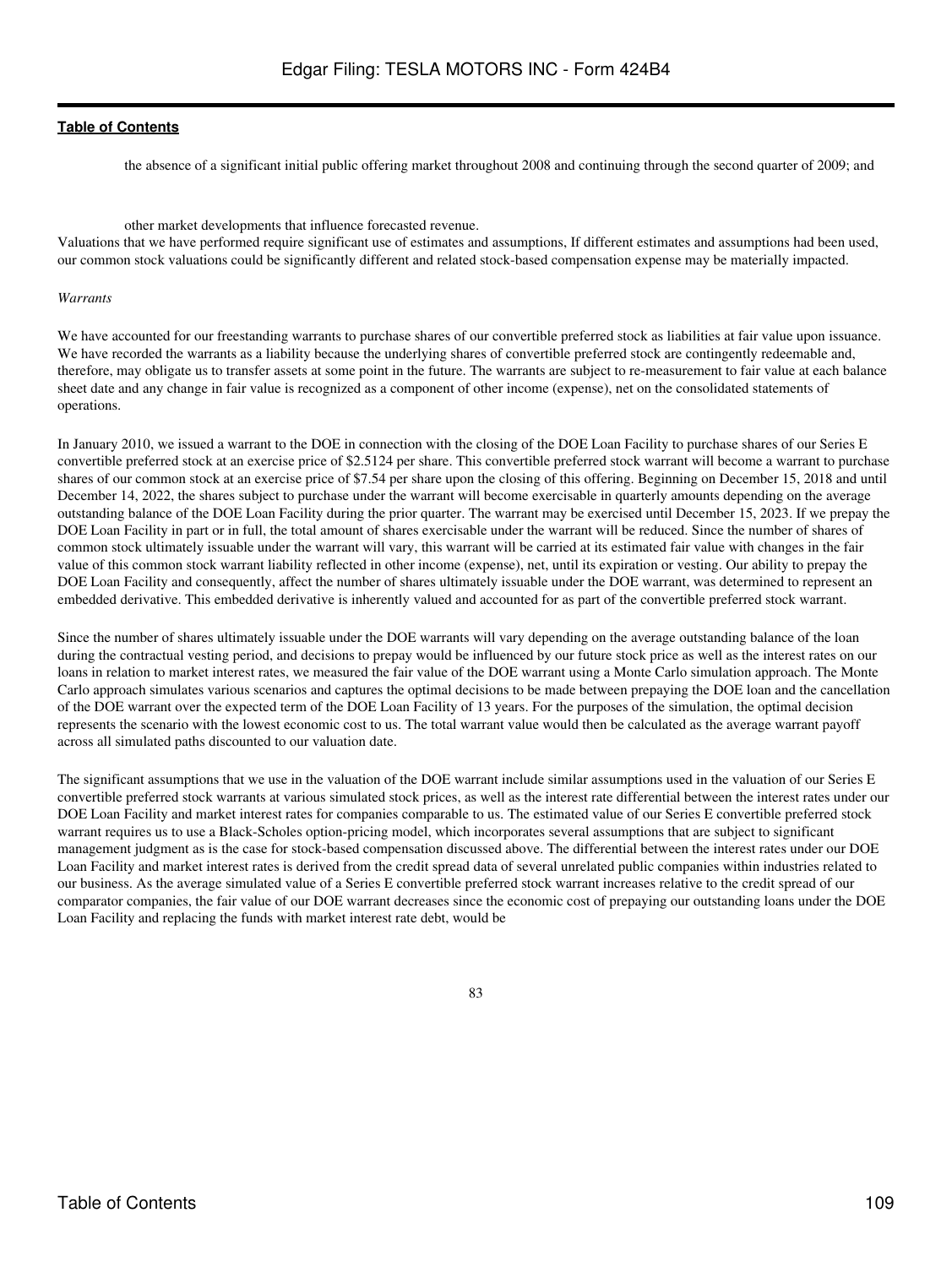- the absence of a significant initial public offering market throughout 2008 and continuing through the second quarter of 2009; and
- other market developments that influence forecasted revenue.

Valuations that we have performed require significant use of estimates and assumptions, If different estimates and assumptions had been used, our common stock valuations could be significantly different and related stock-based compensation expense may be materially impacted.

*Warrants*

We have accounted for our freestanding warrants to purchase shares of our convertible preferred stock as liabilities at fair value upon issuance. We have recorded the warrants as a liability because the underlying shares of convertible preferred stock are contingently redeemable and, therefore, may obligate us to transfer assets at some point in the future. The warrants are subject to re-measurement to fair value at each balance sheet date and any change in fair value is recognized as a component of other income (expense), net on the consolidated statements of operations.

In January 2010, we issued a warrant to the DOE in connection with the closing of the DOE Loan Facility to purchase shares of our Series E convertible preferred stock at an exercise price of $2.5124 per share. This convertible preferred stock warrant will become a warrant to purchase shares of our common stock at an exercise price of $7.54 per share upon the closing of this offering. Beginning on December 15, 2018 and until December 14, 2022, the shares subject to purchase under the warrant will become exercisable in quarterly amounts depending on the average outstanding balance of the DOE Loan Facility during the prior quarter. The warrant may be exercised until December 15, 2023. If we prepay the DOE Loan Facility in part or in full, the total amount of shares exercisable under the warrant will be reduced. Since the number of shares of common stock ultimately issuable under the warrant will vary, this warrant will be carried at its estimated fair value with changes in the fair value of this common stock warrant liability reflected in other income (expense), net, until its expiration or vesting. Our ability to prepay the DOE Loan Facility and consequently, affect the number of shares ultimately issuable under the DOE warrant, was determined to represent an embedded derivative. This embedded derivative is inherently valued and accounted for as part of the convertible preferred stock warrant.

Since the number of shares ultimately issuable under the DOE warrants will vary depending on the average outstanding balance of the loan during the contractual vesting period, and decisions to prepay would be influenced by our future stock price as well as the interest rates on our loans in relation to market interest rates, we measured the fair value of the DOE warrant using a Monte Carlo simulation approach. The Monte Carlo approach simulates various scenarios and captures the optimal decisions to be made between prepaying the DOE loan and the cancellation of the DOE warrant over the expected term of the DOE Loan Facility of 13 years. For the purposes of the simulation, the optimal decision represents the scenario with the lowest economic cost to us. The total warrant value would then be calculated as the average warrant payoff across all simulated paths discounted to our valuation date.

The significant assumptions that we use in the valuation of the DOE warrant include similar assumptions used in the valuation of our Series E convertible preferred stock warrants at various simulated stock prices, as well as the interest rate differential between the interest rates under our DOE Loan Facility and market interest rates for companies comparable to us. The estimated value of our Series E convertible preferred stock warrant requires us to use a Black-Scholes option-pricing model, which incorporates several assumptions that are subject to significant management judgment as is the case for stock-based compensation discussed above. The differential between the interest rates under our DOE Loan Facility and market interest rates is derived from the credit spread data of several unrelated public companies within industries related to our business. As the average simulated value of a Series E convertible preferred stock warrant increases relative to the credit spread of our comparator companies, the fair value of our DOE warrant decreases since the economic cost of prepaying our outstanding loans under the DOE Loan Facility and replacing the funds with market interest rate debt, would be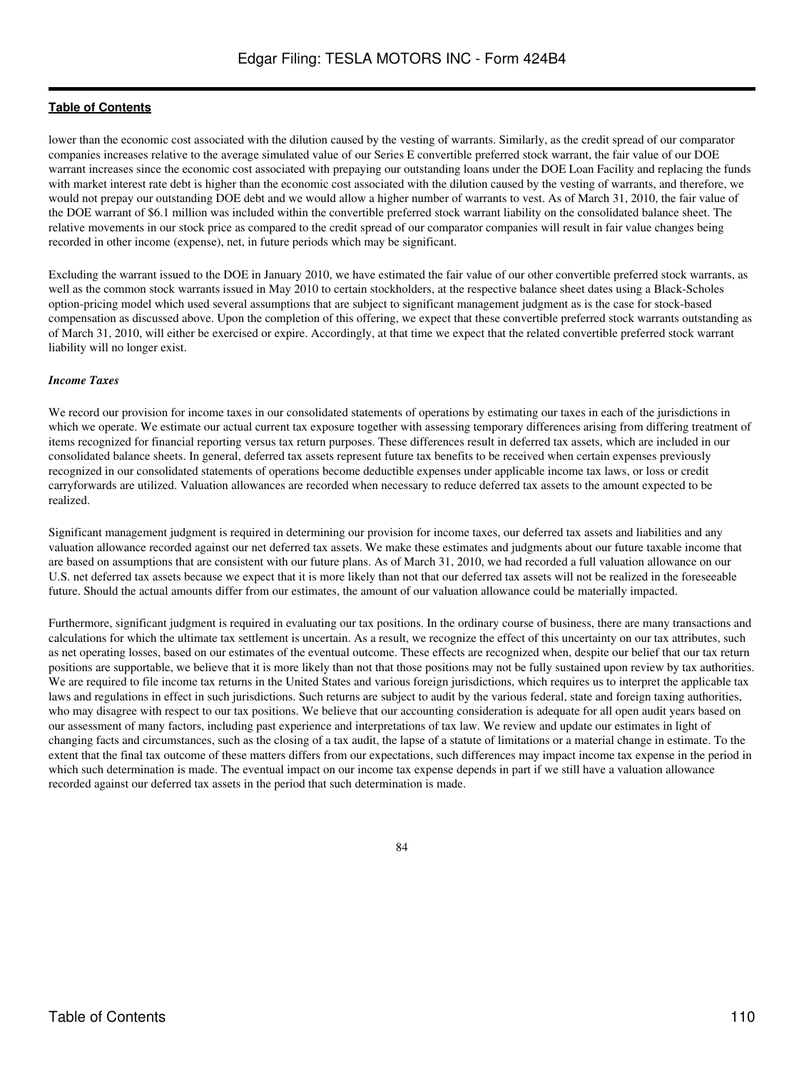lower than the economic cost associated with the dilution caused by the vesting of warrants. Similarly, as the credit spread of our comparator companies increases relative to the average simulated value of our Series E convertible preferred stock warrant, the fair value of our DOE warrant increases since the economic cost associated with prepaying our outstanding loans under the DOE Loan Facility and replacing the funds with market interest rate debt is higher than the economic cost associated with the dilution caused by the vesting of warrants, and therefore, we would not prepay our outstanding DOE debt and we would allow a higher number of warrants to vest. As of March 31, 2010, the fair value of the DOE warrant of $6.1 million was included within the convertible preferred stock warrant liability on the consolidated balance sheet. The relative movements in our stock price as compared to the credit spread of our comparator companies will result in fair value changes being recorded in other income (expense), net, in future periods which may be significant.

Excluding the warrant issued to the DOE in January 2010, we have estimated the fair value of our other convertible preferred stock warrants, as well as the common stock warrants issued in May 2010 to certain stockholders, at the respective balance sheet dates using a Black-Scholes option-pricing model which used several assumptions that are subject to significant management judgment as is the case for stock-based compensation as discussed above. Upon the completion of this offering, we expect that these convertible preferred stock warrants outstanding as of March 31, 2010, will either be exercised or expire. Accordingly, at that time we expect that the related convertible preferred stock warrant liability will no longer exist.

***Income Taxes***

We record our provision for income taxes in our consolidated statements of operations by estimating our taxes in each of the jurisdictions in which we operate. We estimate our actual current tax exposure together with assessing temporary differences arising from differing treatment of items recognized for financial reporting versus tax return purposes. These differences result in deferred tax assets, which are included in our consolidated balance sheets. In general, deferred tax assets represent future tax benefits to be received when certain expenses previously recognized in our consolidated statements of operations become deductible expenses under applicable income tax laws, or loss or credit carryforwards are utilized. Valuation allowances are recorded when necessary to reduce deferred tax assets to the amount expected to be realized.

Significant management judgment is required in determining our provision for income taxes, our deferred tax assets and liabilities and any valuation allowance recorded against our net deferred tax assets. We make these estimates and judgments about our future taxable income that are based on assumptions that are consistent with our future plans. As of March 31, 2010, we had recorded a full valuation allowance on our U.S. net deferred tax assets because we expect that it is more likely than not that our deferred tax assets will not be realized in the foreseeable future. Should the actual amounts differ from our estimates, the amount of our valuation allowance could be materially impacted.

Furthermore, significant judgment is required in evaluating our tax positions. In the ordinary course of business, there are many transactions and calculations for which the ultimate tax settlement is uncertain. As a result, we recognize the effect of this uncertainty on our tax attributes, such as net operating losses, based on our estimates of the eventual outcome. These effects are recognized when, despite our belief that our tax return positions are supportable, we believe that it is more likely than not that those positions may not be fully sustained upon review by tax authorities. We are required to file income tax returns in the United States and various foreign jurisdictions, which requires us to interpret the applicable tax laws and regulations in effect in such jurisdictions. Such returns are subject to audit by the various federal, state and foreign taxing authorities, who may disagree with respect to our tax positions. We believe that our accounting consideration is adequate for all open audit years based on our assessment of many factors, including past experience and interpretations of tax law. We review and update our estimates in light of changing facts and circumstances, such as the closing of a tax audit, the lapse of a statute of limitations or a material change in estimate. To the extent that the final tax outcome of these matters differs from our expectations, such differences may impact income tax expense in the period in which such determination is made. The eventual impact on our income tax expense depends in part if we still have a valuation allowance recorded against our deferred tax assets in the period that such determination is made.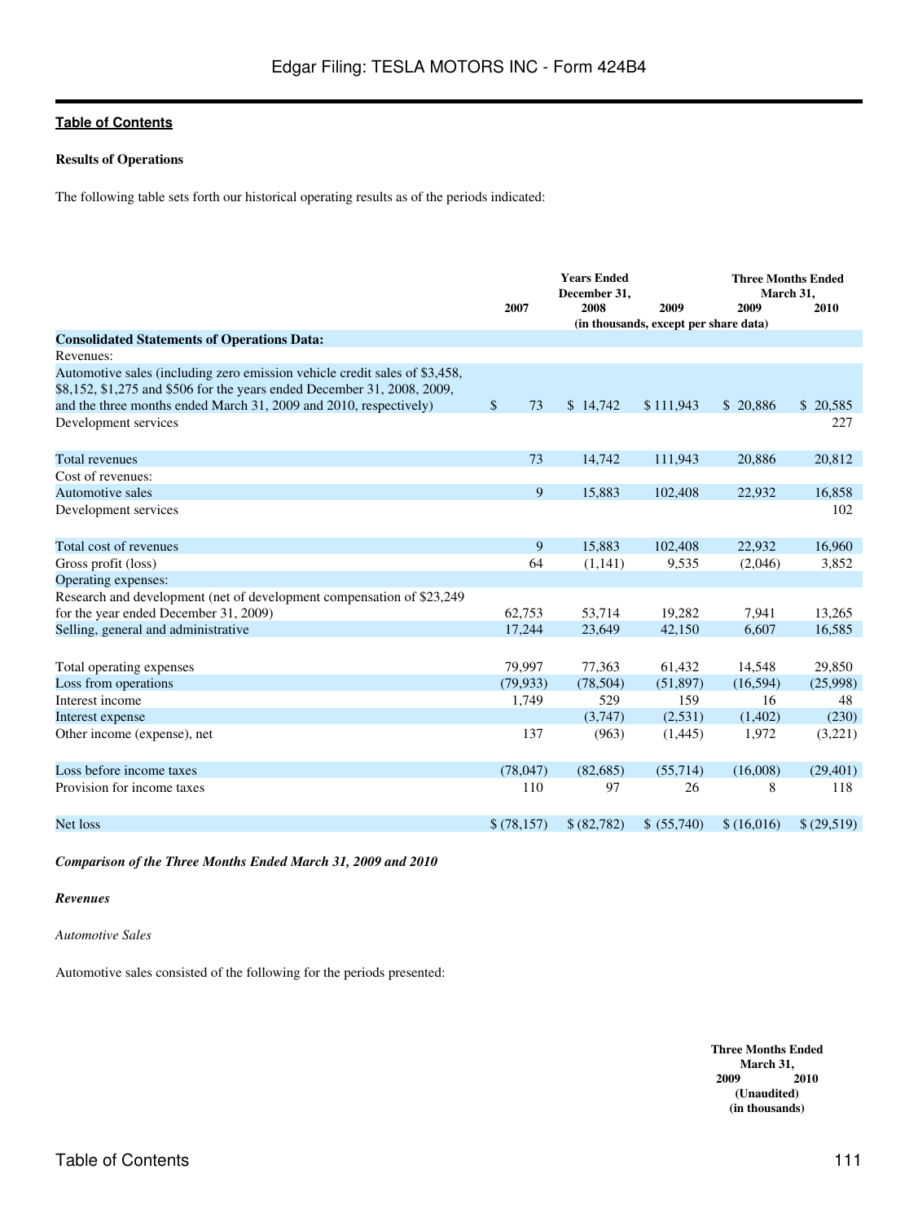[Table of Contents](#)

**Results of Operations**

The following table sets forth our historical operating results as of the periods indicated:

| | Years Ended December 31, | | | Three Months Ended March 31, | |
|---|---|---|---|---|---|
| | 2007 | 2008 | 2009 | 2009 | 2010 |
| | (in thousands, except per share data) | | | | |
| **Consolidated Statements of Operations Data:** | | | | | |
| Revenues: | | | | | |
| Automotive sales (including zero emission vehicle credit sales of $3,458, $8,152, $1,275 and $506 for the years ended December 31, 2008, 2009, and the three months ended March 31, 2009 and 2010, respectively) | $ 73 | $ 14,742 | $ 111,943 | $ 20,886 | $ 20,585 |
| Development services | | | | | 227 |
| Total revenues | 73 | 14,742 | 111,943 | 20,886 | 20,812 |
| Cost of revenues: | | | | | |
| Automotive sales | 9 | 15,883 | 102,408 | 22,932 | 16,858 |
| Development services | | | | | 102 |
| Total cost of revenues | 9 | 15,883 | 102,408 | 22,932 | 16,960 |
| Gross profit (loss) | 64 | (1,141) | 9,535 | (2,046) | 3,852 |
| Operating expenses: | | | | | |
| Research and development (net of development compensation of $23,249 for the year ended December 31, 2009) | 62,753 | 53,714 | 19,282 | 7,941 | 13,265 |
| Selling, general and administrative | 17,244 | 23,649 | 42,150 | 6,607 | 16,585 |
| Total operating expenses | 79,997 | 77,363 | 61,432 | 14,548 | 29,850 |
| Loss from operations | (79,933) | (78,504) | (51,897) | (16,594) | (25,998) |
| Interest income | 1,749 | 529 | 159 | 16 | 48 |
| Interest expense | | (3,747) | (2,531) | (1,402) | (230) |
| Other income (expense), net | 137 | (963) | (1,445) | 1,972 | (3,221) |
| Loss before income taxes | (78,047) | (82,685) | (55,714) | (16,008) | (29,401) |
| Provision for income taxes | 110 | 97 | 26 | 8 | 118 |
| Net loss | $ (78,157) | $ (82,782) | $ (55,740) | $ (16,016) | $ (29,519) |

***Comparison of the Three Months Ended March 31, 2009 and 2010***

***Revenues***

*Automotive Sales*

Automotive sales consisted of the following for the periods presented:

| | Three Months Ended March 31, | |
|---|---|---|
| | 2009 | 2010 |
| | (Unaudited) (in thousands) | |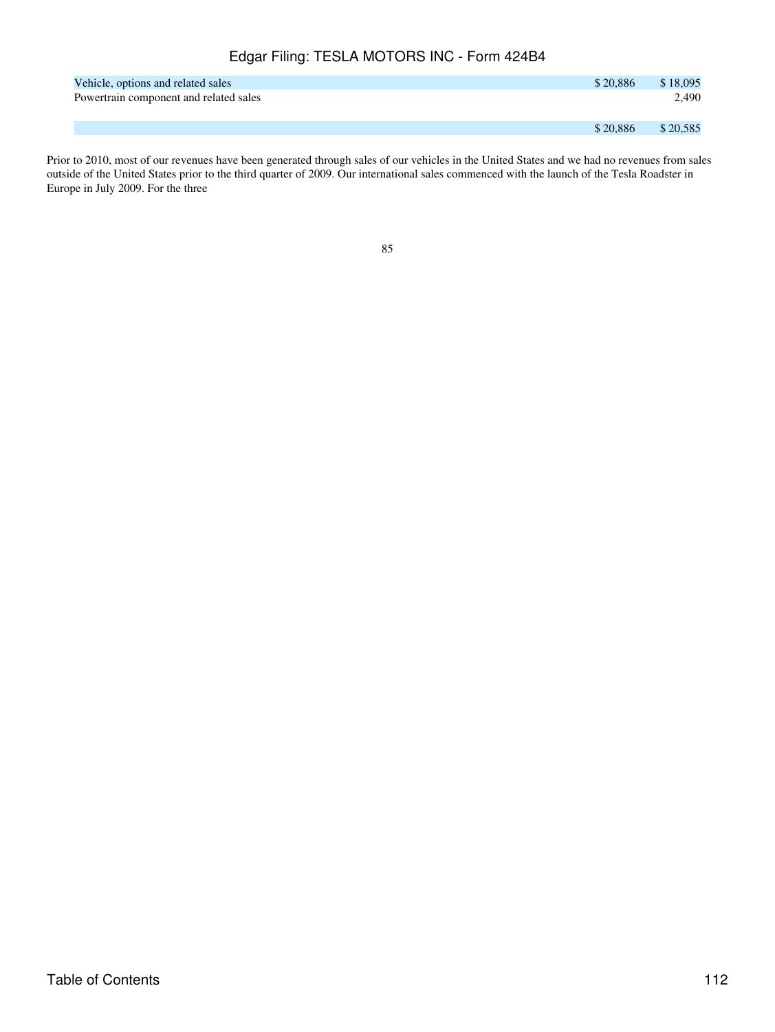| | | |
|---|---|---|
| Vehicle, options and related sales | $ 20,886 | $ 18,095 |
| Powertrain component and related sales | | 2,490 |
| | $ 20,886 | $ 20,585 |

Prior to 2010, most of our revenues have been generated through sales of our vehicles in the United States and we had no revenues from sales outside of the United States prior to the third quarter of 2009. Our international sales commenced with the launch of the Tesla Roadster in Europe in July 2009. For the three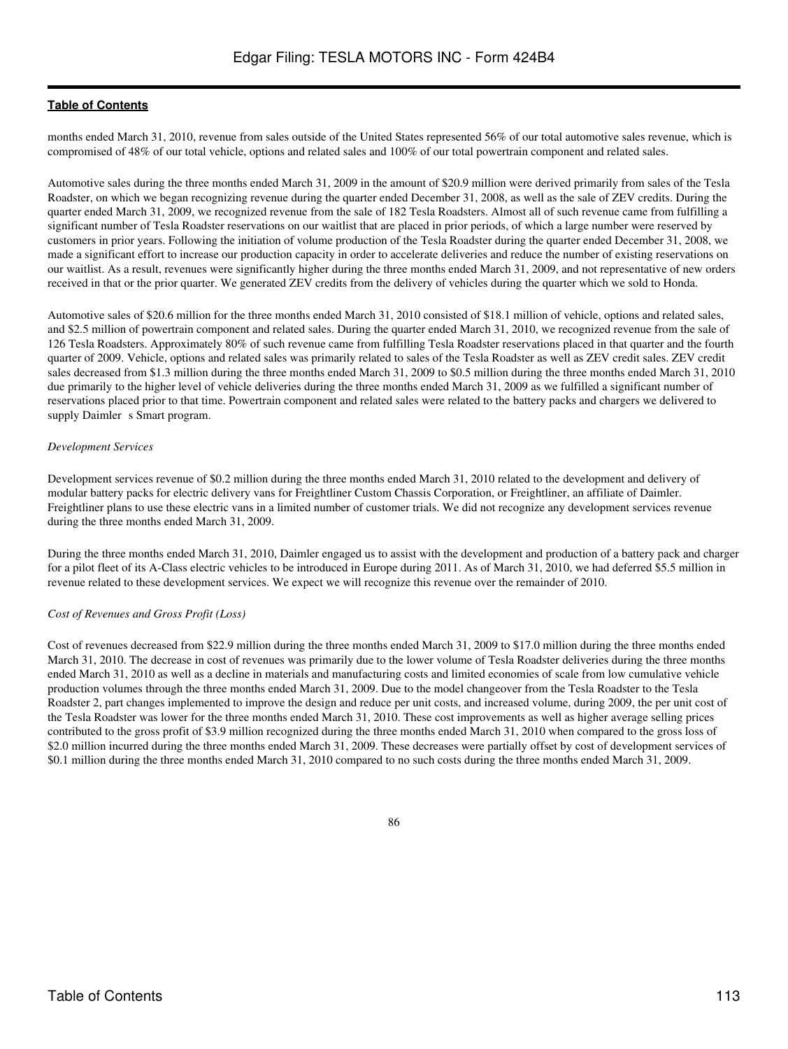months ended March 31, 2010, revenue from sales outside of the United States represented 56% of our total automotive sales revenue, which is compromised of 48% of our total vehicle, options and related sales and 100% of our total powertrain component and related sales.

Automotive sales during the three months ended March 31, 2009 in the amount of $20.9 million were derived primarily from sales of the Tesla Roadster, on which we began recognizing revenue during the quarter ended December 31, 2008, as well as the sale of ZEV credits. During the quarter ended March 31, 2009, we recognized revenue from the sale of 182 Tesla Roadsters. Almost all of such revenue came from fulfilling a significant number of Tesla Roadster reservations on our waitlist that are placed in prior periods, of which a large number were reserved by customers in prior years. Following the initiation of volume production of the Tesla Roadster during the quarter ended December 31, 2008, we made a significant effort to increase our production capacity in order to accelerate deliveries and reduce the number of existing reservations on our waitlist. As a result, revenues were significantly higher during the three months ended March 31, 2009, and not representative of new orders received in that or the prior quarter. We generated ZEV credits from the delivery of vehicles during the quarter which we sold to Honda.

Automotive sales of $20.6 million for the three months ended March 31, 2010 consisted of $18.1 million of vehicle, options and related sales, and $2.5 million of powertrain component and related sales. During the quarter ended March 31, 2010, we recognized revenue from the sale of 126 Tesla Roadsters. Approximately 80% of such revenue came from fulfilling Tesla Roadster reservations placed in that quarter and the fourth quarter of 2009. Vehicle, options and related sales was primarily related to sales of the Tesla Roadster as well as ZEV credit sales. ZEV credit sales decreased from $1.3 million during the three months ended March 31, 2009 to $0.5 million during the three months ended March 31, 2010 due primarily to the higher level of vehicle deliveries during the three months ended March 31, 2009 as we fulfilled a significant number of reservations placed prior to that time. Powertrain component and related sales were related to the battery packs and chargers we delivered to supply Daimler s Smart program.

*Development Services*

Development services revenue of $0.2 million during the three months ended March 31, 2010 related to the development and delivery of modular battery packs for electric delivery vans for Freightliner Custom Chassis Corporation, or Freightliner, an affiliate of Daimler. Freightliner plans to use these electric vans in a limited number of customer trials. We did not recognize any development services revenue during the three months ended March 31, 2009.

During the three months ended March 31, 2010, Daimler engaged us to assist with the development and production of a battery pack and charger for a pilot fleet of its A-Class electric vehicles to be introduced in Europe during 2011. As of March 31, 2010, we had deferred $5.5 million in revenue related to these development services. We expect we will recognize this revenue over the remainder of 2010.

*Cost of Revenues and Gross Profit (Loss)*

Cost of revenues decreased from $22.9 million during the three months ended March 31, 2009 to $17.0 million during the three months ended March 31, 2010. The decrease in cost of revenues was primarily due to the lower volume of Tesla Roadster deliveries during the three months ended March 31, 2010 as well as a decline in materials and manufacturing costs and limited economies of scale from low cumulative vehicle production volumes through the three months ended March 31, 2009. Due to the model changeover from the Tesla Roadster to the Tesla Roadster 2, part changes implemented to improve the design and reduce per unit costs, and increased volume, during 2009, the per unit cost of the Tesla Roadster was lower for the three months ended March 31, 2010. These cost improvements as well as higher average selling prices contributed to the gross profit of $3.9 million recognized during the three months ended March 31, 2010 when compared to the gross loss of $2.0 million incurred during the three months ended March 31, 2009. These decreases were partially offset by cost of development services of $0.1 million during the three months ended March 31, 2010 compared to no such costs during the three months ended March 31, 2009.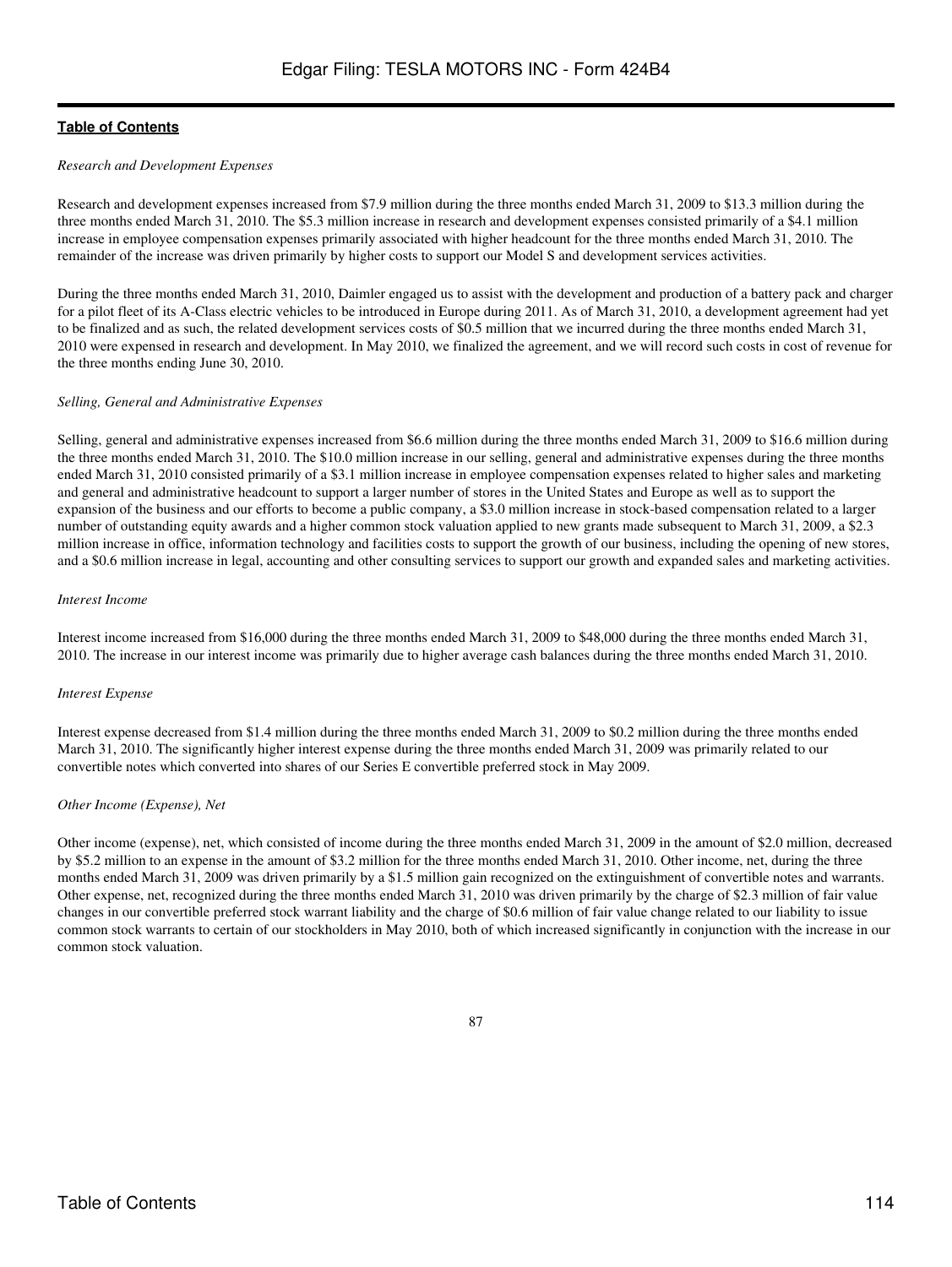*Research and Development Expenses*

Research and development expenses increased from $7.9 million during the three months ended March 31, 2009 to $13.3 million during the three months ended March 31, 2010. The $5.3 million increase in research and development expenses consisted primarily of a $4.1 million increase in employee compensation expenses primarily associated with higher headcount for the three months ended March 31, 2010. The remainder of the increase was driven primarily by higher costs to support our Model S and development services activities.

During the three months ended March 31, 2010, Daimler engaged us to assist with the development and production of a battery pack and charger for a pilot fleet of its A-Class electric vehicles to be introduced in Europe during 2011. As of March 31, 2010, a development agreement had yet to be finalized and as such, the related development services costs of $0.5 million that we incurred during the three months ended March 31, 2010 were expensed in research and development. In May 2010, we finalized the agreement, and we will record such costs in cost of revenue for the three months ending June 30, 2010.

*Selling, General and Administrative Expenses*

Selling, general and administrative expenses increased from $6.6 million during the three months ended March 31, 2009 to $16.6 million during the three months ended March 31, 2010. The $10.0 million increase in our selling, general and administrative expenses during the three months ended March 31, 2010 consisted primarily of a $3.1 million increase in employee compensation expenses related to higher sales and marketing and general and administrative headcount to support a larger number of stores in the United States and Europe as well as to support the expansion of the business and our efforts to become a public company, a $3.0 million increase in stock-based compensation related to a larger number of outstanding equity awards and a higher common stock valuation applied to new grants made subsequent to March 31, 2009, a $2.3 million increase in office, information technology and facilities costs to support the growth of our business, including the opening of new stores, and a $0.6 million increase in legal, accounting and other consulting services to support our growth and expanded sales and marketing activities.

*Interest Income*

Interest income increased from $16,000 during the three months ended March 31, 2009 to $48,000 during the three months ended March 31, 2010. The increase in our interest income was primarily due to higher average cash balances during the three months ended March 31, 2010.

*Interest Expense*

Interest expense decreased from $1.4 million during the three months ended March 31, 2009 to $0.2 million during the three months ended March 31, 2010. The significantly higher interest expense during the three months ended March 31, 2009 was primarily related to our convertible notes which converted into shares of our Series E convertible preferred stock in May 2009.

*Other Income (Expense), Net*

Other income (expense), net, which consisted of income during the three months ended March 31, 2009 in the amount of $2.0 million, decreased by $5.2 million to an expense in the amount of $3.2 million for the three months ended March 31, 2010. Other income, net, during the three months ended March 31, 2009 was driven primarily by a $1.5 million gain recognized on the extinguishment of convertible notes and warrants. Other expense, net, recognized during the three months ended March 31, 2010 was driven primarily by the charge of $2.3 million of fair value changes in our convertible preferred stock warrant liability and the charge of $0.6 million of fair value change related to our liability to issue common stock warrants to certain of our stockholders in May 2010, both of which increased significantly in conjunction with the increase in our common stock valuation.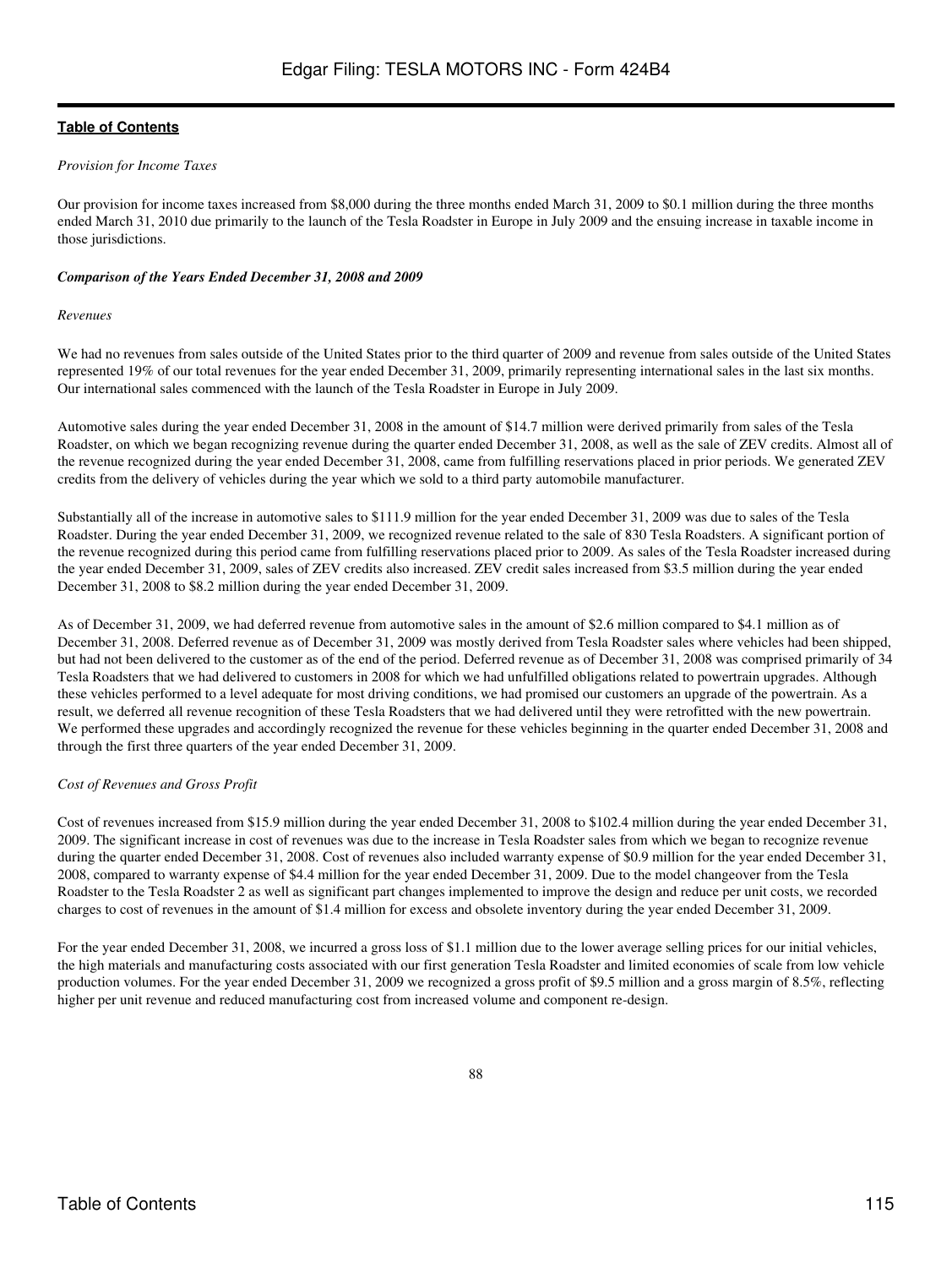*Provision for Income Taxes*

Our provision for income taxes increased from $8,000 during the three months ended March 31, 2009 to $0.1 million during the three months ended March 31, 2010 due primarily to the launch of the Tesla Roadster in Europe in July 2009 and the ensuing increase in taxable income in those jurisdictions.

***Comparison of the Years Ended December 31, 2008 and 2009***

*Revenues*

We had no revenues from sales outside of the United States prior to the third quarter of 2009 and revenue from sales outside of the United States represented 19% of our total revenues for the year ended December 31, 2009, primarily representing international sales in the last six months. Our international sales commenced with the launch of the Tesla Roadster in Europe in July 2009.

Automotive sales during the year ended December 31, 2008 in the amount of $14.7 million were derived primarily from sales of the Tesla Roadster, on which we began recognizing revenue during the quarter ended December 31, 2008, as well as the sale of ZEV credits. Almost all of the revenue recognized during the year ended December 31, 2008, came from fulfilling reservations placed in prior periods. We generated ZEV credits from the delivery of vehicles during the year which we sold to a third party automobile manufacturer.

Substantially all of the increase in automotive sales to $111.9 million for the year ended December 31, 2009 was due to sales of the Tesla Roadster. During the year ended December 31, 2009, we recognized revenue related to the sale of 830 Tesla Roadsters. A significant portion of the revenue recognized during this period came from fulfilling reservations placed prior to 2009. As sales of the Tesla Roadster increased during the year ended December 31, 2009, sales of ZEV credits also increased. ZEV credit sales increased from $3.5 million during the year ended December 31, 2008 to $8.2 million during the year ended December 31, 2009.

As of December 31, 2009, we had deferred revenue from automotive sales in the amount of $2.6 million compared to $4.1 million as of December 31, 2008. Deferred revenue as of December 31, 2009 was mostly derived from Tesla Roadster sales where vehicles had been shipped, but had not been delivered to the customer as of the end of the period. Deferred revenue as of December 31, 2008 was comprised primarily of 34 Tesla Roadsters that we had delivered to customers in 2008 for which we had unfulfilled obligations related to powertrain upgrades. Although these vehicles performed to a level adequate for most driving conditions, we had promised our customers an upgrade of the powertrain. As a result, we deferred all revenue recognition of these Tesla Roadsters that we had delivered until they were retrofitted with the new powertrain. We performed these upgrades and accordingly recognized the revenue for these vehicles beginning in the quarter ended December 31, 2008 and through the first three quarters of the year ended December 31, 2009.

*Cost of Revenues and Gross Profit*

Cost of revenues increased from $15.9 million during the year ended December 31, 2008 to $102.4 million during the year ended December 31, 2009. The significant increase in cost of revenues was due to the increase in Tesla Roadster sales from which we began to recognize revenue during the quarter ended December 31, 2008. Cost of revenues also included warranty expense of $0.9 million for the year ended December 31, 2008, compared to warranty expense of $4.4 million for the year ended December 31, 2009. Due to the model changeover from the Tesla Roadster to the Tesla Roadster 2 as well as significant part changes implemented to improve the design and reduce per unit costs, we recorded charges to cost of revenues in the amount of $1.4 million for excess and obsolete inventory during the year ended December 31, 2009.

For the year ended December 31, 2008, we incurred a gross loss of $1.1 million due to the lower average selling prices for our initial vehicles, the high materials and manufacturing costs associated with our first generation Tesla Roadster and limited economies of scale from low vehicle production volumes. For the year ended December 31, 2009 we recognized a gross profit of $9.5 million and a gross margin of 8.5%, reflecting higher per unit revenue and reduced manufacturing cost from increased volume and component re-design.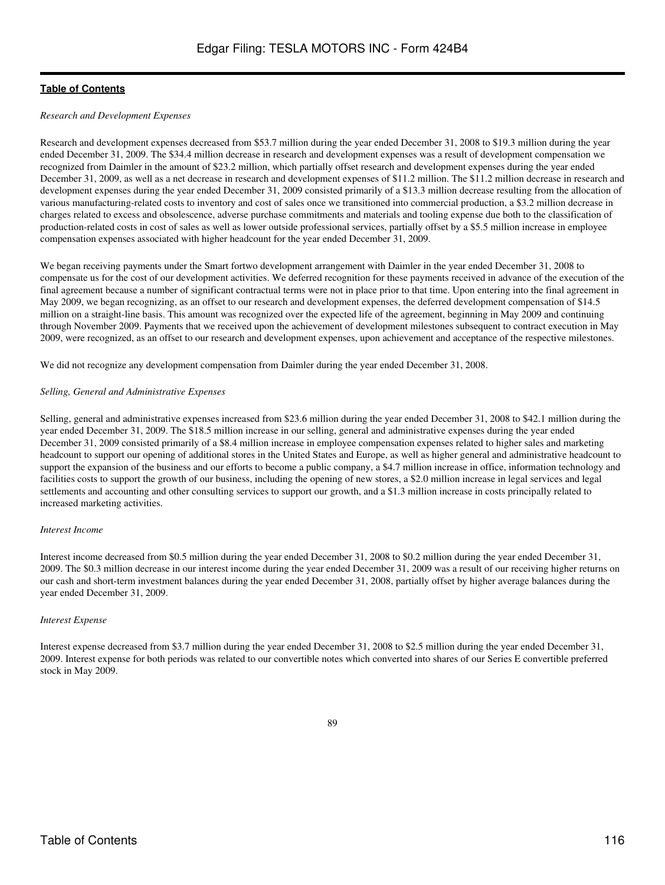*Research and Development Expenses*

Research and development expenses decreased from $53.7 million during the year ended December 31, 2008 to $19.3 million during the year ended December 31, 2009. The $34.4 million decrease in research and development expenses was a result of development compensation we recognized from Daimler in the amount of $23.2 million, which partially offset research and development expenses during the year ended December 31, 2009, as well as a net decrease in research and development expenses of $11.2 million. The $11.2 million decrease in research and development expenses during the year ended December 31, 2009 consisted primarily of a $13.3 million decrease resulting from the allocation of various manufacturing-related costs to inventory and cost of sales once we transitioned into commercial production, a $3.2 million decrease in charges related to excess and obsolescence, adverse purchase commitments and materials and tooling expense due both to the classification of production-related costs in cost of sales as well as lower outside professional services, partially offset by a $5.5 million increase in employee compensation expenses associated with higher headcount for the year ended December 31, 2009.

We began receiving payments under the Smart fortwo development arrangement with Daimler in the year ended December 31, 2008 to compensate us for the cost of our development activities. We deferred recognition for these payments received in advance of the execution of the final agreement because a number of significant contractual terms were not in place prior to that time. Upon entering into the final agreement in May 2009, we began recognizing, as an offset to our research and development expenses, the deferred development compensation of $14.5 million on a straight-line basis. This amount was recognized over the expected life of the agreement, beginning in May 2009 and continuing through November 2009. Payments that we received upon the achievement of development milestones subsequent to contract execution in May 2009, were recognized, as an offset to our research and development expenses, upon achievement and acceptance of the respective milestones.

We did not recognize any development compensation from Daimler during the year ended December 31, 2008.

*Selling, General and Administrative Expenses*

Selling, general and administrative expenses increased from $23.6 million during the year ended December 31, 2008 to $42.1 million during the year ended December 31, 2009. The $18.5 million increase in our selling, general and administrative expenses during the year ended December 31, 2009 consisted primarily of a $8.4 million increase in employee compensation expenses related to higher sales and marketing headcount to support our opening of additional stores in the United States and Europe, as well as higher general and administrative headcount to support the expansion of the business and our efforts to become a public company, a $4.7 million increase in office, information technology and facilities costs to support the growth of our business, including the opening of new stores, a $2.0 million increase in legal services and legal settlements and accounting and other consulting services to support our growth, and a $1.3 million increase in costs principally related to increased marketing activities.

*Interest Income*

Interest income decreased from $0.5 million during the year ended December 31, 2008 to $0.2 million during the year ended December 31, 2009. The $0.3 million decrease in our interest income during the year ended December 31, 2009 was a result of our receiving higher returns on our cash and short-term investment balances during the year ended December 31, 2008, partially offset by higher average balances during the year ended December 31, 2009.

*Interest Expense*

Interest expense decreased from $3.7 million during the year ended December 31, 2008 to $2.5 million during the year ended December 31, 2009. Interest expense for both periods was related to our convertible notes which converted into shares of our Series E convertible preferred stock in May 2009.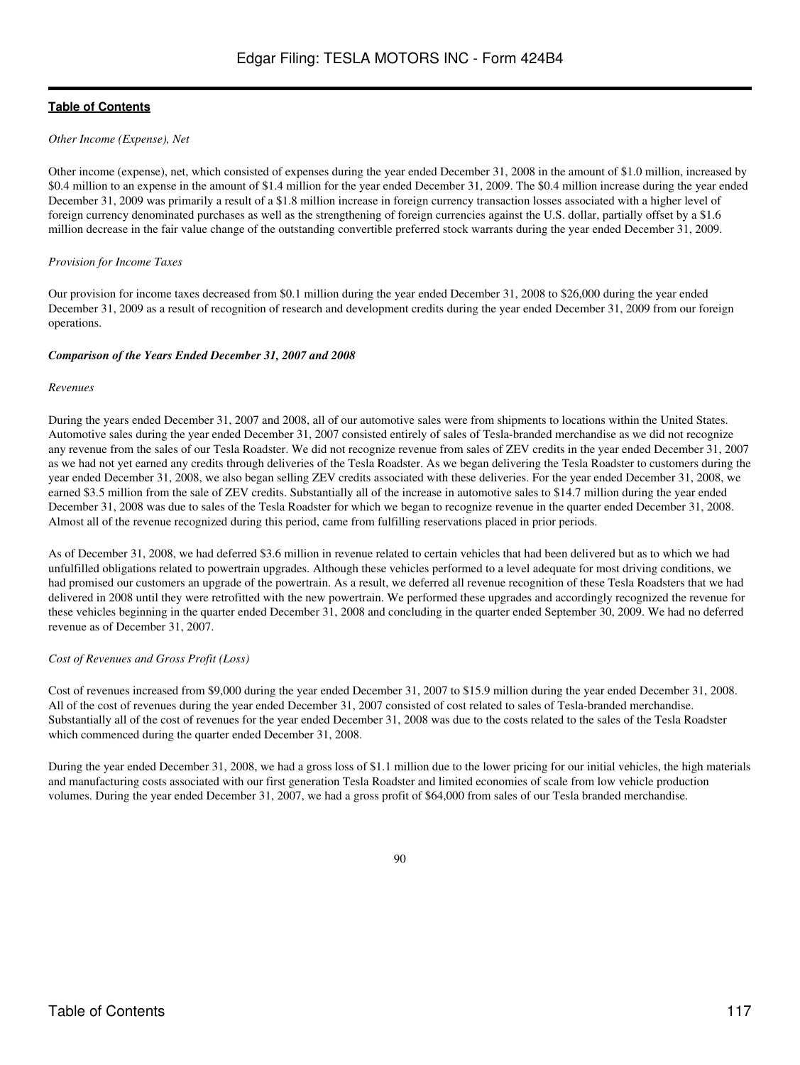*Other Income (Expense), Net*

Other income (expense), net, which consisted of expenses during the year ended December 31, 2008 in the amount of $1.0 million, increased by $0.4 million to an expense in the amount of $1.4 million for the year ended December 31, 2009. The $0.4 million increase during the year ended December 31, 2009 was primarily a result of a $1.8 million increase in foreign currency transaction losses associated with a higher level of foreign currency denominated purchases as well as the strengthening of foreign currencies against the U.S. dollar, partially offset by a $1.6 million decrease in the fair value change of the outstanding convertible preferred stock warrants during the year ended December 31, 2009.

*Provision for Income Taxes*

Our provision for income taxes decreased from $0.1 million during the year ended December 31, 2008 to $26,000 during the year ended December 31, 2009 as a result of recognition of research and development credits during the year ended December 31, 2009 from our foreign operations.

***Comparison of the Years Ended December 31, 2007 and 2008***

*Revenues*

During the years ended December 31, 2007 and 2008, all of our automotive sales were from shipments to locations within the United States. Automotive sales during the year ended December 31, 2007 consisted entirely of sales of Tesla-branded merchandise as we did not recognize any revenue from the sales of our Tesla Roadster. We did not recognize revenue from sales of ZEV credits in the year ended December 31, 2007 as we had not yet earned any credits through deliveries of the Tesla Roadster. As we began delivering the Tesla Roadster to customers during the year ended December 31, 2008, we also began selling ZEV credits associated with these deliveries. For the year ended December 31, 2008, we earned $3.5 million from the sale of ZEV credits. Substantially all of the increase in automotive sales to $14.7 million during the year ended December 31, 2008 was due to sales of the Tesla Roadster for which we began to recognize revenue in the quarter ended December 31, 2008. Almost all of the revenue recognized during this period, came from fulfilling reservations placed in prior periods.

As of December 31, 2008, we had deferred $3.6 million in revenue related to certain vehicles that had been delivered but as to which we had unfulfilled obligations related to powertrain upgrades. Although these vehicles performed to a level adequate for most driving conditions, we had promised our customers an upgrade of the powertrain. As a result, we deferred all revenue recognition of these Tesla Roadsters that we had delivered in 2008 until they were retrofitted with the new powertrain. We performed these upgrades and accordingly recognized the revenue for these vehicles beginning in the quarter ended December 31, 2008 and concluding in the quarter ended September 30, 2009. We had no deferred revenue as of December 31, 2007.

*Cost of Revenues and Gross Profit (Loss)*

Cost of revenues increased from $9,000 during the year ended December 31, 2007 to $15.9 million during the year ended December 31, 2008. All of the cost of revenues during the year ended December 31, 2007 consisted of cost related to sales of Tesla-branded merchandise. Substantially all of the cost of revenues for the year ended December 31, 2008 was due to the costs related to the sales of the Tesla Roadster which commenced during the quarter ended December 31, 2008.

During the year ended December 31, 2008, we had a gross loss of $1.1 million due to the lower pricing for our initial vehicles, the high materials and manufacturing costs associated with our first generation Tesla Roadster and limited economies of scale from low vehicle production volumes. During the year ended December 31, 2007, we had a gross profit of $64,000 from sales of our Tesla branded merchandise.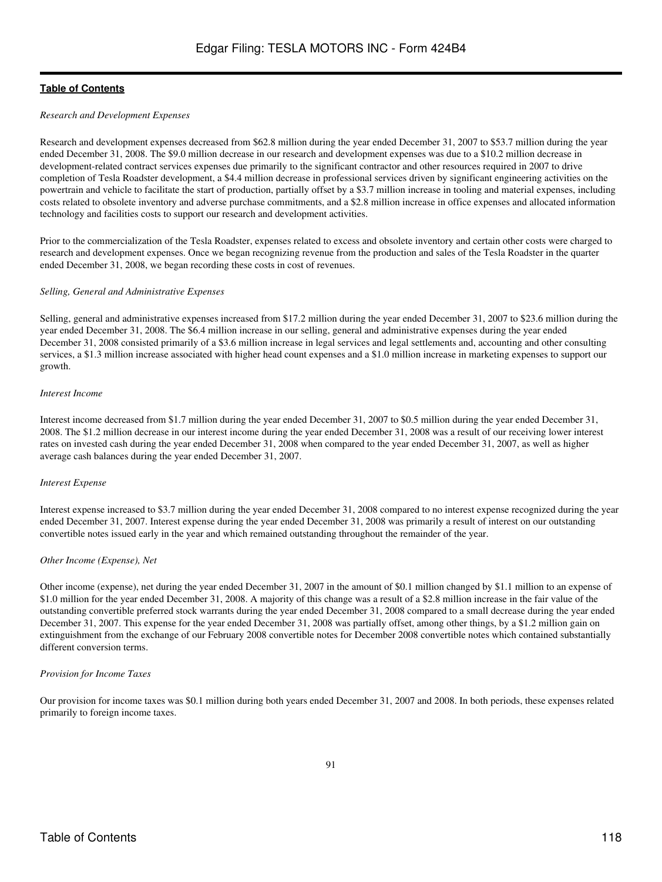[Table of Contents](#)

*Research and Development Expenses*

Research and development expenses decreased from $62.8 million during the year ended December 31, 2007 to $53.7 million during the year ended December 31, 2008. The $9.0 million decrease in our research and development expenses was due to a $10.2 million decrease in development-related contract services expenses due primarily to the significant contractor and other resources required in 2007 to drive completion of Tesla Roadster development, a $4.4 million decrease in professional services driven by significant engineering activities on the powertrain and vehicle to facilitate the start of production, partially offset by a $3.7 million increase in tooling and material expenses, including costs related to obsolete inventory and adverse purchase commitments, and a $2.8 million increase in office expenses and allocated information technology and facilities costs to support our research and development activities.

Prior to the commercialization of the Tesla Roadster, expenses related to excess and obsolete inventory and certain other costs were charged to research and development expenses. Once we began recognizing revenue from the production and sales of the Tesla Roadster in the quarter ended December 31, 2008, we began recording these costs in cost of revenues.

*Selling, General and Administrative Expenses*

Selling, general and administrative expenses increased from $17.2 million during the year ended December 31, 2007 to $23.6 million during the year ended December 31, 2008. The $6.4 million increase in our selling, general and administrative expenses during the year ended December 31, 2008 consisted primarily of a $3.6 million increase in legal services and legal settlements and, accounting and other consulting services, a $1.3 million increase associated with higher head count expenses and a $1.0 million increase in marketing expenses to support our growth.

*Interest Income*

Interest income decreased from $1.7 million during the year ended December 31, 2007 to $0.5 million during the year ended December 31, 2008. The $1.2 million decrease in our interest income during the year ended December 31, 2008 was a result of our receiving lower interest rates on invested cash during the year ended December 31, 2008 when compared to the year ended December 31, 2007, as well as higher average cash balances during the year ended December 31, 2007.

*Interest Expense*

Interest expense increased to $3.7 million during the year ended December 31, 2008 compared to no interest expense recognized during the year ended December 31, 2007. Interest expense during the year ended December 31, 2008 was primarily a result of interest on our outstanding convertible notes issued early in the year and which remained outstanding throughout the remainder of the year.

*Other Income (Expense), Net*

Other income (expense), net during the year ended December 31, 2007 in the amount of $0.1 million changed by $1.1 million to an expense of $1.0 million for the year ended December 31, 2008. A majority of this change was a result of a $2.8 million increase in the fair value of the outstanding convertible preferred stock warrants during the year ended December 31, 2008 compared to a small decrease during the year ended December 31, 2007. This expense for the year ended December 31, 2008 was partially offset, among other things, by a $1.2 million gain on extinguishment from the exchange of our February 2008 convertible notes for December 2008 convertible notes which contained substantially different conversion terms.

*Provision for Income Taxes*

Our provision for income taxes was $0.1 million during both years ended December 31, 2007 and 2008. In both periods, these expenses related primarily to foreign income taxes.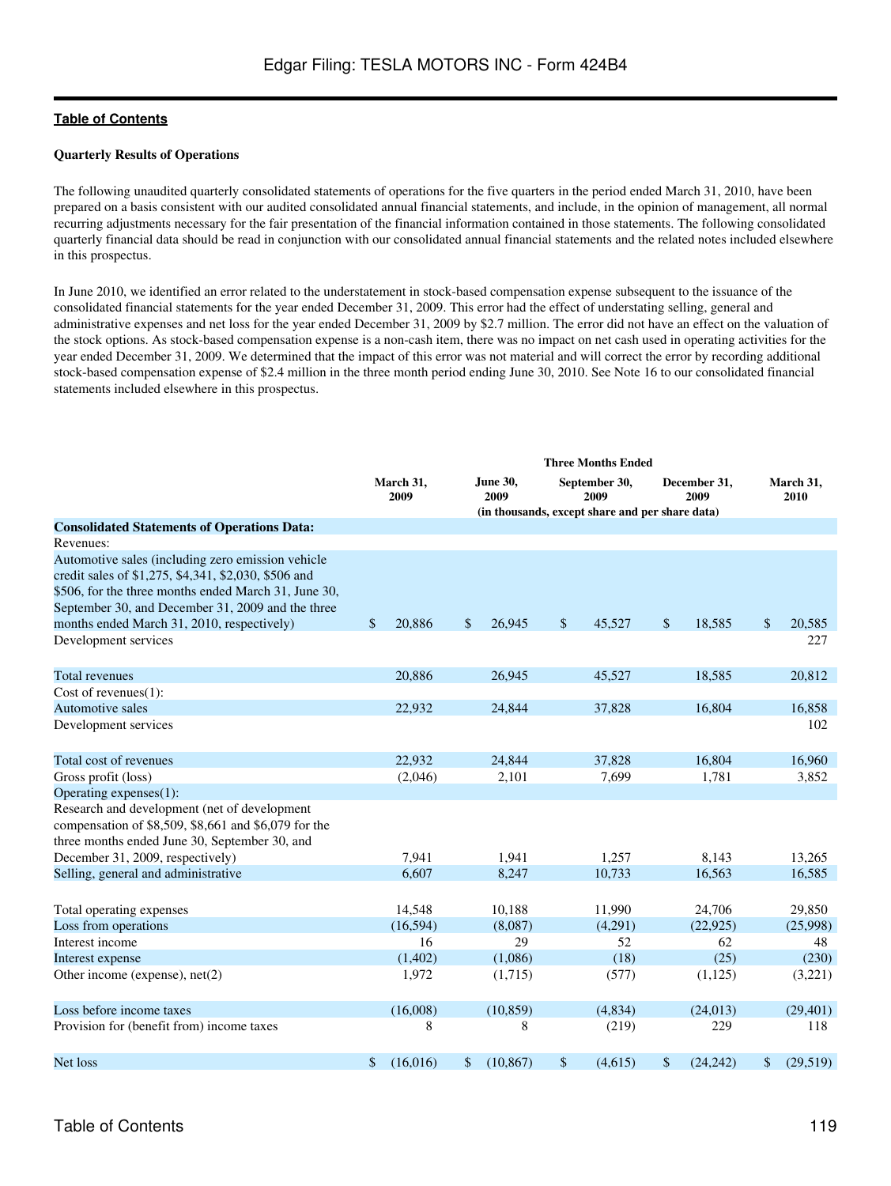**Table of Contents**

**Quarterly Results of Operations**

The following unaudited quarterly consolidated statements of operations for the five quarters in the period ended March 31, 2010, have been prepared on a basis consistent with our audited consolidated annual financial statements, and include, in the opinion of management, all normal recurring adjustments necessary for the fair presentation of the financial information contained in those statements. The following consolidated quarterly financial data should be read in conjunction with our consolidated annual financial statements and the related notes included elsewhere in this prospectus.

In June 2010, we identified an error related to the understatement in stock-based compensation expense subsequent to the issuance of the consolidated financial statements for the year ended December 31, 2009. This error had the effect of understating selling, general and administrative expenses and net loss for the year ended December 31, 2009 by $2.7 million. The error did not have an effect on the valuation of the stock options. As stock-based compensation expense is a non-cash item, there was no impact on net cash used in operating activities for the year ended December 31, 2009. We determined that the impact of this error was not material and will correct the error by recording additional stock-based compensation expense of $2.4 million in the three month period ending June 30, 2010. See Note 16 to our consolidated financial statements included elsewhere in this prospectus.

| | Three Months Ended | | | | |
|---|---|---|---|---|---|
| | March 31, 2009 | June 30, 2009 | September 30, 2009 | December 31, 2009 | March 31, 2010 |
| | (in thousands, except share and per share data) | | | | |
| **Consolidated Statements of Operations Data:** | | | | | |
| Revenues: | | | | | |
| Automotive sales (including zero emission vehicle credit sales of $1,275, $4,341, $2,030, $506 and $506, for the three months ended March 31, June 30, September 30, and December 31, 2009 and the three months ended March 31, 2010, respectively) | $ 20,886 | $ 26,945 | $ 45,527 | $ 18,585 | $ 20,585 |
| Development services | | | | | 227 |
| Total revenues | 20,886 | 26,945 | 45,527 | 18,585 | 20,812 |
| Cost of revenues(1): | | | | | |
| Automotive sales | 22,932 | 24,844 | 37,828 | 16,804 | 16,858 |
| Development services | | | | | 102 |
| Total cost of revenues | 22,932 | 24,844 | 37,828 | 16,804 | 16,960 |
| Gross profit (loss) | (2,046) | 2,101 | 7,699 | 1,781 | 3,852 |
| Operating expenses(1): | | | | | |
| Research and development (net of development compensation of $8,509, $8,661 and $6,079 for the three months ended June 30, September 30, and December 31, 2009, respectively) | 7,941 | 1,941 | 1,257 | 8,143 | 13,265 |
| Selling, general and administrative | 6,607 | 8,247 | 10,733 | 16,563 | 16,585 |
| Total operating expenses | 14,548 | 10,188 | 11,990 | 24,706 | 29,850 |
| Loss from operations | (16,594) | (8,087) | (4,291) | (22,925) | (25,998) |
| Interest income | 16 | 29 | 52 | 62 | 48 |
| Interest expense | (1,402) | (1,086) | (18) | (25) | (230) |
| Other income (expense), net(2) | 1,972 | (1,715) | (577) | (1,125) | (3,221) |
| Loss before income taxes | (16,008) | (10,859) | (4,834) | (24,013) | (29,401) |
| Provision for (benefit from) income taxes | 8 | 8 | (219) | 229 | 118 |
| Net loss | $ (16,016) | $ (10,867) | $ (4,615) | $ (24,242) | $ (29,519) |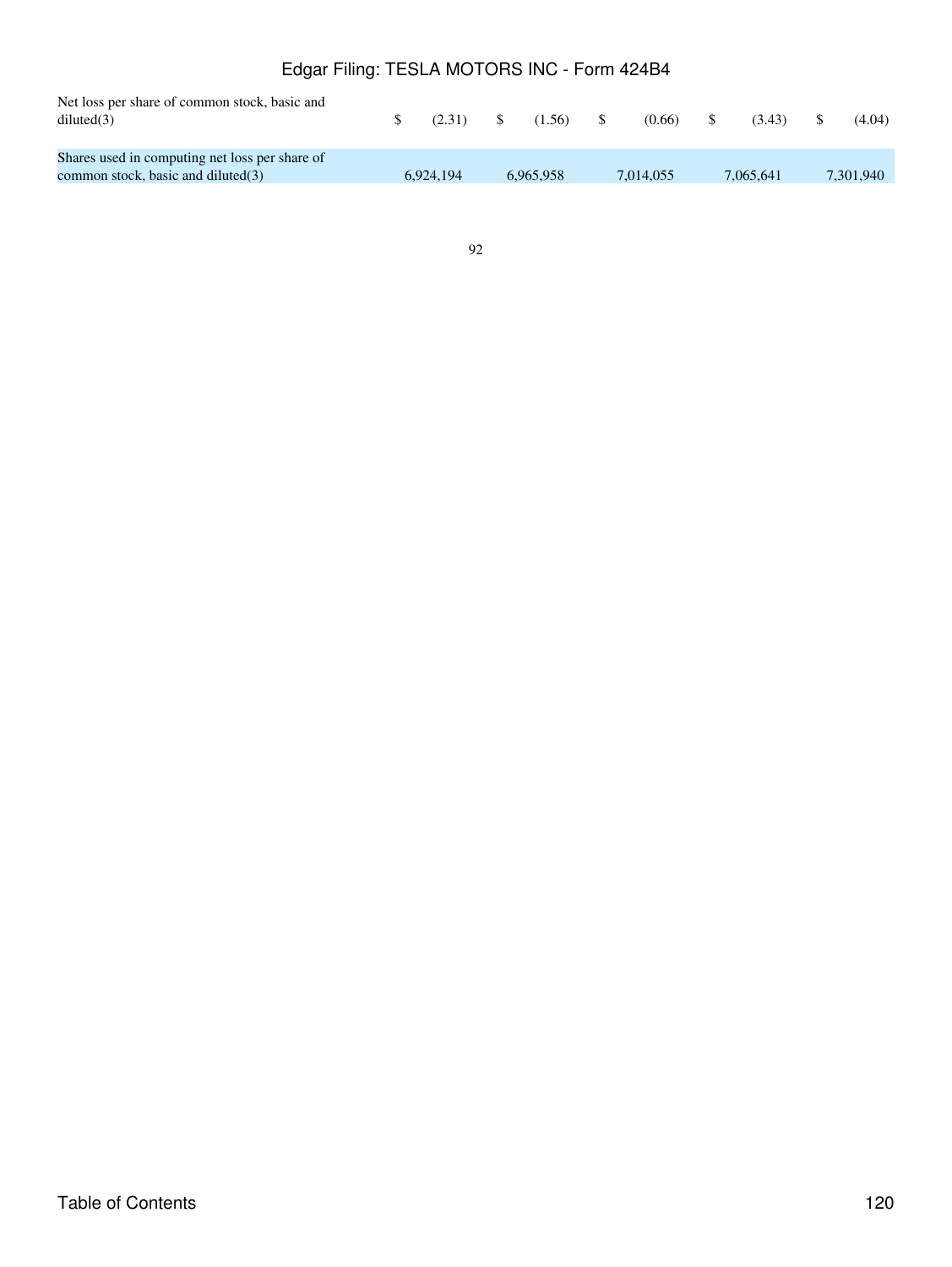| | | | | | |
|---|---|---|---|---|---|
| Net loss per share of common stock, basic and diluted(3) | $ (2.31) | $ (1.56) | $ (0.66) | $ (3.43) | $ (4.04) |
| Shares used in computing net loss per share of common stock, basic and diluted(3) | 6,924,194 | 6,965,958 | 7,014,055 | 7,065,641 | 7,301,940 |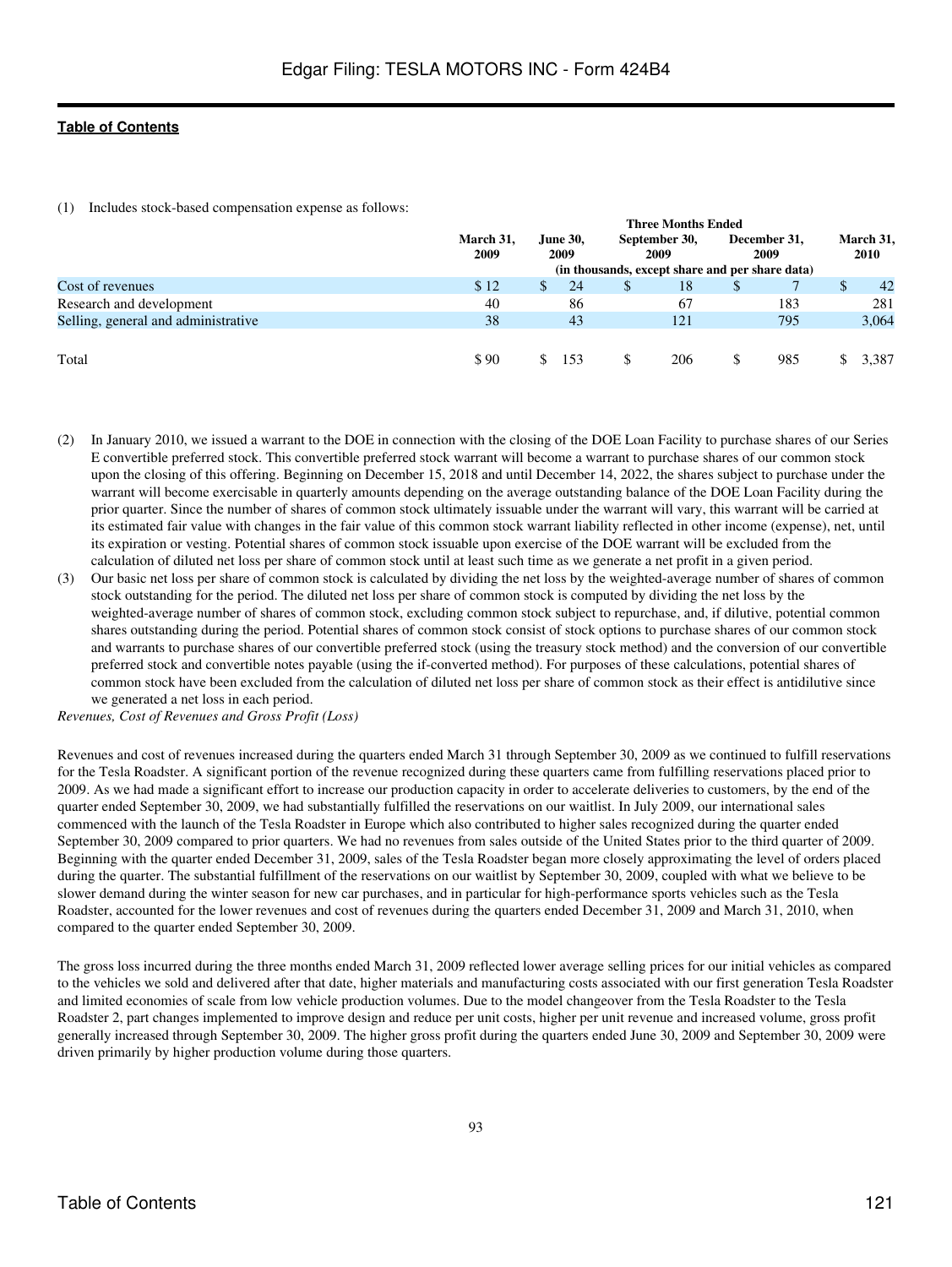(1) Includes stock-based compensation expense as follows:

| | Three Months Ended | | | | |
|---|---|---|---|---|---|
| | March 31, 2009 | June 30, 2009 | September 30, 2009 | December 31, 2009 | March 31, 2010 |
| | (in thousands, except share and per share data) | | | | |
| Cost of revenues | $ 12 | $ 24 | $ 18 | $ 7 | $ 42 |
| Research and development | 40 | 86 | 67 | 183 | 281 |
| Selling, general and administrative | 38 | 43 | 121 | 795 | 3,064 |
| Total | $ 90 | $ 153 | $ 206 | $ 985 | $ 3,387 |

(2) In January 2010, we issued a warrant to the DOE in connection with the closing of the DOE Loan Facility to purchase shares of our Series E convertible preferred stock. This convertible preferred stock warrant will become a warrant to purchase shares of our common stock upon the closing of this offering. Beginning on December 15, 2018 and until December 14, 2022, the shares subject to purchase under the warrant will become exercisable in quarterly amounts depending on the average outstanding balance of the DOE Loan Facility during the prior quarter. Since the number of shares of common stock ultimately issuable under the warrant will vary, this warrant will be carried at its estimated fair value with changes in the fair value of this common stock warrant liability reflected in other income (expense), net, until its expiration or vesting. Potential shares of common stock issuable upon exercise of the DOE warrant will be excluded from the calculation of diluted net loss per share of common stock until at least such time as we generate a net profit in a given period.

(3) Our basic net loss per share of common stock is calculated by dividing the net loss by the weighted-average number of shares of common stock outstanding for the period. The diluted net loss per share of common stock is computed by dividing the net loss by the weighted-average number of shares of common stock, excluding common stock subject to repurchase, and, if dilutive, potential common shares outstanding during the period. Potential shares of common stock consist of stock options to purchase shares of our common stock and warrants to purchase shares of our convertible preferred stock (using the treasury stock method) and the conversion of our convertible preferred stock and convertible notes payable (using the if-converted method). For purposes of these calculations, potential shares of common stock have been excluded from the calculation of diluted net loss per share of common stock as their effect is antidilutive since we generated a net loss in each period.

*Revenues, Cost of Revenues and Gross Profit (Loss)*

Revenues and cost of revenues increased during the quarters ended March 31 through September 30, 2009 as we continued to fulfill reservations for the Tesla Roadster. A significant portion of the revenue recognized during these quarters came from fulfilling reservations placed prior to 2009. As we had made a significant effort to increase our production capacity in order to accelerate deliveries to customers, by the end of the quarter ended September 30, 2009, we had substantially fulfilled the reservations on our waitlist. In July 2009, our international sales commenced with the launch of the Tesla Roadster in Europe which also contributed to higher sales recognized during the quarter ended September 30, 2009 compared to prior quarters. We had no revenues from sales outside of the United States prior to the third quarter of 2009. Beginning with the quarter ended December 31, 2009, sales of the Tesla Roadster began more closely approximating the level of orders placed during the quarter. The substantial fulfillment of the reservations on our waitlist by September 30, 2009, coupled with what we believe to be slower demand during the winter season for new car purchases, and in particular for high-performance sports vehicles such as the Tesla Roadster, accounted for the lower revenues and cost of revenues during the quarters ended December 31, 2009 and March 31, 2010, when compared to the quarter ended September 30, 2009.

The gross loss incurred during the three months ended March 31, 2009 reflected lower average selling prices for our initial vehicles as compared to the vehicles we sold and delivered after that date, higher materials and manufacturing costs associated with our first generation Tesla Roadster and limited economies of scale from low vehicle production volumes. Due to the model changeover from the Tesla Roadster to the Tesla Roadster 2, part changes implemented to improve design and reduce per unit costs, higher per unit revenue and increased volume, gross profit generally increased through September 30, 2009. The higher gross profit during the quarters ended June 30, 2009 and September 30, 2009 were driven primarily by higher production volume during those quarters.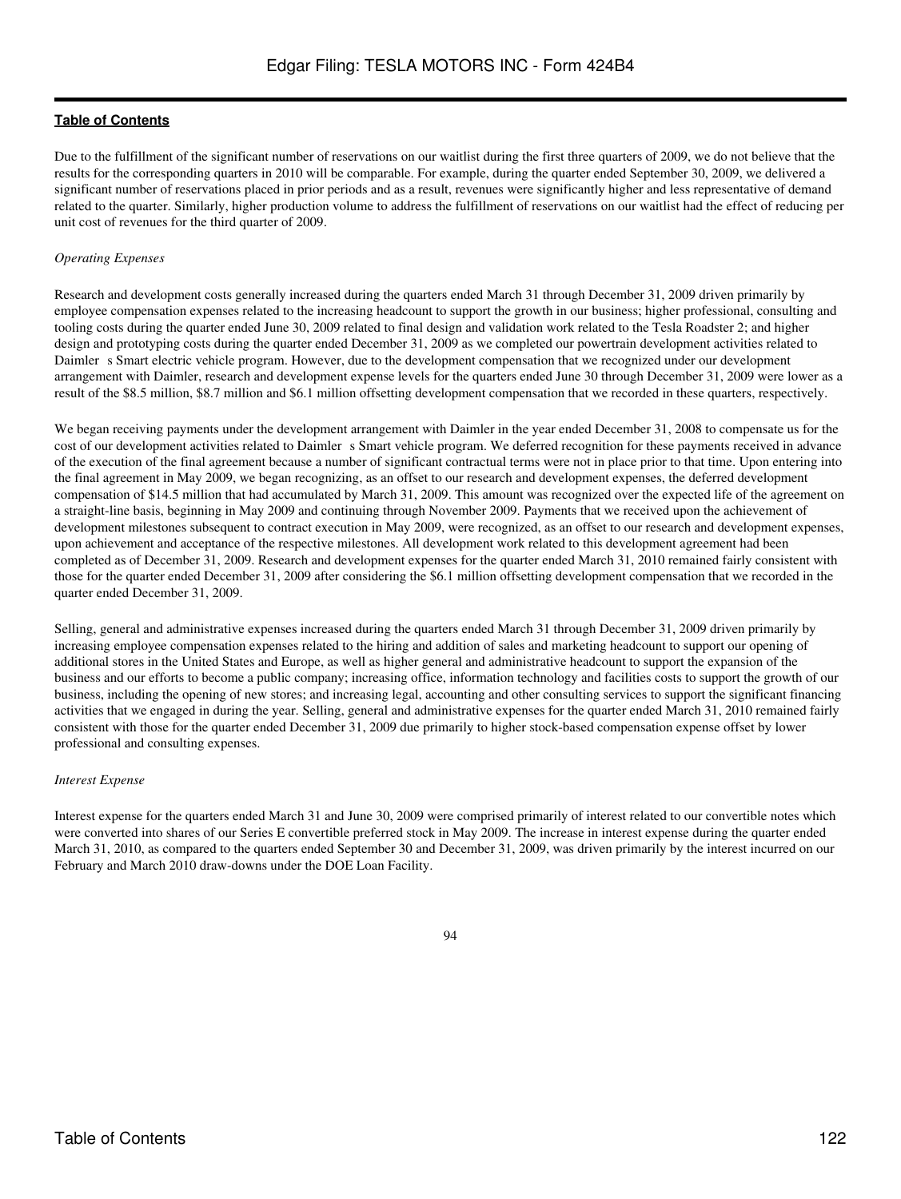Due to the fulfillment of the significant number of reservations on our waitlist during the first three quarters of 2009, we do not believe that the results for the corresponding quarters in 2010 will be comparable. For example, during the quarter ended September 30, 2009, we delivered a significant number of reservations placed in prior periods and as a result, revenues were significantly higher and less representative of demand related to the quarter. Similarly, higher production volume to address the fulfillment of reservations on our waitlist had the effect of reducing per unit cost of revenues for the third quarter of 2009.

*Operating Expenses*

Research and development costs generally increased during the quarters ended March 31 through December 31, 2009 driven primarily by employee compensation expenses related to the increasing headcount to support the growth in our business; higher professional, consulting and tooling costs during the quarter ended June 30, 2009 related to final design and validation work related to the Tesla Roadster 2; and higher design and prototyping costs during the quarter ended December 31, 2009 as we completed our powertrain development activities related to Daimler s Smart electric vehicle program. However, due to the development compensation that we recognized under our development arrangement with Daimler, research and development expense levels for the quarters ended June 30 through December 31, 2009 were lower as a result of the $8.5 million, $8.7 million and $6.1 million offsetting development compensation that we recorded in these quarters, respectively.

We began receiving payments under the development arrangement with Daimler in the year ended December 31, 2008 to compensate us for the cost of our development activities related to Daimler s Smart vehicle program. We deferred recognition for these payments received in advance of the execution of the final agreement because a number of significant contractual terms were not in place prior to that time. Upon entering into the final agreement in May 2009, we began recognizing, as an offset to our research and development expenses, the deferred development compensation of $14.5 million that had accumulated by March 31, 2009. This amount was recognized over the expected life of the agreement on a straight-line basis, beginning in May 2009 and continuing through November 2009. Payments that we received upon the achievement of development milestones subsequent to contract execution in May 2009, were recognized, as an offset to our research and development expenses, upon achievement and acceptance of the respective milestones. All development work related to this development agreement had been completed as of December 31, 2009. Research and development expenses for the quarter ended March 31, 2010 remained fairly consistent with those for the quarter ended December 31, 2009 after considering the $6.1 million offsetting development compensation that we recorded in the quarter ended December 31, 2009.

Selling, general and administrative expenses increased during the quarters ended March 31 through December 31, 2009 driven primarily by increasing employee compensation expenses related to the hiring and addition of sales and marketing headcount to support our opening of additional stores in the United States and Europe, as well as higher general and administrative headcount to support the expansion of the business and our efforts to become a public company; increasing office, information technology and facilities costs to support the growth of our business, including the opening of new stores; and increasing legal, accounting and other consulting services to support the significant financing activities that we engaged in during the year. Selling, general and administrative expenses for the quarter ended March 31, 2010 remained fairly consistent with those for the quarter ended December 31, 2009 due primarily to higher stock-based compensation expense offset by lower professional and consulting expenses.

*Interest Expense*

Interest expense for the quarters ended March 31 and June 30, 2009 were comprised primarily of interest related to our convertible notes which were converted into shares of our Series E convertible preferred stock in May 2009. The increase in interest expense during the quarter ended March 31, 2010, as compared to the quarters ended September 30 and December 31, 2009, was driven primarily by the interest incurred on our February and March 2010 draw-downs under the DOE Loan Facility.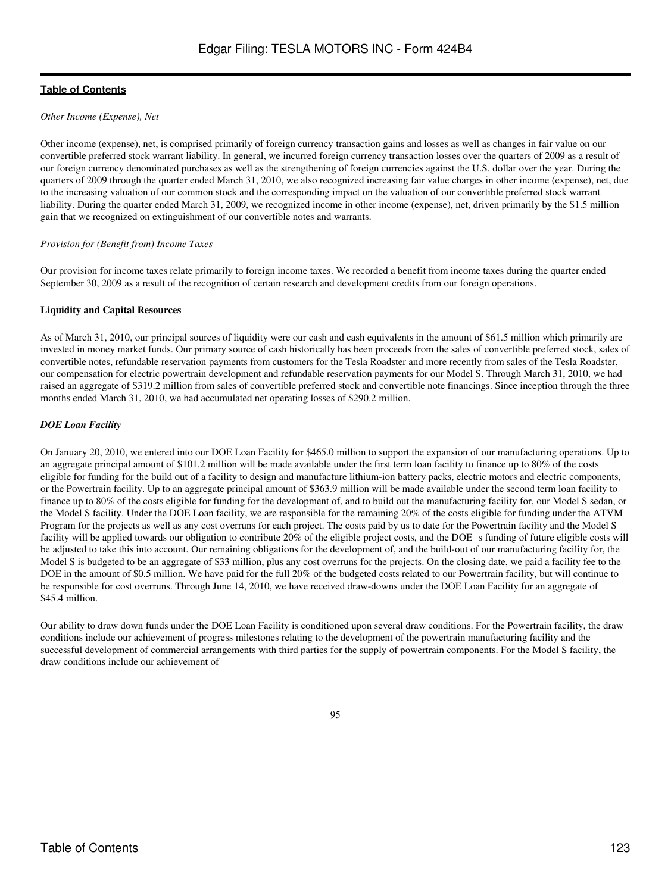*Other Income (Expense), Net*

Other income (expense), net, is comprised primarily of foreign currency transaction gains and losses as well as changes in fair value on our convertible preferred stock warrant liability. In general, we incurred foreign currency transaction losses over the quarters of 2009 as a result of our foreign currency denominated purchases as well as the strengthening of foreign currencies against the U.S. dollar over the year. During the quarters of 2009 through the quarter ended March 31, 2010, we also recognized increasing fair value charges in other income (expense), net, due to the increasing valuation of our common stock and the corresponding impact on the valuation of our convertible preferred stock warrant liability. During the quarter ended March 31, 2009, we recognized income in other income (expense), net, driven primarily by the $1.5 million gain that we recognized on extinguishment of our convertible notes and warrants.

*Provision for (Benefit from) Income Taxes*

Our provision for income taxes relate primarily to foreign income taxes. We recorded a benefit from income taxes during the quarter ended September 30, 2009 as a result of the recognition of certain research and development credits from our foreign operations.

**Liquidity and Capital Resources**

As of March 31, 2010, our principal sources of liquidity were our cash and cash equivalents in the amount of $61.5 million which primarily are invested in money market funds. Our primary source of cash historically has been proceeds from the sales of convertible preferred stock, sales of convertible notes, refundable reservation payments from customers for the Tesla Roadster and more recently from sales of the Tesla Roadster, our compensation for electric powertrain development and refundable reservation payments for our Model S. Through March 31, 2010, we had raised an aggregate of $319.2 million from sales of convertible preferred stock and convertible note financings. Since inception through the three months ended March 31, 2010, we had accumulated net operating losses of $290.2 million.

***DOE Loan Facility***

On January 20, 2010, we entered into our DOE Loan Facility for $465.0 million to support the expansion of our manufacturing operations. Up to an aggregate principal amount of $101.2 million will be made available under the first term loan facility to finance up to 80% of the costs eligible for funding for the build out of a facility to design and manufacture lithium-ion battery packs, electric motors and electric components, or the Powertrain facility. Up to an aggregate principal amount of $363.9 million will be made available under the second term loan facility to finance up to 80% of the costs eligible for funding for the development of, and to build out the manufacturing facility for, our Model S sedan, or the Model S facility. Under the DOE Loan facility, we are responsible for the remaining 20% of the costs eligible for funding under the ATVM Program for the projects as well as any cost overruns for each project. The costs paid by us to date for the Powertrain facility and the Model S facility will be applied towards our obligation to contribute 20% of the eligible project costs, and the DOE s funding of future eligible costs will be adjusted to take this into account. Our remaining obligations for the development of, and the build-out of our manufacturing facility for, the Model S is budgeted to be an aggregate of $33 million, plus any cost overruns for the projects. On the closing date, we paid a facility fee to the DOE in the amount of $0.5 million. We have paid for the full 20% of the budgeted costs related to our Powertrain facility, but will continue to be responsible for cost overruns. Through June 14, 2010, we have received draw-downs under the DOE Loan Facility for an aggregate of $45.4 million.

Our ability to draw down funds under the DOE Loan Facility is conditioned upon several draw conditions. For the Powertrain facility, the draw conditions include our achievement of progress milestones relating to the development of the powertrain manufacturing facility and the successful development of commercial arrangements with third parties for the supply of powertrain components. For the Model S facility, the draw conditions include our achievement of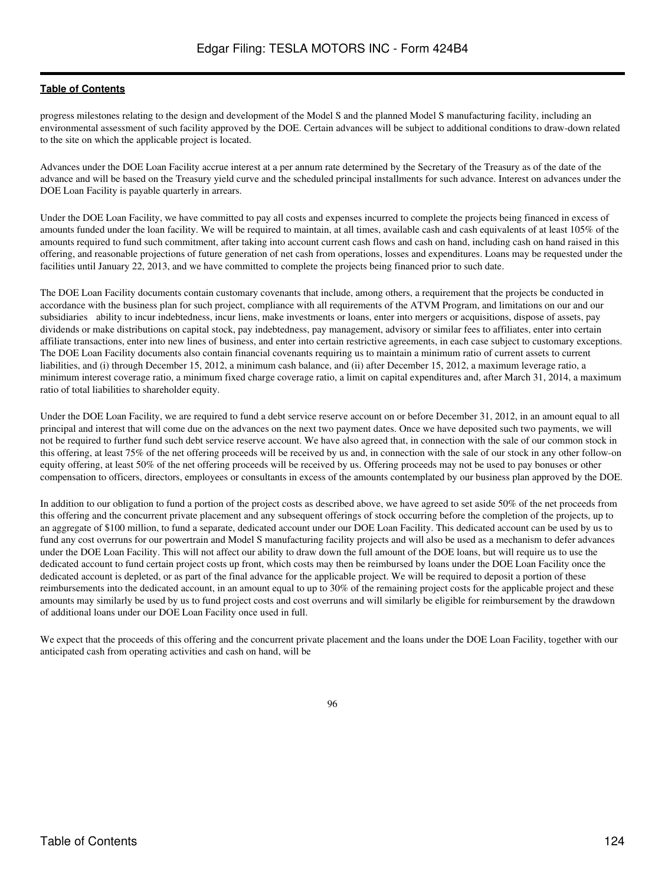progress milestones relating to the design and development of the Model S and the planned Model S manufacturing facility, including an environmental assessment of such facility approved by the DOE. Certain advances will be subject to additional conditions to draw-down related to the site on which the applicable project is located.

Advances under the DOE Loan Facility accrue interest at a per annum rate determined by the Secretary of the Treasury as of the date of the advance and will be based on the Treasury yield curve and the scheduled principal installments for such advance. Interest on advances under the DOE Loan Facility is payable quarterly in arrears.

Under the DOE Loan Facility, we have committed to pay all costs and expenses incurred to complete the projects being financed in excess of amounts funded under the loan facility. We will be required to maintain, at all times, available cash and cash equivalents of at least 105% of the amounts required to fund such commitment, after taking into account current cash flows and cash on hand, including cash on hand raised in this offering, and reasonable projections of future generation of net cash from operations, losses and expenditures. Loans may be requested under the facilities until January 22, 2013, and we have committed to complete the projects being financed prior to such date.

The DOE Loan Facility documents contain customary covenants that include, among others, a requirement that the projects be conducted in accordance with the business plan for such project, compliance with all requirements of the ATVM Program, and limitations on our and our subsidiaries ability to incur indebtedness, incur liens, make investments or loans, enter into mergers or acquisitions, dispose of assets, pay dividends or make distributions on capital stock, pay indebtedness, pay management, advisory or similar fees to affiliates, enter into certain affiliate transactions, enter into new lines of business, and enter into certain restrictive agreements, in each case subject to customary exceptions. The DOE Loan Facility documents also contain financial covenants requiring us to maintain a minimum ratio of current assets to current liabilities, and (i) through December 15, 2012, a minimum cash balance, and (ii) after December 15, 2012, a maximum leverage ratio, a minimum interest coverage ratio, a minimum fixed charge coverage ratio, a limit on capital expenditures and, after March 31, 2014, a maximum ratio of total liabilities to shareholder equity.

Under the DOE Loan Facility, we are required to fund a debt service reserve account on or before December 31, 2012, in an amount equal to all principal and interest that will come due on the advances on the next two payment dates. Once we have deposited such two payments, we will not be required to further fund such debt service reserve account. We have also agreed that, in connection with the sale of our common stock in this offering, at least 75% of the net offering proceeds will be received by us and, in connection with the sale of our stock in any other follow-on equity offering, at least 50% of the net offering proceeds will be received by us. Offering proceeds may not be used to pay bonuses or other compensation to officers, directors, employees or consultants in excess of the amounts contemplated by our business plan approved by the DOE.

In addition to our obligation to fund a portion of the project costs as described above, we have agreed to set aside 50% of the net proceeds from this offering and the concurrent private placement and any subsequent offerings of stock occurring before the completion of the projects, up to an aggregate of $100 million, to fund a separate, dedicated account under our DOE Loan Facility. This dedicated account can be used by us to fund any cost overruns for our powertrain and Model S manufacturing facility projects and will also be used as a mechanism to defer advances under the DOE Loan Facility. This will not affect our ability to draw down the full amount of the DOE loans, but will require us to use the dedicated account to fund certain project costs up front, which costs may then be reimbursed by loans under the DOE Loan Facility once the dedicated account is depleted, or as part of the final advance for the applicable project. We will be required to deposit a portion of these reimbursements into the dedicated account, in an amount equal to up to 30% of the remaining project costs for the applicable project and these amounts may similarly be used by us to fund project costs and cost overruns and will similarly be eligible for reimbursement by the drawdown of additional loans under our DOE Loan Facility once used in full.

We expect that the proceeds of this offering and the concurrent private placement and the loans under the DOE Loan Facility, together with our anticipated cash from operating activities and cash on hand, will be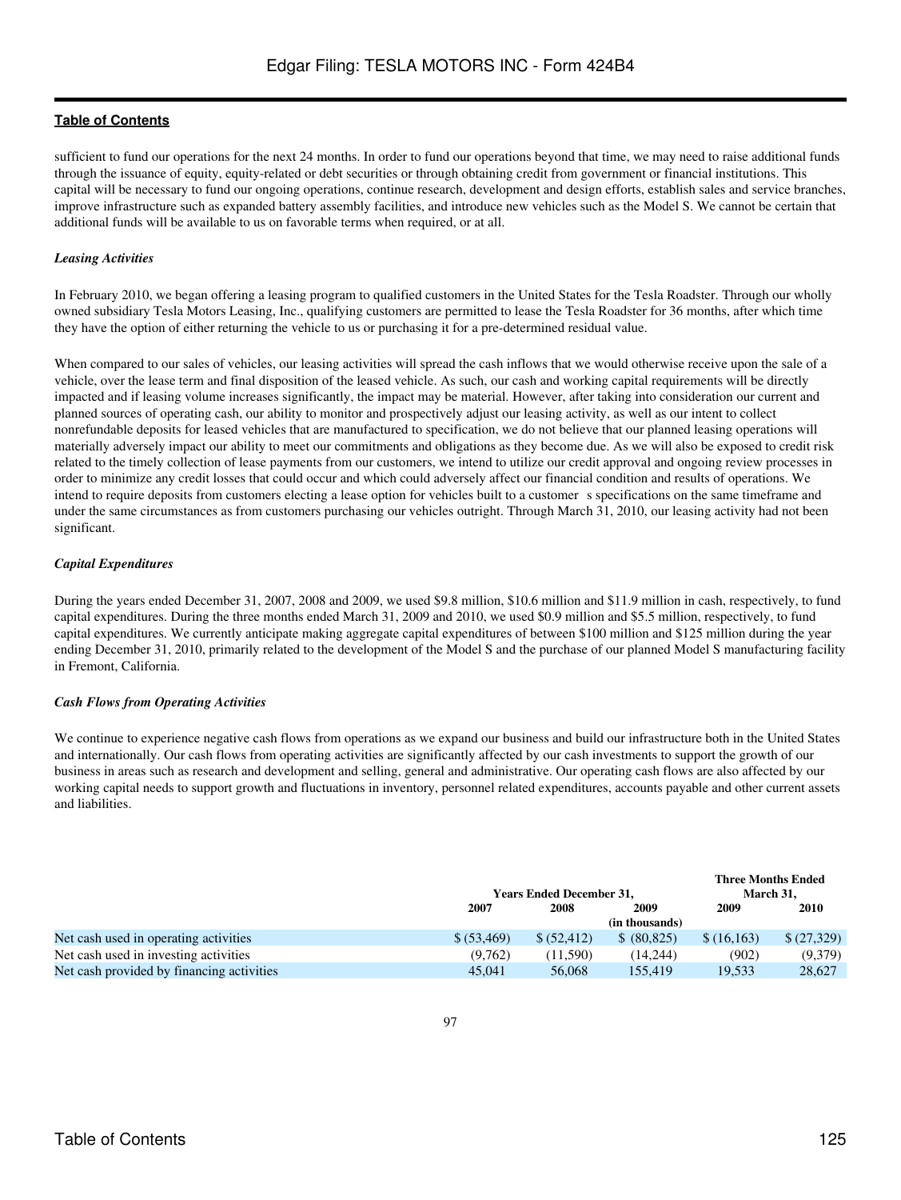sufficient to fund our operations for the next 24 months. In order to fund our operations beyond that time, we may need to raise additional funds through the issuance of equity, equity-related or debt securities or through obtaining credit from government or financial institutions. This capital will be necessary to fund our ongoing operations, continue research, development and design efforts, establish sales and service branches, improve infrastructure such as expanded battery assembly facilities, and introduce new vehicles such as the Model S. We cannot be certain that additional funds will be available to us on favorable terms when required, or at all.

***Leasing Activities***

In February 2010, we began offering a leasing program to qualified customers in the United States for the Tesla Roadster. Through our wholly owned subsidiary Tesla Motors Leasing, Inc., qualifying customers are permitted to lease the Tesla Roadster for 36 months, after which time they have the option of either returning the vehicle to us or purchasing it for a pre-determined residual value.

When compared to our sales of vehicles, our leasing activities will spread the cash inflows that we would otherwise receive upon the sale of a vehicle, over the lease term and final disposition of the leased vehicle. As such, our cash and working capital requirements will be directly impacted and if leasing volume increases significantly, the impact may be material. However, after taking into consideration our current and planned sources of operating cash, our ability to monitor and prospectively adjust our leasing activity, as well as our intent to collect nonrefundable deposits for leased vehicles that are manufactured to specification, we do not believe that our planned leasing operations will materially adversely impact our ability to meet our commitments and obligations as they become due. As we will also be exposed to credit risk related to the timely collection of lease payments from our customers, we intend to utilize our credit approval and ongoing review processes in order to minimize any credit losses that could occur and which could adversely affect our financial condition and results of operations. We intend to require deposits from customers electing a lease option for vehicles built to a customer s specifications on the same timeframe and under the same circumstances as from customers purchasing our vehicles outright. Through March 31, 2010, our leasing activity had not been significant.

***Capital Expenditures***

During the years ended December 31, 2007, 2008 and 2009, we used $9.8 million, $10.6 million and $11.9 million in cash, respectively, to fund capital expenditures. During the three months ended March 31, 2009 and 2010, we used $0.9 million and $5.5 million, respectively, to fund capital expenditures. We currently anticipate making aggregate capital expenditures of between $100 million and $125 million during the year ending December 31, 2010, primarily related to the development of the Model S and the purchase of our planned Model S manufacturing facility in Fremont, California.

***Cash Flows from Operating Activities***

We continue to experience negative cash flows from operations as we expand our business and build our infrastructure both in the United States and internationally. Our cash flows from operating activities are significantly affected by our cash investments to support the growth of our business in areas such as research and development and selling, general and administrative. Our operating cash flows are also affected by our working capital needs to support growth and fluctuations in inventory, personnel related expenditures, accounts payable and other current assets and liabilities.

| | Years Ended December 31, | | | Three Months Ended March 31, | |
|---|---|---|---|---|---|
| | 2007 | 2008 | 2009 | 2009 | 2010 |
| | | | (in thousands) | | |
| Net cash used in operating activities | $ (53,469) | $ (52,412) | $ (80,825) | $ (16,163) | $ (27,329) |
| Net cash used in investing activities | (9,762) | (11,590) | (14,244) | (902) | (9,379) |
| Net cash provided by financing activities | 45,041 | 56,068 | 155,419 | 19,533 | 28,627 |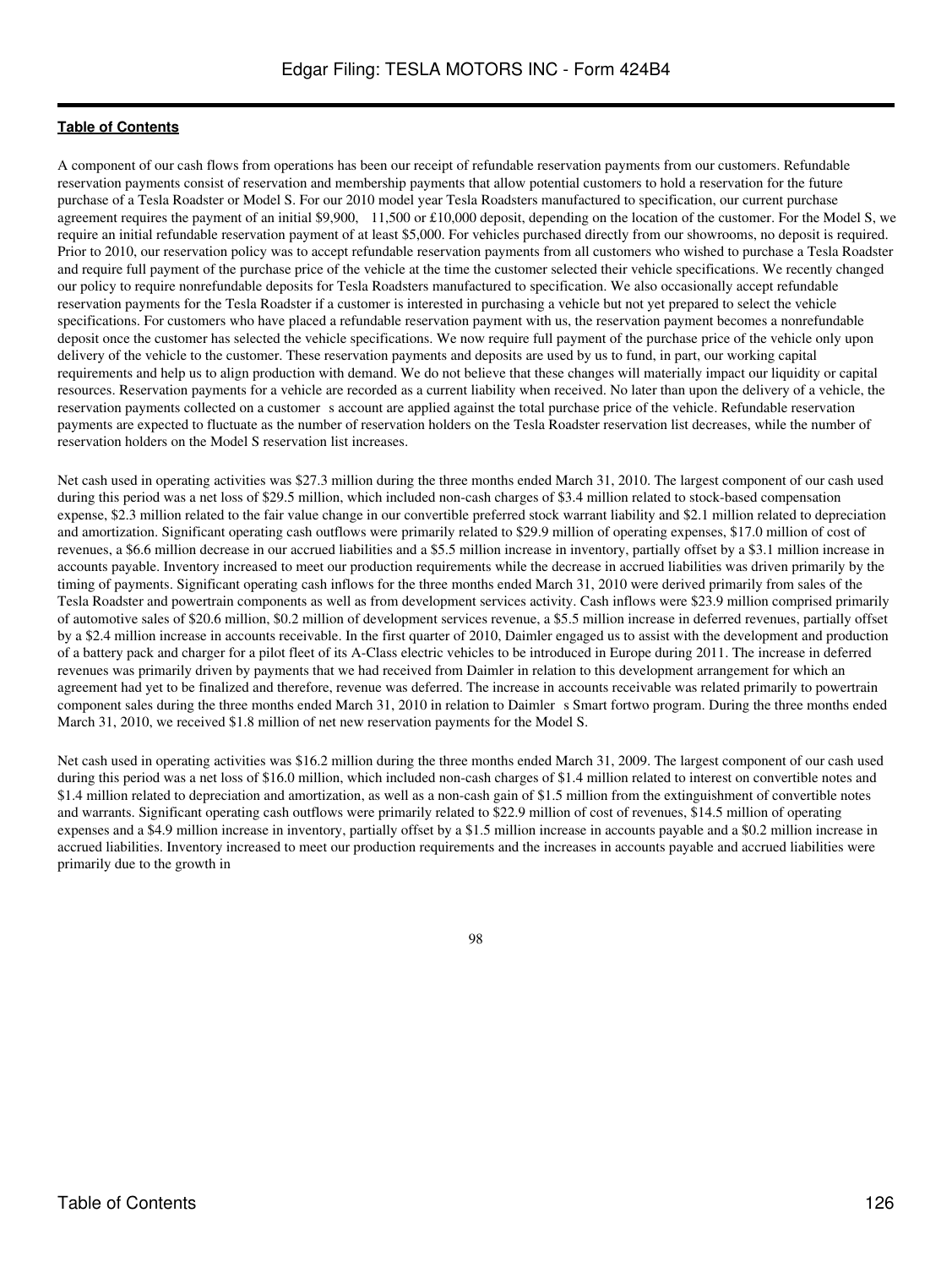A component of our cash flows from operations has been our receipt of refundable reservation payments from our customers. Refundable reservation payments consist of reservation and membership payments that allow potential customers to hold a reservation for the future purchase of a Tesla Roadster or Model S. For our 2010 model year Tesla Roadsters manufactured to specification, our current purchase agreement requires the payment of an initial $9,900,  11,500 or £10,000 deposit, depending on the location of the customer. For the Model S, we require an initial refundable reservation payment of at least $5,000. For vehicles purchased directly from our showrooms, no deposit is required. Prior to 2010, our reservation policy was to accept refundable reservation payments from all customers who wished to purchase a Tesla Roadster and require full payment of the purchase price of the vehicle at the time the customer selected their vehicle specifications. We recently changed our policy to require nonrefundable deposits for Tesla Roadsters manufactured to specification. We also occasionally accept refundable reservation payments for the Tesla Roadster if a customer is interested in purchasing a vehicle but not yet prepared to select the vehicle specifications. For customers who have placed a refundable reservation payment with us, the reservation payment becomes a nonrefundable deposit once the customer has selected the vehicle specifications. We now require full payment of the purchase price of the vehicle only upon delivery of the vehicle to the customer. These reservation payments and deposits are used by us to fund, in part, our working capital requirements and help us to align production with demand. We do not believe that these changes will materially impact our liquidity or capital resources. Reservation payments for a vehicle are recorded as a current liability when received. No later than upon the delivery of a vehicle, the reservation payments collected on a customer s account are applied against the total purchase price of the vehicle. Refundable reservation payments are expected to fluctuate as the number of reservation holders on the Tesla Roadster reservation list decreases, while the number of reservation holders on the Model S reservation list increases.

Net cash used in operating activities was $27.3 million during the three months ended March 31, 2010. The largest component of our cash used during this period was a net loss of $29.5 million, which included non-cash charges of $3.4 million related to stock-based compensation expense, $2.3 million related to the fair value change in our convertible preferred stock warrant liability and $2.1 million related to depreciation and amortization. Significant operating cash outflows were primarily related to $29.9 million of operating expenses, $17.0 million of cost of revenues, a $6.6 million decrease in our accrued liabilities and a $5.5 million increase in inventory, partially offset by a $3.1 million increase in accounts payable. Inventory increased to meet our production requirements while the decrease in accrued liabilities was driven primarily by the timing of payments. Significant operating cash inflows for the three months ended March 31, 2010 were derived primarily from sales of the Tesla Roadster and powertrain components as well as from development services activity. Cash inflows were $23.9 million comprised primarily of automotive sales of $20.6 million, $0.2 million of development services revenue, a $5.5 million increase in deferred revenues, partially offset by a $2.4 million increase in accounts receivable. In the first quarter of 2010, Daimler engaged us to assist with the development and production of a battery pack and charger for a pilot fleet of its A-Class electric vehicles to be introduced in Europe during 2011. The increase in deferred revenues was primarily driven by payments that we had received from Daimler in relation to this development arrangement for which an agreement had yet to be finalized and therefore, revenue was deferred. The increase in accounts receivable was related primarily to powertrain component sales during the three months ended March 31, 2010 in relation to Daimler s Smart fortwo program. During the three months ended March 31, 2010, we received $1.8 million of net new reservation payments for the Model S.

Net cash used in operating activities was $16.2 million during the three months ended March 31, 2009. The largest component of our cash used during this period was a net loss of $16.0 million, which included non-cash charges of $1.4 million related to interest on convertible notes and $1.4 million related to depreciation and amortization, as well as a non-cash gain of $1.5 million from the extinguishment of convertible notes and warrants. Significant operating cash outflows were primarily related to $22.9 million of cost of revenues, $14.5 million of operating expenses and a $4.9 million increase in inventory, partially offset by a $1.5 million increase in accounts payable and a $0.2 million increase in accrued liabilities. Inventory increased to meet our production requirements and the increases in accounts payable and accrued liabilities were primarily due to the growth in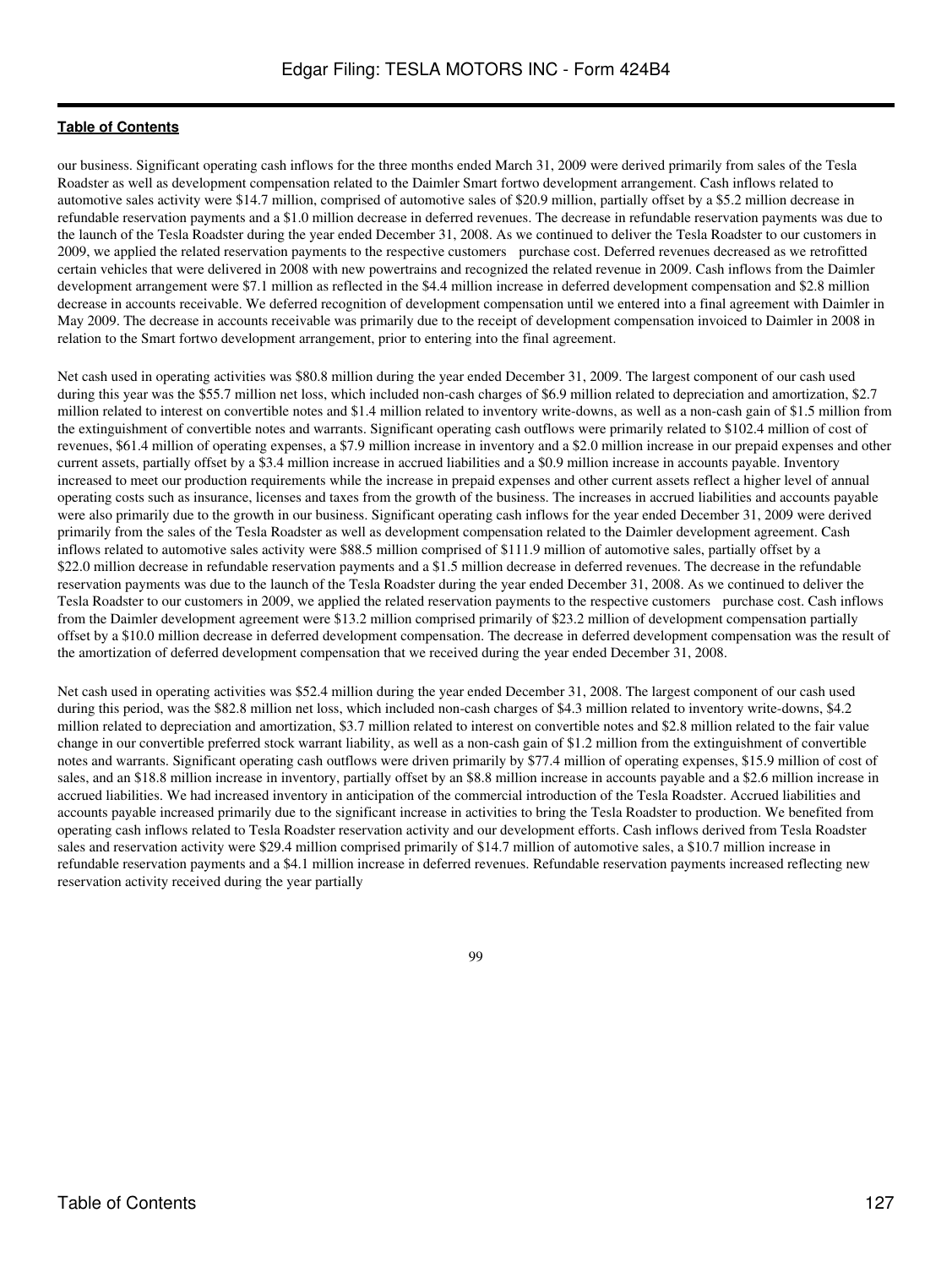our business. Significant operating cash inflows for the three months ended March 31, 2009 were derived primarily from sales of the Tesla Roadster as well as development compensation related to the Daimler Smart fortwo development arrangement. Cash inflows related to automotive sales activity were $14.7 million, comprised of automotive sales of $20.9 million, partially offset by a $5.2 million decrease in refundable reservation payments and a $1.0 million decrease in deferred revenues. The decrease in refundable reservation payments was due to the launch of the Tesla Roadster during the year ended December 31, 2008. As we continued to deliver the Tesla Roadster to our customers in 2009, we applied the related reservation payments to the respective customers purchase cost. Deferred revenues decreased as we retrofitted certain vehicles that were delivered in 2008 with new powertrains and recognized the related revenue in 2009. Cash inflows from the Daimler development arrangement were $7.1 million as reflected in the $4.4 million increase in deferred development compensation and $2.8 million decrease in accounts receivable. We deferred recognition of development compensation until we entered into a final agreement with Daimler in May 2009. The decrease in accounts receivable was primarily due to the receipt of development compensation invoiced to Daimler in 2008 in relation to the Smart fortwo development arrangement, prior to entering into the final agreement.

Net cash used in operating activities was $80.8 million during the year ended December 31, 2009. The largest component of our cash used during this year was the $55.7 million net loss, which included non-cash charges of $6.9 million related to depreciation and amortization, $2.7 million related to interest on convertible notes and $1.4 million related to inventory write-downs, as well as a non-cash gain of $1.5 million from the extinguishment of convertible notes and warrants. Significant operating cash outflows were primarily related to $102.4 million of cost of revenues, $61.4 million of operating expenses, a $7.9 million increase in inventory and a $2.0 million increase in our prepaid expenses and other current assets, partially offset by a $3.4 million increase in accrued liabilities and a $0.9 million increase in accounts payable. Inventory increased to meet our production requirements while the increase in prepaid expenses and other current assets reflect a higher level of annual operating costs such as insurance, licenses and taxes from the growth of the business. The increases in accrued liabilities and accounts payable were also primarily due to the growth in our business. Significant operating cash inflows for the year ended December 31, 2009 were derived primarily from the sales of the Tesla Roadster as well as development compensation related to the Daimler development agreement. Cash inflows related to automotive sales activity were $88.5 million comprised of $111.9 million of automotive sales, partially offset by a $22.0 million decrease in refundable reservation payments and a $1.5 million decrease in deferred revenues. The decrease in the refundable reservation payments was due to the launch of the Tesla Roadster during the year ended December 31, 2008. As we continued to deliver the Tesla Roadster to our customers in 2009, we applied the related reservation payments to the respective customers purchase cost. Cash inflows from the Daimler development agreement were $13.2 million comprised primarily of $23.2 million of development compensation partially offset by a $10.0 million decrease in deferred development compensation. The decrease in deferred development compensation was the result of the amortization of deferred development compensation that we received during the year ended December 31, 2008.

Net cash used in operating activities was $52.4 million during the year ended December 31, 2008. The largest component of our cash used during this period, was the $82.8 million net loss, which included non-cash charges of $4.3 million related to inventory write-downs, $4.2 million related to depreciation and amortization, $3.7 million related to interest on convertible notes and $2.8 million related to the fair value change in our convertible preferred stock warrant liability, as well as a non-cash gain of $1.2 million from the extinguishment of convertible notes and warrants. Significant operating cash outflows were driven primarily by $77.4 million of operating expenses, $15.9 million of cost of sales, and an $18.8 million increase in inventory, partially offset by an $8.8 million increase in accounts payable and a $2.6 million increase in accrued liabilities. We had increased inventory in anticipation of the commercial introduction of the Tesla Roadster. Accrued liabilities and accounts payable increased primarily due to the significant increase in activities to bring the Tesla Roadster to production. We benefited from operating cash inflows related to Tesla Roadster reservation activity and our development efforts. Cash inflows derived from Tesla Roadster sales and reservation activity were $29.4 million comprised primarily of $14.7 million of automotive sales, a $10.7 million increase in refundable reservation payments and a $4.1 million increase in deferred revenues. Refundable reservation payments increased reflecting new reservation activity received during the year partially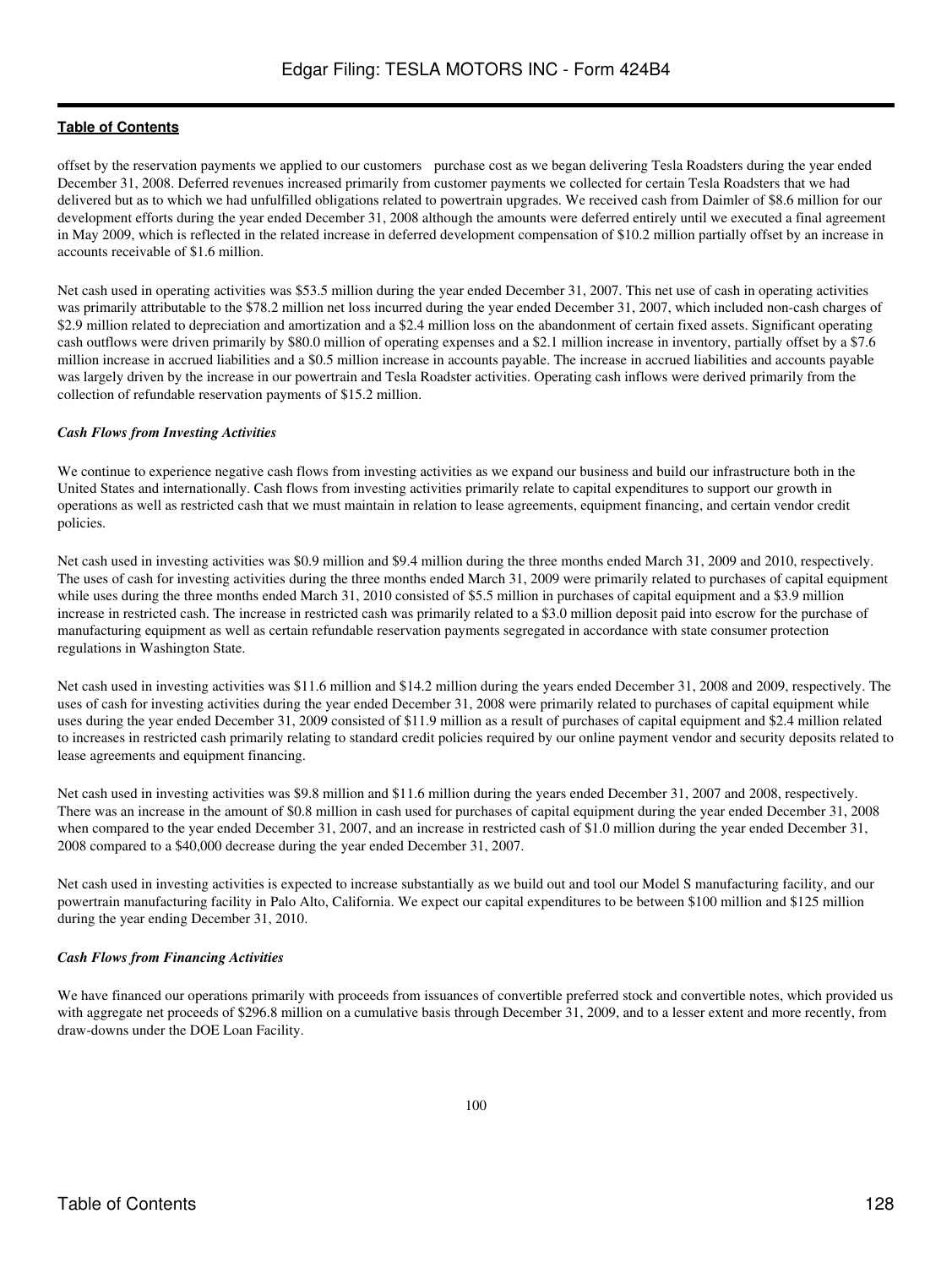offset by the reservation payments we applied to our customers purchase cost as we began delivering Tesla Roadsters during the year ended December 31, 2008. Deferred revenues increased primarily from customer payments we collected for certain Tesla Roadsters that we had delivered but as to which we had unfulfilled obligations related to powertrain upgrades. We received cash from Daimler of $8.6 million for our development efforts during the year ended December 31, 2008 although the amounts were deferred entirely until we executed a final agreement in May 2009, which is reflected in the related increase in deferred development compensation of $10.2 million partially offset by an increase in accounts receivable of $1.6 million.

Net cash used in operating activities was $53.5 million during the year ended December 31, 2007. This net use of cash in operating activities was primarily attributable to the $78.2 million net loss incurred during the year ended December 31, 2007, which included non-cash charges of $2.9 million related to depreciation and amortization and a $2.4 million loss on the abandonment of certain fixed assets. Significant operating cash outflows were driven primarily by $80.0 million of operating expenses and a $2.1 million increase in inventory, partially offset by a $7.6 million increase in accrued liabilities and a $0.5 million increase in accounts payable. The increase in accrued liabilities and accounts payable was largely driven by the increase in our powertrain and Tesla Roadster activities. Operating cash inflows were derived primarily from the collection of refundable reservation payments of $15.2 million.

***Cash Flows from Investing Activities***

We continue to experience negative cash flows from investing activities as we expand our business and build our infrastructure both in the United States and internationally. Cash flows from investing activities primarily relate to capital expenditures to support our growth in operations as well as restricted cash that we must maintain in relation to lease agreements, equipment financing, and certain vendor credit policies.

Net cash used in investing activities was $0.9 million and $9.4 million during the three months ended March 31, 2009 and 2010, respectively. The uses of cash for investing activities during the three months ended March 31, 2009 were primarily related to purchases of capital equipment while uses during the three months ended March 31, 2010 consisted of $5.5 million in purchases of capital equipment and a $3.9 million increase in restricted cash. The increase in restricted cash was primarily related to a $3.0 million deposit paid into escrow for the purchase of manufacturing equipment as well as certain refundable reservation payments segregated in accordance with state consumer protection regulations in Washington State.

Net cash used in investing activities was $11.6 million and $14.2 million during the years ended December 31, 2008 and 2009, respectively. The uses of cash for investing activities during the year ended December 31, 2008 were primarily related to purchases of capital equipment while uses during the year ended December 31, 2009 consisted of $11.9 million as a result of purchases of capital equipment and $2.4 million related to increases in restricted cash primarily relating to standard credit policies required by our online payment vendor and security deposits related to lease agreements and equipment financing.

Net cash used in investing activities was $9.8 million and $11.6 million during the years ended December 31, 2007 and 2008, respectively. There was an increase in the amount of $0.8 million in cash used for purchases of capital equipment during the year ended December 31, 2008 when compared to the year ended December 31, 2007, and an increase in restricted cash of $1.0 million during the year ended December 31, 2008 compared to a $40,000 decrease during the year ended December 31, 2007.

Net cash used in investing activities is expected to increase substantially as we build out and tool our Model S manufacturing facility, and our powertrain manufacturing facility in Palo Alto, California. We expect our capital expenditures to be between $100 million and $125 million during the year ending December 31, 2010.

***Cash Flows from Financing Activities***

We have financed our operations primarily with proceeds from issuances of convertible preferred stock and convertible notes, which provided us with aggregate net proceeds of $296.8 million on a cumulative basis through December 31, 2009, and to a lesser extent and more recently, from draw-downs under the DOE Loan Facility.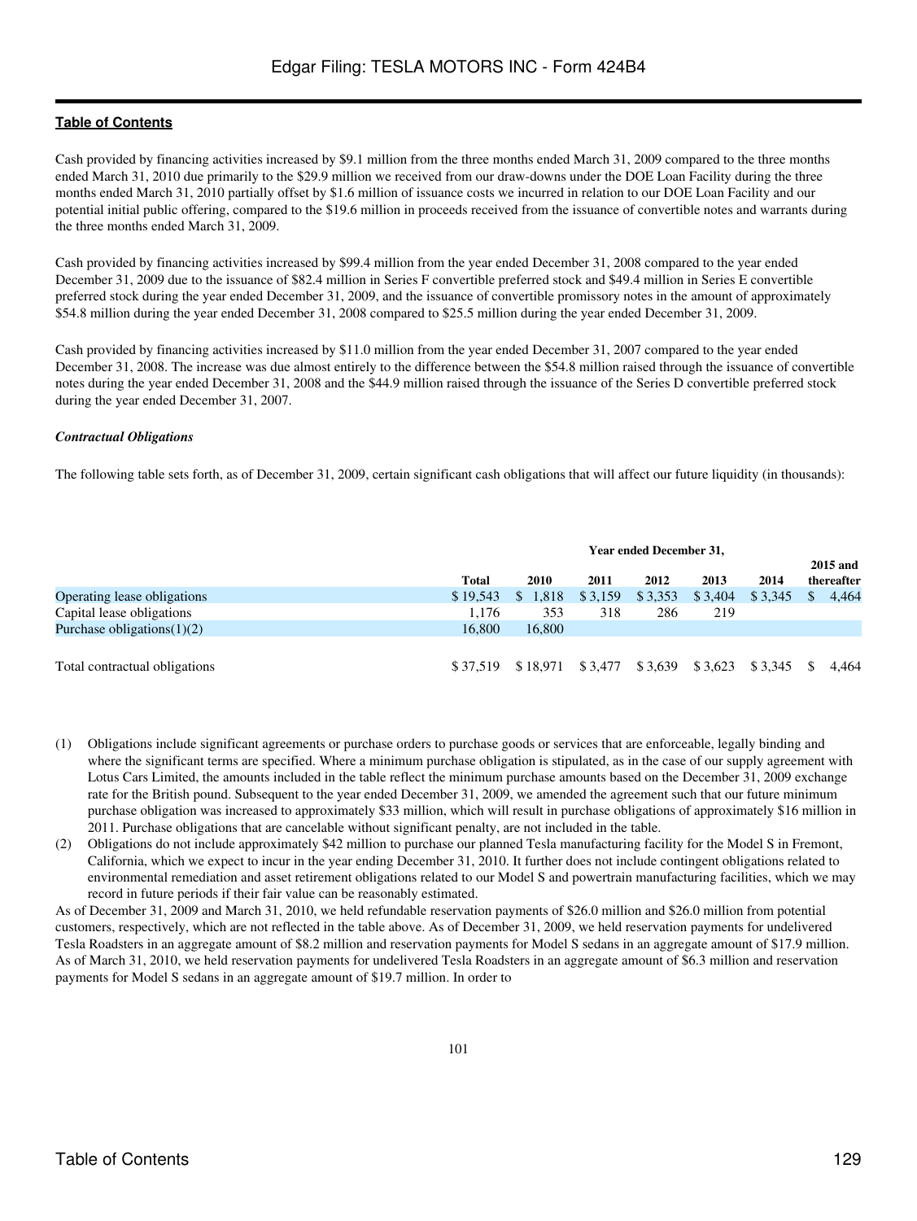Cash provided by financing activities increased by $9.1 million from the three months ended March 31, 2009 compared to the three months ended March 31, 2010 due primarily to the $29.9 million we received from our draw-downs under the DOE Loan Facility during the three months ended March 31, 2010 partially offset by $1.6 million of issuance costs we incurred in relation to our DOE Loan Facility and our potential initial public offering, compared to the $19.6 million in proceeds received from the issuance of convertible notes and warrants during the three months ended March 31, 2009.

Cash provided by financing activities increased by $99.4 million from the year ended December 31, 2008 compared to the year ended December 31, 2009 due to the issuance of $82.4 million in Series F convertible preferred stock and $49.4 million in Series E convertible preferred stock during the year ended December 31, 2009, and the issuance of convertible promissory notes in the amount of approximately $54.8 million during the year ended December 31, 2008 compared to $25.5 million during the year ended December 31, 2009.

Cash provided by financing activities increased by $11.0 million from the year ended December 31, 2007 compared to the year ended December 31, 2008. The increase was due almost entirely to the difference between the $54.8 million raised through the issuance of convertible notes during the year ended December 31, 2008 and the $44.9 million raised through the issuance of the Series D convertible preferred stock during the year ended December 31, 2007.

***Contractual Obligations***

The following table sets forth, as of December 31, 2009, certain significant cash obligations that will affect our future liquidity (in thousands):

| | | Year ended December 31, | | | | | |
|---|---|---|---|---|---|---|---|
| | **Total** | **2010** | **2011** | **2012** | **2013** | **2014** | **2015 and thereafter** |
| Operating lease obligations | $ 19,543 | $ 1,818 | $ 3,159 | $ 3,353 | $ 3,404 | $ 3,345 | $ 4,464 |
| Capital lease obligations | 1,176 | 353 | 318 | 286 | 219 | | |
| Purchase obligations(1)(2) | 16,800 | 16,800 | | | | | |
| Total contractual obligations | $ 37,519 | $ 18,971 | $ 3,477 | $ 3,639 | $ 3,623 | $ 3,345 | $ 4,464 |

(1) Obligations include significant agreements or purchase orders to purchase goods or services that are enforceable, legally binding and where the significant terms are specified. Where a minimum purchase obligation is stipulated, as in the case of our supply agreement with Lotus Cars Limited, the amounts included in the table reflect the minimum purchase amounts based on the December 31, 2009 exchange rate for the British pound. Subsequent to the year ended December 31, 2009, we amended the agreement such that our future minimum purchase obligation was increased to approximately $33 million, which will result in purchase obligations of approximately $16 million in 2011. Purchase obligations that are cancelable without significant penalty, are not included in the table.

(2) Obligations do not include approximately $42 million to purchase our planned Tesla manufacturing facility for the Model S in Fremont, California, which we expect to incur in the year ending December 31, 2010. It further does not include contingent obligations related to environmental remediation and asset retirement obligations related to our Model S and powertrain manufacturing facilities, which we may record in future periods if their fair value can be reasonably estimated.

As of December 31, 2009 and March 31, 2010, we held refundable reservation payments of $26.0 million and $26.0 million from potential customers, respectively, which are not reflected in the table above. As of December 31, 2009, we held reservation payments for undelivered Tesla Roadsters in an aggregate amount of $8.2 million and reservation payments for Model S sedans in an aggregate amount of $17.9 million. As of March 31, 2010, we held reservation payments for undelivered Tesla Roadsters in an aggregate amount of $6.3 million and reservation payments for Model S sedans in an aggregate amount of $19.7 million. In order to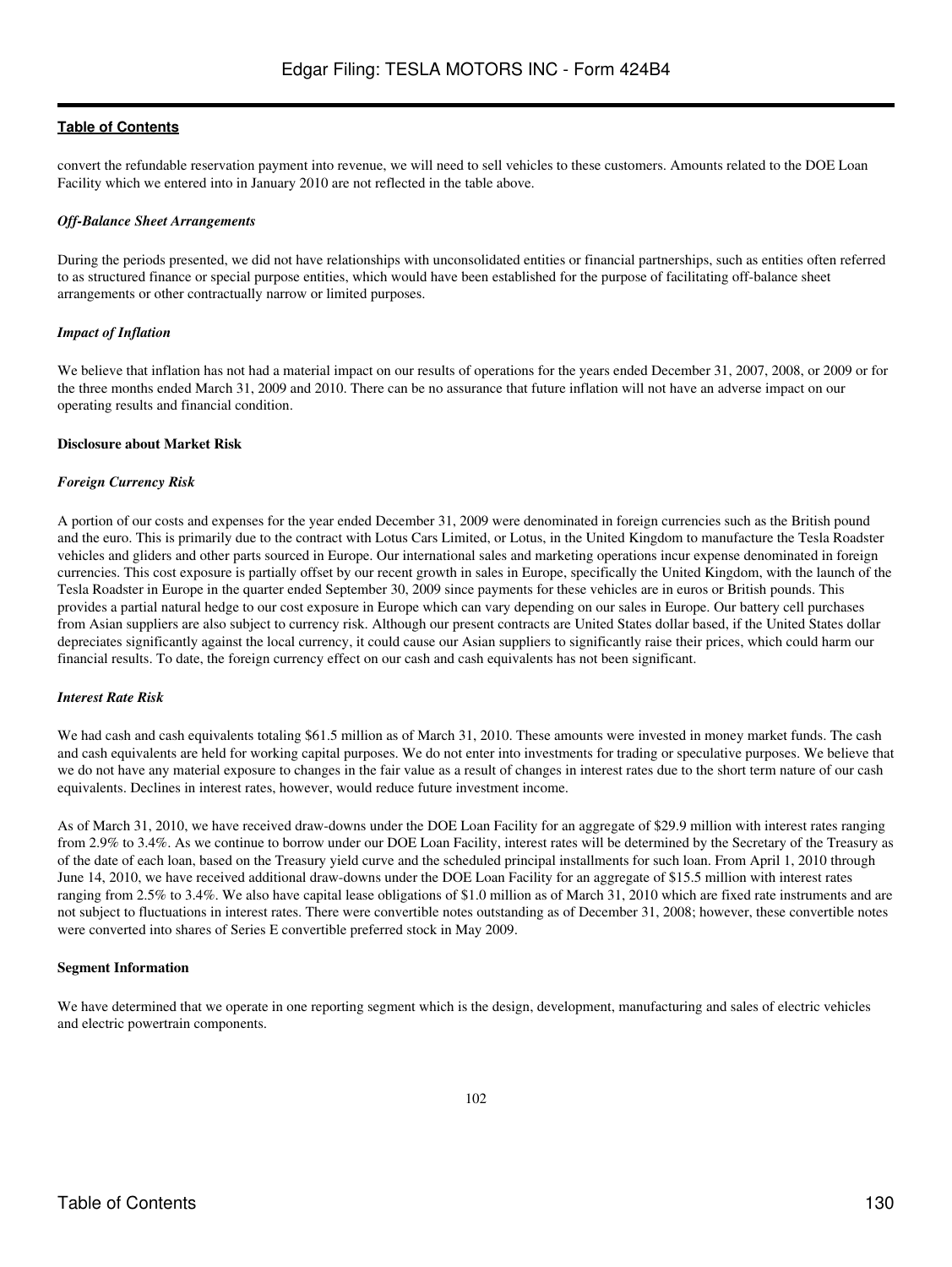convert the refundable reservation payment into revenue, we will need to sell vehicles to these customers. Amounts related to the DOE Loan Facility which we entered into in January 2010 are not reflected in the table above.

***Off-Balance Sheet Arrangements***

During the periods presented, we did not have relationships with unconsolidated entities or financial partnerships, such as entities often referred to as structured finance or special purpose entities, which would have been established for the purpose of facilitating off-balance sheet arrangements or other contractually narrow or limited purposes.

***Impact of Inflation***

We believe that inflation has not had a material impact on our results of operations for the years ended December 31, 2007, 2008, or 2009 or for the three months ended March 31, 2009 and 2010. There can be no assurance that future inflation will not have an adverse impact on our operating results and financial condition.

**Disclosure about Market Risk**

***Foreign Currency Risk***

A portion of our costs and expenses for the year ended December 31, 2009 were denominated in foreign currencies such as the British pound and the euro. This is primarily due to the contract with Lotus Cars Limited, or Lotus, in the United Kingdom to manufacture the Tesla Roadster vehicles and gliders and other parts sourced in Europe. Our international sales and marketing operations incur expense denominated in foreign currencies. This cost exposure is partially offset by our recent growth in sales in Europe, specifically the United Kingdom, with the launch of the Tesla Roadster in Europe in the quarter ended September 30, 2009 since payments for these vehicles are in euros or British pounds. This provides a partial natural hedge to our cost exposure in Europe which can vary depending on our sales in Europe. Our battery cell purchases from Asian suppliers are also subject to currency risk. Although our present contracts are United States dollar based, if the United States dollar depreciates significantly against the local currency, it could cause our Asian suppliers to significantly raise their prices, which could harm our financial results. To date, the foreign currency effect on our cash and cash equivalents has not been significant.

***Interest Rate Risk***

We had cash and cash equivalents totaling $61.5 million as of March 31, 2010. These amounts were invested in money market funds. The cash and cash equivalents are held for working capital purposes. We do not enter into investments for trading or speculative purposes. We believe that we do not have any material exposure to changes in the fair value as a result of changes in interest rates due to the short term nature of our cash equivalents. Declines in interest rates, however, would reduce future investment income.

As of March 31, 2010, we have received draw-downs under the DOE Loan Facility for an aggregate of $29.9 million with interest rates ranging from 2.9% to 3.4%. As we continue to borrow under our DOE Loan Facility, interest rates will be determined by the Secretary of the Treasury as of the date of each loan, based on the Treasury yield curve and the scheduled principal installments for such loan. From April 1, 2010 through June 14, 2010, we have received additional draw-downs under the DOE Loan Facility for an aggregate of $15.5 million with interest rates ranging from 2.5% to 3.4%. We also have capital lease obligations of $1.0 million as of March 31, 2010 which are fixed rate instruments and are not subject to fluctuations in interest rates. There were convertible notes outstanding as of December 31, 2008; however, these convertible notes were converted into shares of Series E convertible preferred stock in May 2009.

**Segment Information**

We have determined that we operate in one reporting segment which is the design, development, manufacturing and sales of electric vehicles and electric powertrain components.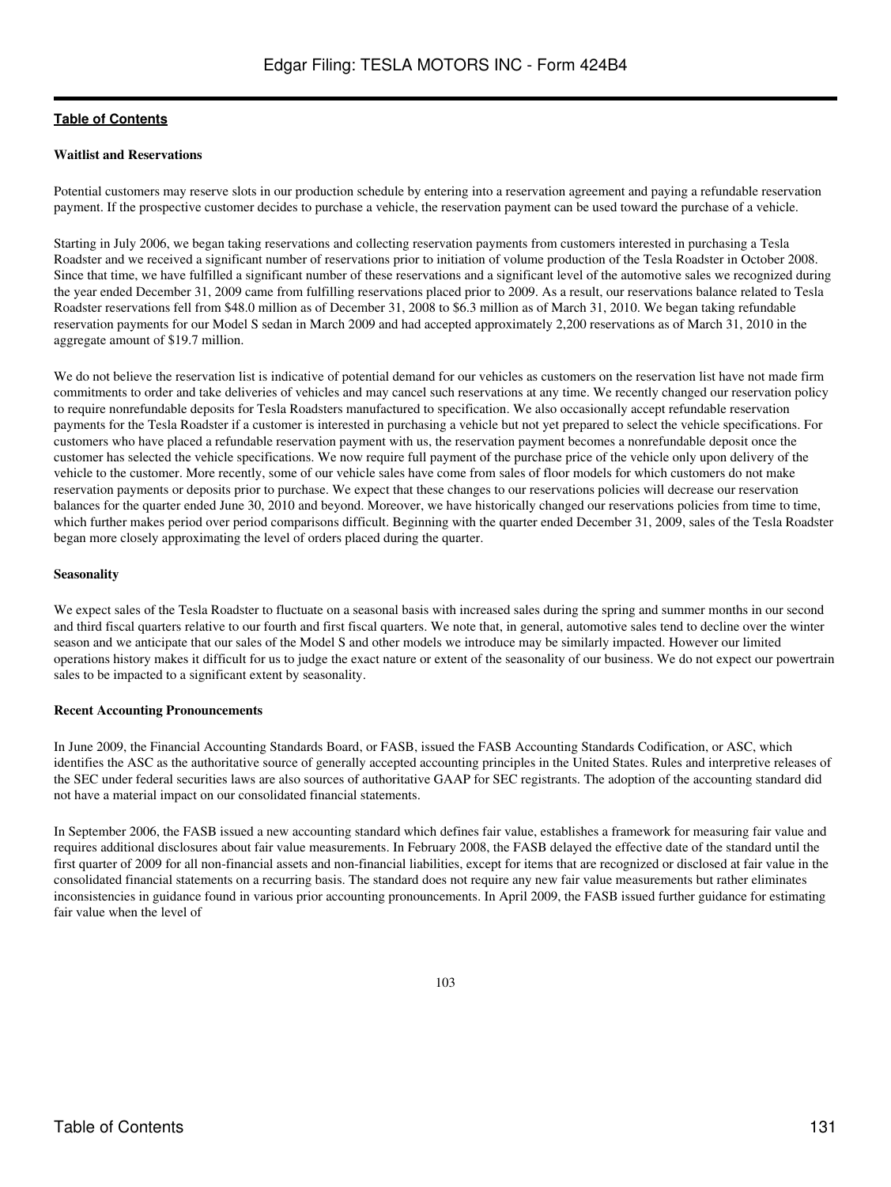### Waitlist and Reservations

Potential customers may reserve slots in our production schedule by entering into a reservation agreement and paying a refundable reservation payment. If the prospective customer decides to purchase a vehicle, the reservation payment can be used toward the purchase of a vehicle.

Starting in July 2006, we began taking reservations and collecting reservation payments from customers interested in purchasing a Tesla Roadster and we received a significant number of reservations prior to initiation of volume production of the Tesla Roadster in October 2008. Since that time, we have fulfilled a significant number of these reservations and a significant level of the automotive sales we recognized during the year ended December 31, 2009 came from fulfilling reservations placed prior to 2009. As a result, our reservations balance related to Tesla Roadster reservations fell from $48.0 million as of December 31, 2008 to $6.3 million as of March 31, 2010. We began taking refundable reservation payments for our Model S sedan in March 2009 and had accepted approximately 2,200 reservations as of March 31, 2010 in the aggregate amount of $19.7 million.

We do not believe the reservation list is indicative of potential demand for our vehicles as customers on the reservation list have not made firm commitments to order and take deliveries of vehicles and may cancel such reservations at any time. We recently changed our reservation policy to require nonrefundable deposits for Tesla Roadsters manufactured to specification. We also occasionally accept refundable reservation payments for the Tesla Roadster if a customer is interested in purchasing a vehicle but not yet prepared to select the vehicle specifications. For customers who have placed a refundable reservation payment with us, the reservation payment becomes a nonrefundable deposit once the customer has selected the vehicle specifications. We now require full payment of the purchase price of the vehicle only upon delivery of the vehicle to the customer. More recently, some of our vehicle sales have come from sales of floor models for which customers do not make reservation payments or deposits prior to purchase. We expect that these changes to our reservations policies will decrease our reservation balances for the quarter ended June 30, 2010 and beyond. Moreover, we have historically changed our reservations policies from time to time, which further makes period over period comparisons difficult. Beginning with the quarter ended December 31, 2009, sales of the Tesla Roadster began more closely approximating the level of orders placed during the quarter.

### Seasonality

We expect sales of the Tesla Roadster to fluctuate on a seasonal basis with increased sales during the spring and summer months in our second and third fiscal quarters relative to our fourth and first fiscal quarters. We note that, in general, automotive sales tend to decline over the winter season and we anticipate that our sales of the Model S and other models we introduce may be similarly impacted. However our limited operations history makes it difficult for us to judge the exact nature or extent of the seasonality of our business. We do not expect our powertrain sales to be impacted to a significant extent by seasonality.

### Recent Accounting Pronouncements

In June 2009, the Financial Accounting Standards Board, or FASB, issued the FASB Accounting Standards Codification, or ASC, which identifies the ASC as the authoritative source of generally accepted accounting principles in the United States. Rules and interpretive releases of the SEC under federal securities laws are also sources of authoritative GAAP for SEC registrants. The adoption of the accounting standard did not have a material impact on our consolidated financial statements.

In September 2006, the FASB issued a new accounting standard which defines fair value, establishes a framework for measuring fair value and requires additional disclosures about fair value measurements. In February 2008, the FASB delayed the effective date of the standard until the first quarter of 2009 for all non-financial assets and non-financial liabilities, except for items that are recognized or disclosed at fair value in the consolidated financial statements on a recurring basis. The standard does not require any new fair value measurements but rather eliminates inconsistencies in guidance found in various prior accounting pronouncements. In April 2009, the FASB issued further guidance for estimating fair value when the level of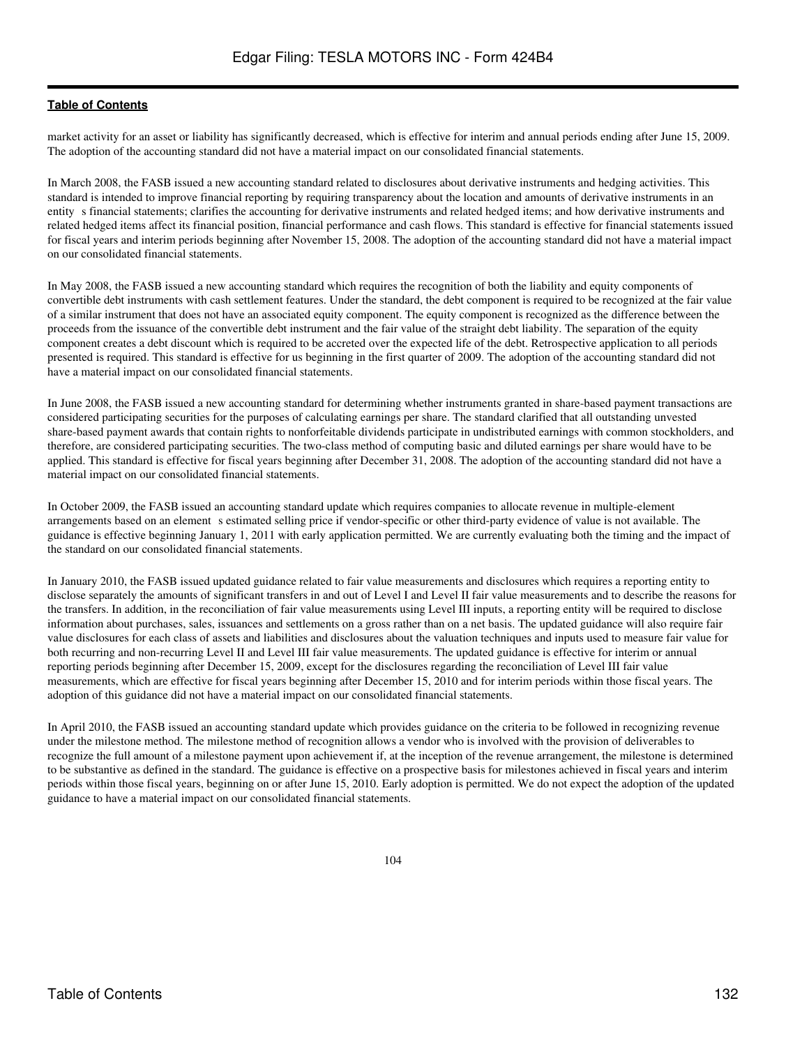market activity for an asset or liability has significantly decreased, which is effective for interim and annual periods ending after June 15, 2009. The adoption of the accounting standard did not have a material impact on our consolidated financial statements.

In March 2008, the FASB issued a new accounting standard related to disclosures about derivative instruments and hedging activities. This standard is intended to improve financial reporting by requiring transparency about the location and amounts of derivative instruments in an entity s financial statements; clarifies the accounting for derivative instruments and related hedged items; and how derivative instruments and related hedged items affect its financial position, financial performance and cash flows. This standard is effective for financial statements issued for fiscal years and interim periods beginning after November 15, 2008. The adoption of the accounting standard did not have a material impact on our consolidated financial statements.

In May 2008, the FASB issued a new accounting standard which requires the recognition of both the liability and equity components of convertible debt instruments with cash settlement features. Under the standard, the debt component is required to be recognized at the fair value of a similar instrument that does not have an associated equity component. The equity component is recognized as the difference between the proceeds from the issuance of the convertible debt instrument and the fair value of the straight debt liability. The separation of the equity component creates a debt discount which is required to be accreted over the expected life of the debt. Retrospective application to all periods presented is required. This standard is effective for us beginning in the first quarter of 2009. The adoption of the accounting standard did not have a material impact on our consolidated financial statements.

In June 2008, the FASB issued a new accounting standard for determining whether instruments granted in share-based payment transactions are considered participating securities for the purposes of calculating earnings per share. The standard clarified that all outstanding unvested share-based payment awards that contain rights to nonforfeitable dividends participate in undistributed earnings with common stockholders, and therefore, are considered participating securities. The two-class method of computing basic and diluted earnings per share would have to be applied. This standard is effective for fiscal years beginning after December 31, 2008. The adoption of the accounting standard did not have a material impact on our consolidated financial statements.

In October 2009, the FASB issued an accounting standard update which requires companies to allocate revenue in multiple-element arrangements based on an element s estimated selling price if vendor-specific or other third-party evidence of value is not available. The guidance is effective beginning January 1, 2011 with early application permitted. We are currently evaluating both the timing and the impact of the standard on our consolidated financial statements.

In January 2010, the FASB issued updated guidance related to fair value measurements and disclosures which requires a reporting entity to disclose separately the amounts of significant transfers in and out of Level I and Level II fair value measurements and to describe the reasons for the transfers. In addition, in the reconciliation of fair value measurements using Level III inputs, a reporting entity will be required to disclose information about purchases, sales, issuances and settlements on a gross rather than on a net basis. The updated guidance will also require fair value disclosures for each class of assets and liabilities and disclosures about the valuation techniques and inputs used to measure fair value for both recurring and non-recurring Level II and Level III fair value measurements. The updated guidance is effective for interim or annual reporting periods beginning after December 15, 2009, except for the disclosures regarding the reconciliation of Level III fair value measurements, which are effective for fiscal years beginning after December 15, 2010 and for interim periods within those fiscal years. The adoption of this guidance did not have a material impact on our consolidated financial statements.

In April 2010, the FASB issued an accounting standard update which provides guidance on the criteria to be followed in recognizing revenue under the milestone method. The milestone method of recognition allows a vendor who is involved with the provision of deliverables to recognize the full amount of a milestone payment upon achievement if, at the inception of the revenue arrangement, the milestone is determined to be substantive as defined in the standard. The guidance is effective on a prospective basis for milestones achieved in fiscal years and interim periods within those fiscal years, beginning on or after June 15, 2010. Early adoption is permitted. We do not expect the adoption of the updated guidance to have a material impact on our consolidated financial statements.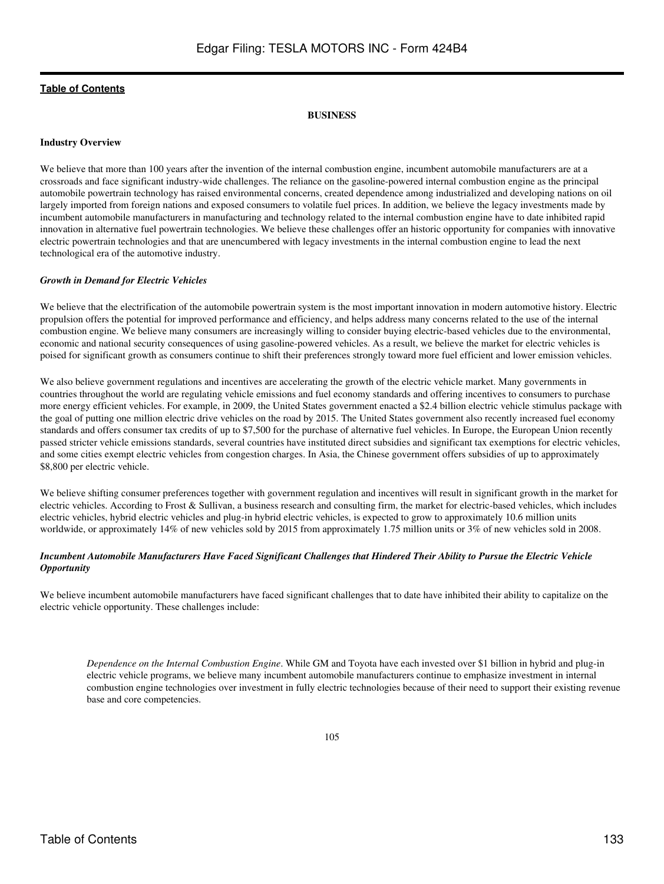**BUSINESS**

**Industry Overview**

We believe that more than 100 years after the invention of the internal combustion engine, incumbent automobile manufacturers are at a crossroads and face significant industry-wide challenges. The reliance on the gasoline-powered internal combustion engine as the principal automobile powertrain technology has raised environmental concerns, created dependence among industrialized and developing nations on oil largely imported from foreign nations and exposed consumers to volatile fuel prices. In addition, we believe the legacy investments made by incumbent automobile manufacturers in manufacturing and technology related to the internal combustion engine have to date inhibited rapid innovation in alternative fuel powertrain technologies. We believe these challenges offer an historic opportunity for companies with innovative electric powertrain technologies and that are unencumbered with legacy investments in the internal combustion engine to lead the next technological era of the automotive industry.

***Growth in Demand for Electric Vehicles***

We believe that the electrification of the automobile powertrain system is the most important innovation in modern automotive history. Electric propulsion offers the potential for improved performance and efficiency, and helps address many concerns related to the use of the internal combustion engine. We believe many consumers are increasingly willing to consider buying electric-based vehicles due to the environmental, economic and national security consequences of using gasoline-powered vehicles. As a result, we believe the market for electric vehicles is poised for significant growth as consumers continue to shift their preferences strongly toward more fuel efficient and lower emission vehicles.

We also believe government regulations and incentives are accelerating the growth of the electric vehicle market. Many governments in countries throughout the world are regulating vehicle emissions and fuel economy standards and offering incentives to consumers to purchase more energy efficient vehicles. For example, in 2009, the United States government enacted a $2.4 billion electric vehicle stimulus package with the goal of putting one million electric drive vehicles on the road by 2015. The United States government also recently increased fuel economy standards and offers consumer tax credits of up to $7,500 for the purchase of alternative fuel vehicles. In Europe, the European Union recently passed stricter vehicle emissions standards, several countries have instituted direct subsidies and significant tax exemptions for electric vehicles, and some cities exempt electric vehicles from congestion charges. In Asia, the Chinese government offers subsidies of up to approximately $8,800 per electric vehicle.

We believe shifting consumer preferences together with government regulation and incentives will result in significant growth in the market for electric vehicles. According to Frost & Sullivan, a business research and consulting firm, the market for electric-based vehicles, which includes electric vehicles, hybrid electric vehicles and plug-in hybrid electric vehicles, is expected to grow to approximately 10.6 million units worldwide, or approximately 14% of new vehicles sold by 2015 from approximately 1.75 million units or 3% of new vehicles sold in 2008.

***Incumbent Automobile Manufacturers Have Faced Significant Challenges that Hindered Their Ability to Pursue the Electric Vehicle Opportunity***

We believe incumbent automobile manufacturers have faced significant challenges that to date have inhibited their ability to capitalize on the electric vehicle opportunity. These challenges include:

- *Dependence on the Internal Combustion Engine*. While GM and Toyota have each invested over $1 billion in hybrid and plug-in electric vehicle programs, we believe many incumbent automobile manufacturers continue to emphasize investment in internal combustion engine technologies over investment in fully electric technologies because of their need to support their existing revenue base and core competencies.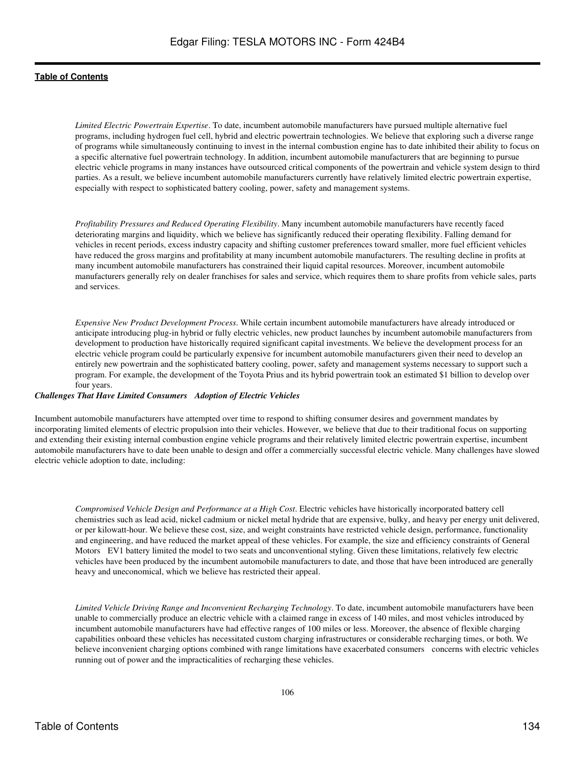*Limited Electric Powertrain Expertise*. To date, incumbent automobile manufacturers have pursued multiple alternative fuel programs, including hydrogen fuel cell, hybrid and electric powertrain technologies. We believe that exploring such a diverse range of programs while simultaneously continuing to invest in the internal combustion engine has to date inhibited their ability to focus on a specific alternative fuel powertrain technology. In addition, incumbent automobile manufacturers that are beginning to pursue electric vehicle programs in many instances have outsourced critical components of the powertrain and vehicle system design to third parties. As a result, we believe incumbent automobile manufacturers currently have relatively limited electric powertrain expertise, especially with respect to sophisticated battery cooling, power, safety and management systems.

*Profitability Pressures and Reduced Operating Flexibility*. Many incumbent automobile manufacturers have recently faced deteriorating margins and liquidity, which we believe has significantly reduced their operating flexibility. Falling demand for vehicles in recent periods, excess industry capacity and shifting customer preferences toward smaller, more fuel efficient vehicles have reduced the gross margins and profitability at many incumbent automobile manufacturers. The resulting decline in profits at many incumbent automobile manufacturers has constrained their liquid capital resources. Moreover, incumbent automobile manufacturers generally rely on dealer franchises for sales and service, which requires them to share profits from vehicle sales, parts and services.

*Expensive New Product Development Process*. While certain incumbent automobile manufacturers have already introduced or anticipate introducing plug-in hybrid or fully electric vehicles, new product launches by incumbent automobile manufacturers from development to production have historically required significant capital investments. We believe the development process for an electric vehicle program could be particularly expensive for incumbent automobile manufacturers given their need to develop an entirely new powertrain and the sophisticated battery cooling, power, safety and management systems necessary to support such a program. For example, the development of the Toyota Prius and its hybrid powertrain took an estimated $1 billion to develop over four years.

***Challenges That Have Limited Consumers Adoption of Electric Vehicles***

Incumbent automobile manufacturers have attempted over time to respond to shifting consumer desires and government mandates by incorporating limited elements of electric propulsion into their vehicles. However, we believe that due to their traditional focus on supporting and extending their existing internal combustion engine vehicle programs and their relatively limited electric powertrain expertise, incumbent automobile manufacturers have to date been unable to design and offer a commercially successful electric vehicle. Many challenges have slowed electric vehicle adoption to date, including:

*Compromised Vehicle Design and Performance at a High Cost*. Electric vehicles have historically incorporated battery cell chemistries such as lead acid, nickel cadmium or nickel metal hydride that are expensive, bulky, and heavy per energy unit delivered, or per kilowatt-hour. We believe these cost, size, and weight constraints have restricted vehicle design, performance, functionality and engineering, and have reduced the market appeal of these vehicles. For example, the size and efficiency constraints of General Motors EV1 battery limited the model to two seats and unconventional styling. Given these limitations, relatively few electric vehicles have been produced by the incumbent automobile manufacturers to date, and those that have been introduced are generally heavy and uneconomical, which we believe has restricted their appeal.

*Limited Vehicle Driving Range and Inconvenient Recharging Technology*. To date, incumbent automobile manufacturers have been unable to commercially produce an electric vehicle with a claimed range in excess of 140 miles, and most vehicles introduced by incumbent automobile manufacturers have had effective ranges of 100 miles or less. Moreover, the absence of flexible charging capabilities onboard these vehicles has necessitated custom charging infrastructures or considerable recharging times, or both. We believe inconvenient charging options combined with range limitations have exacerbated consumers concerns with electric vehicles running out of power and the impracticalities of recharging these vehicles.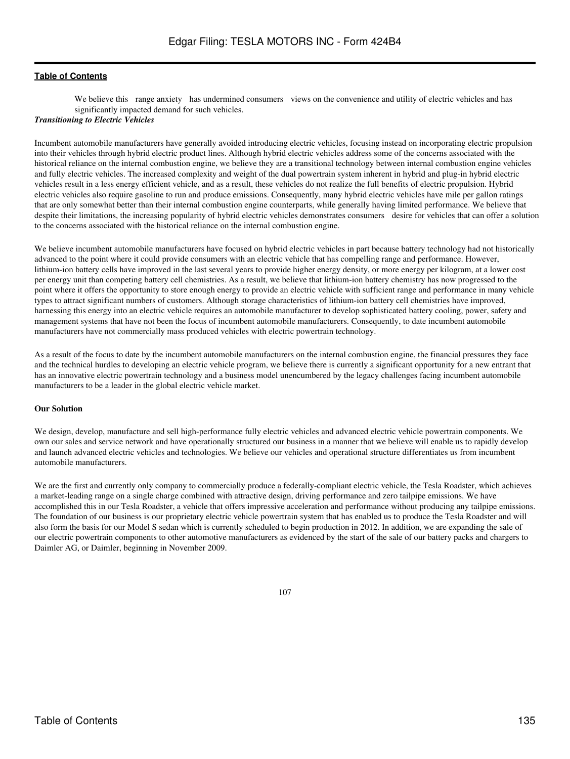We believe this range anxiety has undermined consumers views on the convenience and utility of electric vehicles and has significantly impacted demand for such vehicles.

***Transitioning to Electric Vehicles***

Incumbent automobile manufacturers have generally avoided introducing electric vehicles, focusing instead on incorporating electric propulsion into their vehicles through hybrid electric product lines. Although hybrid electric vehicles address some of the concerns associated with the historical reliance on the internal combustion engine, we believe they are a transitional technology between internal combustion engine vehicles and fully electric vehicles. The increased complexity and weight of the dual powertrain system inherent in hybrid and plug-in hybrid electric vehicles result in a less energy efficient vehicle, and as a result, these vehicles do not realize the full benefits of electric propulsion. Hybrid electric vehicles also require gasoline to run and produce emissions. Consequently, many hybrid electric vehicles have mile per gallon ratings that are only somewhat better than their internal combustion engine counterparts, while generally having limited performance. We believe that despite their limitations, the increasing popularity of hybrid electric vehicles demonstrates consumers desire for vehicles that can offer a solution to the concerns associated with the historical reliance on the internal combustion engine.

We believe incumbent automobile manufacturers have focused on hybrid electric vehicles in part because battery technology had not historically advanced to the point where it could provide consumers with an electric vehicle that has compelling range and performance. However, lithium-ion battery cells have improved in the last several years to provide higher energy density, or more energy per kilogram, at a lower cost per energy unit than competing battery cell chemistries. As a result, we believe that lithium-ion battery chemistry has now progressed to the point where it offers the opportunity to store enough energy to provide an electric vehicle with sufficient range and performance in many vehicle types to attract significant numbers of customers. Although storage characteristics of lithium-ion battery cell chemistries have improved, harnessing this energy into an electric vehicle requires an automobile manufacturer to develop sophisticated battery cooling, power, safety and management systems that have not been the focus of incumbent automobile manufacturers. Consequently, to date incumbent automobile manufacturers have not commercially mass produced vehicles with electric powertrain technology.

As a result of the focus to date by the incumbent automobile manufacturers on the internal combustion engine, the financial pressures they face and the technical hurdles to developing an electric vehicle program, we believe there is currently a significant opportunity for a new entrant that has an innovative electric powertrain technology and a business model unencumbered by the legacy challenges facing incumbent automobile manufacturers to be a leader in the global electric vehicle market.

**Our Solution**

We design, develop, manufacture and sell high-performance fully electric vehicles and advanced electric vehicle powertrain components. We own our sales and service network and have operationally structured our business in a manner that we believe will enable us to rapidly develop and launch advanced electric vehicles and technologies. We believe our vehicles and operational structure differentiates us from incumbent automobile manufacturers.

We are the first and currently only company to commercially produce a federally-compliant electric vehicle, the Tesla Roadster, which achieves a market-leading range on a single charge combined with attractive design, driving performance and zero tailpipe emissions. We have accomplished this in our Tesla Roadster, a vehicle that offers impressive acceleration and performance without producing any tailpipe emissions. The foundation of our business is our proprietary electric vehicle powertrain system that has enabled us to produce the Tesla Roadster and will also form the basis for our Model S sedan which is currently scheduled to begin production in 2012. In addition, we are expanding the sale of our electric powertrain components to other automotive manufacturers as evidenced by the start of the sale of our battery packs and chargers to Daimler AG, or Daimler, beginning in November 2009.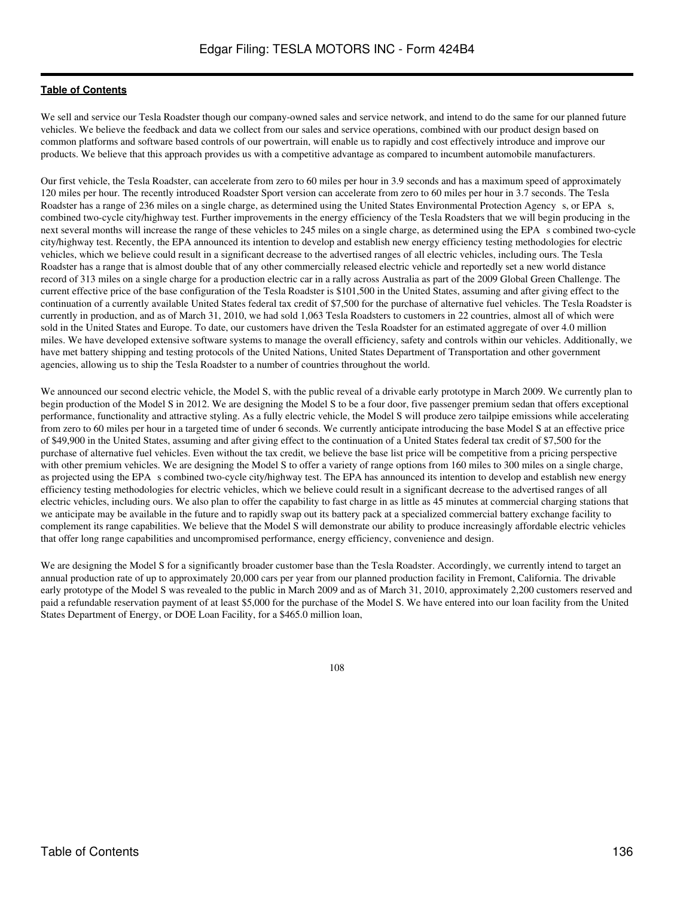**Table of Contents**

We sell and service our Tesla Roadster though our company-owned sales and service network, and intend to do the same for our planned future vehicles. We believe the feedback and data we collect from our sales and service operations, combined with our product design based on common platforms and software based controls of our powertrain, will enable us to rapidly and cost effectively introduce and improve our products. We believe that this approach provides us with a competitive advantage as compared to incumbent automobile manufacturers.

Our first vehicle, the Tesla Roadster, can accelerate from zero to 60 miles per hour in 3.9 seconds and has a maximum speed of approximately 120 miles per hour. The recently introduced Roadster Sport version can accelerate from zero to 60 miles per hour in 3.7 seconds. The Tesla Roadster has a range of 236 miles on a single charge, as determined using the United States Environmental Protection Agency s, or EPA s, combined two-cycle city/highway test. Further improvements in the energy efficiency of the Tesla Roadsters that we will begin producing in the next several months will increase the range of these vehicles to 245 miles on a single charge, as determined using the EPA s combined two-cycle city/highway test. Recently, the EPA announced its intention to develop and establish new energy efficiency testing methodologies for electric vehicles, which we believe could result in a significant decrease to the advertised ranges of all electric vehicles, including ours. The Tesla Roadster has a range that is almost double that of any other commercially released electric vehicle and reportedly set a new world distance record of 313 miles on a single charge for a production electric car in a rally across Australia as part of the 2009 Global Green Challenge. The current effective price of the base configuration of the Tesla Roadster is $101,500 in the United States, assuming and after giving effect to the continuation of a currently available United States federal tax credit of $7,500 for the purchase of alternative fuel vehicles. The Tesla Roadster is currently in production, and as of March 31, 2010, we had sold 1,063 Tesla Roadsters to customers in 22 countries, almost all of which were sold in the United States and Europe. To date, our customers have driven the Tesla Roadster for an estimated aggregate of over 4.0 million miles. We have developed extensive software systems to manage the overall efficiency, safety and controls within our vehicles. Additionally, we have met battery shipping and testing protocols of the United Nations, United States Department of Transportation and other government agencies, allowing us to ship the Tesla Roadster to a number of countries throughout the world.

We announced our second electric vehicle, the Model S, with the public reveal of a drivable early prototype in March 2009. We currently plan to begin production of the Model S in 2012. We are designing the Model S to be a four door, five passenger premium sedan that offers exceptional performance, functionality and attractive styling. As a fully electric vehicle, the Model S will produce zero tailpipe emissions while accelerating from zero to 60 miles per hour in a targeted time of under 6 seconds. We currently anticipate introducing the base Model S at an effective price of $49,900 in the United States, assuming and after giving effect to the continuation of a United States federal tax credit of $7,500 for the purchase of alternative fuel vehicles. Even without the tax credit, we believe the base list price will be competitive from a pricing perspective with other premium vehicles. We are designing the Model S to offer a variety of range options from 160 miles to 300 miles on a single charge, as projected using the EPA s combined two-cycle city/highway test. The EPA has announced its intention to develop and establish new energy efficiency testing methodologies for electric vehicles, which we believe could result in a significant decrease to the advertised ranges of all electric vehicles, including ours. We also plan to offer the capability to fast charge in as little as 45 minutes at commercial charging stations that we anticipate may be available in the future and to rapidly swap out its battery pack at a specialized commercial battery exchange facility to complement its range capabilities. We believe that the Model S will demonstrate our ability to produce increasingly affordable electric vehicles that offer long range capabilities and uncompromised performance, energy efficiency, convenience and design.

We are designing the Model S for a significantly broader customer base than the Tesla Roadster. Accordingly, we currently intend to target an annual production rate of up to approximately 20,000 cars per year from our planned production facility in Fremont, California. The drivable early prototype of the Model S was revealed to the public in March 2009 and as of March 31, 2010, approximately 2,200 customers reserved and paid a refundable reservation payment of at least $5,000 for the purchase of the Model S. We have entered into our loan facility from the United States Department of Energy, or DOE Loan Facility, for a $465.0 million loan,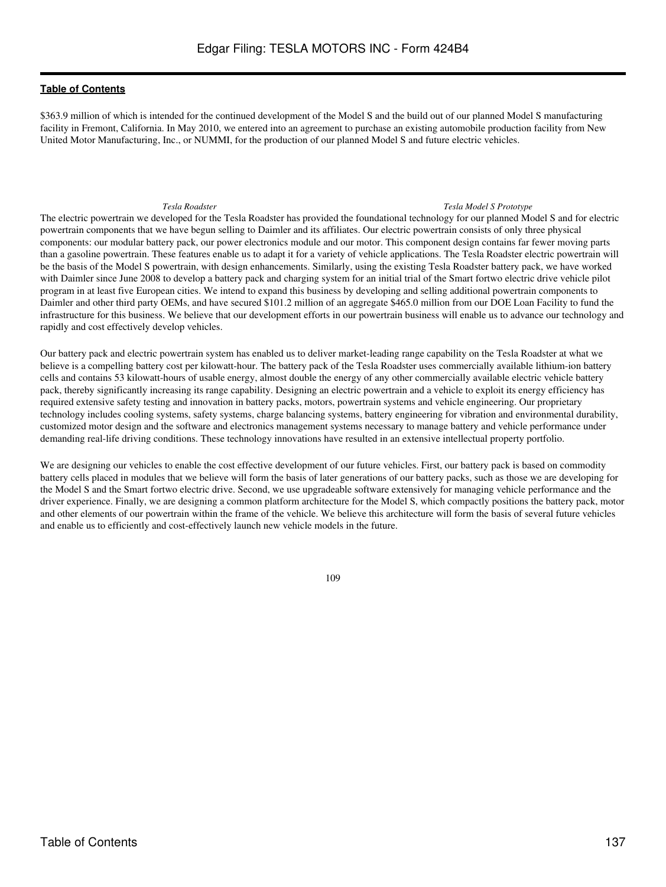$363.9 million of which is intended for the continued development of the Model S and the build out of our planned Model S manufacturing facility in Fremont, California. In May 2010, we entered into an agreement to purchase an existing automobile production facility from New United Motor Manufacturing, Inc., or NUMMI, for the production of our planned Model S and future electric vehicles.

*Tesla Roadster* *Tesla Model S Prototype*

The electric powertrain we developed for the Tesla Roadster has provided the foundational technology for our planned Model S and for electric powertrain components that we have begun selling to Daimler and its affiliates. Our electric powertrain consists of only three physical components: our modular battery pack, our power electronics module and our motor. This component design contains far fewer moving parts than a gasoline powertrain. These features enable us to adapt it for a variety of vehicle applications. The Tesla Roadster electric powertrain will be the basis of the Model S powertrain, with design enhancements. Similarly, using the existing Tesla Roadster battery pack, we have worked with Daimler since June 2008 to develop a battery pack and charging system for an initial trial of the Smart fortwo electric drive vehicle pilot program in at least five European cities. We intend to expand this business by developing and selling additional powertrain components to Daimler and other third party OEMs, and have secured $101.2 million of an aggregate $465.0 million from our DOE Loan Facility to fund the infrastructure for this business. We believe that our development efforts in our powertrain business will enable us to advance our technology and rapidly and cost effectively develop vehicles.

Our battery pack and electric powertrain system has enabled us to deliver market-leading range capability on the Tesla Roadster at what we believe is a compelling battery cost per kilowatt-hour. The battery pack of the Tesla Roadster uses commercially available lithium-ion battery cells and contains 53 kilowatt-hours of usable energy, almost double the energy of any other commercially available electric vehicle battery pack, thereby significantly increasing its range capability. Designing an electric powertrain and a vehicle to exploit its energy efficiency has required extensive safety testing and innovation in battery packs, motors, powertrain systems and vehicle engineering. Our proprietary technology includes cooling systems, safety systems, charge balancing systems, battery engineering for vibration and environmental durability, customized motor design and the software and electronics management systems necessary to manage battery and vehicle performance under demanding real-life driving conditions. These technology innovations have resulted in an extensive intellectual property portfolio.

We are designing our vehicles to enable the cost effective development of our future vehicles. First, our battery pack is based on commodity battery cells placed in modules that we believe will form the basis of later generations of our battery packs, such as those we are developing for the Model S and the Smart fortwo electric drive. Second, we use upgradeable software extensively for managing vehicle performance and the driver experience. Finally, we are designing a common platform architecture for the Model S, which compactly positions the battery pack, motor and other elements of our powertrain within the frame of the vehicle. We believe this architecture will form the basis of several future vehicles and enable us to efficiently and cost-effectively launch new vehicle models in the future.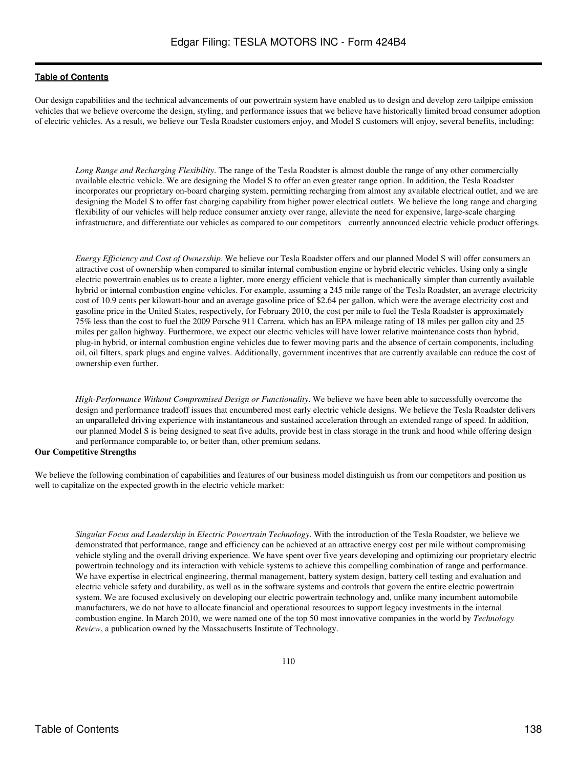Our design capabilities and the technical advancements of our powertrain system have enabled us to design and develop zero tailpipe emission vehicles that we believe overcome the design, styling, and performance issues that we believe have historically limited broad consumer adoption of electric vehicles. As a result, we believe our Tesla Roadster customers enjoy, and Model S customers will enjoy, several benefits, including:

*Long Range and Recharging Flexibility*. The range of the Tesla Roadster is almost double the range of any other commercially available electric vehicle. We are designing the Model S to offer an even greater range option. In addition, the Tesla Roadster incorporates our proprietary on-board charging system, permitting recharging from almost any available electrical outlet, and we are designing the Model S to offer fast charging capability from higher power electrical outlets. We believe the long range and charging flexibility of our vehicles will help reduce consumer anxiety over range, alleviate the need for expensive, large-scale charging infrastructure, and differentiate our vehicles as compared to our competitors currently announced electric vehicle product offerings.

*Energy Efficiency and Cost of Ownership*. We believe our Tesla Roadster offers and our planned Model S will offer consumers an attractive cost of ownership when compared to similar internal combustion engine or hybrid electric vehicles. Using only a single electric powertrain enables us to create a lighter, more energy efficient vehicle that is mechanically simpler than currently available hybrid or internal combustion engine vehicles. For example, assuming a 245 mile range of the Tesla Roadster, an average electricity cost of 10.9 cents per kilowatt-hour and an average gasoline price of $2.64 per gallon, which were the average electricity cost and gasoline price in the United States, respectively, for February 2010, the cost per mile to fuel the Tesla Roadster is approximately 75% less than the cost to fuel the 2009 Porsche 911 Carrera, which has an EPA mileage rating of 18 miles per gallon city and 25 miles per gallon highway. Furthermore, we expect our electric vehicles will have lower relative maintenance costs than hybrid, plug-in hybrid, or internal combustion engine vehicles due to fewer moving parts and the absence of certain components, including oil, oil filters, spark plugs and engine valves. Additionally, government incentives that are currently available can reduce the cost of ownership even further.

*High-Performance Without Compromised Design or Functionality*. We believe we have been able to successfully overcome the design and performance tradeoff issues that encumbered most early electric vehicle designs. We believe the Tesla Roadster delivers an unparalleled driving experience with instantaneous and sustained acceleration through an extended range of speed. In addition, our planned Model S is being designed to seat five adults, provide best in class storage in the trunk and hood while offering design and performance comparable to, or better than, other premium sedans.

**Our Competitive Strengths**

We believe the following combination of capabilities and features of our business model distinguish us from our competitors and position us well to capitalize on the expected growth in the electric vehicle market:

*Singular Focus and Leadership in Electric Powertrain Technology*. With the introduction of the Tesla Roadster, we believe we demonstrated that performance, range and efficiency can be achieved at an attractive energy cost per mile without compromising vehicle styling and the overall driving experience. We have spent over five years developing and optimizing our proprietary electric powertrain technology and its interaction with vehicle systems to achieve this compelling combination of range and performance. We have expertise in electrical engineering, thermal management, battery system design, battery cell testing and evaluation and electric vehicle safety and durability, as well as in the software systems and controls that govern the entire electric powertrain system. We are focused exclusively on developing our electric powertrain technology and, unlike many incumbent automobile manufacturers, we do not have to allocate financial and operational resources to support legacy investments in the internal combustion engine. In March 2010, we were named one of the top 50 most innovative companies in the world by *Technology Review*, a publication owned by the Massachusetts Institute of Technology.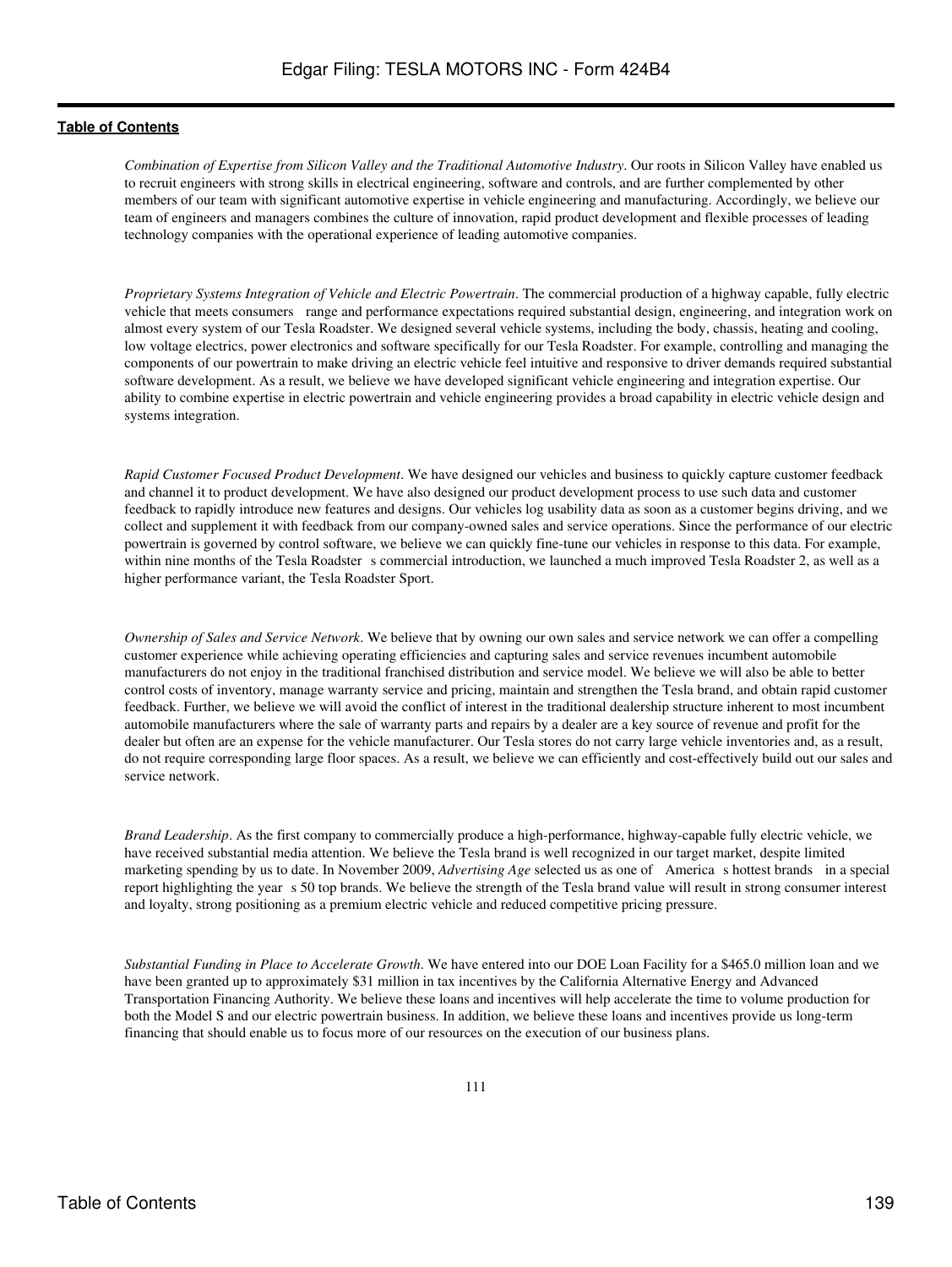*Combination of Expertise from Silicon Valley and the Traditional Automotive Industry*. Our roots in Silicon Valley have enabled us to recruit engineers with strong skills in electrical engineering, software and controls, and are further complemented by other members of our team with significant automotive expertise in vehicle engineering and manufacturing. Accordingly, we believe our team of engineers and managers combines the culture of innovation, rapid product development and flexible processes of leading technology companies with the operational experience of leading automotive companies.

*Proprietary Systems Integration of Vehicle and Electric Powertrain*. The commercial production of a highway capable, fully electric vehicle that meets consumers range and performance expectations required substantial design, engineering, and integration work on almost every system of our Tesla Roadster. We designed several vehicle systems, including the body, chassis, heating and cooling, low voltage electrics, power electronics and software specifically for our Tesla Roadster. For example, controlling and managing the components of our powertrain to make driving an electric vehicle feel intuitive and responsive to driver demands required substantial software development. As a result, we believe we have developed significant vehicle engineering and integration expertise. Our ability to combine expertise in electric powertrain and vehicle engineering provides a broad capability in electric vehicle design and systems integration.

*Rapid Customer Focused Product Development*. We have designed our vehicles and business to quickly capture customer feedback and channel it to product development. We have also designed our product development process to use such data and customer feedback to rapidly introduce new features and designs. Our vehicles log usability data as soon as a customer begins driving, and we collect and supplement it with feedback from our company-owned sales and service operations. Since the performance of our electric powertrain is governed by control software, we believe we can quickly fine-tune our vehicles in response to this data. For example, within nine months of the Tesla Roadster s commercial introduction, we launched a much improved Tesla Roadster 2, as well as a higher performance variant, the Tesla Roadster Sport.

*Ownership of Sales and Service Network*. We believe that by owning our own sales and service network we can offer a compelling customer experience while achieving operating efficiencies and capturing sales and service revenues incumbent automobile manufacturers do not enjoy in the traditional franchised distribution and service model. We believe we will also be able to better control costs of inventory, manage warranty service and pricing, maintain and strengthen the Tesla brand, and obtain rapid customer feedback. Further, we believe we will avoid the conflict of interest in the traditional dealership structure inherent to most incumbent automobile manufacturers where the sale of warranty parts and repairs by a dealer are a key source of revenue and profit for the dealer but often are an expense for the vehicle manufacturer. Our Tesla stores do not carry large vehicle inventories and, as a result, do not require corresponding large floor spaces. As a result, we believe we can efficiently and cost-effectively build out our sales and service network.

*Brand Leadership*. As the first company to commercially produce a high-performance, highway-capable fully electric vehicle, we have received substantial media attention. We believe the Tesla brand is well recognized in our target market, despite limited marketing spending by us to date. In November 2009, *Advertising Age* selected us as one of America s hottest brands in a special report highlighting the year s 50 top brands. We believe the strength of the Tesla brand value will result in strong consumer interest and loyalty, strong positioning as a premium electric vehicle and reduced competitive pricing pressure.

*Substantial Funding in Place to Accelerate Growth*. We have entered into our DOE Loan Facility for a $465.0 million loan and we have been granted up to approximately $31 million in tax incentives by the California Alternative Energy and Advanced Transportation Financing Authority. We believe these loans and incentives will help accelerate the time to volume production for both the Model S and our electric powertrain business. In addition, we believe these loans and incentives provide us long-term financing that should enable us to focus more of our resources on the execution of our business plans.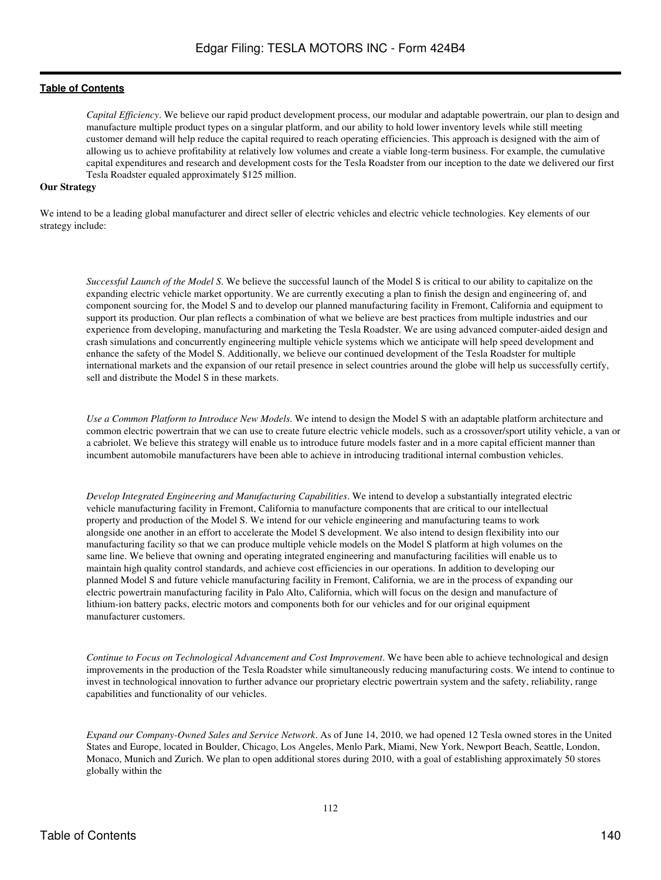*Capital Efficiency*. We believe our rapid product development process, our modular and adaptable powertrain, our plan to design and manufacture multiple product types on a singular platform, and our ability to hold lower inventory levels while still meeting customer demand will help reduce the capital required to reach operating efficiencies. This approach is designed with the aim of allowing us to achieve profitability at relatively low volumes and create a viable long-term business. For example, the cumulative capital expenditures and research and development costs for the Tesla Roadster from our inception to the date we delivered our first Tesla Roadster equaled approximately $125 million.

**Our Strategy**

We intend to be a leading global manufacturer and direct seller of electric vehicles and electric vehicle technologies. Key elements of our strategy include:

*Successful Launch of the Model S*. We believe the successful launch of the Model S is critical to our ability to capitalize on the expanding electric vehicle market opportunity. We are currently executing a plan to finish the design and engineering of, and component sourcing for, the Model S and to develop our planned manufacturing facility in Fremont, California and equipment to support its production. Our plan reflects a combination of what we believe are best practices from multiple industries and our experience from developing, manufacturing and marketing the Tesla Roadster. We are using advanced computer-aided design and crash simulations and concurrently engineering multiple vehicle systems which we anticipate will help speed development and enhance the safety of the Model S. Additionally, we believe our continued development of the Tesla Roadster for multiple international markets and the expansion of our retail presence in select countries around the globe will help us successfully certify, sell and distribute the Model S in these markets.

*Use a Common Platform to Introduce New Models*. We intend to design the Model S with an adaptable platform architecture and common electric powertrain that we can use to create future electric vehicle models, such as a crossover/sport utility vehicle, a van or a cabriolet. We believe this strategy will enable us to introduce future models faster and in a more capital efficient manner than incumbent automobile manufacturers have been able to achieve in introducing traditional internal combustion vehicles.

*Develop Integrated Engineering and Manufacturing Capabilities*. We intend to develop a substantially integrated electric vehicle manufacturing facility in Fremont, California to manufacture components that are critical to our intellectual property and production of the Model S. We intend for our vehicle engineering and manufacturing teams to work alongside one another in an effort to accelerate the Model S development. We also intend to design flexibility into our manufacturing facility so that we can produce multiple vehicle models on the Model S platform at high volumes on the same line. We believe that owning and operating integrated engineering and manufacturing facilities will enable us to maintain high quality control standards, and achieve cost efficiencies in our operations. In addition to developing our planned Model S and future vehicle manufacturing facility in Fremont, California, we are in the process of expanding our electric powertrain manufacturing facility in Palo Alto, California, which will focus on the design and manufacture of lithium-ion battery packs, electric motors and components both for our vehicles and for our original equipment manufacturer customers.

*Continue to Focus on Technological Advancement and Cost Improvement*. We have been able to achieve technological and design improvements in the production of the Tesla Roadster while simultaneously reducing manufacturing costs. We intend to continue to invest in technological innovation to further advance our proprietary electric powertrain system and the safety, reliability, range capabilities and functionality of our vehicles.

*Expand our Company-Owned Sales and Service Network*. As of June 14, 2010, we had opened 12 Tesla owned stores in the United States and Europe, located in Boulder, Chicago, Los Angeles, Menlo Park, Miami, New York, Newport Beach, Seattle, London, Monaco, Munich and Zurich. We plan to open additional stores during 2010, with a goal of establishing approximately 50 stores globally within the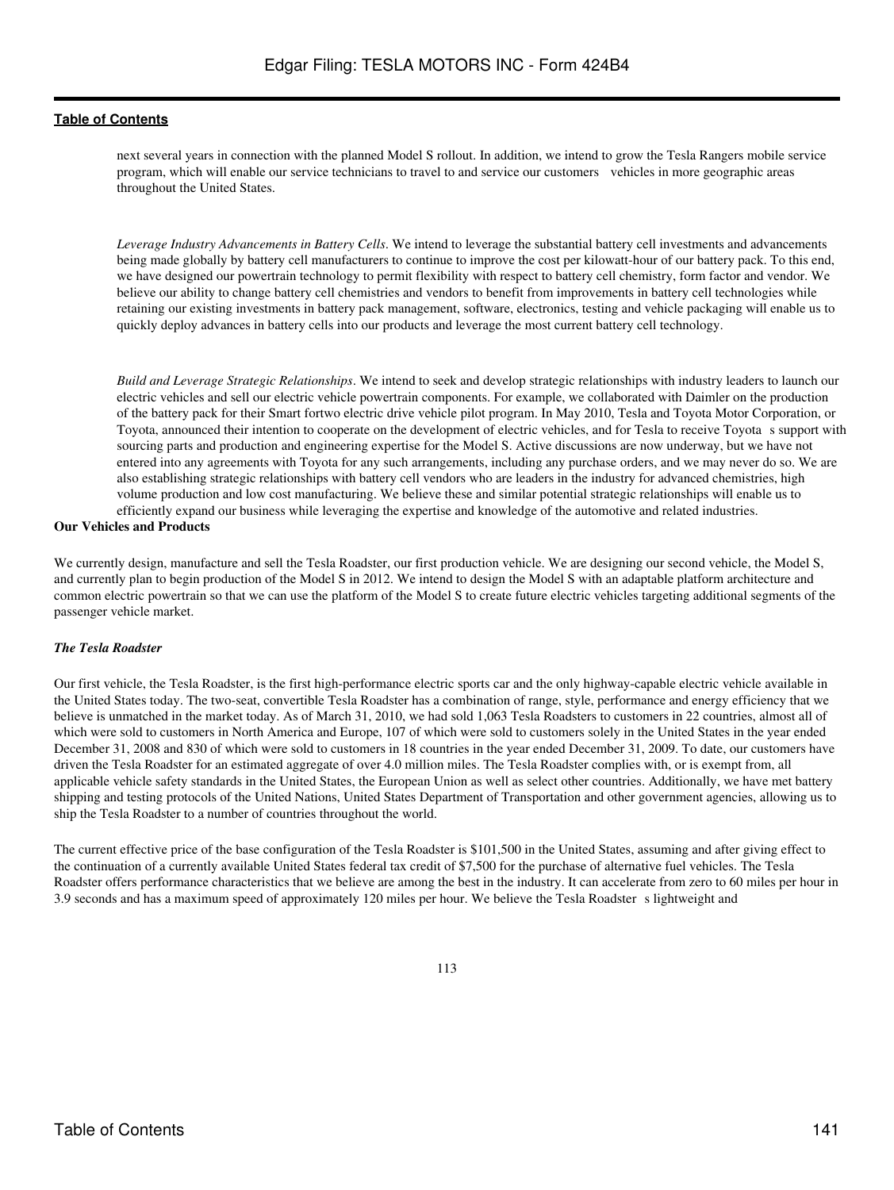next several years in connection with the planned Model S rollout. In addition, we intend to grow the Tesla Rangers mobile service program, which will enable our service technicians to travel to and service our customers vehicles in more geographic areas throughout the United States.

*Leverage Industry Advancements in Battery Cells*. We intend to leverage the substantial battery cell investments and advancements being made globally by battery cell manufacturers to continue to improve the cost per kilowatt-hour of our battery pack. To this end, we have designed our powertrain technology to permit flexibility with respect to battery cell chemistry, form factor and vendor. We believe our ability to change battery cell chemistries and vendors to benefit from improvements in battery cell technologies while retaining our existing investments in battery pack management, software, electronics, testing and vehicle packaging will enable us to quickly deploy advances in battery cells into our products and leverage the most current battery cell technology.

*Build and Leverage Strategic Relationships*. We intend to seek and develop strategic relationships with industry leaders to launch our electric vehicles and sell our electric vehicle powertrain components. For example, we collaborated with Daimler on the production of the battery pack for their Smart fortwo electric drive vehicle pilot program. In May 2010, Tesla and Toyota Motor Corporation, or Toyota, announced their intention to cooperate on the development of electric vehicles, and for Tesla to receive Toyota s support with sourcing parts and production and engineering expertise for the Model S. Active discussions are now underway, but we have not entered into any agreements with Toyota for any such arrangements, including any purchase orders, and we may never do so. We are also establishing strategic relationships with battery cell vendors who are leaders in the industry for advanced chemistries, high volume production and low cost manufacturing. We believe these and similar potential strategic relationships will enable us to efficiently expand our business while leveraging the expertise and knowledge of the automotive and related industries.

**Our Vehicles and Products**

We currently design, manufacture and sell the Tesla Roadster, our first production vehicle. We are designing our second vehicle, the Model S, and currently plan to begin production of the Model S in 2012. We intend to design the Model S with an adaptable platform architecture and common electric powertrain so that we can use the platform of the Model S to create future electric vehicles targeting additional segments of the passenger vehicle market.

***The Tesla Roadster***

Our first vehicle, the Tesla Roadster, is the first high-performance electric sports car and the only highway-capable electric vehicle available in the United States today. The two-seat, convertible Tesla Roadster has a combination of range, style, performance and energy efficiency that we believe is unmatched in the market today. As of March 31, 2010, we had sold 1,063 Tesla Roadsters to customers in 22 countries, almost all of which were sold to customers in North America and Europe, 107 of which were sold to customers solely in the United States in the year ended December 31, 2008 and 830 of which were sold to customers in 18 countries in the year ended December 31, 2009. To date, our customers have driven the Tesla Roadster for an estimated aggregate of over 4.0 million miles. The Tesla Roadster complies with, or is exempt from, all applicable vehicle safety standards in the United States, the European Union as well as select other countries. Additionally, we have met battery shipping and testing protocols of the United Nations, United States Department of Transportation and other government agencies, allowing us to ship the Tesla Roadster to a number of countries throughout the world.

The current effective price of the base configuration of the Tesla Roadster is $101,500 in the United States, assuming and after giving effect to the continuation of a currently available United States federal tax credit of $7,500 for the purchase of alternative fuel vehicles. The Tesla Roadster offers performance characteristics that we believe are among the best in the industry. It can accelerate from zero to 60 miles per hour in 3.9 seconds and has a maximum speed of approximately 120 miles per hour. We believe the Tesla Roadster s lightweight and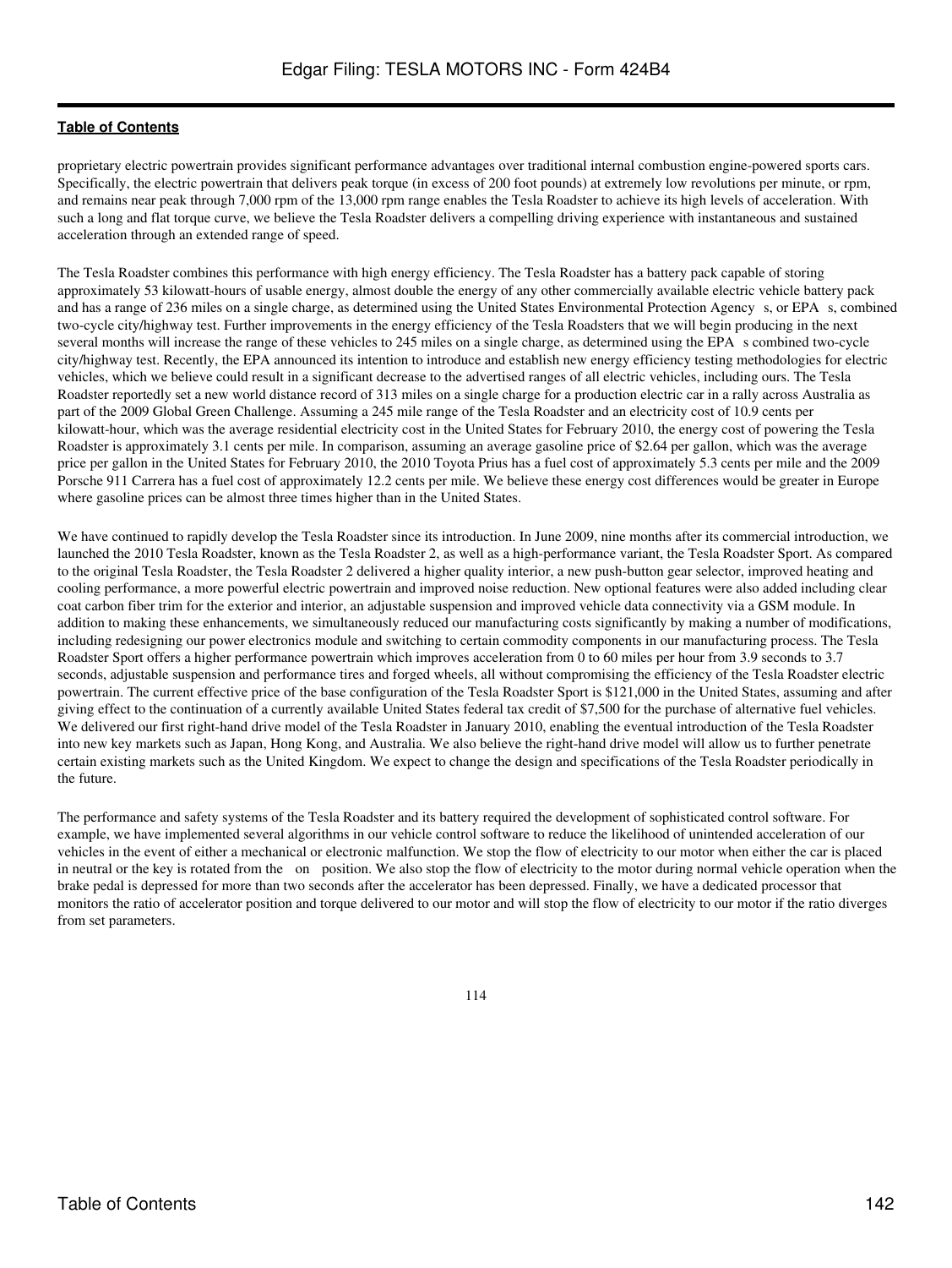proprietary electric powertrain provides significant performance advantages over traditional internal combustion engine-powered sports cars. Specifically, the electric powertrain that delivers peak torque (in excess of 200 foot pounds) at extremely low revolutions per minute, or rpm, and remains near peak through 7,000 rpm of the 13,000 rpm range enables the Tesla Roadster to achieve its high levels of acceleration. With such a long and flat torque curve, we believe the Tesla Roadster delivers a compelling driving experience with instantaneous and sustained acceleration through an extended range of speed.

The Tesla Roadster combines this performance with high energy efficiency. The Tesla Roadster has a battery pack capable of storing approximately 53 kilowatt-hours of usable energy, almost double the energy of any other commercially available electric vehicle battery pack and has a range of 236 miles on a single charge, as determined using the United States Environmental Protection Agency s, or EPA s, combined two-cycle city/highway test. Further improvements in the energy efficiency of the Tesla Roadsters that we will begin producing in the next several months will increase the range of these vehicles to 245 miles on a single charge, as determined using the EPA s combined two-cycle city/highway test. Recently, the EPA announced its intention to introduce and establish new energy efficiency testing methodologies for electric vehicles, which we believe could result in a significant decrease to the advertised ranges of all electric vehicles, including ours. The Tesla Roadster reportedly set a new world distance record of 313 miles on a single charge for a production electric car in a rally across Australia as part of the 2009 Global Green Challenge. Assuming a 245 mile range of the Tesla Roadster and an electricity cost of 10.9 cents per kilowatt-hour, which was the average residential electricity cost in the United States for February 2010, the energy cost of powering the Tesla Roadster is approximately 3.1 cents per mile. In comparison, assuming an average gasoline price of $2.64 per gallon, which was the average price per gallon in the United States for February 2010, the 2010 Toyota Prius has a fuel cost of approximately 5.3 cents per mile and the 2009 Porsche 911 Carrera has a fuel cost of approximately 12.2 cents per mile. We believe these energy cost differences would be greater in Europe where gasoline prices can be almost three times higher than in the United States.

We have continued to rapidly develop the Tesla Roadster since its introduction. In June 2009, nine months after its commercial introduction, we launched the 2010 Tesla Roadster, known as the Tesla Roadster 2, as well as a high-performance variant, the Tesla Roadster Sport. As compared to the original Tesla Roadster, the Tesla Roadster 2 delivered a higher quality interior, a new push-button gear selector, improved heating and cooling performance, a more powerful electric powertrain and improved noise reduction. New optional features were also added including clear coat carbon fiber trim for the exterior and interior, an adjustable suspension and improved vehicle data connectivity via a GSM module. In addition to making these enhancements, we simultaneously reduced our manufacturing costs significantly by making a number of modifications, including redesigning our power electronics module and switching to certain commodity components in our manufacturing process. The Tesla Roadster Sport offers a higher performance powertrain which improves acceleration from 0 to 60 miles per hour from 3.9 seconds to 3.7 seconds, adjustable suspension and performance tires and forged wheels, all without compromising the efficiency of the Tesla Roadster electric powertrain. The current effective price of the base configuration of the Tesla Roadster Sport is $121,000 in the United States, assuming and after giving effect to the continuation of a currently available United States federal tax credit of $7,500 for the purchase of alternative fuel vehicles. We delivered our first right-hand drive model of the Tesla Roadster in January 2010, enabling the eventual introduction of the Tesla Roadster into new key markets such as Japan, Hong Kong, and Australia. We also believe the right-hand drive model will allow us to further penetrate certain existing markets such as the United Kingdom. We expect to change the design and specifications of the Tesla Roadster periodically in the future.

The performance and safety systems of the Tesla Roadster and its battery required the development of sophisticated control software. For example, we have implemented several algorithms in our vehicle control software to reduce the likelihood of unintended acceleration of our vehicles in the event of either a mechanical or electronic malfunction. We stop the flow of electricity to our motor when either the car is placed in neutral or the key is rotated from the on position. We also stop the flow of electricity to the motor during normal vehicle operation when the brake pedal is depressed for more than two seconds after the accelerator has been depressed. Finally, we have a dedicated processor that monitors the ratio of accelerator position and torque delivered to our motor and will stop the flow of electricity to our motor if the ratio diverges from set parameters.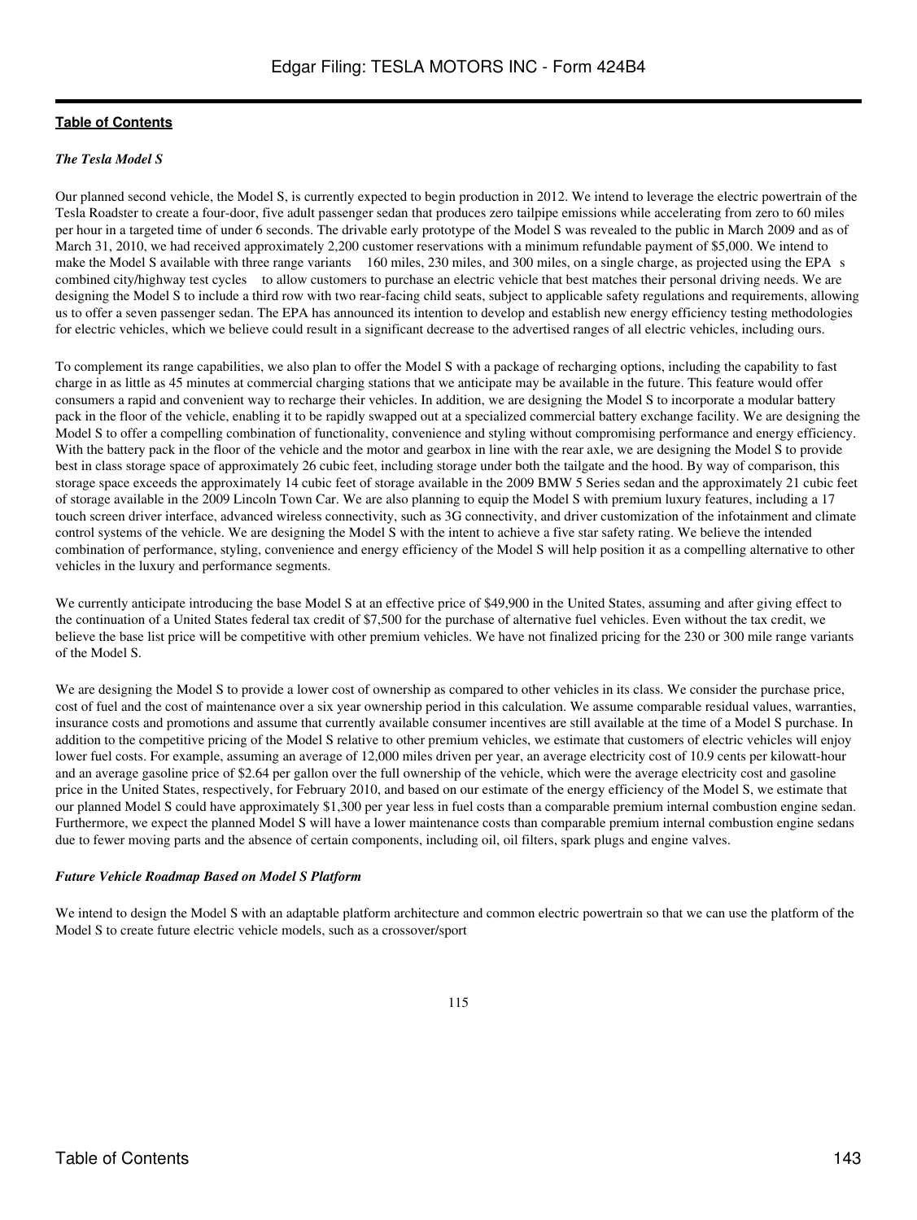*The Tesla Model S*

Our planned second vehicle, the Model S, is currently expected to begin production in 2012. We intend to leverage the electric powertrain of the Tesla Roadster to create a four-door, five adult passenger sedan that produces zero tailpipe emissions while accelerating from zero to 60 miles per hour in a targeted time of under 6 seconds. The drivable early prototype of the Model S was revealed to the public in March 2009 and as of March 31, 2010, we had received approximately 2,200 customer reservations with a minimum refundable payment of $5,000. We intend to make the Model S available with three range variants 160 miles, 230 miles, and 300 miles, on a single charge, as projected using the EPA s combined city/highway test cycles to allow customers to purchase an electric vehicle that best matches their personal driving needs. We are designing the Model S to include a third row with two rear-facing child seats, subject to applicable safety regulations and requirements, allowing us to offer a seven passenger sedan. The EPA has announced its intention to develop and establish new energy efficiency testing methodologies for electric vehicles, which we believe could result in a significant decrease to the advertised ranges of all electric vehicles, including ours.

To complement its range capabilities, we also plan to offer the Model S with a package of recharging options, including the capability to fast charge in as little as 45 minutes at commercial charging stations that we anticipate may be available in the future. This feature would offer consumers a rapid and convenient way to recharge their vehicles. In addition, we are designing the Model S to incorporate a modular battery pack in the floor of the vehicle, enabling it to be rapidly swapped out at a specialized commercial battery exchange facility. We are designing the Model S to offer a compelling combination of functionality, convenience and styling without compromising performance and energy efficiency. With the battery pack in the floor of the vehicle and the motor and gearbox in line with the rear axle, we are designing the Model S to provide best in class storage space of approximately 26 cubic feet, including storage under both the tailgate and the hood. By way of comparison, this storage space exceeds the approximately 14 cubic feet of storage available in the 2009 BMW 5 Series sedan and the approximately 21 cubic feet of storage available in the 2009 Lincoln Town Car. We are also planning to equip the Model S with premium luxury features, including a 17 touch screen driver interface, advanced wireless connectivity, such as 3G connectivity, and driver customization of the infotainment and climate control systems of the vehicle. We are designing the Model S with the intent to achieve a five star safety rating. We believe the intended combination of performance, styling, convenience and energy efficiency of the Model S will help position it as a compelling alternative to other vehicles in the luxury and performance segments.

We currently anticipate introducing the base Model S at an effective price of $49,900 in the United States, assuming and after giving effect to the continuation of a United States federal tax credit of $7,500 for the purchase of alternative fuel vehicles. Even without the tax credit, we believe the base list price will be competitive with other premium vehicles. We have not finalized pricing for the 230 or 300 mile range variants of the Model S.

We are designing the Model S to provide a lower cost of ownership as compared to other vehicles in its class. We consider the purchase price, cost of fuel and the cost of maintenance over a six year ownership period in this calculation. We assume comparable residual values, warranties, insurance costs and promotions and assume that currently available consumer incentives are still available at the time of a Model S purchase. In addition to the competitive pricing of the Model S relative to other premium vehicles, we estimate that customers of electric vehicles will enjoy lower fuel costs. For example, assuming an average of 12,000 miles driven per year, an average electricity cost of 10.9 cents per kilowatt-hour and an average gasoline price of $2.64 per gallon over the full ownership of the vehicle, which were the average electricity cost and gasoline price in the United States, respectively, for February 2010, and based on our estimate of the energy efficiency of the Model S, we estimate that our planned Model S could have approximately $1,300 per year less in fuel costs than a comparable premium internal combustion engine sedan. Furthermore, we expect the planned Model S will have a lower maintenance costs than comparable premium internal combustion engine sedans due to fewer moving parts and the absence of certain components, including oil, oil filters, spark plugs and engine valves.

*Future Vehicle Roadmap Based on Model S Platform*

We intend to design the Model S with an adaptable platform architecture and common electric powertrain so that we can use the platform of the Model S to create future electric vehicle models, such as a crossover/sport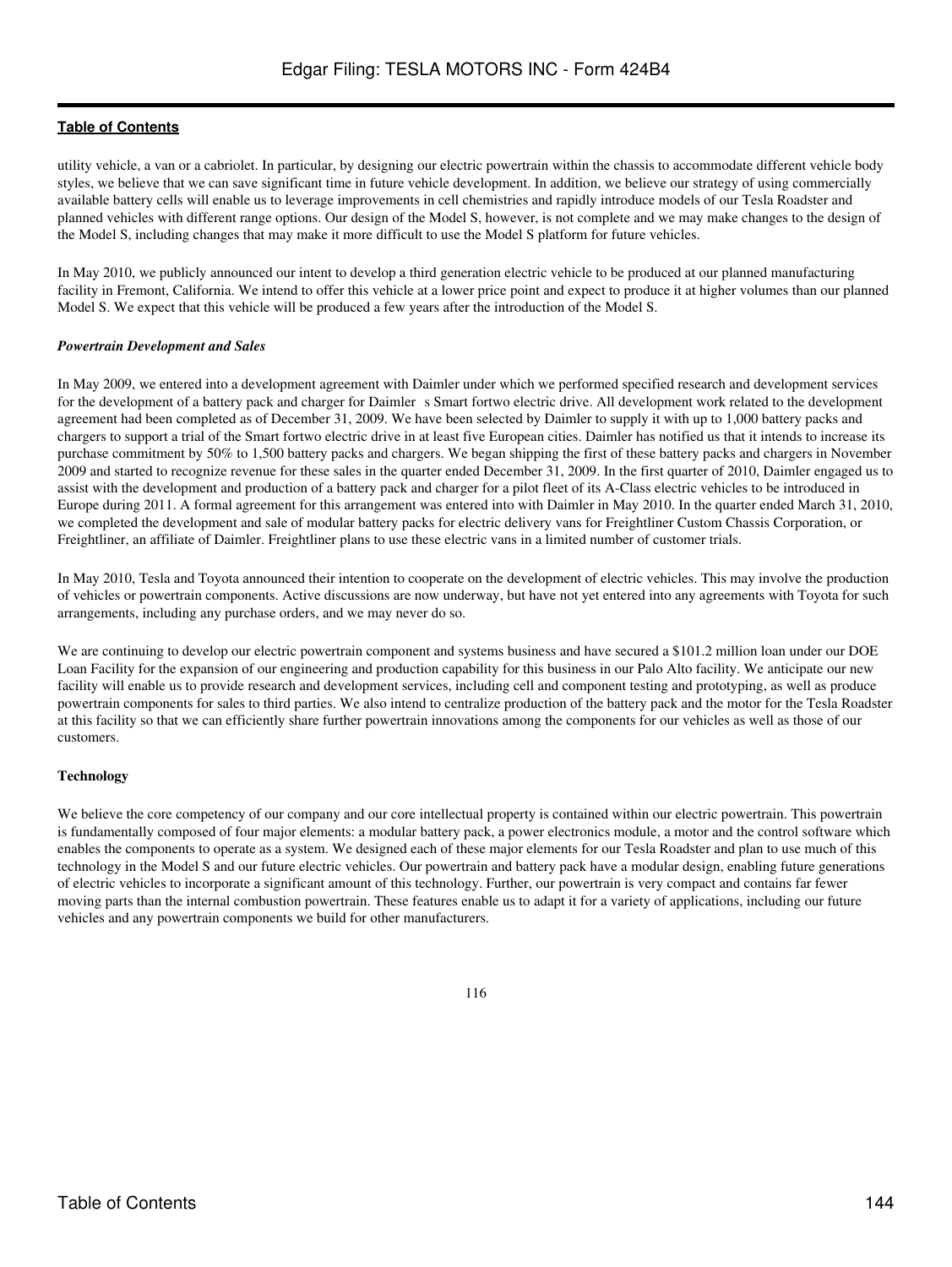utility vehicle, a van or a cabriolet. In particular, by designing our electric powertrain within the chassis to accommodate different vehicle body styles, we believe that we can save significant time in future vehicle development. In addition, we believe our strategy of using commercially available battery cells will enable us to leverage improvements in cell chemistries and rapidly introduce models of our Tesla Roadster and planned vehicles with different range options. Our design of the Model S, however, is not complete and we may make changes to the design of the Model S, including changes that may make it more difficult to use the Model S platform for future vehicles.

In May 2010, we publicly announced our intent to develop a third generation electric vehicle to be produced at our planned manufacturing facility in Fremont, California. We intend to offer this vehicle at a lower price point and expect to produce it at higher volumes than our planned Model S. We expect that this vehicle will be produced a few years after the introduction of the Model S.

***Powertrain Development and Sales***

In May 2009, we entered into a development agreement with Daimler under which we performed specified research and development services for the development of a battery pack and charger for Daimler s Smart fortwo electric drive. All development work related to the development agreement had been completed as of December 31, 2009. We have been selected by Daimler to supply it with up to 1,000 battery packs and chargers to support a trial of the Smart fortwo electric drive in at least five European cities. Daimler has notified us that it intends to increase its purchase commitment by 50% to 1,500 battery packs and chargers. We began shipping the first of these battery packs and chargers in November 2009 and started to recognize revenue for these sales in the quarter ended December 31, 2009. In the first quarter of 2010, Daimler engaged us to assist with the development and production of a battery pack and charger for a pilot fleet of its A-Class electric vehicles to be introduced in Europe during 2011. A formal agreement for this arrangement was entered into with Daimler in May 2010. In the quarter ended March 31, 2010, we completed the development and sale of modular battery packs for electric delivery vans for Freightliner Custom Chassis Corporation, or Freightliner, an affiliate of Daimler. Freightliner plans to use these electric vans in a limited number of customer trials.

In May 2010, Tesla and Toyota announced their intention to cooperate on the development of electric vehicles. This may involve the production of vehicles or powertrain components. Active discussions are now underway, but have not yet entered into any agreements with Toyota for such arrangements, including any purchase orders, and we may never do so.

We are continuing to develop our electric powertrain component and systems business and have secured a $101.2 million loan under our DOE Loan Facility for the expansion of our engineering and production capability for this business in our Palo Alto facility. We anticipate our new facility will enable us to provide research and development services, including cell and component testing and prototyping, as well as produce powertrain components for sales to third parties. We also intend to centralize production of the battery pack and the motor for the Tesla Roadster at this facility so that we can efficiently share further powertrain innovations among the components for our vehicles as well as those of our customers.

**Technology**

We believe the core competency of our company and our core intellectual property is contained within our electric powertrain. This powertrain is fundamentally composed of four major elements: a modular battery pack, a power electronics module, a motor and the control software which enables the components to operate as a system. We designed each of these major elements for our Tesla Roadster and plan to use much of this technology in the Model S and our future electric vehicles. Our powertrain and battery pack have a modular design, enabling future generations of electric vehicles to incorporate a significant amount of this technology. Further, our powertrain is very compact and contains far fewer moving parts than the internal combustion powertrain. These features enable us to adapt it for a variety of applications, including our future vehicles and any powertrain components we build for other manufacturers.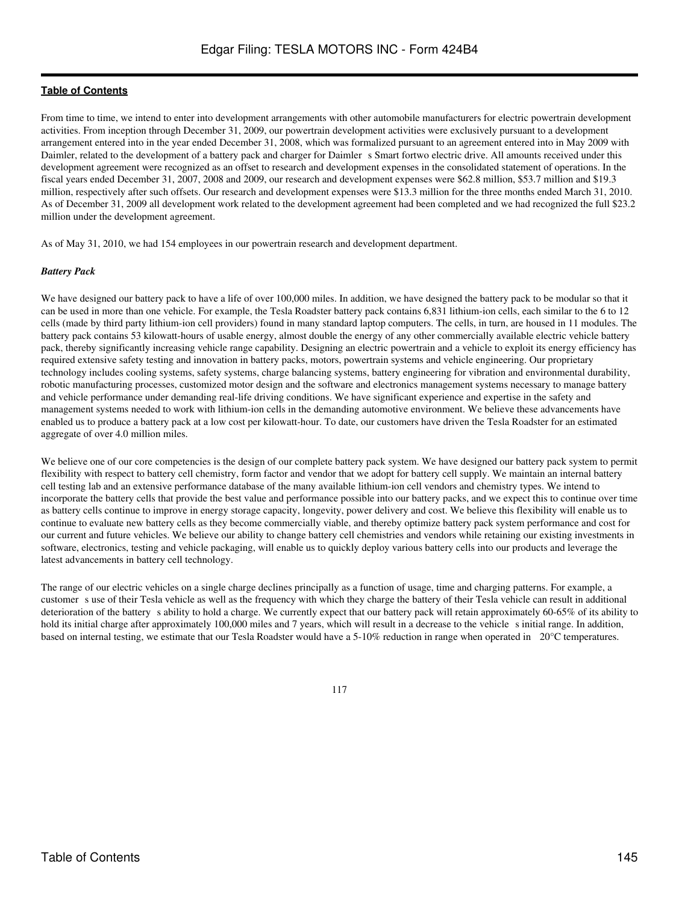From time to time, we intend to enter into development arrangements with other automobile manufacturers for electric powertrain development activities. From inception through December 31, 2009, our powertrain development activities were exclusively pursuant to a development arrangement entered into in the year ended December 31, 2008, which was formalized pursuant to an agreement entered into in May 2009 with Daimler, related to the development of a battery pack and charger for Daimler s Smart fortwo electric drive. All amounts received under this development agreement were recognized as an offset to research and development expenses in the consolidated statement of operations. In the fiscal years ended December 31, 2007, 2008 and 2009, our research and development expenses were $62.8 million, $53.7 million and $19.3 million, respectively after such offsets. Our research and development expenses were $13.3 million for the three months ended March 31, 2010. As of December 31, 2009 all development work related to the development agreement had been completed and we had recognized the full $23.2 million under the development agreement.

As of May 31, 2010, we had 154 employees in our powertrain research and development department.

*Battery Pack*

We have designed our battery pack to have a life of over 100,000 miles. In addition, we have designed the battery pack to be modular so that it can be used in more than one vehicle. For example, the Tesla Roadster battery pack contains 6,831 lithium-ion cells, each similar to the 6 to 12 cells (made by third party lithium-ion cell providers) found in many standard laptop computers. The cells, in turn, are housed in 11 modules. The battery pack contains 53 kilowatt-hours of usable energy, almost double the energy of any other commercially available electric vehicle battery pack, thereby significantly increasing vehicle range capability. Designing an electric powertrain and a vehicle to exploit its energy efficiency has required extensive safety testing and innovation in battery packs, motors, powertrain systems and vehicle engineering. Our proprietary technology includes cooling systems, safety systems, charge balancing systems, battery engineering for vibration and environmental durability, robotic manufacturing processes, customized motor design and the software and electronics management systems necessary to manage battery and vehicle performance under demanding real-life driving conditions. We have significant experience and expertise in the safety and management systems needed to work with lithium-ion cells in the demanding automotive environment. We believe these advancements have enabled us to produce a battery pack at a low cost per kilowatt-hour. To date, our customers have driven the Tesla Roadster for an estimated aggregate of over 4.0 million miles.

We believe one of our core competencies is the design of our complete battery pack system. We have designed our battery pack system to permit flexibility with respect to battery cell chemistry, form factor and vendor that we adopt for battery cell supply. We maintain an internal battery cell testing lab and an extensive performance database of the many available lithium-ion cell vendors and chemistry types. We intend to incorporate the battery cells that provide the best value and performance possible into our battery packs, and we expect this to continue over time as battery cells continue to improve in energy storage capacity, longevity, power delivery and cost. We believe this flexibility will enable us to continue to evaluate new battery cells as they become commercially viable, and thereby optimize battery pack system performance and cost for our current and future vehicles. We believe our ability to change battery cell chemistries and vendors while retaining our existing investments in software, electronics, testing and vehicle packaging, will enable us to quickly deploy various battery cells into our products and leverage the latest advancements in battery cell technology.

The range of our electric vehicles on a single charge declines principally as a function of usage, time and charging patterns. For example, a customer s use of their Tesla vehicle as well as the frequency with which they charge the battery of their Tesla vehicle can result in additional deterioration of the battery s ability to hold a charge. We currently expect that our battery pack will retain approximately 60-65% of its ability to hold its initial charge after approximately 100,000 miles and 7 years, which will result in a decrease to the vehicle s initial range. In addition, based on internal testing, we estimate that our Tesla Roadster would have a 5-10% reduction in range when operated in 20°C temperatures.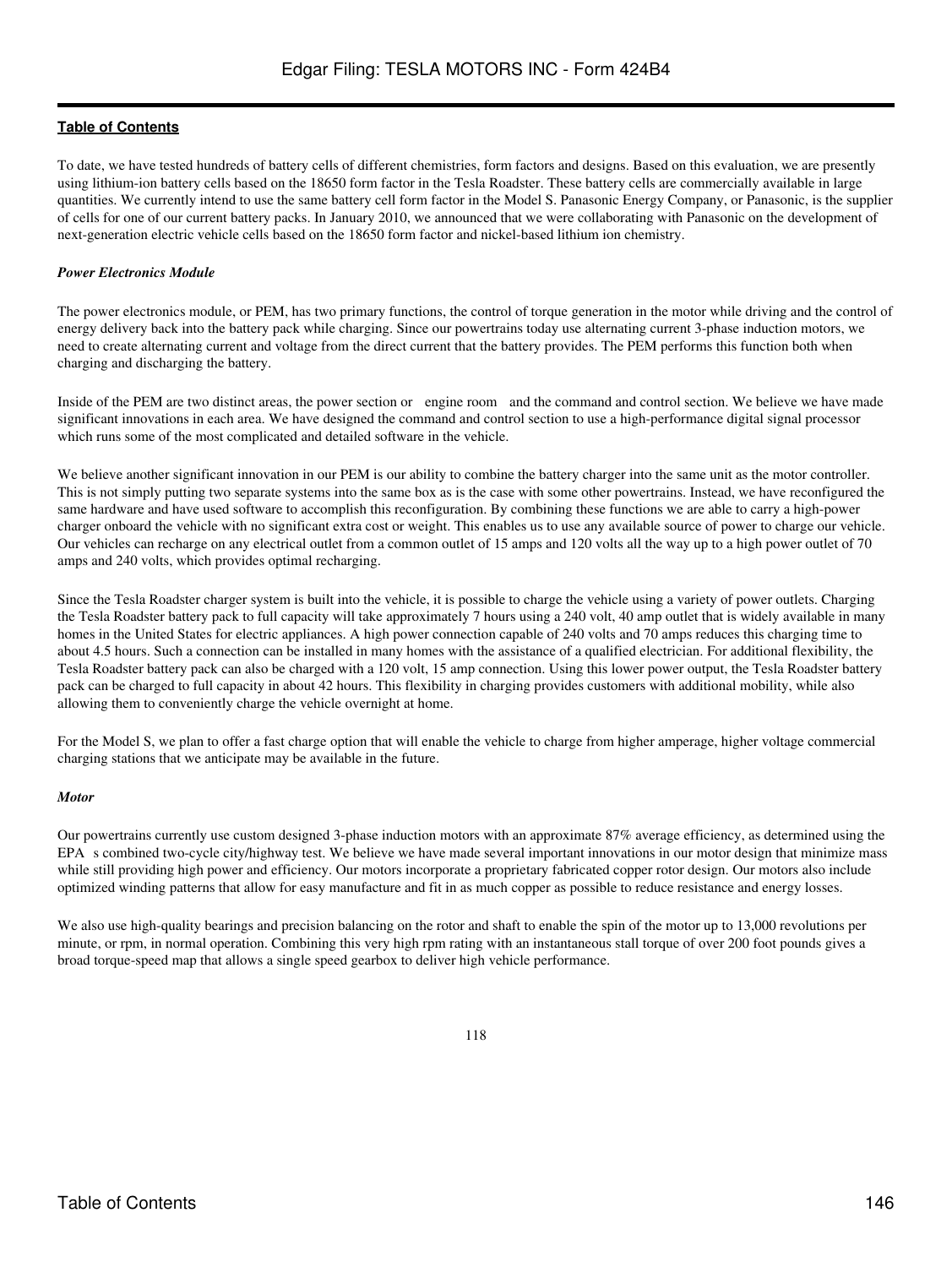To date, we have tested hundreds of battery cells of different chemistries, form factors and designs. Based on this evaluation, we are presently using lithium-ion battery cells based on the 18650 form factor in the Tesla Roadster. These battery cells are commercially available in large quantities. We currently intend to use the same battery cell form factor in the Model S. Panasonic Energy Company, or Panasonic, is the supplier of cells for one of our current battery packs. In January 2010, we announced that we were collaborating with Panasonic on the development of next-generation electric vehicle cells based on the 18650 form factor and nickel-based lithium ion chemistry.

***Power Electronics Module***

The power electronics module, or PEM, has two primary functions, the control of torque generation in the motor while driving and the control of energy delivery back into the battery pack while charging. Since our powertrains today use alternating current 3-phase induction motors, we need to create alternating current and voltage from the direct current that the battery provides. The PEM performs this function both when charging and discharging the battery.

Inside of the PEM are two distinct areas, the power section or engine room and the command and control section. We believe we have made significant innovations in each area. We have designed the command and control section to use a high-performance digital signal processor which runs some of the most complicated and detailed software in the vehicle.

We believe another significant innovation in our PEM is our ability to combine the battery charger into the same unit as the motor controller. This is not simply putting two separate systems into the same box as is the case with some other powertrains. Instead, we have reconfigured the same hardware and have used software to accomplish this reconfiguration. By combining these functions we are able to carry a high-power charger onboard the vehicle with no significant extra cost or weight. This enables us to use any available source of power to charge our vehicle. Our vehicles can recharge on any electrical outlet from a common outlet of 15 amps and 120 volts all the way up to a high power outlet of 70 amps and 240 volts, which provides optimal recharging.

Since the Tesla Roadster charger system is built into the vehicle, it is possible to charge the vehicle using a variety of power outlets. Charging the Tesla Roadster battery pack to full capacity will take approximately 7 hours using a 240 volt, 40 amp outlet that is widely available in many homes in the United States for electric appliances. A high power connection capable of 240 volts and 70 amps reduces this charging time to about 4.5 hours. Such a connection can be installed in many homes with the assistance of a qualified electrician. For additional flexibility, the Tesla Roadster battery pack can also be charged with a 120 volt, 15 amp connection. Using this lower power output, the Tesla Roadster battery pack can be charged to full capacity in about 42 hours. This flexibility in charging provides customers with additional mobility, while also allowing them to conveniently charge the vehicle overnight at home.

For the Model S, we plan to offer a fast charge option that will enable the vehicle to charge from higher amperage, higher voltage commercial charging stations that we anticipate may be available in the future.

***Motor***

Our powertrains currently use custom designed 3-phase induction motors with an approximate 87% average efficiency, as determined using the EPA s combined two-cycle city/highway test. We believe we have made several important innovations in our motor design that minimize mass while still providing high power and efficiency. Our motors incorporate a proprietary fabricated copper rotor design. Our motors also include optimized winding patterns that allow for easy manufacture and fit in as much copper as possible to reduce resistance and energy losses.

We also use high-quality bearings and precision balancing on the rotor and shaft to enable the spin of the motor up to 13,000 revolutions per minute, or rpm, in normal operation. Combining this very high rpm rating with an instantaneous stall torque of over 200 foot pounds gives a broad torque-speed map that allows a single speed gearbox to deliver high vehicle performance.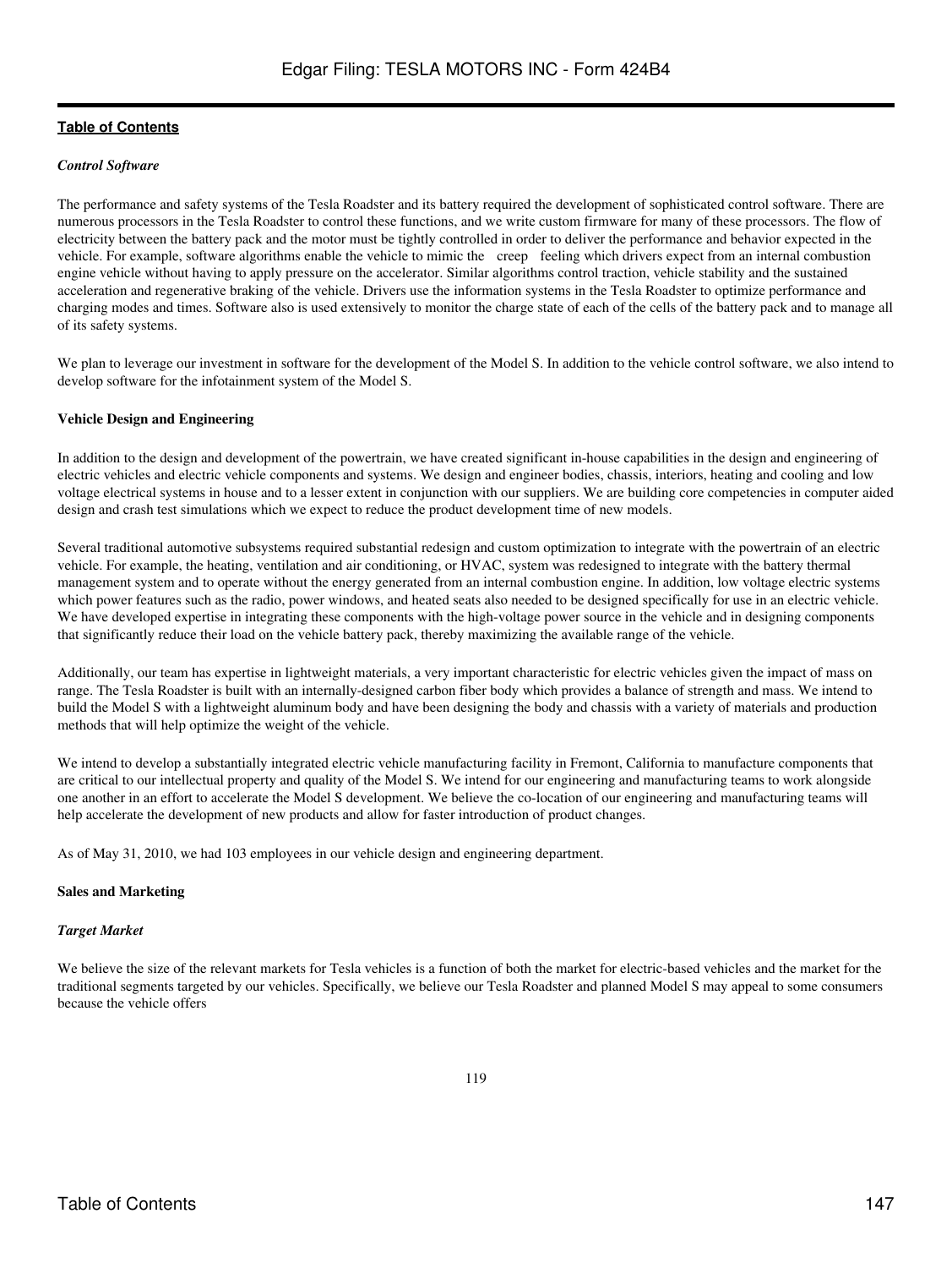*Control Software*

The performance and safety systems of the Tesla Roadster and its battery required the development of sophisticated control software. There are numerous processors in the Tesla Roadster to control these functions, and we write custom firmware for many of these processors. The flow of electricity between the battery pack and the motor must be tightly controlled in order to deliver the performance and behavior expected in the vehicle. For example, software algorithms enable the vehicle to mimic the creep feeling which drivers expect from an internal combustion engine vehicle without having to apply pressure on the accelerator. Similar algorithms control traction, vehicle stability and the sustained acceleration and regenerative braking of the vehicle. Drivers use the information systems in the Tesla Roadster to optimize performance and charging modes and times. Software also is used extensively to monitor the charge state of each of the cells of the battery pack and to manage all of its safety systems.

We plan to leverage our investment in software for the development of the Model S. In addition to the vehicle control software, we also intend to develop software for the infotainment system of the Model S.

**Vehicle Design and Engineering**

In addition to the design and development of the powertrain, we have created significant in-house capabilities in the design and engineering of electric vehicles and electric vehicle components and systems. We design and engineer bodies, chassis, interiors, heating and cooling and low voltage electrical systems in house and to a lesser extent in conjunction with our suppliers. We are building core competencies in computer aided design and crash test simulations which we expect to reduce the product development time of new models.

Several traditional automotive subsystems required substantial redesign and custom optimization to integrate with the powertrain of an electric vehicle. For example, the heating, ventilation and air conditioning, or HVAC, system was redesigned to integrate with the battery thermal management system and to operate without the energy generated from an internal combustion engine. In addition, low voltage electric systems which power features such as the radio, power windows, and heated seats also needed to be designed specifically for use in an electric vehicle. We have developed expertise in integrating these components with the high-voltage power source in the vehicle and in designing components that significantly reduce their load on the vehicle battery pack, thereby maximizing the available range of the vehicle.

Additionally, our team has expertise in lightweight materials, a very important characteristic for electric vehicles given the impact of mass on range. The Tesla Roadster is built with an internally-designed carbon fiber body which provides a balance of strength and mass. We intend to build the Model S with a lightweight aluminum body and have been designing the body and chassis with a variety of materials and production methods that will help optimize the weight of the vehicle.

We intend to develop a substantially integrated electric vehicle manufacturing facility in Fremont, California to manufacture components that are critical to our intellectual property and quality of the Model S. We intend for our engineering and manufacturing teams to work alongside one another in an effort to accelerate the Model S development. We believe the co-location of our engineering and manufacturing teams will help accelerate the development of new products and allow for faster introduction of product changes.

As of May 31, 2010, we had 103 employees in our vehicle design and engineering department.

**Sales and Marketing**

*Target Market*

We believe the size of the relevant markets for Tesla vehicles is a function of both the market for electric-based vehicles and the market for the traditional segments targeted by our vehicles. Specifically, we believe our Tesla Roadster and planned Model S may appeal to some consumers because the vehicle offers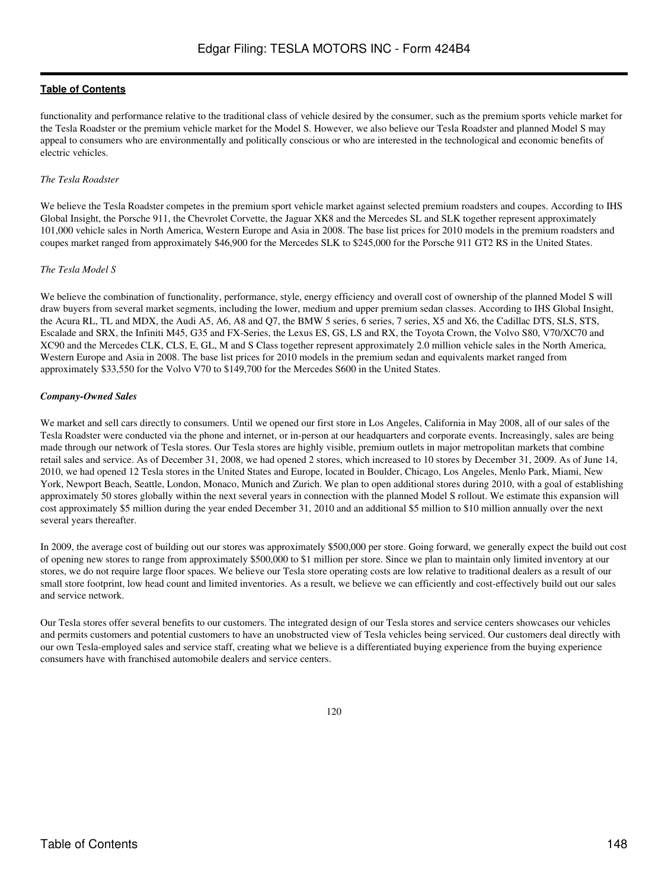functionality and performance relative to the traditional class of vehicle desired by the consumer, such as the premium sports vehicle market for the Tesla Roadster or the premium vehicle market for the Model S. However, we also believe our Tesla Roadster and planned Model S may appeal to consumers who are environmentally and politically conscious or who are interested in the technological and economic benefits of electric vehicles.

*The Tesla Roadster*

We believe the Tesla Roadster competes in the premium sport vehicle market against selected premium roadsters and coupes. According to IHS Global Insight, the Porsche 911, the Chevrolet Corvette, the Jaguar XK8 and the Mercedes SL and SLK together represent approximately 101,000 vehicle sales in North America, Western Europe and Asia in 2008. The base list prices for 2010 models in the premium roadsters and coupes market ranged from approximately $46,900 for the Mercedes SLK to $245,000 for the Porsche 911 GT2 RS in the United States.

*The Tesla Model S*

We believe the combination of functionality, performance, style, energy efficiency and overall cost of ownership of the planned Model S will draw buyers from several market segments, including the lower, medium and upper premium sedan classes. According to IHS Global Insight, the Acura RL, TL and MDX, the Audi A5, A6, A8 and Q7, the BMW 5 series, 6 series, 7 series, X5 and X6, the Cadillac DTS, SLS, STS, Escalade and SRX, the Infiniti M45, G35 and FX-Series, the Lexus ES, GS, LS and RX, the Toyota Crown, the Volvo S80, V70/XC70 and XC90 and the Mercedes CLK, CLS, E, GL, M and S Class together represent approximately 2.0 million vehicle sales in the North America, Western Europe and Asia in 2008. The base list prices for 2010 models in the premium sedan and equivalents market ranged from approximately $33,550 for the Volvo V70 to $149,700 for the Mercedes S600 in the United States.

***Company-Owned Sales***

We market and sell cars directly to consumers. Until we opened our first store in Los Angeles, California in May 2008, all of our sales of the Tesla Roadster were conducted via the phone and internet, or in-person at our headquarters and corporate events. Increasingly, sales are being made through our network of Tesla stores. Our Tesla stores are highly visible, premium outlets in major metropolitan markets that combine retail sales and service. As of December 31, 2008, we had opened 2 stores, which increased to 10 stores by December 31, 2009. As of June 14, 2010, we had opened 12 Tesla stores in the United States and Europe, located in Boulder, Chicago, Los Angeles, Menlo Park, Miami, New York, Newport Beach, Seattle, London, Monaco, Munich and Zurich. We plan to open additional stores during 2010, with a goal of establishing approximately 50 stores globally within the next several years in connection with the planned Model S rollout. We estimate this expansion will cost approximately $5 million during the year ended December 31, 2010 and an additional $5 million to $10 million annually over the next several years thereafter.

In 2009, the average cost of building out our stores was approximately $500,000 per store. Going forward, we generally expect the build out cost of opening new stores to range from approximately $500,000 to $1 million per store. Since we plan to maintain only limited inventory at our stores, we do not require large floor spaces. We believe our Tesla store operating costs are low relative to traditional dealers as a result of our small store footprint, low head count and limited inventories. As a result, we believe we can efficiently and cost-effectively build out our sales and service network.

Our Tesla stores offer several benefits to our customers. The integrated design of our Tesla stores and service centers showcases our vehicles and permits customers and potential customers to have an unobstructed view of Tesla vehicles being serviced. Our customers deal directly with our own Tesla-employed sales and service staff, creating what we believe is a differentiated buying experience from the buying experience consumers have with franchised automobile dealers and service centers.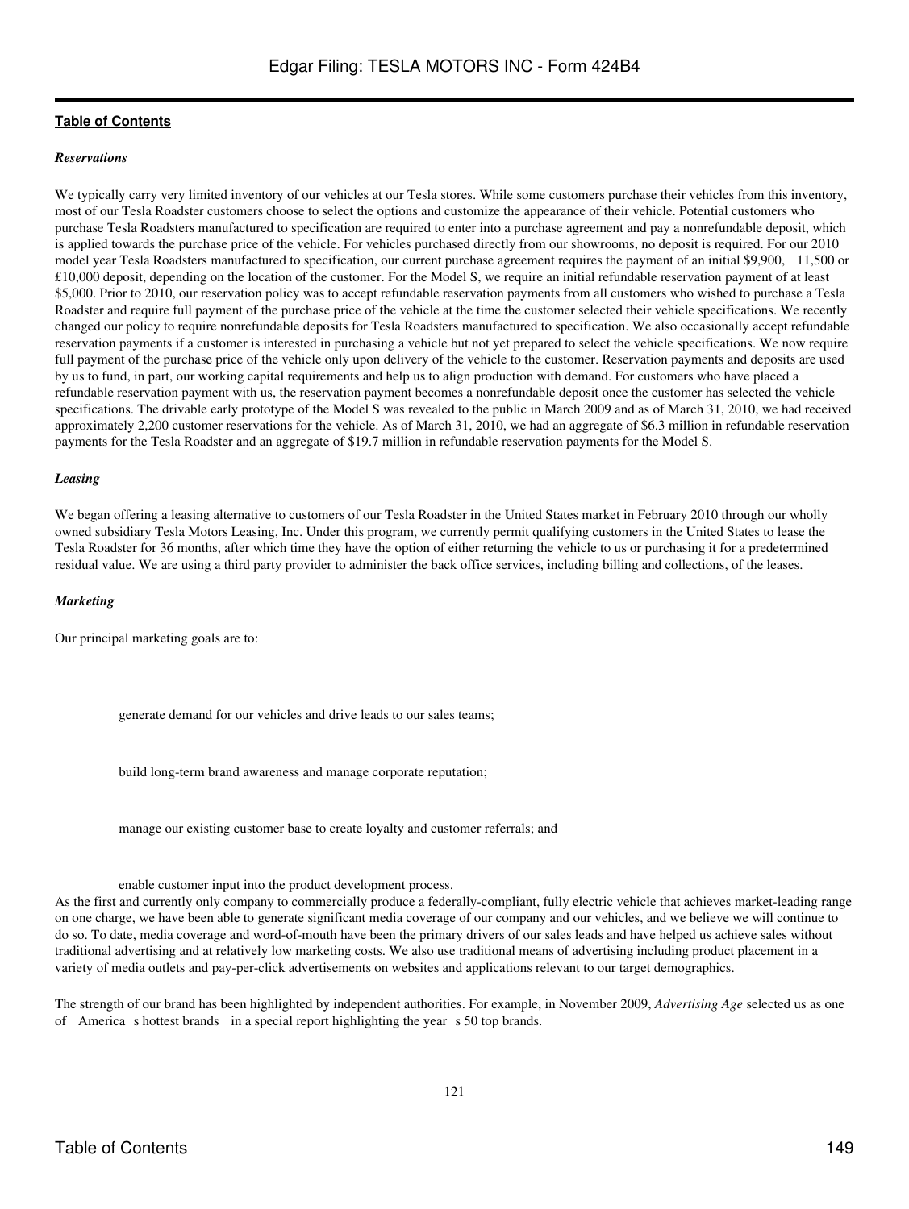Table of Contents

### *Reservations*

We typically carry very limited inventory of our vehicles at our Tesla stores. While some customers purchase their vehicles from this inventory, most of our Tesla Roadster customers choose to select the options and customize the appearance of their vehicle. Potential customers who purchase Tesla Roadsters manufactured to specification are required to enter into a purchase agreement and pay a nonrefundable deposit, which is applied towards the purchase price of the vehicle. For vehicles purchased directly from our showrooms, no deposit is required. For our 2010 model year Tesla Roadsters manufactured to specification, our current purchase agreement requires the payment of an initial $9,900, 11,500 or £10,000 deposit, depending on the location of the customer. For the Model S, we require an initial refundable reservation payment of at least $5,000. Prior to 2010, our reservation policy was to accept refundable reservation payments from all customers who wished to purchase a Tesla Roadster and require full payment of the purchase price of the vehicle at the time the customer selected their vehicle specifications. We recently changed our policy to require nonrefundable deposits for Tesla Roadsters manufactured to specification. We also occasionally accept refundable reservation payments if a customer is interested in purchasing a vehicle but not yet prepared to select the vehicle specifications. We now require full payment of the purchase price of the vehicle only upon delivery of the vehicle to the customer. Reservation payments and deposits are used by us to fund, in part, our working capital requirements and help us to align production with demand. For customers who have placed a refundable reservation payment with us, the reservation payment becomes a nonrefundable deposit once the customer has selected the vehicle specifications. The drivable early prototype of the Model S was revealed to the public in March 2009 and as of March 31, 2010, we had received approximately 2,200 customer reservations for the vehicle. As of March 31, 2010, we had an aggregate of $6.3 million in refundable reservation payments for the Tesla Roadster and an aggregate of $19.7 million in refundable reservation payments for the Model S.

### *Leasing*

We began offering a leasing alternative to customers of our Tesla Roadster in the United States market in February 2010 through our wholly owned subsidiary Tesla Motors Leasing, Inc. Under this program, we currently permit qualifying customers in the United States to lease the Tesla Roadster for 36 months, after which time they have the option of either returning the vehicle to us or purchasing it for a predetermined residual value. We are using a third party provider to administer the back office services, including billing and collections, of the leases.

### *Marketing*

Our principal marketing goals are to:

- generate demand for our vehicles and drive leads to our sales teams;
- build long-term brand awareness and manage corporate reputation;
- manage our existing customer base to create loyalty and customer referrals; and
- enable customer input into the product development process.

As the first and currently only company to commercially produce a federally-compliant, fully electric vehicle that achieves market-leading range on one charge, we have been able to generate significant media coverage of our company and our vehicles, and we believe we will continue to do so. To date, media coverage and word-of-mouth have been the primary drivers of our sales leads and have helped us achieve sales without traditional advertising and at relatively low marketing costs. We also use traditional means of advertising including product placement in a variety of media outlets and pay-per-click advertisements on websites and applications relevant to our target demographics.

The strength of our brand has been highlighted by independent authorities. For example, in November 2009, *Advertising Age* selected us as one of America s hottest brands in a special report highlighting the year s 50 top brands.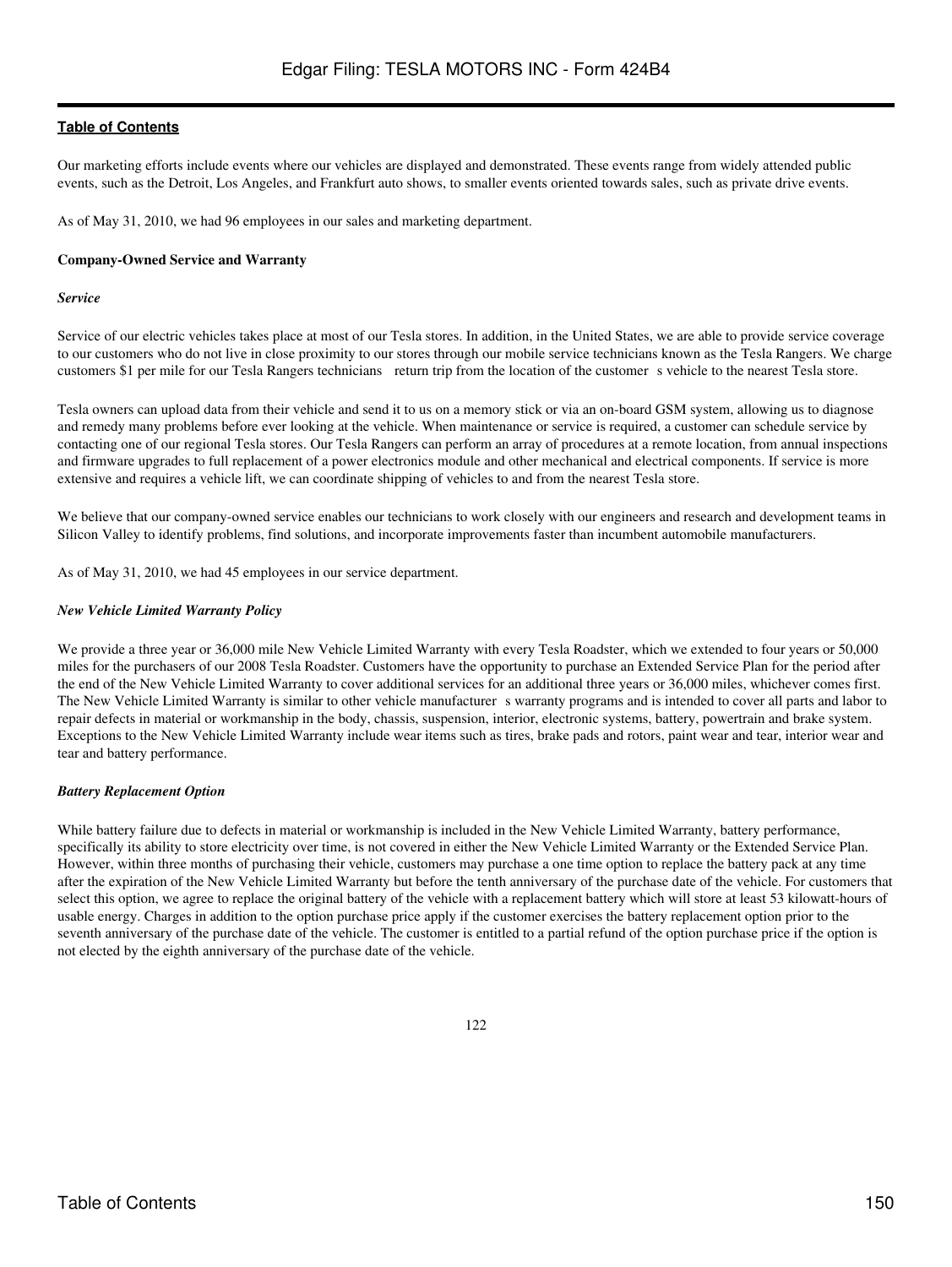Our marketing efforts include events where our vehicles are displayed and demonstrated. These events range from widely attended public events, such as the Detroit, Los Angeles, and Frankfurt auto shows, to smaller events oriented towards sales, such as private drive events.

As of May 31, 2010, we had 96 employees in our sales and marketing department.

**Company-Owned Service and Warranty**

***Service***

Service of our electric vehicles takes place at most of our Tesla stores. In addition, in the United States, we are able to provide service coverage to our customers who do not live in close proximity to our stores through our mobile service technicians known as the Tesla Rangers. We charge customers $1 per mile for our Tesla Rangers technicians return trip from the location of the customer s vehicle to the nearest Tesla store.

Tesla owners can upload data from their vehicle and send it to us on a memory stick or via an on-board GSM system, allowing us to diagnose and remedy many problems before ever looking at the vehicle. When maintenance or service is required, a customer can schedule service by contacting one of our regional Tesla stores. Our Tesla Rangers can perform an array of procedures at a remote location, from annual inspections and firmware upgrades to full replacement of a power electronics module and other mechanical and electrical components. If service is more extensive and requires a vehicle lift, we can coordinate shipping of vehicles to and from the nearest Tesla store.

We believe that our company-owned service enables our technicians to work closely with our engineers and research and development teams in Silicon Valley to identify problems, find solutions, and incorporate improvements faster than incumbent automobile manufacturers.

As of May 31, 2010, we had 45 employees in our service department.

***New Vehicle Limited Warranty Policy***

We provide a three year or 36,000 mile New Vehicle Limited Warranty with every Tesla Roadster, which we extended to four years or 50,000 miles for the purchasers of our 2008 Tesla Roadster. Customers have the opportunity to purchase an Extended Service Plan for the period after the end of the New Vehicle Limited Warranty to cover additional services for an additional three years or 36,000 miles, whichever comes first. The New Vehicle Limited Warranty is similar to other vehicle manufacturer s warranty programs and is intended to cover all parts and labor to repair defects in material or workmanship in the body, chassis, suspension, interior, electronic systems, battery, powertrain and brake system. Exceptions to the New Vehicle Limited Warranty include wear items such as tires, brake pads and rotors, paint wear and tear, interior wear and tear and battery performance.

***Battery Replacement Option***

While battery failure due to defects in material or workmanship is included in the New Vehicle Limited Warranty, battery performance, specifically its ability to store electricity over time, is not covered in either the New Vehicle Limited Warranty or the Extended Service Plan. However, within three months of purchasing their vehicle, customers may purchase a one time option to replace the battery pack at any time after the expiration of the New Vehicle Limited Warranty but before the tenth anniversary of the purchase date of the vehicle. For customers that select this option, we agree to replace the original battery of the vehicle with a replacement battery which will store at least 53 kilowatt-hours of usable energy. Charges in addition to the option purchase price apply if the customer exercises the battery replacement option prior to the seventh anniversary of the purchase date of the vehicle. The customer is entitled to a partial refund of the option purchase price if the option is not elected by the eighth anniversary of the purchase date of the vehicle.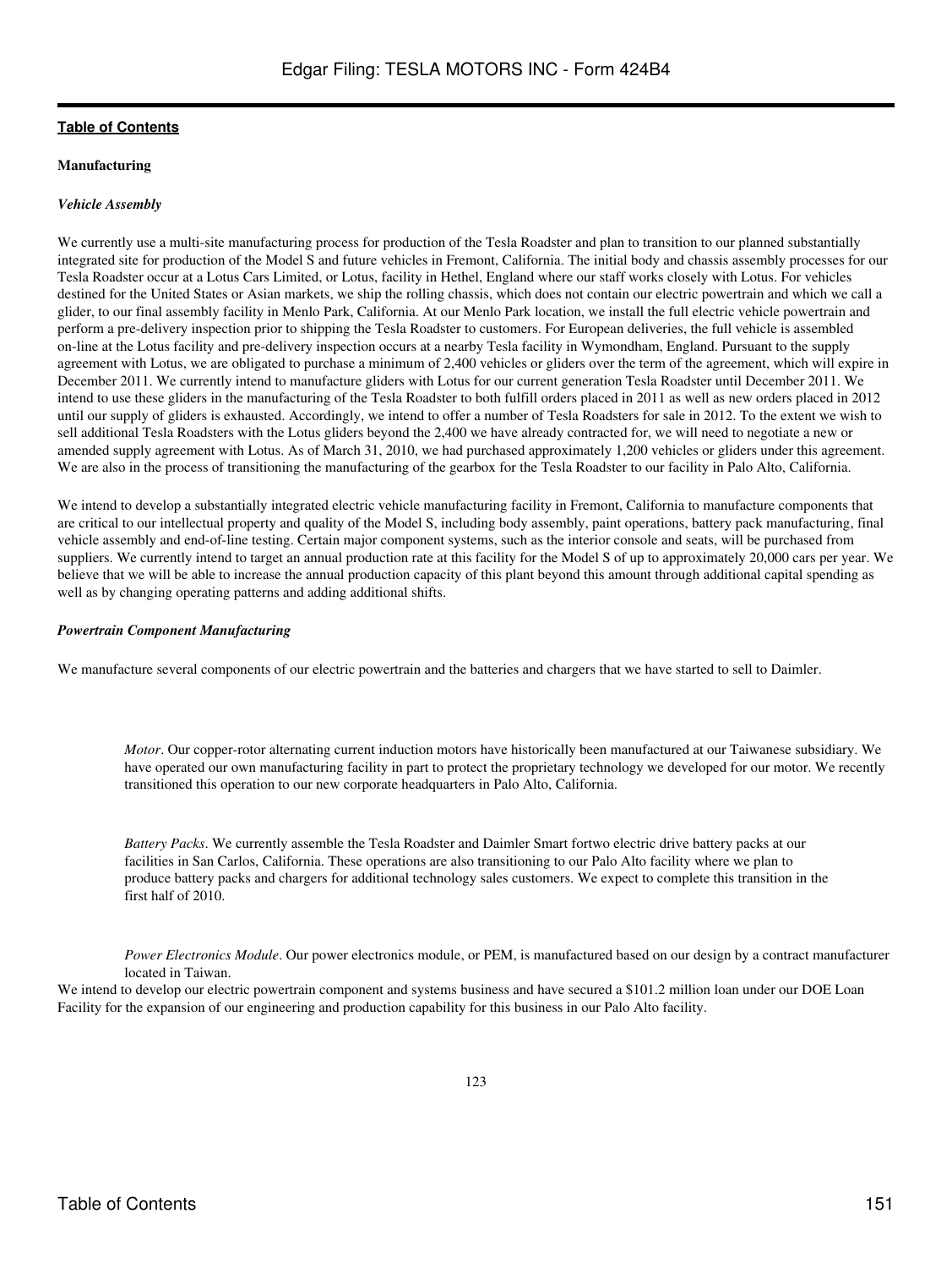**Table of Contents**

### Manufacturing

#### *Vehicle Assembly*

We currently use a multi-site manufacturing process for production of the Tesla Roadster and plan to transition to our planned substantially integrated site for production of the Model S and future vehicles in Fremont, California. The initial body and chassis assembly processes for our Tesla Roadster occur at a Lotus Cars Limited, or Lotus, facility in Hethel, England where our staff works closely with Lotus. For vehicles destined for the United States or Asian markets, we ship the rolling chassis, which does not contain our electric powertrain and which we call a glider, to our final assembly facility in Menlo Park, California. At our Menlo Park location, we install the full electric vehicle powertrain and perform a pre-delivery inspection prior to shipping the Tesla Roadster to customers. For European deliveries, the full vehicle is assembled on-line at the Lotus facility and pre-delivery inspection occurs at a nearby Tesla facility in Wymondham, England. Pursuant to the supply agreement with Lotus, we are obligated to purchase a minimum of 2,400 vehicles or gliders over the term of the agreement, which will expire in December 2011. We currently intend to manufacture gliders with Lotus for our current generation Tesla Roadster until December 2011. We intend to use these gliders in the manufacturing of the Tesla Roadster to both fulfill orders placed in 2011 as well as new orders placed in 2012 until our supply of gliders is exhausted. Accordingly, we intend to offer a number of Tesla Roadsters for sale in 2012. To the extent we wish to sell additional Tesla Roadsters with the Lotus gliders beyond the 2,400 we have already contracted for, we will need to negotiate a new or amended supply agreement with Lotus. As of March 31, 2010, we had purchased approximately 1,200 vehicles or gliders under this agreement. We are also in the process of transitioning the manufacturing of the gearbox for the Tesla Roadster to our facility in Palo Alto, California.

We intend to develop a substantially integrated electric vehicle manufacturing facility in Fremont, California to manufacture components that are critical to our intellectual property and quality of the Model S, including body assembly, paint operations, battery pack manufacturing, final vehicle assembly and end-of-line testing. Certain major component systems, such as the interior console and seats, will be purchased from suppliers. We currently intend to target an annual production rate at this facility for the Model S of up to approximately 20,000 cars per year. We believe that we will be able to increase the annual production capacity of this plant beyond this amount through additional capital spending as well as by changing operating patterns and adding additional shifts.

#### *Powertrain Component Manufacturing*

We manufacture several components of our electric powertrain and the batteries and chargers that we have started to sell to Daimler.

- *Motor*. Our copper-rotor alternating current induction motors have historically been manufactured at our Taiwanese subsidiary. We have operated our own manufacturing facility in part to protect the proprietary technology we developed for our motor. We recently transitioned this operation to our new corporate headquarters in Palo Alto, California.

- *Battery Packs*. We currently assemble the Tesla Roadster and Daimler Smart fortwo electric drive battery packs at our facilities in San Carlos, California. These operations are also transitioning to our Palo Alto facility where we plan to produce battery packs and chargers for additional technology sales customers. We expect to complete this transition in the first half of 2010.

- *Power Electronics Module*. Our power electronics module, or PEM, is manufactured based on our design by a contract manufacturer located in Taiwan.

We intend to develop our electric powertrain component and systems business and have secured a $101.2 million loan under our DOE Loan Facility for the expansion of our engineering and production capability for this business in our Palo Alto facility.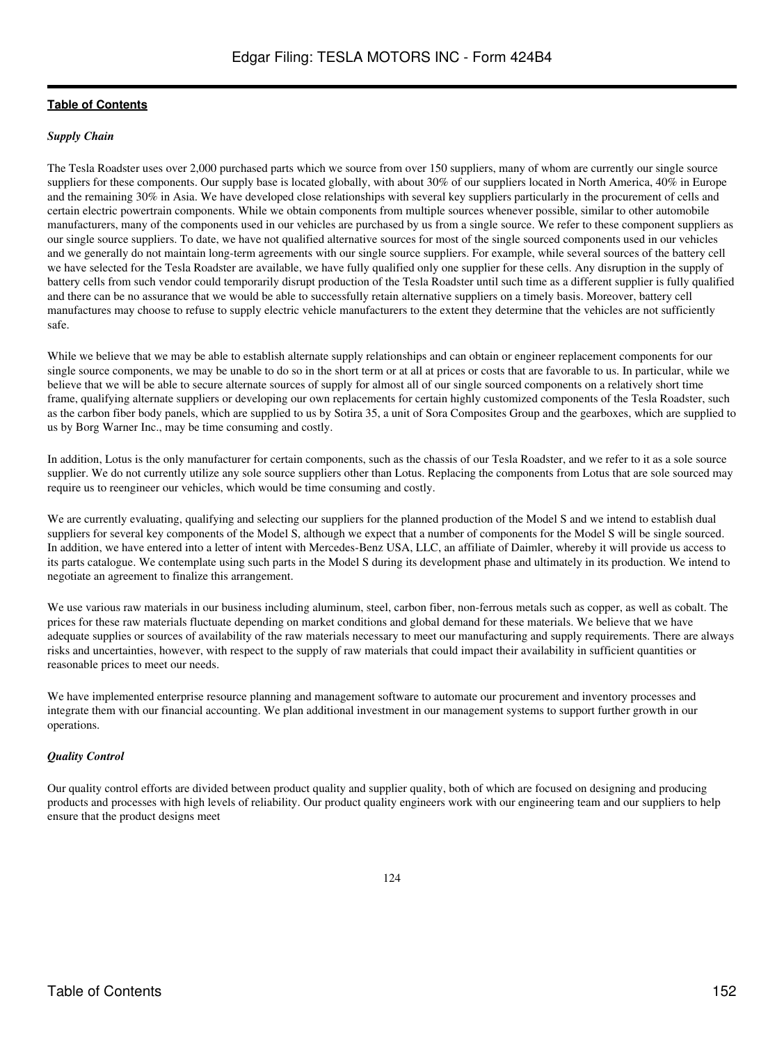**Table of Contents**

### *Supply Chain*

The Tesla Roadster uses over 2,000 purchased parts which we source from over 150 suppliers, many of whom are currently our single source suppliers for these components. Our supply base is located globally, with about 30% of our suppliers located in North America, 40% in Europe and the remaining 30% in Asia. We have developed close relationships with several key suppliers particularly in the procurement of cells and certain electric powertrain components. While we obtain components from multiple sources whenever possible, similar to other automobile manufacturers, many of the components used in our vehicles are purchased by us from a single source. We refer to these component suppliers as our single source suppliers. To date, we have not qualified alternative sources for most of the single sourced components used in our vehicles and we generally do not maintain long-term agreements with our single source suppliers. For example, while several sources of the battery cell we have selected for the Tesla Roadster are available, we have fully qualified only one supplier for these cells. Any disruption in the supply of battery cells from such vendor could temporarily disrupt production of the Tesla Roadster until such time as a different supplier is fully qualified and there can be no assurance that we would be able to successfully retain alternative suppliers on a timely basis. Moreover, battery cell manufactures may choose to refuse to supply electric vehicle manufacturers to the extent they determine that the vehicles are not sufficiently safe.

While we believe that we may be able to establish alternate supply relationships and can obtain or engineer replacement components for our single source components, we may be unable to do so in the short term or at all at prices or costs that are favorable to us. In particular, while we believe that we will be able to secure alternate sources of supply for almost all of our single sourced components on a relatively short time frame, qualifying alternate suppliers or developing our own replacements for certain highly customized components of the Tesla Roadster, such as the carbon fiber body panels, which are supplied to us by Sotira 35, a unit of Sora Composites Group and the gearboxes, which are supplied to us by Borg Warner Inc., may be time consuming and costly.

In addition, Lotus is the only manufacturer for certain components, such as the chassis of our Tesla Roadster, and we refer to it as a sole source supplier. We do not currently utilize any sole source suppliers other than Lotus. Replacing the components from Lotus that are sole sourced may require us to reengineer our vehicles, which would be time consuming and costly.

We are currently evaluating, qualifying and selecting our suppliers for the planned production of the Model S and we intend to establish dual suppliers for several key components of the Model S, although we expect that a number of components for the Model S will be single sourced. In addition, we have entered into a letter of intent with Mercedes-Benz USA, LLC, an affiliate of Daimler, whereby it will provide us access to its parts catalogue. We contemplate using such parts in the Model S during its development phase and ultimately in its production. We intend to negotiate an agreement to finalize this arrangement.

We use various raw materials in our business including aluminum, steel, carbon fiber, non-ferrous metals such as copper, as well as cobalt. The prices for these raw materials fluctuate depending on market conditions and global demand for these materials. We believe that we have adequate supplies or sources of availability of the raw materials necessary to meet our manufacturing and supply requirements. There are always risks and uncertainties, however, with respect to the supply of raw materials that could impact their availability in sufficient quantities or reasonable prices to meet our needs.

We have implemented enterprise resource planning and management software to automate our procurement and inventory processes and integrate them with our financial accounting. We plan additional investment in our management systems to support further growth in our operations.

### *Quality Control*

Our quality control efforts are divided between product quality and supplier quality, both of which are focused on designing and producing products and processes with high levels of reliability. Our product quality engineers work with our engineering team and our suppliers to help ensure that the product designs meet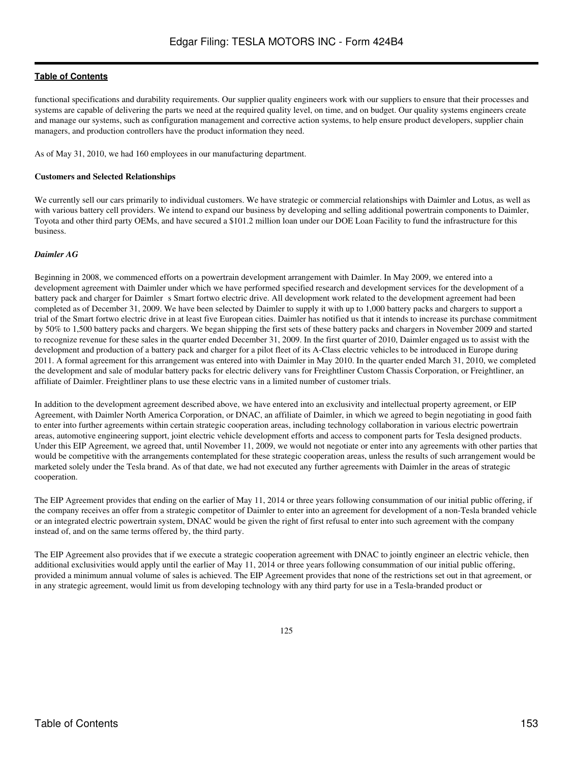functional specifications and durability requirements. Our supplier quality engineers work with our suppliers to ensure that their processes and systems are capable of delivering the parts we need at the required quality level, on time, and on budget. Our quality systems engineers create and manage our systems, such as configuration management and corrective action systems, to help ensure product developers, supplier chain managers, and production controllers have the product information they need.

As of May 31, 2010, we had 160 employees in our manufacturing department.

**Customers and Selected Relationships**

We currently sell our cars primarily to individual customers. We have strategic or commercial relationships with Daimler and Lotus, as well as with various battery cell providers. We intend to expand our business by developing and selling additional powertrain components to Daimler, Toyota and other third party OEMs, and have secured a $101.2 million loan under our DOE Loan Facility to fund the infrastructure for this business.

***Daimler AG***

Beginning in 2008, we commenced efforts on a powertrain development arrangement with Daimler. In May 2009, we entered into a development agreement with Daimler under which we have performed specified research and development services for the development of a battery pack and charger for Daimler s Smart fortwo electric drive. All development work related to the development agreement had been completed as of December 31, 2009. We have been selected by Daimler to supply it with up to 1,000 battery packs and chargers to support a trial of the Smart fortwo electric drive in at least five European cities. Daimler has notified us that it intends to increase its purchase commitment by 50% to 1,500 battery packs and chargers. We began shipping the first sets of these battery packs and chargers in November 2009 and started to recognize revenue for these sales in the quarter ended December 31, 2009. In the first quarter of 2010, Daimler engaged us to assist with the development and production of a battery pack and charger for a pilot fleet of its A-Class electric vehicles to be introduced in Europe during 2011. A formal agreement for this arrangement was entered into with Daimler in May 2010. In the quarter ended March 31, 2010, we completed the development and sale of modular battery packs for electric delivery vans for Freightliner Custom Chassis Corporation, or Freightliner, an affiliate of Daimler. Freightliner plans to use these electric vans in a limited number of customer trials.

In addition to the development agreement described above, we have entered into an exclusivity and intellectual property agreement, or EIP Agreement, with Daimler North America Corporation, or DNAC, an affiliate of Daimler, in which we agreed to begin negotiating in good faith to enter into further agreements within certain strategic cooperation areas, including technology collaboration in various electric powertrain areas, automotive engineering support, joint electric vehicle development efforts and access to component parts for Tesla designed products. Under this EIP Agreement, we agreed that, until November 11, 2009, we would not negotiate or enter into any agreements with other parties that would be competitive with the arrangements contemplated for these strategic cooperation areas, unless the results of such arrangement would be marketed solely under the Tesla brand. As of that date, we had not executed any further agreements with Daimler in the areas of strategic cooperation.

The EIP Agreement provides that ending on the earlier of May 11, 2014 or three years following consummation of our initial public offering, if the company receives an offer from a strategic competitor of Daimler to enter into an agreement for development of a non-Tesla branded vehicle or an integrated electric powertrain system, DNAC would be given the right of first refusal to enter into such agreement with the company instead of, and on the same terms offered by, the third party.

The EIP Agreement also provides that if we execute a strategic cooperation agreement with DNAC to jointly engineer an electric vehicle, then additional exclusivities would apply until the earlier of May 11, 2014 or three years following consummation of our initial public offering, provided a minimum annual volume of sales is achieved. The EIP Agreement provides that none of the restrictions set out in that agreement, or in any strategic agreement, would limit us from developing technology with any third party for use in a Tesla-branded product or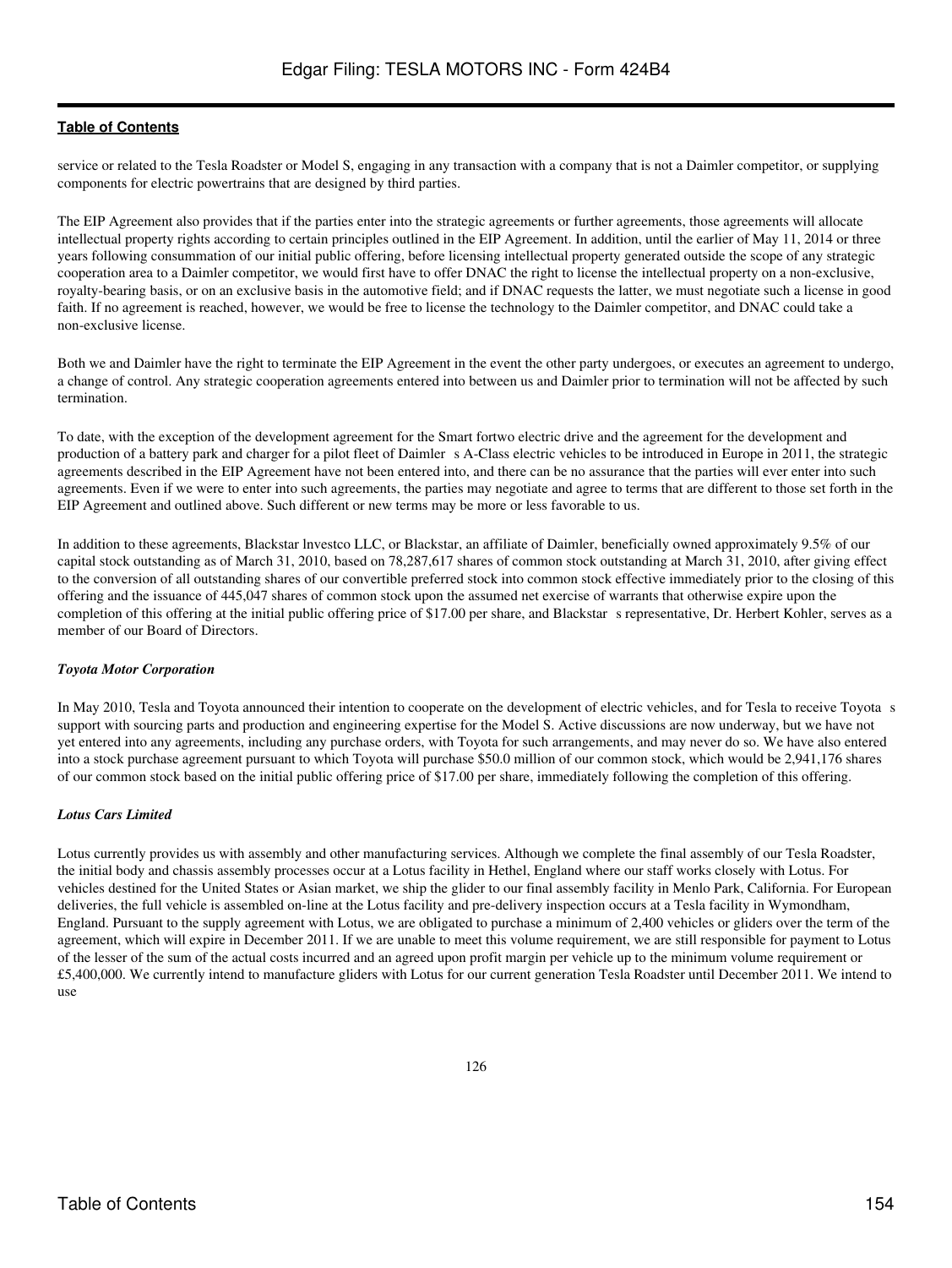service or related to the Tesla Roadster or Model S, engaging in any transaction with a company that is not a Daimler competitor, or supplying components for electric powertrains that are designed by third parties.

The EIP Agreement also provides that if the parties enter into the strategic agreements or further agreements, those agreements will allocate intellectual property rights according to certain principles outlined in the EIP Agreement. In addition, until the earlier of May 11, 2014 or three years following consummation of our initial public offering, before licensing intellectual property generated outside the scope of any strategic cooperation area to a Daimler competitor, we would first have to offer DNAC the right to license the intellectual property on a non-exclusive, royalty-bearing basis, or on an exclusive basis in the automotive field; and if DNAC requests the latter, we must negotiate such a license in good faith. If no agreement is reached, however, we would be free to license the technology to the Daimler competitor, and DNAC could take a non-exclusive license.

Both we and Daimler have the right to terminate the EIP Agreement in the event the other party undergoes, or executes an agreement to undergo, a change of control. Any strategic cooperation agreements entered into between us and Daimler prior to termination will not be affected by such termination.

To date, with the exception of the development agreement for the Smart fortwo electric drive and the agreement for the development and production of a battery park and charger for a pilot fleet of Daimler s A-Class electric vehicles to be introduced in Europe in 2011, the strategic agreements described in the EIP Agreement have not been entered into, and there can be no assurance that the parties will ever enter into such agreements. Even if we were to enter into such agreements, the parties may negotiate and agree to terms that are different to those set forth in the EIP Agreement and outlined above. Such different or new terms may be more or less favorable to us.

In addition to these agreements, Blackstar lnvestco LLC, or Blackstar, an affiliate of Daimler, beneficially owned approximately 9.5% of our capital stock outstanding as of March 31, 2010, based on 78,287,617 shares of common stock outstanding at March 31, 2010, after giving effect to the conversion of all outstanding shares of our convertible preferred stock into common stock effective immediately prior to the closing of this offering and the issuance of 445,047 shares of common stock upon the assumed net exercise of warrants that otherwise expire upon the completion of this offering at the initial public offering price of $17.00 per share, and Blackstar s representative, Dr. Herbert Kohler, serves as a member of our Board of Directors.

***Toyota Motor Corporation***

In May 2010, Tesla and Toyota announced their intention to cooperate on the development of electric vehicles, and for Tesla to receive Toyota s support with sourcing parts and production and engineering expertise for the Model S. Active discussions are now underway, but we have not yet entered into any agreements, including any purchase orders, with Toyota for such arrangements, and may never do so. We have also entered into a stock purchase agreement pursuant to which Toyota will purchase $50.0 million of our common stock, which would be 2,941,176 shares of our common stock based on the initial public offering price of $17.00 per share, immediately following the completion of this offering.

***Lotus Cars Limited***

Lotus currently provides us with assembly and other manufacturing services. Although we complete the final assembly of our Tesla Roadster, the initial body and chassis assembly processes occur at a Lotus facility in Hethel, England where our staff works closely with Lotus. For vehicles destined for the United States or Asian market, we ship the glider to our final assembly facility in Menlo Park, California. For European deliveries, the full vehicle is assembled on-line at the Lotus facility and pre-delivery inspection occurs at a Tesla facility in Wymondham, England. Pursuant to the supply agreement with Lotus, we are obligated to purchase a minimum of 2,400 vehicles or gliders over the term of the agreement, which will expire in December 2011. If we are unable to meet this volume requirement, we are still responsible for payment to Lotus of the lesser of the sum of the actual costs incurred and an agreed upon profit margin per vehicle up to the minimum volume requirement or £5,400,000. We currently intend to manufacture gliders with Lotus for our current generation Tesla Roadster until December 2011. We intend to use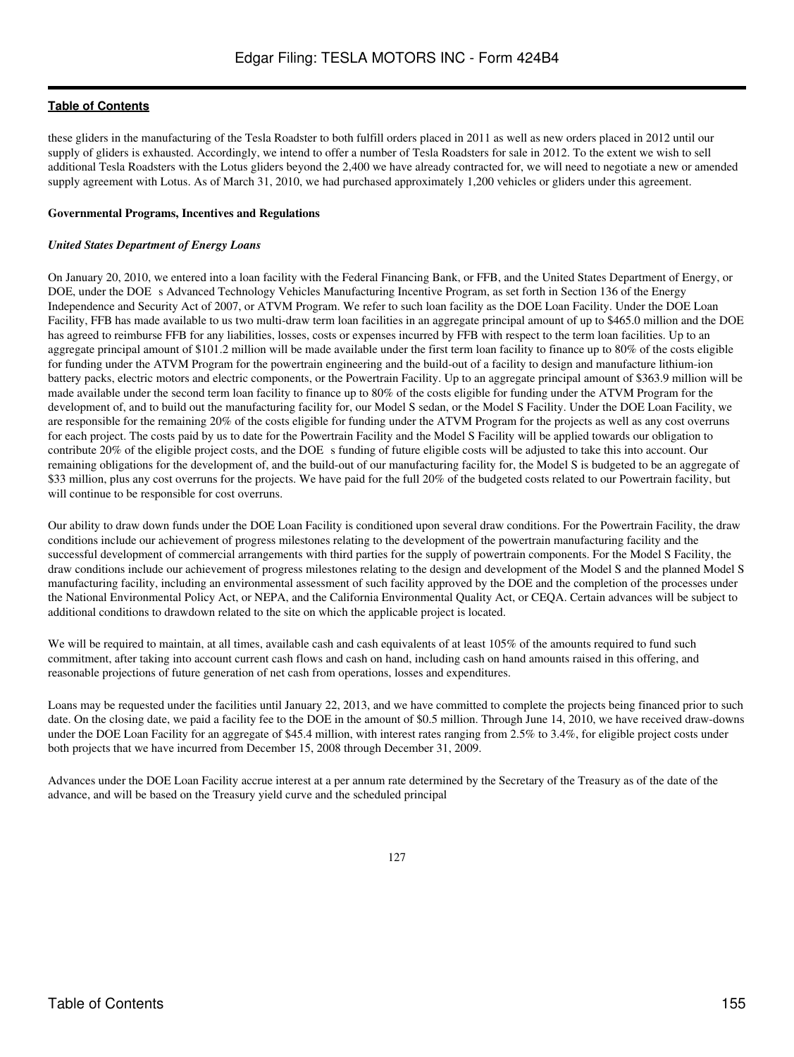these gliders in the manufacturing of the Tesla Roadster to both fulfill orders placed in 2011 as well as new orders placed in 2012 until our supply of gliders is exhausted. Accordingly, we intend to offer a number of Tesla Roadsters for sale in 2012. To the extent we wish to sell additional Tesla Roadsters with the Lotus gliders beyond the 2,400 we have already contracted for, we will need to negotiate a new or amended supply agreement with Lotus. As of March 31, 2010, we had purchased approximately 1,200 vehicles or gliders under this agreement.

**Governmental Programs, Incentives and Regulations**

***United States Department of Energy Loans***

On January 20, 2010, we entered into a loan facility with the Federal Financing Bank, or FFB, and the United States Department of Energy, or DOE, under the DOE s Advanced Technology Vehicles Manufacturing Incentive Program, as set forth in Section 136 of the Energy Independence and Security Act of 2007, or ATVM Program. We refer to such loan facility as the DOE Loan Facility. Under the DOE Loan Facility, FFB has made available to us two multi-draw term loan facilities in an aggregate principal amount of up to $465.0 million and the DOE has agreed to reimburse FFB for any liabilities, losses, costs or expenses incurred by FFB with respect to the term loan facilities. Up to an aggregate principal amount of $101.2 million will be made available under the first term loan facility to finance up to 80% of the costs eligible for funding under the ATVM Program for the powertrain engineering and the build-out of a facility to design and manufacture lithium-ion battery packs, electric motors and electric components, or the Powertrain Facility. Up to an aggregate principal amount of $363.9 million will be made available under the second term loan facility to finance up to 80% of the costs eligible for funding under the ATVM Program for the development of, and to build out the manufacturing facility for, our Model S sedan, or the Model S Facility. Under the DOE Loan Facility, we are responsible for the remaining 20% of the costs eligible for funding under the ATVM Program for the projects as well as any cost overruns for each project. The costs paid by us to date for the Powertrain Facility and the Model S Facility will be applied towards our obligation to contribute 20% of the eligible project costs, and the DOE s funding of future eligible costs will be adjusted to take this into account. Our remaining obligations for the development of, and the build-out of our manufacturing facility for, the Model S is budgeted to be an aggregate of $33 million, plus any cost overruns for the projects. We have paid for the full 20% of the budgeted costs related to our Powertrain facility, but will continue to be responsible for cost overruns.

Our ability to draw down funds under the DOE Loan Facility is conditioned upon several draw conditions. For the Powertrain Facility, the draw conditions include our achievement of progress milestones relating to the development of the powertrain manufacturing facility and the successful development of commercial arrangements with third parties for the supply of powertrain components. For the Model S Facility, the draw conditions include our achievement of progress milestones relating to the design and development of the Model S and the planned Model S manufacturing facility, including an environmental assessment of such facility approved by the DOE and the completion of the processes under the National Environmental Policy Act, or NEPA, and the California Environmental Quality Act, or CEQA. Certain advances will be subject to additional conditions to drawdown related to the site on which the applicable project is located.

We will be required to maintain, at all times, available cash and cash equivalents of at least 105% of the amounts required to fund such commitment, after taking into account current cash flows and cash on hand, including cash on hand amounts raised in this offering, and reasonable projections of future generation of net cash from operations, losses and expenditures.

Loans may be requested under the facilities until January 22, 2013, and we have committed to complete the projects being financed prior to such date. On the closing date, we paid a facility fee to the DOE in the amount of $0.5 million. Through June 14, 2010, we have received draw-downs under the DOE Loan Facility for an aggregate of $45.4 million, with interest rates ranging from 2.5% to 3.4%, for eligible project costs under both projects that we have incurred from December 15, 2008 through December 31, 2009.

Advances under the DOE Loan Facility accrue interest at a per annum rate determined by the Secretary of the Treasury as of the date of the advance, and will be based on the Treasury yield curve and the scheduled principal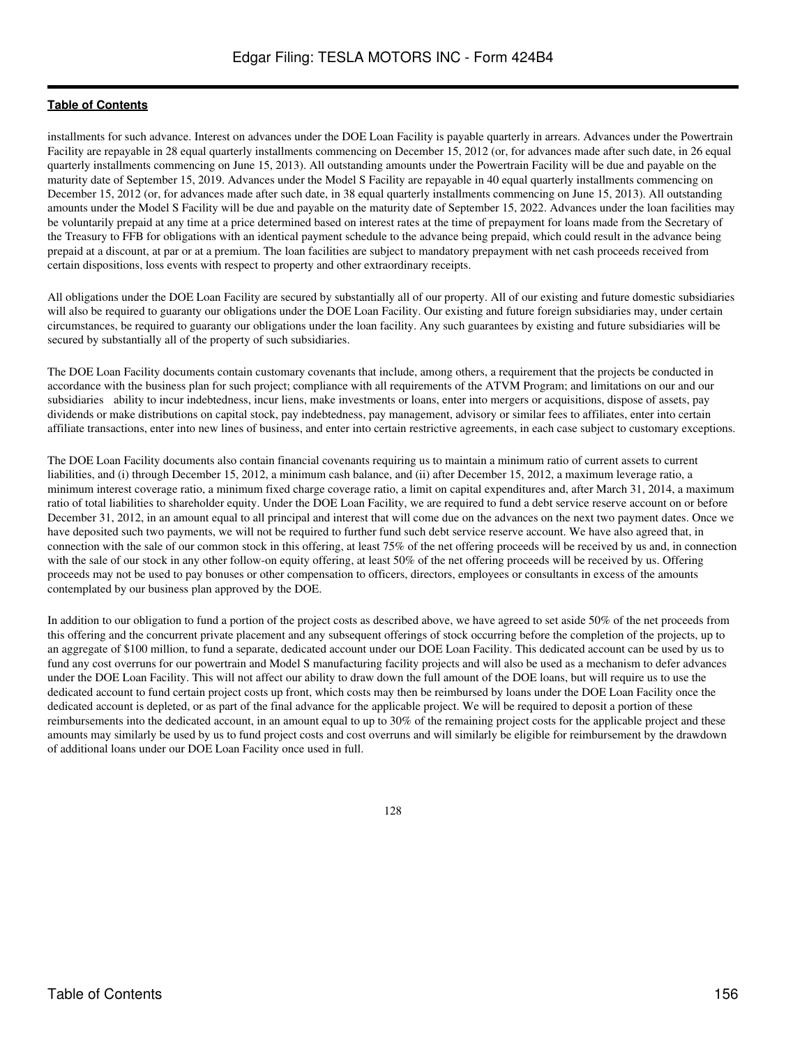installments for such advance. Interest on advances under the DOE Loan Facility is payable quarterly in arrears. Advances under the Powertrain Facility are repayable in 28 equal quarterly installments commencing on December 15, 2012 (or, for advances made after such date, in 26 equal quarterly installments commencing on June 15, 2013). All outstanding amounts under the Powertrain Facility will be due and payable on the maturity date of September 15, 2019. Advances under the Model S Facility are repayable in 40 equal quarterly installments commencing on December 15, 2012 (or, for advances made after such date, in 38 equal quarterly installments commencing on June 15, 2013). All outstanding amounts under the Model S Facility will be due and payable on the maturity date of September 15, 2022. Advances under the loan facilities may be voluntarily prepaid at any time at a price determined based on interest rates at the time of prepayment for loans made from the Secretary of the Treasury to FFB for obligations with an identical payment schedule to the advance being prepaid, which could result in the advance being prepaid at a discount, at par or at a premium. The loan facilities are subject to mandatory prepayment with net cash proceeds received from certain dispositions, loss events with respect to property and other extraordinary receipts.

All obligations under the DOE Loan Facility are secured by substantially all of our property. All of our existing and future domestic subsidiaries will also be required to guaranty our obligations under the DOE Loan Facility. Our existing and future foreign subsidiaries may, under certain circumstances, be required to guaranty our obligations under the loan facility. Any such guarantees by existing and future subsidiaries will be secured by substantially all of the property of such subsidiaries.

The DOE Loan Facility documents contain customary covenants that include, among others, a requirement that the projects be conducted in accordance with the business plan for such project; compliance with all requirements of the ATVM Program; and limitations on our and our subsidiaries ability to incur indebtedness, incur liens, make investments or loans, enter into mergers or acquisitions, dispose of assets, pay dividends or make distributions on capital stock, pay indebtedness, pay management, advisory or similar fees to affiliates, enter into certain affiliate transactions, enter into new lines of business, and enter into certain restrictive agreements, in each case subject to customary exceptions.

The DOE Loan Facility documents also contain financial covenants requiring us to maintain a minimum ratio of current assets to current liabilities, and (i) through December 15, 2012, a minimum cash balance, and (ii) after December 15, 2012, a maximum leverage ratio, a minimum interest coverage ratio, a minimum fixed charge coverage ratio, a limit on capital expenditures and, after March 31, 2014, a maximum ratio of total liabilities to shareholder equity. Under the DOE Loan Facility, we are required to fund a debt service reserve account on or before December 31, 2012, in an amount equal to all principal and interest that will come due on the advances on the next two payment dates. Once we have deposited such two payments, we will not be required to further fund such debt service reserve account. We have also agreed that, in connection with the sale of our common stock in this offering, at least 75% of the net offering proceeds will be received by us and, in connection with the sale of our stock in any other follow-on equity offering, at least 50% of the net offering proceeds will be received by us. Offering proceeds may not be used to pay bonuses or other compensation to officers, directors, employees or consultants in excess of the amounts contemplated by our business plan approved by the DOE.

In addition to our obligation to fund a portion of the project costs as described above, we have agreed to set aside 50% of the net proceeds from this offering and the concurrent private placement and any subsequent offerings of stock occurring before the completion of the projects, up to an aggregate of $100 million, to fund a separate, dedicated account under our DOE Loan Facility. This dedicated account can be used by us to fund any cost overruns for our powertrain and Model S manufacturing facility projects and will also be used as a mechanism to defer advances under the DOE Loan Facility. This will not affect our ability to draw down the full amount of the DOE loans, but will require us to use the dedicated account to fund certain project costs up front, which costs may then be reimbursed by loans under the DOE Loan Facility once the dedicated account is depleted, or as part of the final advance for the applicable project. We will be required to deposit a portion of these reimbursements into the dedicated account, in an amount equal to up to 30% of the remaining project costs for the applicable project and these amounts may similarly be used by us to fund project costs and cost overruns and will similarly be eligible for reimbursement by the drawdown of additional loans under our DOE Loan Facility once used in full.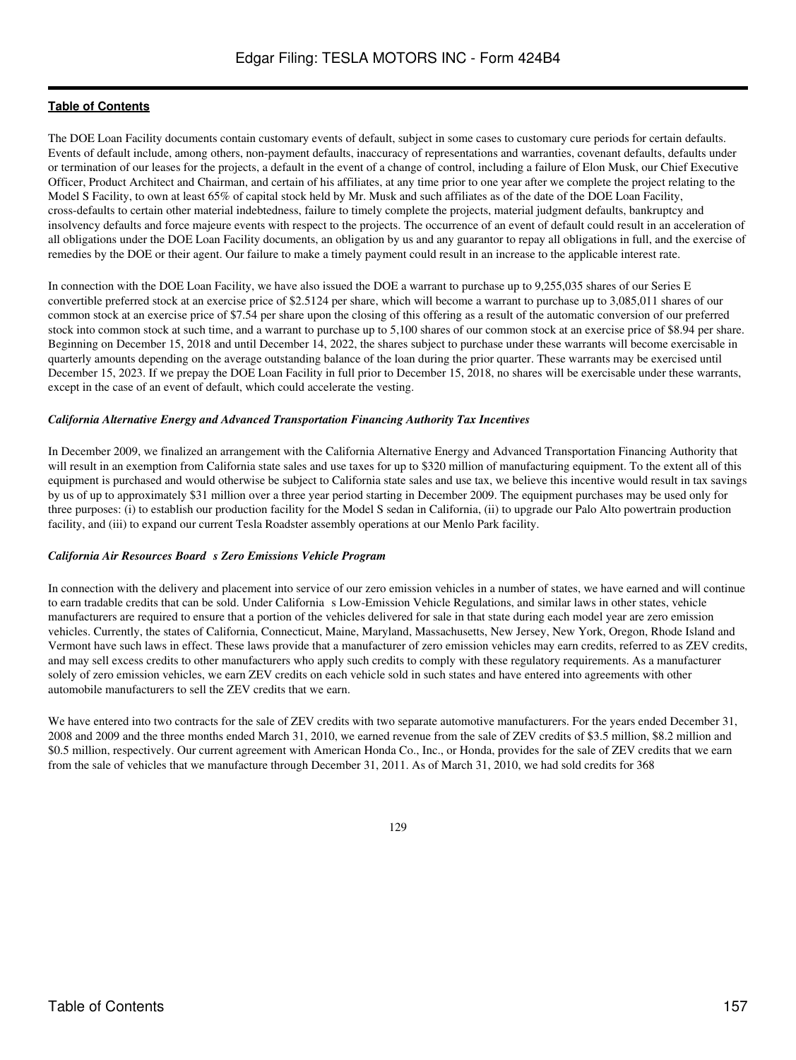The DOE Loan Facility documents contain customary events of default, subject in some cases to customary cure periods for certain defaults. Events of default include, among others, non-payment defaults, inaccuracy of representations and warranties, covenant defaults, defaults under or termination of our leases for the projects, a default in the event of a change of control, including a failure of Elon Musk, our Chief Executive Officer, Product Architect and Chairman, and certain of his affiliates, at any time prior to one year after we complete the project relating to the Model S Facility, to own at least 65% of capital stock held by Mr. Musk and such affiliates as of the date of the DOE Loan Facility, cross-defaults to certain other material indebtedness, failure to timely complete the projects, material judgment defaults, bankruptcy and insolvency defaults and force majeure events with respect to the projects. The occurrence of an event of default could result in an acceleration of all obligations under the DOE Loan Facility documents, an obligation by us and any guarantor to repay all obligations in full, and the exercise of remedies by the DOE or their agent. Our failure to make a timely payment could result in an increase to the applicable interest rate.

In connection with the DOE Loan Facility, we have also issued the DOE a warrant to purchase up to 9,255,035 shares of our Series E convertible preferred stock at an exercise price of $2.5124 per share, which will become a warrant to purchase up to 3,085,011 shares of our common stock at an exercise price of $7.54 per share upon the closing of this offering as a result of the automatic conversion of our preferred stock into common stock at such time, and a warrant to purchase up to 5,100 shares of our common stock at an exercise price of $8.94 per share. Beginning on December 15, 2018 and until December 14, 2022, the shares subject to purchase under these warrants will become exercisable in quarterly amounts depending on the average outstanding balance of the loan during the prior quarter. These warrants may be exercised until December 15, 2023. If we prepay the DOE Loan Facility in full prior to December 15, 2018, no shares will be exercisable under these warrants, except in the case of an event of default, which could accelerate the vesting.

***California Alternative Energy and Advanced Transportation Financing Authority Tax Incentives***

In December 2009, we finalized an arrangement with the California Alternative Energy and Advanced Transportation Financing Authority that will result in an exemption from California state sales and use taxes for up to $320 million of manufacturing equipment. To the extent all of this equipment is purchased and would otherwise be subject to California state sales and use tax, we believe this incentive would result in tax savings by us of up to approximately $31 million over a three year period starting in December 2009. The equipment purchases may be used only for three purposes: (i) to establish our production facility for the Model S sedan in California, (ii) to upgrade our Palo Alto powertrain production facility, and (iii) to expand our current Tesla Roadster assembly operations at our Menlo Park facility.

***California Air Resources Board s Zero Emissions Vehicle Program***

In connection with the delivery and placement into service of our zero emission vehicles in a number of states, we have earned and will continue to earn tradable credits that can be sold. Under California s Low-Emission Vehicle Regulations, and similar laws in other states, vehicle manufacturers are required to ensure that a portion of the vehicles delivered for sale in that state during each model year are zero emission vehicles. Currently, the states of California, Connecticut, Maine, Maryland, Massachusetts, New Jersey, New York, Oregon, Rhode Island and Vermont have such laws in effect. These laws provide that a manufacturer of zero emission vehicles may earn credits, referred to as ZEV credits, and may sell excess credits to other manufacturers who apply such credits to comply with these regulatory requirements. As a manufacturer solely of zero emission vehicles, we earn ZEV credits on each vehicle sold in such states and have entered into agreements with other automobile manufacturers to sell the ZEV credits that we earn.

We have entered into two contracts for the sale of ZEV credits with two separate automotive manufacturers. For the years ended December 31, 2008 and 2009 and the three months ended March 31, 2010, we earned revenue from the sale of ZEV credits of $3.5 million, $8.2 million and $0.5 million, respectively. Our current agreement with American Honda Co., Inc., or Honda, provides for the sale of ZEV credits that we earn from the sale of vehicles that we manufacture through December 31, 2011. As of March 31, 2010, we had sold credits for 368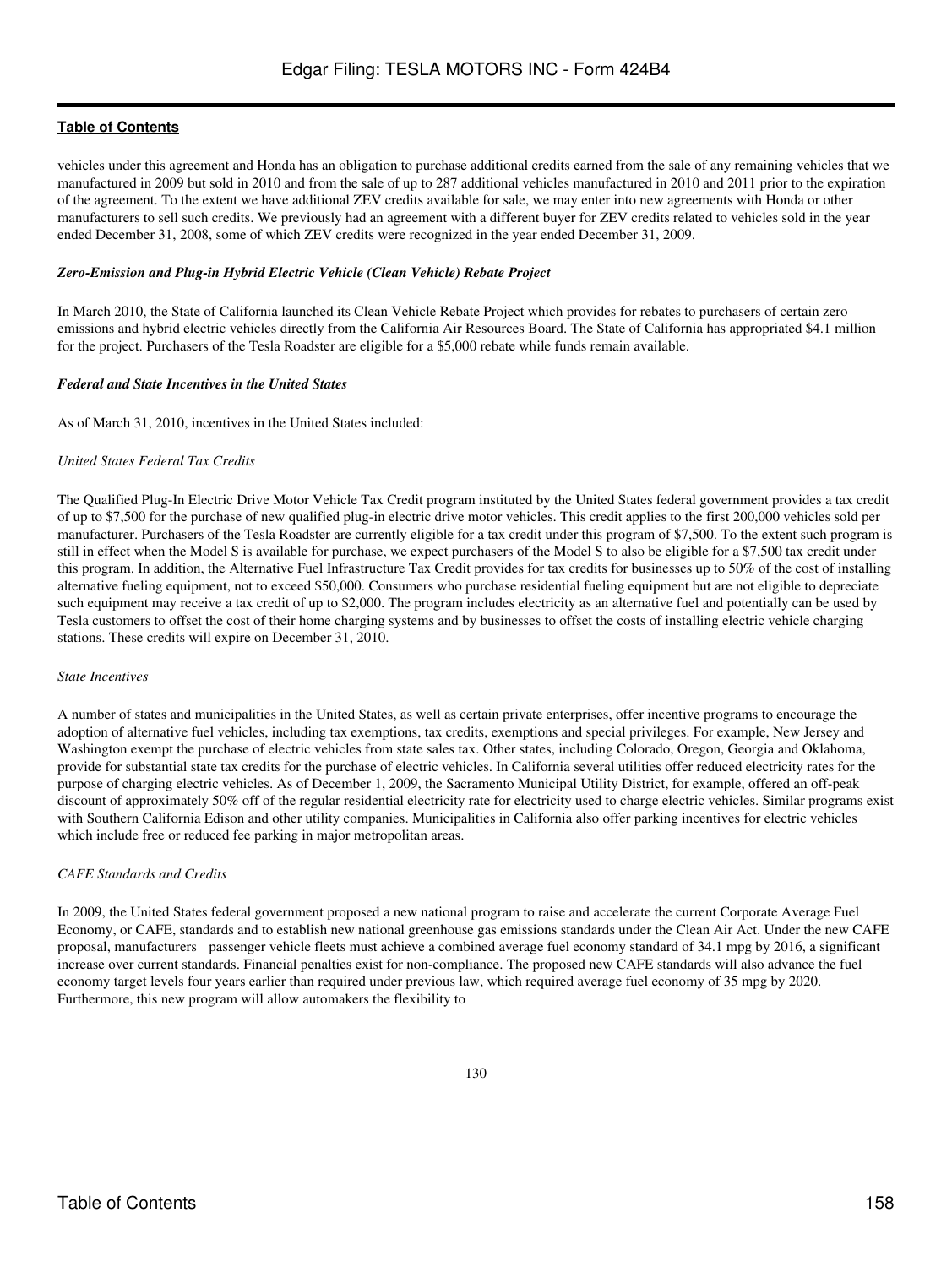vehicles under this agreement and Honda has an obligation to purchase additional credits earned from the sale of any remaining vehicles that we manufactured in 2009 but sold in 2010 and from the sale of up to 287 additional vehicles manufactured in 2010 and 2011 prior to the expiration of the agreement. To the extent we have additional ZEV credits available for sale, we may enter into new agreements with Honda or other manufacturers to sell such credits. We previously had an agreement with a different buyer for ZEV credits related to vehicles sold in the year ended December 31, 2008, some of which ZEV credits were recognized in the year ended December 31, 2009.

***Zero-Emission and Plug-in Hybrid Electric Vehicle (Clean Vehicle) Rebate Project***

In March 2010, the State of California launched its Clean Vehicle Rebate Project which provides for rebates to purchasers of certain zero emissions and hybrid electric vehicles directly from the California Air Resources Board. The State of California has appropriated $4.1 million for the project. Purchasers of the Tesla Roadster are eligible for a $5,000 rebate while funds remain available.

***Federal and State Incentives in the United States***

As of March 31, 2010, incentives in the United States included:

*United States Federal Tax Credits*

The Qualified Plug-In Electric Drive Motor Vehicle Tax Credit program instituted by the United States federal government provides a tax credit of up to $7,500 for the purchase of new qualified plug-in electric drive motor vehicles. This credit applies to the first 200,000 vehicles sold per manufacturer. Purchasers of the Tesla Roadster are currently eligible for a tax credit under this program of $7,500. To the extent such program is still in effect when the Model S is available for purchase, we expect purchasers of the Model S to also be eligible for a $7,500 tax credit under this program. In addition, the Alternative Fuel Infrastructure Tax Credit provides for tax credits for businesses up to 50% of the cost of installing alternative fueling equipment, not to exceed $50,000. Consumers who purchase residential fueling equipment but are not eligible to depreciate such equipment may receive a tax credit of up to $2,000. The program includes electricity as an alternative fuel and potentially can be used by Tesla customers to offset the cost of their home charging systems and by businesses to offset the costs of installing electric vehicle charging stations. These credits will expire on December 31, 2010.

*State Incentives*

A number of states and municipalities in the United States, as well as certain private enterprises, offer incentive programs to encourage the adoption of alternative fuel vehicles, including tax exemptions, tax credits, exemptions and special privileges. For example, New Jersey and Washington exempt the purchase of electric vehicles from state sales tax. Other states, including Colorado, Oregon, Georgia and Oklahoma, provide for substantial state tax credits for the purchase of electric vehicles. In California several utilities offer reduced electricity rates for the purpose of charging electric vehicles. As of December 1, 2009, the Sacramento Municipal Utility District, for example, offered an off-peak discount of approximately 50% off of the regular residential electricity rate for electricity used to charge electric vehicles. Similar programs exist with Southern California Edison and other utility companies. Municipalities in California also offer parking incentives for electric vehicles which include free or reduced fee parking in major metropolitan areas.

*CAFE Standards and Credits*

In 2009, the United States federal government proposed a new national program to raise and accelerate the current Corporate Average Fuel Economy, or CAFE, standards and to establish new national greenhouse gas emissions standards under the Clean Air Act. Under the new CAFE proposal, manufacturers passenger vehicle fleets must achieve a combined average fuel economy standard of 34.1 mpg by 2016, a significant increase over current standards. Financial penalties exist for non-compliance. The proposed new CAFE standards will also advance the fuel economy target levels four years earlier than required under previous law, which required average fuel economy of 35 mpg by 2020. Furthermore, this new program will allow automakers the flexibility to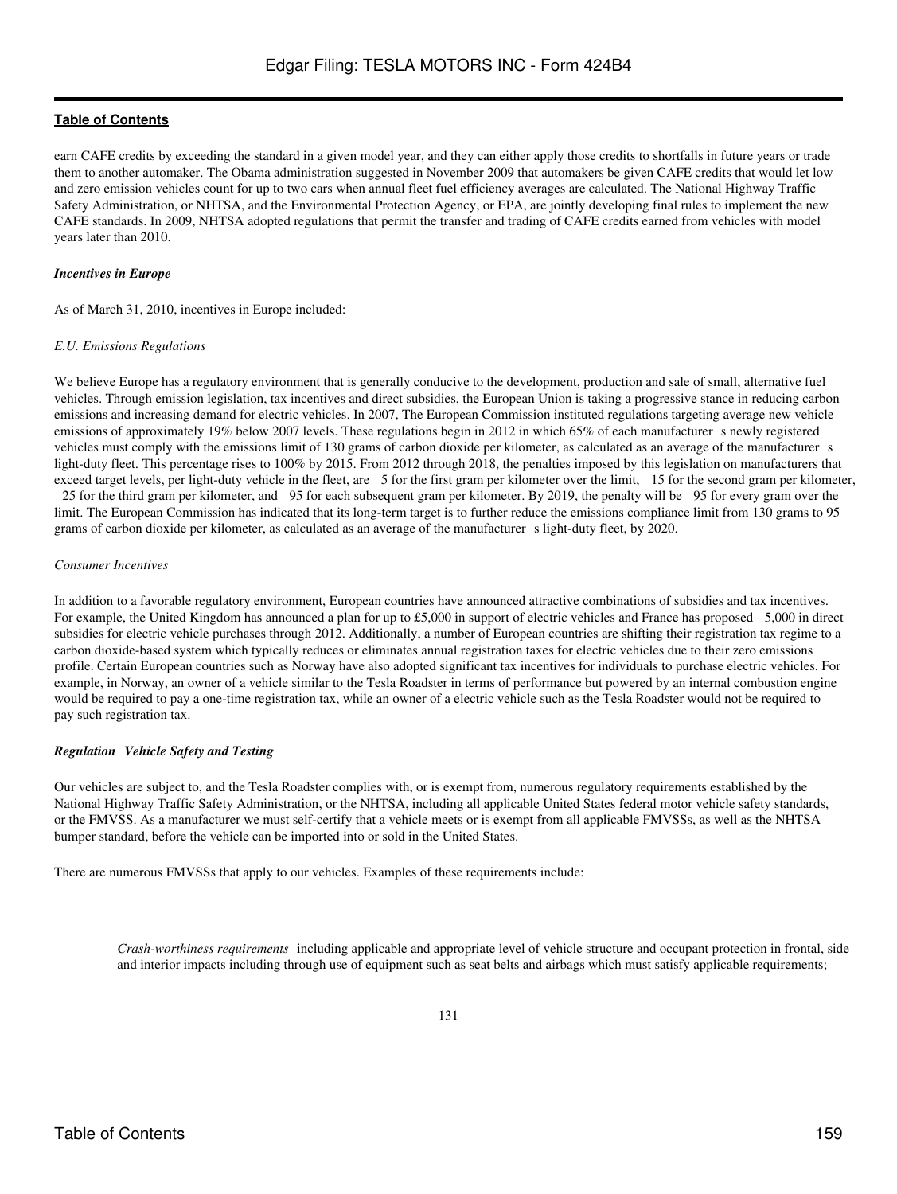earn CAFE credits by exceeding the standard in a given model year, and they can either apply those credits to shortfalls in future years or trade them to another automaker. The Obama administration suggested in November 2009 that automakers be given CAFE credits that would let low and zero emission vehicles count for up to two cars when annual fleet fuel efficiency averages are calculated. The National Highway Traffic Safety Administration, or NHTSA, and the Environmental Protection Agency, or EPA, are jointly developing final rules to implement the new CAFE standards. In 2009, NHTSA adopted regulations that permit the transfer and trading of CAFE credits earned from vehicles with model years later than 2010.

***Incentives in Europe***

As of March 31, 2010, incentives in Europe included:

*E.U. Emissions Regulations*

We believe Europe has a regulatory environment that is generally conducive to the development, production and sale of small, alternative fuel vehicles. Through emission legislation, tax incentives and direct subsidies, the European Union is taking a progressive stance in reducing carbon emissions and increasing demand for electric vehicles. In 2007, The European Commission instituted regulations targeting average new vehicle emissions of approximately 19% below 2007 levels. These regulations begin in 2012 in which 65% of each manufacturer s newly registered vehicles must comply with the emissions limit of 130 grams of carbon dioxide per kilometer, as calculated as an average of the manufacturer s light-duty fleet. This percentage rises to 100% by 2015. From 2012 through 2018, the penalties imposed by this legislation on manufacturers that exceed target levels, per light-duty vehicle in the fleet, are 5 for the first gram per kilometer over the limit, 15 for the second gram per kilometer, 25 for the third gram per kilometer, and 95 for each subsequent gram per kilometer. By 2019, the penalty will be 95 for every gram over the limit. The European Commission has indicated that its long-term target is to further reduce the emissions compliance limit from 130 grams to 95 grams of carbon dioxide per kilometer, as calculated as an average of the manufacturer s light-duty fleet, by 2020.

*Consumer Incentives*

In addition to a favorable regulatory environment, European countries have announced attractive combinations of subsidies and tax incentives. For example, the United Kingdom has announced a plan for up to £5,000 in support of electric vehicles and France has proposed 5,000 in direct subsidies for electric vehicle purchases through 2012. Additionally, a number of European countries are shifting their registration tax regime to a carbon dioxide-based system which typically reduces or eliminates annual registration taxes for electric vehicles due to their zero emissions profile. Certain European countries such as Norway have also adopted significant tax incentives for individuals to purchase electric vehicles. For example, in Norway, an owner of a vehicle similar to the Tesla Roadster in terms of performance but powered by an internal combustion engine would be required to pay a one-time registration tax, while an owner of a electric vehicle such as the Tesla Roadster would not be required to pay such registration tax.

***Regulation Vehicle Safety and Testing***

Our vehicles are subject to, and the Tesla Roadster complies with, or is exempt from, numerous regulatory requirements established by the National Highway Traffic Safety Administration, or the NHTSA, including all applicable United States federal motor vehicle safety standards, or the FMVSS. As a manufacturer we must self-certify that a vehicle meets or is exempt from all applicable FMVSSs, as well as the NHTSA bumper standard, before the vehicle can be imported into or sold in the United States.

There are numerous FMVSSs that apply to our vehicles. Examples of these requirements include:

- *Crash-worthiness requirements* including applicable and appropriate level of vehicle structure and occupant protection in frontal, side and interior impacts including through use of equipment such as seat belts and airbags which must satisfy applicable requirements;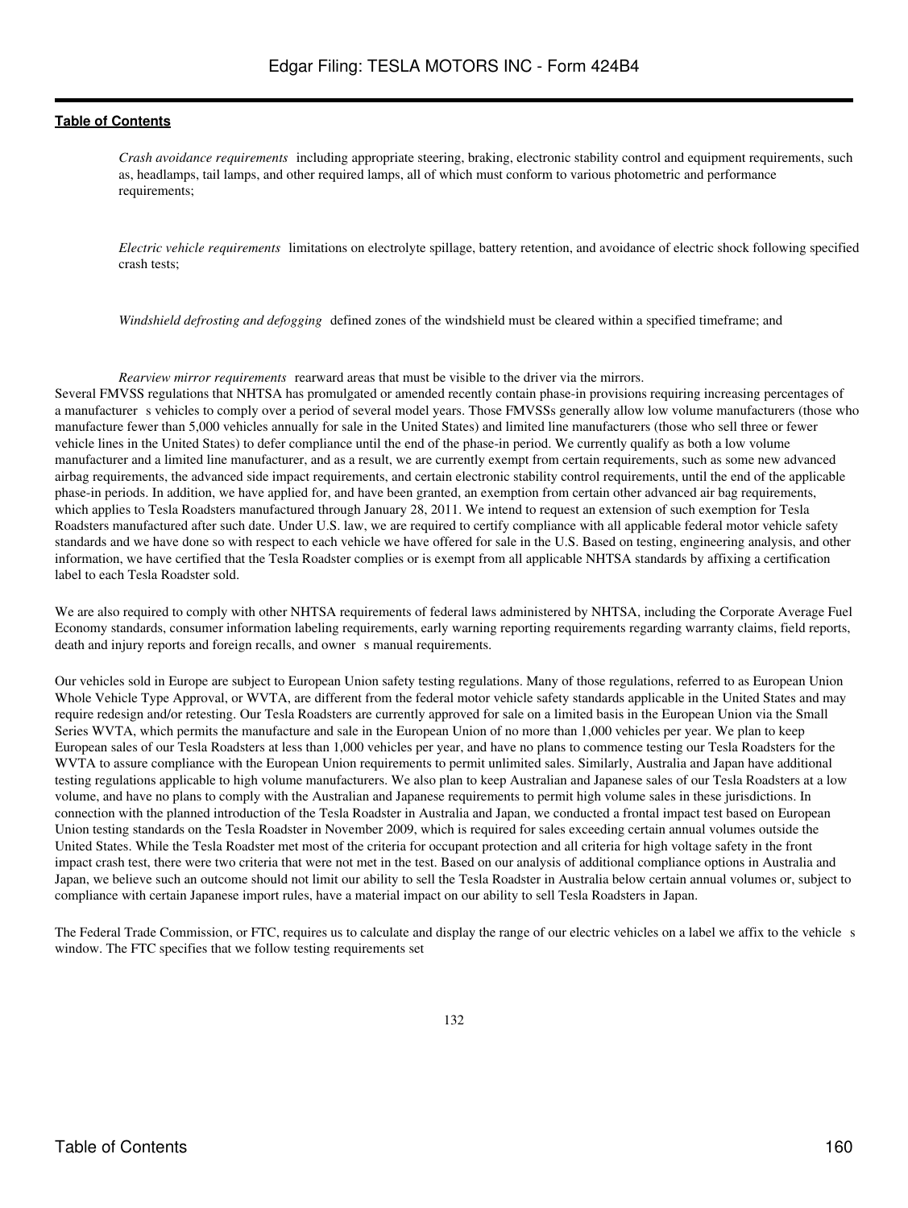*Crash avoidance requirements* including appropriate steering, braking, electronic stability control and equipment requirements, such as, headlamps, tail lamps, and other required lamps, all of which must conform to various photometric and performance requirements;

*Electric vehicle requirements* limitations on electrolyte spillage, battery retention, and avoidance of electric shock following specified crash tests;

*Windshield defrosting and defogging* defined zones of the windshield must be cleared within a specified timeframe; and

*Rearview mirror requirements* rearward areas that must be visible to the driver via the mirrors.

Several FMVSS regulations that NHTSA has promulgated or amended recently contain phase-in provisions requiring increasing percentages of a manufacturer s vehicles to comply over a period of several model years. Those FMVSSs generally allow low volume manufacturers (those who manufacture fewer than 5,000 vehicles annually for sale in the United States) and limited line manufacturers (those who sell three or fewer vehicle lines in the United States) to defer compliance until the end of the phase-in period. We currently qualify as both a low volume manufacturer and a limited line manufacturer, and as a result, we are currently exempt from certain requirements, such as some new advanced airbag requirements, the advanced side impact requirements, and certain electronic stability control requirements, until the end of the applicable phase-in periods. In addition, we have applied for, and have been granted, an exemption from certain other advanced air bag requirements, which applies to Tesla Roadsters manufactured through January 28, 2011. We intend to request an extension of such exemption for Tesla Roadsters manufactured after such date. Under U.S. law, we are required to certify compliance with all applicable federal motor vehicle safety standards and we have done so with respect to each vehicle we have offered for sale in the U.S. Based on testing, engineering analysis, and other information, we have certified that the Tesla Roadster complies or is exempt from all applicable NHTSA standards by affixing a certification label to each Tesla Roadster sold.

We are also required to comply with other NHTSA requirements of federal laws administered by NHTSA, including the Corporate Average Fuel Economy standards, consumer information labeling requirements, early warning reporting requirements regarding warranty claims, field reports, death and injury reports and foreign recalls, and owner s manual requirements.

Our vehicles sold in Europe are subject to European Union safety testing regulations. Many of those regulations, referred to as European Union Whole Vehicle Type Approval, or WVTA, are different from the federal motor vehicle safety standards applicable in the United States and may require redesign and/or retesting. Our Tesla Roadsters are currently approved for sale on a limited basis in the European Union via the Small Series WVTA, which permits the manufacture and sale in the European Union of no more than 1,000 vehicles per year. We plan to keep European sales of our Tesla Roadsters at less than 1,000 vehicles per year, and have no plans to commence testing our Tesla Roadsters for the WVTA to assure compliance with the European Union requirements to permit unlimited sales. Similarly, Australia and Japan have additional testing regulations applicable to high volume manufacturers. We also plan to keep Australian and Japanese sales of our Tesla Roadsters at a low volume, and have no plans to comply with the Australian and Japanese requirements to permit high volume sales in these jurisdictions. In connection with the planned introduction of the Tesla Roadster in Australia and Japan, we conducted a frontal impact test based on European Union testing standards on the Tesla Roadster in November 2009, which is required for sales exceeding certain annual volumes outside the United States. While the Tesla Roadster met most of the criteria for occupant protection and all criteria for high voltage safety in the front impact crash test, there were two criteria that were not met in the test. Based on our analysis of additional compliance options in Australia and Japan, we believe such an outcome should not limit our ability to sell the Tesla Roadster in Australia below certain annual volumes or, subject to compliance with certain Japanese import rules, have a material impact on our ability to sell Tesla Roadsters in Japan.

The Federal Trade Commission, or FTC, requires us to calculate and display the range of our electric vehicles on a label we affix to the vehicle s window. The FTC specifies that we follow testing requirements set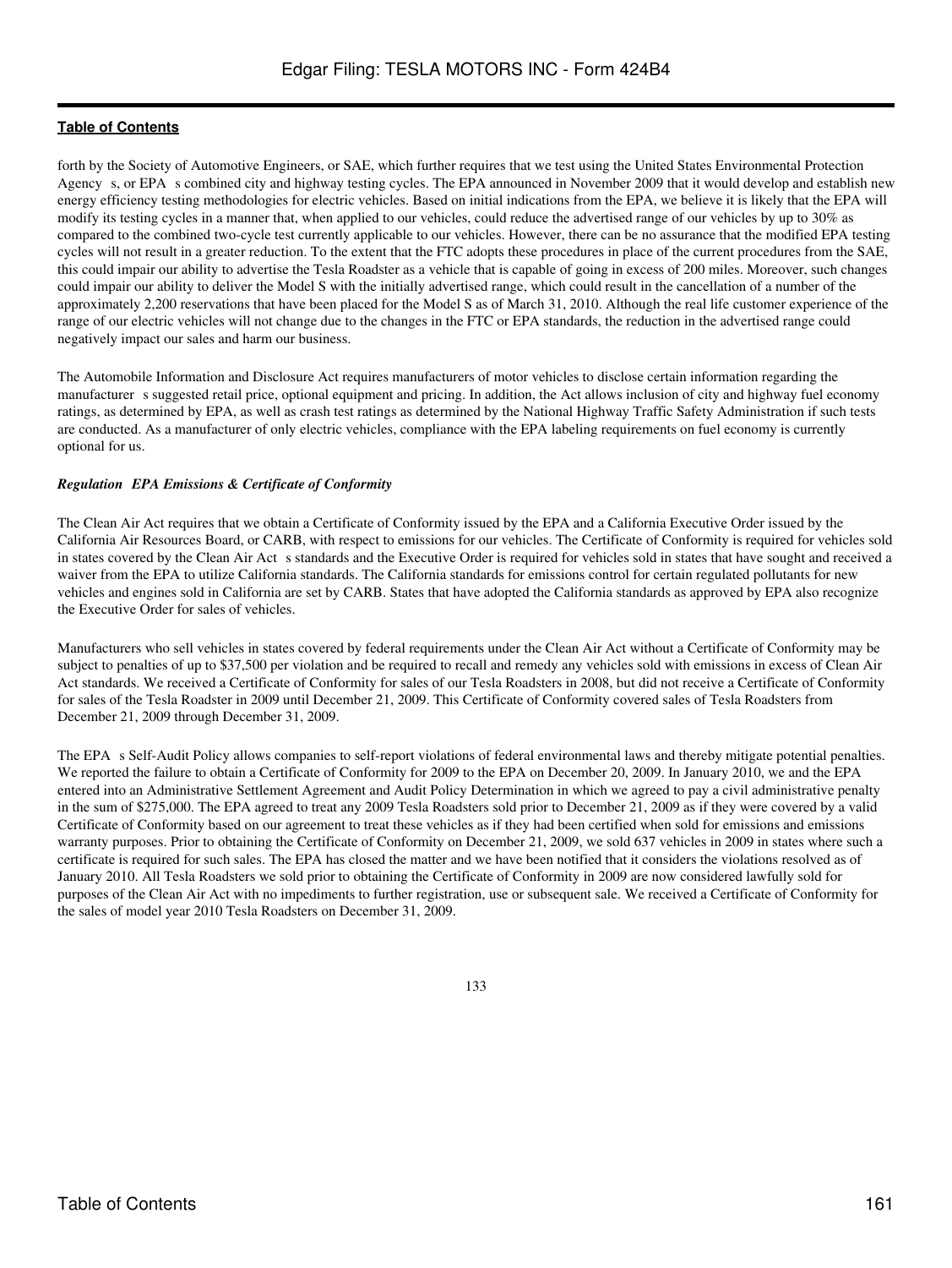forth by the Society of Automotive Engineers, or SAE, which further requires that we test using the United States Environmental Protection Agency s, or EPA s combined city and highway testing cycles. The EPA announced in November 2009 that it would develop and establish new energy efficiency testing methodologies for electric vehicles. Based on initial indications from the EPA, we believe it is likely that the EPA will modify its testing cycles in a manner that, when applied to our vehicles, could reduce the advertised range of our vehicles by up to 30% as compared to the combined two-cycle test currently applicable to our vehicles. However, there can be no assurance that the modified EPA testing cycles will not result in a greater reduction. To the extent that the FTC adopts these procedures in place of the current procedures from the SAE, this could impair our ability to advertise the Tesla Roadster as a vehicle that is capable of going in excess of 200 miles. Moreover, such changes could impair our ability to deliver the Model S with the initially advertised range, which could result in the cancellation of a number of the approximately 2,200 reservations that have been placed for the Model S as of March 31, 2010. Although the real life customer experience of the range of our electric vehicles will not change due to the changes in the FTC or EPA standards, the reduction in the advertised range could negatively impact our sales and harm our business.

The Automobile Information and Disclosure Act requires manufacturers of motor vehicles to disclose certain information regarding the manufacturer s suggested retail price, optional equipment and pricing. In addition, the Act allows inclusion of city and highway fuel economy ratings, as determined by EPA, as well as crash test ratings as determined by the National Highway Traffic Safety Administration if such tests are conducted. As a manufacturer of only electric vehicles, compliance with the EPA labeling requirements on fuel economy is currently optional for us.

***Regulation EPA Emissions & Certificate of Conformity***

The Clean Air Act requires that we obtain a Certificate of Conformity issued by the EPA and a California Executive Order issued by the California Air Resources Board, or CARB, with respect to emissions for our vehicles. The Certificate of Conformity is required for vehicles sold in states covered by the Clean Air Act s standards and the Executive Order is required for vehicles sold in states that have sought and received a waiver from the EPA to utilize California standards. The California standards for emissions control for certain regulated pollutants for new vehicles and engines sold in California are set by CARB. States that have adopted the California standards as approved by EPA also recognize the Executive Order for sales of vehicles.

Manufacturers who sell vehicles in states covered by federal requirements under the Clean Air Act without a Certificate of Conformity may be subject to penalties of up to $37,500 per violation and be required to recall and remedy any vehicles sold with emissions in excess of Clean Air Act standards. We received a Certificate of Conformity for sales of our Tesla Roadsters in 2008, but did not receive a Certificate of Conformity for sales of the Tesla Roadster in 2009 until December 21, 2009. This Certificate of Conformity covered sales of Tesla Roadsters from December 21, 2009 through December 31, 2009.

The EPA s Self-Audit Policy allows companies to self-report violations of federal environmental laws and thereby mitigate potential penalties. We reported the failure to obtain a Certificate of Conformity for 2009 to the EPA on December 20, 2009. In January 2010, we and the EPA entered into an Administrative Settlement Agreement and Audit Policy Determination in which we agreed to pay a civil administrative penalty in the sum of $275,000. The EPA agreed to treat any 2009 Tesla Roadsters sold prior to December 21, 2009 as if they were covered by a valid Certificate of Conformity based on our agreement to treat these vehicles as if they had been certified when sold for emissions and emissions warranty purposes. Prior to obtaining the Certificate of Conformity on December 21, 2009, we sold 637 vehicles in 2009 in states where such a certificate is required for such sales. The EPA has closed the matter and we have been notified that it considers the violations resolved as of January 2010. All Tesla Roadsters we sold prior to obtaining the Certificate of Conformity in 2009 are now considered lawfully sold for purposes of the Clean Air Act with no impediments to further registration, use or subsequent sale. We received a Certificate of Conformity for the sales of model year 2010 Tesla Roadsters on December 31, 2009.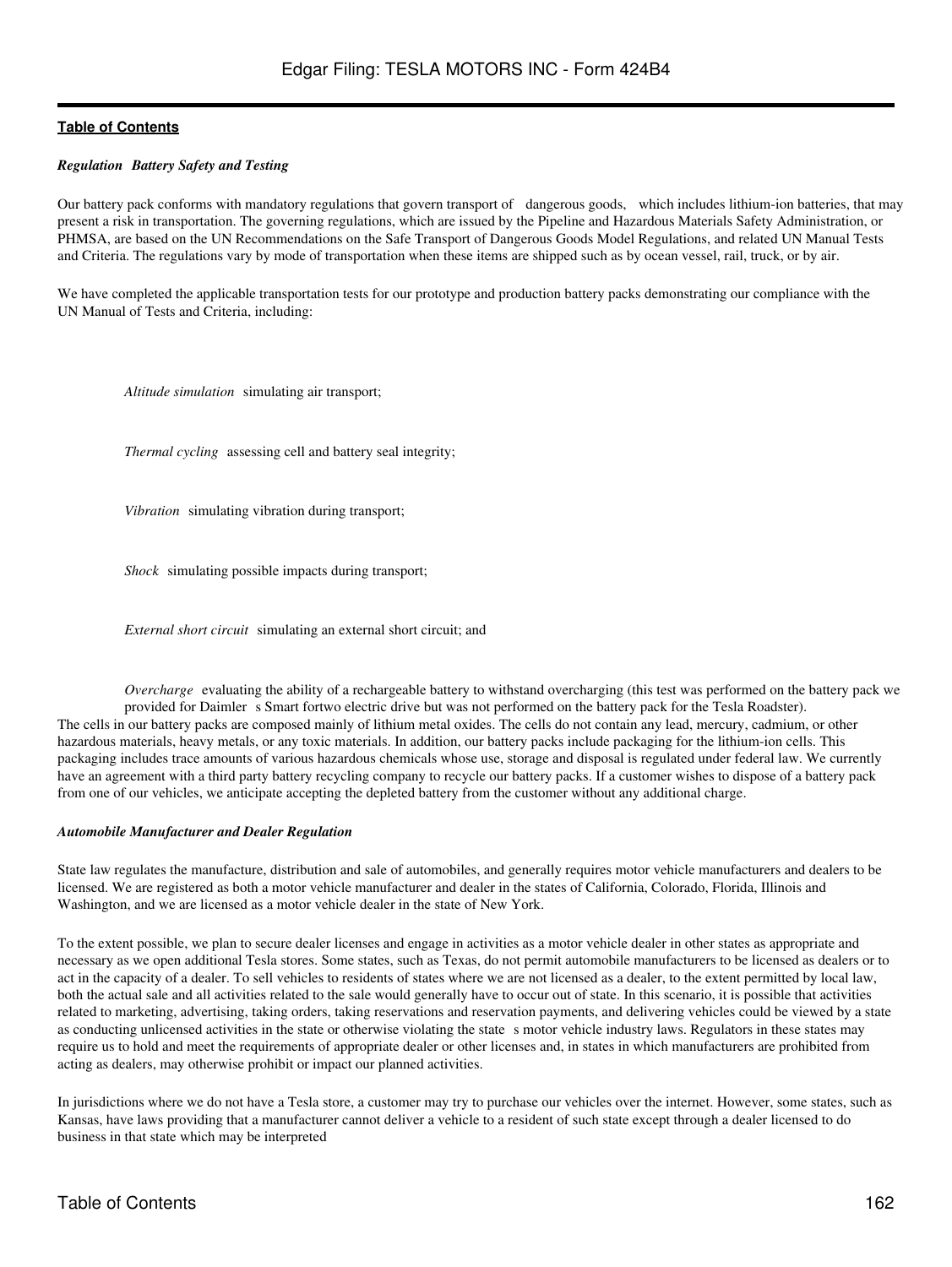*Regulation Battery Safety and Testing*

Our battery pack conforms with mandatory regulations that govern transport of dangerous goods, which includes lithium-ion batteries, that may present a risk in transportation. The governing regulations, which are issued by the Pipeline and Hazardous Materials Safety Administration, or PHMSA, are based on the UN Recommendations on the Safe Transport of Dangerous Goods Model Regulations, and related UN Manual Tests and Criteria. The regulations vary by mode of transportation when these items are shipped such as by ocean vessel, rail, truck, or by air.

We have completed the applicable transportation tests for our prototype and production battery packs demonstrating our compliance with the UN Manual of Tests and Criteria, including:

- *Altitude simulation* simulating air transport;
- *Thermal cycling* assessing cell and battery seal integrity;
- *Vibration* simulating vibration during transport;
- *Shock* simulating possible impacts during transport;
- *External short circuit* simulating an external short circuit; and
- *Overcharge* evaluating the ability of a rechargeable battery to withstand overcharging (this test was performed on the battery pack we provided for Daimler s Smart fortwo electric drive but was not performed on the battery pack for the Tesla Roadster).

The cells in our battery packs are composed mainly of lithium metal oxides. The cells do not contain any lead, mercury, cadmium, or other hazardous materials, heavy metals, or any toxic materials. In addition, our battery packs include packaging for the lithium-ion cells. This packaging includes trace amounts of various hazardous chemicals whose use, storage and disposal is regulated under federal law. We currently have an agreement with a third party battery recycling company to recycle our battery packs. If a customer wishes to dispose of a battery pack from one of our vehicles, we anticipate accepting the depleted battery from the customer without any additional charge.

***Automobile Manufacturer and Dealer Regulation***

State law regulates the manufacture, distribution and sale of automobiles, and generally requires motor vehicle manufacturers and dealers to be licensed. We are registered as both a motor vehicle manufacturer and dealer in the states of California, Colorado, Florida, Illinois and Washington, and we are licensed as a motor vehicle dealer in the state of New York.

To the extent possible, we plan to secure dealer licenses and engage in activities as a motor vehicle dealer in other states as appropriate and necessary as we open additional Tesla stores. Some states, such as Texas, do not permit automobile manufacturers to be licensed as dealers or to act in the capacity of a dealer. To sell vehicles to residents of states where we are not licensed as a dealer, to the extent permitted by local law, both the actual sale and all activities related to the sale would generally have to occur out of state. In this scenario, it is possible that activities related to marketing, advertising, taking orders, taking reservations and reservation payments, and delivering vehicles could be viewed by a state as conducting unlicensed activities in the state or otherwise violating the state s motor vehicle industry laws. Regulators in these states may require us to hold and meet the requirements of appropriate dealer or other licenses and, in states in which manufacturers are prohibited from acting as dealers, may otherwise prohibit or impact our planned activities.

In jurisdictions where we do not have a Tesla store, a customer may try to purchase our vehicles over the internet. However, some states, such as Kansas, have laws providing that a manufacturer cannot deliver a vehicle to a resident of such state except through a dealer licensed to do business in that state which may be interpreted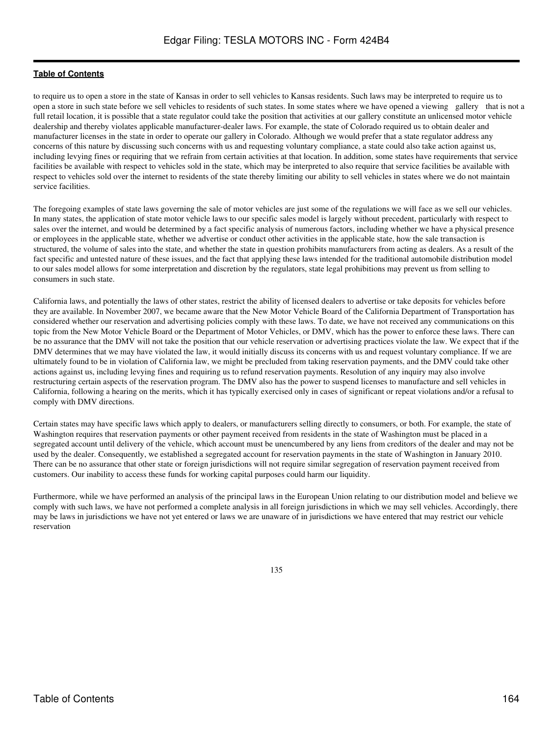to require us to open a store in the state of Kansas in order to sell vehicles to Kansas residents. Such laws may be interpreted to require us to open a store in such state before we sell vehicles to residents of such states. In some states where we have opened a viewing gallery that is not a full retail location, it is possible that a state regulator could take the position that activities at our gallery constitute an unlicensed motor vehicle dealership and thereby violates applicable manufacturer-dealer laws. For example, the state of Colorado required us to obtain dealer and manufacturer licenses in the state in order to operate our gallery in Colorado. Although we would prefer that a state regulator address any concerns of this nature by discussing such concerns with us and requesting voluntary compliance, a state could also take action against us, including levying fines or requiring that we refrain from certain activities at that location. In addition, some states have requirements that service facilities be available with respect to vehicles sold in the state, which may be interpreted to also require that service facilities be available with respect to vehicles sold over the internet to residents of the state thereby limiting our ability to sell vehicles in states where we do not maintain service facilities.

The foregoing examples of state laws governing the sale of motor vehicles are just some of the regulations we will face as we sell our vehicles. In many states, the application of state motor vehicle laws to our specific sales model is largely without precedent, particularly with respect to sales over the internet, and would be determined by a fact specific analysis of numerous factors, including whether we have a physical presence or employees in the applicable state, whether we advertise or conduct other activities in the applicable state, how the sale transaction is structured, the volume of sales into the state, and whether the state in question prohibits manufacturers from acting as dealers. As a result of the fact specific and untested nature of these issues, and the fact that applying these laws intended for the traditional automobile distribution model to our sales model allows for some interpretation and discretion by the regulators, state legal prohibitions may prevent us from selling to consumers in such state.

California laws, and potentially the laws of other states, restrict the ability of licensed dealers to advertise or take deposits for vehicles before they are available. In November 2007, we became aware that the New Motor Vehicle Board of the California Department of Transportation has considered whether our reservation and advertising policies comply with these laws. To date, we have not received any communications on this topic from the New Motor Vehicle Board or the Department of Motor Vehicles, or DMV, which has the power to enforce these laws. There can be no assurance that the DMV will not take the position that our vehicle reservation or advertising practices violate the law. We expect that if the DMV determines that we may have violated the law, it would initially discuss its concerns with us and request voluntary compliance. If we are ultimately found to be in violation of California law, we might be precluded from taking reservation payments, and the DMV could take other actions against us, including levying fines and requiring us to refund reservation payments. Resolution of any inquiry may also involve restructuring certain aspects of the reservation program. The DMV also has the power to suspend licenses to manufacture and sell vehicles in California, following a hearing on the merits, which it has typically exercised only in cases of significant or repeat violations and/or a refusal to comply with DMV directions.

Certain states may have specific laws which apply to dealers, or manufacturers selling directly to consumers, or both. For example, the state of Washington requires that reservation payments or other payment received from residents in the state of Washington must be placed in a segregated account until delivery of the vehicle, which account must be unencumbered by any liens from creditors of the dealer and may not be used by the dealer. Consequently, we established a segregated account for reservation payments in the state of Washington in January 2010. There can be no assurance that other state or foreign jurisdictions will not require similar segregation of reservation payment received from customers. Our inability to access these funds for working capital purposes could harm our liquidity.

Furthermore, while we have performed an analysis of the principal laws in the European Union relating to our distribution model and believe we comply with such laws, we have not performed a complete analysis in all foreign jurisdictions in which we may sell vehicles. Accordingly, there may be laws in jurisdictions we have not yet entered or laws we are unaware of in jurisdictions we have entered that may restrict our vehicle reservation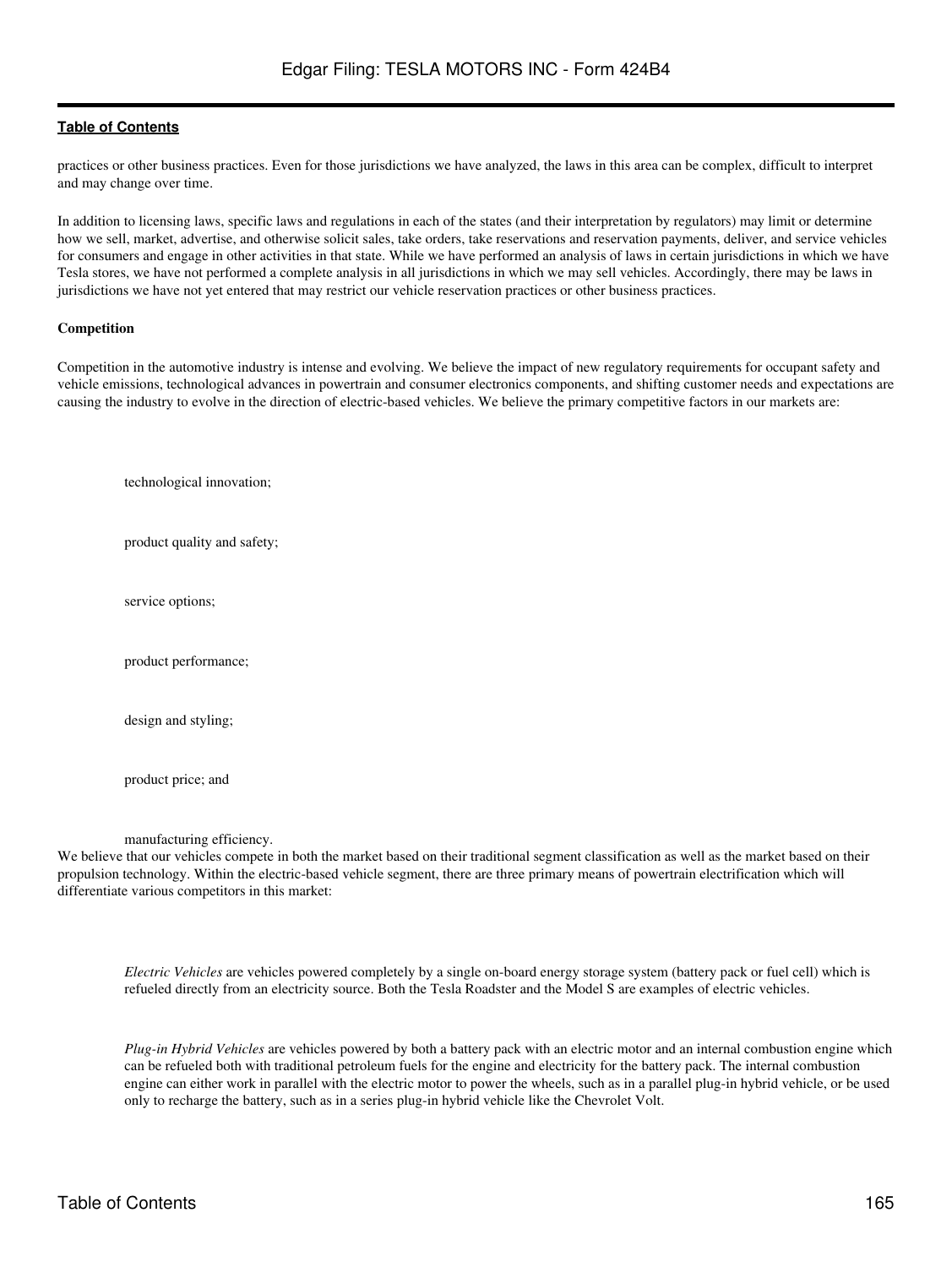practices or other business practices. Even for those jurisdictions we have analyzed, the laws in this area can be complex, difficult to interpret and may change over time.

In addition to licensing laws, specific laws and regulations in each of the states (and their interpretation by regulators) may limit or determine how we sell, market, advertise, and otherwise solicit sales, take orders, take reservations and reservation payments, deliver, and service vehicles for consumers and engage in other activities in that state. While we have performed an analysis of laws in certain jurisdictions in which we have Tesla stores, we have not performed a complete analysis in all jurisdictions in which we may sell vehicles. Accordingly, there may be laws in jurisdictions we have not yet entered that may restrict our vehicle reservation practices or other business practices.

**Competition**

Competition in the automotive industry is intense and evolving. We believe the impact of new regulatory requirements for occupant safety and vehicle emissions, technological advances in powertrain and consumer electronics components, and shifting customer needs and expectations are causing the industry to evolve in the direction of electric-based vehicles. We believe the primary competitive factors in our markets are:

- technological innovation;
- product quality and safety;
- service options;
- product performance;
- design and styling;
- product price; and
- manufacturing efficiency.

We believe that our vehicles compete in both the market based on their traditional segment classification as well as the market based on their propulsion technology. Within the electric-based vehicle segment, there are three primary means of powertrain electrification which will differentiate various competitors in this market:

- *Electric Vehicles* are vehicles powered completely by a single on-board energy storage system (battery pack or fuel cell) which is refueled directly from an electricity source. Both the Tesla Roadster and the Model S are examples of electric vehicles.

- *Plug-in Hybrid Vehicles* are vehicles powered by both a battery pack with an electric motor and an internal combustion engine which can be refueled both with traditional petroleum fuels for the engine and electricity for the battery pack. The internal combustion engine can either work in parallel with the electric motor to power the wheels, such as in a parallel plug-in hybrid vehicle, or be used only to recharge the battery, such as in a series plug-in hybrid vehicle like the Chevrolet Volt.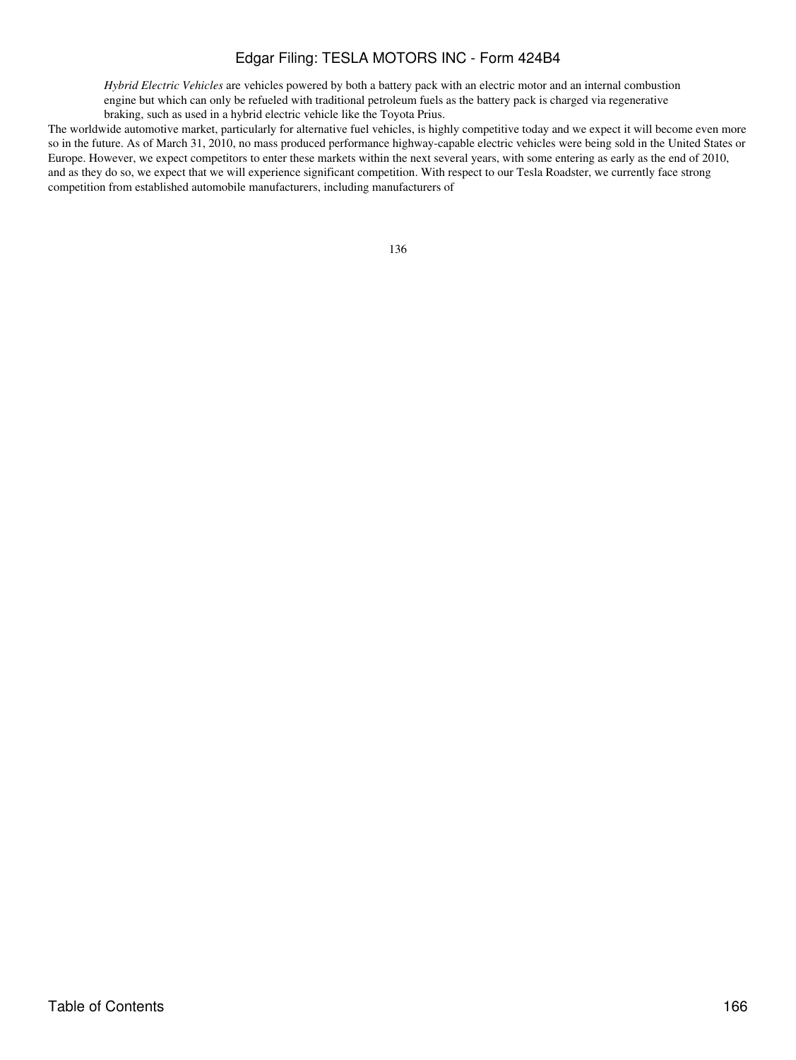*Hybrid Electric Vehicles* are vehicles powered by both a battery pack with an electric motor and an internal combustion engine but which can only be refueled with traditional petroleum fuels as the battery pack is charged via regenerative braking, such as used in a hybrid electric vehicle like the Toyota Prius.

The worldwide automotive market, particularly for alternative fuel vehicles, is highly competitive today and we expect it will become even more so in the future. As of March 31, 2010, no mass produced performance highway-capable electric vehicles were being sold in the United States or Europe. However, we expect competitors to enter these markets within the next several years, with some entering as early as the end of 2010, and as they do so, we expect that we will experience significant competition. With respect to our Tesla Roadster, we currently face strong competition from established automobile manufacturers, including manufacturers of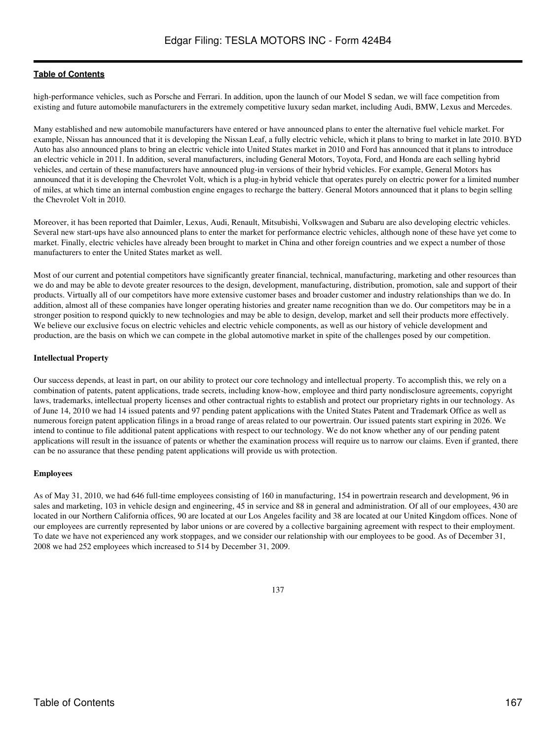high-performance vehicles, such as Porsche and Ferrari. In addition, upon the launch of our Model S sedan, we will face competition from existing and future automobile manufacturers in the extremely competitive luxury sedan market, including Audi, BMW, Lexus and Mercedes.

Many established and new automobile manufacturers have entered or have announced plans to enter the alternative fuel vehicle market. For example, Nissan has announced that it is developing the Nissan Leaf, a fully electric vehicle, which it plans to bring to market in late 2010. BYD Auto has also announced plans to bring an electric vehicle into United States market in 2010 and Ford has announced that it plans to introduce an electric vehicle in 2011. In addition, several manufacturers, including General Motors, Toyota, Ford, and Honda are each selling hybrid vehicles, and certain of these manufacturers have announced plug-in versions of their hybrid vehicles. For example, General Motors has announced that it is developing the Chevrolet Volt, which is a plug-in hybrid vehicle that operates purely on electric power for a limited number of miles, at which time an internal combustion engine engages to recharge the battery. General Motors announced that it plans to begin selling the Chevrolet Volt in 2010.

Moreover, it has been reported that Daimler, Lexus, Audi, Renault, Mitsubishi, Volkswagen and Subaru are also developing electric vehicles. Several new start-ups have also announced plans to enter the market for performance electric vehicles, although none of these have yet come to market. Finally, electric vehicles have already been brought to market in China and other foreign countries and we expect a number of those manufacturers to enter the United States market as well.

Most of our current and potential competitors have significantly greater financial, technical, manufacturing, marketing and other resources than we do and may be able to devote greater resources to the design, development, manufacturing, distribution, promotion, sale and support of their products. Virtually all of our competitors have more extensive customer bases and broader customer and industry relationships than we do. In addition, almost all of these companies have longer operating histories and greater name recognition than we do. Our competitors may be in a stronger position to respond quickly to new technologies and may be able to design, develop, market and sell their products more effectively. We believe our exclusive focus on electric vehicles and electric vehicle components, as well as our history of vehicle development and production, are the basis on which we can compete in the global automotive market in spite of the challenges posed by our competition.

**Intellectual Property**

Our success depends, at least in part, on our ability to protect our core technology and intellectual property. To accomplish this, we rely on a combination of patents, patent applications, trade secrets, including know-how, employee and third party nondisclosure agreements, copyright laws, trademarks, intellectual property licenses and other contractual rights to establish and protect our proprietary rights in our technology. As of June 14, 2010 we had 14 issued patents and 97 pending patent applications with the United States Patent and Trademark Office as well as numerous foreign patent application filings in a broad range of areas related to our powertrain. Our issued patents start expiring in 2026. We intend to continue to file additional patent applications with respect to our technology. We do not know whether any of our pending patent applications will result in the issuance of patents or whether the examination process will require us to narrow our claims. Even if granted, there can be no assurance that these pending patent applications will provide us with protection.

**Employees**

As of May 31, 2010, we had 646 full-time employees consisting of 160 in manufacturing, 154 in powertrain research and development, 96 in sales and marketing, 103 in vehicle design and engineering, 45 in service and 88 in general and administration. Of all of our employees, 430 are located in our Northern California offices, 90 are located at our Los Angeles facility and 38 are located at our United Kingdom offices. None of our employees are currently represented by labor unions or are covered by a collective bargaining agreement with respect to their employment. To date we have not experienced any work stoppages, and we consider our relationship with our employees to be good. As of December 31, 2008 we had 252 employees which increased to 514 by December 31, 2009.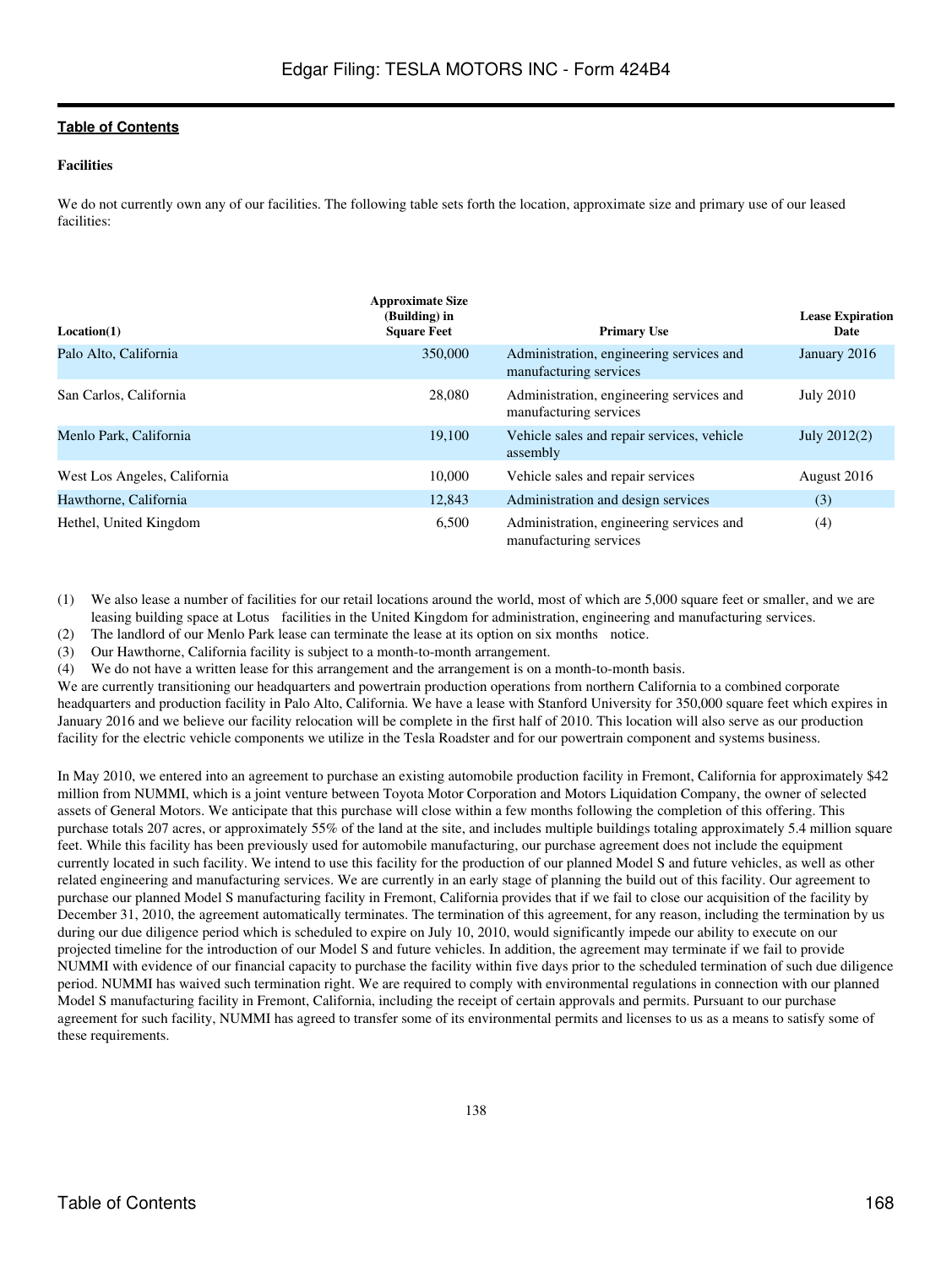[Table of Contents](#)

**Facilities**

We do not currently own any of our facilities. The following table sets forth the location, approximate size and primary use of our leased facilities:

| Location(1) | Approximate Size (Building) in Square Feet | Primary Use | Lease Expiration Date |
|---|---|---|---|
| Palo Alto, California | 350,000 | Administration, engineering services and manufacturing services | January 2016 |
| San Carlos, California | 28,080 | Administration, engineering services and manufacturing services | July 2010 |
| Menlo Park, California | 19,100 | Vehicle sales and repair services, vehicle assembly | July 2012(2) |
| West Los Angeles, California | 10,000 | Vehicle sales and repair services | August 2016 |
| Hawthorne, California | 12,843 | Administration and design services | (3) |
| Hethel, United Kingdom | 6,500 | Administration, engineering services and manufacturing services | (4) |

(1) We also lease a number of facilities for our retail locations around the world, most of which are 5,000 square feet or smaller, and we are leasing building space at Lotus facilities in the United Kingdom for administration, engineering and manufacturing services.

(2) The landlord of our Menlo Park lease can terminate the lease at its option on six months notice.

(3) Our Hawthorne, California facility is subject to a month-to-month arrangement.

(4) We do not have a written lease for this arrangement and the arrangement is on a month-to-month basis.

We are currently transitioning our headquarters and powertrain production operations from northern California to a combined corporate headquarters and production facility in Palo Alto, California. We have a lease with Stanford University for 350,000 square feet which expires in January 2016 and we believe our facility relocation will be complete in the first half of 2010. This location will also serve as our production facility for the electric vehicle components we utilize in the Tesla Roadster and for our powertrain component and systems business.

In May 2010, we entered into an agreement to purchase an existing automobile production facility in Fremont, California for approximately $42 million from NUMMI, which is a joint venture between Toyota Motor Corporation and Motors Liquidation Company, the owner of selected assets of General Motors. We anticipate that this purchase will close within a few months following the completion of this offering. This purchase totals 207 acres, or approximately 55% of the land at the site, and includes multiple buildings totaling approximately 5.4 million square feet. While this facility has been previously used for automobile manufacturing, our purchase agreement does not include the equipment currently located in such facility. We intend to use this facility for the production of our planned Model S and future vehicles, as well as other related engineering and manufacturing services. We are currently in an early stage of planning the build out of this facility. Our agreement to purchase our planned Model S manufacturing facility in Fremont, California provides that if we fail to close our acquisition of the facility by December 31, 2010, the agreement automatically terminates. The termination of this agreement, for any reason, including the termination by us during our due diligence period which is scheduled to expire on July 10, 2010, would significantly impede our ability to execute on our projected timeline for the introduction of our Model S and future vehicles. In addition, the agreement may terminate if we fail to provide NUMMI with evidence of our financial capacity to purchase the facility within five days prior to the scheduled termination of such due diligence period. NUMMI has waived such termination right. We are required to comply with environmental regulations in connection with our planned Model S manufacturing facility in Fremont, California, including the receipt of certain approvals and permits. Pursuant to our purchase agreement for such facility, NUMMI has agreed to transfer some of its environmental permits and licenses to us as a means to satisfy some of these requirements.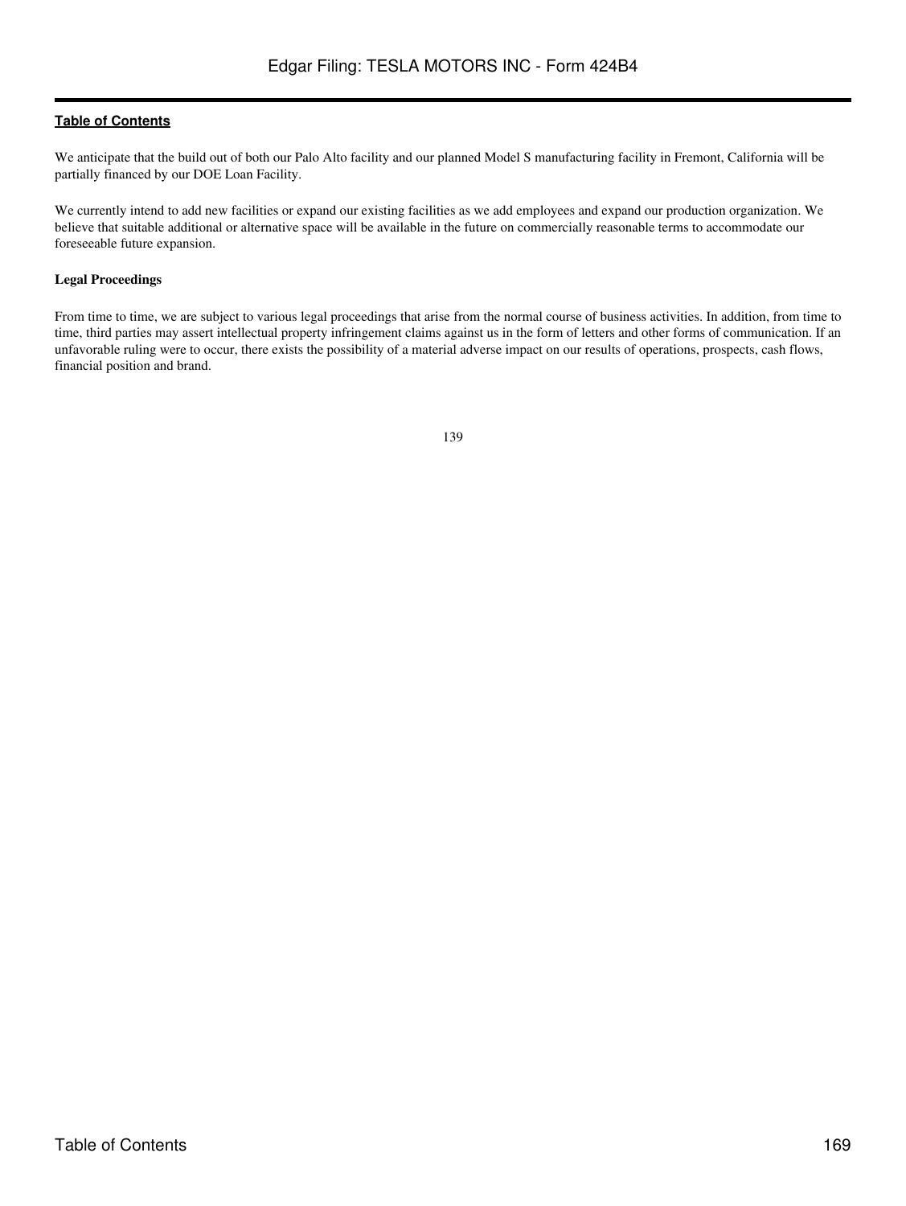We anticipate that the build out of both our Palo Alto facility and our planned Model S manufacturing facility in Fremont, California will be partially financed by our DOE Loan Facility.

We currently intend to add new facilities or expand our existing facilities as we add employees and expand our production organization. We believe that suitable additional or alternative space will be available in the future on commercially reasonable terms to accommodate our foreseeable future expansion.

**Legal Proceedings**

From time to time, we are subject to various legal proceedings that arise from the normal course of business activities. In addition, from time to time, third parties may assert intellectual property infringement claims against us in the form of letters and other forms of communication. If an unfavorable ruling were to occur, there exists the possibility of a material adverse impact on our results of operations, prospects, cash flows, financial position and brand.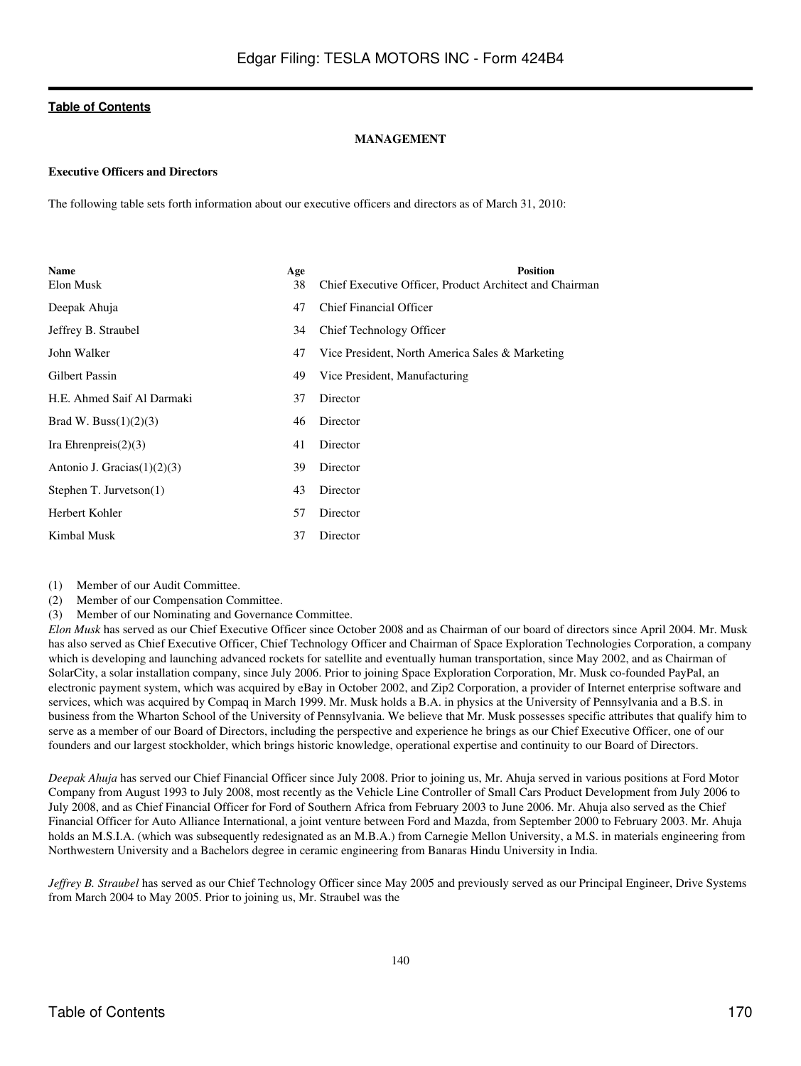[Table of Contents](#)

## MANAGEMENT

### Executive Officers and Directors

The following table sets forth information about our executive officers and directors as of March 31, 2010:

| Name | Age | Position |
|---|---|---|
| Elon Musk | 38 | Chief Executive Officer, Product Architect and Chairman |
| Deepak Ahuja | 47 | Chief Financial Officer |
| Jeffrey B. Straubel | 34 | Chief Technology Officer |
| John Walker | 47 | Vice President, North America Sales & Marketing |
| Gilbert Passin | 49 | Vice President, Manufacturing |
| H.E. Ahmed Saif Al Darmaki | 37 | Director |
| Brad W. Buss(1)(2)(3) | 46 | Director |
| Ira Ehrenpreis(2)(3) | 41 | Director |
| Antonio J. Gracias(1)(2)(3) | 39 | Director |
| Stephen T. Jurvetson(1) | 43 | Director |
| Herbert Kohler | 57 | Director |
| Kimbal Musk | 37 | Director |

(1) Member of our Audit Committee.
(2) Member of our Compensation Committee.
(3) Member of our Nominating and Governance Committee.

*Elon Musk* has served as our Chief Executive Officer since October 2008 and as Chairman of our board of directors since April 2004. Mr. Musk has also served as Chief Executive Officer, Chief Technology Officer and Chairman of Space Exploration Technologies Corporation, a company which is developing and launching advanced rockets for satellite and eventually human transportation, since May 2002, and as Chairman of SolarCity, a solar installation company, since July 2006. Prior to joining Space Exploration Corporation, Mr. Musk co-founded PayPal, an electronic payment system, which was acquired by eBay in October 2002, and Zip2 Corporation, a provider of Internet enterprise software and services, which was acquired by Compaq in March 1999. Mr. Musk holds a B.A. in physics at the University of Pennsylvania and a B.S. in business from the Wharton School of the University of Pennsylvania. We believe that Mr. Musk possesses specific attributes that qualify him to serve as a member of our Board of Directors, including the perspective and experience he brings as our Chief Executive Officer, one of our founders and our largest stockholder, which brings historic knowledge, operational expertise and continuity to our Board of Directors.

*Deepak Ahuja* has served our Chief Financial Officer since July 2008. Prior to joining us, Mr. Ahuja served in various positions at Ford Motor Company from August 1993 to July 2008, most recently as the Vehicle Line Controller of Small Cars Product Development from July 2006 to July 2008, and as Chief Financial Officer for Ford of Southern Africa from February 2003 to June 2006. Mr. Ahuja also served as the Chief Financial Officer for Auto Alliance International, a joint venture between Ford and Mazda, from September 2000 to February 2003. Mr. Ahuja holds an M.S.I.A. (which was subsequently redesignated as an M.B.A.) from Carnegie Mellon University, a M.S. in materials engineering from Northwestern University and a Bachelors degree in ceramic engineering from Banaras Hindu University in India.

*Jeffrey B. Straubel* has served as our Chief Technology Officer since May 2005 and previously served as our Principal Engineer, Drive Systems from March 2004 to May 2005. Prior to joining us, Mr. Straubel was the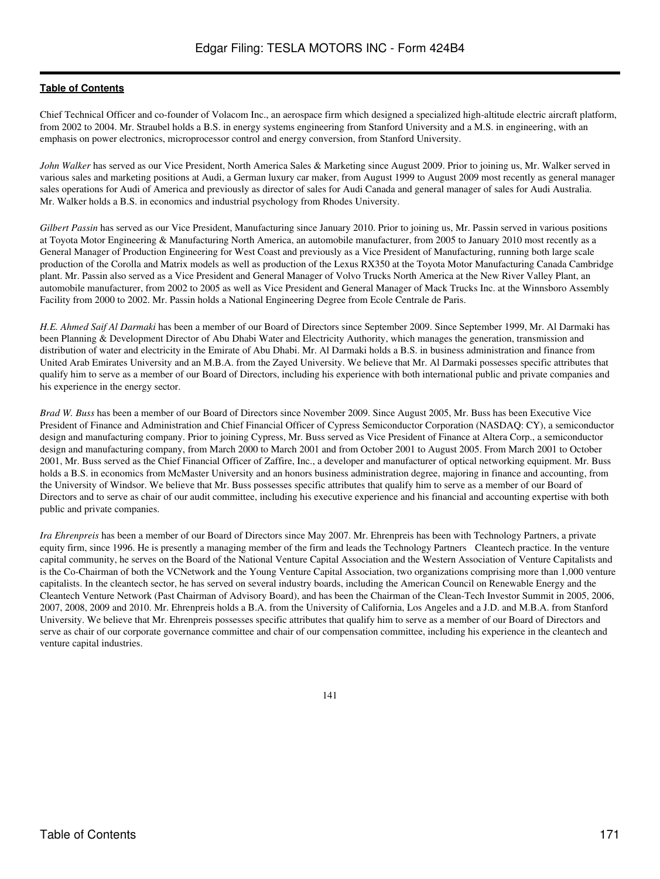Chief Technical Officer and co-founder of Volacom Inc., an aerospace firm which designed a specialized high-altitude electric aircraft platform, from 2002 to 2004. Mr. Straubel holds a B.S. in energy systems engineering from Stanford University and a M.S. in engineering, with an emphasis on power electronics, microprocessor control and energy conversion, from Stanford University.

*John Walker* has served as our Vice President, North America Sales & Marketing since August 2009. Prior to joining us, Mr. Walker served in various sales and marketing positions at Audi, a German luxury car maker, from August 1999 to August 2009 most recently as general manager sales operations for Audi of America and previously as director of sales for Audi Canada and general manager of sales for Audi Australia. Mr. Walker holds a B.S. in economics and industrial psychology from Rhodes University.

*Gilbert Passin* has served as our Vice President, Manufacturing since January 2010. Prior to joining us, Mr. Passin served in various positions at Toyota Motor Engineering & Manufacturing North America, an automobile manufacturer, from 2005 to January 2010 most recently as a General Manager of Production Engineering for West Coast and previously as a Vice President of Manufacturing, running both large scale production of the Corolla and Matrix models as well as production of the Lexus RX350 at the Toyota Motor Manufacturing Canada Cambridge plant. Mr. Passin also served as a Vice President and General Manager of Volvo Trucks North America at the New River Valley Plant, an automobile manufacturer, from 2002 to 2005 as well as Vice President and General Manager of Mack Trucks Inc. at the Winnsboro Assembly Facility from 2000 to 2002. Mr. Passin holds a National Engineering Degree from Ecole Centrale de Paris.

*H.E. Ahmed Saif Al Darmaki* has been a member of our Board of Directors since September 2009. Since September 1999, Mr. Al Darmaki has been Planning & Development Director of Abu Dhabi Water and Electricity Authority, which manages the generation, transmission and distribution of water and electricity in the Emirate of Abu Dhabi. Mr. Al Darmaki holds a B.S. in business administration and finance from United Arab Emirates University and an M.B.A. from the Zayed University. We believe that Mr. Al Darmaki possesses specific attributes that qualify him to serve as a member of our Board of Directors, including his experience with both international public and private companies and his experience in the energy sector.

*Brad W. Buss* has been a member of our Board of Directors since November 2009. Since August 2005, Mr. Buss has been Executive Vice President of Finance and Administration and Chief Financial Officer of Cypress Semiconductor Corporation (NASDAQ: CY), a semiconductor design and manufacturing company. Prior to joining Cypress, Mr. Buss served as Vice President of Finance at Altera Corp., a semiconductor design and manufacturing company, from March 2000 to March 2001 and from October 2001 to August 2005. From March 2001 to October 2001, Mr. Buss served as the Chief Financial Officer of Zaffire, Inc., a developer and manufacturer of optical networking equipment. Mr. Buss holds a B.S. in economics from McMaster University and an honors business administration degree, majoring in finance and accounting, from the University of Windsor. We believe that Mr. Buss possesses specific attributes that qualify him to serve as a member of our Board of Directors and to serve as chair of our audit committee, including his executive experience and his financial and accounting expertise with both public and private companies.

*Ira Ehrenpreis* has been a member of our Board of Directors since May 2007. Mr. Ehrenpreis has been with Technology Partners, a private equity firm, since 1996. He is presently a managing member of the firm and leads the Technology Partners Cleantech practice. In the venture capital community, he serves on the Board of the National Venture Capital Association and the Western Association of Venture Capitalists and is the Co-Chairman of both the VCNetwork and the Young Venture Capital Association, two organizations comprising more than 1,000 venture capitalists. In the cleantech sector, he has served on several industry boards, including the American Council on Renewable Energy and the Cleantech Venture Network (Past Chairman of Advisory Board), and has been the Chairman of the Clean-Tech Investor Summit in 2005, 2006, 2007, 2008, 2009 and 2010. Mr. Ehrenpreis holds a B.A. from the University of California, Los Angeles and a J.D. and M.B.A. from Stanford University. We believe that Mr. Ehrenpreis possesses specific attributes that qualify him to serve as a member of our Board of Directors and serve as chair of our corporate governance committee and chair of our compensation committee, including his experience in the cleantech and venture capital industries.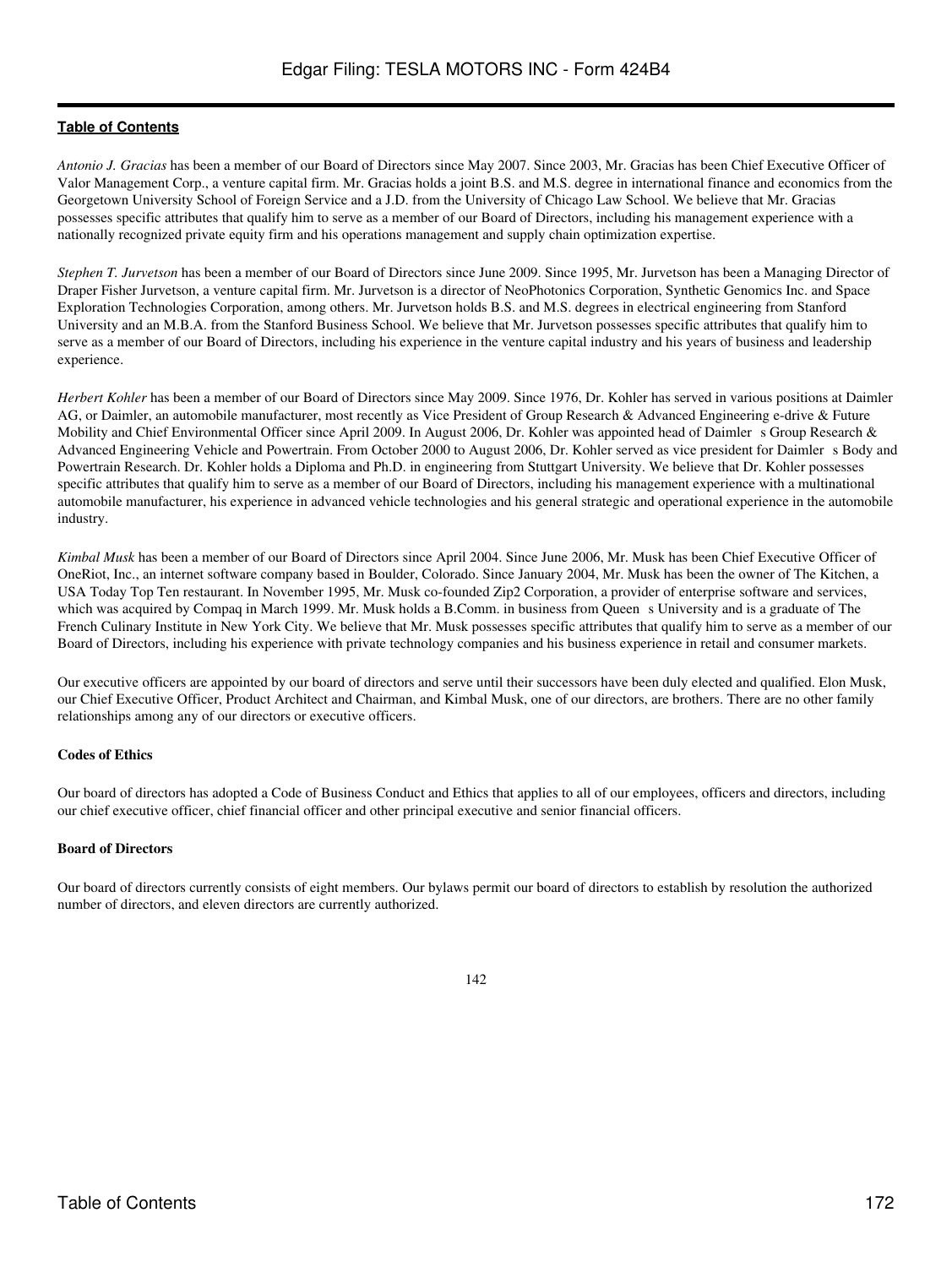*Antonio J. Gracias* has been a member of our Board of Directors since May 2007. Since 2003, Mr. Gracias has been Chief Executive Officer of Valor Management Corp., a venture capital firm. Mr. Gracias holds a joint B.S. and M.S. degree in international finance and economics from the Georgetown University School of Foreign Service and a J.D. from the University of Chicago Law School. We believe that Mr. Gracias possesses specific attributes that qualify him to serve as a member of our Board of Directors, including his management experience with a nationally recognized private equity firm and his operations management and supply chain optimization expertise.

*Stephen T. Jurvetson* has been a member of our Board of Directors since June 2009. Since 1995, Mr. Jurvetson has been a Managing Director of Draper Fisher Jurvetson, a venture capital firm. Mr. Jurvetson is a director of NeoPhotonics Corporation, Synthetic Genomics Inc. and Space Exploration Technologies Corporation, among others. Mr. Jurvetson holds B.S. and M.S. degrees in electrical engineering from Stanford University and an M.B.A. from the Stanford Business School. We believe that Mr. Jurvetson possesses specific attributes that qualify him to serve as a member of our Board of Directors, including his experience in the venture capital industry and his years of business and leadership experience.

*Herbert Kohler* has been a member of our Board of Directors since May 2009. Since 1976, Dr. Kohler has served in various positions at Daimler AG, or Daimler, an automobile manufacturer, most recently as Vice President of Group Research & Advanced Engineering e-drive & Future Mobility and Chief Environmental Officer since April 2009. In August 2006, Dr. Kohler was appointed head of Daimler s Group Research & Advanced Engineering Vehicle and Powertrain. From October 2000 to August 2006, Dr. Kohler served as vice president for Daimler s Body and Powertrain Research. Dr. Kohler holds a Diploma and Ph.D. in engineering from Stuttgart University. We believe that Dr. Kohler possesses specific attributes that qualify him to serve as a member of our Board of Directors, including his management experience with a multinational automobile manufacturer, his experience in advanced vehicle technologies and his general strategic and operational experience in the automobile industry.

*Kimbal Musk* has been a member of our Board of Directors since April 2004. Since June 2006, Mr. Musk has been Chief Executive Officer of OneRiot, Inc., an internet software company based in Boulder, Colorado. Since January 2004, Mr. Musk has been the owner of The Kitchen, a USA Today Top Ten restaurant. In November 1995, Mr. Musk co-founded Zip2 Corporation, a provider of enterprise software and services, which was acquired by Compaq in March 1999. Mr. Musk holds a B.Comm. in business from Queen s University and is a graduate of The French Culinary Institute in New York City. We believe that Mr. Musk possesses specific attributes that qualify him to serve as a member of our Board of Directors, including his experience with private technology companies and his business experience in retail and consumer markets.

Our executive officers are appointed by our board of directors and serve until their successors have been duly elected and qualified. Elon Musk, our Chief Executive Officer, Product Architect and Chairman, and Kimbal Musk, one of our directors, are brothers. There are no other family relationships among any of our directors or executive officers.

**Codes of Ethics**

Our board of directors has adopted a Code of Business Conduct and Ethics that applies to all of our employees, officers and directors, including our chief executive officer, chief financial officer and other principal executive and senior financial officers.

**Board of Directors**

Our board of directors currently consists of eight members. Our bylaws permit our board of directors to establish by resolution the authorized number of directors, and eleven directors are currently authorized.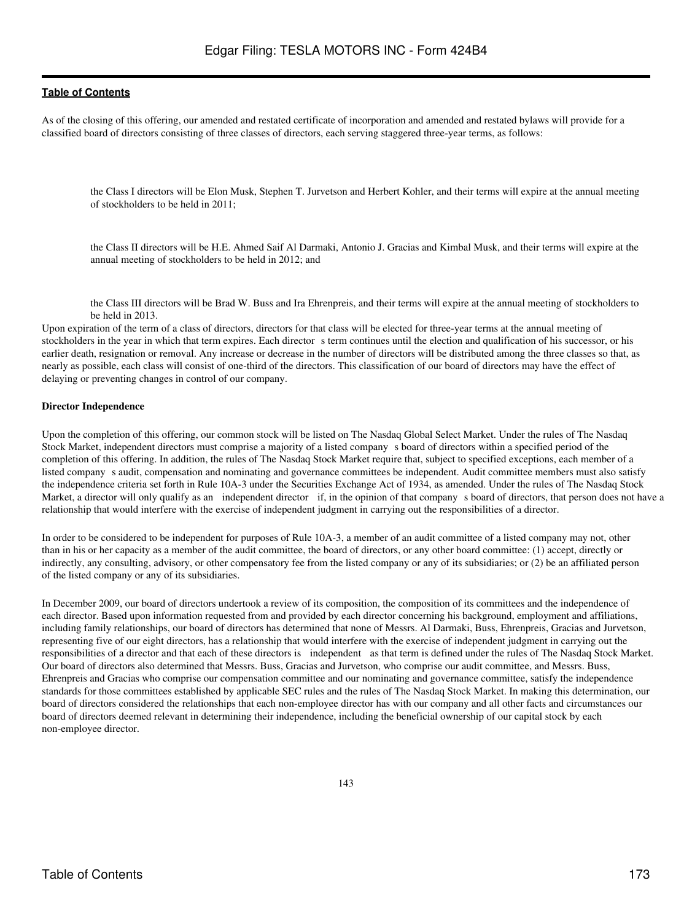As of the closing of this offering, our amended and restated certificate of incorporation and amended and restated bylaws will provide for a classified board of directors consisting of three classes of directors, each serving staggered three-year terms, as follows:

- the Class I directors will be Elon Musk, Stephen T. Jurvetson and Herbert Kohler, and their terms will expire at the annual meeting of stockholders to be held in 2011;
- the Class II directors will be H.E. Ahmed Saif Al Darmaki, Antonio J. Gracias and Kimbal Musk, and their terms will expire at the annual meeting of stockholders to be held in 2012; and
- the Class III directors will be Brad W. Buss and Ira Ehrenpreis, and their terms will expire at the annual meeting of stockholders to be held in 2013.

Upon expiration of the term of a class of directors, directors for that class will be elected for three-year terms at the annual meeting of stockholders in the year in which that term expires. Each director s term continues until the election and qualification of his successor, or his earlier death, resignation or removal. Any increase or decrease in the number of directors will be distributed among the three classes so that, as nearly as possible, each class will consist of one-third of the directors. This classification of our board of directors may have the effect of delaying or preventing changes in control of our company.

**Director Independence**

Upon the completion of this offering, our common stock will be listed on The Nasdaq Global Select Market. Under the rules of The Nasdaq Stock Market, independent directors must comprise a majority of a listed company s board of directors within a specified period of the completion of this offering. In addition, the rules of The Nasdaq Stock Market require that, subject to specified exceptions, each member of a listed company s audit, compensation and nominating and governance committees be independent. Audit committee members must also satisfy the independence criteria set forth in Rule 10A-3 under the Securities Exchange Act of 1934, as amended. Under the rules of The Nasdaq Stock Market, a director will only qualify as an independent director if, in the opinion of that company s board of directors, that person does not have a relationship that would interfere with the exercise of independent judgment in carrying out the responsibilities of a director.

In order to be considered to be independent for purposes of Rule 10A-3, a member of an audit committee of a listed company may not, other than in his or her capacity as a member of the audit committee, the board of directors, or any other board committee: (1) accept, directly or indirectly, any consulting, advisory, or other compensatory fee from the listed company or any of its subsidiaries; or (2) be an affiliated person of the listed company or any of its subsidiaries.

In December 2009, our board of directors undertook a review of its composition, the composition of its committees and the independence of each director. Based upon information requested from and provided by each director concerning his background, employment and affiliations, including family relationships, our board of directors has determined that none of Messrs. Al Darmaki, Buss, Ehrenpreis, Gracias and Jurvetson, representing five of our eight directors, has a relationship that would interfere with the exercise of independent judgment in carrying out the responsibilities of a director and that each of these directors is independent as that term is defined under the rules of The Nasdaq Stock Market. Our board of directors also determined that Messrs. Buss, Gracias and Jurvetson, who comprise our audit committee, and Messrs. Buss, Ehrenpreis and Gracias who comprise our compensation committee and our nominating and governance committee, satisfy the independence standards for those committees established by applicable SEC rules and the rules of The Nasdaq Stock Market. In making this determination, our board of directors considered the relationships that each non-employee director has with our company and all other facts and circumstances our board of directors deemed relevant in determining their independence, including the beneficial ownership of our capital stock by each non-employee director.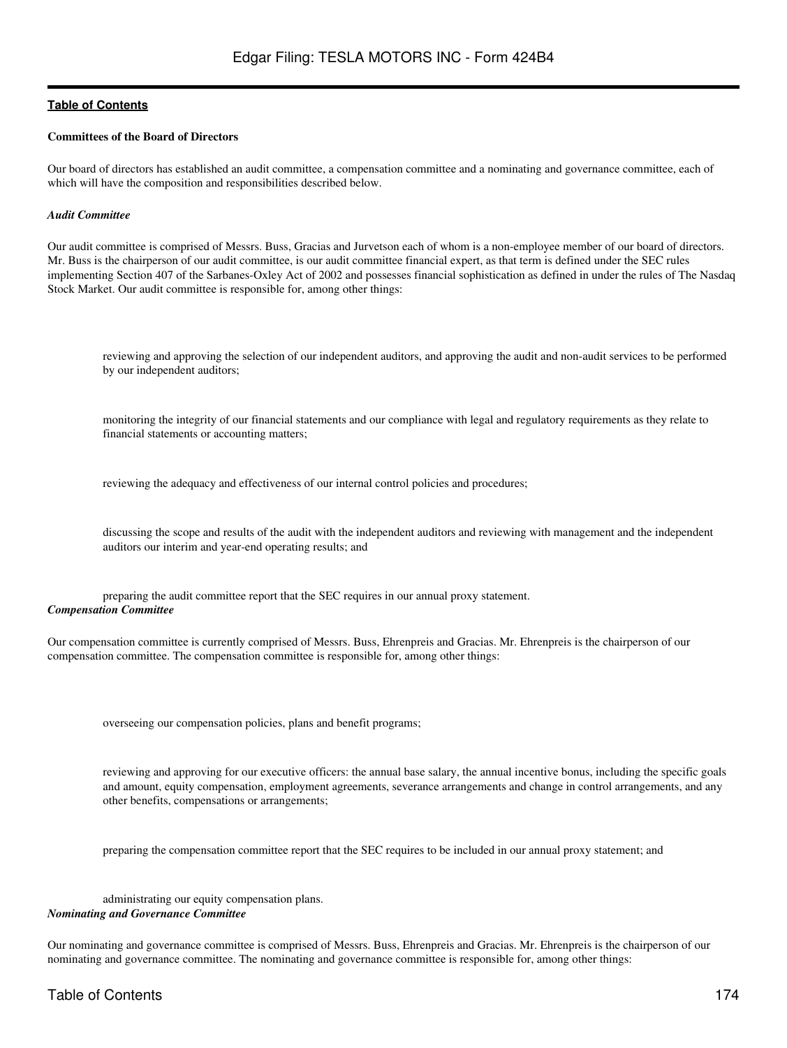**Committees of the Board of Directors**

Our board of directors has established an audit committee, a compensation committee and a nominating and governance committee, each of which will have the composition and responsibilities described below.

***Audit Committee***

Our audit committee is comprised of Messrs. Buss, Gracias and Jurvetson each of whom is a non-employee member of our board of directors. Mr. Buss is the chairperson of our audit committee, is our audit committee financial expert, as that term is defined under the SEC rules implementing Section 407 of the Sarbanes-Oxley Act of 2002 and possesses financial sophistication as defined in under the rules of The Nasdaq Stock Market. Our audit committee is responsible for, among other things:

- reviewing and approving the selection of our independent auditors, and approving the audit and non-audit services to be performed by our independent auditors;
- monitoring the integrity of our financial statements and our compliance with legal and regulatory requirements as they relate to financial statements or accounting matters;
- reviewing the adequacy and effectiveness of our internal control policies and procedures;
- discussing the scope and results of the audit with the independent auditors and reviewing with management and the independent auditors our interim and year-end operating results; and
- preparing the audit committee report that the SEC requires in our annual proxy statement.

***Compensation Committee***

Our compensation committee is currently comprised of Messrs. Buss, Ehrenpreis and Gracias. Mr. Ehrenpreis is the chairperson of our compensation committee. The compensation committee is responsible for, among other things:

- overseeing our compensation policies, plans and benefit programs;
- reviewing and approving for our executive officers: the annual base salary, the annual incentive bonus, including the specific goals and amount, equity compensation, employment agreements, severance arrangements and change in control arrangements, and any other benefits, compensations or arrangements;
- preparing the compensation committee report that the SEC requires to be included in our annual proxy statement; and
- administrating our equity compensation plans.

***Nominating and Governance Committee***

Our nominating and governance committee is comprised of Messrs. Buss, Ehrenpreis and Gracias. Mr. Ehrenpreis is the chairperson of our nominating and governance committee. The nominating and governance committee is responsible for, among other things: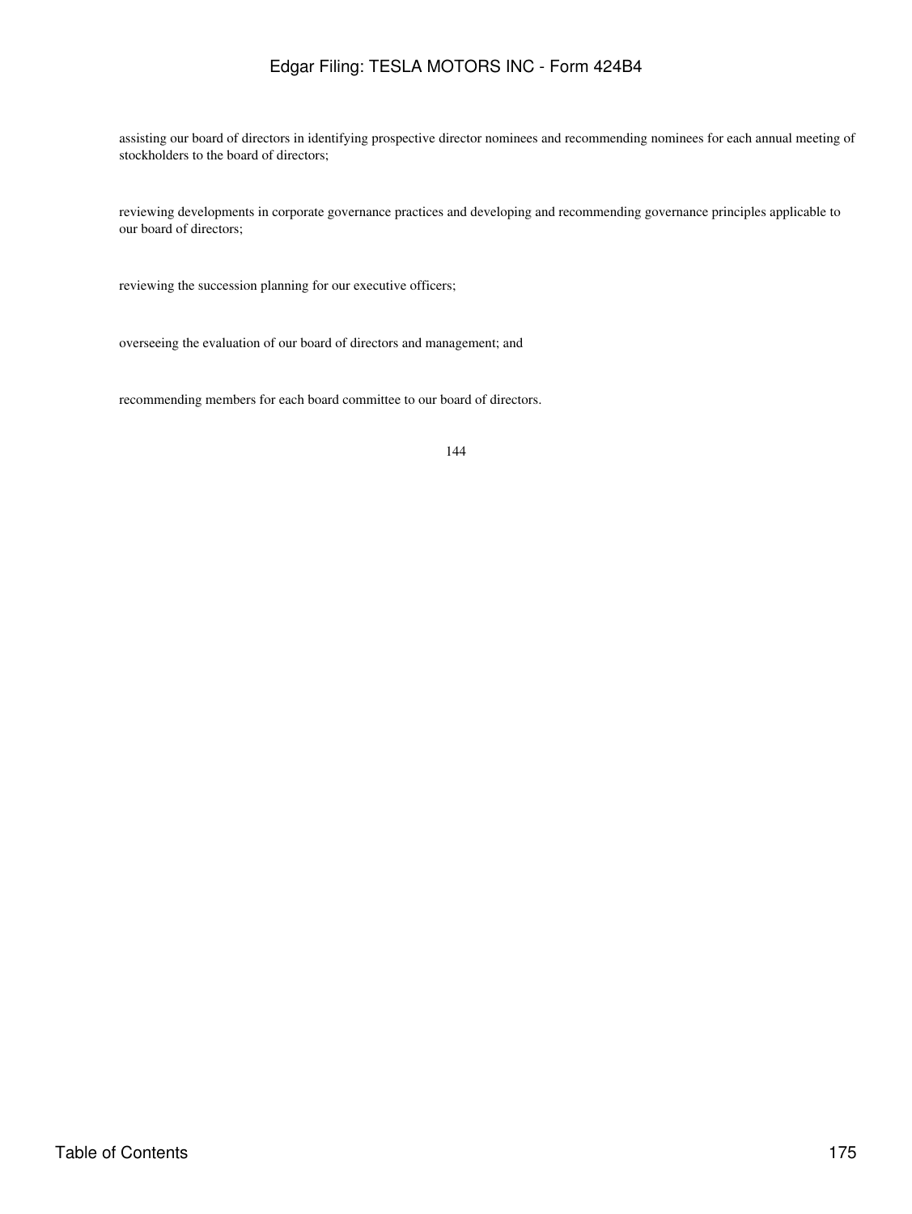- assisting our board of directors in identifying prospective director nominees and recommending nominees for each annual meeting of stockholders to the board of directors;

- reviewing developments in corporate governance practices and developing and recommending governance principles applicable to our board of directors;

- reviewing the succession planning for our executive officers;

- overseeing the evaluation of our board of directors and management; and

- recommending members for each board committee to our board of directors.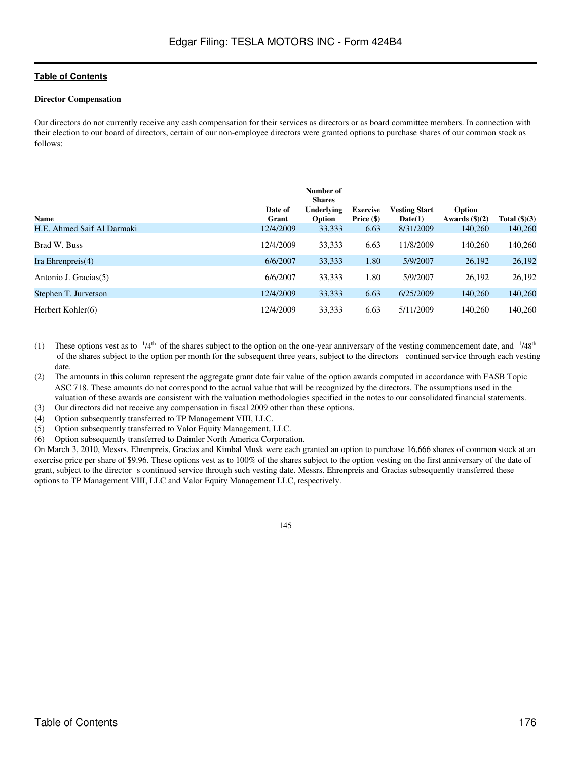**Director Compensation**

Our directors do not currently receive any cash compensation for their services as directors or as board committee members. In connection with their election to our board of directors, certain of our non-employee directors were granted options to purchase shares of our common stock as follows:

| Name | Date of Grant | Number of Shares Underlying Option | Exercise Price ($) | Vesting Start Date(1) | Option Awards ($)(2) | Total ($)(3) |
|---|---|---|---|---|---|---|
| H.E. Ahmed Saif Al Darmaki | 12/4/2009 | 33,333 | 6.63 | 8/31/2009 | 140,260 | 140,260 |
| Brad W. Buss | 12/4/2009 | 33,333 | 6.63 | 11/8/2009 | 140,260 | 140,260 |
| Ira Ehrenpreis(4) | 6/6/2007 | 33,333 | 1.80 | 5/9/2007 | 26,192 | 26,192 |
| Antonio J. Gracias(5) | 6/6/2007 | 33,333 | 1.80 | 5/9/2007 | 26,192 | 26,192 |
| Stephen T. Jurvetson | 12/4/2009 | 33,333 | 6.63 | 6/25/2009 | 140,260 | 140,260 |
| Herbert Kohler(6) | 12/4/2009 | 33,333 | 6.63 | 5/11/2009 | 140,260 | 140,260 |

(1) These options vest as to 1/4th of the shares subject to the option on the one-year anniversary of the vesting commencement date, and 1/48th of the shares subject to the option per month for the subsequent three years, subject to the directors continued service through each vesting date.

(2) The amounts in this column represent the aggregate grant date fair value of the option awards computed in accordance with FASB Topic ASC 718. These amounts do not correspond to the actual value that will be recognized by the directors. The assumptions used in the valuation of these awards are consistent with the valuation methodologies specified in the notes to our consolidated financial statements.

(3) Our directors did not receive any compensation in fiscal 2009 other than these options.

(4) Option subsequently transferred to TP Management VIII, LLC.

(5) Option subsequently transferred to Valor Equity Management, LLC.

(6) Option subsequently transferred to Daimler North America Corporation.

On March 3, 2010, Messrs. Ehrenpreis, Gracias and Kimbal Musk were each granted an option to purchase 16,666 shares of common stock at an exercise price per share of $9.96. These options vest as to 100% of the shares subject to the option vesting on the first anniversary of the date of grant, subject to the director s continued service through such vesting date. Messrs. Ehrenpreis and Gracias subsequently transferred these options to TP Management VIII, LLC and Valor Equity Management LLC, respectively.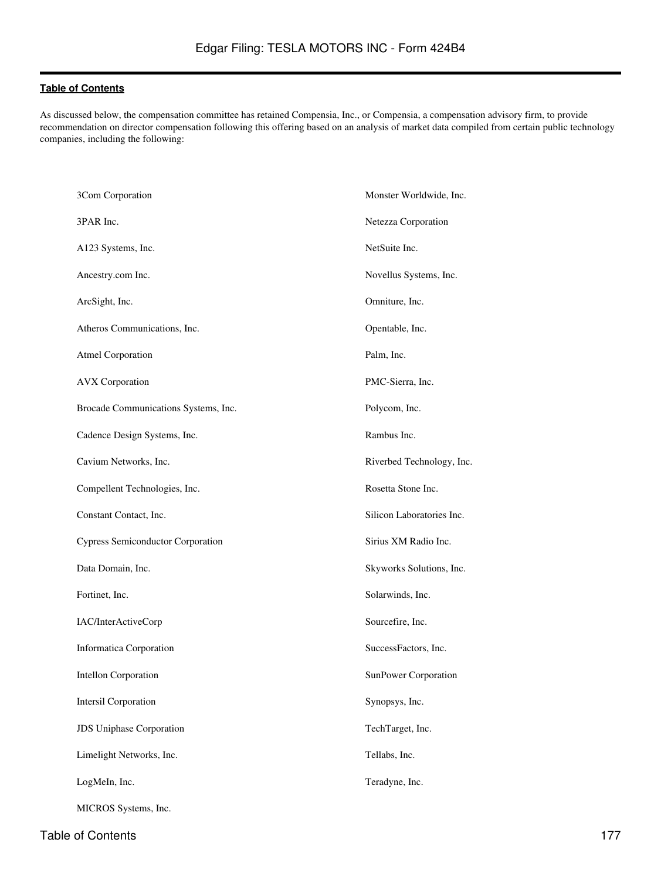[Table of Contents](#)

As discussed below, the compensation committee has retained Compensia, Inc., or Compensia, a compensation advisory firm, to provide recommendation on director compensation following this offering based on an analysis of market data compiled from certain public technology companies, including the following:

| | |
|---|---|
| 3Com Corporation | Monster Worldwide, Inc. |
| 3PAR Inc. | Netezza Corporation |
| A123 Systems, Inc. | NetSuite Inc. |
| Ancestry.com Inc. | Novellus Systems, Inc. |
| ArcSight, Inc. | Omniture, Inc. |
| Atheros Communications, Inc. | Opentable, Inc. |
| Atmel Corporation | Palm, Inc. |
| AVX Corporation | PMC-Sierra, Inc. |
| Brocade Communications Systems, Inc. | Polycom, Inc. |
| Cadence Design Systems, Inc. | Rambus Inc. |
| Cavium Networks, Inc. | Riverbed Technology, Inc. |
| Compellent Technologies, Inc. | Rosetta Stone Inc. |
| Constant Contact, Inc. | Silicon Laboratories Inc. |
| Cypress Semiconductor Corporation | Sirius XM Radio Inc. |
| Data Domain, Inc. | Skyworks Solutions, Inc. |
| Fortinet, Inc. | Solarwinds, Inc. |
| IAC/InterActiveCorp | Sourcefire, Inc. |
| Informatica Corporation | SuccessFactors, Inc. |
| Intellon Corporation | SunPower Corporation |
| Intersil Corporation | Synopsys, Inc. |
| JDS Uniphase Corporation | TechTarget, Inc. |
| Limelight Networks, Inc. | Tellabs, Inc. |
| LogMeIn, Inc. | Teradyne, Inc. |
| MICROS Systems, Inc. | |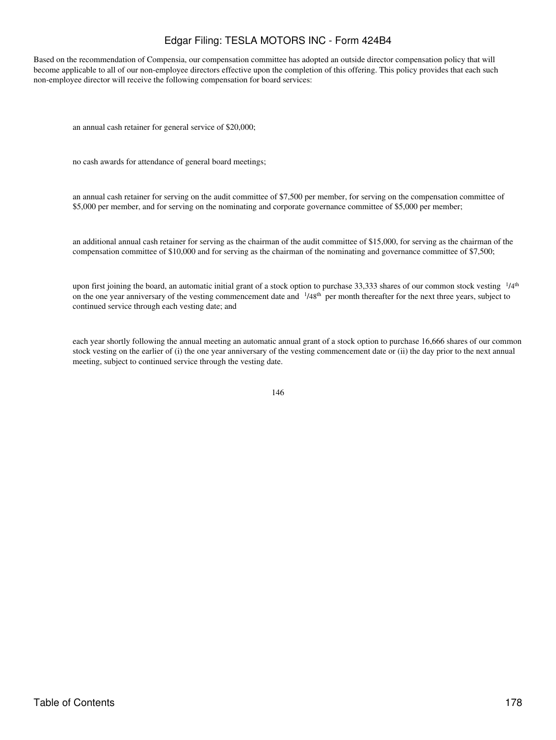Based on the recommendation of Compensia, our compensation committee has adopted an outside director compensation policy that will become applicable to all of our non-employee directors effective upon the completion of this offering. This policy provides that each such non-employee director will receive the following compensation for board services:

- an annual cash retainer for general service of $20,000;
- no cash awards for attendance of general board meetings;
- an annual cash retainer for serving on the audit committee of $7,500 per member, for serving on the compensation committee of $5,000 per member, and for serving on the nominating and corporate governance committee of $5,000 per member;
- an additional annual cash retainer for serving as the chairman of the audit committee of $15,000, for serving as the chairman of the compensation committee of $10,000 and for serving as the chairman of the nominating and governance committee of $7,500;
- upon first joining the board, an automatic initial grant of a stock option to purchase 33,333 shares of our common stock vesting 1/4th on the one year anniversary of the vesting commencement date and 1/48th per month thereafter for the next three years, subject to continued service through each vesting date; and
- each year shortly following the annual meeting an automatic annual grant of a stock option to purchase 16,666 shares of our common stock vesting on the earlier of (i) the one year anniversary of the vesting commencement date or (ii) the day prior to the next annual meeting, subject to continued service through the vesting date.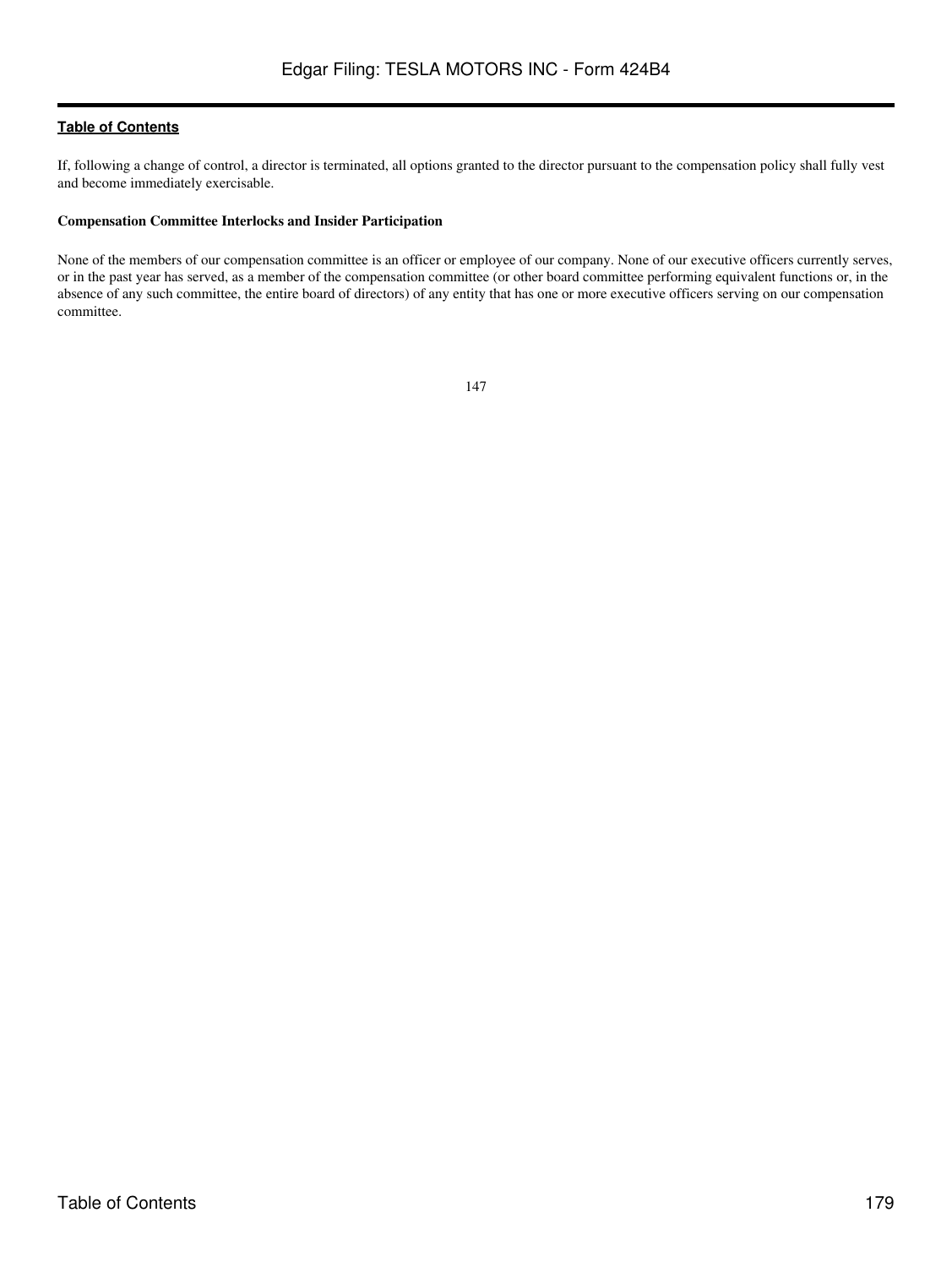If, following a change of control, a director is terminated, all options granted to the director pursuant to the compensation policy shall fully vest and become immediately exercisable.

**Compensation Committee Interlocks and Insider Participation**

None of the members of our compensation committee is an officer or employee of our company. None of our executive officers currently serves, or in the past year has served, as a member of the compensation committee (or other board committee performing equivalent functions or, in the absence of any such committee, the entire board of directors) of any entity that has one or more executive officers serving on our compensation committee.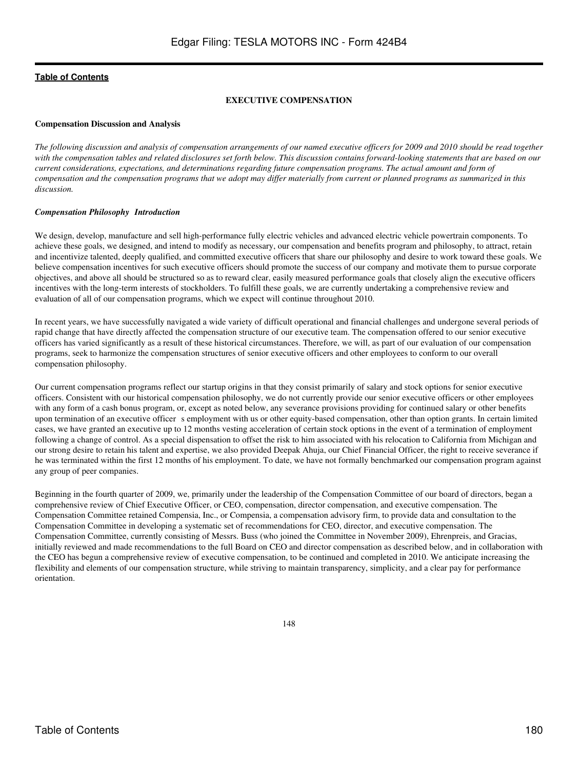[Table of Contents](#)

**EXECUTIVE COMPENSATION**

**Compensation Discussion and Analysis**

*The following discussion and analysis of compensation arrangements of our named executive officers for 2009 and 2010 should be read together with the compensation tables and related disclosures set forth below. This discussion contains forward-looking statements that are based on our current considerations, expectations, and determinations regarding future compensation programs. The actual amount and form of compensation and the compensation programs that we adopt may differ materially from current or planned programs as summarized in this discussion.*

***Compensation Philosophy Introduction***

We design, develop, manufacture and sell high-performance fully electric vehicles and advanced electric vehicle powertrain components. To achieve these goals, we designed, and intend to modify as necessary, our compensation and benefits program and philosophy, to attract, retain and incentivize talented, deeply qualified, and committed executive officers that share our philosophy and desire to work toward these goals. We believe compensation incentives for such executive officers should promote the success of our company and motivate them to pursue corporate objectives, and above all should be structured so as to reward clear, easily measured performance goals that closely align the executive officers incentives with the long-term interests of stockholders. To fulfill these goals, we are currently undertaking a comprehensive review and evaluation of all of our compensation programs, which we expect will continue throughout 2010.

In recent years, we have successfully navigated a wide variety of difficult operational and financial challenges and undergone several periods of rapid change that have directly affected the compensation structure of our executive team. The compensation offered to our senior executive officers has varied significantly as a result of these historical circumstances. Therefore, we will, as part of our evaluation of our compensation programs, seek to harmonize the compensation structures of senior executive officers and other employees to conform to our overall compensation philosophy.

Our current compensation programs reflect our startup origins in that they consist primarily of salary and stock options for senior executive officers. Consistent with our historical compensation philosophy, we do not currently provide our senior executive officers or other employees with any form of a cash bonus program, or, except as noted below, any severance provisions providing for continued salary or other benefits upon termination of an executive officer s employment with us or other equity-based compensation, other than option grants. In certain limited cases, we have granted an executive up to 12 months vesting acceleration of certain stock options in the event of a termination of employment following a change of control. As a special dispensation to offset the risk to him associated with his relocation to California from Michigan and our strong desire to retain his talent and expertise, we also provided Deepak Ahuja, our Chief Financial Officer, the right to receive severance if he was terminated within the first 12 months of his employment. To date, we have not formally benchmarked our compensation program against any group of peer companies.

Beginning in the fourth quarter of 2009, we, primarily under the leadership of the Compensation Committee of our board of directors, began a comprehensive review of Chief Executive Officer, or CEO, compensation, director compensation, and executive compensation. The Compensation Committee retained Compensia, Inc., or Compensia, a compensation advisory firm, to provide data and consultation to the Compensation Committee in developing a systematic set of recommendations for CEO, director, and executive compensation. The Compensation Committee, currently consisting of Messrs. Buss (who joined the Committee in November 2009), Ehrenpreis, and Gracias, initially reviewed and made recommendations to the full Board on CEO and director compensation as described below, and in collaboration with the CEO has begun a comprehensive review of executive compensation, to be continued and completed in 2010. We anticipate increasing the flexibility and elements of our compensation structure, while striving to maintain transparency, simplicity, and a clear pay for performance orientation.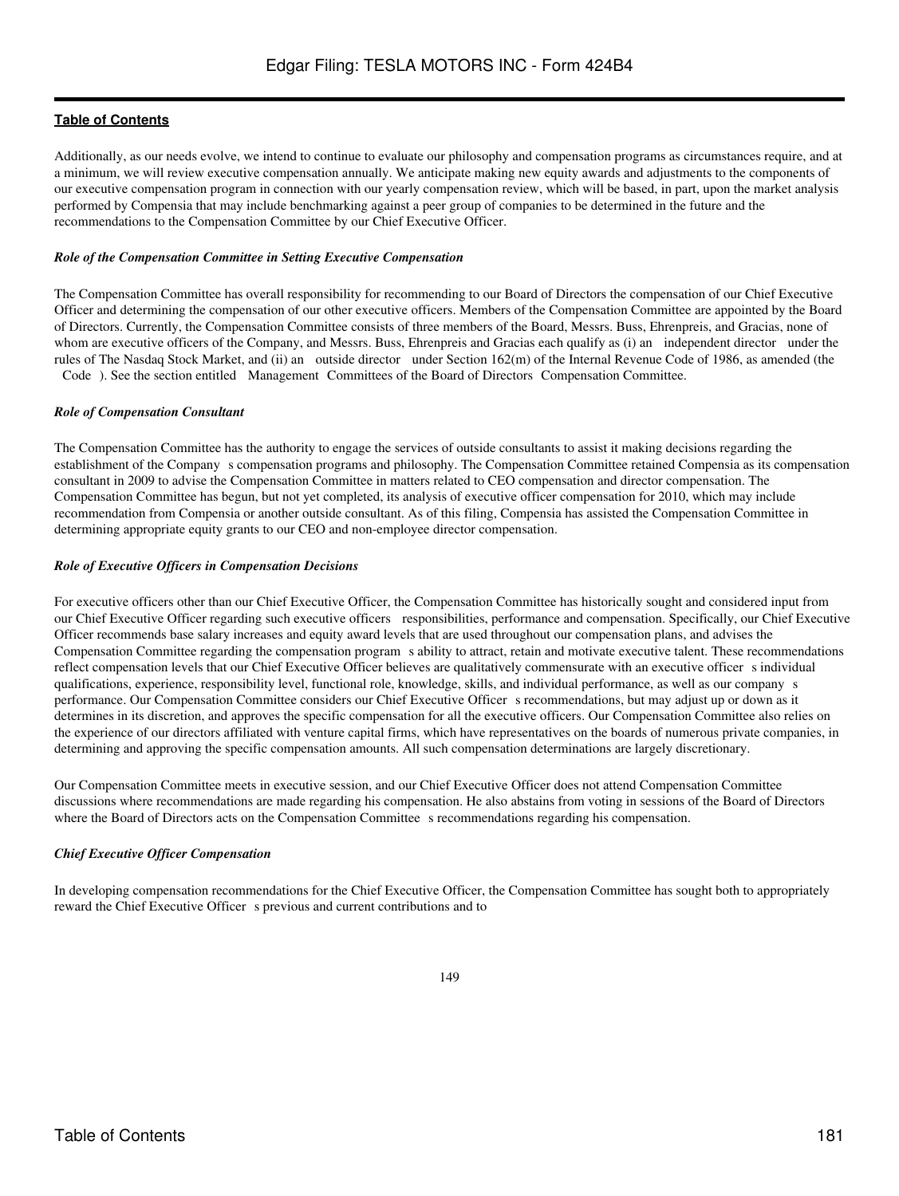Additionally, as our needs evolve, we intend to continue to evaluate our philosophy and compensation programs as circumstances require, and at a minimum, we will review executive compensation annually. We anticipate making new equity awards and adjustments to the components of our executive compensation program in connection with our yearly compensation review, which will be based, in part, upon the market analysis performed by Compensia that may include benchmarking against a peer group of companies to be determined in the future and the recommendations to the Compensation Committee by our Chief Executive Officer.

***Role of the Compensation Committee in Setting Executive Compensation***

The Compensation Committee has overall responsibility for recommending to our Board of Directors the compensation of our Chief Executive Officer and determining the compensation of our other executive officers. Members of the Compensation Committee are appointed by the Board of Directors. Currently, the Compensation Committee consists of three members of the Board, Messrs. Buss, Ehrenpreis, and Gracias, none of whom are executive officers of the Company, and Messrs. Buss, Ehrenpreis and Gracias each qualify as (i) an independent director under the rules of The Nasdaq Stock Market, and (ii) an outside director under Section 162(m) of the Internal Revenue Code of 1986, as amended (the Code). See the section entitled Management Committees of the Board of Directors Compensation Committee.

***Role of Compensation Consultant***

The Compensation Committee has the authority to engage the services of outside consultants to assist it making decisions regarding the establishment of the Company s compensation programs and philosophy. The Compensation Committee retained Compensia as its compensation consultant in 2009 to advise the Compensation Committee in matters related to CEO compensation and director compensation. The Compensation Committee has begun, but not yet completed, its analysis of executive officer compensation for 2010, which may include recommendation from Compensia or another outside consultant. As of this filing, Compensia has assisted the Compensation Committee in determining appropriate equity grants to our CEO and non-employee director compensation.

***Role of Executive Officers in Compensation Decisions***

For executive officers other than our Chief Executive Officer, the Compensation Committee has historically sought and considered input from our Chief Executive Officer regarding such executive officers responsibilities, performance and compensation. Specifically, our Chief Executive Officer recommends base salary increases and equity award levels that are used throughout our compensation plans, and advises the Compensation Committee regarding the compensation program s ability to attract, retain and motivate executive talent. These recommendations reflect compensation levels that our Chief Executive Officer believes are qualitatively commensurate with an executive officer s individual qualifications, experience, responsibility level, functional role, knowledge, skills, and individual performance, as well as our company s performance. Our Compensation Committee considers our Chief Executive Officer s recommendations, but may adjust up or down as it determines in its discretion, and approves the specific compensation for all the executive officers. Our Compensation Committee also relies on the experience of our directors affiliated with venture capital firms, which have representatives on the boards of numerous private companies, in determining and approving the specific compensation amounts. All such compensation determinations are largely discretionary.

Our Compensation Committee meets in executive session, and our Chief Executive Officer does not attend Compensation Committee discussions where recommendations are made regarding his compensation. He also abstains from voting in sessions of the Board of Directors where the Board of Directors acts on the Compensation Committee s recommendations regarding his compensation.

***Chief Executive Officer Compensation***

In developing compensation recommendations for the Chief Executive Officer, the Compensation Committee has sought both to appropriately reward the Chief Executive Officer s previous and current contributions and to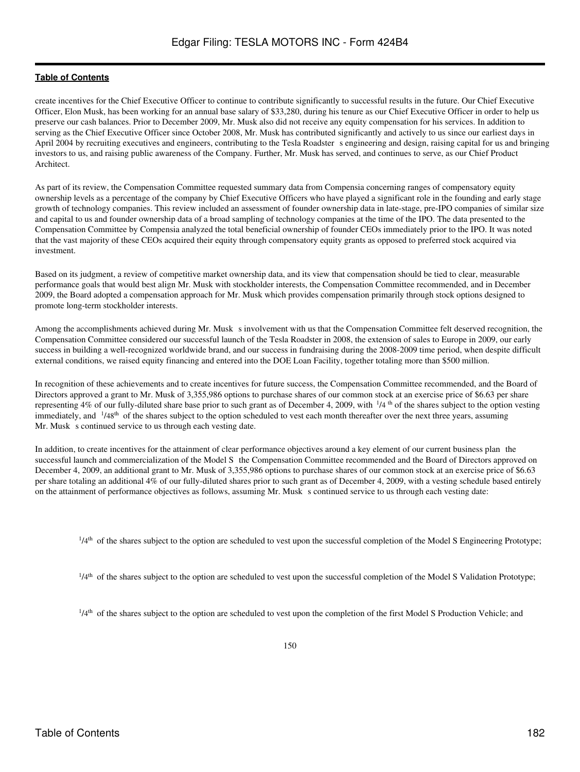create incentives for the Chief Executive Officer to continue to contribute significantly to successful results in the future. Our Chief Executive Officer, Elon Musk, has been working for an annual base salary of $33,280, during his tenure as our Chief Executive Officer in order to help us preserve our cash balances. Prior to December 2009, Mr. Musk also did not receive any equity compensation for his services. In addition to serving as the Chief Executive Officer since October 2008, Mr. Musk has contributed significantly and actively to us since our earliest days in April 2004 by recruiting executives and engineers, contributing to the Tesla Roadster s engineering and design, raising capital for us and bringing investors to us, and raising public awareness of the Company. Further, Mr. Musk has served, and continues to serve, as our Chief Product Architect.

As part of its review, the Compensation Committee requested summary data from Compensia concerning ranges of compensatory equity ownership levels as a percentage of the company by Chief Executive Officers who have played a significant role in the founding and early stage growth of technology companies. This review included an assessment of founder ownership data in late-stage, pre-IPO companies of similar size and capital to us and founder ownership data of a broad sampling of technology companies at the time of the IPO. The data presented to the Compensation Committee by Compensia analyzed the total beneficial ownership of founder CEOs immediately prior to the IPO. It was noted that the vast majority of these CEOs acquired their equity through compensatory equity grants as opposed to preferred stock acquired via investment.

Based on its judgment, a review of competitive market ownership data, and its view that compensation should be tied to clear, measurable performance goals that would best align Mr. Musk with stockholder interests, the Compensation Committee recommended, and in December 2009, the Board adopted a compensation approach for Mr. Musk which provides compensation primarily through stock options designed to promote long-term stockholder interests.

Among the accomplishments achieved during Mr. Musk s involvement with us that the Compensation Committee felt deserved recognition, the Compensation Committee considered our successful launch of the Tesla Roadster in 2008, the extension of sales to Europe in 2009, our early success in building a well-recognized worldwide brand, and our success in fundraising during the 2008-2009 time period, when despite difficult external conditions, we raised equity financing and entered into the DOE Loan Facility, together totaling more than $500 million.

In recognition of these achievements and to create incentives for future success, the Compensation Committee recommended, and the Board of Directors approved a grant to Mr. Musk of 3,355,986 options to purchase shares of our common stock at an exercise price of $6.63 per share representing 4% of our fully-diluted share base prior to such grant as of December 4, 2009, with 1/4th of the shares subject to the option vesting immediately, and 1/48th of the shares subject to the option scheduled to vest each month thereafter over the next three years, assuming Mr. Musk s continued service to us through each vesting date.

In addition, to create incentives for the attainment of clear performance objectives around a key element of our current business plan the successful launch and commercialization of the Model S the Compensation Committee recommended and the Board of Directors approved on December 4, 2009, an additional grant to Mr. Musk of 3,355,986 options to purchase shares of our common stock at an exercise price of $6.63 per share totaling an additional 4% of our fully-diluted shares prior to such grant as of December 4, 2009, with a vesting schedule based entirely on the attainment of performance objectives as follows, assuming Mr. Musk s continued service to us through each vesting date:

- 1/4th of the shares subject to the option are scheduled to vest upon the successful completion of the Model S Engineering Prototype;
- 1/4th of the shares subject to the option are scheduled to vest upon the successful completion of the Model S Validation Prototype;
- 1/4th of the shares subject to the option are scheduled to vest upon the completion of the first Model S Production Vehicle; and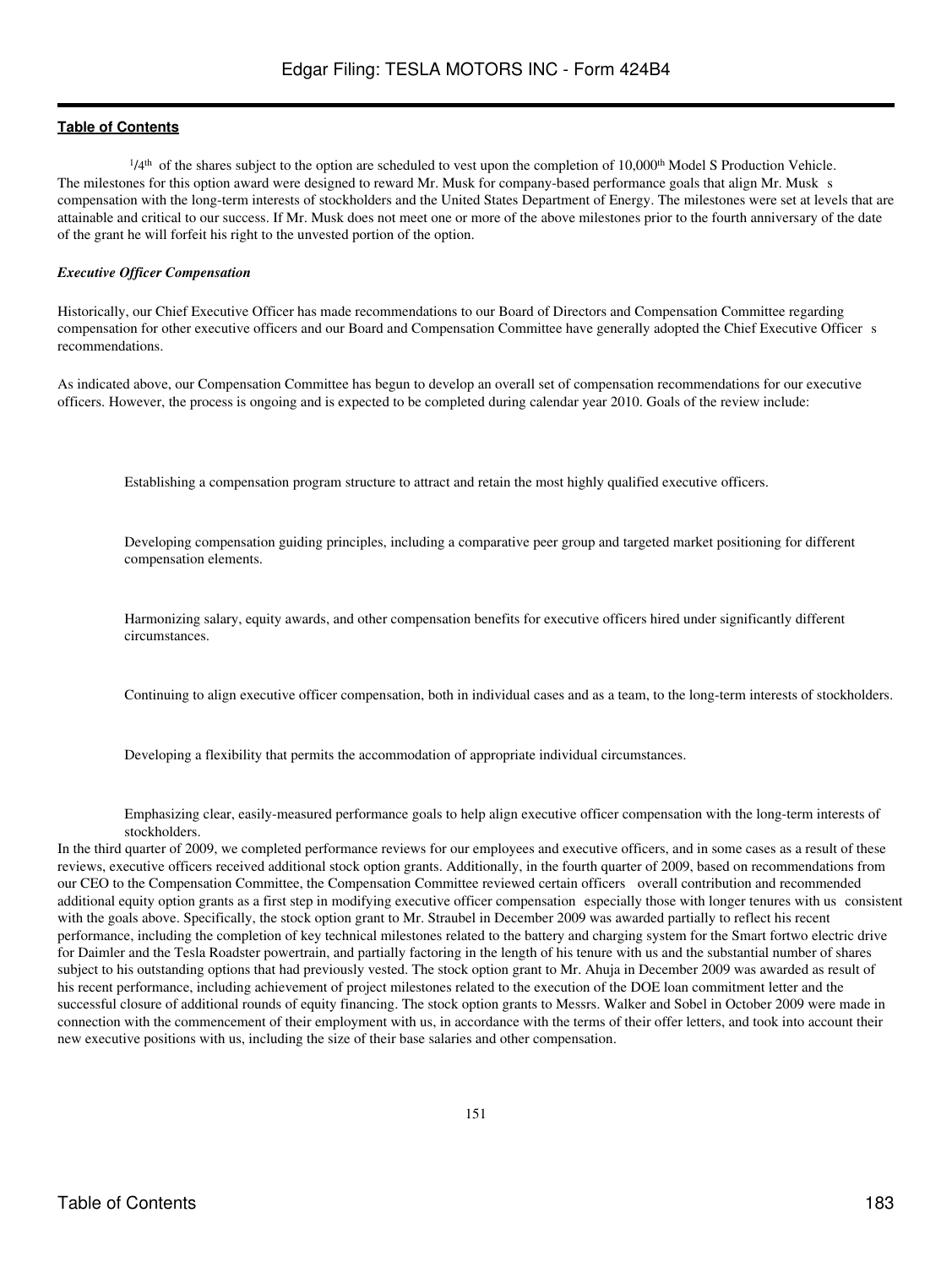**Table of Contents**

$^{1}/4^{th}$ of the shares subject to the option are scheduled to vest upon the completion of $10{,}000^{th}$ Model S Production Vehicle.
The milestones for this option award were designed to reward Mr. Musk for company-based performance goals that align Mr. Musk s compensation with the long-term interests of stockholders and the United States Department of Energy. The milestones were set at levels that are attainable and critical to our success. If Mr. Musk does not meet one or more of the above milestones prior to the fourth anniversary of the date of the grant he will forfeit his right to the unvested portion of the option.

***Executive Officer Compensation***

Historically, our Chief Executive Officer has made recommendations to our Board of Directors and Compensation Committee regarding compensation for other executive officers and our Board and Compensation Committee have generally adopted the Chief Executive Officer s recommendations.

As indicated above, our Compensation Committee has begun to develop an overall set of compensation recommendations for our executive officers. However, the process is ongoing and is expected to be completed during calendar year 2010. Goals of the review include:

- Establishing a compensation program structure to attract and retain the most highly qualified executive officers.
- Developing compensation guiding principles, including a comparative peer group and targeted market positioning for different compensation elements.
- Harmonizing salary, equity awards, and other compensation benefits for executive officers hired under significantly different circumstances.
- Continuing to align executive officer compensation, both in individual cases and as a team, to the long-term interests of stockholders.
- Developing a flexibility that permits the accommodation of appropriate individual circumstances.
- Emphasizing clear, easily-measured performance goals to help align executive officer compensation with the long-term interests of stockholders.

In the third quarter of 2009, we completed performance reviews for our employees and executive officers, and in some cases as a result of these reviews, executive officers received additional stock option grants. Additionally, in the fourth quarter of 2009, based on recommendations from our CEO to the Compensation Committee, the Compensation Committee reviewed certain officers overall contribution and recommended additional equity option grants as a first step in modifying executive officer compensation especially those with longer tenures with us consistent with the goals above. Specifically, the stock option grant to Mr. Straubel in December 2009 was awarded partially to reflect his recent performance, including the completion of key technical milestones related to the battery and charging system for the Smart fortwo electric drive for Daimler and the Tesla Roadster powertrain, and partially factoring in the length of his tenure with us and the substantial number of shares subject to his outstanding options that had previously vested. The stock option grant to Mr. Ahuja in December 2009 was awarded as result of his recent performance, including achievement of project milestones related to the execution of the DOE loan commitment letter and the successful closure of additional rounds of equity financing. The stock option grants to Messrs. Walker and Sobel in October 2009 were made in connection with the commencement of their employment with us, in accordance with the terms of their offer letters, and took into account their new executive positions with us, including the size of their base salaries and other compensation.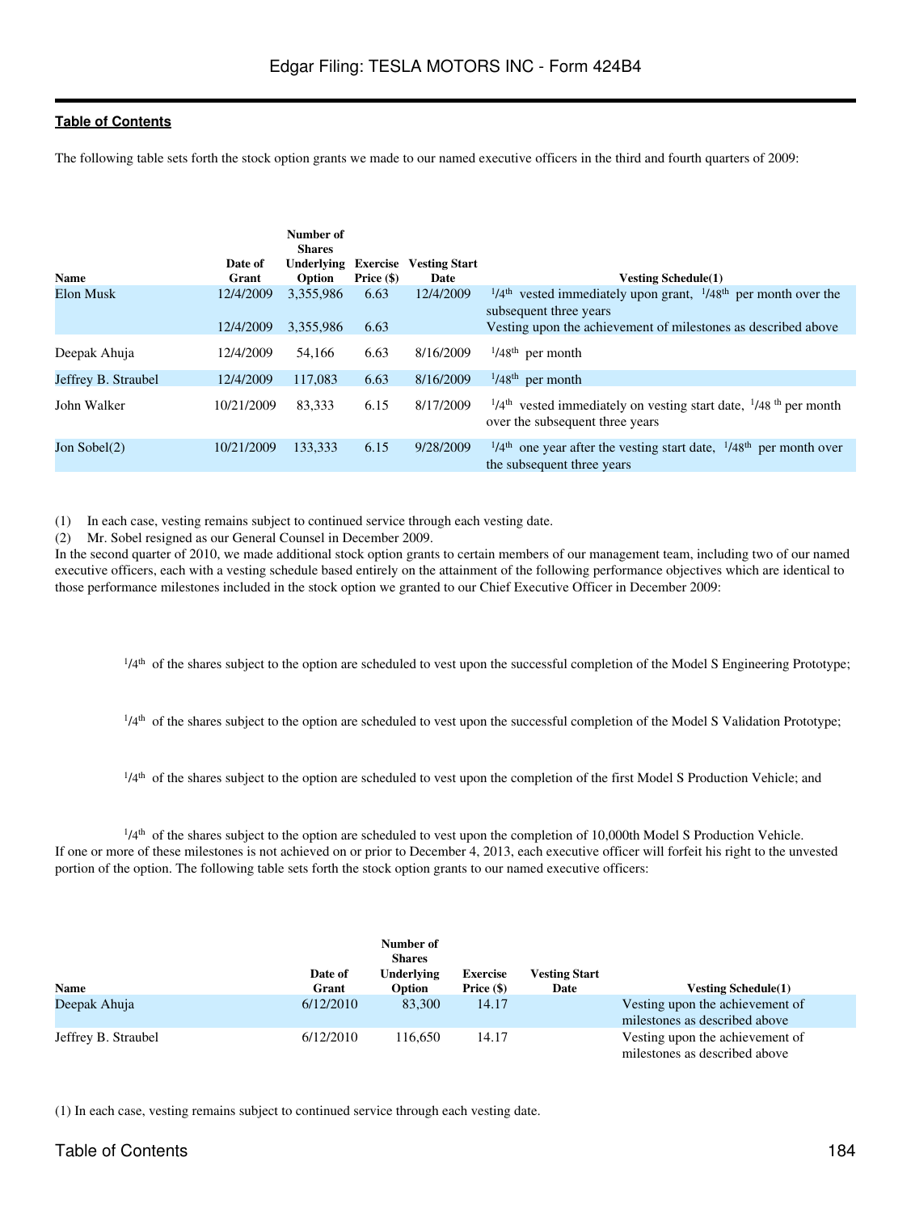The following table sets forth the stock option grants we made to our named executive officers in the third and fourth quarters of 2009:

| Name | Date of Grant | Number of Shares Underlying Option | Exercise Price ($) | Vesting Start Date | Vesting Schedule(1) |
|---|---|---|---|---|---|
| Elon Musk | 12/4/2009 | 3,355,986 | 6.63 | 12/4/2009 | 1/4th vested immediately upon grant, 1/48th per month over the subsequent three years |
| | 12/4/2009 | 3,355,986 | 6.63 | | Vesting upon the achievement of milestones as described above |
| Deepak Ahuja | 12/4/2009 | 54,166 | 6.63 | 8/16/2009 | 1/48th per month |
| Jeffrey B. Straubel | 12/4/2009 | 117,083 | 6.63 | 8/16/2009 | 1/48th per month |
| John Walker | 10/21/2009 | 83,333 | 6.15 | 8/17/2009 | 1/4th vested immediately on vesting start date, 1/48 th per month over the subsequent three years |
| Jon Sobel(2) | 10/21/2009 | 133,333 | 6.15 | 9/28/2009 | 1/4th one year after the vesting start date, 1/48th per month over the subsequent three years |

(1) In each case, vesting remains subject to continued service through each vesting date.

(2) Mr. Sobel resigned as our General Counsel in December 2009.

In the second quarter of 2010, we made additional stock option grants to certain members of our management team, including two of our named executive officers, each with a vesting schedule based entirely on the attainment of the following performance objectives which are identical to those performance milestones included in the stock option we granted to our Chief Executive Officer in December 2009:

- 1/4th of the shares subject to the option are scheduled to vest upon the successful completion of the Model S Engineering Prototype;
- 1/4th of the shares subject to the option are scheduled to vest upon the successful completion of the Model S Validation Prototype;
- 1/4th of the shares subject to the option are scheduled to vest upon the completion of the first Model S Production Vehicle; and
- 1/4th of the shares subject to the option are scheduled to vest upon the completion of 10,000th Model S Production Vehicle.

If one or more of these milestones is not achieved on or prior to December 4, 2013, each executive officer will forfeit his right to the unvested portion of the option. The following table sets forth the stock option grants to our named executive officers:

| Name | Date of Grant | Number of Shares Underlying Option | Exercise Price ($) | Vesting Start Date | Vesting Schedule(1) |
|---|---|---|---|---|---|
| Deepak Ahuja | 6/12/2010 | 83,300 | 14.17 | | Vesting upon the achievement of milestones as described above |
| Jeffrey B. Straubel | 6/12/2010 | 116,650 | 14.17 | | Vesting upon the achievement of milestones as described above |

(1) In each case, vesting remains subject to continued service through each vesting date.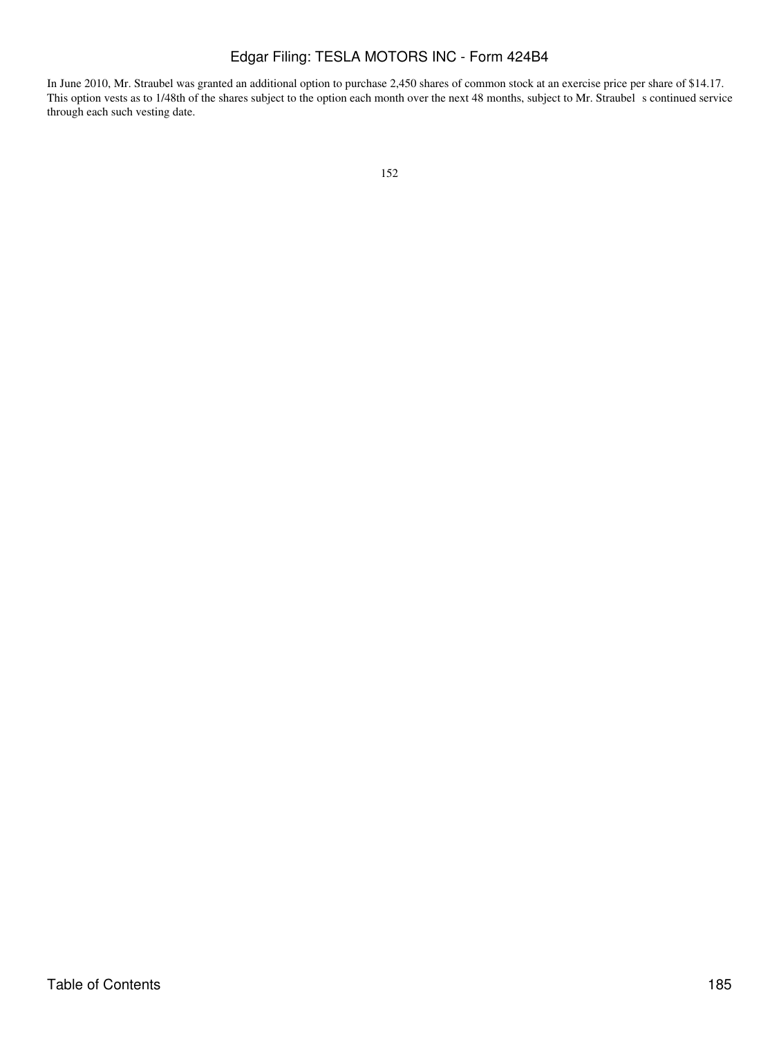In June 2010, Mr. Straubel was granted an additional option to purchase 2,450 shares of common stock at an exercise price per share of $14.17. This option vests as to 1/48th of the shares subject to the option each month over the next 48 months, subject to Mr. Straubel s continued service through each such vesting date.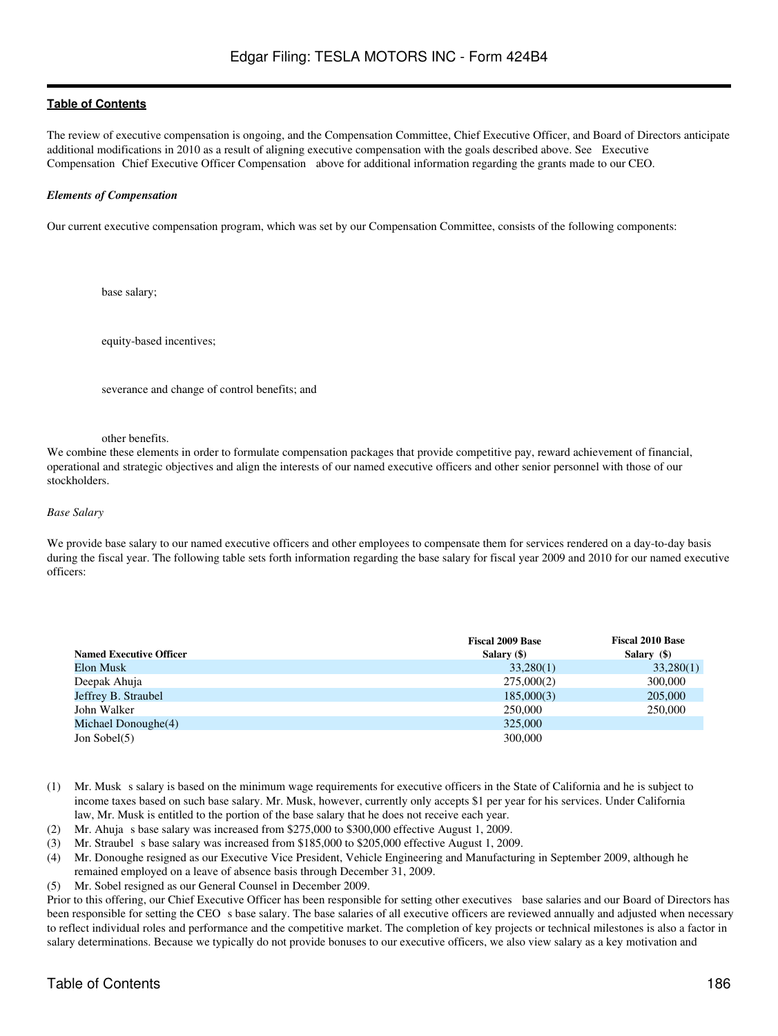The review of executive compensation is ongoing, and the Compensation Committee, Chief Executive Officer, and Board of Directors anticipate additional modifications in 2010 as a result of aligning executive compensation with the goals described above. See Executive Compensation Chief Executive Officer Compensation above for additional information regarding the grants made to our CEO.

***Elements of Compensation***

Our current executive compensation program, which was set by our Compensation Committee, consists of the following components:

- base salary;
- equity-based incentives;
- severance and change of control benefits; and
- other benefits.

We combine these elements in order to formulate compensation packages that provide competitive pay, reward achievement of financial, operational and strategic objectives and align the interests of our named executive officers and other senior personnel with those of our stockholders.

*Base Salary*

We provide base salary to our named executive officers and other employees to compensate them for services rendered on a day-to-day basis during the fiscal year. The following table sets forth information regarding the base salary for fiscal year 2009 and 2010 for our named executive officers:

| Named Executive Officer | Fiscal 2009 Base Salary ($) | Fiscal 2010 Base Salary ($) |
|---|---|---|
| Elon Musk | 33,280(1) | 33,280(1) |
| Deepak Ahuja | 275,000(2) | 300,000 |
| Jeffrey B. Straubel | 185,000(3) | 205,000 |
| John Walker | 250,000 | 250,000 |
| Michael Donoughe(4) | 325,000 | |
| Jon Sobel(5) | 300,000 | |

(1) Mr. Musk s salary is based on the minimum wage requirements for executive officers in the State of California and he is subject to income taxes based on such base salary. Mr. Musk, however, currently only accepts $1 per year for his services. Under California law, Mr. Musk is entitled to the portion of the base salary that he does not receive each year.

(2) Mr. Ahuja s base salary was increased from $275,000 to $300,000 effective August 1, 2009.

(3) Mr. Straubel s base salary was increased from $185,000 to $205,000 effective August 1, 2009.

(4) Mr. Donoughe resigned as our Executive Vice President, Vehicle Engineering and Manufacturing in September 2009, although he remained employed on a leave of absence basis through December 31, 2009.

(5) Mr. Sobel resigned as our General Counsel in December 2009.

Prior to this offering, our Chief Executive Officer has been responsible for setting other executives base salaries and our Board of Directors has been responsible for setting the CEO s base salary. The base salaries of all executive officers are reviewed annually and adjusted when necessary to reflect individual roles and performance and the competitive market. The completion of key projects or technical milestones is also a factor in salary determinations. Because we typically do not provide bonuses to our executive officers, we also view salary as a key motivation and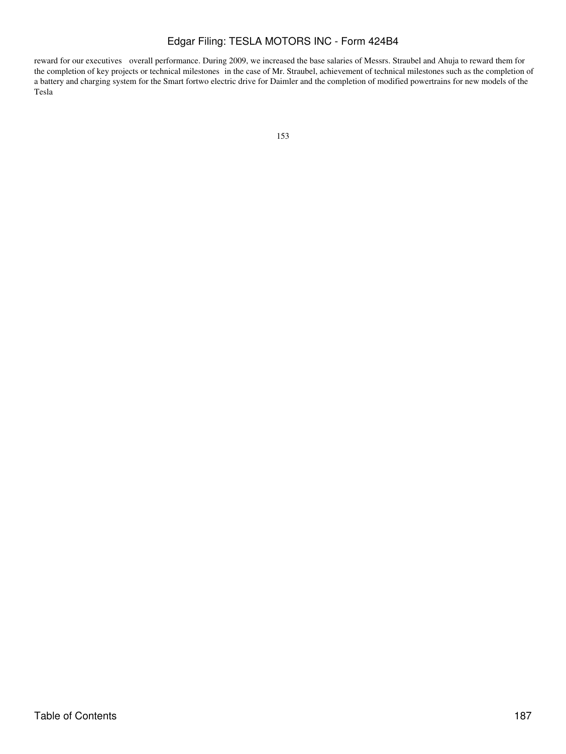reward for our executives overall performance. During 2009, we increased the base salaries of Messrs. Straubel and Ahuja to reward them for the completion of key projects or technical milestones in the case of Mr. Straubel, achievement of technical milestones such as the completion of a battery and charging system for the Smart fortwo electric drive for Daimler and the completion of modified powertrains for new models of the Tesla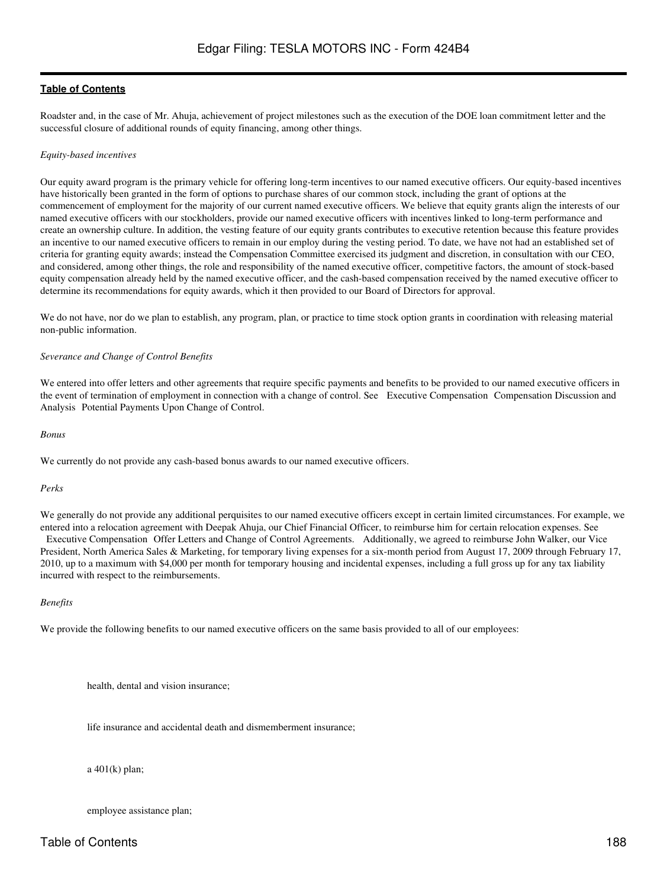Roadster and, in the case of Mr. Ahuja, achievement of project milestones such as the execution of the DOE loan commitment letter and the successful closure of additional rounds of equity financing, among other things.

*Equity-based incentives*

Our equity award program is the primary vehicle for offering long-term incentives to our named executive officers. Our equity-based incentives have historically been granted in the form of options to purchase shares of our common stock, including the grant of options at the commencement of employment for the majority of our current named executive officers. We believe that equity grants align the interests of our named executive officers with our stockholders, provide our named executive officers with incentives linked to long-term performance and create an ownership culture. In addition, the vesting feature of our equity grants contributes to executive retention because this feature provides an incentive to our named executive officers to remain in our employ during the vesting period. To date, we have not had an established set of criteria for granting equity awards; instead the Compensation Committee exercised its judgment and discretion, in consultation with our CEO, and considered, among other things, the role and responsibility of the named executive officer, competitive factors, the amount of stock-based equity compensation already held by the named executive officer, and the cash-based compensation received by the named executive officer to determine its recommendations for equity awards, which it then provided to our Board of Directors for approval.

We do not have, nor do we plan to establish, any program, plan, or practice to time stock option grants in coordination with releasing material non-public information.

*Severance and Change of Control Benefits*

We entered into offer letters and other agreements that require specific payments and benefits to be provided to our named executive officers in the event of termination of employment in connection with a change of control. See Executive Compensation Compensation Discussion and Analysis Potential Payments Upon Change of Control.

*Bonus*

We currently do not provide any cash-based bonus awards to our named executive officers.

*Perks*

We generally do not provide any additional perquisites to our named executive officers except in certain limited circumstances. For example, we entered into a relocation agreement with Deepak Ahuja, our Chief Financial Officer, to reimburse him for certain relocation expenses. See Executive Compensation Offer Letters and Change of Control Agreements. Additionally, we agreed to reimburse John Walker, our Vice President, North America Sales & Marketing, for temporary living expenses for a six-month period from August 17, 2009 through February 17, 2010, up to a maximum with $4,000 per month for temporary housing and incidental expenses, including a full gross up for any tax liability incurred with respect to the reimbursements.

*Benefits*

We provide the following benefits to our named executive officers on the same basis provided to all of our employees:

- health, dental and vision insurance;
- life insurance and accidental death and dismemberment insurance;
- a 401(k) plan;
- employee assistance plan;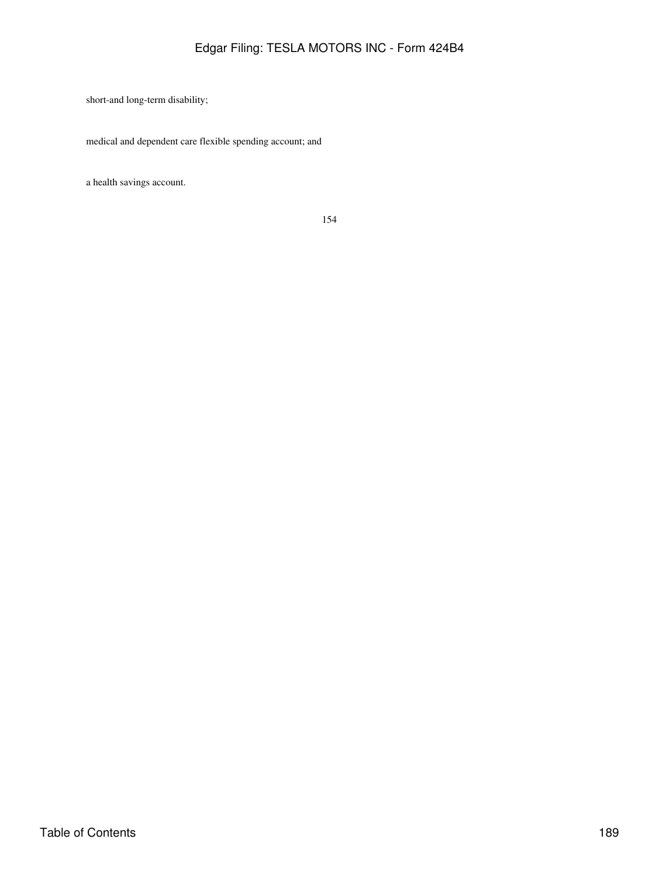- short-and long-term disability;
- medical and dependent care flexible spending account; and
- a health savings account.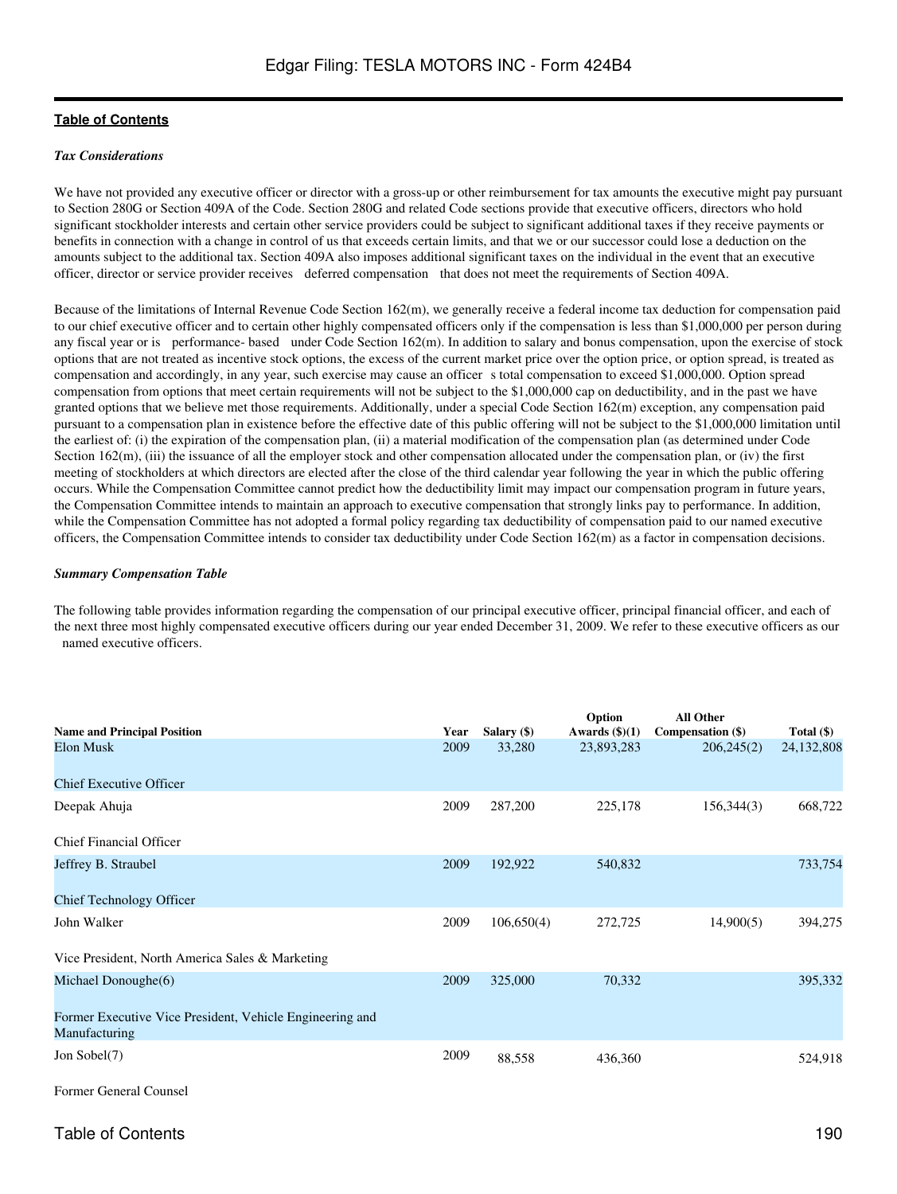[Table of Contents](#)

### *Tax Considerations*

We have not provided any executive officer or director with a gross-up or other reimbursement for tax amounts the executive might pay pursuant to Section 280G or Section 409A of the Code. Section 280G and related Code sections provide that executive officers, directors who hold significant stockholder interests and certain other service providers could be subject to significant additional taxes if they receive payments or benefits in connection with a change in control of us that exceeds certain limits, and that we or our successor could lose a deduction on the amounts subject to the additional tax. Section 409A also imposes additional significant taxes on the individual in the event that an executive officer, director or service provider receives "deferred compensation" that does not meet the requirements of Section 409A.

Because of the limitations of Internal Revenue Code Section 162(m), we generally receive a federal income tax deduction for compensation paid to our chief executive officer and to certain other highly compensated officers only if the compensation is less than $1,000,000 per person during any fiscal year or is "performance- based" under Code Section 162(m). In addition to salary and bonus compensation, upon the exercise of stock options that are not treated as incentive stock options, the excess of the current market price over the option price, or option spread, is treated as compensation and accordingly, in any year, such exercise may cause an officer's total compensation to exceed $1,000,000. Option spread compensation from options that meet certain requirements will not be subject to the $1,000,000 cap on deductibility, and in the past we have granted options that we believe met those requirements. Additionally, under a special Code Section 162(m) exception, any compensation paid pursuant to a compensation plan in existence before the effective date of this public offering will not be subject to the $1,000,000 limitation until the earliest of: (i) the expiration of the compensation plan, (ii) a material modification of the compensation plan (as determined under Code Section 162(m), (iii) the issuance of all the employer stock and other compensation allocated under the compensation plan, or (iv) the first meeting of stockholders at which directors are elected after the close of the third calendar year following the year in which the public offering occurs. While the Compensation Committee cannot predict how the deductibility limit may impact our compensation program in future years, the Compensation Committee intends to maintain an approach to executive compensation that strongly links pay to performance. In addition, while the Compensation Committee has not adopted a formal policy regarding tax deductibility of compensation paid to our named executive officers, the Compensation Committee intends to consider tax deductibility under Code Section 162(m) as a factor in compensation decisions.

### *Summary Compensation Table*

The following table provides information regarding the compensation of our principal executive officer, principal financial officer, and each of the next three most highly compensated executive officers during our year ended December 31, 2009. We refer to these executive officers as our "named executive officers."

| Name and Principal Position | Year | Salary ($) | Option Awards ($)(1) | All Other Compensation ($) | Total ($) |
|---|---|---|---|---|---|
| Elon Musk<br>Chief Executive Officer | 2009 | 33,280 | 23,893,283 | 206,245(2) | 24,132,808 |
| Deepak Ahuja<br>Chief Financial Officer | 2009 | 287,200 | 225,178 | 156,344(3) | 668,722 |
| Jeffrey B. Straubel<br>Chief Technology Officer | 2009 | 192,922 | 540,832 | | 733,754 |
| John Walker<br>Vice President, North America Sales & Marketing | 2009 | 106,650(4) | 272,725 | 14,900(5) | 394,275 |
| Michael Donoughe(6)<br>Former Executive Vice President, Vehicle Engineering and Manufacturing | 2009 | 325,000 | 70,332 | | 395,332 |
| Jon Sobel(7)<br>Former General Counsel | 2009 | 88,558 | 436,360 | | 524,918 |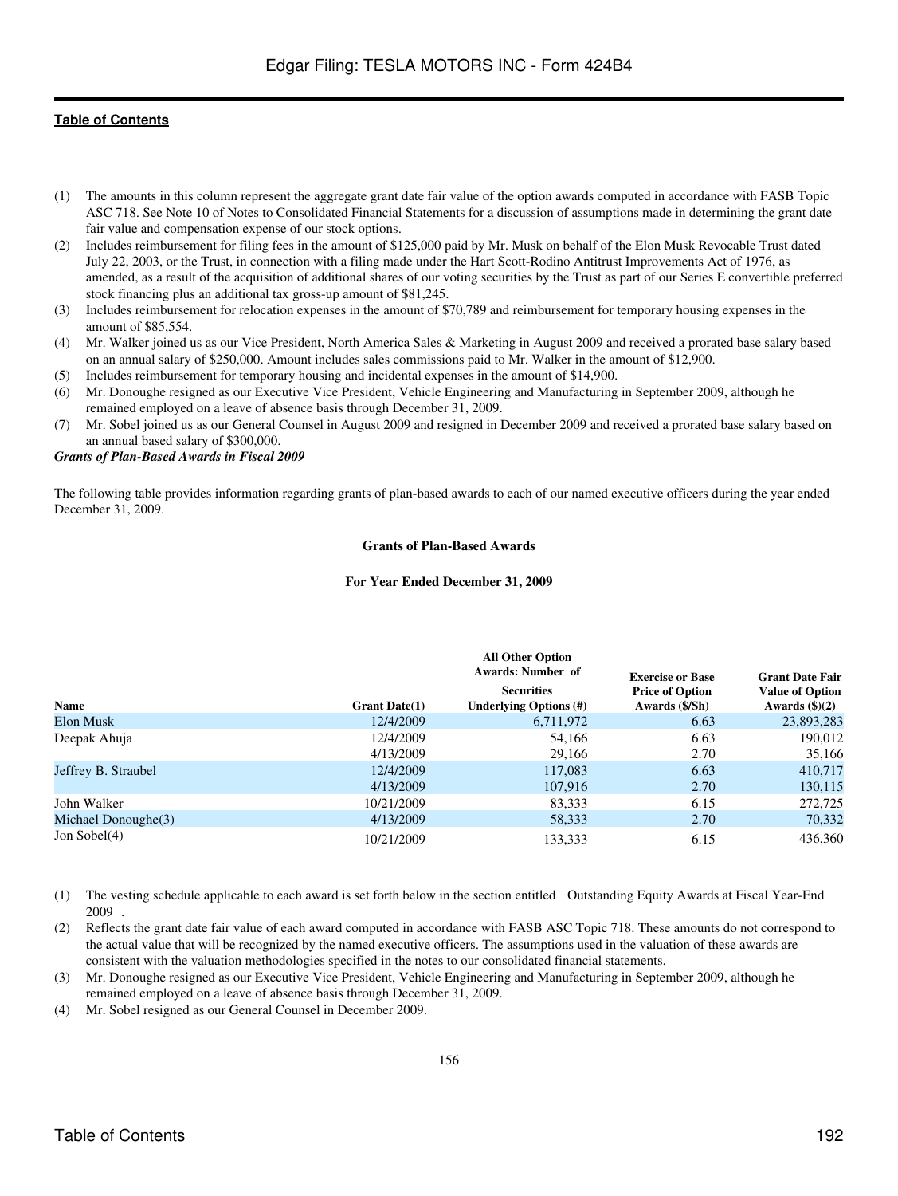(1) The amounts in this column represent the aggregate grant date fair value of the option awards computed in accordance with FASB Topic ASC 718. See Note 10 of Notes to Consolidated Financial Statements for a discussion of assumptions made in determining the grant date fair value and compensation expense of our stock options.

(2) Includes reimbursement for filing fees in the amount of $125,000 paid by Mr. Musk on behalf of the Elon Musk Revocable Trust dated July 22, 2003, or the Trust, in connection with a filing made under the Hart Scott-Rodino Antitrust Improvements Act of 1976, as amended, as a result of the acquisition of additional shares of our voting securities by the Trust as part of our Series E convertible preferred stock financing plus an additional tax gross-up amount of $81,245.

(3) Includes reimbursement for relocation expenses in the amount of $70,789 and reimbursement for temporary housing expenses in the amount of $85,554.

(4) Mr. Walker joined us as our Vice President, North America Sales & Marketing in August 2009 and received a prorated base salary based on an annual salary of $250,000. Amount includes sales commissions paid to Mr. Walker in the amount of $12,900.

(5) Includes reimbursement for temporary housing and incidental expenses in the amount of $14,900.

(6) Mr. Donoughe resigned as our Executive Vice President, Vehicle Engineering and Manufacturing in September 2009, although he remained employed on a leave of absence basis through December 31, 2009.

(7) Mr. Sobel joined us as our General Counsel in August 2009 and resigned in December 2009 and received a prorated base salary based on an annual based salary of $300,000.

***Grants of Plan-Based Awards in Fiscal 2009***

The following table provides information regarding grants of plan-based awards to each of our named executive officers during the year ended December 31, 2009.

**Grants of Plan-Based Awards**

**For Year Ended December 31, 2009**

| Name | Grant Date(1) | All Other Option Awards: Number of Securities Underlying Options (#) | Exercise or Base Price of Option Awards ($/Sh) | Grant Date Fair Value of Option Awards ($)(2) |
|---|---|---|---|---|
| Elon Musk | 12/4/2009 | 6,711,972 | 6.63 | 23,893,283 |
| Deepak Ahuja | 12/4/2009 | 54,166 | 6.63 | 190,012 |
| | 4/13/2009 | 29,166 | 2.70 | 35,166 |
| Jeffrey B. Straubel | 12/4/2009 | 117,083 | 6.63 | 410,717 |
| | 4/13/2009 | 107,916 | 2.70 | 130,115 |
| John Walker | 10/21/2009 | 83,333 | 6.15 | 272,725 |
| Michael Donoughe(3) | 4/13/2009 | 58,333 | 2.70 | 70,332 |
| Jon Sobel(4) | 10/21/2009 | 133,333 | 6.15 | 436,360 |

(1) The vesting schedule applicable to each award is set forth below in the section entitled Outstanding Equity Awards at Fiscal Year-End 2009 .

(2) Reflects the grant date fair value of each award computed in accordance with FASB ASC Topic 718. These amounts do not correspond to the actual value that will be recognized by the named executive officers. The assumptions used in the valuation of these awards are consistent with the valuation methodologies specified in the notes to our consolidated financial statements.

(3) Mr. Donoughe resigned as our Executive Vice President, Vehicle Engineering and Manufacturing in September 2009, although he remained employed on a leave of absence basis through December 31, 2009.

(4) Mr. Sobel resigned as our General Counsel in December 2009.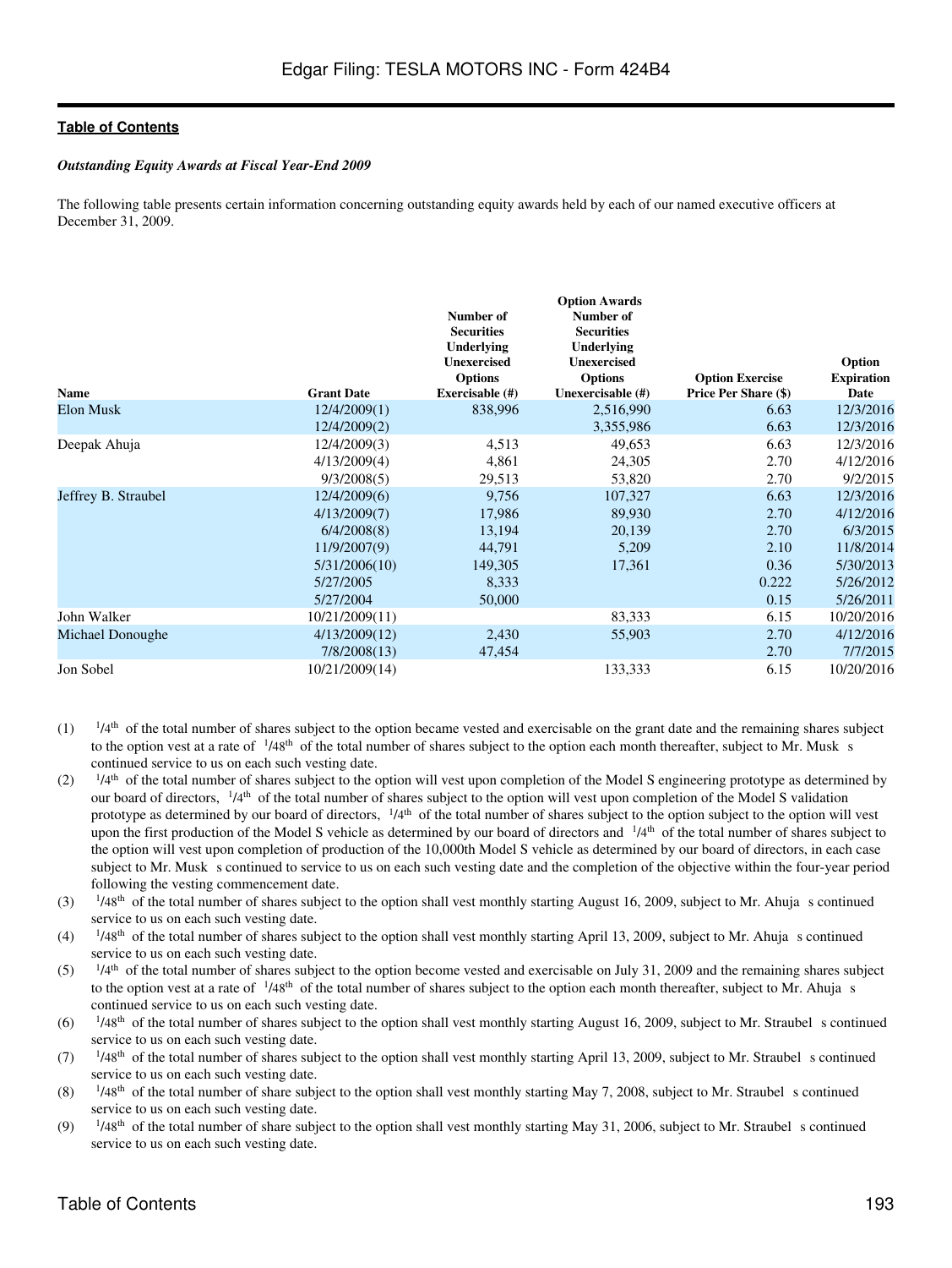Edgar Filing: TESLA MOTORS INC - Form 424B4

**Table of Contents**

***Outstanding Equity Awards at Fiscal Year-End 2009***

The following table presents certain information concerning outstanding equity awards held by each of our named executive officers at December 31, 2009.

| | | Option Awards | | | |
|---|---|---|---|---|---|
| **Name** | **Grant Date** | **Number of Securities Underlying Unexercised Options Exercisable (#)** | **Number of Securities Underlying Unexercised Options Unexercisable (#)** | **Option Exercise Price Per Share ($)** | **Option Expiration Date** |
| Elon Musk | 12/4/2009(1) | 838,996 | 2,516,990 | 6.63 | 12/3/2016 |
| | 12/4/2009(2) | | 3,355,986 | 6.63 | 12/3/2016 |
| Deepak Ahuja | 12/4/2009(3) | 4,513 | 49,653 | 6.63 | 12/3/2016 |
| | 4/13/2009(4) | 4,861 | 24,305 | 2.70 | 4/12/2016 |
| | 9/3/2008(5) | 29,513 | 53,820 | 2.70 | 9/2/2015 |
| Jeffrey B. Straubel | 12/4/2009(6) | 9,756 | 107,327 | 6.63 | 12/3/2016 |
| | 4/13/2009(7) | 17,986 | 89,930 | 2.70 | 4/12/2016 |
| | 6/4/2008(8) | 13,194 | 20,139 | 2.70 | 6/3/2015 |
| | 11/9/2007(9) | 44,791 | 5,209 | 2.10 | 11/8/2014 |
| | 5/31/2006(10) | 149,305 | 17,361 | 0.36 | 5/30/2013 |
| | 5/27/2005 | 8,333 | | 0.222 | 5/26/2012 |
| | 5/27/2004 | 50,000 | | 0.15 | 5/26/2011 |
| John Walker | 10/21/2009(11) | | 83,333 | 6.15 | 10/20/2016 |
| Michael Donoughe | 4/13/2009(12) | 2,430 | 55,903 | 2.70 | 4/12/2016 |
| | 7/8/2008(13) | 47,454 | | 2.70 | 7/7/2015 |
| Jon Sobel | 10/21/2009(14) | | 133,333 | 6.15 | 10/20/2016 |

(1) 1/4th of the total number of shares subject to the option became vested and exercisable on the grant date and the remaining shares subject to the option vest at a rate of 1/48th of the total number of shares subject to the option each month thereafter, subject to Mr. Musk s continued service to us on each such vesting date.

(2) 1/4th of the total number of shares subject to the option will vest upon completion of the Model S engineering prototype as determined by our board of directors, 1/4th of the total number of shares subject to the option will vest upon completion of the Model S validation prototype as determined by our board of directors, 1/4th of the total number of shares subject to the option subject to the option will vest upon the first production of the Model S vehicle as determined by our board of directors and 1/4th of the total number of shares subject to the option will vest upon completion of production of the 10,000th Model S vehicle as determined by our board of directors, in each case subject to Mr. Musk s continued to service to us on each such vesting date and the completion of the objective within the four-year period following the vesting commencement date.

(3) 1/48th of the total number of shares subject to the option shall vest monthly starting August 16, 2009, subject to Mr. Ahuja s continued service to us on each such vesting date.

(4) 1/48th of the total number of shares subject to the option shall vest monthly starting April 13, 2009, subject to Mr. Ahuja s continued service to us on each such vesting date.

(5) 1/4th of the total number of shares subject to the option become vested and exercisable on July 31, 2009 and the remaining shares subject to the option vest at a rate of 1/48th of the total number of shares subject to the option each month thereafter, subject to Mr. Ahuja s continued service to us on each such vesting date.

(6) 1/48th of the total number of shares subject to the option shall vest monthly starting August 16, 2009, subject to Mr. Straubel s continued service to us on each such vesting date.

(7) 1/48th of the total number of shares subject to the option shall vest monthly starting April 13, 2009, subject to Mr. Straubel s continued service to us on each such vesting date.

(8) 1/48th of the total number of share subject to the option shall vest monthly starting May 7, 2008, subject to Mr. Straubel s continued service to us on each such vesting date.

(9) 1/48th of the total number of share subject to the option shall vest monthly starting May 31, 2006, subject to Mr. Straubel s continued service to us on each such vesting date.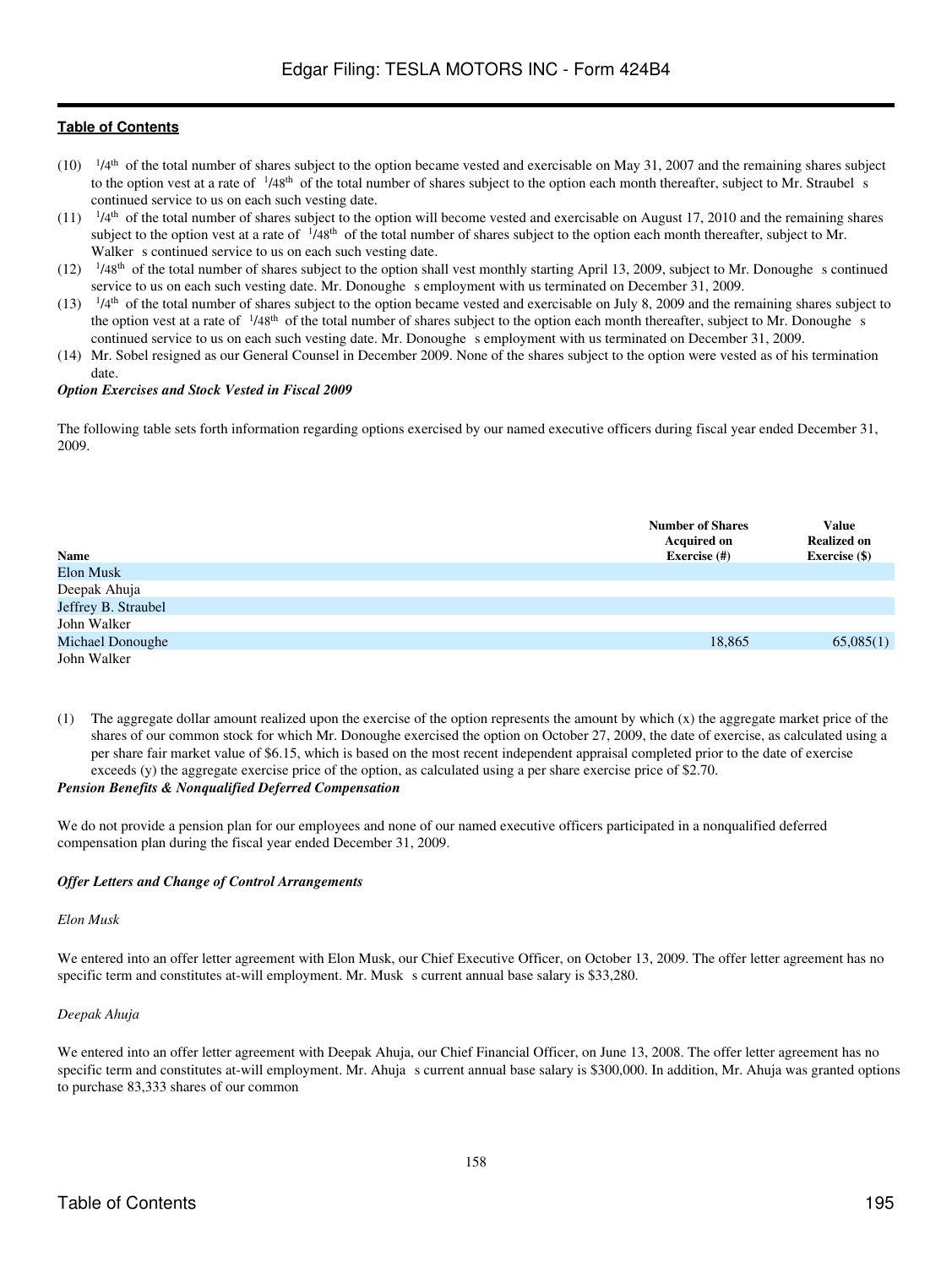(10) 1/4th of the total number of shares subject to the option became vested and exercisable on May 31, 2007 and the remaining shares subject to the option vest at a rate of 1/48th of the total number of shares subject to the option each month thereafter, subject to Mr. Straubel s continued service to us on each such vesting date.

(11) 1/4th of the total number of shares subject to the option will become vested and exercisable on August 17, 2010 and the remaining shares subject to the option vest at a rate of 1/48th of the total number of shares subject to the option each month thereafter, subject to Mr. Walker s continued service to us on each such vesting date.

(12) 1/48th of the total number of shares subject to the option shall vest monthly starting April 13, 2009, subject to Mr. Donoughe s continued service to us on each such vesting date. Mr. Donoughe s employment with us terminated on December 31, 2009.

(13) 1/4th of the total number of shares subject to the option became vested and exercisable on July 8, 2009 and the remaining shares subject to the option vest at a rate of 1/48th of the total number of shares subject to the option each month thereafter, subject to Mr. Donoughe s continued service to us on each such vesting date. Mr. Donoughe s employment with us terminated on December 31, 2009.

(14) Mr. Sobel resigned as our General Counsel in December 2009. None of the shares subject to the option were vested as of his termination date.

***Option Exercises and Stock Vested in Fiscal 2009***

The following table sets forth information regarding options exercised by our named executive officers during fiscal year ended December 31, 2009.

| Name | Number of Shares Acquired on Exercise (#) | Value Realized on Exercise ($) |
|---|---|---|
| Elon Musk | | |
| Deepak Ahuja | | |
| Jeffrey B. Straubel | | |
| John Walker | | |
| Michael Donoughe | 18,865 | 65,085(1) |
| John Walker | | |

(1) The aggregate dollar amount realized upon the exercise of the option represents the amount by which (x) the aggregate market price of the shares of our common stock for which Mr. Donoughe exercised the option on October 27, 2009, the date of exercise, as calculated using a per share fair market value of $6.15, which is based on the most recent independent appraisal completed prior to the date of exercise exceeds (y) the aggregate exercise price of the option, as calculated using a per share exercise price of $2.70.

***Pension Benefits & Nonqualified Deferred Compensation***

We do not provide a pension plan for our employees and none of our named executive officers participated in a nonqualified deferred compensation plan during the fiscal year ended December 31, 2009.

***Offer Letters and Change of Control Arrangements***

*Elon Musk*

We entered into an offer letter agreement with Elon Musk, our Chief Executive Officer, on October 13, 2009. The offer letter agreement has no specific term and constitutes at-will employment. Mr. Musk s current annual base salary is $33,280.

*Deepak Ahuja*

We entered into an offer letter agreement with Deepak Ahuja, our Chief Financial Officer, on June 13, 2008. The offer letter agreement has no specific term and constitutes at-will employment. Mr. Ahuja s current annual base salary is $300,000. In addition, Mr. Ahuja was granted options to purchase 83,333 shares of our common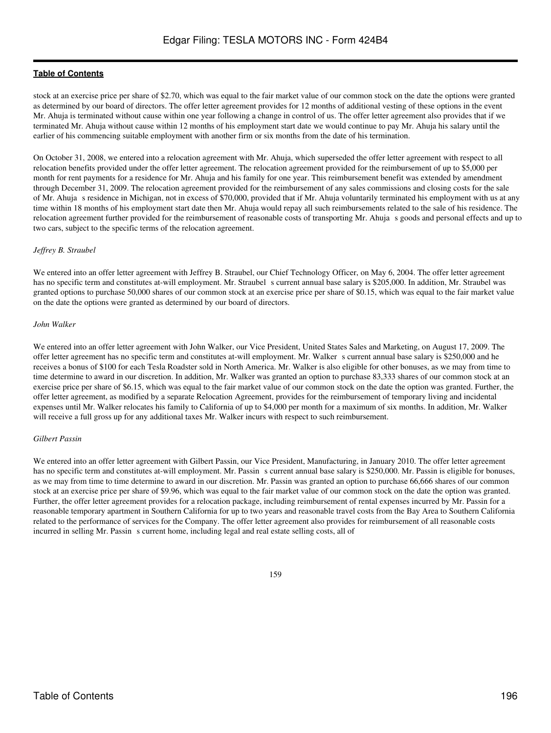stock at an exercise price per share of $2.70, which was equal to the fair market value of our common stock on the date the options were granted as determined by our board of directors. The offer letter agreement provides for 12 months of additional vesting of these options in the event Mr. Ahuja is terminated without cause within one year following a change in control of us. The offer letter agreement also provides that if we terminated Mr. Ahuja without cause within 12 months of his employment start date we would continue to pay Mr. Ahuja his salary until the earlier of his commencing suitable employment with another firm or six months from the date of his termination.

On October 31, 2008, we entered into a relocation agreement with Mr. Ahuja, which superseded the offer letter agreement with respect to all relocation benefits provided under the offer letter agreement. The relocation agreement provided for the reimbursement of up to $5,000 per month for rent payments for a residence for Mr. Ahuja and his family for one year. This reimbursement benefit was extended by amendment through December 31, 2009. The relocation agreement provided for the reimbursement of any sales commissions and closing costs for the sale of Mr. Ahuja s residence in Michigan, not in excess of $70,000, provided that if Mr. Ahuja voluntarily terminated his employment with us at any time within 18 months of his employment start date then Mr. Ahuja would repay all such reimbursements related to the sale of his residence. The relocation agreement further provided for the reimbursement of reasonable costs of transporting Mr. Ahuja s goods and personal effects and up to two cars, subject to the specific terms of the relocation agreement.

*Jeffrey B. Straubel*

We entered into an offer letter agreement with Jeffrey B. Straubel, our Chief Technology Officer, on May 6, 2004. The offer letter agreement has no specific term and constitutes at-will employment. Mr. Straubel s current annual base salary is $205,000. In addition, Mr. Straubel was granted options to purchase 50,000 shares of our common stock at an exercise price per share of $0.15, which was equal to the fair market value on the date the options were granted as determined by our board of directors.

*John Walker*

We entered into an offer letter agreement with John Walker, our Vice President, United States Sales and Marketing, on August 17, 2009. The offer letter agreement has no specific term and constitutes at-will employment. Mr. Walker s current annual base salary is $250,000 and he receives a bonus of $100 for each Tesla Roadster sold in North America. Mr. Walker is also eligible for other bonuses, as we may from time to time determine to award in our discretion. In addition, Mr. Walker was granted an option to purchase 83,333 shares of our common stock at an exercise price per share of $6.15, which was equal to the fair market value of our common stock on the date the option was granted. Further, the offer letter agreement, as modified by a separate Relocation Agreement, provides for the reimbursement of temporary living and incidental expenses until Mr. Walker relocates his family to California of up to $4,000 per month for a maximum of six months. In addition, Mr. Walker will receive a full gross up for any additional taxes Mr. Walker incurs with respect to such reimbursement.

*Gilbert Passin*

We entered into an offer letter agreement with Gilbert Passin, our Vice President, Manufacturing, in January 2010. The offer letter agreement has no specific term and constitutes at-will employment. Mr. Passin s current annual base salary is $250,000. Mr. Passin is eligible for bonuses, as we may from time to time determine to award in our discretion. Mr. Passin was granted an option to purchase 66,666 shares of our common stock at an exercise price per share of $9.96, which was equal to the fair market value of our common stock on the date the option was granted. Further, the offer letter agreement provides for a relocation package, including reimbursement of rental expenses incurred by Mr. Passin for a reasonable temporary apartment in Southern California for up to two years and reasonable travel costs from the Bay Area to Southern California related to the performance of services for the Company. The offer letter agreement also provides for reimbursement of all reasonable costs incurred in selling Mr. Passin s current home, including legal and real estate selling costs, all of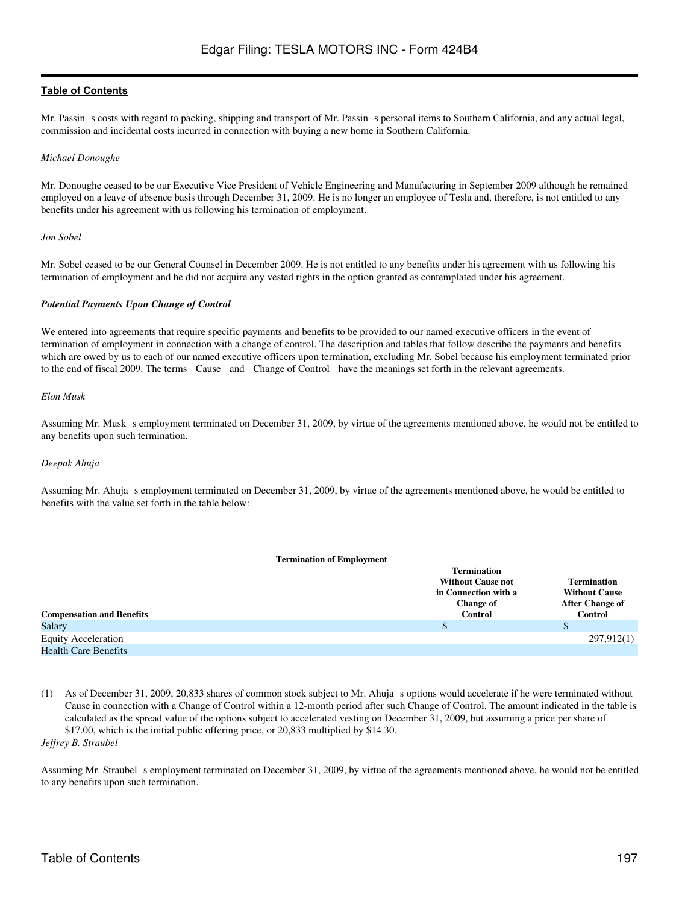Mr. Passin s costs with regard to packing, shipping and transport of Mr. Passin s personal items to Southern California, and any actual legal, commission and incidental costs incurred in connection with buying a new home in Southern California.

*Michael Donoughe*

Mr. Donoughe ceased to be our Executive Vice President of Vehicle Engineering and Manufacturing in September 2009 although he remained employed on a leave of absence basis through December 31, 2009. He is no longer an employee of Tesla and, therefore, is not entitled to any benefits under his agreement with us following his termination of employment.

*Jon Sobel*

Mr. Sobel ceased to be our General Counsel in December 2009. He is not entitled to any benefits under his agreement with us following his termination of employment and he did not acquire any vested rights in the option granted as contemplated under his agreement.

***Potential Payments Upon Change of Control***

We entered into agreements that require specific payments and benefits to be provided to our named executive officers in the event of termination of employment in connection with a change of control. The description and tables that follow describe the payments and benefits which are owed by us to each of our named executive officers upon termination, excluding Mr. Sobel because his employment terminated prior to the end of fiscal 2009. The terms Cause and Change of Control have the meanings set forth in the relevant agreements.

*Elon Musk*

Assuming Mr. Musk s employment terminated on December 31, 2009, by virtue of the agreements mentioned above, he would not be entitled to any benefits upon such termination.

*Deepak Ahuja*

Assuming Mr. Ahuja s employment terminated on December 31, 2009, by virtue of the agreements mentioned above, he would be entitled to benefits with the value set forth in the table below:

| | Termination of Employment | |
|---|---|---|
| **Compensation and Benefits** | **Termination Without Cause not in Connection with a Change of Control** | **Termination Without Cause After Change of Control** |
| Salary | $ | $ |
| Equity Acceleration | | 297,912(1) |
| Health Care Benefits | | |

(1) As of December 31, 2009, 20,833 shares of common stock subject to Mr. Ahuja s options would accelerate if he were terminated without Cause in connection with a Change of Control within a 12-month period after such Change of Control. The amount indicated in the table is calculated as the spread value of the options subject to accelerated vesting on December 31, 2009, but assuming a price per share of $17.00, which is the initial public offering price, or 20,833 multiplied by $14.30.

*Jeffrey B. Straubel*

Assuming Mr. Straubel s employment terminated on December 31, 2009, by virtue of the agreements mentioned above, he would not be entitled to any benefits upon such termination.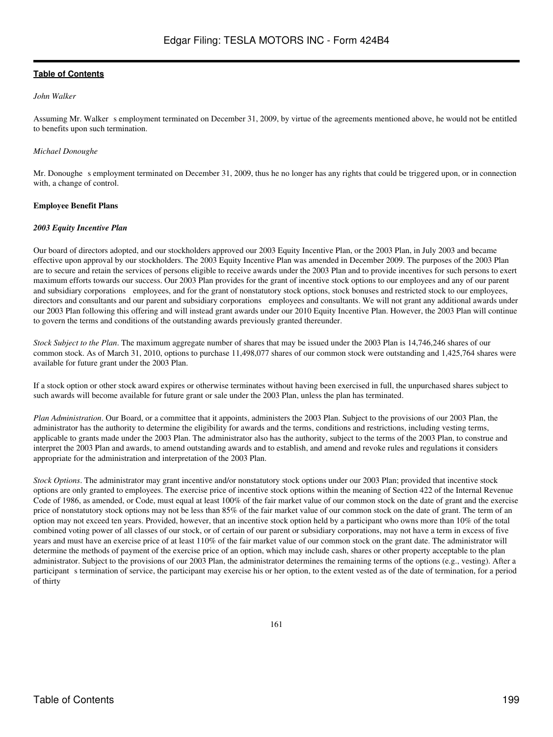*John Walker*

Assuming Mr. Walker s employment terminated on December 31, 2009, by virtue of the agreements mentioned above, he would not be entitled to benefits upon such termination.

*Michael Donoughe*

Mr. Donoughe s employment terminated on December 31, 2009, thus he no longer has any rights that could be triggered upon, or in connection with, a change of control.

**Employee Benefit Plans**

***2003 Equity Incentive Plan***

Our board of directors adopted, and our stockholders approved our 2003 Equity Incentive Plan, or the 2003 Plan, in July 2003 and became effective upon approval by our stockholders. The 2003 Equity Incentive Plan was amended in December 2009. The purposes of the 2003 Plan are to secure and retain the services of persons eligible to receive awards under the 2003 Plan and to provide incentives for such persons to exert maximum efforts towards our success. Our 2003 Plan provides for the grant of incentive stock options to our employees and any of our parent and subsidiary corporations employees, and for the grant of nonstatutory stock options, stock bonuses and restricted stock to our employees, directors and consultants and our parent and subsidiary corporations employees and consultants. We will not grant any additional awards under our 2003 Plan following this offering and will instead grant awards under our 2010 Equity Incentive Plan. However, the 2003 Plan will continue to govern the terms and conditions of the outstanding awards previously granted thereunder.

*Stock Subject to the Plan*. The maximum aggregate number of shares that may be issued under the 2003 Plan is 14,746,246 shares of our common stock. As of March 31, 2010, options to purchase 11,498,077 shares of our common stock were outstanding and 1,425,764 shares were available for future grant under the 2003 Plan.

If a stock option or other stock award expires or otherwise terminates without having been exercised in full, the unpurchased shares subject to such awards will become available for future grant or sale under the 2003 Plan, unless the plan has terminated.

*Plan Administration*. Our Board, or a committee that it appoints, administers the 2003 Plan. Subject to the provisions of our 2003 Plan, the administrator has the authority to determine the eligibility for awards and the terms, conditions and restrictions, including vesting terms, applicable to grants made under the 2003 Plan. The administrator also has the authority, subject to the terms of the 2003 Plan, to construe and interpret the 2003 Plan and awards, to amend outstanding awards and to establish, and amend and revoke rules and regulations it considers appropriate for the administration and interpretation of the 2003 Plan.

*Stock Options*. The administrator may grant incentive and/or nonstatutory stock options under our 2003 Plan; provided that incentive stock options are only granted to employees. The exercise price of incentive stock options within the meaning of Section 422 of the Internal Revenue Code of 1986, as amended, or Code, must equal at least 100% of the fair market value of our common stock on the date of grant and the exercise price of nonstatutory stock options may not be less than 85% of the fair market value of our common stock on the date of grant. The term of an option may not exceed ten years. Provided, however, that an incentive stock option held by a participant who owns more than 10% of the total combined voting power of all classes of our stock, or of certain of our parent or subsidiary corporations, may not have a term in excess of five years and must have an exercise price of at least 110% of the fair market value of our common stock on the grant date. The administrator will determine the methods of payment of the exercise price of an option, which may include cash, shares or other property acceptable to the plan administrator. Subject to the provisions of our 2003 Plan, the administrator determines the remaining terms of the options (e.g., vesting). After a participant s termination of service, the participant may exercise his or her option, to the extent vested as of the date of termination, for a period of thirty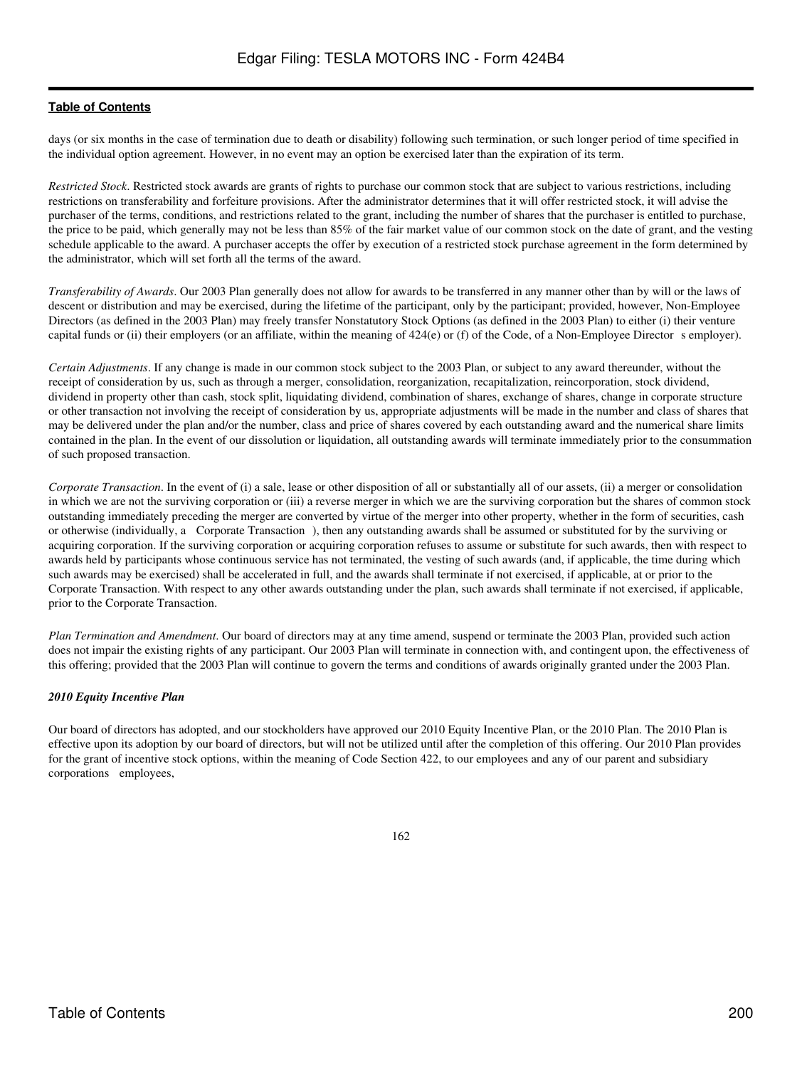days (or six months in the case of termination due to death or disability) following such termination, or such longer period of time specified in the individual option agreement. However, in no event may an option be exercised later than the expiration of its term.

*Restricted Stock*. Restricted stock awards are grants of rights to purchase our common stock that are subject to various restrictions, including restrictions on transferability and forfeiture provisions. After the administrator determines that it will offer restricted stock, it will advise the purchaser of the terms, conditions, and restrictions related to the grant, including the number of shares that the purchaser is entitled to purchase, the price to be paid, which generally may not be less than 85% of the fair market value of our common stock on the date of grant, and the vesting schedule applicable to the award. A purchaser accepts the offer by execution of a restricted stock purchase agreement in the form determined by the administrator, which will set forth all the terms of the award.

*Transferability of Awards*. Our 2003 Plan generally does not allow for awards to be transferred in any manner other than by will or the laws of descent or distribution and may be exercised, during the lifetime of the participant, only by the participant; provided, however, Non-Employee Directors (as defined in the 2003 Plan) may freely transfer Nonstatutory Stock Options (as defined in the 2003 Plan) to either (i) their venture capital funds or (ii) their employers (or an affiliate, within the meaning of 424(e) or (f) of the Code, of a Non-Employee Director s employer).

*Certain Adjustments*. If any change is made in our common stock subject to the 2003 Plan, or subject to any award thereunder, without the receipt of consideration by us, such as through a merger, consolidation, reorganization, recapitalization, reincorporation, stock dividend, dividend in property other than cash, stock split, liquidating dividend, combination of shares, exchange of shares, change in corporate structure or other transaction not involving the receipt of consideration by us, appropriate adjustments will be made in the number and class of shares that may be delivered under the plan and/or the number, class and price of shares covered by each outstanding award and the numerical share limits contained in the plan. In the event of our dissolution or liquidation, all outstanding awards will terminate immediately prior to the consummation of such proposed transaction.

*Corporate Transaction*. In the event of (i) a sale, lease or other disposition of all or substantially all of our assets, (ii) a merger or consolidation in which we are not the surviving corporation or (iii) a reverse merger in which we are the surviving corporation but the shares of common stock outstanding immediately preceding the merger are converted by virtue of the merger into other property, whether in the form of securities, cash or otherwise (individually, a Corporate Transaction ), then any outstanding awards shall be assumed or substituted for by the surviving or acquiring corporation. If the surviving corporation or acquiring corporation refuses to assume or substitute for such awards, then with respect to awards held by participants whose continuous service has not terminated, the vesting of such awards (and, if applicable, the time during which such awards may be exercised) shall be accelerated in full, and the awards shall terminate if not exercised, if applicable, at or prior to the Corporate Transaction. With respect to any other awards outstanding under the plan, such awards shall terminate if not exercised, if applicable, prior to the Corporate Transaction.

*Plan Termination and Amendment*. Our board of directors may at any time amend, suspend or terminate the 2003 Plan, provided such action does not impair the existing rights of any participant. Our 2003 Plan will terminate in connection with, and contingent upon, the effectiveness of this offering; provided that the 2003 Plan will continue to govern the terms and conditions of awards originally granted under the 2003 Plan.

***2010 Equity Incentive Plan***

Our board of directors has adopted, and our stockholders have approved our 2010 Equity Incentive Plan, or the 2010 Plan. The 2010 Plan is effective upon its adoption by our board of directors, but will not be utilized until after the completion of this offering. Our 2010 Plan provides for the grant of incentive stock options, within the meaning of Code Section 422, to our employees and any of our parent and subsidiary corporations employees,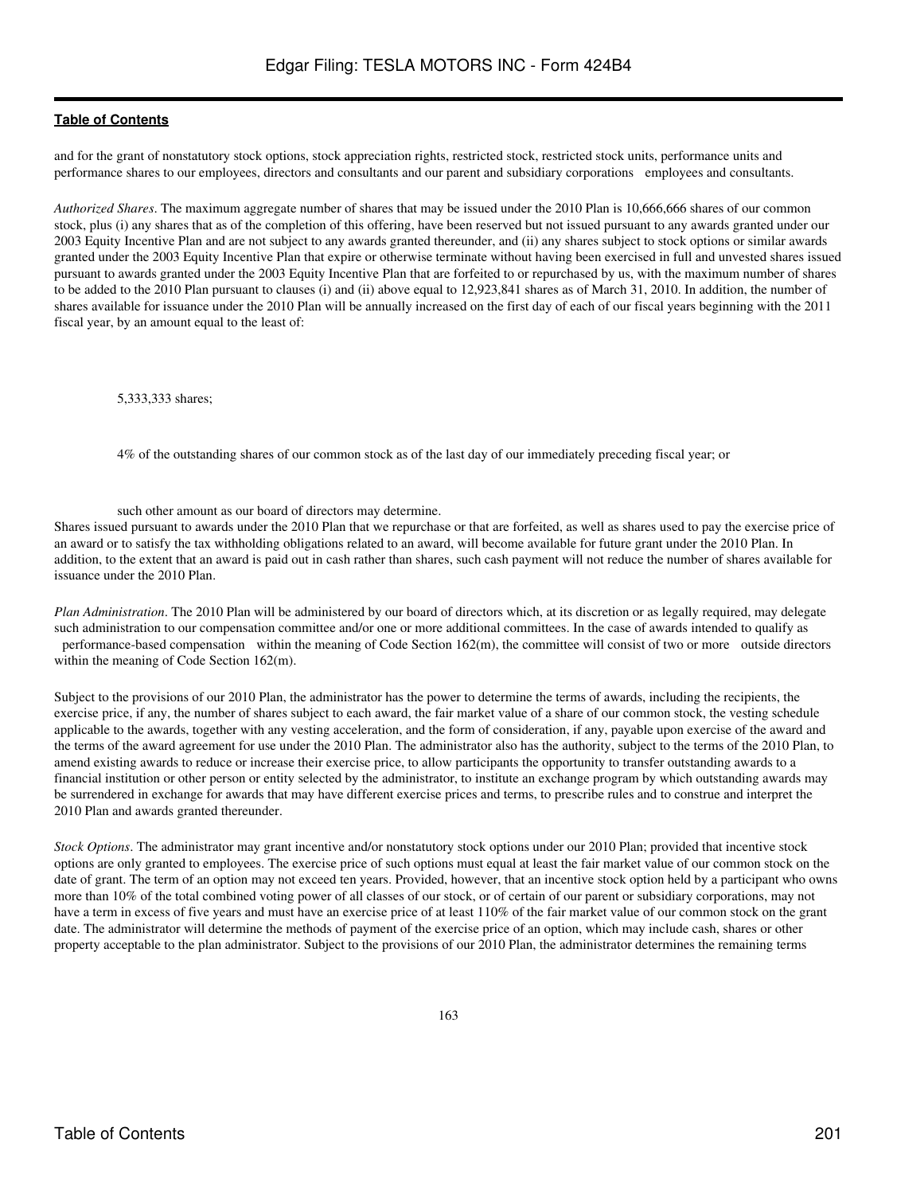and for the grant of nonstatutory stock options, stock appreciation rights, restricted stock, restricted stock units, performance units and performance shares to our employees, directors and consultants and our parent and subsidiary corporations employees and consultants.

*Authorized Shares*. The maximum aggregate number of shares that may be issued under the 2010 Plan is 10,666,666 shares of our common stock, plus (i) any shares that as of the completion of this offering, have been reserved but not issued pursuant to any awards granted under our 2003 Equity Incentive Plan and are not subject to any awards granted thereunder, and (ii) any shares subject to stock options or similar awards granted under the 2003 Equity Incentive Plan that expire or otherwise terminate without having been exercised in full and unvested shares issued pursuant to awards granted under the 2003 Equity Incentive Plan that are forfeited to or repurchased by us, with the maximum number of shares to be added to the 2010 Plan pursuant to clauses (i) and (ii) above equal to 12,923,841 shares as of March 31, 2010. In addition, the number of shares available for issuance under the 2010 Plan will be annually increased on the first day of each of our fiscal years beginning with the 2011 fiscal year, by an amount equal to the least of:

- 5,333,333 shares;
- 4% of the outstanding shares of our common stock as of the last day of our immediately preceding fiscal year; or
- such other amount as our board of directors may determine.

Shares issued pursuant to awards under the 2010 Plan that we repurchase or that are forfeited, as well as shares used to pay the exercise price of an award or to satisfy the tax withholding obligations related to an award, will become available for future grant under the 2010 Plan. In addition, to the extent that an award is paid out in cash rather than shares, such cash payment will not reduce the number of shares available for issuance under the 2010 Plan.

*Plan Administration*. The 2010 Plan will be administered by our board of directors which, at its discretion or as legally required, may delegate such administration to our compensation committee and/or one or more additional committees. In the case of awards intended to qualify as performance-based compensation within the meaning of Code Section 162(m), the committee will consist of two or more outside directors within the meaning of Code Section 162(m).

Subject to the provisions of our 2010 Plan, the administrator has the power to determine the terms of awards, including the recipients, the exercise price, if any, the number of shares subject to each award, the fair market value of a share of our common stock, the vesting schedule applicable to the awards, together with any vesting acceleration, and the form of consideration, if any, payable upon exercise of the award and the terms of the award agreement for use under the 2010 Plan. The administrator also has the authority, subject to the terms of the 2010 Plan, to amend existing awards to reduce or increase their exercise price, to allow participants the opportunity to transfer outstanding awards to a financial institution or other person or entity selected by the administrator, to institute an exchange program by which outstanding awards may be surrendered in exchange for awards that may have different exercise prices and terms, to prescribe rules and to construe and interpret the 2010 Plan and awards granted thereunder.

*Stock Options*. The administrator may grant incentive and/or nonstatutory stock options under our 2010 Plan; provided that incentive stock options are only granted to employees. The exercise price of such options must equal at least the fair market value of our common stock on the date of grant. The term of an option may not exceed ten years. Provided, however, that an incentive stock option held by a participant who owns more than 10% of the total combined voting power of all classes of our stock, or of certain of our parent or subsidiary corporations, may not have a term in excess of five years and must have an exercise price of at least 110% of the fair market value of our common stock on the grant date. The administrator will determine the methods of payment of the exercise price of an option, which may include cash, shares or other property acceptable to the plan administrator. Subject to the provisions of our 2010 Plan, the administrator determines the remaining terms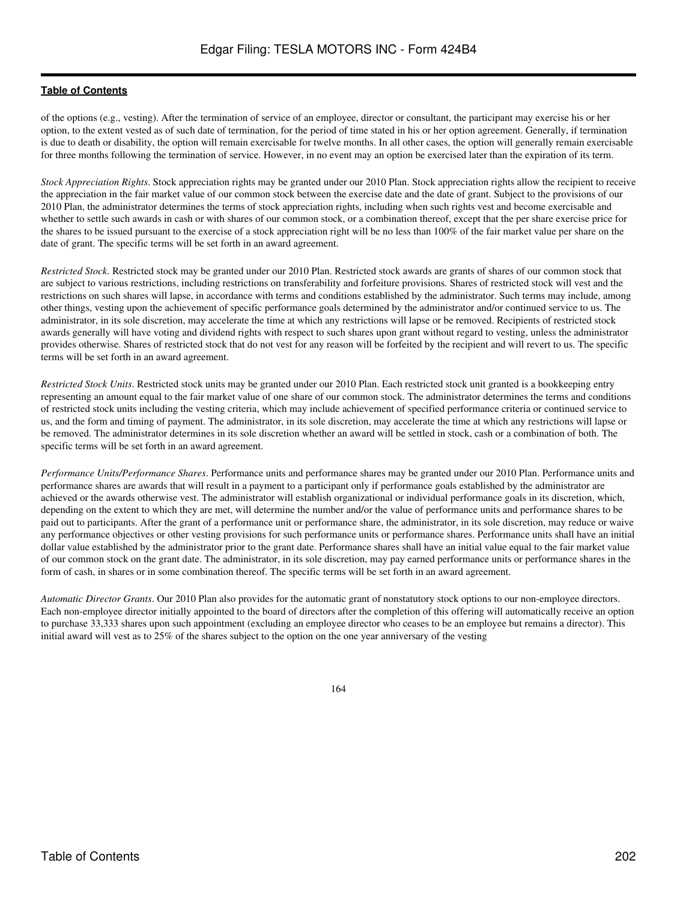of the options (e.g., vesting). After the termination of service of an employee, director or consultant, the participant may exercise his or her option, to the extent vested as of such date of termination, for the period of time stated in his or her option agreement. Generally, if termination is due to death or disability, the option will remain exercisable for twelve months. In all other cases, the option will generally remain exercisable for three months following the termination of service. However, in no event may an option be exercised later than the expiration of its term.

*Stock Appreciation Rights*. Stock appreciation rights may be granted under our 2010 Plan. Stock appreciation rights allow the recipient to receive the appreciation in the fair market value of our common stock between the exercise date and the date of grant. Subject to the provisions of our 2010 Plan, the administrator determines the terms of stock appreciation rights, including when such rights vest and become exercisable and whether to settle such awards in cash or with shares of our common stock, or a combination thereof, except that the per share exercise price for the shares to be issued pursuant to the exercise of a stock appreciation right will be no less than 100% of the fair market value per share on the date of grant. The specific terms will be set forth in an award agreement.

*Restricted Stock*. Restricted stock may be granted under our 2010 Plan. Restricted stock awards are grants of shares of our common stock that are subject to various restrictions, including restrictions on transferability and forfeiture provisions. Shares of restricted stock will vest and the restrictions on such shares will lapse, in accordance with terms and conditions established by the administrator. Such terms may include, among other things, vesting upon the achievement of specific performance goals determined by the administrator and/or continued service to us. The administrator, in its sole discretion, may accelerate the time at which any restrictions will lapse or be removed. Recipients of restricted stock awards generally will have voting and dividend rights with respect to such shares upon grant without regard to vesting, unless the administrator provides otherwise. Shares of restricted stock that do not vest for any reason will be forfeited by the recipient and will revert to us. The specific terms will be set forth in an award agreement.

*Restricted Stock Units*. Restricted stock units may be granted under our 2010 Plan. Each restricted stock unit granted is a bookkeeping entry representing an amount equal to the fair market value of one share of our common stock. The administrator determines the terms and conditions of restricted stock units including the vesting criteria, which may include achievement of specified performance criteria or continued service to us, and the form and timing of payment. The administrator, in its sole discretion, may accelerate the time at which any restrictions will lapse or be removed. The administrator determines in its sole discretion whether an award will be settled in stock, cash or a combination of both. The specific terms will be set forth in an award agreement.

*Performance Units/Performance Shares*. Performance units and performance shares may be granted under our 2010 Plan. Performance units and performance shares are awards that will result in a payment to a participant only if performance goals established by the administrator are achieved or the awards otherwise vest. The administrator will establish organizational or individual performance goals in its discretion, which, depending on the extent to which they are met, will determine the number and/or the value of performance units and performance shares to be paid out to participants. After the grant of a performance unit or performance share, the administrator, in its sole discretion, may reduce or waive any performance objectives or other vesting provisions for such performance units or performance shares. Performance units shall have an initial dollar value established by the administrator prior to the grant date. Performance shares shall have an initial value equal to the fair market value of our common stock on the grant date. The administrator, in its sole discretion, may pay earned performance units or performance shares in the form of cash, in shares or in some combination thereof. The specific terms will be set forth in an award agreement.

*Automatic Director Grants*. Our 2010 Plan also provides for the automatic grant of nonstatutory stock options to our non-employee directors. Each non-employee director initially appointed to the board of directors after the completion of this offering will automatically receive an option to purchase 33,333 shares upon such appointment (excluding an employee director who ceases to be an employee but remains a director). This initial award will vest as to 25% of the shares subject to the option on the one year anniversary of the vesting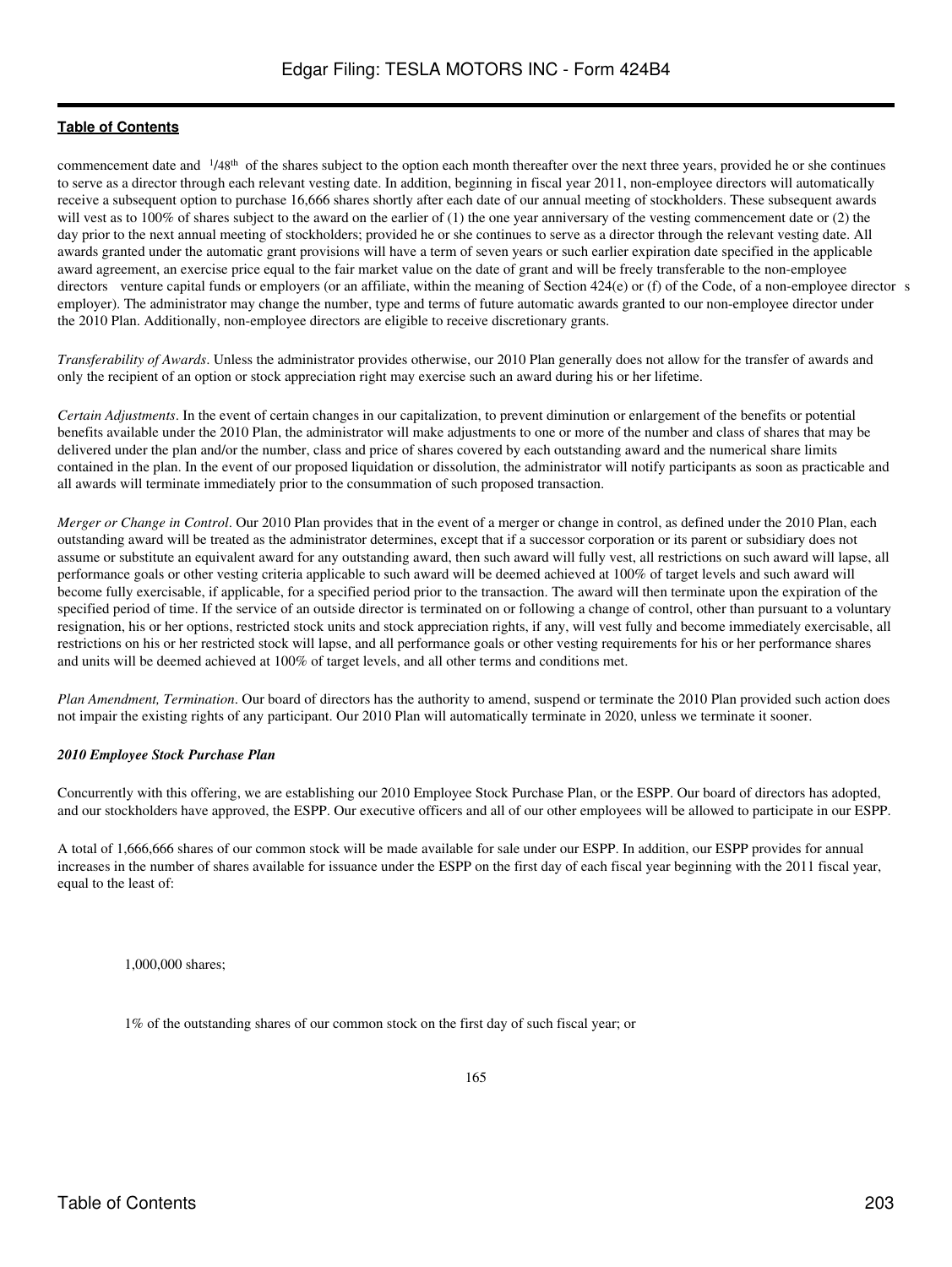commencement date and 1/48th of the shares subject to the option each month thereafter over the next three years, provided he or she continues to serve as a director through each relevant vesting date. In addition, beginning in fiscal year 2011, non-employee directors will automatically receive a subsequent option to purchase 16,666 shares shortly after each date of our annual meeting of stockholders. These subsequent awards will vest as to 100% of shares subject to the award on the earlier of (1) the one year anniversary of the vesting commencement date or (2) the day prior to the next annual meeting of stockholders; provided he or she continues to serve as a director through the relevant vesting date. All awards granted under the automatic grant provisions will have a term of seven years or such earlier expiration date specified in the applicable award agreement, an exercise price equal to the fair market value on the date of grant and will be freely transferable to the non-employee directors venture capital funds or employers (or an affiliate, within the meaning of Section 424(e) or (f) of the Code, of a non-employee director s employer). The administrator may change the number, type and terms of future automatic awards granted to our non-employee director under the 2010 Plan. Additionally, non-employee directors are eligible to receive discretionary grants.

*Transferability of Awards*. Unless the administrator provides otherwise, our 2010 Plan generally does not allow for the transfer of awards and only the recipient of an option or stock appreciation right may exercise such an award during his or her lifetime.

*Certain Adjustments*. In the event of certain changes in our capitalization, to prevent diminution or enlargement of the benefits or potential benefits available under the 2010 Plan, the administrator will make adjustments to one or more of the number and class of shares that may be delivered under the plan and/or the number, class and price of shares covered by each outstanding award and the numerical share limits contained in the plan. In the event of our proposed liquidation or dissolution, the administrator will notify participants as soon as practicable and all awards will terminate immediately prior to the consummation of such proposed transaction.

*Merger or Change in Control*. Our 2010 Plan provides that in the event of a merger or change in control, as defined under the 2010 Plan, each outstanding award will be treated as the administrator determines, except that if a successor corporation or its parent or subsidiary does not assume or substitute an equivalent award for any outstanding award, then such award will fully vest, all restrictions on such award will lapse, all performance goals or other vesting criteria applicable to such award will be deemed achieved at 100% of target levels and such award will become fully exercisable, if applicable, for a specified period prior to the transaction. The award will then terminate upon the expiration of the specified period of time. If the service of an outside director is terminated on or following a change of control, other than pursuant to a voluntary resignation, his or her options, restricted stock units and stock appreciation rights, if any, will vest fully and become immediately exercisable, all restrictions on his or her restricted stock will lapse, and all performance goals or other vesting requirements for his or her performance shares and units will be deemed achieved at 100% of target levels, and all other terms and conditions met.

*Plan Amendment, Termination*. Our board of directors has the authority to amend, suspend or terminate the 2010 Plan provided such action does not impair the existing rights of any participant. Our 2010 Plan will automatically terminate in 2020, unless we terminate it sooner.

***2010 Employee Stock Purchase Plan***

Concurrently with this offering, we are establishing our 2010 Employee Stock Purchase Plan, or the ESPP. Our board of directors has adopted, and our stockholders have approved, the ESPP. Our executive officers and all of our other employees will be allowed to participate in our ESPP.

A total of 1,666,666 shares of our common stock will be made available for sale under our ESPP. In addition, our ESPP provides for annual increases in the number of shares available for issuance under the ESPP on the first day of each fiscal year beginning with the 2011 fiscal year, equal to the least of:

- 1,000,000 shares;
- 1% of the outstanding shares of our common stock on the first day of such fiscal year; or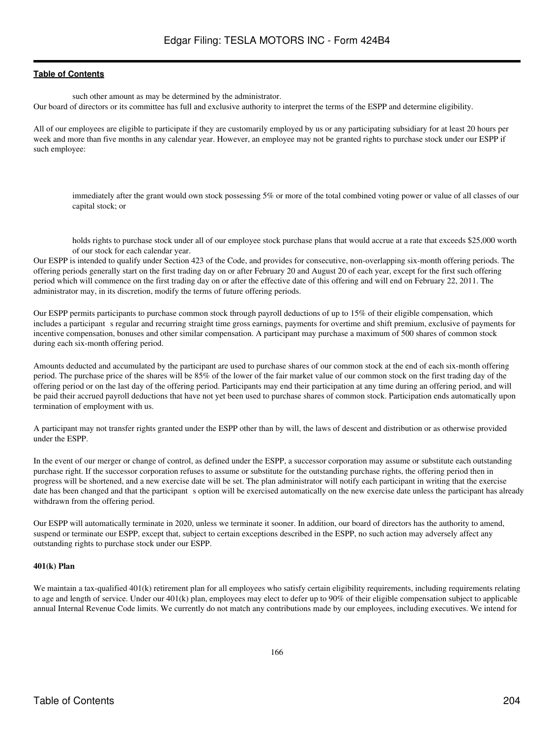such other amount as may be determined by the administrator.

Our board of directors or its committee has full and exclusive authority to interpret the terms of the ESPP and determine eligibility.

All of our employees are eligible to participate if they are customarily employed by us or any participating subsidiary for at least 20 hours per week and more than five months in any calendar year. However, an employee may not be granted rights to purchase stock under our ESPP if such employee:

- immediately after the grant would own stock possessing 5% or more of the total combined voting power or value of all classes of our capital stock; or
- holds rights to purchase stock under all of our employee stock purchase plans that would accrue at a rate that exceeds $25,000 worth of our stock for each calendar year.

Our ESPP is intended to qualify under Section 423 of the Code, and provides for consecutive, non-overlapping six-month offering periods. The offering periods generally start on the first trading day on or after February 20 and August 20 of each year, except for the first such offering period which will commence on the first trading day on or after the effective date of this offering and will end on February 22, 2011. The administrator may, in its discretion, modify the terms of future offering periods.

Our ESPP permits participants to purchase common stock through payroll deductions of up to 15% of their eligible compensation, which includes a participant s regular and recurring straight time gross earnings, payments for overtime and shift premium, exclusive of payments for incentive compensation, bonuses and other similar compensation. A participant may purchase a maximum of 500 shares of common stock during each six-month offering period.

Amounts deducted and accumulated by the participant are used to purchase shares of our common stock at the end of each six-month offering period. The purchase price of the shares will be 85% of the lower of the fair market value of our common stock on the first trading day of the offering period or on the last day of the offering period. Participants may end their participation at any time during an offering period, and will be paid their accrued payroll deductions that have not yet been used to purchase shares of common stock. Participation ends automatically upon termination of employment with us.

A participant may not transfer rights granted under the ESPP other than by will, the laws of descent and distribution or as otherwise provided under the ESPP.

In the event of our merger or change of control, as defined under the ESPP, a successor corporation may assume or substitute each outstanding purchase right. If the successor corporation refuses to assume or substitute for the outstanding purchase rights, the offering period then in progress will be shortened, and a new exercise date will be set. The plan administrator will notify each participant in writing that the exercise date has been changed and that the participant s option will be exercised automatically on the new exercise date unless the participant has already withdrawn from the offering period.

Our ESPP will automatically terminate in 2020, unless we terminate it sooner. In addition, our board of directors has the authority to amend, suspend or terminate our ESPP, except that, subject to certain exceptions described in the ESPP, no such action may adversely affect any outstanding rights to purchase stock under our ESPP.

**401(k) Plan**

We maintain a tax-qualified 401(k) retirement plan for all employees who satisfy certain eligibility requirements, including requirements relating to age and length of service. Under our 401(k) plan, employees may elect to defer up to 90% of their eligible compensation subject to applicable annual Internal Revenue Code limits. We currently do not match any contributions made by our employees, including executives. We intend for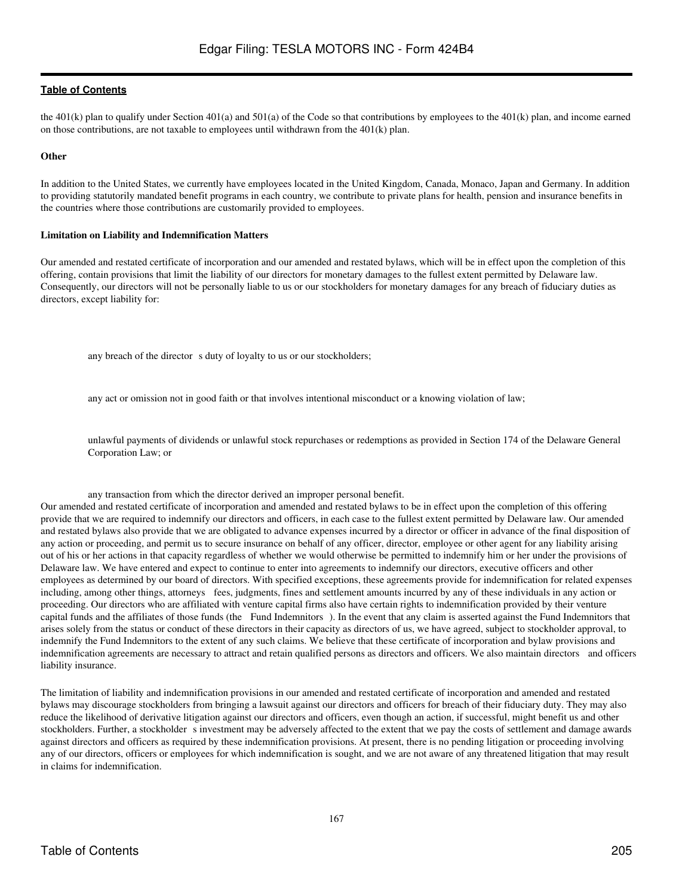the 401(k) plan to qualify under Section 401(a) and 501(a) of the Code so that contributions by employees to the 401(k) plan, and income earned on those contributions, are not taxable to employees until withdrawn from the 401(k) plan.

**Other**

In addition to the United States, we currently have employees located in the United Kingdom, Canada, Monaco, Japan and Germany. In addition to providing statutorily mandated benefit programs in each country, we contribute to private plans for health, pension and insurance benefits in the countries where those contributions are customarily provided to employees.

**Limitation on Liability and Indemnification Matters**

Our amended and restated certificate of incorporation and our amended and restated bylaws, which will be in effect upon the completion of this offering, contain provisions that limit the liability of our directors for monetary damages to the fullest extent permitted by Delaware law. Consequently, our directors will not be personally liable to us or our stockholders for monetary damages for any breach of fiduciary duties as directors, except liability for:

- any breach of the director s duty of loyalty to us or our stockholders;
- any act or omission not in good faith or that involves intentional misconduct or a knowing violation of law;
- unlawful payments of dividends or unlawful stock repurchases or redemptions as provided in Section 174 of the Delaware General Corporation Law; or
- any transaction from which the director derived an improper personal benefit.

Our amended and restated certificate of incorporation and amended and restated bylaws to be in effect upon the completion of this offering provide that we are required to indemnify our directors and officers, in each case to the fullest extent permitted by Delaware law. Our amended and restated bylaws also provide that we are obligated to advance expenses incurred by a director or officer in advance of the final disposition of any action or proceeding, and permit us to secure insurance on behalf of any officer, director, employee or other agent for any liability arising out of his or her actions in that capacity regardless of whether we would otherwise be permitted to indemnify him or her under the provisions of Delaware law. We have entered and expect to continue to enter into agreements to indemnify our directors, executive officers and other employees as determined by our board of directors. With specified exceptions, these agreements provide for indemnification for related expenses including, among other things, attorneys fees, judgments, fines and settlement amounts incurred by any of these individuals in any action or proceeding. Our directors who are affiliated with venture capital firms also have certain rights to indemnification provided by their venture capital funds and the affiliates of those funds (the Fund Indemnitors ). In the event that any claim is asserted against the Fund Indemnitors that arises solely from the status or conduct of these directors in their capacity as directors of us, we have agreed, subject to stockholder approval, to indemnify the Fund Indemnitors to the extent of any such claims. We believe that these certificate of incorporation and bylaw provisions and indemnification agreements are necessary to attract and retain qualified persons as directors and officers. We also maintain directors and officers liability insurance.

The limitation of liability and indemnification provisions in our amended and restated certificate of incorporation and amended and restated bylaws may discourage stockholders from bringing a lawsuit against our directors and officers for breach of their fiduciary duty. They may also reduce the likelihood of derivative litigation against our directors and officers, even though an action, if successful, might benefit us and other stockholders. Further, a stockholder s investment may be adversely affected to the extent that we pay the costs of settlement and damage awards against directors and officers as required by these indemnification provisions. At present, there is no pending litigation or proceeding involving any of our directors, officers or employees for which indemnification is sought, and we are not aware of any threatened litigation that may result in claims for indemnification.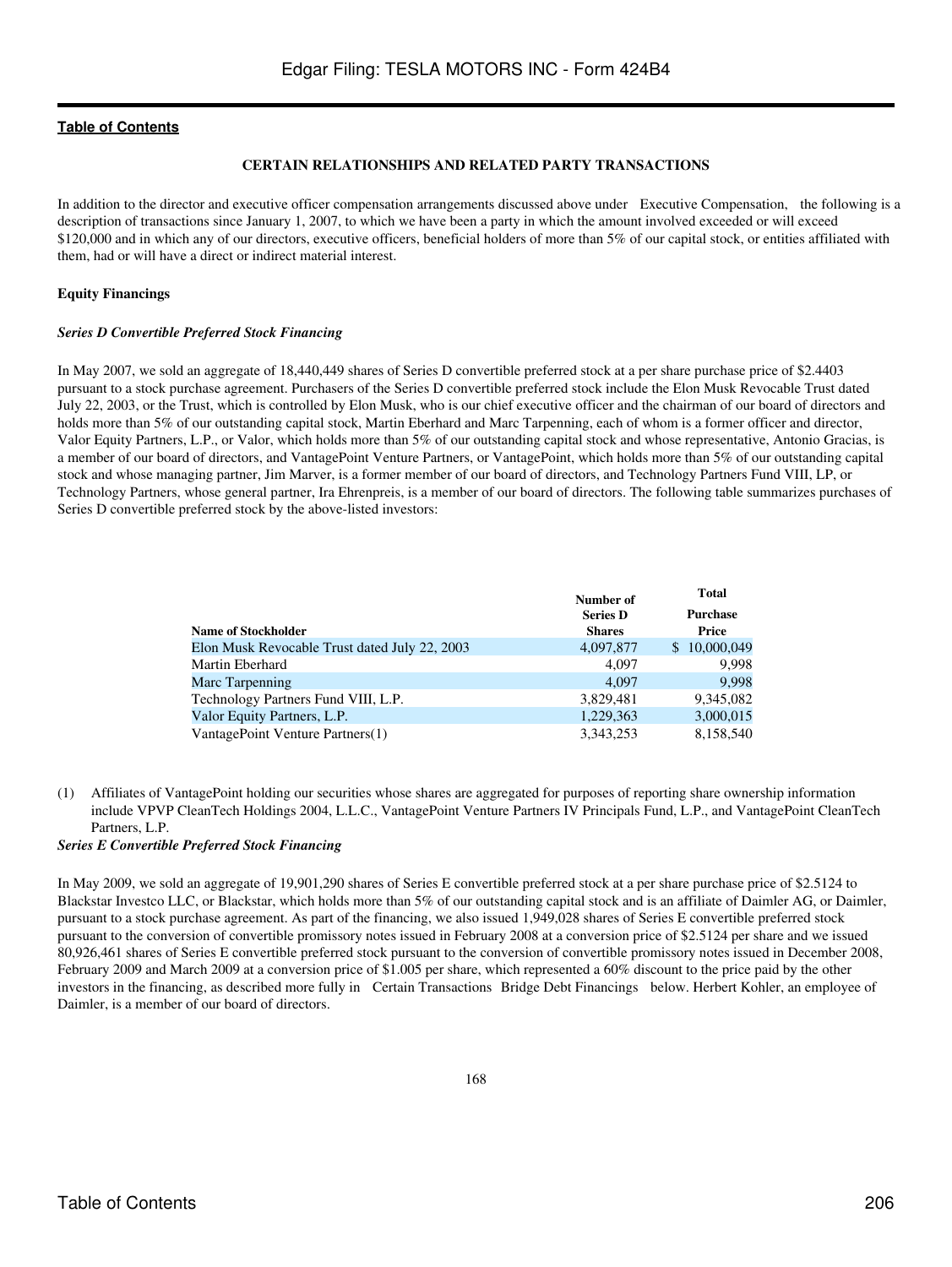**Table of Contents**

### CERTAIN RELATIONSHIPS AND RELATED PARTY TRANSACTIONS

In addition to the director and executive officer compensation arrangements discussed above under Executive Compensation, the following is a description of transactions since January 1, 2007, to which we have been a party in which the amount involved exceeded or will exceed $120,000 and in which any of our directors, executive officers, beneficial holders of more than 5% of our capital stock, or entities affiliated with them, had or will have a direct or indirect material interest.

**Equity Financings**

***Series D Convertible Preferred Stock Financing***

In May 2007, we sold an aggregate of 18,440,449 shares of Series D convertible preferred stock at a per share purchase price of $2.4403 pursuant to a stock purchase agreement. Purchasers of the Series D convertible preferred stock include the Elon Musk Revocable Trust dated July 22, 2003, or the Trust, which is controlled by Elon Musk, who is our chief executive officer and the chairman of our board of directors and holds more than 5% of our outstanding capital stock, Martin Eberhard and Marc Tarpenning, each of whom is a former officer and director, Valor Equity Partners, L.P., or Valor, which holds more than 5% of our outstanding capital stock and whose representative, Antonio Gracias, is a member of our board of directors, and VantagePoint Venture Partners, or VantagePoint, which holds more than 5% of our outstanding capital stock and whose managing partner, Jim Marver, is a former member of our board of directors, and Technology Partners Fund VIII, LP, or Technology Partners, whose general partner, Ira Ehrenpreis, is a member of our board of directors. The following table summarizes purchases of Series D convertible preferred stock by the above-listed investors:

| Name of Stockholder | Number of Series D Shares | Total Purchase Price |
|---|---|---|
| Elon Musk Revocable Trust dated July 22, 2003 | 4,097,877 | $ 10,000,049 |
| Martin Eberhard | 4,097 | 9,998 |
| Marc Tarpenning | 4,097 | 9,998 |
| Technology Partners Fund VIII, L.P. | 3,829,481 | 9,345,082 |
| Valor Equity Partners, L.P. | 1,229,363 | 3,000,015 |
| VantagePoint Venture Partners(1) | 3,343,253 | 8,158,540 |

(1) Affiliates of VantagePoint holding our securities whose shares are aggregated for purposes of reporting share ownership information include VPVP CleanTech Holdings 2004, L.L.C., VantagePoint Venture Partners IV Principals Fund, L.P., and VantagePoint CleanTech Partners, L.P.

***Series E Convertible Preferred Stock Financing***

In May 2009, we sold an aggregate of 19,901,290 shares of Series E convertible preferred stock at a per share purchase price of $2.5124 to Blackstar Investco LLC, or Blackstar, which holds more than 5% of our outstanding capital stock and is an affiliate of Daimler AG, or Daimler, pursuant to a stock purchase agreement. As part of the financing, we also issued 1,949,028 shares of Series E convertible preferred stock pursuant to the conversion of convertible promissory notes issued in February 2008 at a conversion price of $2.5124 per share and we issued 80,926,461 shares of Series E convertible preferred stock pursuant to the conversion of convertible promissory notes issued in December 2008, February 2009 and March 2009 at a conversion price of $1.005 per share, which represented a 60% discount to the price paid by the other investors in the financing, as described more fully in Certain Transactions Bridge Debt Financings below. Herbert Kohler, an employee of Daimler, is a member of our board of directors.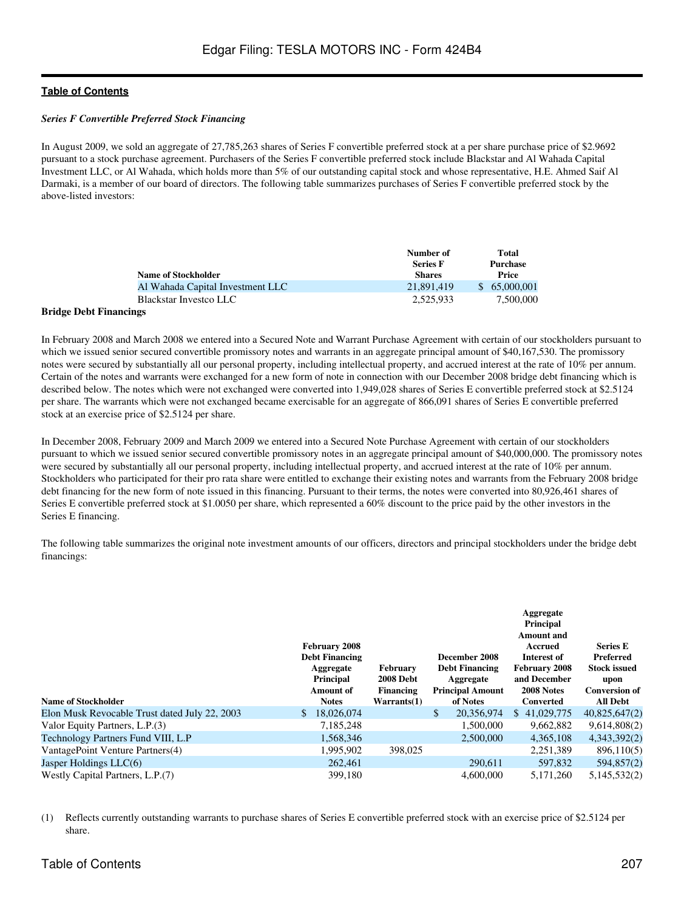### *Series F Convertible Preferred Stock Financing*

In August 2009, we sold an aggregate of 27,785,263 shares of Series F convertible preferred stock at a per share purchase price of $2.9692 pursuant to a stock purchase agreement. Purchasers of the Series F convertible preferred stock include Blackstar and Al Wahada Capital Investment LLC, or Al Wahada, which holds more than 5% of our outstanding capital stock and whose representative, H.E. Ahmed Saif Al Darmaki, is a member of our board of directors. The following table summarizes purchases of Series F convertible preferred stock by the above-listed investors:

| Name of Stockholder | Number of Series F Shares | Total Purchase Price |
|---|---|---|
| Al Wahada Capital Investment LLC | 21,891,419 | $ 65,000,001 |
| Blackstar Investco LLC | 2,525,933 | 7,500,000 |

### Bridge Debt Financings

In February 2008 and March 2008 we entered into a Secured Note and Warrant Purchase Agreement with certain of our stockholders pursuant to which we issued senior secured convertible promissory notes and warrants in an aggregate principal amount of $40,167,530. The promissory notes were secured by substantially all our personal property, including intellectual property, and accrued interest at the rate of 10% per annum. Certain of the notes and warrants were exchanged for a new form of note in connection with our December 2008 bridge debt financing which is described below. The notes which were not exchanged were converted into 1,949,028 shares of Series E convertible preferred stock at $2.5124 per share. The warrants which were not exchanged became exercisable for an aggregate of 866,091 shares of Series E convertible preferred stock at an exercise price of $2.5124 per share.

In December 2008, February 2009 and March 2009 we entered into a Secured Note Purchase Agreement with certain of our stockholders pursuant to which we issued senior secured convertible promissory notes in an aggregate principal amount of $40,000,000. The promissory notes were secured by substantially all our personal property, including intellectual property, and accrued interest at the rate of 10% per annum. Stockholders who participated for their pro rata share were entitled to exchange their existing notes and warrants from the February 2008 bridge debt financing for the new form of note issued in this financing. Pursuant to their terms, the notes were converted into 80,926,461 shares of Series E convertible preferred stock at $1.0050 per share, which represented a 60% discount to the price paid by the other investors in the Series E financing.

The following table summarizes the original note investment amounts of our officers, directors and principal stockholders under the bridge debt financings:

| Name of Stockholder | February 2008 Debt Financing Aggregate Principal Amount of Notes | February 2008 Debt Financing Warrants(1) | December 2008 Debt Financing Aggregate Principal Amount of Notes | Aggregate Principal Amount and Accrued Interest of February 2008 and December 2008 Notes Converted | Series E Preferred Stock issued upon Conversion of All Debt |
|---|---|---|---|---|---|
| Elon Musk Revocable Trust dated July 22, 2003 | $ 18,026,074 | | $ 20,356,974 | $ 41,029,775 | 40,825,647(2) |
| Valor Equity Partners, L.P.(3) | 7,185,248 | | 1,500,000 | 9,662,882 | 9,614,808(2) |
| Technology Partners Fund VIII, L.P | 1,568,346 | | 2,500,000 | 4,365,108 | 4,343,392(2) |
| VantagePoint Venture Partners(4) | 1,995,902 | 398,025 | | 2,251,389 | 896,110(5) |
| Jasper Holdings LLC(6) | 262,461 | | 290,611 | 597,832 | 594,857(2) |
| Westly Capital Partners, L.P.(7) | 399,180 | | 4,600,000 | 5,171,260 | 5,145,532(2) |

(1) Reflects currently outstanding warrants to purchase shares of Series E convertible preferred stock with an exercise price of $2.5124 per share.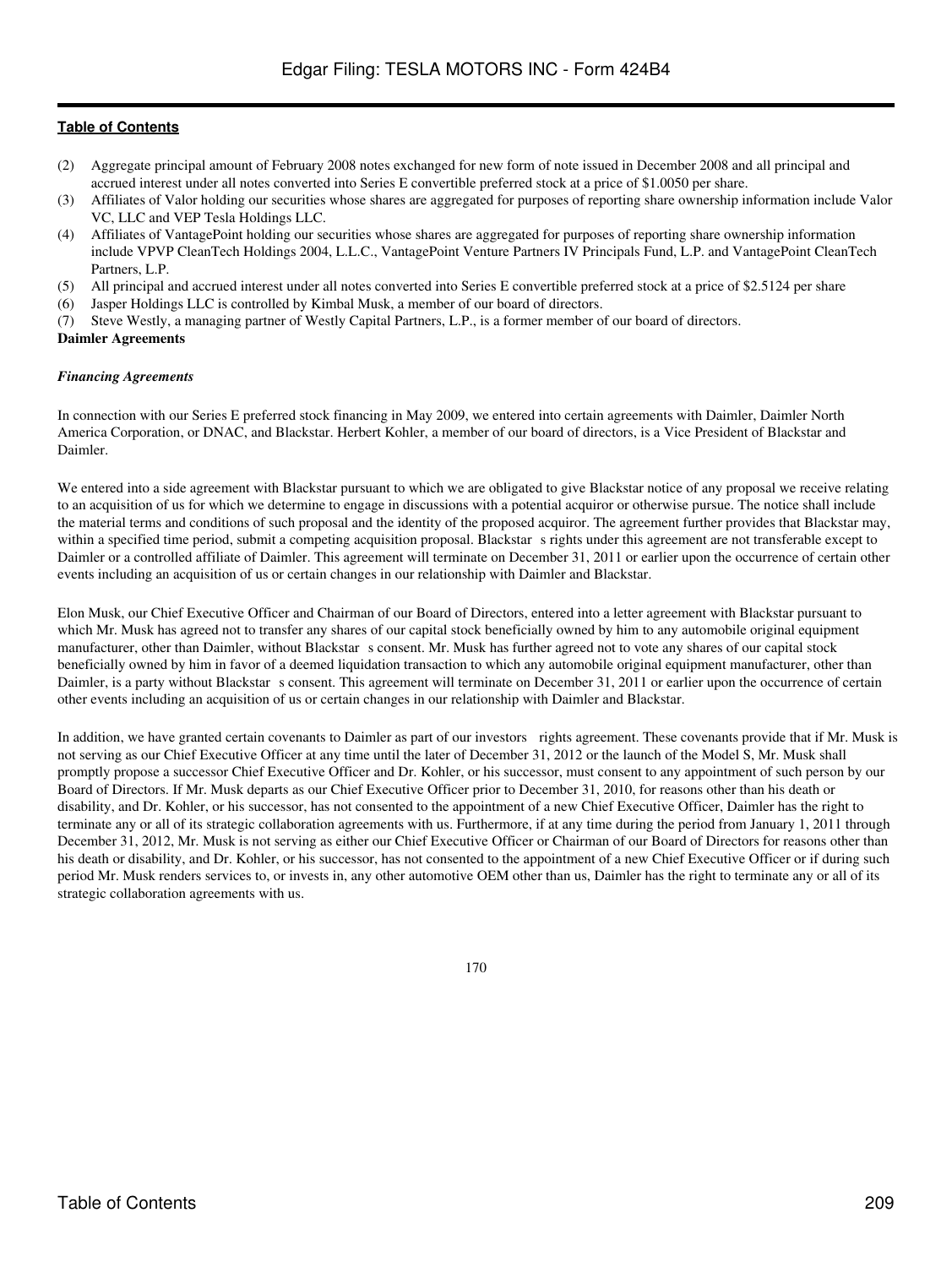(2) Aggregate principal amount of February 2008 notes exchanged for new form of note issued in December 2008 and all principal and accrued interest under all notes converted into Series E convertible preferred stock at a price of $1.0050 per share.

(3) Affiliates of Valor holding our securities whose shares are aggregated for purposes of reporting share ownership information include Valor VC, LLC and VEP Tesla Holdings LLC.

(4) Affiliates of VantagePoint holding our securities whose shares are aggregated for purposes of reporting share ownership information include VPVP CleanTech Holdings 2004, L.L.C., VantagePoint Venture Partners IV Principals Fund, L.P. and VantagePoint CleanTech Partners, L.P.

(5) All principal and accrued interest under all notes converted into Series E convertible preferred stock at a price of $2.5124 per share

(6) Jasper Holdings LLC is controlled by Kimbal Musk, a member of our board of directors.

(7) Steve Westly, a managing partner of Westly Capital Partners, L.P., is a former member of our board of directors.

**Daimler Agreements**

***Financing Agreements***

In connection with our Series E preferred stock financing in May 2009, we entered into certain agreements with Daimler, Daimler North America Corporation, or DNAC, and Blackstar. Herbert Kohler, a member of our board of directors, is a Vice President of Blackstar and Daimler.

We entered into a side agreement with Blackstar pursuant to which we are obligated to give Blackstar notice of any proposal we receive relating to an acquisition of us for which we determine to engage in discussions with a potential acquiror or otherwise pursue. The notice shall include the material terms and conditions of such proposal and the identity of the proposed acquiror. The agreement further provides that Blackstar may, within a specified time period, submit a competing acquisition proposal. Blackstar s rights under this agreement are not transferable except to Daimler or a controlled affiliate of Daimler. This agreement will terminate on December 31, 2011 or earlier upon the occurrence of certain other events including an acquisition of us or certain changes in our relationship with Daimler and Blackstar.

Elon Musk, our Chief Executive Officer and Chairman of our Board of Directors, entered into a letter agreement with Blackstar pursuant to which Mr. Musk has agreed not to transfer any shares of our capital stock beneficially owned by him to any automobile original equipment manufacturer, other than Daimler, without Blackstar s consent. Mr. Musk has further agreed not to vote any shares of our capital stock beneficially owned by him in favor of a deemed liquidation transaction to which any automobile original equipment manufacturer, other than Daimler, is a party without Blackstar s consent. This agreement will terminate on December 31, 2011 or earlier upon the occurrence of certain other events including an acquisition of us or certain changes in our relationship with Daimler and Blackstar.

In addition, we have granted certain covenants to Daimler as part of our investors rights agreement. These covenants provide that if Mr. Musk is not serving as our Chief Executive Officer at any time until the later of December 31, 2012 or the launch of the Model S, Mr. Musk shall promptly propose a successor Chief Executive Officer and Dr. Kohler, or his successor, must consent to any appointment of such person by our Board of Directors. If Mr. Musk departs as our Chief Executive Officer prior to December 31, 2010, for reasons other than his death or disability, and Dr. Kohler, or his successor, has not consented to the appointment of a new Chief Executive Officer, Daimler has the right to terminate any or all of its strategic collaboration agreements with us. Furthermore, if at any time during the period from January 1, 2011 through December 31, 2012, Mr. Musk is not serving as either our Chief Executive Officer or Chairman of our Board of Directors for reasons other than his death or disability, and Dr. Kohler, or his successor, has not consented to the appointment of a new Chief Executive Officer or if during such period Mr. Musk renders services to, or invests in, any other automotive OEM other than us, Daimler has the right to terminate any or all of its strategic collaboration agreements with us.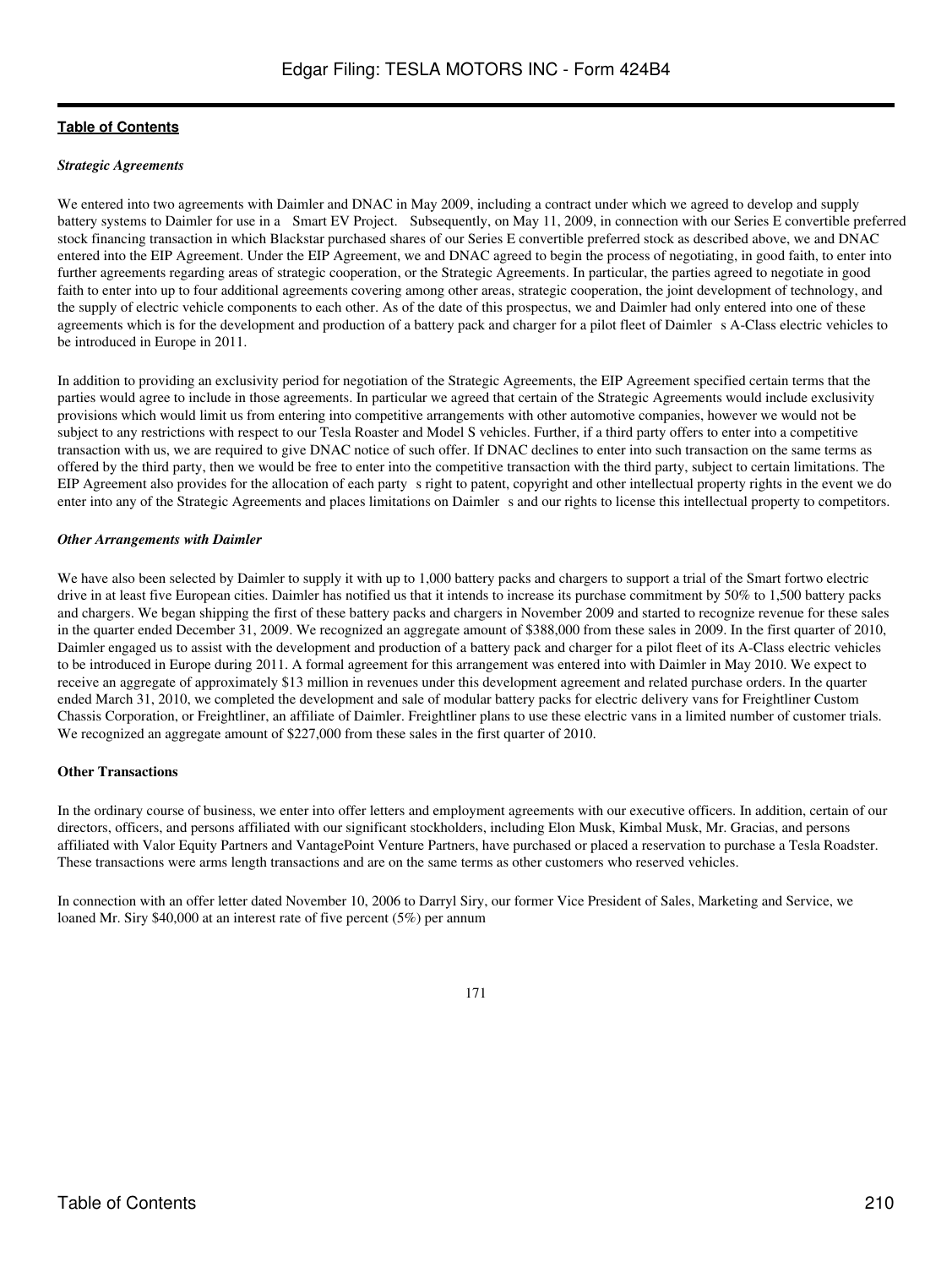**Table of Contents**

***Strategic Agreements***

We entered into two agreements with Daimler and DNAC in May 2009, including a contract under which we agreed to develop and supply battery systems to Daimler for use in a Smart EV Project. Subsequently, on May 11, 2009, in connection with our Series E convertible preferred stock financing transaction in which Blackstar purchased shares of our Series E convertible preferred stock as described above, we and DNAC entered into the EIP Agreement. Under the EIP Agreement, we and DNAC agreed to begin the process of negotiating, in good faith, to enter into further agreements regarding areas of strategic cooperation, or the Strategic Agreements. In particular, the parties agreed to negotiate in good faith to enter into up to four additional agreements covering among other areas, strategic cooperation, the joint development of technology, and the supply of electric vehicle components to each other. As of the date of this prospectus, we and Daimler had only entered into one of these agreements which is for the development and production of a battery pack and charger for a pilot fleet of Daimler s A-Class electric vehicles to be introduced in Europe in 2011.

In addition to providing an exclusivity period for negotiation of the Strategic Agreements, the EIP Agreement specified certain terms that the parties would agree to include in those agreements. In particular we agreed that certain of the Strategic Agreements would include exclusivity provisions which would limit us from entering into competitive arrangements with other automotive companies, however we would not be subject to any restrictions with respect to our Tesla Roadster and Model S vehicles. Further, if a third party offers to enter into a competitive transaction with us, we are required to give DNAC notice of such offer. If DNAC declines to enter into such transaction on the same terms as offered by the third party, then we would be free to enter into the competitive transaction with the third party, subject to certain limitations. The EIP Agreement also provides for the allocation of each party s right to patent, copyright and other intellectual property rights in the event we do enter into any of the Strategic Agreements and places limitations on Daimler s and our rights to license this intellectual property to competitors.

***Other Arrangements with Daimler***

We have also been selected by Daimler to supply it with up to 1,000 battery packs and chargers to support a trial of the Smart fortwo electric drive in at least five European cities. Daimler has notified us that it intends to increase its purchase commitment by 50% to 1,500 battery packs and chargers. We began shipping the first of these battery packs and chargers in November 2009 and started to recognize revenue for these sales in the quarter ended December 31, 2009. We recognized an aggregate amount of $388,000 from these sales in 2009. In the first quarter of 2010, Daimler engaged us to assist with the development and production of a battery pack and charger for a pilot fleet of its A-Class electric vehicles to be introduced in Europe during 2011. A formal agreement for this arrangement was entered into with Daimler in May 2010. We expect to receive an aggregate of approximately $13 million in revenues under this development agreement and related purchase orders. In the quarter ended March 31, 2010, we completed the development and sale of modular battery packs for electric delivery vans for Freightliner Custom Chassis Corporation, or Freightliner, an affiliate of Daimler. Freightliner plans to use these electric vans in a limited number of customer trials. We recognized an aggregate amount of $227,000 from these sales in the first quarter of 2010.

**Other Transactions**

In the ordinary course of business, we enter into offer letters and employment agreements with our executive officers. In addition, certain of our directors, officers, and persons affiliated with our significant stockholders, including Elon Musk, Kimbal Musk, Mr. Gracias, and persons affiliated with Valor Equity Partners and VantagePoint Venture Partners, have purchased or placed a reservation to purchase a Tesla Roadster. These transactions were arms length transactions and are on the same terms as other customers who reserved vehicles.

In connection with an offer letter dated November 10, 2006 to Darryl Siry, our former Vice President of Sales, Marketing and Service, we loaned Mr. Siry $40,000 at an interest rate of five percent (5%) per annum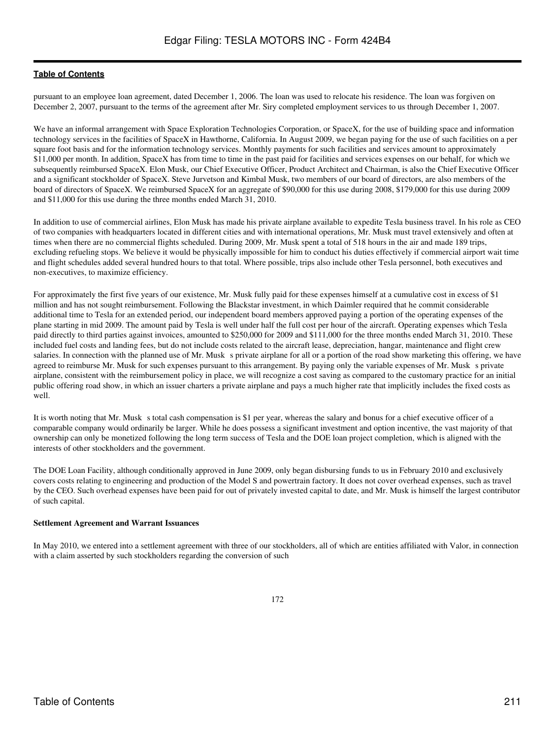pursuant to an employee loan agreement, dated December 1, 2006. The loan was used to relocate his residence. The loan was forgiven on December 2, 2007, pursuant to the terms of the agreement after Mr. Siry completed employment services to us through December 1, 2007.

We have an informal arrangement with Space Exploration Technologies Corporation, or SpaceX, for the use of building space and information technology services in the facilities of SpaceX in Hawthorne, California. In August 2009, we began paying for the use of such facilities on a per square foot basis and for the information technology services. Monthly payments for such facilities and services amount to approximately $11,000 per month. In addition, SpaceX has from time to time in the past paid for facilities and services expenses on our behalf, for which we subsequently reimbursed SpaceX. Elon Musk, our Chief Executive Officer, Product Architect and Chairman, is also the Chief Executive Officer and a significant stockholder of SpaceX. Steve Jurvetson and Kimbal Musk, two members of our board of directors, are also members of the board of directors of SpaceX. We reimbursed SpaceX for an aggregate of $90,000 for this use during 2008, $179,000 for this use during 2009 and $11,000 for this use during the three months ended March 31, 2010.

In addition to use of commercial airlines, Elon Musk has made his private airplane available to expedite Tesla business travel. In his role as CEO of two companies with headquarters located in different cities and with international operations, Mr. Musk must travel extensively and often at times when there are no commercial flights scheduled. During 2009, Mr. Musk spent a total of 518 hours in the air and made 189 trips, excluding refueling stops. We believe it would be physically impossible for him to conduct his duties effectively if commercial airport wait time and flight schedules added several hundred hours to that total. Where possible, trips also include other Tesla personnel, both executives and non-executives, to maximize efficiency.

For approximately the first five years of our existence, Mr. Musk fully paid for these expenses himself at a cumulative cost in excess of $1 million and has not sought reimbursement. Following the Blackstar investment, in which Daimler required that he commit considerable additional time to Tesla for an extended period, our independent board members approved paying a portion of the operating expenses of the plane starting in mid 2009. The amount paid by Tesla is well under half the full cost per hour of the aircraft. Operating expenses which Tesla paid directly to third parties against invoices, amounted to $250,000 for 2009 and $111,000 for the three months ended March 31, 2010. These included fuel costs and landing fees, but do not include costs related to the aircraft lease, depreciation, hangar, maintenance and flight crew salaries. In connection with the planned use of Mr. Musk s private airplane for all or a portion of the road show marketing this offering, we have agreed to reimburse Mr. Musk for such expenses pursuant to this arrangement. By paying only the variable expenses of Mr. Musk s private airplane, consistent with the reimbursement policy in place, we will recognize a cost saving as compared to the customary practice for an initial public offering road show, in which an issuer charters a private airplane and pays a much higher rate that implicitly includes the fixed costs as well.

It is worth noting that Mr. Musk s total cash compensation is $1 per year, whereas the salary and bonus for a chief executive officer of a comparable company would ordinarily be larger. While he does possess a significant investment and option incentive, the vast majority of that ownership can only be monetized following the long term success of Tesla and the DOE loan project completion, which is aligned with the interests of other stockholders and the government.

The DOE Loan Facility, although conditionally approved in June 2009, only began disbursing funds to us in February 2010 and exclusively covers costs relating to engineering and production of the Model S and powertrain factory. It does not cover overhead expenses, such as travel by the CEO. Such overhead expenses have been paid for out of privately invested capital to date, and Mr. Musk is himself the largest contributor of such capital.

**Settlement Agreement and Warrant Issuances**

In May 2010, we entered into a settlement agreement with three of our stockholders, all of which are entities affiliated with Valor, in connection with a claim asserted by such stockholders regarding the conversion of such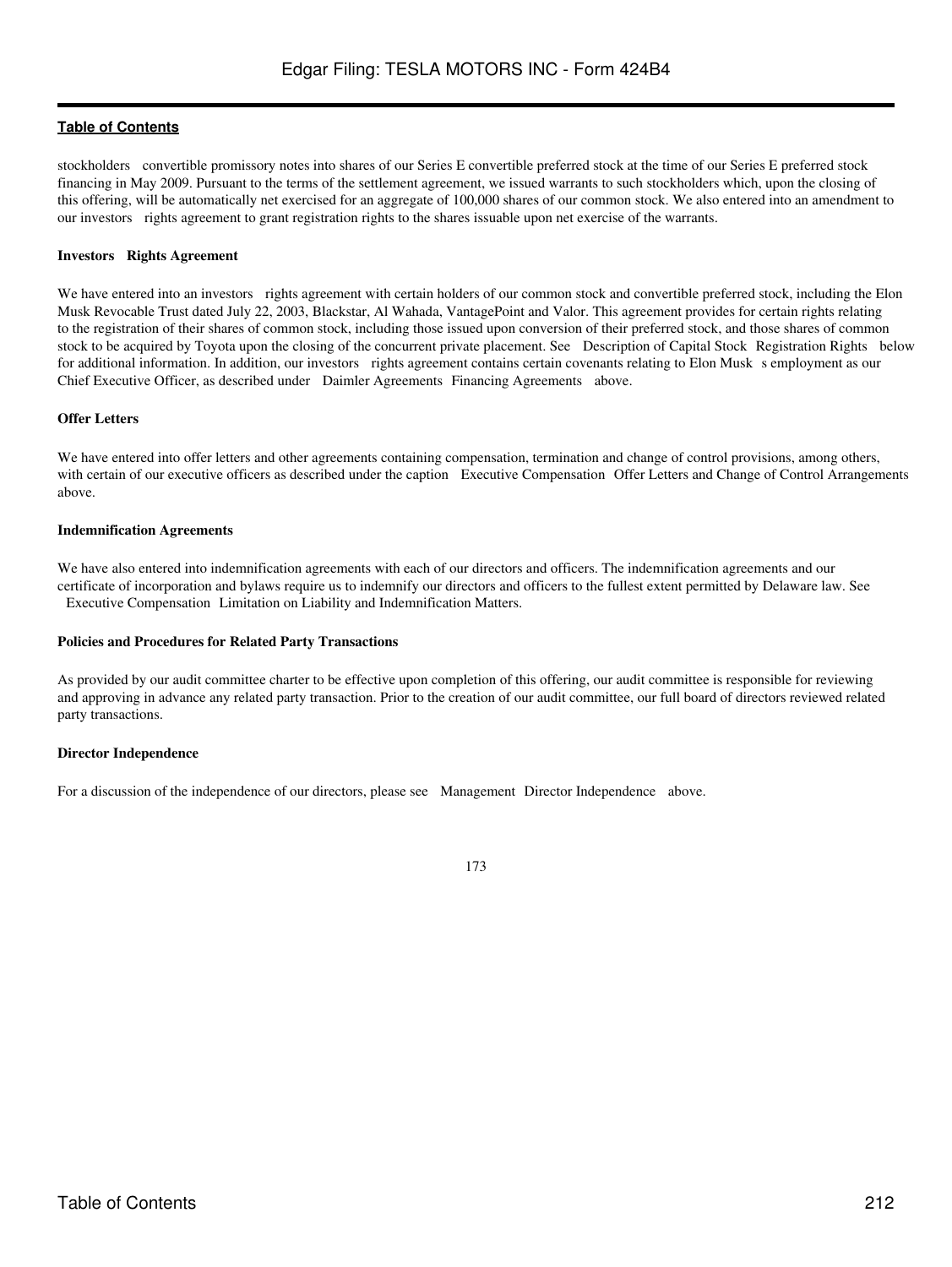stockholders convertible promissory notes into shares of our Series E convertible preferred stock at the time of our Series E preferred stock financing in May 2009. Pursuant to the terms of the settlement agreement, we issued warrants to such stockholders which, upon the closing of this offering, will be automatically net exercised for an aggregate of 100,000 shares of our common stock. We also entered into an amendment to our investors rights agreement to grant registration rights to the shares issuable upon net exercise of the warrants.

**Investors Rights Agreement**

We have entered into an investors rights agreement with certain holders of our common stock and convertible preferred stock, including the Elon Musk Revocable Trust dated July 22, 2003, Blackstar, Al Wahada, VantagePoint and Valor. This agreement provides for certain rights relating to the registration of their shares of common stock, including those issued upon conversion of their preferred stock, and those shares of common stock to be acquired by Toyota upon the closing of the concurrent private placement. See Description of Capital Stock Registration Rights below for additional information. In addition, our investors rights agreement contains certain covenants relating to Elon Musk s employment as our Chief Executive Officer, as described under Daimler Agreements Financing Agreements above.

**Offer Letters**

We have entered into offer letters and other agreements containing compensation, termination and change of control provisions, among others, with certain of our executive officers as described under the caption Executive Compensation Offer Letters and Change of Control Arrangements above.

**Indemnification Agreements**

We have also entered into indemnification agreements with each of our directors and officers. The indemnification agreements and our certificate of incorporation and bylaws require us to indemnify our directors and officers to the fullest extent permitted by Delaware law. See Executive Compensation Limitation on Liability and Indemnification Matters.

**Policies and Procedures for Related Party Transactions**

As provided by our audit committee charter to be effective upon completion of this offering, our audit committee is responsible for reviewing and approving in advance any related party transaction. Prior to the creation of our audit committee, our full board of directors reviewed related party transactions.

**Director Independence**

For a discussion of the independence of our directors, please see Management Director Independence above.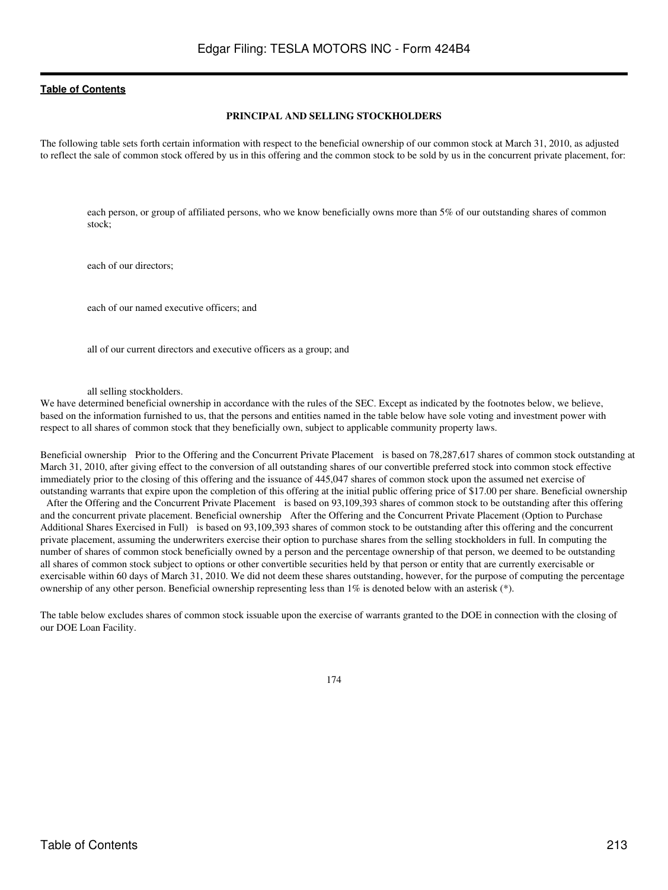## PRINCIPAL AND SELLING STOCKHOLDERS

The following table sets forth certain information with respect to the beneficial ownership of our common stock at March 31, 2010, as adjusted to reflect the sale of common stock offered by us in this offering and the common stock to be sold by us in the concurrent private placement, for:

- each person, or group of affiliated persons, who we know beneficially owns more than 5% of our outstanding shares of common stock;
- each of our directors;
- each of our named executive officers; and
- all of our current directors and executive officers as a group; and
- all selling stockholders.

We have determined beneficial ownership in accordance with the rules of the SEC. Except as indicated by the footnotes below, we believe, based on the information furnished to us, that the persons and entities named in the table below have sole voting and investment power with respect to all shares of common stock that they beneficially own, subject to applicable community property laws.

Beneficial ownership Prior to the Offering and the Concurrent Private Placement is based on 78,287,617 shares of common stock outstanding at March 31, 2010, after giving effect to the conversion of all outstanding shares of our convertible preferred stock into common stock effective immediately prior to the closing of this offering and the issuance of 445,047 shares of common stock upon the assumed net exercise of outstanding warrants that expire upon the completion of this offering at the initial public offering price of $17.00 per share. Beneficial ownership After the Offering and the Concurrent Private Placement is based on 93,109,393 shares of common stock to be outstanding after this offering and the concurrent private placement. Beneficial ownership After the Offering and the Concurrent Private Placement (Option to Purchase Additional Shares Exercised in Full) is based on 93,109,393 shares of common stock to be outstanding after this offering and the concurrent private placement, assuming the underwriters exercise their option to purchase shares from the selling stockholders in full. In computing the number of shares of common stock beneficially owned by a person and the percentage ownership of that person, we deemed to be outstanding all shares of common stock subject to options or other convertible securities held by that person or entity that are currently exercisable or exercisable within 60 days of March 31, 2010. We did not deem these shares outstanding, however, for the purpose of computing the percentage ownership of any other person. Beneficial ownership representing less than 1% is denoted below with an asterisk (*).

The table below excludes shares of common stock issuable upon the exercise of warrants granted to the DOE in connection with the closing of our DOE Loan Facility.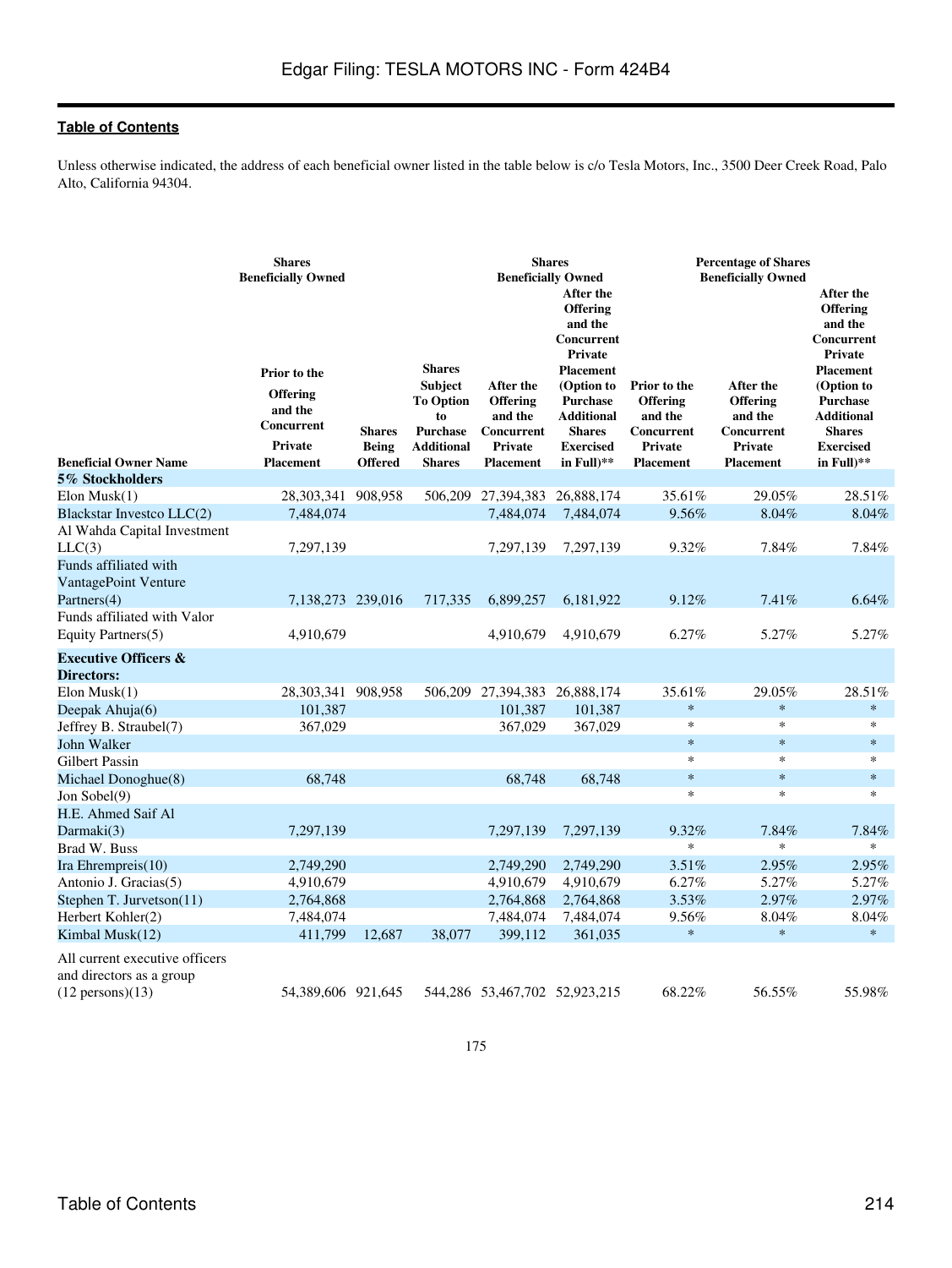Unless otherwise indicated, the address of each beneficial owner listed in the table below is c/o Tesla Motors, Inc., 3500 Deer Creek Road, Palo Alto, California 94304.

| | Shares Beneficially Owned | | | Shares Beneficially Owned | | Percentage of Shares Beneficially Owned | | |
|---|---|---|---|---|---|---|---|---|
| Beneficial Owner Name | Prior to the Offering and the Concurrent Private Placement | Shares Being Offered | Shares Subject To Option to Purchase Additional Shares | After the Offering and the Concurrent Private Placement | After the Offering and the Concurrent Private Placement (Option to Purchase Additional Shares Exercised in Full)** | Prior to the Offering and the Concurrent Private Placement | After the Offering and the Concurrent Private Placement | After the Offering and the Concurrent Private Placement (Option to Purchase Additional Shares Exercised in Full)** |
| **5% Stockholders** | | | | | | | | |
| Elon Musk(1) | 28,303,341 | 908,958 | 506,209 | 27,394,383 | 26,888,174 | 35.61% | 29.05% | 28.51% |
| Blackstar Investco LLC(2) | 7,484,074 | | | 7,484,074 | 7,484,074 | 9.56% | 8.04% | 8.04% |
| Al Wahda Capital Investment LLC(3) | 7,297,139 | | | 7,297,139 | 7,297,139 | 9.32% | 7.84% | 7.84% |
| Funds affiliated with VantagePoint Venture Partners(4) | 7,138,273 | 239,016 | 717,335 | 6,899,257 | 6,181,922 | 9.12% | 7.41% | 6.64% |
| Funds affiliated with Valor Equity Partners(5) | 4,910,679 | | | 4,910,679 | 4,910,679 | 6.27% | 5.27% | 5.27% |
| **Executive Officers & Directors:** | | | | | | | | |
| Elon Musk(1) | 28,303,341 | 908,958 | 506,209 | 27,394,383 | 26,888,174 | 35.61% | 29.05% | 28.51% |
| Deepak Ahuja(6) | 101,387 | | | 101,387 | 101,387 | * | * | * |
| Jeffrey B. Straubel(7) | 367,029 | | | 367,029 | 367,029 | * | * | * |
| John Walker | | | | | | * | * | * |
| Gilbert Passin | | | | | | * | * | * |
| Michael Donoghue(8) | 68,748 | | | 68,748 | 68,748 | * | * | * |
| Jon Sobel(9) | | | | | | * | * | * |
| H.E. Ahmed Saif Al Darmaki(3) | 7,297,139 | | | 7,297,139 | 7,297,139 | 9.32% | 7.84% | 7.84% |
| Brad W. Buss | | | | | | * | * | * |
| Ira Ehrenpreis(10) | 2,749,290 | | | 2,749,290 | 2,749,290 | 3.51% | 2.95% | 2.95% |
| Antonio J. Gracias(5) | 4,910,679 | | | 4,910,679 | 4,910,679 | 6.27% | 5.27% | 5.27% |
| Stephen T. Jurvetson(11) | 2,764,868 | | | 2,764,868 | 2,764,868 | 3.53% | 2.97% | 2.97% |
| Herbert Kohler(2) | 7,484,074 | | | 7,484,074 | 7,484,074 | 9.56% | 8.04% | 8.04% |
| Kimbal Musk(12) | 411,799 | 12,687 | 38,077 | 399,112 | 361,035 | * | * | * |
| All current executive officers and directors as a group (12 persons)(13) | 54,389,606 | 921,645 | 544,286 | 53,467,702 | 52,923,215 | 68.22% | 56.55% | 55.98% |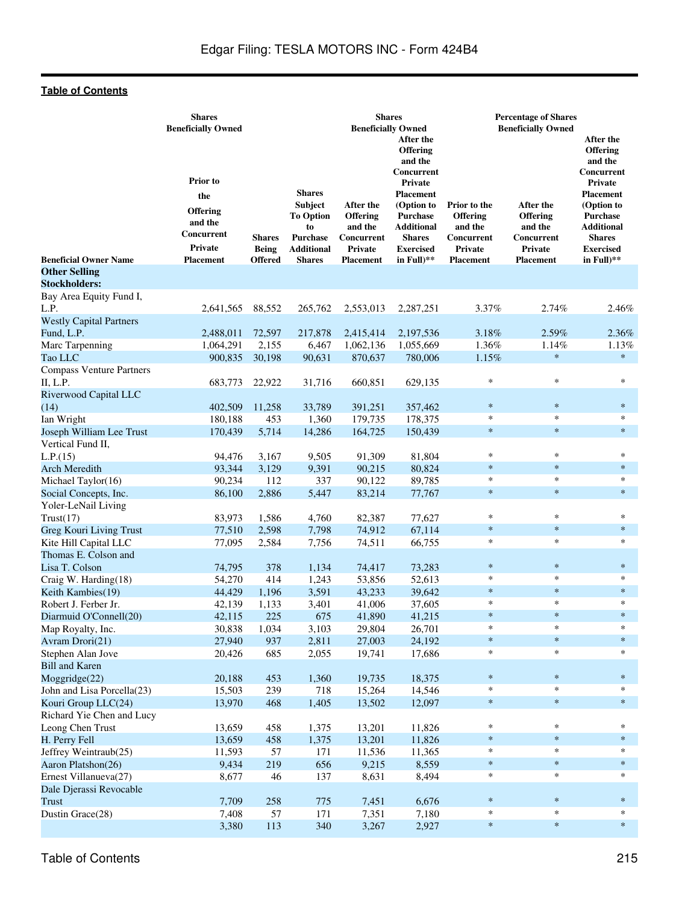Edgar Filing: TESLA MOTORS INC - Form 424B4

**Table of Contents**

| Beneficial Owner Name | Shares Beneficially Owned Prior to the Offering and the Concurrent Private Placement | Shares Being Offered | Shares Subject To Option to Purchase Additional Shares | Shares Beneficially Owned After the Offering and the Concurrent Private Placement | Shares Beneficially Owned After the Offering and the Concurrent Private Placement (Option to Purchase Additional Shares Exercised in Full)** | Percentage of Shares Beneficially Owned Prior to the Offering and the Concurrent Private Placement | Percentage of Shares Beneficially Owned After the Offering and the Concurrent Private Placement | Percentage of Shares Beneficially Owned After the Offering and the Concurrent Private Placement (Option to Purchase Additional Shares Exercised in Full)** |
|---|---|---|---|---|---|---|---|---|
| **Other Selling Stockholders:** | | | | | | | | |
| Bay Area Equity Fund I, L.P. | 2,641,565 | 88,552 | 265,762 | 2,553,013 | 2,287,251 | 3.37% | 2.74% | 2.46% |
| Westly Capital Partners Fund, L.P. | 2,488,011 | 72,597 | 217,878 | 2,415,414 | 2,197,536 | 3.18% | 2.59% | 2.36% |
| Marc Tarpenning | 1,064,291 | 2,155 | 6,467 | 1,062,136 | 1,055,669 | 1.36% | 1.14% | 1.13% |
| Tao LLC | 900,835 | 30,198 | 90,631 | 870,637 | 780,006 | 1.15% | * | * |
| Compass Venture Partners II, L.P. | 683,773 | 22,922 | 31,716 | 660,851 | 629,135 | * | * | * |
| Riverwood Capital LLC (14) | 402,509 | 11,258 | 33,789 | 391,251 | 357,462 | * | * | * |
| Ian Wright | 180,188 | 453 | 1,360 | 179,735 | 178,375 | * | * | * |
| Joseph William Lee Trust | 170,439 | 5,714 | 14,286 | 164,725 | 150,439 | * | * | * |
| Vertical Fund II, L.P.(15) | 94,476 | 3,167 | 9,505 | 91,309 | 81,804 | * | * | * |
| Arch Meredith | 93,344 | 3,129 | 9,391 | 90,215 | 80,824 | * | * | * |
| Michael Taylor(16) | 90,234 | 112 | 337 | 90,122 | 89,785 | * | * | * |
| Social Concepts, Inc. | 86,100 | 2,886 | 5,447 | 83,214 | 77,767 | * | * | * |
| Yoler-LeNail Living Trust(17) | 83,973 | 1,586 | 4,760 | 82,387 | 77,627 | * | * | * |
| Greg Kouri Living Trust | 77,510 | 2,598 | 7,798 | 74,912 | 67,114 | * | * | * |
| Kite Hill Capital LLC | 77,095 | 2,584 | 7,756 | 74,511 | 66,755 | * | * | * |
| Thomas E. Colson and Lisa T. Colson | 74,795 | 378 | 1,134 | 74,417 | 73,283 | * | * | * |
| Craig W. Harding(18) | 54,270 | 414 | 1,243 | 53,856 | 52,613 | * | * | * |
| Keith Kambies(19) | 44,429 | 1,196 | 3,591 | 43,233 | 39,642 | * | * | * |
| Robert J. Ferber Jr. | 42,139 | 1,133 | 3,401 | 41,006 | 37,605 | * | * | * |
| Diarmuid O'Connell(20) | 42,115 | 225 | 675 | 41,890 | 41,215 | * | * | * |
| Map Royalty, Inc. | 30,838 | 1,034 | 3,103 | 29,804 | 26,701 | * | * | * |
| Avram Drori(21) | 27,940 | 937 | 2,811 | 27,003 | 24,192 | * | * | * |
| Stephen Alan Jove | 20,426 | 685 | 2,055 | 19,741 | 17,686 | * | * | * |
| Bill and Karen Moggridge(22) | 20,188 | 453 | 1,360 | 19,735 | 18,375 | * | * | * |
| John and Lisa Porcella(23) | 15,503 | 239 | 718 | 15,264 | 14,546 | * | * | * |
| Kouri Group LLC(24) | 13,970 | 468 | 1,405 | 13,502 | 12,097 | * | * | * |
| Richard Yie Chen and Lucy Leong Chen Trust | 13,659 | 458 | 1,375 | 13,201 | 11,826 | * | * | * |
| H. Perry Fell | 13,659 | 458 | 1,375 | 13,201 | 11,826 | * | * | * |
| Jeffrey Weintraub(25) | 11,593 | 57 | 171 | 11,536 | 11,365 | * | * | * |
| Aaron Platshon(26) | 9,434 | 219 | 656 | 9,215 | 8,559 | * | * | * |
| Ernest Villanueva(27) | 8,677 | 46 | 137 | 8,631 | 8,494 | * | * | * |
| Dale Djerassi Revocable Trust | 7,709 | 258 | 775 | 7,451 | 6,676 | * | * | * |
| Dustin Grace(28) | 7,408 | 57 | 171 | 7,351 | 7,180 | * | * | * |
| | 3,380 | 113 | 340 | 3,267 | 2,927 | * | * | * |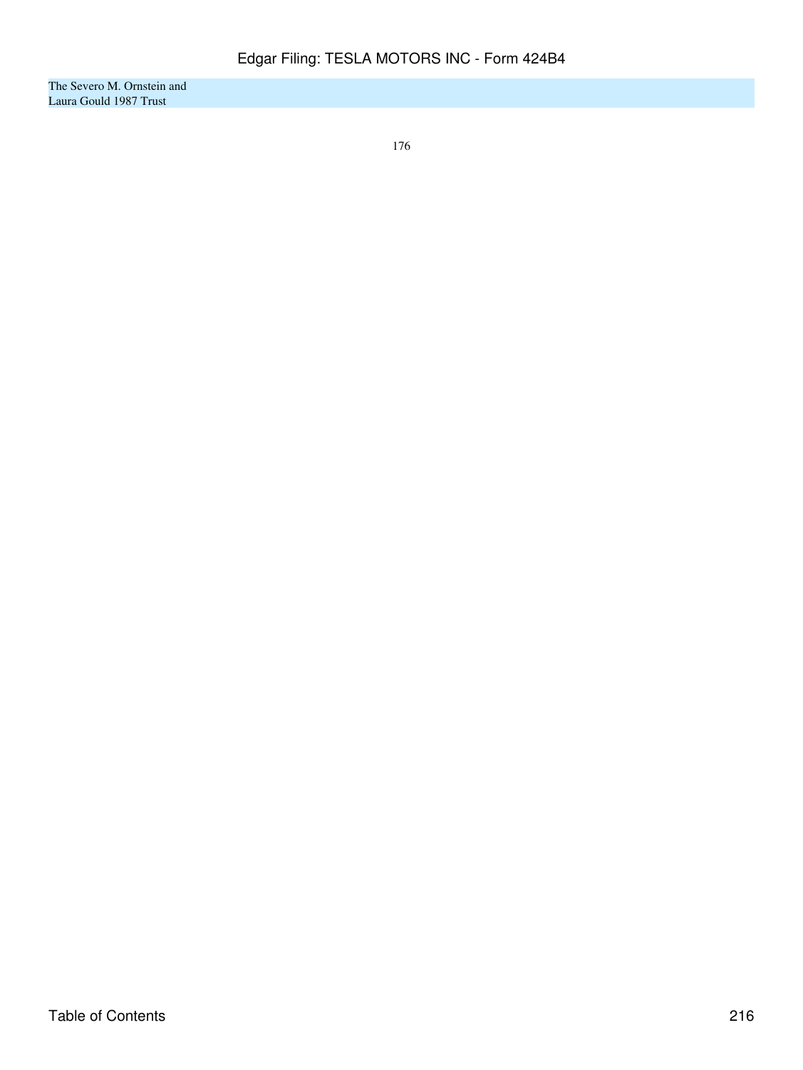The Severo M. Ornstein and
Laura Gould 1987 Trust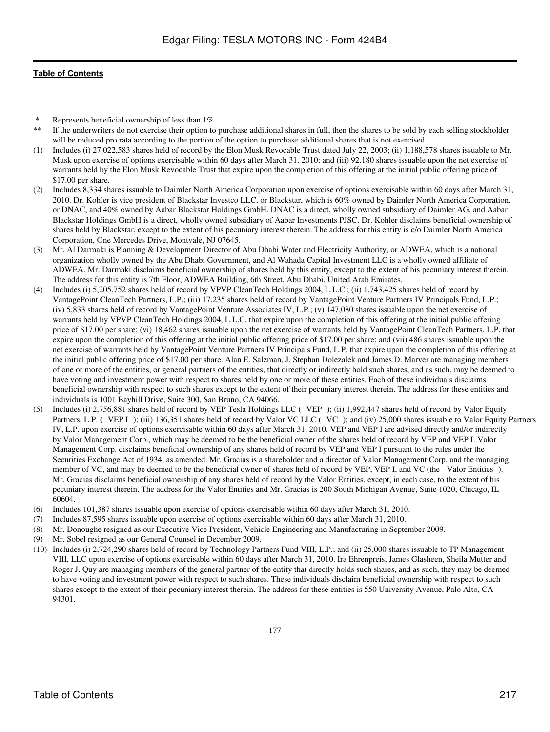[Table of Contents](#)

- \* Represents beneficial ownership of less than 1%.
- \*\* If the underwriters do not exercise their option to purchase additional shares in full, then the shares to be sold by each selling stockholder will be reduced pro rata according to the portion of the option to purchase additional shares that is not exercised.

(1) Includes (i) 27,022,583 shares held of record by the Elon Musk Revocable Trust dated July 22, 2003; (ii) 1,188,578 shares issuable to Mr. Musk upon exercise of options exercisable within 60 days after March 31, 2010; and (iii) 92,180 shares issuable upon the net exercise of warrants held by the Elon Musk Revocable Trust that expire upon the completion of this offering at the initial public offering price of $17.00 per share.

(2) Includes 8,334 shares issuable to Daimler North America Corporation upon exercise of options exercisable within 60 days after March 31, 2010. Dr. Kohler is vice president of Blackstar Investco LLC, or Blackstar, which is 60% owned by Daimler North America Corporation, or DNAC, and 40% owned by Aabar Blackstar Holdings GmbH. DNAC is a direct, wholly owned subsidiary of Daimler AG, and Aabar Blackstar Holdings GmbH is a direct, wholly owned subsidiary of Aabar Investments PJSC. Dr. Kohler disclaims beneficial ownership of shares held by Blackstar, except to the extent of his pecuniary interest therein. The address for this entity is c/o Daimler North America Corporation, One Mercedes Drive, Montvale, NJ 07645.

(3) Mr. Al Darmaki is Planning & Development Director of Abu Dhabi Water and Electricity Authority, or ADWEA, which is a national organization wholly owned by the Abu Dhabi Government, and Al Wahada Capital Investment LLC is a wholly owned affiliate of ADWEA. Mr. Darmaki disclaims beneficial ownership of shares held by this entity, except to the extent of his pecuniary interest therein. The address for this entity is 7th Floor, ADWEA Building, 6th Street, Abu Dhabi, United Arab Emirates.

(4) Includes (i) 5,205,752 shares held of record by VPVP CleanTech Holdings 2004, L.L.C.; (ii) 1,743,425 shares held of record by VantagePoint CleanTech Partners, L.P.; (iii) 17,235 shares held of record by VantagePoint Venture Partners IV Principals Fund, L.P.; (iv) 5,833 shares held of record by VantagePoint Venture Associates IV, L.P.; (v) 147,080 shares issuable upon the net exercise of warrants held by VPVP CleanTech Holdings 2004, L.L.C. that expire upon the completion of this offering at the initial public offering price of $17.00 per share; (vi) 18,462 shares issuable upon the net exercise of warrants held by VantagePoint CleanTech Partners, L.P. that expire upon the completion of this offering at the initial public offering price of $17.00 per share; and (vii) 486 shares issuable upon the net exercise of warrants held by VantagePoint Venture Partners IV Principals Fund, L.P. that expire upon the completion of this offering at the initial public offering price of $17.00 per share. Alan E. Salzman, J. Stephan Dolezalek and James D. Marver are managing members of one or more of the entities, or general partners of the entities, that directly or indirectly hold such shares, and as such, may be deemed to have voting and investment power with respect to shares held by one or more of these entities. Each of these individuals disclaims beneficial ownership with respect to such shares except to the extent of their pecuniary interest therein. The address for these entities and individuals is 1001 Bayhill Drive, Suite 300, San Bruno, CA 94066.

(5) Includes (i) 2,756,881 shares held of record by VEP Tesla Holdings LLC ( VEP ); (ii) 1,992,447 shares held of record by Valor Equity Partners, L.P. ( VEP I ); (iii) 136,351 shares held of record by Valor VC LLC ( VC ); and (iv) 25,000 shares issuable to Valor Equity Partners IV, L.P. upon exercise of options exercisable within 60 days after March 31, 2010. VEP and VEP I are advised directly and/or indirectly by Valor Management Corp., which may be deemed to be the beneficial owner of the shares held of record by VEP and VEP I. Valor Management Corp. disclaims beneficial ownership of any shares held of record by VEP and VEP I pursuant to the rules under the Securities Exchange Act of 1934, as amended. Mr. Gracias is a shareholder and a director of Valor Management Corp. and the managing member of VC, and may be deemed to be the beneficial owner of shares held of record by VEP, VEP I, and VC (the Valor Entities ). Mr. Gracias disclaims beneficial ownership of any shares held of record by the Valor Entities, except, in each case, to the extent of his pecuniary interest therein. The address for the Valor Entities and Mr. Gracias is 200 South Michigan Avenue, Suite 1020, Chicago, IL 60604.

(6) Includes 101,387 shares issuable upon exercise of options exercisable within 60 days after March 31, 2010.

(7) Includes 87,595 shares issuable upon exercise of options exercisable within 60 days after March 31, 2010.

(8) Mr. Donoughe resigned as our Executive Vice President, Vehicle Engineering and Manufacturing in September 2009.

(9) Mr. Sobel resigned as our General Counsel in December 2009.

(10) Includes (i) 2,724,290 shares held of record by Technology Partners Fund VIII, L.P.; and (ii) 25,000 shares issuable to TP Management VIII, LLC upon exercise of options exercisable within 60 days after March 31, 2010. Ira Ehrenpreis, James Glasheen, Sheila Mutter and Roger J. Quy are managing members of the general partner of the entity that directly holds such shares, and as such, they may be deemed to have voting and investment power with respect to such shares. These individuals disclaim beneficial ownership with respect to such shares except to the extent of their pecuniary interest therein. The address for these entities is 550 University Avenue, Palo Alto, CA 94301.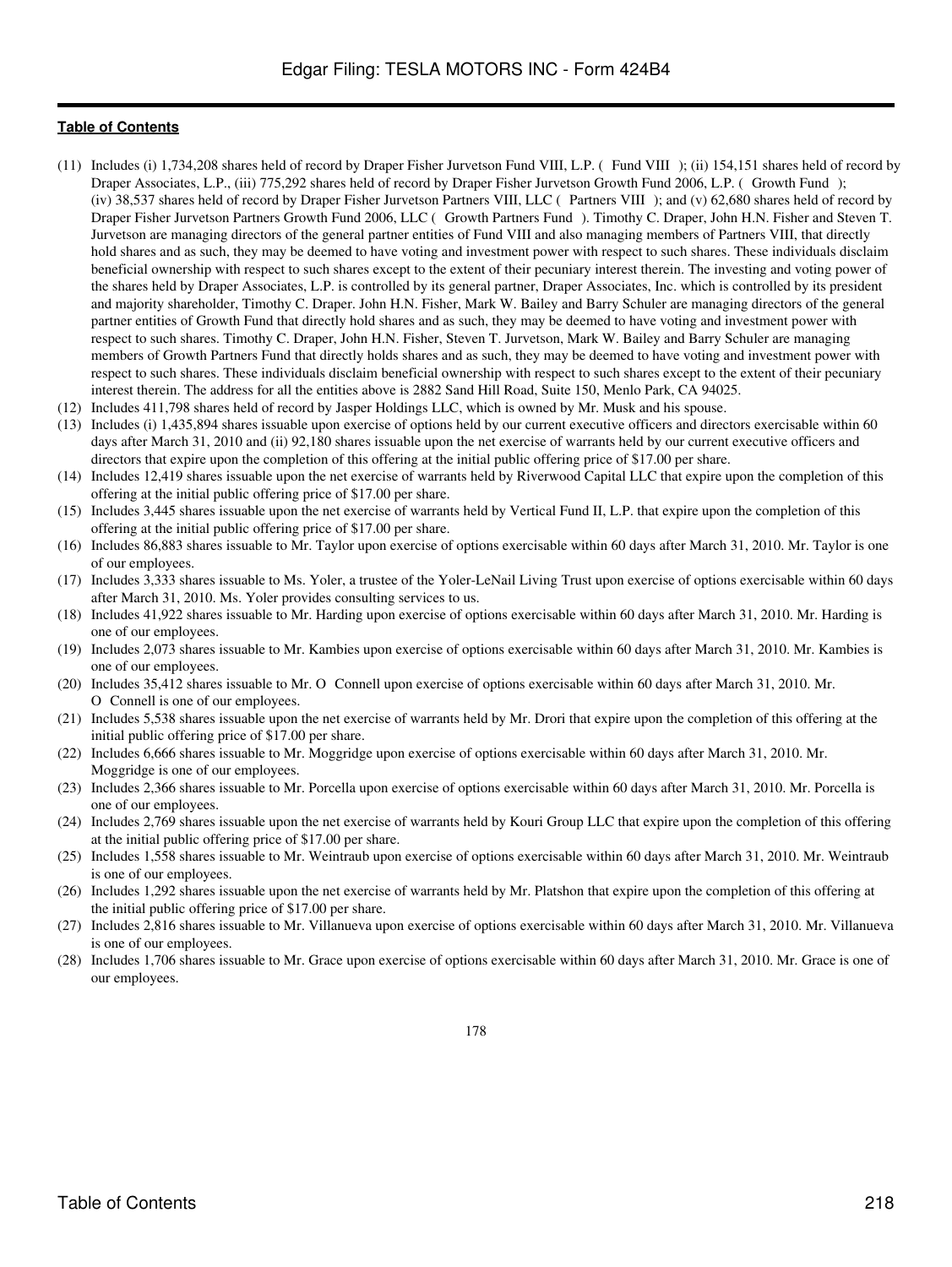**Table of Contents**

(11) Includes (i) 1,734,208 shares held of record by Draper Fisher Jurvetson Fund VIII, L.P. ( Fund VIII ); (ii) 154,151 shares held of record by Draper Associates, L.P., (iii) 775,292 shares held of record by Draper Fisher Jurvetson Growth Fund 2006, L.P. ( Growth Fund ); (iv) 38,537 shares held of record by Draper Fisher Jurvetson Partners VIII, LLC ( Partners VIII ); and (v) 62,680 shares held of record by Draper Fisher Jurvetson Partners Growth Fund 2006, LLC ( Growth Partners Fund ). Timothy C. Draper, John H.N. Fisher and Steven T. Jurvetson are managing directors of the general partner entities of Fund VIII and also managing members of Partners VIII, that directly hold shares and as such, they may be deemed to have voting and investment power with respect to such shares. These individuals disclaim beneficial ownership with respect to such shares except to the extent of their pecuniary interest therein. The investing and voting power of the shares held by Draper Associates, L.P. is controlled by its general partner, Draper Associates, Inc. which is controlled by its president and majority shareholder, Timothy C. Draper. John H.N. Fisher, Mark W. Bailey and Barry Schuler are managing directors of the general partner entities of Growth Fund that directly hold shares and as such, they may be deemed to have voting and investment power with respect to such shares. Timothy C. Draper, John H.N. Fisher, Steven T. Jurvetson, Mark W. Bailey and Barry Schuler are managing members of Growth Partners Fund that directly holds shares and as such, they may be deemed to have voting and investment power with respect to such shares. These individuals disclaim beneficial ownership with respect to such shares except to the extent of their pecuniary interest therein. The address for all the entities above is 2882 Sand Hill Road, Suite 150, Menlo Park, CA 94025.

(12) Includes 411,798 shares held of record by Jasper Holdings LLC, which is owned by Mr. Musk and his spouse.

(13) Includes (i) 1,435,894 shares issuable upon exercise of options held by our current executive officers and directors exercisable within 60 days after March 31, 2010 and (ii) 92,180 shares issuable upon the net exercise of warrants held by our current executive officers and directors that expire upon the completion of this offering at the initial public offering price of $17.00 per share.

(14) Includes 12,419 shares issuable upon the net exercise of warrants held by Riverwood Capital LLC that expire upon the completion of this offering at the initial public offering price of $17.00 per share.

(15) Includes 3,445 shares issuable upon the net exercise of warrants held by Vertical Fund II, L.P. that expire upon the completion of this offering at the initial public offering price of $17.00 per share.

(16) Includes 86,883 shares issuable to Mr. Taylor upon exercise of options exercisable within 60 days after March 31, 2010. Mr. Taylor is one of our employees.

(17) Includes 3,333 shares issuable to Ms. Yoler, a trustee of the Yoler-LeNail Living Trust upon exercise of options exercisable within 60 days after March 31, 2010. Ms. Yoler provides consulting services to us.

(18) Includes 41,922 shares issuable to Mr. Harding upon exercise of options exercisable within 60 days after March 31, 2010. Mr. Harding is one of our employees.

(19) Includes 2,073 shares issuable to Mr. Kambies upon exercise of options exercisable within 60 days after March 31, 2010. Mr. Kambies is one of our employees.

(20) Includes 35,412 shares issuable to Mr. O Connell upon exercise of options exercisable within 60 days after March 31, 2010. Mr. O Connell is one of our employees.

(21) Includes 5,538 shares issuable upon the net exercise of warrants held by Mr. Drori that expire upon the completion of this offering at the initial public offering price of $17.00 per share.

(22) Includes 6,666 shares issuable to Mr. Moggridge upon exercise of options exercisable within 60 days after March 31, 2010. Mr. Moggridge is one of our employees.

(23) Includes 2,366 shares issuable to Mr. Porcella upon exercise of options exercisable within 60 days after March 31, 2010. Mr. Porcella is one of our employees.

(24) Includes 2,769 shares issuable upon the net exercise of warrants held by Kouri Group LLC that expire upon the completion of this offering at the initial public offering price of $17.00 per share.

(25) Includes 1,558 shares issuable to Mr. Weintraub upon exercise of options exercisable within 60 days after March 31, 2010. Mr. Weintraub is one of our employees.

(26) Includes 1,292 shares issuable upon the net exercise of warrants held by Mr. Platshon that expire upon the completion of this offering at the initial public offering price of $17.00 per share.

(27) Includes 2,816 shares issuable to Mr. Villanueva upon exercise of options exercisable within 60 days after March 31, 2010. Mr. Villanueva is one of our employees.

(28) Includes 1,706 shares issuable to Mr. Grace upon exercise of options exercisable within 60 days after March 31, 2010. Mr. Grace is one of our employees.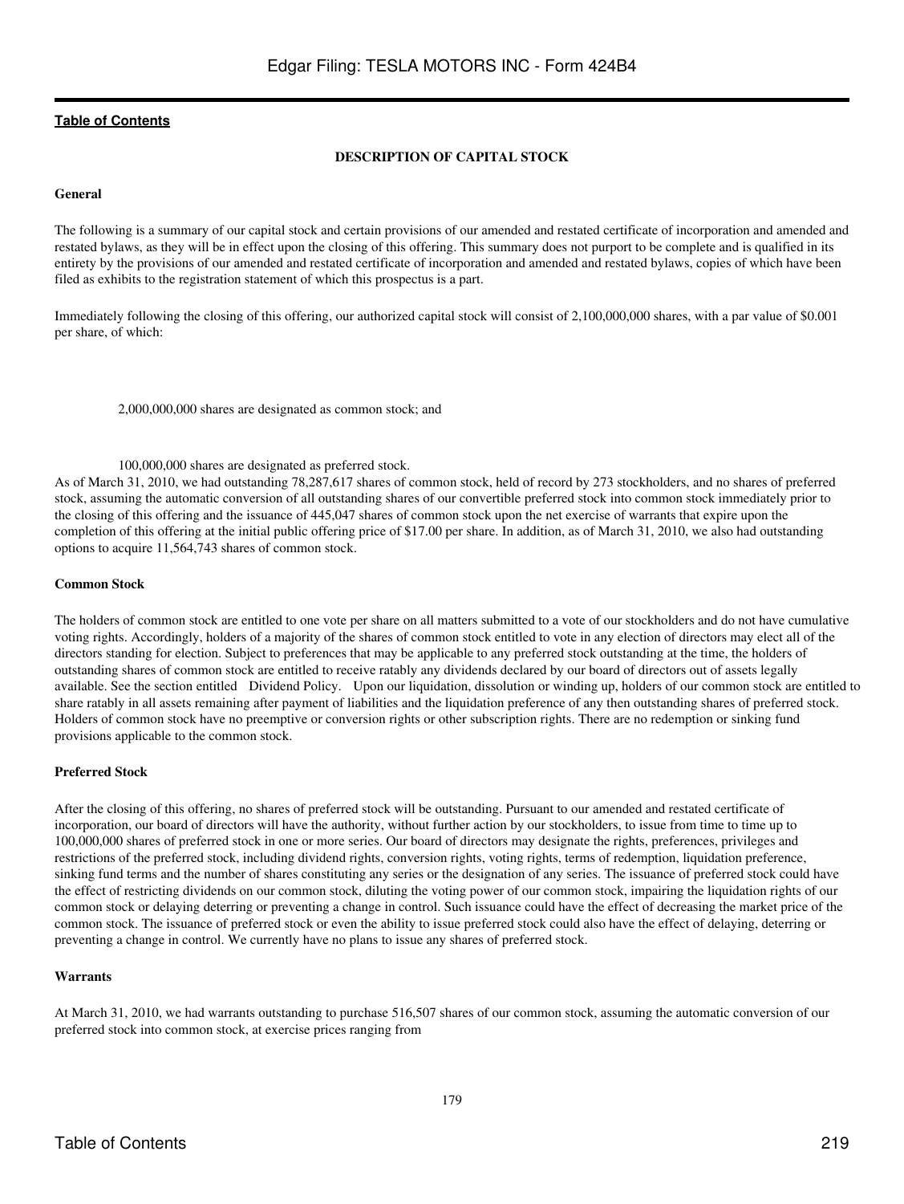[Table of Contents](#)

## DESCRIPTION OF CAPITAL STOCK

### General

The following is a summary of our capital stock and certain provisions of our amended and restated certificate of incorporation and amended and restated bylaws, as they will be in effect upon the closing of this offering. This summary does not purport to be complete and is qualified in its entirety by the provisions of our amended and restated certificate of incorporation and amended and restated bylaws, copies of which have been filed as exhibits to the registration statement of which this prospectus is a part.

Immediately following the closing of this offering, our authorized capital stock will consist of 2,100,000,000 shares, with a par value of $0.001 per share, of which:

- 2,000,000,000 shares are designated as common stock; and
- 100,000,000 shares are designated as preferred stock.

As of March 31, 2010, we had outstanding 78,287,617 shares of common stock, held of record by 273 stockholders, and no shares of preferred stock, assuming the automatic conversion of all outstanding shares of our convertible preferred stock into common stock immediately prior to the closing of this offering and the issuance of 445,047 shares of common stock upon the net exercise of warrants that expire upon the completion of this offering at the initial public offering price of $17.00 per share. In addition, as of March 31, 2010, we also had outstanding options to acquire 11,564,743 shares of common stock.

### Common Stock

The holders of common stock are entitled to one vote per share on all matters submitted to a vote of our stockholders and do not have cumulative voting rights. Accordingly, holders of a majority of the shares of common stock entitled to vote in any election of directors may elect all of the directors standing for election. Subject to preferences that may be applicable to any preferred stock outstanding at the time, the holders of outstanding shares of common stock are entitled to receive ratably any dividends declared by our board of directors out of assets legally available. See the section entitled Dividend Policy. Upon our liquidation, dissolution or winding up, holders of our common stock are entitled to share ratably in all assets remaining after payment of liabilities and the liquidation preference of any then outstanding shares of preferred stock. Holders of common stock have no preemptive or conversion rights or other subscription rights. There are no redemption or sinking fund provisions applicable to the common stock.

### Preferred Stock

After the closing of this offering, no shares of preferred stock will be outstanding. Pursuant to our amended and restated certificate of incorporation, our board of directors will have the authority, without further action by our stockholders, to issue from time to time up to 100,000,000 shares of preferred stock in one or more series. Our board of directors may designate the rights, preferences, privileges and restrictions of the preferred stock, including dividend rights, conversion rights, voting rights, terms of redemption, liquidation preference, sinking fund terms and the number of shares constituting any series or the designation of any series. The issuance of preferred stock could have the effect of restricting dividends on our common stock, diluting the voting power of our common stock, impairing the liquidation rights of our common stock or delaying deterring or preventing a change in control. Such issuance could have the effect of decreasing the market price of the common stock. The issuance of preferred stock or even the ability to issue preferred stock could also have the effect of delaying, deterring or preventing a change in control. We currently have no plans to issue any shares of preferred stock.

### Warrants

At March 31, 2010, we had warrants outstanding to purchase 516,507 shares of our common stock, assuming the automatic conversion of our preferred stock into common stock, at exercise prices ranging from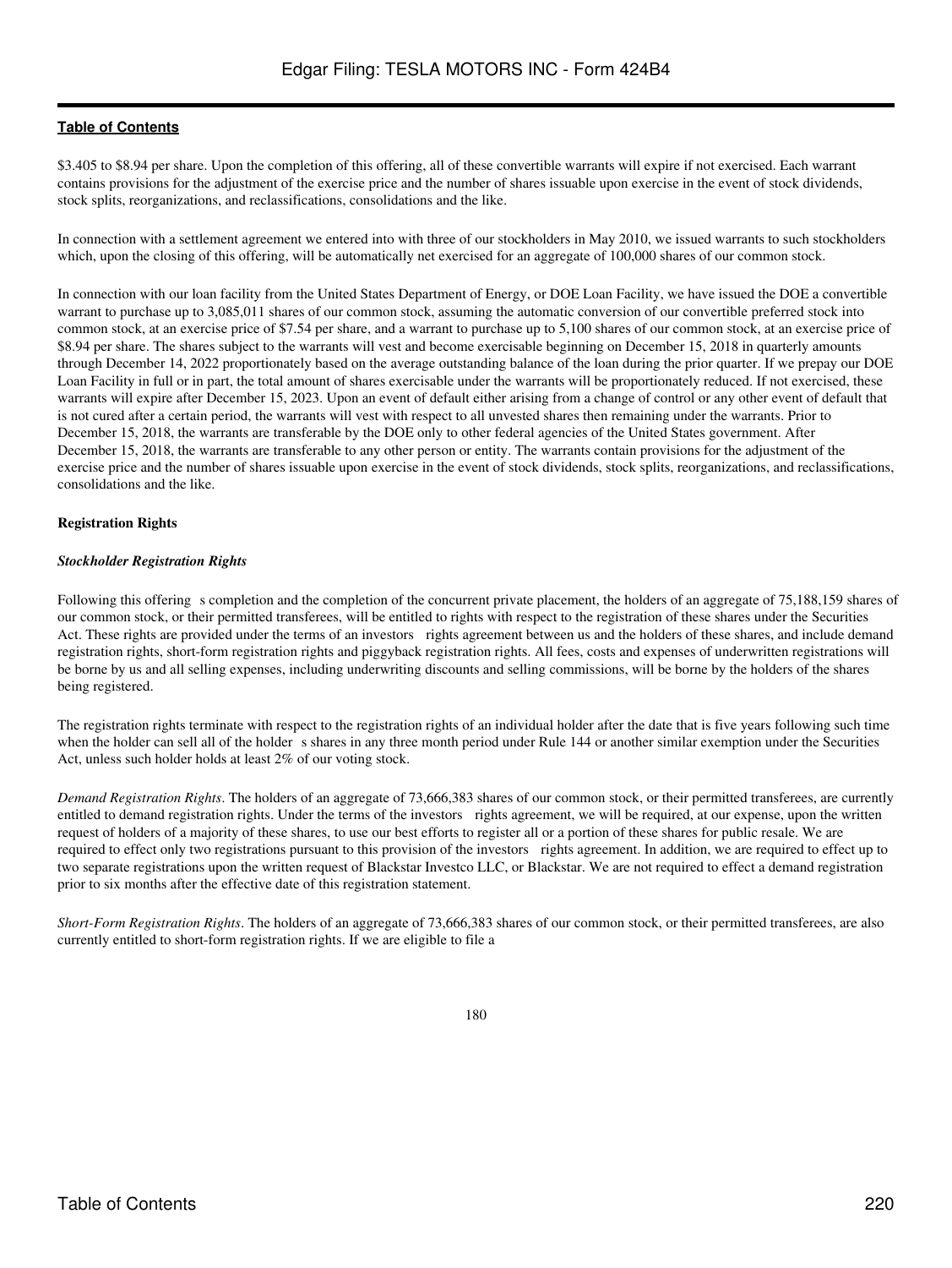$3.405 to $8.94 per share. Upon the completion of this offering, all of these convertible warrants will expire if not exercised. Each warrant contains provisions for the adjustment of the exercise price and the number of shares issuable upon exercise in the event of stock dividends, stock splits, reorganizations, and reclassifications, consolidations and the like.

In connection with a settlement agreement we entered into with three of our stockholders in May 2010, we issued warrants to such stockholders which, upon the closing of this offering, will be automatically net exercised for an aggregate of 100,000 shares of our common stock.

In connection with our loan facility from the United States Department of Energy, or DOE Loan Facility, we have issued the DOE a convertible warrant to purchase up to 3,085,011 shares of our common stock, assuming the automatic conversion of our convertible preferred stock into common stock, at an exercise price of $7.54 per share, and a warrant to purchase up to 5,100 shares of our common stock, at an exercise price of $8.94 per share. The shares subject to the warrants will vest and become exercisable beginning on December 15, 2018 in quarterly amounts through December 14, 2022 proportionately based on the average outstanding balance of the loan during the prior quarter. If we prepay our DOE Loan Facility in full or in part, the total amount of shares exercisable under the warrants will be proportionately reduced. If not exercised, these warrants will expire after December 15, 2023. Upon an event of default either arising from a change of control or any other event of default that is not cured after a certain period, the warrants will vest with respect to all unvested shares then remaining under the warrants. Prior to December 15, 2018, the warrants are transferable by the DOE only to other federal agencies of the United States government. After December 15, 2018, the warrants are transferable to any other person or entity. The warrants contain provisions for the adjustment of the exercise price and the number of shares issuable upon exercise in the event of stock dividends, stock splits, reorganizations, and reclassifications, consolidations and the like.

**Registration Rights**

***Stockholder Registration Rights***

Following this offering s completion and the completion of the concurrent private placement, the holders of an aggregate of 75,188,159 shares of our common stock, or their permitted transferees, will be entitled to rights with respect to the registration of these shares under the Securities Act. These rights are provided under the terms of an investors rights agreement between us and the holders of these shares, and include demand registration rights, short-form registration rights and piggyback registration rights. All fees, costs and expenses of underwritten registrations will be borne by us and all selling expenses, including underwriting discounts and selling commissions, will be borne by the holders of the shares being registered.

The registration rights terminate with respect to the registration rights of an individual holder after the date that is five years following such time when the holder can sell all of the holder s shares in any three month period under Rule 144 or another similar exemption under the Securities Act, unless such holder holds at least 2% of our voting stock.

*Demand Registration Rights*. The holders of an aggregate of 73,666,383 shares of our common stock, or their permitted transferees, are currently entitled to demand registration rights. Under the terms of the investors rights agreement, we will be required, at our expense, upon the written request of holders of a majority of these shares, to use our best efforts to register all or a portion of these shares for public resale. We are required to effect only two registrations pursuant to this provision of the investors rights agreement. In addition, we are required to effect up to two separate registrations upon the written request of Blackstar Investco LLC, or Blackstar. We are not required to effect a demand registration prior to six months after the effective date of this registration statement.

*Short-Form Registration Rights*. The holders of an aggregate of 73,666,383 shares of our common stock, or their permitted transferees, are also currently entitled to short-form registration rights. If we are eligible to file a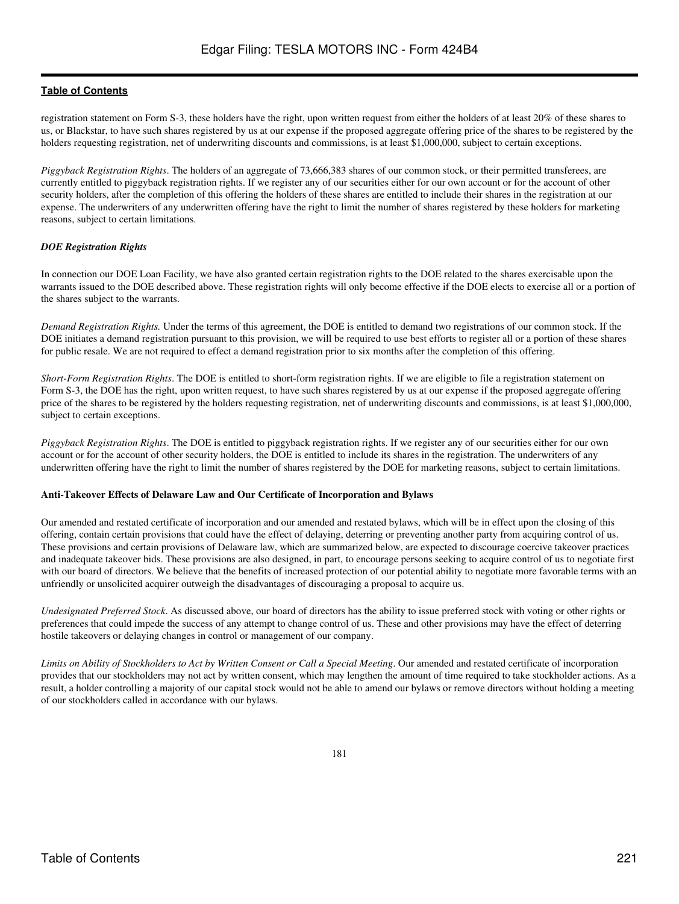registration statement on Form S-3, these holders have the right, upon written request from either the holders of at least 20% of these shares to us, or Blackstar, to have such shares registered by us at our expense if the proposed aggregate offering price of the shares to be registered by the holders requesting registration, net of underwriting discounts and commissions, is at least $1,000,000, subject to certain exceptions.

*Piggyback Registration Rights*. The holders of an aggregate of 73,666,383 shares of our common stock, or their permitted transferees, are currently entitled to piggyback registration rights. If we register any of our securities either for our own account or for the account of other security holders, after the completion of this offering the holders of these shares are entitled to include their shares in the registration at our expense. The underwriters of any underwritten offering have the right to limit the number of shares registered by these holders for marketing reasons, subject to certain limitations.

***DOE Registration Rights***

In connection our DOE Loan Facility, we have also granted certain registration rights to the DOE related to the shares exercisable upon the warrants issued to the DOE described above. These registration rights will only become effective if the DOE elects to exercise all or a portion of the shares subject to the warrants.

*Demand Registration Rights.* Under the terms of this agreement, the DOE is entitled to demand two registrations of our common stock. If the DOE initiates a demand registration pursuant to this provision, we will be required to use best efforts to register all or a portion of these shares for public resale. We are not required to effect a demand registration prior to six months after the completion of this offering.

*Short-Form Registration Rights*. The DOE is entitled to short-form registration rights. If we are eligible to file a registration statement on Form S-3, the DOE has the right, upon written request, to have such shares registered by us at our expense if the proposed aggregate offering price of the shares to be registered by the holders requesting registration, net of underwriting discounts and commissions, is at least $1,000,000, subject to certain exceptions.

*Piggyback Registration Rights*. The DOE is entitled to piggyback registration rights. If we register any of our securities either for our own account or for the account of other security holders, the DOE is entitled to include its shares in the registration. The underwriters of any underwritten offering have the right to limit the number of shares registered by the DOE for marketing reasons, subject to certain limitations.

**Anti-Takeover Effects of Delaware Law and Our Certificate of Incorporation and Bylaws**

Our amended and restated certificate of incorporation and our amended and restated bylaws, which will be in effect upon the closing of this offering, contain certain provisions that could have the effect of delaying, deterring or preventing another party from acquiring control of us. These provisions and certain provisions of Delaware law, which are summarized below, are expected to discourage coercive takeover practices and inadequate takeover bids. These provisions are also designed, in part, to encourage persons seeking to acquire control of us to negotiate first with our board of directors. We believe that the benefits of increased protection of our potential ability to negotiate more favorable terms with an unfriendly or unsolicited acquirer outweigh the disadvantages of discouraging a proposal to acquire us.

*Undesignated Preferred Stock*. As discussed above, our board of directors has the ability to issue preferred stock with voting or other rights or preferences that could impede the success of any attempt to change control of us. These and other provisions may have the effect of deterring hostile takeovers or delaying changes in control or management of our company.

*Limits on Ability of Stockholders to Act by Written Consent or Call a Special Meeting*. Our amended and restated certificate of incorporation provides that our stockholders may not act by written consent, which may lengthen the amount of time required to take stockholder actions. As a result, a holder controlling a majority of our capital stock would not be able to amend our bylaws or remove directors without holding a meeting of our stockholders called in accordance with our bylaws.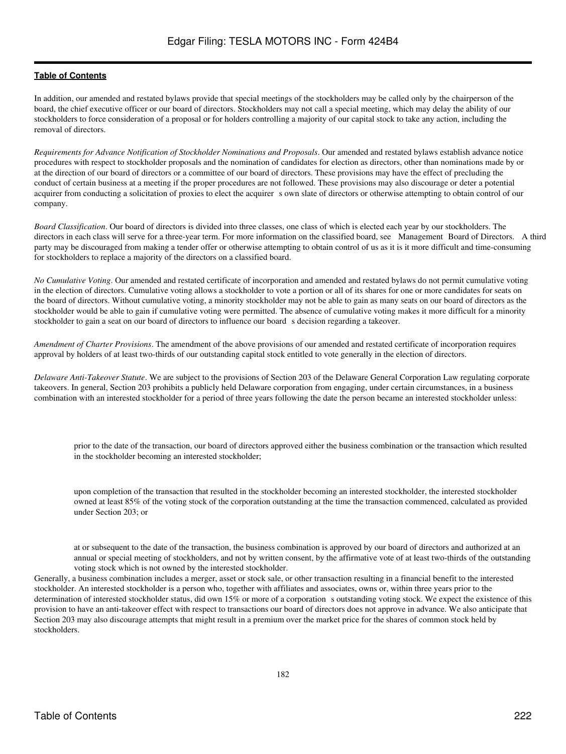In addition, our amended and restated bylaws provide that special meetings of the stockholders may be called only by the chairperson of the board, the chief executive officer or our board of directors. Stockholders may not call a special meeting, which may delay the ability of our stockholders to force consideration of a proposal or for holders controlling a majority of our capital stock to take any action, including the removal of directors.

*Requirements for Advance Notification of Stockholder Nominations and Proposals*. Our amended and restated bylaws establish advance notice procedures with respect to stockholder proposals and the nomination of candidates for election as directors, other than nominations made by or at the direction of our board of directors or a committee of our board of directors. These provisions may have the effect of precluding the conduct of certain business at a meeting if the proper procedures are not followed. These provisions may also discourage or deter a potential acquirer from conducting a solicitation of proxies to elect the acquirer s own slate of directors or otherwise attempting to obtain control of our company.

*Board Classification*. Our board of directors is divided into three classes, one class of which is elected each year by our stockholders. The directors in each class will serve for a three-year term. For more information on the classified board, see Management Board of Directors. A third party may be discouraged from making a tender offer or otherwise attempting to obtain control of us as it is it more difficult and time-consuming for stockholders to replace a majority of the directors on a classified board.

*No Cumulative Voting*. Our amended and restated certificate of incorporation and amended and restated bylaws do not permit cumulative voting in the election of directors. Cumulative voting allows a stockholder to vote a portion or all of its shares for one or more candidates for seats on the board of directors. Without cumulative voting, a minority stockholder may not be able to gain as many seats on our board of directors as the stockholder would be able to gain if cumulative voting were permitted. The absence of cumulative voting makes it more difficult for a minority stockholder to gain a seat on our board of directors to influence our board s decision regarding a takeover.

*Amendment of Charter Provisions*. The amendment of the above provisions of our amended and restated certificate of incorporation requires approval by holders of at least two-thirds of our outstanding capital stock entitled to vote generally in the election of directors.

*Delaware Anti-Takeover Statute*. We are subject to the provisions of Section 203 of the Delaware General Corporation Law regulating corporate takeovers. In general, Section 203 prohibits a publicly held Delaware corporation from engaging, under certain circumstances, in a business combination with an interested stockholder for a period of three years following the date the person became an interested stockholder unless:

- prior to the date of the transaction, our board of directors approved either the business combination or the transaction which resulted in the stockholder becoming an interested stockholder;

- upon completion of the transaction that resulted in the stockholder becoming an interested stockholder, the interested stockholder owned at least 85% of the voting stock of the corporation outstanding at the time the transaction commenced, calculated as provided under Section 203; or

- at or subsequent to the date of the transaction, the business combination is approved by our board of directors and authorized at an annual or special meeting of stockholders, and not by written consent, by the affirmative vote of at least two-thirds of the outstanding voting stock which is not owned by the interested stockholder.

Generally, a business combination includes a merger, asset or stock sale, or other transaction resulting in a financial benefit to the interested stockholder. An interested stockholder is a person who, together with affiliates and associates, owns or, within three years prior to the determination of interested stockholder status, did own 15% or more of a corporation s outstanding voting stock. We expect the existence of this provision to have an anti-takeover effect with respect to transactions our board of directors does not approve in advance. We also anticipate that Section 203 may also discourage attempts that might result in a premium over the market price for the shares of common stock held by stockholders.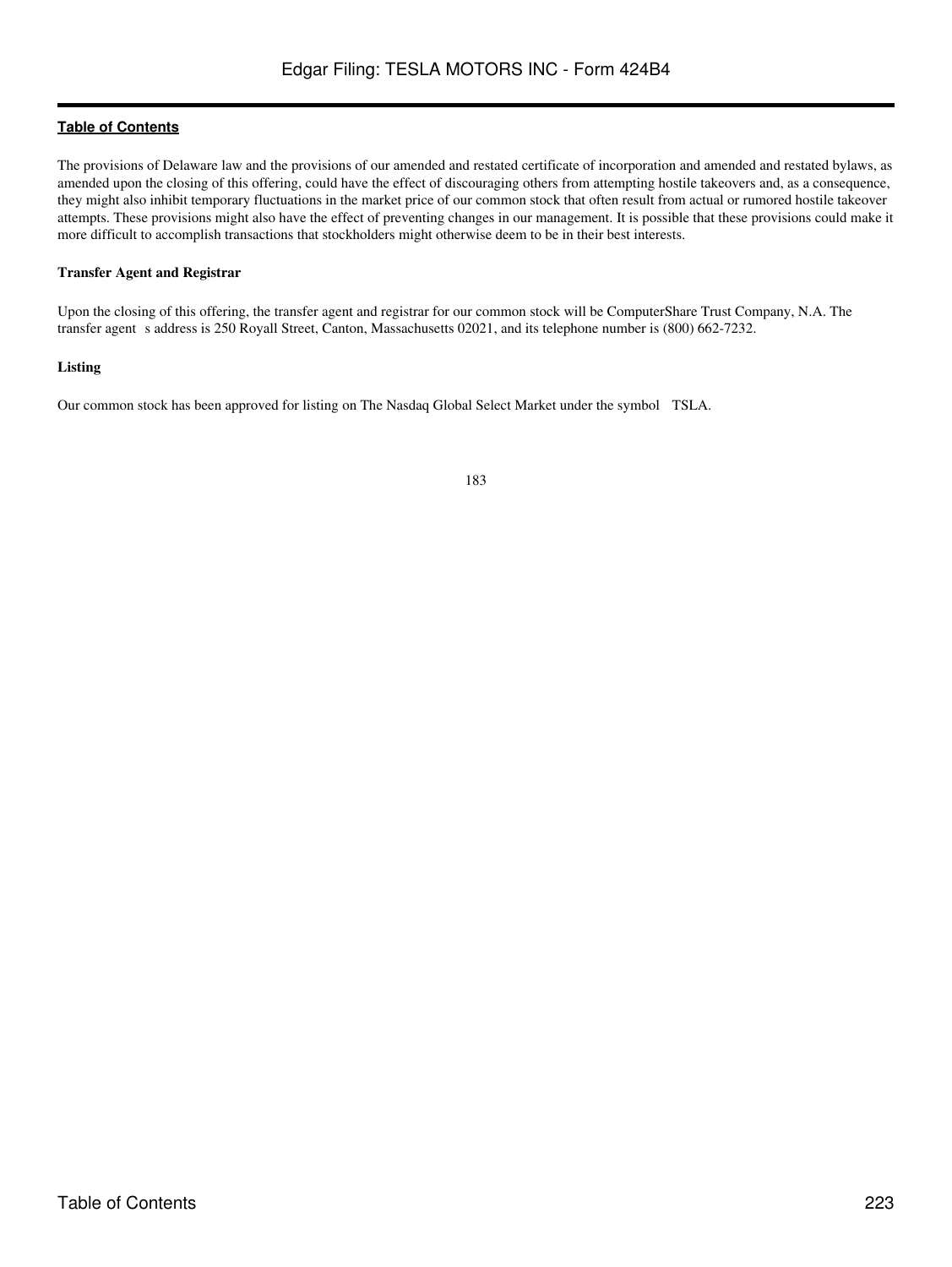The provisions of Delaware law and the provisions of our amended and restated certificate of incorporation and amended and restated bylaws, as amended upon the closing of this offering, could have the effect of discouraging others from attempting hostile takeovers and, as a consequence, they might also inhibit temporary fluctuations in the market price of our common stock that often result from actual or rumored hostile takeover attempts. These provisions might also have the effect of preventing changes in our management. It is possible that these provisions could make it more difficult to accomplish transactions that stockholders might otherwise deem to be in their best interests.

**Transfer Agent and Registrar**

Upon the closing of this offering, the transfer agent and registrar for our common stock will be ComputerShare Trust Company, N.A. The transfer agent s address is 250 Royall Street, Canton, Massachusetts 02021, and its telephone number is (800) 662-7232.

**Listing**

Our common stock has been approved for listing on The Nasdaq Global Select Market under the symbol TSLA.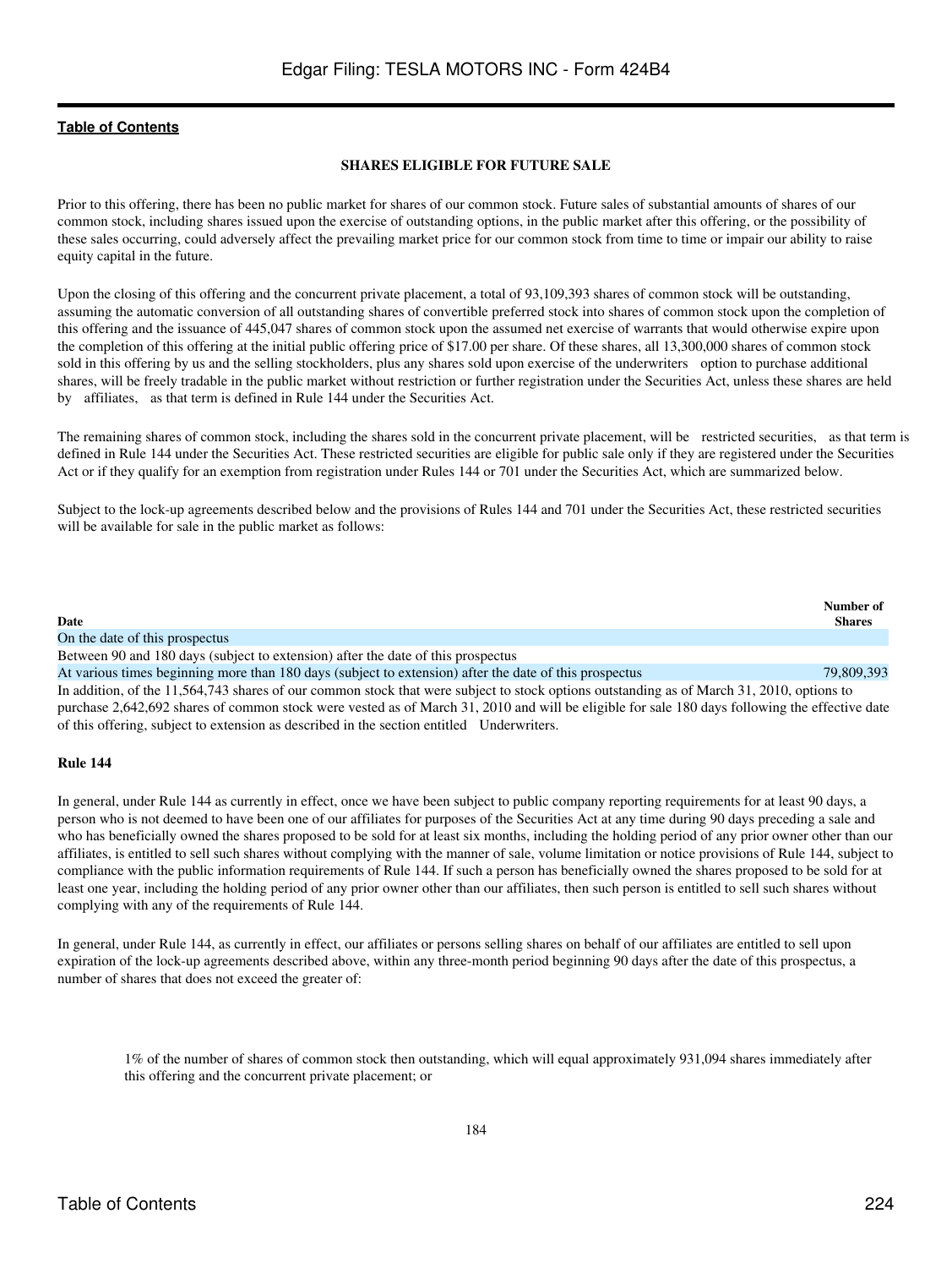[Table of Contents](#)

## SHARES ELIGIBLE FOR FUTURE SALE

Prior to this offering, there has been no public market for shares of our common stock. Future sales of substantial amounts of shares of our common stock, including shares issued upon the exercise of outstanding options, in the public market after this offering, or the possibility of these sales occurring, could adversely affect the prevailing market price for our common stock from time to time or impair our ability to raise equity capital in the future.

Upon the closing of this offering and the concurrent private placement, a total of 93,109,393 shares of common stock will be outstanding, assuming the automatic conversion of all outstanding shares of convertible preferred stock into shares of common stock upon the completion of this offering and the issuance of 445,047 shares of common stock upon the assumed net exercise of warrants that would otherwise expire upon the completion of this offering at the initial public offering price of $17.00 per share. Of these shares, all 13,300,000 shares of common stock sold in this offering by us and the selling stockholders, plus any shares sold upon exercise of the underwriters option to purchase additional shares, will be freely tradable in the public market without restriction or further registration under the Securities Act, unless these shares are held by affiliates, as that term is defined in Rule 144 under the Securities Act.

The remaining shares of common stock, including the shares sold in the concurrent private placement, will be restricted securities, as that term is defined in Rule 144 under the Securities Act. These restricted securities are eligible for public sale only if they are registered under the Securities Act or if they qualify for an exemption from registration under Rules 144 or 701 under the Securities Act, which are summarized below.

Subject to the lock-up agreements described below and the provisions of Rules 144 and 701 under the Securities Act, these restricted securities will be available for sale in the public market as follows:

| Date | Number of Shares |
|---|---|
| On the date of this prospectus | |
| Between 90 and 180 days (subject to extension) after the date of this prospectus | |
| At various times beginning more than 180 days (subject to extension) after the date of this prospectus | 79,809,393 |

In addition, of the 11,564,743 shares of our common stock that were subject to stock options outstanding as of March 31, 2010, options to purchase 2,642,692 shares of common stock were vested as of March 31, 2010 and will be eligible for sale 180 days following the effective date of this offering, subject to extension as described in the section entitled Underwriters.

### Rule 144

In general, under Rule 144 as currently in effect, once we have been subject to public company reporting requirements for at least 90 days, a person who is not deemed to have been one of our affiliates for purposes of the Securities Act at any time during 90 days preceding a sale and who has beneficially owned the shares proposed to be sold for at least six months, including the holding period of any prior owner other than our affiliates, is entitled to sell such shares without complying with the manner of sale, volume limitation or notice provisions of Rule 144, subject to compliance with the public information requirements of Rule 144. If such a person has beneficially owned the shares proposed to be sold for at least one year, including the holding period of any prior owner other than our affiliates, then such person is entitled to sell such shares without complying with any of the requirements of Rule 144.

In general, under Rule 144, as currently in effect, our affiliates or persons selling shares on behalf of our affiliates are entitled to sell upon expiration of the lock-up agreements described above, within any three-month period beginning 90 days after the date of this prospectus, a number of shares that does not exceed the greater of:

- 1% of the number of shares of common stock then outstanding, which will equal approximately 931,094 shares immediately after this offering and the concurrent private placement; or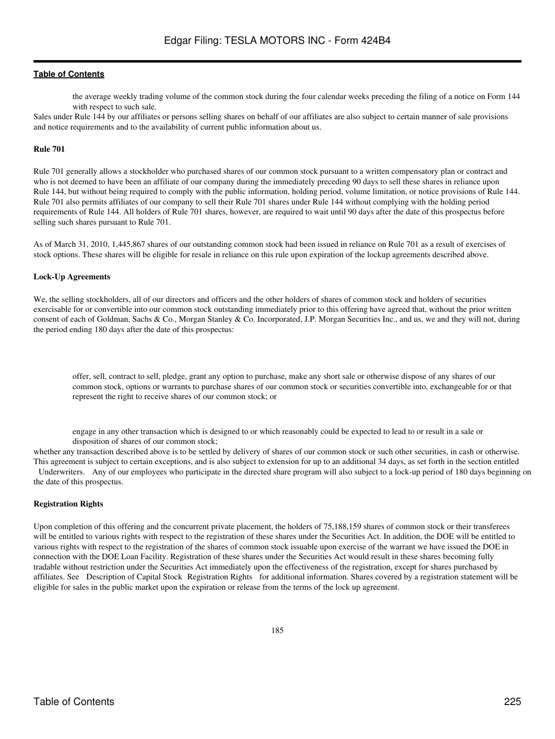- the average weekly trading volume of the common stock during the four calendar weeks preceding the filing of a notice on Form 144 with respect to such sale.

Sales under Rule 144 by our affiliates or persons selling shares on behalf of our affiliates are also subject to certain manner of sale provisions and notice requirements and to the availability of current public information about us.

**Rule 701**

Rule 701 generally allows a stockholder who purchased shares of our common stock pursuant to a written compensatory plan or contract and who is not deemed to have been an affiliate of our company during the immediately preceding 90 days to sell these shares in reliance upon Rule 144, but without being required to comply with the public information, holding period, volume limitation, or notice provisions of Rule 144. Rule 701 also permits affiliates of our company to sell their Rule 701 shares under Rule 144 without complying with the holding period requirements of Rule 144. All holders of Rule 701 shares, however, are required to wait until 90 days after the date of this prospectus before selling such shares pursuant to Rule 701.

As of March 31, 2010, 1,445,867 shares of our outstanding common stock had been issued in reliance on Rule 701 as a result of exercises of stock options. These shares will be eligible for resale in reliance on this rule upon expiration of the lockup agreements described above.

**Lock-Up Agreements**

We, the selling stockholders, all of our directors and officers and the other holders of shares of common stock and holders of securities exercisable for or convertible into our common stock outstanding immediately prior to this offering have agreed that, without the prior written consent of each of Goldman, Sachs & Co., Morgan Stanley & Co. Incorporated, J.P. Morgan Securities Inc., and us, we and they will not, during the period ending 180 days after the date of this prospectus:

- offer, sell, contract to sell, pledge, grant any option to purchase, make any short sale or otherwise dispose of any shares of our common stock, options or warrants to purchase shares of our common stock or securities convertible into, exchangeable for or that represent the right to receive shares of our common stock; or

- engage in any other transaction which is designed to or which reasonably could be expected to lead to or result in a sale or disposition of shares of our common stock;

whether any transaction described above is to be settled by delivery of shares of our common stock or such other securities, in cash or otherwise. This agreement is subject to certain exceptions, and is also subject to extension for up to an additional 34 days, as set forth in the section entitled Underwriters. Any of our employees who participate in the directed share program will also subject to a lock-up period of 180 days beginning on the date of this prospectus.

**Registration Rights**

Upon completion of this offering and the concurrent private placement, the holders of 75,188,159 shares of common stock or their transferees will be entitled to various rights with respect to the registration of these shares under the Securities Act. In addition, the DOE will be entitled to various rights with respect to the registration of the shares of common stock issuable upon exercise of the warrant we have issued the DOE in connection with the DOE Loan Facility. Registration of these shares under the Securities Act would result in these shares becoming fully tradable without restriction under the Securities Act immediately upon the effectiveness of the registration, except for shares purchased by affiliates. See Description of Capital Stock Registration Rights for additional information. Shares covered by a registration statement will be eligible for sales in the public market upon the expiration or release from the terms of the lock up agreement.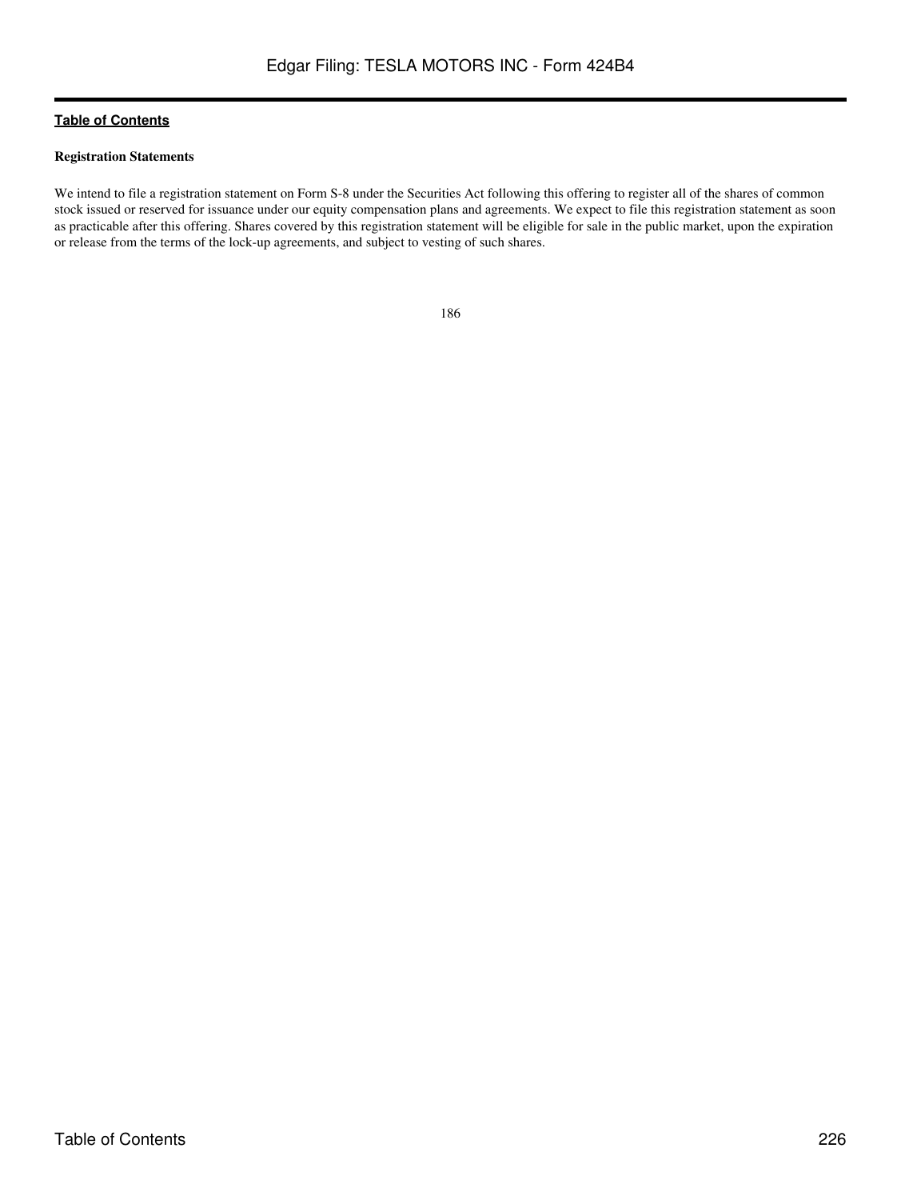**Registration Statements**

We intend to file a registration statement on Form S-8 under the Securities Act following this offering to register all of the shares of common stock issued or reserved for issuance under our equity compensation plans and agreements. We expect to file this registration statement as soon as practicable after this offering. Shares covered by this registration statement will be eligible for sale in the public market, upon the expiration or release from the terms of the lock-up agreements, and subject to vesting of such shares.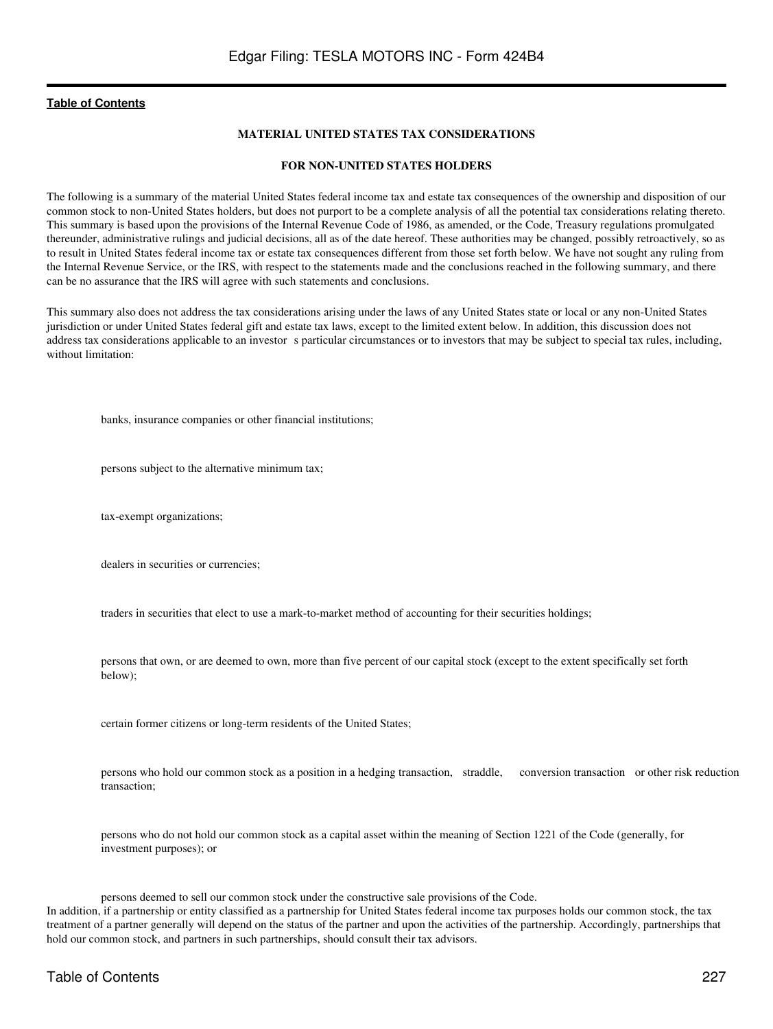## MATERIAL UNITED STATES TAX CONSIDERATIONS

## FOR NON-UNITED STATES HOLDERS

The following is a summary of the material United States federal income tax and estate tax consequences of the ownership and disposition of our common stock to non-United States holders, but does not purport to be a complete analysis of all the potential tax considerations relating thereto. This summary is based upon the provisions of the Internal Revenue Code of 1986, as amended, or the Code, Treasury regulations promulgated thereunder, administrative rulings and judicial decisions, all as of the date hereof. These authorities may be changed, possibly retroactively, so as to result in United States federal income tax or estate tax consequences different from those set forth below. We have not sought any ruling from the Internal Revenue Service, or the IRS, with respect to the statements made and the conclusions reached in the following summary, and there can be no assurance that the IRS will agree with such statements and conclusions.

This summary also does not address the tax considerations arising under the laws of any United States state or local or any non-United States jurisdiction or under United States federal gift and estate tax laws, except to the limited extent below. In addition, this discussion does not address tax considerations applicable to an investor s particular circumstances or to investors that may be subject to special tax rules, including, without limitation:

- banks, insurance companies or other financial institutions;
- persons subject to the alternative minimum tax;
- tax-exempt organizations;
- dealers in securities or currencies;
- traders in securities that elect to use a mark-to-market method of accounting for their securities holdings;
- persons that own, or are deemed to own, more than five percent of our capital stock (except to the extent specifically set forth below);
- certain former citizens or long-term residents of the United States;
- persons who hold our common stock as a position in a hedging transaction, straddle, conversion transaction or other risk reduction transaction;
- persons who do not hold our common stock as a capital asset within the meaning of Section 1221 of the Code (generally, for investment purposes); or
- persons deemed to sell our common stock under the constructive sale provisions of the Code.

In addition, if a partnership or entity classified as a partnership for United States federal income tax purposes holds our common stock, the tax treatment of a partner generally will depend on the status of the partner and upon the activities of the partnership. Accordingly, partnerships that hold our common stock, and partners in such partnerships, should consult their tax advisors.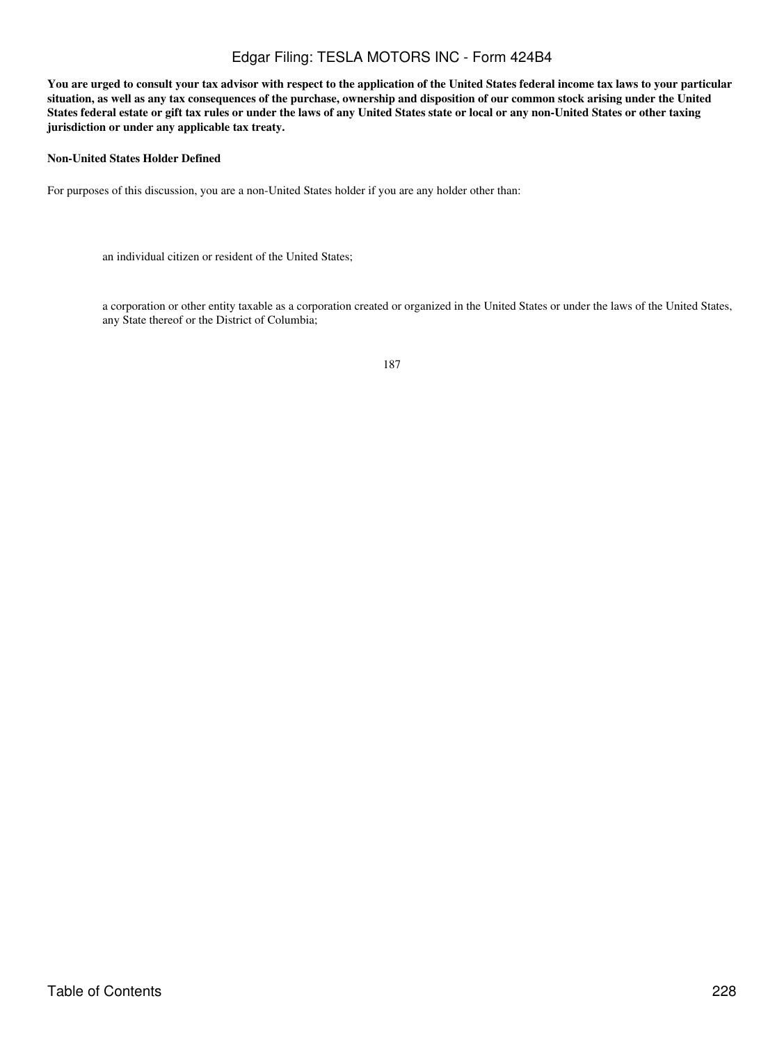**You are urged to consult your tax advisor with respect to the application of the United States federal income tax laws to your particular situation, as well as any tax consequences of the purchase, ownership and disposition of our common stock arising under the United States federal estate or gift tax rules or under the laws of any United States state or local or any non-United States or other taxing jurisdiction or under any applicable tax treaty.**

**Non-United States Holder Defined**

For purposes of this discussion, you are a non-United States holder if you are any holder other than:

- an individual citizen or resident of the United States;
- a corporation or other entity taxable as a corporation created or organized in the United States or under the laws of the United States, any State thereof or the District of Columbia;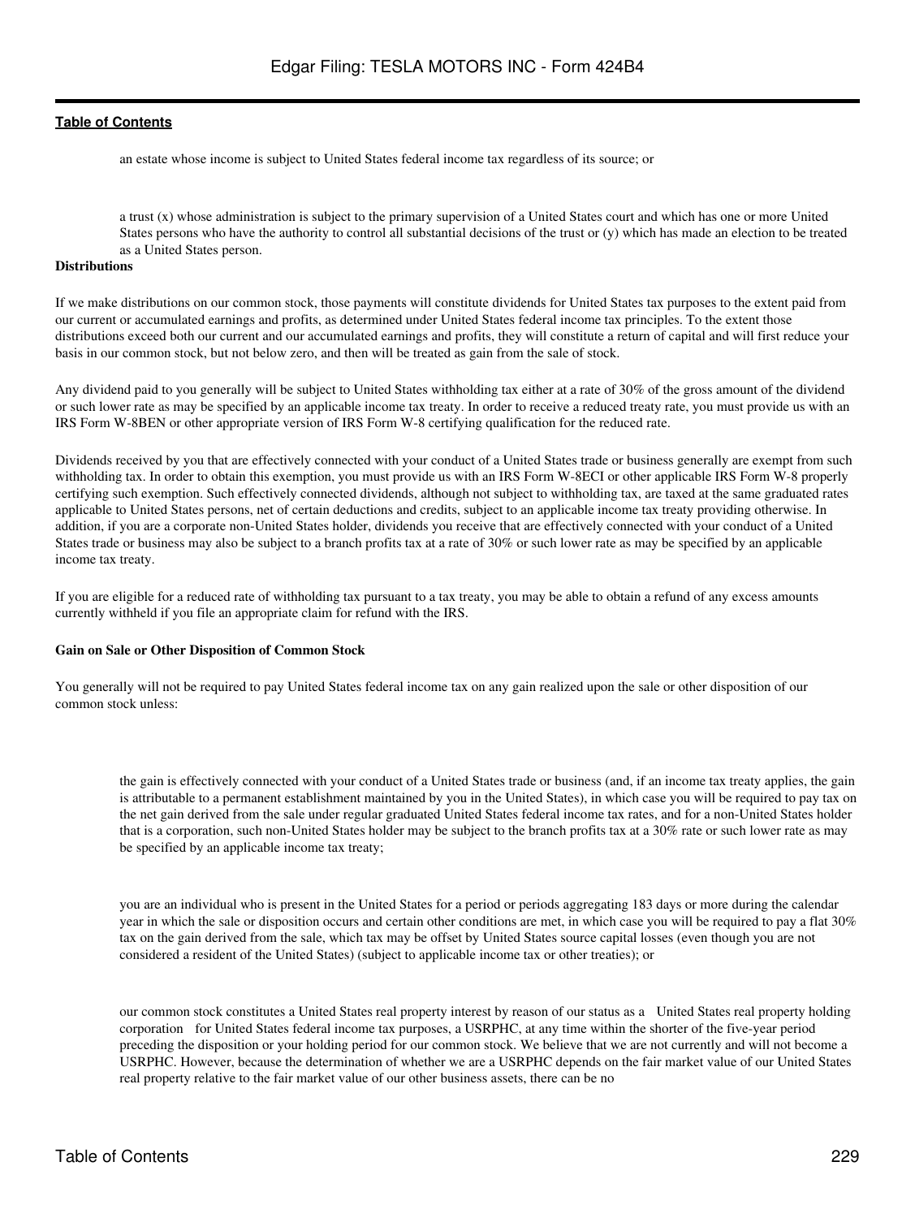- an estate whose income is subject to United States federal income tax regardless of its source; or

- a trust (x) whose administration is subject to the primary supervision of a United States court and which has one or more United States persons who have the authority to control all substantial decisions of the trust or (y) which has made an election to be treated as a United States person.

**Distributions**

If we make distributions on our common stock, those payments will constitute dividends for United States tax purposes to the extent paid from our current or accumulated earnings and profits, as determined under United States federal income tax principles. To the extent those distributions exceed both our current and our accumulated earnings and profits, they will constitute a return of capital and will first reduce your basis in our common stock, but not below zero, and then will be treated as gain from the sale of stock.

Any dividend paid to you generally will be subject to United States withholding tax either at a rate of 30% of the gross amount of the dividend or such lower rate as may be specified by an applicable income tax treaty. In order to receive a reduced treaty rate, you must provide us with an IRS Form W-8BEN or other appropriate version of IRS Form W-8 certifying qualification for the reduced rate.

Dividends received by you that are effectively connected with your conduct of a United States trade or business generally are exempt from such withholding tax. In order to obtain this exemption, you must provide us with an IRS Form W-8ECI or other applicable IRS Form W-8 properly certifying such exemption. Such effectively connected dividends, although not subject to withholding tax, are taxed at the same graduated rates applicable to United States persons, net of certain deductions and credits, subject to an applicable income tax treaty providing otherwise. In addition, if you are a corporate non-United States holder, dividends you receive that are effectively connected with your conduct of a United States trade or business may also be subject to a branch profits tax at a rate of 30% or such lower rate as may be specified by an applicable income tax treaty.

If you are eligible for a reduced rate of withholding tax pursuant to a tax treaty, you may be able to obtain a refund of any excess amounts currently withheld if you file an appropriate claim for refund with the IRS.

**Gain on Sale or Other Disposition of Common Stock**

You generally will not be required to pay United States federal income tax on any gain realized upon the sale or other disposition of our common stock unless:

- the gain is effectively connected with your conduct of a United States trade or business (and, if an income tax treaty applies, the gain is attributable to a permanent establishment maintained by you in the United States), in which case you will be required to pay tax on the net gain derived from the sale under regular graduated United States federal income tax rates, and for a non-United States holder that is a corporation, such non-United States holder may be subject to the branch profits tax at a 30% rate or such lower rate as may be specified by an applicable income tax treaty;

- you are an individual who is present in the United States for a period or periods aggregating 183 days or more during the calendar year in which the sale or disposition occurs and certain other conditions are met, in which case you will be required to pay a flat 30% tax on the gain derived from the sale, which tax may be offset by United States source capital losses (even though you are not considered a resident of the United States) (subject to applicable income tax or other treaties); or

- our common stock constitutes a United States real property interest by reason of our status as a "United States real property holding corporation" for United States federal income tax purposes, a USRPHC, at any time within the shorter of the five-year period preceding the disposition or your holding period for our common stock. We believe that we are not currently and will not become a USRPHC. However, because the determination of whether we are a USRPHC depends on the fair market value of our United States real property relative to the fair market value of our other business assets, there can be no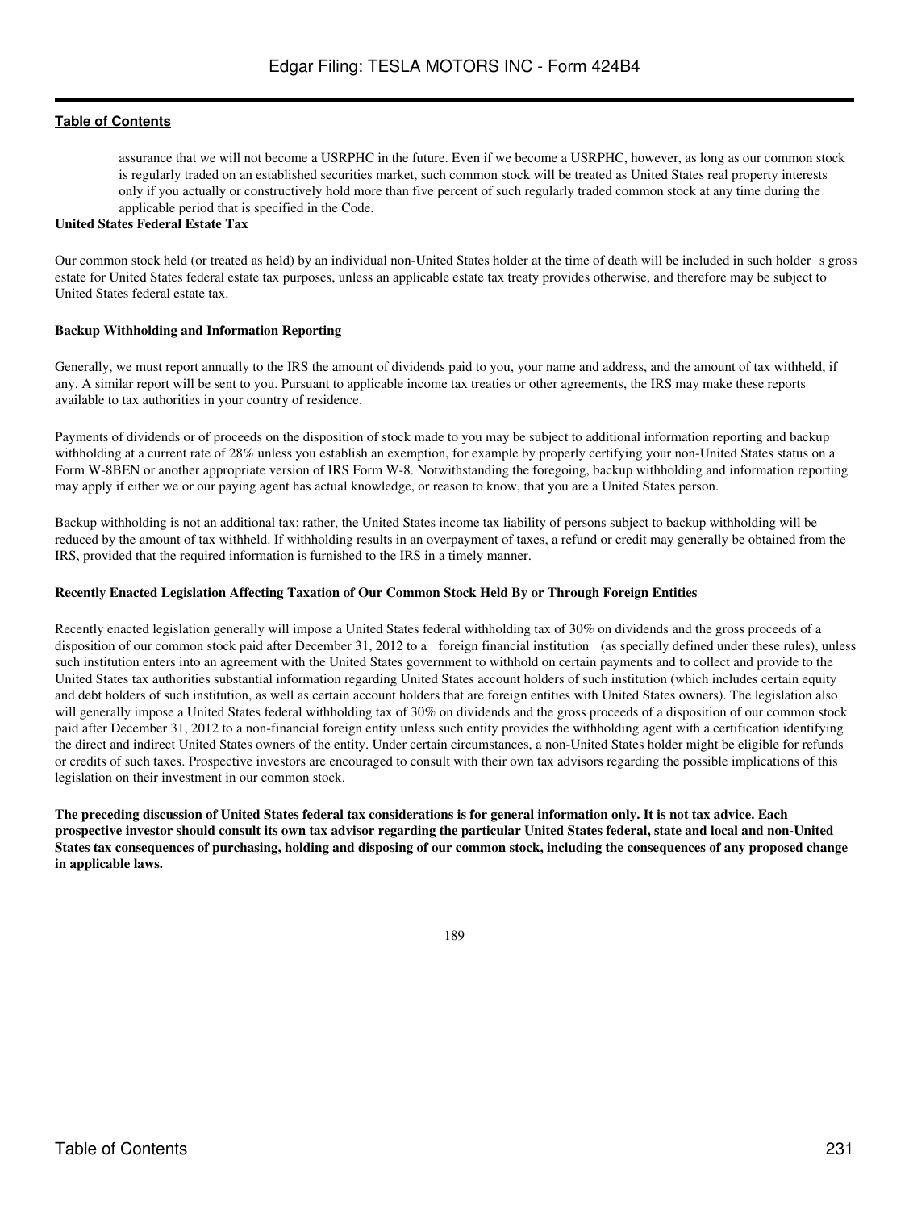assurance that we will not become a USRPHC in the future. Even if we become a USRPHC, however, as long as our common stock is regularly traded on an established securities market, such common stock will be treated as United States real property interests only if you actually or constructively hold more than five percent of such regularly traded common stock at any time during the applicable period that is specified in the Code.

**United States Federal Estate Tax**

Our common stock held (or treated as held) by an individual non-United States holder at the time of death will be included in such holder s gross estate for United States federal estate tax purposes, unless an applicable estate tax treaty provides otherwise, and therefore may be subject to United States federal estate tax.

**Backup Withholding and Information Reporting**

Generally, we must report annually to the IRS the amount of dividends paid to you, your name and address, and the amount of tax withheld, if any. A similar report will be sent to you. Pursuant to applicable income tax treaties or other agreements, the IRS may make these reports available to tax authorities in your country of residence.

Payments of dividends or of proceeds on the disposition of stock made to you may be subject to additional information reporting and backup withholding at a current rate of 28% unless you establish an exemption, for example by properly certifying your non-United States status on a Form W-8BEN or another appropriate version of IRS Form W-8. Notwithstanding the foregoing, backup withholding and information reporting may apply if either we or our paying agent has actual knowledge, or reason to know, that you are a United States person.

Backup withholding is not an additional tax; rather, the United States income tax liability of persons subject to backup withholding will be reduced by the amount of tax withheld. If withholding results in an overpayment of taxes, a refund or credit may generally be obtained from the IRS, provided that the required information is furnished to the IRS in a timely manner.

**Recently Enacted Legislation Affecting Taxation of Our Common Stock Held By or Through Foreign Entities**

Recently enacted legislation generally will impose a United States federal withholding tax of 30% on dividends and the gross proceeds of a disposition of our common stock paid after December 31, 2012 to a foreign financial institution (as specially defined under these rules), unless such institution enters into an agreement with the United States government to withhold on certain payments and to collect and provide to the United States tax authorities substantial information regarding United States account holders of such institution (which includes certain equity and debt holders of such institution, as well as certain account holders that are foreign entities with United States owners). The legislation also will generally impose a United States federal withholding tax of 30% on dividends and the gross proceeds of a disposition of our common stock paid after December 31, 2012 to a non-financial foreign entity unless such entity provides the withholding agent with a certification identifying the direct and indirect United States owners of the entity. Under certain circumstances, a non-United States holder might be eligible for refunds or credits of such taxes. Prospective investors are encouraged to consult with their own tax advisors regarding the possible implications of this legislation on their investment in our common stock.

**The preceding discussion of United States federal tax considerations is for general information only. It is not tax advice. Each prospective investor should consult its own tax advisor regarding the particular United States federal, state and local and non-United States tax consequences of purchasing, holding and disposing of our common stock, including the consequences of any proposed change in applicable laws.**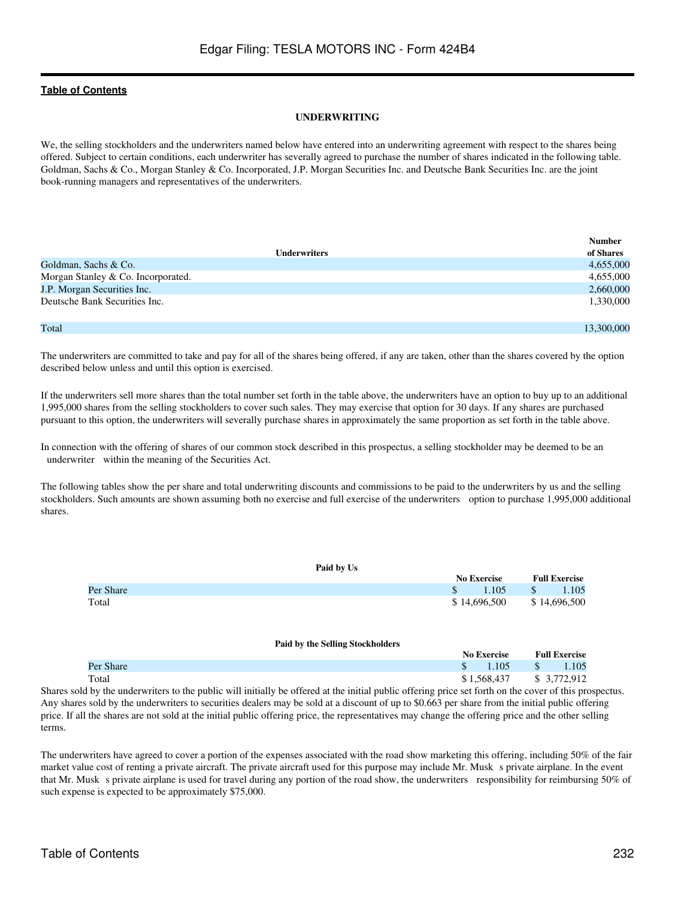**Table of Contents**

### UNDERWRITING

We, the selling stockholders and the underwriters named below have entered into an underwriting agreement with respect to the shares being offered. Subject to certain conditions, each underwriter has severally agreed to purchase the number of shares indicated in the following table. Goldman, Sachs & Co., Morgan Stanley & Co. Incorporated, J.P. Morgan Securities Inc. and Deutsche Bank Securities Inc. are the joint book-running managers and representatives of the underwriters.

| Underwriters | Number of Shares |
|---|---|
| Goldman, Sachs & Co. | 4,655,000 |
| Morgan Stanley & Co. Incorporated. | 4,655,000 |
| J.P. Morgan Securities Inc. | 2,660,000 |
| Deutsche Bank Securities Inc. | 1,330,000 |
| Total | 13,300,000 |

The underwriters are committed to take and pay for all of the shares being offered, if any are taken, other than the shares covered by the option described below unless and until this option is exercised.

If the underwriters sell more shares than the total number set forth in the table above, the underwriters have an option to buy up to an additional 1,995,000 shares from the selling stockholders to cover such sales. They may exercise that option for 30 days. If any shares are purchased pursuant to this option, the underwriters will severally purchase shares in approximately the same proportion as set forth in the table above.

In connection with the offering of shares of our common stock described in this prospectus, a selling stockholder may be deemed to be an underwriter within the meaning of the Securities Act.

The following tables show the per share and total underwriting discounts and commissions to be paid to the underwriters by us and the selling stockholders. Such amounts are shown assuming both no exercise and full exercise of the underwriters option to purchase 1,995,000 additional shares.

| Paid by Us | No Exercise | Full Exercise |
|---|---|---|
| Per Share | $ 1.105 | $ 1.105 |
| Total | $ 14,696,500 | $ 14,696,500 |

| Paid by the Selling Stockholders | No Exercise | Full Exercise |
|---|---|---|
| Per Share | $ 1.105 | $ 1.105 |
| Total | $ 1,568,437 | $ 3,772,912 |

Shares sold by the underwriters to the public will initially be offered at the initial public offering price set forth on the cover of this prospectus. Any shares sold by the underwriters to securities dealers may be sold at a discount of up to $0.663 per share from the initial public offering price. If all the shares are not sold at the initial public offering price, the representatives may change the offering price and the other selling terms.

The underwriters have agreed to cover a portion of the expenses associated with the road show marketing this offering, including 50% of the fair market value cost of renting a private aircraft. The private aircraft used for this purpose may include Mr. Musk s private airplane. In the event that Mr. Musk s private airplane is used for travel during any portion of the road show, the underwriters responsibility for reimbursing 50% of such expense is expected to be approximately $75,000.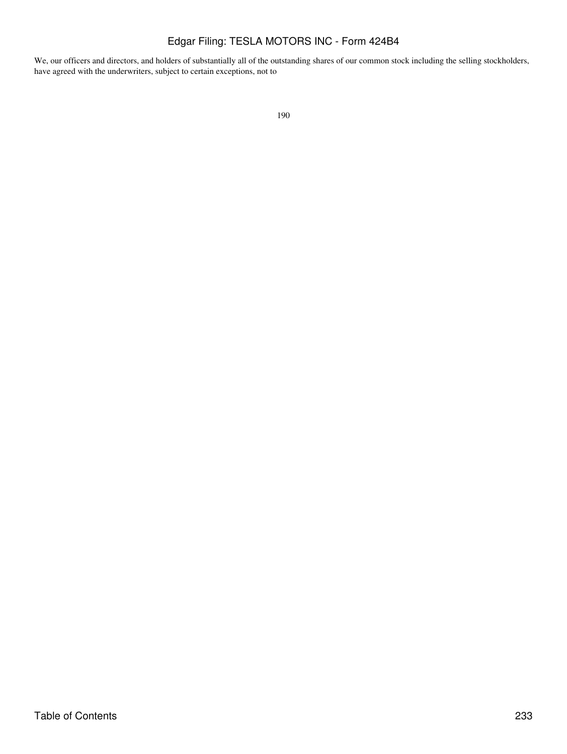We, our officers and directors, and holders of substantially all of the outstanding shares of our common stock including the selling stockholders, have agreed with the underwriters, subject to certain exceptions, not to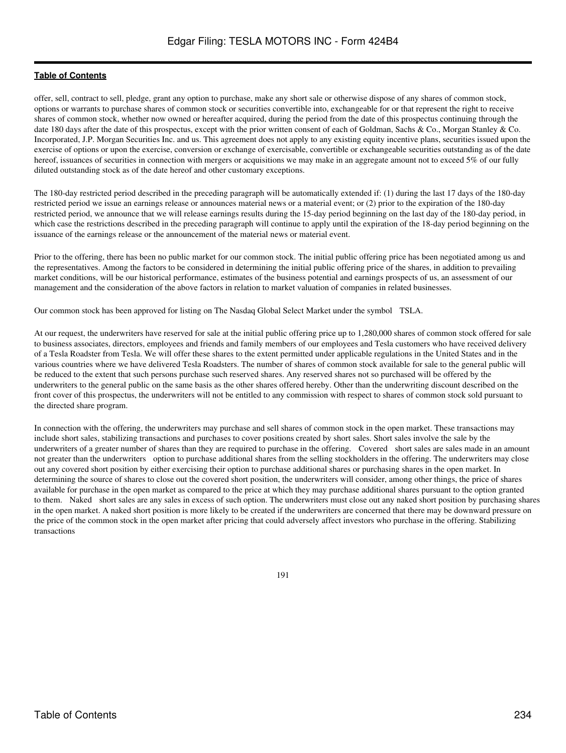offer, sell, contract to sell, pledge, grant any option to purchase, make any short sale or otherwise dispose of any shares of common stock, options or warrants to purchase shares of common stock or securities convertible into, exchangeable for or that represent the right to receive shares of common stock, whether now owned or hereafter acquired, during the period from the date of this prospectus continuing through the date 180 days after the date of this prospectus, except with the prior written consent of each of Goldman, Sachs & Co., Morgan Stanley & Co. Incorporated, J.P. Morgan Securities Inc. and us. This agreement does not apply to any existing equity incentive plans, securities issued upon the exercise of options or upon the exercise, conversion or exchange of exercisable, convertible or exchangeable securities outstanding as of the date hereof, issuances of securities in connection with mergers or acquisitions we may make in an aggregate amount not to exceed 5% of our fully diluted outstanding stock as of the date hereof and other customary exceptions.

The 180-day restricted period described in the preceding paragraph will be automatically extended if: (1) during the last 17 days of the 180-day restricted period we issue an earnings release or announces material news or a material event; or (2) prior to the expiration of the 180-day restricted period, we announce that we will release earnings results during the 15-day period beginning on the last day of the 180-day period, in which case the restrictions described in the preceding paragraph will continue to apply until the expiration of the 18-day period beginning on the issuance of the earnings release or the announcement of the material news or material event.

Prior to the offering, there has been no public market for our common stock. The initial public offering price has been negotiated among us and the representatives. Among the factors to be considered in determining the initial public offering price of the shares, in addition to prevailing market conditions, will be our historical performance, estimates of the business potential and earnings prospects of us, an assessment of our management and the consideration of the above factors in relation to market valuation of companies in related businesses.

Our common stock has been approved for listing on The Nasdaq Global Select Market under the symbol TSLA.

At our request, the underwriters have reserved for sale at the initial public offering price up to 1,280,000 shares of common stock offered for sale to business associates, directors, employees and friends and family members of our employees and Tesla customers who have received delivery of a Tesla Roadster from Tesla. We will offer these shares to the extent permitted under applicable regulations in the United States and in the various countries where we have delivered Tesla Roadsters. The number of shares of common stock available for sale to the general public will be reduced to the extent that such persons purchase such reserved shares. Any reserved shares not so purchased will be offered by the underwriters to the general public on the same basis as the other shares offered hereby. Other than the underwriting discount described on the front cover of this prospectus, the underwriters will not be entitled to any commission with respect to shares of common stock sold pursuant to the directed share program.

In connection with the offering, the underwriters may purchase and sell shares of common stock in the open market. These transactions may include short sales, stabilizing transactions and purchases to cover positions created by short sales. Short sales involve the sale by the underwriters of a greater number of shares than they are required to purchase in the offering. Covered short sales are sales made in an amount not greater than the underwriters option to purchase additional shares from the selling stockholders in the offering. The underwriters may close out any covered short position by either exercising their option to purchase additional shares or purchasing shares in the open market. In determining the source of shares to close out the covered short position, the underwriters will consider, among other things, the price of shares available for purchase in the open market as compared to the price at which they may purchase additional shares pursuant to the option granted to them. Naked short sales are any sales in excess of such option. The underwriters must close out any naked short position by purchasing shares in the open market. A naked short position is more likely to be created if the underwriters are concerned that there may be downward pressure on the price of the common stock in the open market after pricing that could adversely affect investors who purchase in the offering. Stabilizing transactions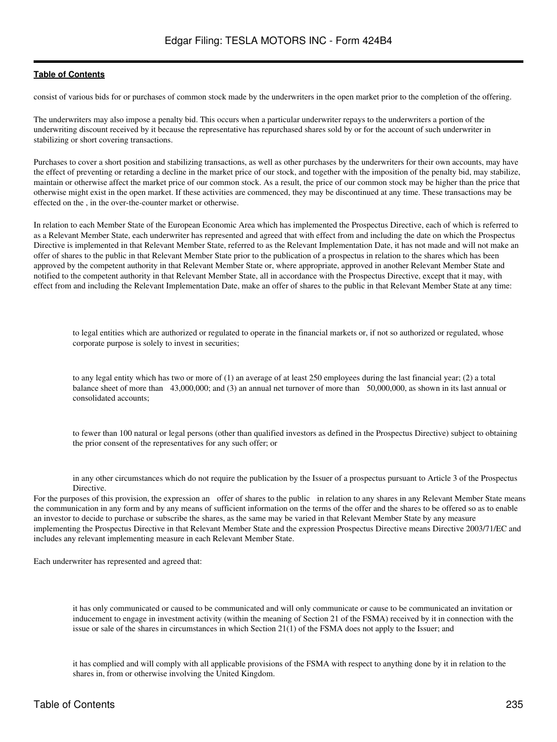consist of various bids for or purchases of common stock made by the underwriters in the open market prior to the completion of the offering.

The underwriters may also impose a penalty bid. This occurs when a particular underwriter repays to the underwriters a portion of the underwriting discount received by it because the representative has repurchased shares sold by or for the account of such underwriter in stabilizing or short covering transactions.

Purchases to cover a short position and stabilizing transactions, as well as other purchases by the underwriters for their own accounts, may have the effect of preventing or retarding a decline in the market price of our stock, and together with the imposition of the penalty bid, may stabilize, maintain or otherwise affect the market price of our common stock. As a result, the price of our common stock may be higher than the price that otherwise might exist in the open market. If these activities are commenced, they may be discontinued at any time. These transactions may be effected on the , in the over-the-counter market or otherwise.

In relation to each Member State of the European Economic Area which has implemented the Prospectus Directive, each of which is referred to as a Relevant Member State, each underwriter has represented and agreed that with effect from and including the date on which the Prospectus Directive is implemented in that Relevant Member State, referred to as the Relevant Implementation Date, it has not made and will not make an offer of shares to the public in that Relevant Member State prior to the publication of a prospectus in relation to the shares which has been approved by the competent authority in that Relevant Member State or, where appropriate, approved in another Relevant Member State and notified to the competent authority in that Relevant Member State, all in accordance with the Prospectus Directive, except that it may, with effect from and including the Relevant Implementation Date, make an offer of shares to the public in that Relevant Member State at any time:

- to legal entities which are authorized or regulated to operate in the financial markets or, if not so authorized or regulated, whose corporate purpose is solely to invest in securities;
- to any legal entity which has two or more of (1) an average of at least 250 employees during the last financial year; (2) a total balance sheet of more than 43,000,000; and (3) an annual net turnover of more than 50,000,000, as shown in its last annual or consolidated accounts;
- to fewer than 100 natural or legal persons (other than qualified investors as defined in the Prospectus Directive) subject to obtaining the prior consent of the representatives for any such offer; or
- in any other circumstances which do not require the publication by the Issuer of a prospectus pursuant to Article 3 of the Prospectus Directive.

For the purposes of this provision, the expression an offer of shares to the public in relation to any shares in any Relevant Member State means the communication in any form and by any means of sufficient information on the terms of the offer and the shares to be offered so as to enable an investor to decide to purchase or subscribe the shares, as the same may be varied in that Relevant Member State by any measure implementing the Prospectus Directive in that Relevant Member State and the expression Prospectus Directive means Directive 2003/71/EC and includes any relevant implementing measure in each Relevant Member State.

Each underwriter has represented and agreed that:

- it has only communicated or caused to be communicated and will only communicate or cause to be communicated an invitation or inducement to engage in investment activity (within the meaning of Section 21 of the FSMA) received by it in connection with the issue or sale of the shares in circumstances in which Section 21(1) of the FSMA does not apply to the Issuer; and
- it has complied and will comply with all applicable provisions of the FSMA with respect to anything done by it in relation to the shares in, from or otherwise involving the United Kingdom.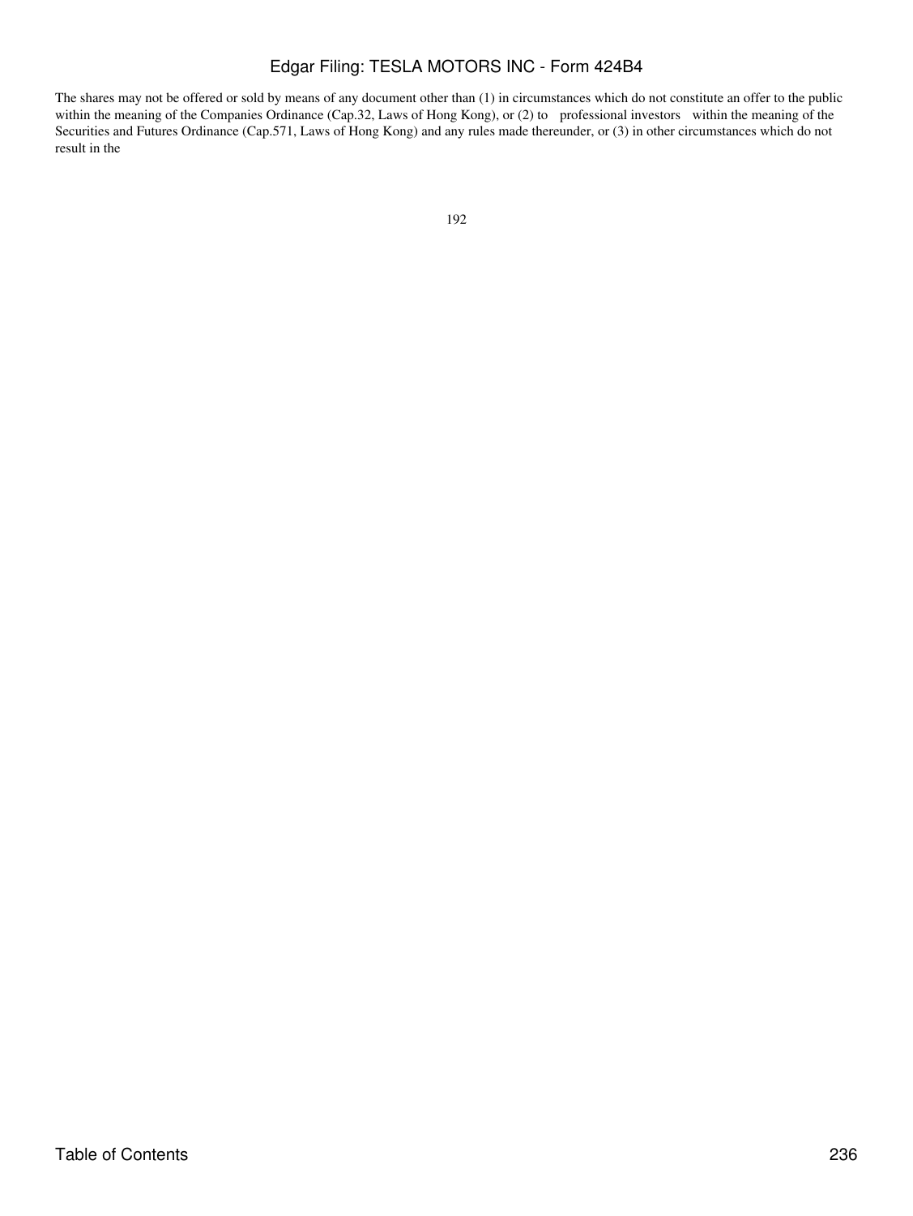The shares may not be offered or sold by means of any document other than (1) in circumstances which do not constitute an offer to the public within the meaning of the Companies Ordinance (Cap.32, Laws of Hong Kong), or (2) to professional investors within the meaning of the Securities and Futures Ordinance (Cap.571, Laws of Hong Kong) and any rules made thereunder, or (3) in other circumstances which do not result in the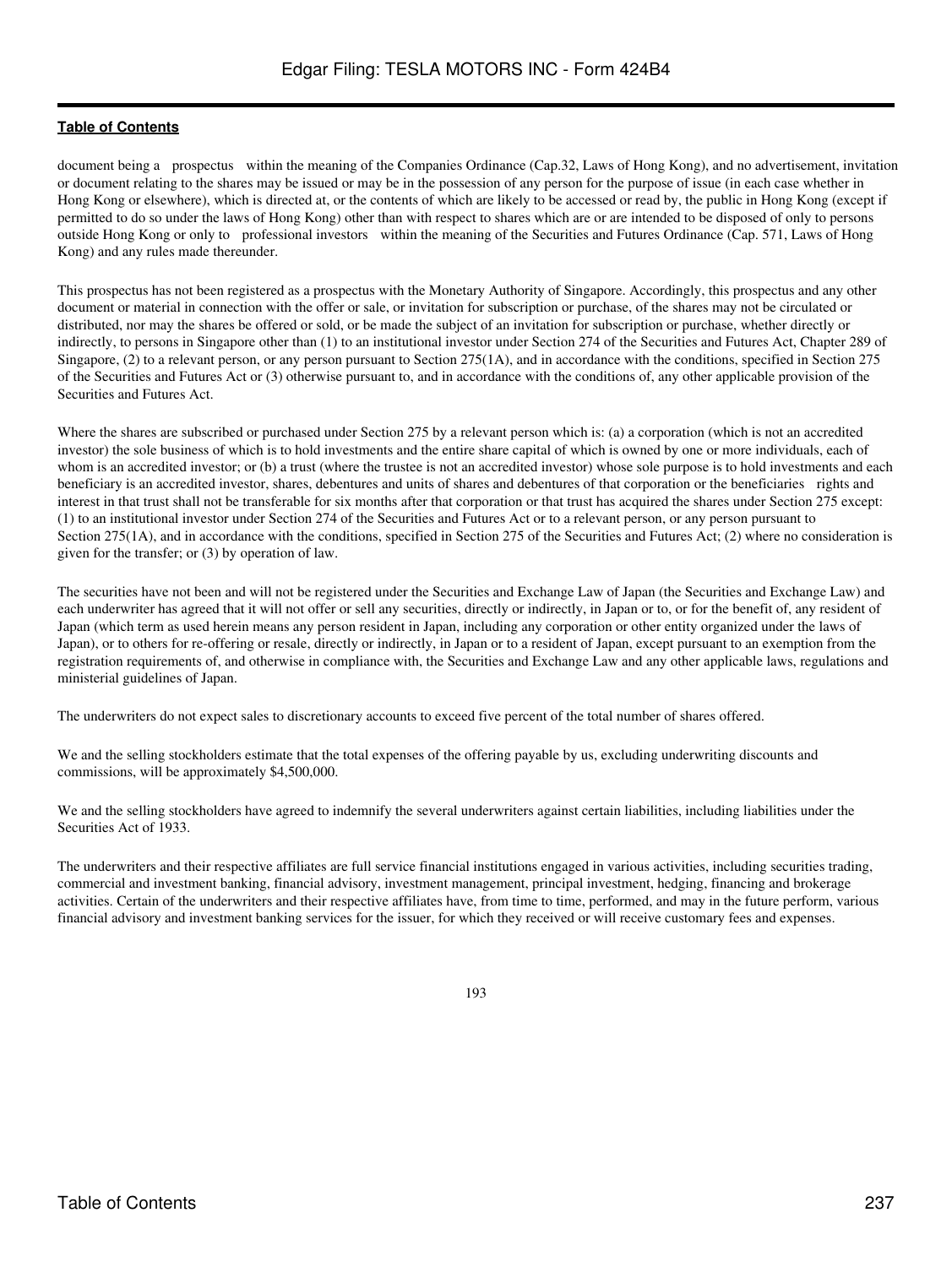document being a prospectus within the meaning of the Companies Ordinance (Cap.32, Laws of Hong Kong), and no advertisement, invitation or document relating to the shares may be issued or may be in the possession of any person for the purpose of issue (in each case whether in Hong Kong or elsewhere), which is directed at, or the contents of which are likely to be accessed or read by, the public in Hong Kong (except if permitted to do so under the laws of Hong Kong) other than with respect to shares which are or are intended to be disposed of only to persons outside Hong Kong or only to professional investors within the meaning of the Securities and Futures Ordinance (Cap. 571, Laws of Hong Kong) and any rules made thereunder.

This prospectus has not been registered as a prospectus with the Monetary Authority of Singapore. Accordingly, this prospectus and any other document or material in connection with the offer or sale, or invitation for subscription or purchase, of the shares may not be circulated or distributed, nor may the shares be offered or sold, or be made the subject of an invitation for subscription or purchase, whether directly or indirectly, to persons in Singapore other than (1) to an institutional investor under Section 274 of the Securities and Futures Act, Chapter 289 of Singapore, (2) to a relevant person, or any person pursuant to Section 275(1A), and in accordance with the conditions, specified in Section 275 of the Securities and Futures Act or (3) otherwise pursuant to, and in accordance with the conditions of, any other applicable provision of the Securities and Futures Act.

Where the shares are subscribed or purchased under Section 275 by a relevant person which is: (a) a corporation (which is not an accredited investor) the sole business of which is to hold investments and the entire share capital of which is owned by one or more individuals, each of whom is an accredited investor; or (b) a trust (where the trustee is not an accredited investor) whose sole purpose is to hold investments and each beneficiary is an accredited investor, shares, debentures and units of shares and debentures of that corporation or the beneficiaries rights and interest in that trust shall not be transferable for six months after that corporation or that trust has acquired the shares under Section 275 except: (1) to an institutional investor under Section 274 of the Securities and Futures Act or to a relevant person, or any person pursuant to Section 275(1A), and in accordance with the conditions, specified in Section 275 of the Securities and Futures Act; (2) where no consideration is given for the transfer; or (3) by operation of law.

The securities have not been and will not be registered under the Securities and Exchange Law of Japan (the Securities and Exchange Law) and each underwriter has agreed that it will not offer or sell any securities, directly or indirectly, in Japan or to, or for the benefit of, any resident of Japan (which term as used herein means any person resident in Japan, including any corporation or other entity organized under the laws of Japan), or to others for re-offering or resale, directly or indirectly, in Japan or to a resident of Japan, except pursuant to an exemption from the registration requirements of, and otherwise in compliance with, the Securities and Exchange Law and any other applicable laws, regulations and ministerial guidelines of Japan.

The underwriters do not expect sales to discretionary accounts to exceed five percent of the total number of shares offered.

We and the selling stockholders estimate that the total expenses of the offering payable by us, excluding underwriting discounts and commissions, will be approximately $4,500,000.

We and the selling stockholders have agreed to indemnify the several underwriters against certain liabilities, including liabilities under the Securities Act of 1933.

The underwriters and their respective affiliates are full service financial institutions engaged in various activities, including securities trading, commercial and investment banking, financial advisory, investment management, principal investment, hedging, financing and brokerage activities. Certain of the underwriters and their respective affiliates have, from time to time, performed, and may in the future perform, various financial advisory and investment banking services for the issuer, for which they received or will receive customary fees and expenses.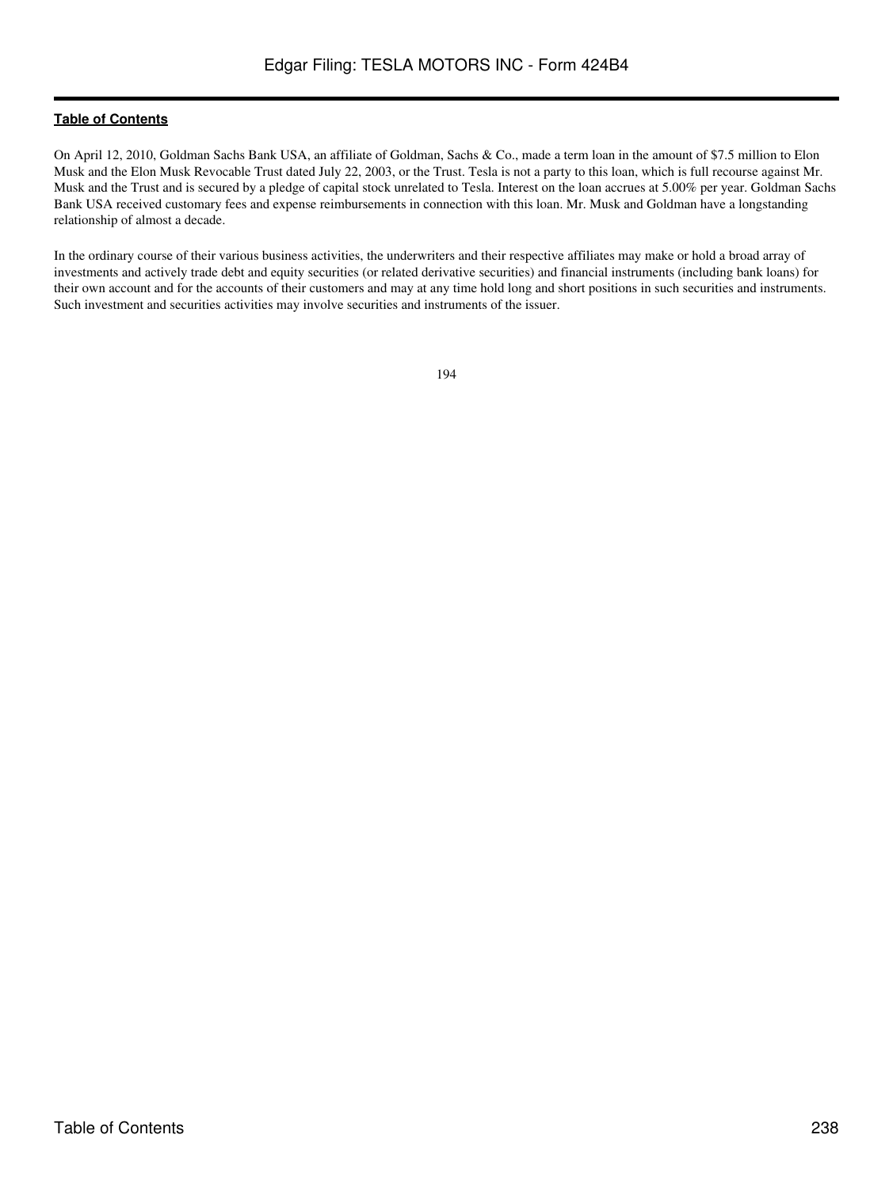On April 12, 2010, Goldman Sachs Bank USA, an affiliate of Goldman, Sachs & Co., made a term loan in the amount of $7.5 million to Elon Musk and the Elon Musk Revocable Trust dated July 22, 2003, or the Trust. Tesla is not a party to this loan, which is full recourse against Mr. Musk and the Trust and is secured by a pledge of capital stock unrelated to Tesla. Interest on the loan accrues at 5.00% per year. Goldman Sachs Bank USA received customary fees and expense reimbursements in connection with this loan. Mr. Musk and Goldman have a longstanding relationship of almost a decade.

In the ordinary course of their various business activities, the underwriters and their respective affiliates may make or hold a broad array of investments and actively trade debt and equity securities (or related derivative securities) and financial instruments (including bank loans) for their own account and for the accounts of their customers and may at any time hold long and short positions in such securities and instruments. Such investment and securities activities may involve securities and instruments of the issuer.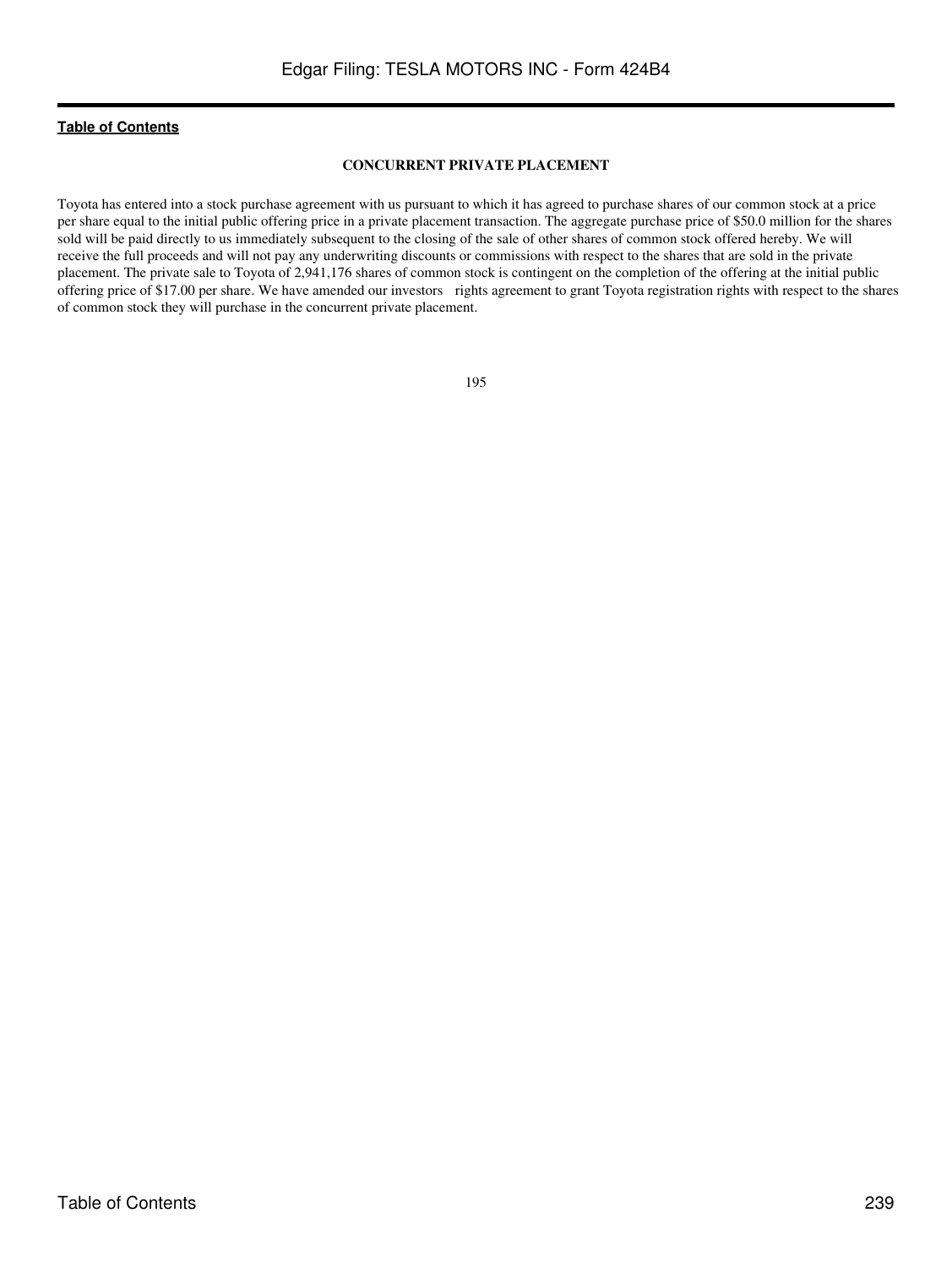[Table of Contents](#)

## CONCURRENT PRIVATE PLACEMENT

Toyota has entered into a stock purchase agreement with us pursuant to which it has agreed to purchase shares of our common stock at a price per share equal to the initial public offering price in a private placement transaction. The aggregate purchase price of $50.0 million for the shares sold will be paid directly to us immediately subsequent to the closing of the sale of other shares of common stock offered hereby. We will receive the full proceeds and will not pay any underwriting discounts or commissions with respect to the shares that are sold in the private placement. The private sale to Toyota of 2,941,176 shares of common stock is contingent on the completion of the offering at the initial public offering price of $17.00 per share. We have amended our investors rights agreement to grant Toyota registration rights with respect to the shares of common stock they will purchase in the concurrent private placement.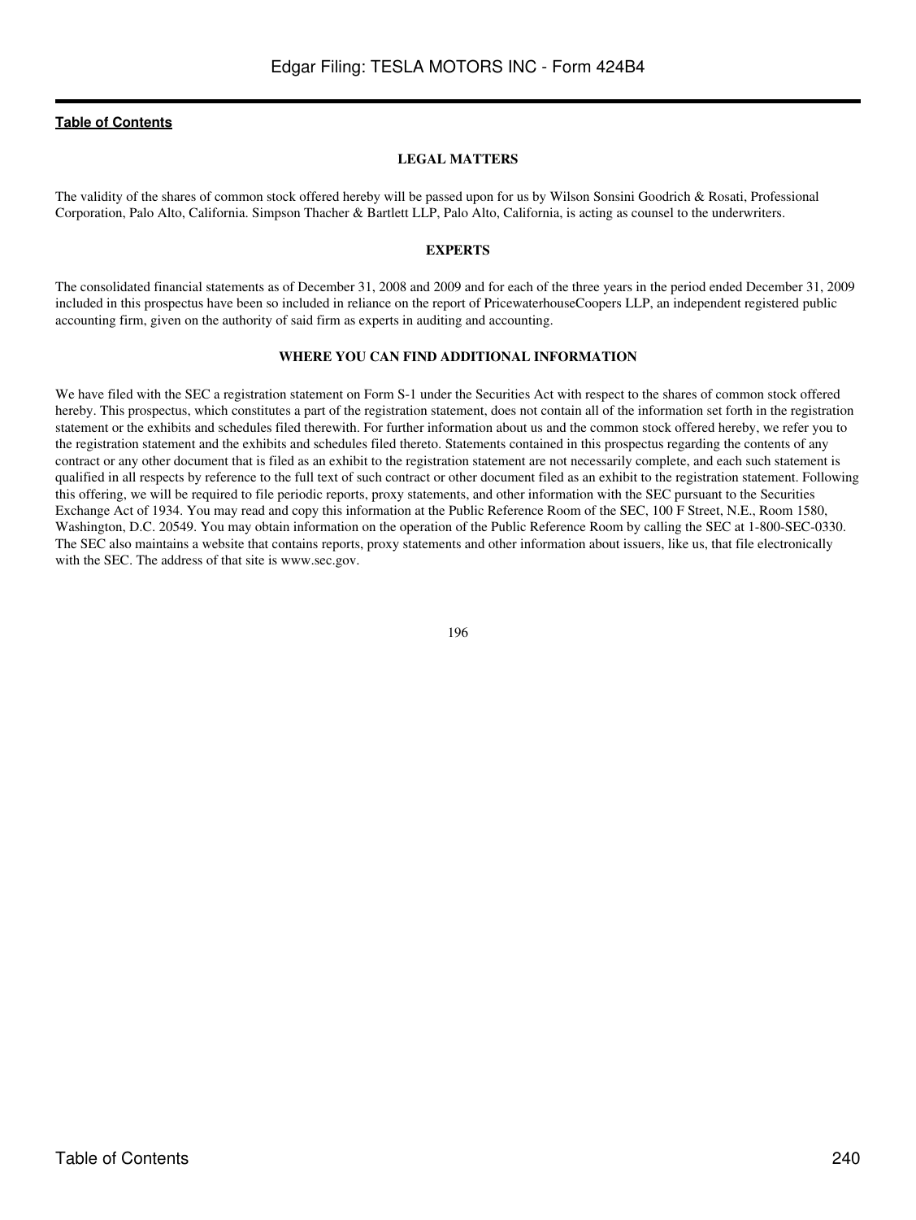## LEGAL MATTERS

The validity of the shares of common stock offered hereby will be passed upon for us by Wilson Sonsini Goodrich & Rosati, Professional Corporation, Palo Alto, California. Simpson Thacher & Bartlett LLP, Palo Alto, California, is acting as counsel to the underwriters.

## EXPERTS

The consolidated financial statements as of December 31, 2008 and 2009 and for each of the three years in the period ended December 31, 2009 included in this prospectus have been so included in reliance on the report of PricewaterhouseCoopers LLP, an independent registered public accounting firm, given on the authority of said firm as experts in auditing and accounting.

## WHERE YOU CAN FIND ADDITIONAL INFORMATION

We have filed with the SEC a registration statement on Form S-1 under the Securities Act with respect to the shares of common stock offered hereby. This prospectus, which constitutes a part of the registration statement, does not contain all of the information set forth in the registration statement or the exhibits and schedules filed therewith. For further information about us and the common stock offered hereby, we refer you to the registration statement and the exhibits and schedules filed thereto. Statements contained in this prospectus regarding the contents of any contract or any other document that is filed as an exhibit to the registration statement are not necessarily complete, and each such statement is qualified in all respects by reference to the full text of such contract or other document filed as an exhibit to the registration statement. Following this offering, we will be required to file periodic reports, proxy statements, and other information with the SEC pursuant to the Securities Exchange Act of 1934. You may read and copy this information at the Public Reference Room of the SEC, 100 F Street, N.E., Room 1580, Washington, D.C. 20549. You may obtain information on the operation of the Public Reference Room by calling the SEC at 1-800-SEC-0330. The SEC also maintains a website that contains reports, proxy statements and other information about issuers, like us, that file electronically with the SEC. The address of that site is www.sec.gov.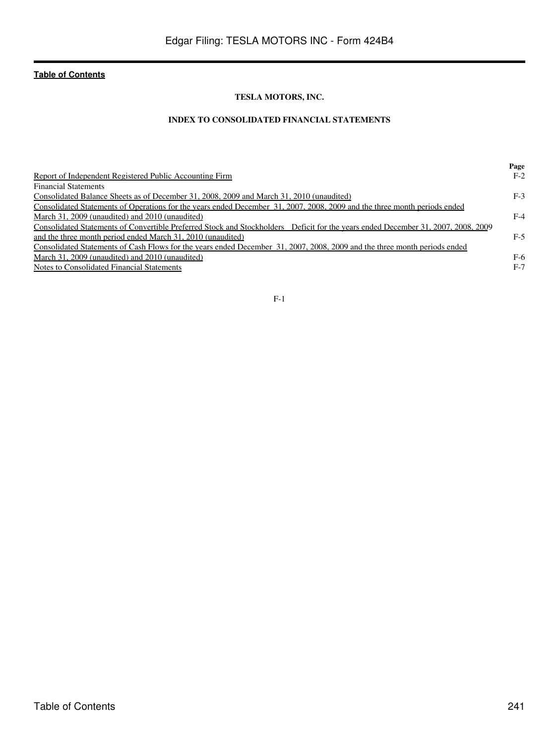**Table of Contents**

**TESLA MOTORS, INC.**

**INDEX TO CONSOLIDATED FINANCIAL STATEMENTS**

| | Page |
|---|---|
| Report of Independent Registered Public Accounting Firm | F-2 |
| Financial Statements | |
| Consolidated Balance Sheets as of December 31, 2008, 2009 and March 31, 2010 (unaudited) | F-3 |
| Consolidated Statements of Operations for the years ended December 31, 2007, 2008, 2009 and the three month periods ended March 31, 2009 (unaudited) and 2010 (unaudited) | F-4 |
| Consolidated Statements of Convertible Preferred Stock and Stockholders Deficit for the years ended December 31, 2007, 2008, 2009 and the three month period ended March 31, 2010 (unaudited) | F-5 |
| Consolidated Statements of Cash Flows for the years ended December 31, 2007, 2008, 2009 and the three month periods ended March 31, 2009 (unaudited) and 2010 (unaudited) | F-6 |
| Notes to Consolidated Financial Statements | F-7 |

F-1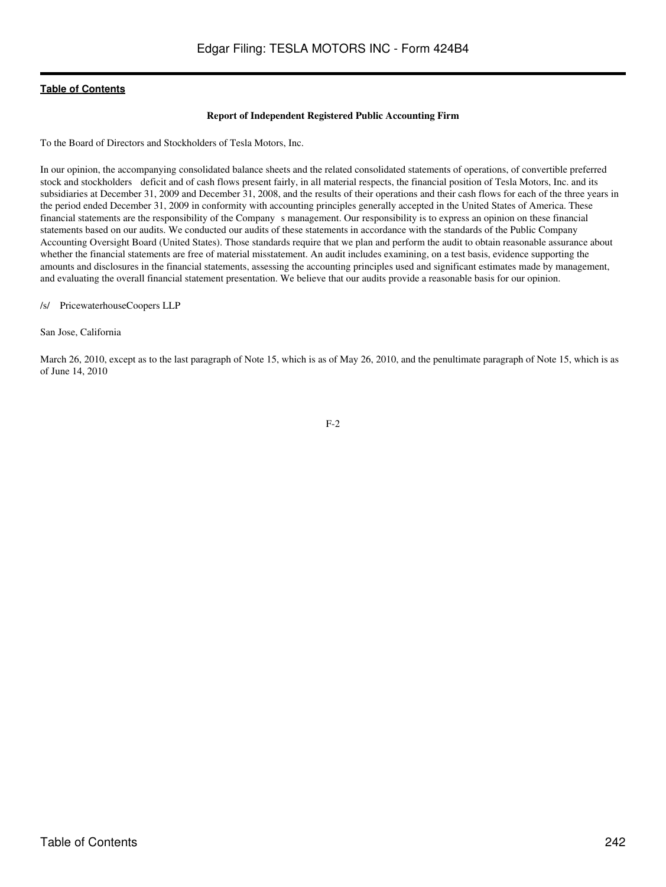**Table of Contents**

## Report of Independent Registered Public Accounting Firm

To the Board of Directors and Stockholders of Tesla Motors, Inc.

In our opinion, the accompanying consolidated balance sheets and the related consolidated statements of operations, of convertible preferred stock and stockholders deficit and of cash flows present fairly, in all material respects, the financial position of Tesla Motors, Inc. and its subsidiaries at December 31, 2009 and December 31, 2008, and the results of their operations and their cash flows for each of the three years in the period ended December 31, 2009 in conformity with accounting principles generally accepted in the United States of America. These financial statements are the responsibility of the Company s management. Our responsibility is to express an opinion on these financial statements based on our audits. We conducted our audits of these statements in accordance with the standards of the Public Company Accounting Oversight Board (United States). Those standards require that we plan and perform the audit to obtain reasonable assurance about whether the financial statements are free of material misstatement. An audit includes examining, on a test basis, evidence supporting the amounts and disclosures in the financial statements, assessing the accounting principles used and significant estimates made by management, and evaluating the overall financial statement presentation. We believe that our audits provide a reasonable basis for our opinion.

/s/ PricewaterhouseCoopers LLP

San Jose, California

March 26, 2010, except as to the last paragraph of Note 15, which is as of May 26, 2010, and the penultimate paragraph of Note 15, which is as of June 14, 2010

F-2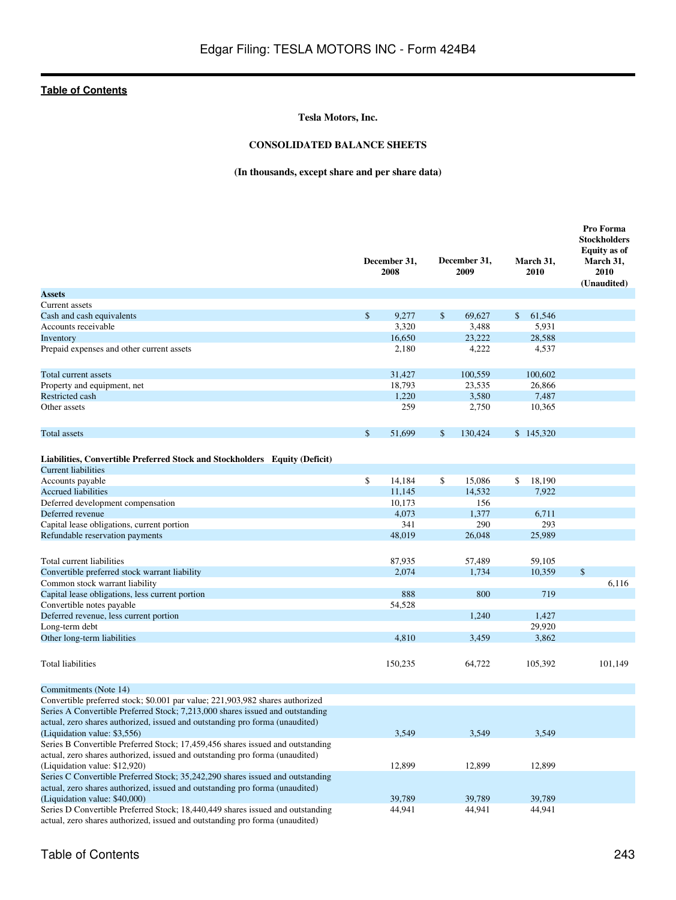[Table of Contents](#)

**Tesla Motors, Inc.**

**CONSOLIDATED BALANCE SHEETS**

**(In thousands, except share and per share data)**

| | December 31, 2008 | December 31, 2009 | March 31, 2010 | Pro Forma Stockholders Equity as of March 31, 2010 (Unaudited) |
|---|---|---|---|---|
| **Assets** | | | | |
| Current assets | | | | |
| Cash and cash equivalents | $ 9,277 | $ 69,627 | $ 61,546 | |
| Accounts receivable | 3,320 | 3,488 | 5,931 | |
| Inventory | 16,650 | 23,222 | 28,588 | |
| Prepaid expenses and other current assets | 2,180 | 4,222 | 4,537 | |
| Total current assets | 31,427 | 100,559 | 100,602 | |
| Property and equipment, net | 18,793 | 23,535 | 26,866 | |
| Restricted cash | 1,220 | 3,580 | 7,487 | |
| Other assets | 259 | 2,750 | 10,365 | |
| Total assets | $ 51,699 | $ 130,424 | $ 145,320 | |
| **Liabilities, Convertible Preferred Stock and Stockholders Equity (Deficit)** | | | | |
| Current liabilities | | | | |
| Accounts payable | $ 14,184 | $ 15,086 | $ 18,190 | |
| Accrued liabilities | 11,145 | 14,532 | 7,922 | |
| Deferred development compensation | 10,173 | 156 | | |
| Deferred revenue | 4,073 | 1,377 | 6,711 | |
| Capital lease obligations, current portion | 341 | 290 | 293 | |
| Refundable reservation payments | 48,019 | 26,048 | 25,989 | |
| Total current liabilities | 87,935 | 57,489 | 59,105 | |
| Convertible preferred stock warrant liability | 2,074 | 1,734 | 10,359 | $ |
| Common stock warrant liability | | | | 6,116 |
| Capital lease obligations, less current portion | 888 | 800 | 719 | |
| Convertible notes payable | 54,528 | | | |
| Deferred revenue, less current portion | | 1,240 | 1,427 | |
| Long-term debt | | | 29,920 | |
| Other long-term liabilities | 4,810 | 3,459 | 3,862 | |
| Total liabilities | 150,235 | 64,722 | 105,392 | 101,149 |
| Commitments (Note 14) | | | | |
| Convertible preferred stock; $0.001 par value; 221,903,982 shares authorized | | | | |
| Series A Convertible Preferred Stock; 7,213,000 shares issued and outstanding actual, zero shares authorized, issued and outstanding pro forma (unaudited) (Liquidation value: $3,556) | 3,549 | 3,549 | 3,549 | |
| Series B Convertible Preferred Stock; 17,459,456 shares issued and outstanding actual, zero shares authorized, issued and outstanding pro forma (unaudited) (Liquidation value: $12,920) | 12,899 | 12,899 | 12,899 | |
| Series C Convertible Preferred Stock; 35,242,290 shares issued and outstanding actual, zero shares authorized, issued and outstanding pro forma (unaudited) (Liquidation value: $40,000) | 39,789 | 39,789 | 39,789 | |
| Series D Convertible Preferred Stock; 18,440,449 shares issued and outstanding actual, zero shares authorized, issued and outstanding pro forma (unaudited) | 44,941 | 44,941 | 44,941 | |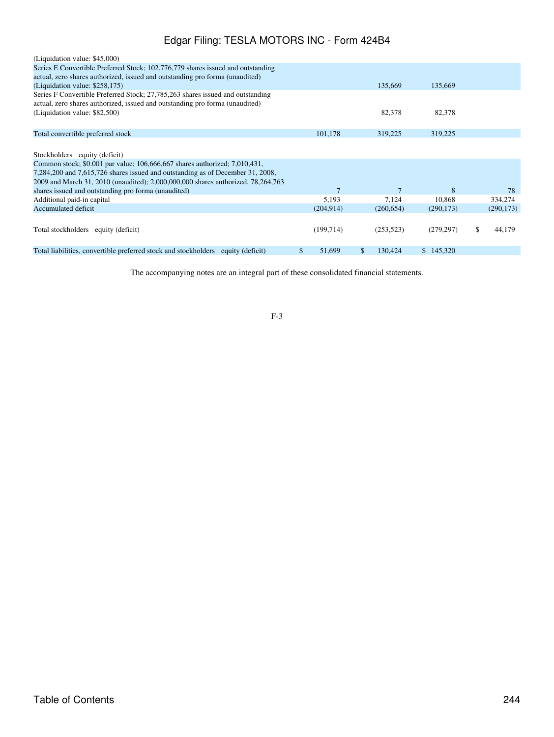| | | | | |
|---|---|---|---|---|
| (Liquidation value: $45,000) | | | | |
| Series E Convertible Preferred Stock; 102,776,779 shares issued and outstanding actual, zero shares authorized, issued and outstanding pro forma (unaudited) (Liquidation value: $258,175) | | 135,669 | 135,669 | |
| Series F Convertible Preferred Stock; 27,785,263 shares issued and outstanding actual, zero shares authorized, issued and outstanding pro forma (unaudited) (Liquidation value: $82,500) | | 82,378 | 82,378 | |
| Total convertible preferred stock | 101,178 | 319,225 | 319,225 | |
| Stockholders equity (deficit) | | | | |
| Common stock; $0.001 par value; 106,666,667 shares authorized; 7,010,431, 7,284,200 and 7,615,726 shares issued and outstanding as of December 31, 2008, 2009 and March 31, 2010 (unaudited); 2,000,000,000 shares authorized, 78,264,763 shares issued and outstanding pro forma (unaudited) | 7 | 7 | 8 | 78 |
| Additional paid-in capital | 5,193 | 7,124 | 10,868 | 334,274 |
| Accumulated deficit | (204,914) | (260,654) | (290,173) | (290,173) |
| Total stockholders equity (deficit) | (199,714) | (253,523) | (279,297) | $ 44,179 |
| Total liabilities, convertible preferred stock and stockholders equity (deficit) | $ 51,699 | $ 130,424 | $ 145,320 | |

The accompanying notes are an integral part of these consolidated financial statements.

F-3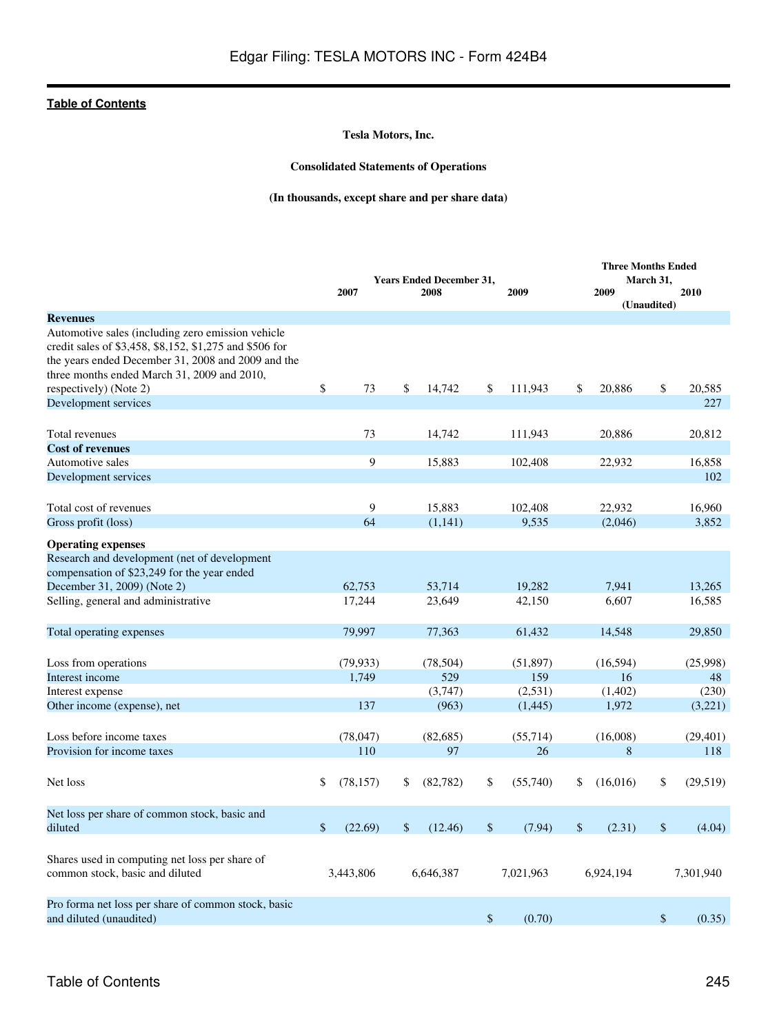**Tesla Motors, Inc.**

**Consolidated Statements of Operations**

**(In thousands, except share and per share data)**

| | Years Ended December 31, | | | Three Months Ended March 31, (Unaudited) | |
|---|---|---|---|---|---|
| | 2007 | 2008 | 2009 | 2009 | 2010 |
| **Revenues** | | | | | |
| Automotive sales (including zero emission vehicle credit sales of $3,458, $8,152, $1,275 and $506 for the years ended December 31, 2008 and 2009 and the three months ended March 31, 2009 and 2010, respectively) (Note 2) | $ 73 | $ 14,742 | $ 111,943 | $ 20,886 | $ 20,585 |
| Development services | | | | | 227 |
| Total revenues | 73 | 14,742 | 111,943 | 20,886 | 20,812 |
| **Cost of revenues** | | | | | |
| Automotive sales | 9 | 15,883 | 102,408 | 22,932 | 16,858 |
| Development services | | | | | 102 |
| Total cost of revenues | 9 | 15,883 | 102,408 | 22,932 | 16,960 |
| Gross profit (loss) | 64 | (1,141) | 9,535 | (2,046) | 3,852 |
| **Operating expenses** | | | | | |
| Research and development (net of development compensation of $23,249 for the year ended December 31, 2009) (Note 2) | 62,753 | 53,714 | 19,282 | 7,941 | 13,265 |
| Selling, general and administrative | 17,244 | 23,649 | 42,150 | 6,607 | 16,585 |
| Total operating expenses | 79,997 | 77,363 | 61,432 | 14,548 | 29,850 |
| Loss from operations | (79,933) | (78,504) | (51,897) | (16,594) | (25,998) |
| Interest income | 1,749 | 529 | 159 | 16 | 48 |
| Interest expense | | (3,747) | (2,531) | (1,402) | (230) |
| Other income (expense), net | 137 | (963) | (1,445) | 1,972 | (3,221) |
| Loss before income taxes | (78,047) | (82,685) | (55,714) | (16,008) | (29,401) |
| Provision for income taxes | 110 | 97 | 26 | 8 | 118 |
| Net loss | $ (78,157) | $ (82,782) | $ (55,740) | $ (16,016) | $ (29,519) |
| Net loss per share of common stock, basic and diluted | $ (22.69) | $ (12.46) | $ (7.94) | $ (2.31) | $ (4.04) |
| Shares used in computing net loss per share of common stock, basic and diluted | 3,443,806 | 6,646,387 | 7,021,963 | 6,924,194 | 7,301,940 |
| Pro forma net loss per share of common stock, basic and diluted (unaudited) | | | $ (0.70) | | $ (0.35) |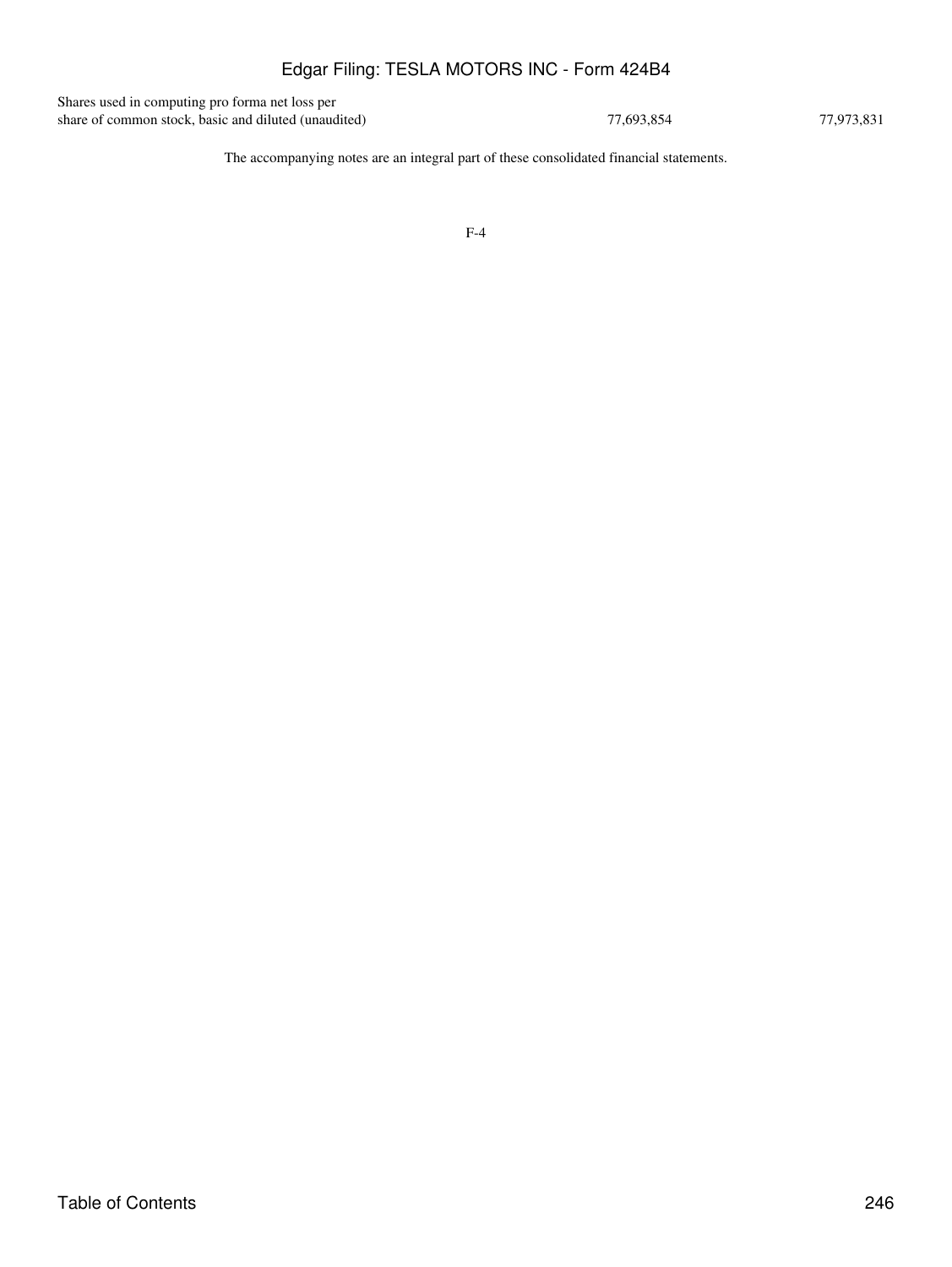| | | |
|---|---|---|
| Shares used in computing pro forma net loss per share of common stock, basic and diluted (unaudited) | 77,693,854 | 77,973,831 |

The accompanying notes are an integral part of these consolidated financial statements.

F-4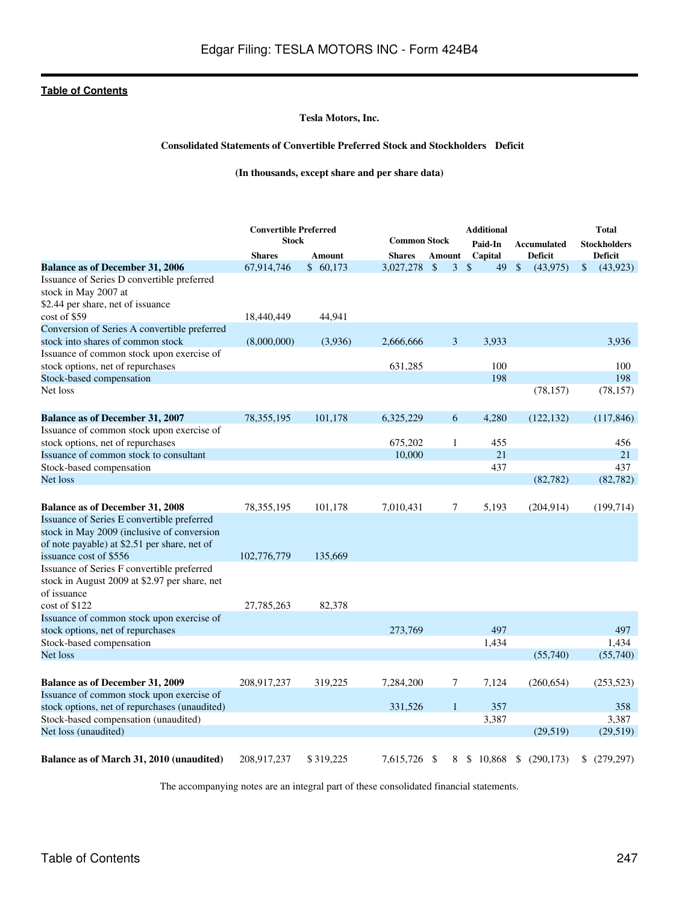**Tesla Motors, Inc.**

**Consolidated Statements of Convertible Preferred Stock and Stockholders Deficit**

**(In thousands, except share and per share data)**

| | Convertible Preferred Stock | | Common Stock | | Additional Paid-In Capital | Accumulated Deficit | Total Stockholders Deficit |
|---|---|---|---|---|---|---|---|
| | Shares | Amount | Shares | Amount | | | |
| **Balance as of December 31, 2006** | 67,914,746 | $ 60,173 | 3,027,278 | $ 3 | $ 49 | $ (43,975) | $ (43,923) |
| Issuance of Series D convertible preferred stock in May 2007 at $2.44 per share, net of issuance cost of $59 | 18,440,449 | 44,941 | | | | | |
| Conversion of Series A convertible preferred stock into shares of common stock | (8,000,000) | (3,936) | 2,666,666 | 3 | 3,933 | | 3,936 |
| Issuance of common stock upon exercise of stock options, net of repurchases | | | 631,285 | | 100 | | 100 |
| Stock-based compensation | | | | | 198 | | 198 |
| Net loss | | | | | | (78,157) | (78,157) |
| **Balance as of December 31, 2007** | 78,355,195 | 101,178 | 6,325,229 | 6 | 4,280 | (122,132) | (117,846) |
| Issuance of common stock upon exercise of stock options, net of repurchases | | | 675,202 | 1 | 455 | | 456 |
| Issuance of common stock to consultant | | | 10,000 | | 21 | | 21 |
| Stock-based compensation | | | | | 437 | | 437 |
| Net loss | | | | | | (82,782) | (82,782) |
| **Balance as of December 31, 2008** | 78,355,195 | 101,178 | 7,010,431 | 7 | 5,193 | (204,914) | (199,714) |
| Issuance of Series E convertible preferred stock in May 2009 (inclusive of conversion of note payable) at $2.51 per share, net of issuance cost of $556 | 102,776,779 | 135,669 | | | | | |
| Issuance of Series F convertible preferred stock in August 2009 at $2.97 per share, net of issuance cost of $122 | 27,785,263 | 82,378 | | | | | |
| Issuance of common stock upon exercise of stock options, net of repurchases | | | 273,769 | | 497 | | 497 |
| Stock-based compensation | | | | | 1,434 | | 1,434 |
| Net loss | | | | | | (55,740) | (55,740) |
| **Balance as of December 31, 2009** | 208,917,237 | 319,225 | 7,284,200 | 7 | 7,124 | (260,654) | (253,523) |
| Issuance of common stock upon exercise of stock options, net of repurchases (unaudited) | | | 331,526 | 1 | 357 | | 358 |
| Stock-based compensation (unaudited) | | | | | 3,387 | | 3,387 |
| Net loss (unaudited) | | | | | | (29,519) | (29,519) |
| **Balance as of March 31, 2010 (unaudited)** | 208,917,237 | $ 319,225 | 7,615,726 | $ 8 | $ 10,868 | $ (290,173) | $ (279,297) |

The accompanying notes are an integral part of these consolidated financial statements.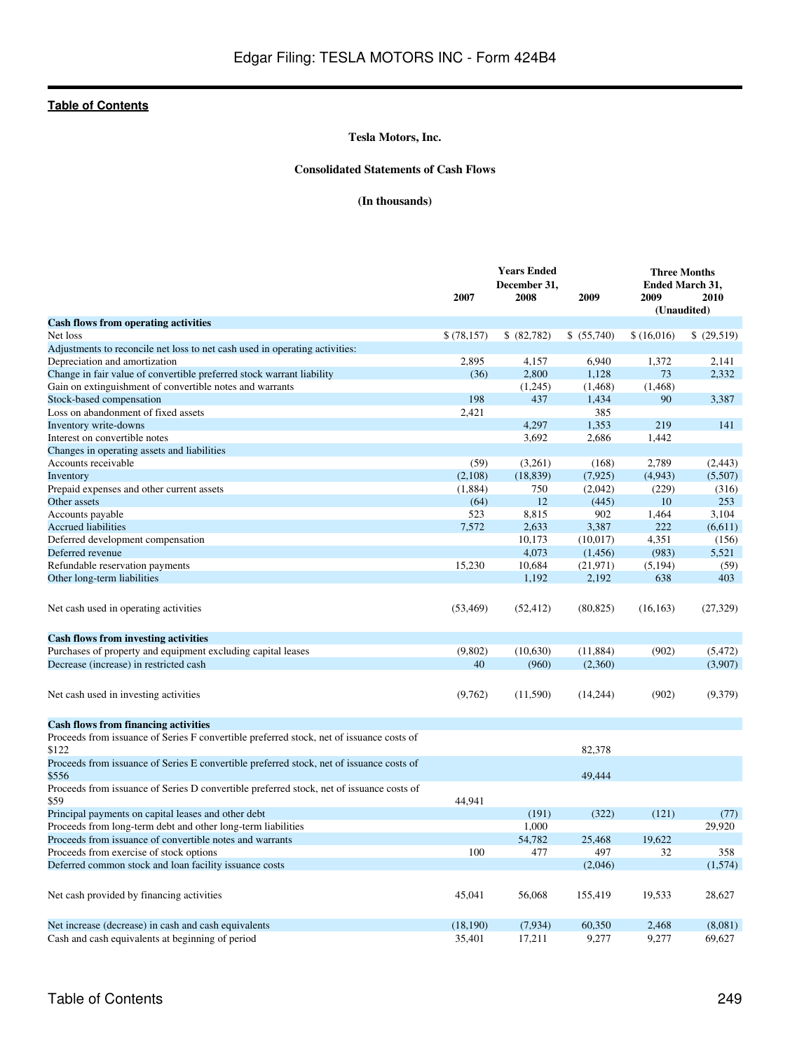[Table of Contents](#)

**Tesla Motors, Inc.**

**Consolidated Statements of Cash Flows**

**(In thousands)**

| | Years Ended December 31, | | | Three Months Ended March 31, (Unaudited) | |
|---|---|---|---|---|---|
| | 2007 | 2008 | 2009 | 2009 | 2010 |
| **Cash flows from operating activities** | | | | | |
| Net loss | $ (78,157) | $ (82,782) | $ (55,740) | $ (16,016) | $ (29,519) |
| Adjustments to reconcile net loss to net cash used in operating activities: | | | | | |
| Depreciation and amortization | 2,895 | 4,157 | 6,940 | 1,372 | 2,141 |
| Change in fair value of convertible preferred stock warrant liability | (36) | 2,800 | 1,128 | 73 | 2,332 |
| Gain on extinguishment of convertible notes and warrants | | (1,245) | (1,468) | (1,468) | |
| Stock-based compensation | 198 | 437 | 1,434 | 90 | 3,387 |
| Loss on abandonment of fixed assets | 2,421 | | 385 | | |
| Inventory write-downs | | 4,297 | 1,353 | 219 | 141 |
| Interest on convertible notes | | 3,692 | 2,686 | 1,442 | |
| Changes in operating assets and liabilities | | | | | |
| Accounts receivable | (59) | (3,261) | (168) | 2,789 | (2,443) |
| Inventory | (2,108) | (18,839) | (7,925) | (4,943) | (5,507) |
| Prepaid expenses and other current assets | (1,884) | 750 | (2,042) | (229) | (316) |
| Other assets | (64) | 12 | (445) | 10 | 253 |
| Accounts payable | 523 | 8,815 | 902 | 1,464 | 3,104 |
| Accrued liabilities | 7,572 | 2,633 | 3,387 | 222 | (6,611) |
| Deferred development compensation | | 10,173 | (10,017) | 4,351 | (156) |
| Deferred revenue | | 4,073 | (1,456) | (983) | 5,521 |
| Refundable reservation payments | 15,230 | 10,684 | (21,971) | (5,194) | (59) |
| Other long-term liabilities | | 1,192 | 2,192 | 638 | 403 |
| Net cash used in operating activities | (53,469) | (52,412) | (80,825) | (16,163) | (27,329) |
| **Cash flows from investing activities** | | | | | |
| Purchases of property and equipment excluding capital leases | (9,802) | (10,630) | (11,884) | (902) | (5,472) |
| Decrease (increase) in restricted cash | 40 | (960) | (2,360) | | (3,907) |
| Net cash used in investing activities | (9,762) | (11,590) | (14,244) | (902) | (9,379) |
| **Cash flows from financing activities** | | | | | |
| Proceeds from issuance of Series F convertible preferred stock, net of issuance costs of $122 | | | 82,378 | | |
| Proceeds from issuance of Series E convertible preferred stock, net of issuance costs of $556 | | | 49,444 | | |
| Proceeds from issuance of Series D convertible preferred stock, net of issuance costs of $59 | 44,941 | | | | |
| Principal payments on capital leases and other debt | | (191) | (322) | (121) | (77) |
| Proceeds from long-term debt and other long-term liabilities | | 1,000 | | | 29,920 |
| Proceeds from issuance of convertible notes and warrants | | 54,782 | 25,468 | 19,622 | |
| Proceeds from exercise of stock options | 100 | 477 | 497 | 32 | 358 |
| Deferred common stock and loan facility issuance costs | | | (2,046) | | (1,574) |
| Net cash provided by financing activities | 45,041 | 56,068 | 155,419 | 19,533 | 28,627 |
| Net increase (decrease) in cash and cash equivalents | (18,190) | (7,934) | 60,350 | 2,468 | (8,081) |
| Cash and cash equivalents at beginning of period | 35,401 | 17,211 | 9,277 | 9,277 | 69,627 |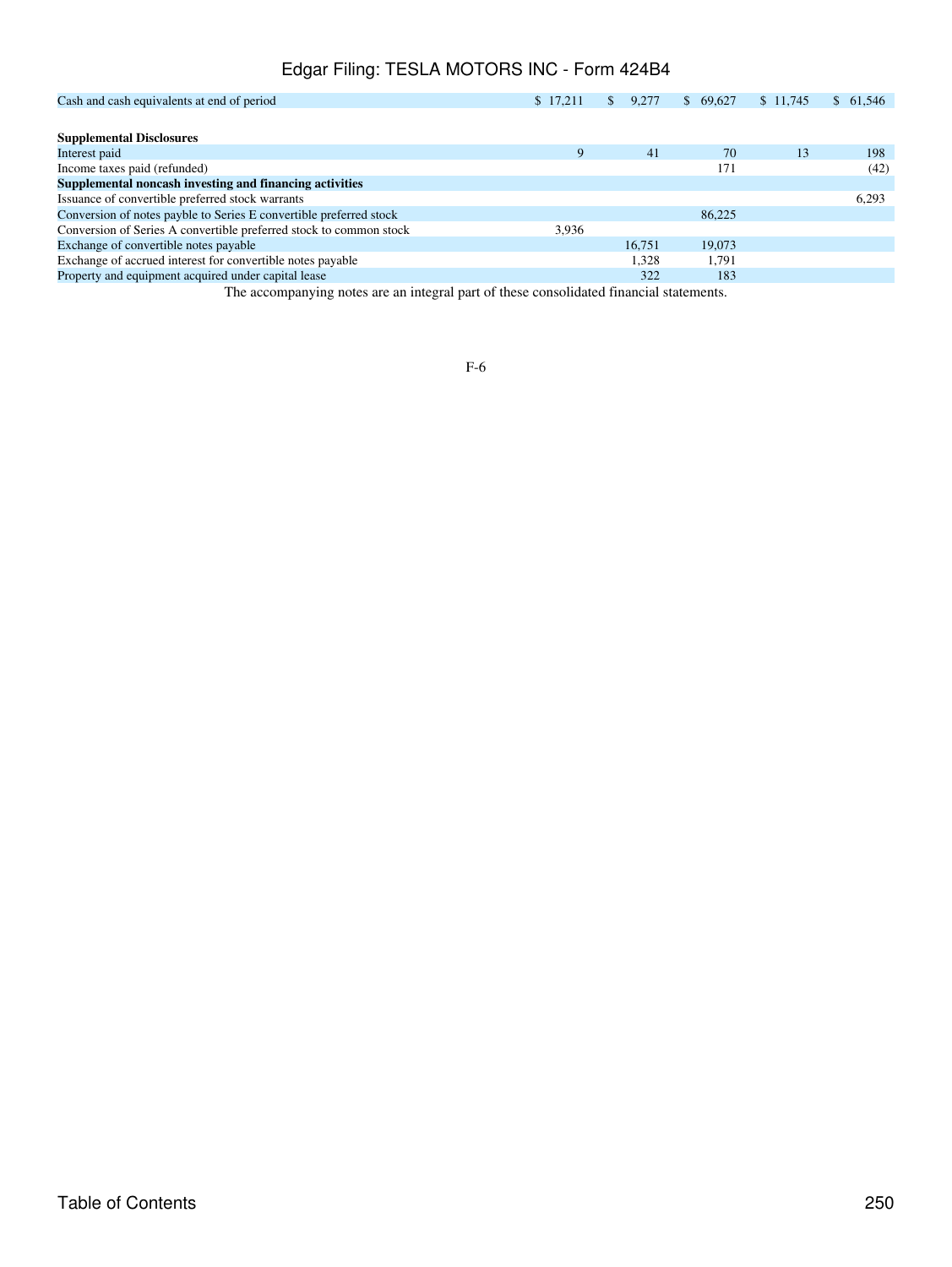| | | | | | |
|---|---|---|---|---|---|
| Cash and cash equivalents at end of period | $ 17,211 | $ 9,277 | $ 69,627 | $ 11,745 | $ 61,546 |
| | | | | | |
| **Supplemental Disclosures** | | | | | |
| Interest paid | 9 | 41 | 70 | 13 | 198 |
| Income taxes paid (refunded) | | | 171 | | (42) |
| **Supplemental noncash investing and financing activities** | | | | | |
| Issuance of convertible preferred stock warrants | | | | | 6,293 |
| Conversion of notes payble to Series E convertible preferred stock | | | 86,225 | | |
| Conversion of Series A convertible preferred stock to common stock | 3,936 | | | | |
| Exchange of convertible notes payable | | 16,751 | 19,073 | | |
| Exchange of accrued interest for convertible notes payable | | 1,328 | 1,791 | | |
| Property and equipment acquired under capital lease | | 322 | 183 | | |

The accompanying notes are an integral part of these consolidated financial statements.

F-6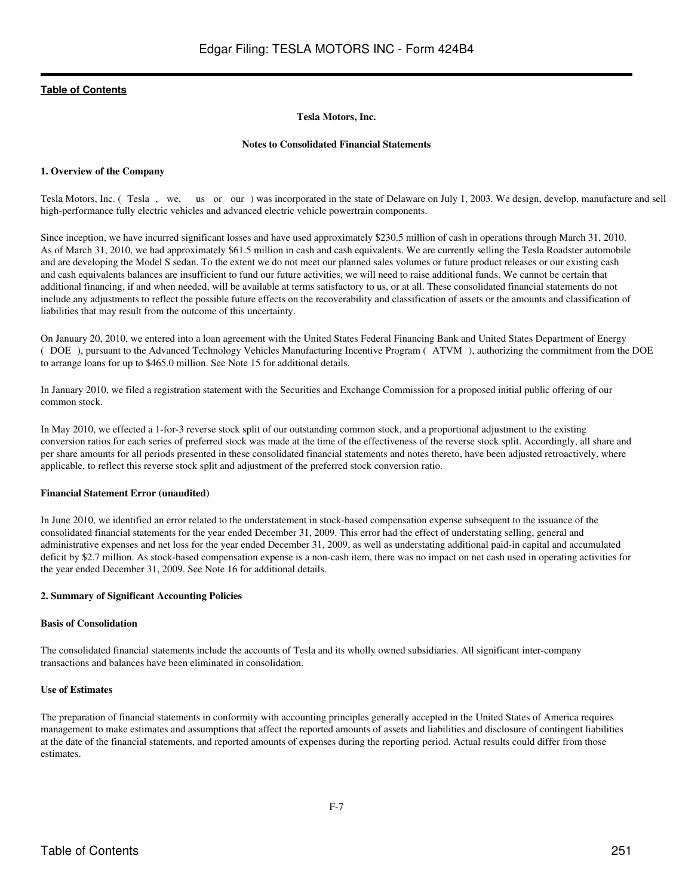**Tesla Motors, Inc.**

**Notes to Consolidated Financial Statements**

**1. Overview of the Company**

Tesla Motors, Inc. ( Tesla , we, us or our ) was incorporated in the state of Delaware on July 1, 2003. We design, develop, manufacture and sell high-performance fully electric vehicles and advanced electric vehicle powertrain components.

Since inception, we have incurred significant losses and have used approximately $230.5 million of cash in operations through March 31, 2010. As of March 31, 2010, we had approximately $61.5 million in cash and cash equivalents. We are currently selling the Tesla Roadster automobile and are developing the Model S sedan. To the extent we do not meet our planned sales volumes or future product releases or our existing cash and cash equivalents balances are insufficient to fund our future activities, we will need to raise additional funds. We cannot be certain that additional financing, if and when needed, will be available at terms satisfactory to us, or at all. These consolidated financial statements do not include any adjustments to reflect the possible future effects on the recoverability and classification of assets or the amounts and classification of liabilities that may result from the outcome of this uncertainty.

On January 20, 2010, we entered into a loan agreement with the United States Federal Financing Bank and United States Department of Energy ( DOE ), pursuant to the Advanced Technology Vehicles Manufacturing Incentive Program ( ATVM ), authorizing the commitment from the DOE to arrange loans for up to $465.0 million. See Note 15 for additional details.

In January 2010, we filed a registration statement with the Securities and Exchange Commission for a proposed initial public offering of our common stock.

In May 2010, we effected a 1-for-3 reverse stock split of our outstanding common stock, and a proportional adjustment to the existing conversion ratios for each series of preferred stock was made at the time of the effectiveness of the reverse stock split. Accordingly, all share and per share amounts for all periods presented in these consolidated financial statements and notes thereto, have been adjusted retroactively, where applicable, to reflect this reverse stock split and adjustment of the preferred stock conversion ratio.

**Financial Statement Error (unaudited)**

In June 2010, we identified an error related to the understatement in stock-based compensation expense subsequent to the issuance of the consolidated financial statements for the year ended December 31, 2009. This error had the effect of understating selling, general and administrative expenses and net loss for the year ended December 31, 2009, as well as understating additional paid-in capital and accumulated deficit by $2.7 million. As stock-based compensation expense is a non-cash item, there was no impact on net cash used in operating activities for the year ended December 31, 2009. See Note 16 for additional details.

**2. Summary of Significant Accounting Policies**

**Basis of Consolidation**

The consolidated financial statements include the accounts of Tesla and its wholly owned subsidiaries. All significant inter-company transactions and balances have been eliminated in consolidation.

**Use of Estimates**

The preparation of financial statements in conformity with accounting principles generally accepted in the United States of America requires management to make estimates and assumptions that affect the reported amounts of assets and liabilities and disclosure of contingent liabilities at the date of the financial statements, and reported amounts of expenses during the reporting period. Actual results could differ from those estimates.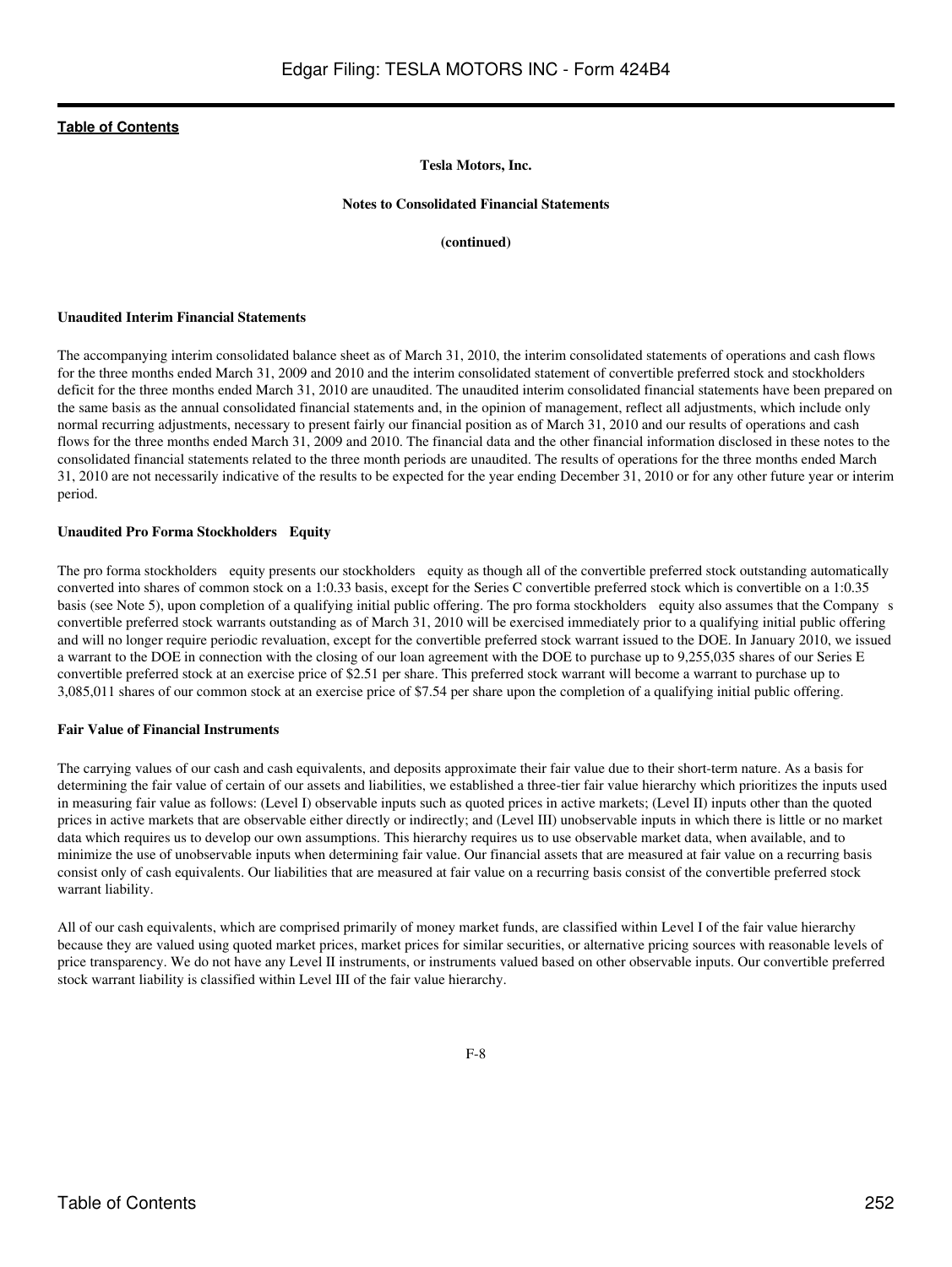**Tesla Motors, Inc.**

**Notes to Consolidated Financial Statements**

**(continued)**

**Unaudited Interim Financial Statements**

The accompanying interim consolidated balance sheet as of March 31, 2010, the interim consolidated statements of operations and cash flows for the three months ended March 31, 2009 and 2010 and the interim consolidated statement of convertible preferred stock and stockholders deficit for the three months ended March 31, 2010 are unaudited. The unaudited interim consolidated financial statements have been prepared on the same basis as the annual consolidated financial statements and, in the opinion of management, reflect all adjustments, which include only normal recurring adjustments, necessary to present fairly our financial position as of March 31, 2010 and our results of operations and cash flows for the three months ended March 31, 2009 and 2010. The financial data and the other financial information disclosed in these notes to the consolidated financial statements related to the three month periods are unaudited. The results of operations for the three months ended March 31, 2010 are not necessarily indicative of the results to be expected for the year ending December 31, 2010 or for any other future year or interim period.

**Unaudited Pro Forma Stockholders Equity**

The pro forma stockholders equity presents our stockholders equity as though all of the convertible preferred stock outstanding automatically converted into shares of common stock on a 1:0.33 basis, except for the Series C convertible preferred stock which is convertible on a 1:0.35 basis (see Note 5), upon completion of a qualifying initial public offering. The pro forma stockholders equity also assumes that the Company s convertible preferred stock warrants outstanding as of March 31, 2010 will be exercised immediately prior to a qualifying initial public offering and will no longer require periodic revaluation, except for the convertible preferred stock warrant issued to the DOE. In January 2010, we issued a warrant to the DOE in connection with the closing of our loan agreement with the DOE to purchase up to 9,255,035 shares of our Series E convertible preferred stock at an exercise price of $2.51 per share. This preferred stock warrant will become a warrant to purchase up to 3,085,011 shares of our common stock at an exercise price of $7.54 per share upon the completion of a qualifying initial public offering.

**Fair Value of Financial Instruments**

The carrying values of our cash and cash equivalents, and deposits approximate their fair value due to their short-term nature. As a basis for determining the fair value of certain of our assets and liabilities, we established a three-tier fair value hierarchy which prioritizes the inputs used in measuring fair value as follows: (Level I) observable inputs such as quoted prices in active markets; (Level II) inputs other than the quoted prices in active markets that are observable either directly or indirectly; and (Level III) unobservable inputs in which there is little or no market data which requires us to develop our own assumptions. This hierarchy requires us to use observable market data, when available, and to minimize the use of unobservable inputs when determining fair value. Our financial assets that are measured at fair value on a recurring basis consist only of cash equivalents. Our liabilities that are measured at fair value on a recurring basis consist of the convertible preferred stock warrant liability.

All of our cash equivalents, which are comprised primarily of money market funds, are classified within Level I of the fair value hierarchy because they are valued using quoted market prices, market prices for similar securities, or alternative pricing sources with reasonable levels of price transparency. We do not have any Level II instruments, or instruments valued based on other observable inputs. Our convertible preferred stock warrant liability is classified within Level III of the fair value hierarchy.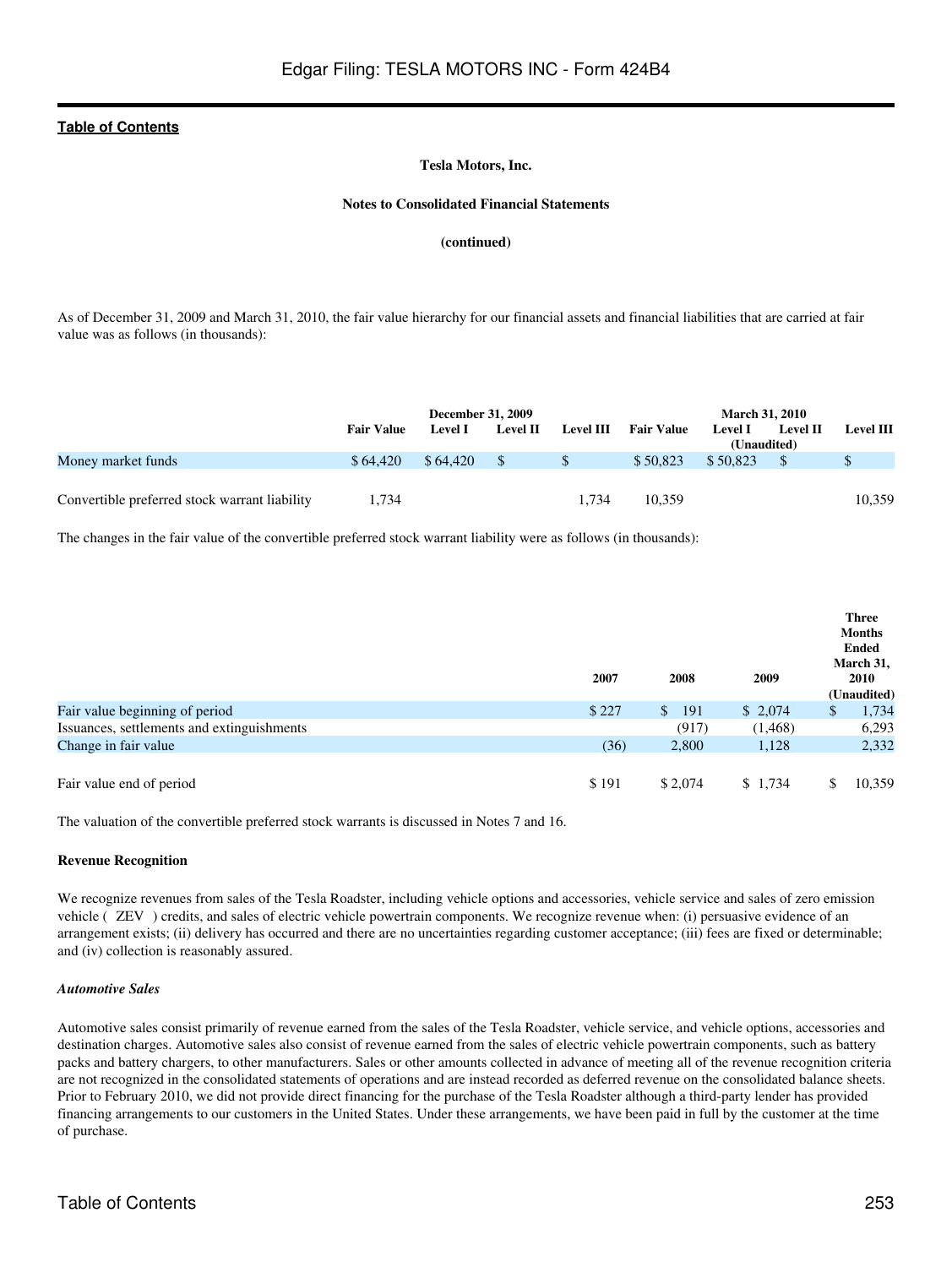Tesla Motors, Inc.

Notes to Consolidated Financial Statements

(continued)

As of December 31, 2009 and March 31, 2010, the fair value hierarchy for our financial assets and financial liabilities that are carried at fair value was as follows (in thousands):

| | December 31, 2009 | | | | March 31, 2010 (Unaudited) | | | |
|---|---|---|---|---|---|---|---|---|
| | Fair Value | Level I | Level II | Level III | Fair Value | Level I | Level II | Level III |
| Money market funds | $ 64,420 | $ 64,420 | $ | $ | $ 50,823 | $ 50,823 | $ | $ |
| Convertible preferred stock warrant liability | 1,734 | | | 1,734 | 10,359 | | | 10,359 |

The changes in the fair value of the convertible preferred stock warrant liability were as follows (in thousands):

| | 2007 | 2008 | 2009 | Three Months Ended March 31, 2010 (Unaudited) |
|---|---|---|---|---|
| Fair value beginning of period | $ 227 | $ 191 | $ 2,074 | $ 1,734 |
| Issuances, settlements and extinguishments | | (917) | (1,468) | 6,293 |
| Change in fair value | (36) | 2,800 | 1,128 | 2,332 |
| Fair value end of period | $ 191 | $ 2,074 | $ 1,734 | $ 10,359 |

The valuation of the convertible preferred stock warrants is discussed in Notes 7 and 16.

**Revenue Recognition**

We recognize revenues from sales of the Tesla Roadster, including vehicle options and accessories, vehicle service and sales of zero emission vehicle ( ZEV ) credits, and sales of electric vehicle powertrain components. We recognize revenue when: (i) persuasive evidence of an arrangement exists; (ii) delivery has occurred and there are no uncertainties regarding customer acceptance; (iii) fees are fixed or determinable; and (iv) collection is reasonably assured.

***Automotive Sales***

Automotive sales consist primarily of revenue earned from the sales of the Tesla Roadster, vehicle service, and vehicle options, accessories and destination charges. Automotive sales also consist of revenue earned from the sales of electric vehicle powertrain components, such as battery packs and battery chargers, to other manufacturers. Sales or other amounts collected in advance of meeting all of the revenue recognition criteria are not recognized in the consolidated statements of operations and are instead recorded as deferred revenue on the consolidated balance sheets. Prior to February 2010, we did not provide direct financing for the purchase of the Tesla Roadster although a third-party lender has provided financing arrangements to our customers in the United States. Under these arrangements, we have been paid in full by the customer at the time of purchase.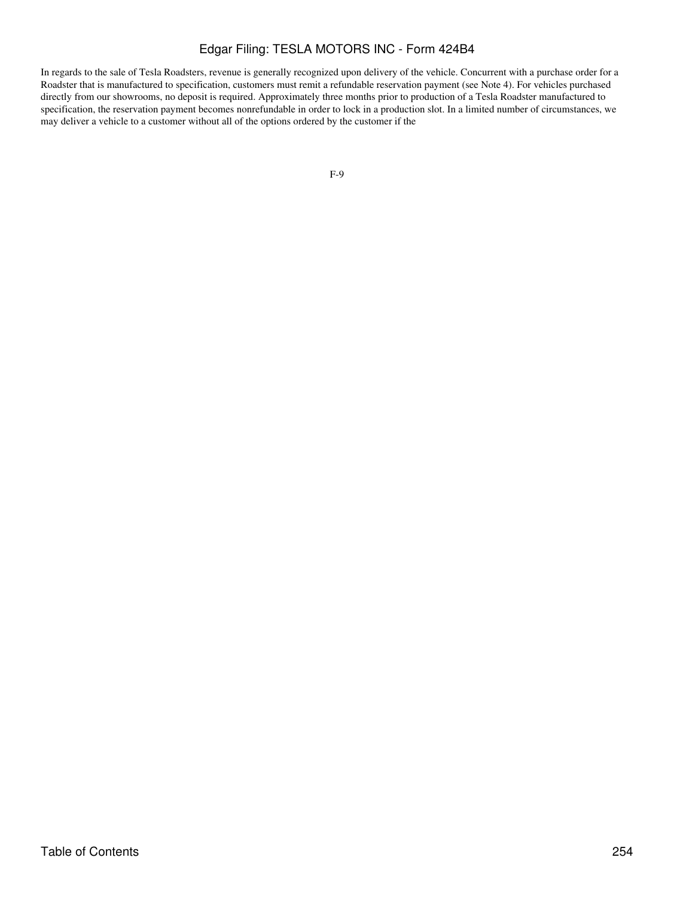In regards to the sale of Tesla Roadsters, revenue is generally recognized upon delivery of the vehicle. Concurrent with a purchase order for a Roadster that is manufactured to specification, customers must remit a refundable reservation payment (see Note 4). For vehicles purchased directly from our showrooms, no deposit is required. Approximately three months prior to production of a Tesla Roadster manufactured to specification, the reservation payment becomes nonrefundable in order to lock in a production slot. In a limited number of circumstances, we may deliver a vehicle to a customer without all of the options ordered by the customer if the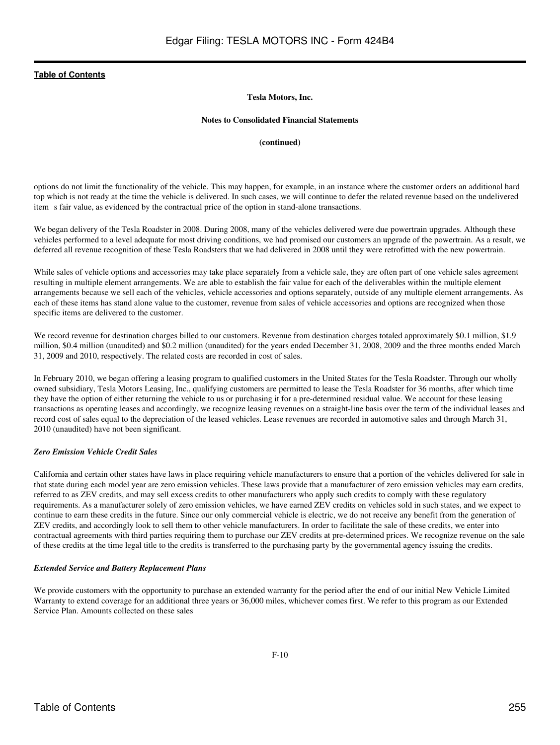**Tesla Motors, Inc.**

**Notes to Consolidated Financial Statements**

**(continued)**

options do not limit the functionality of the vehicle. This may happen, for example, in an instance where the customer orders an additional hard top which is not ready at the time the vehicle is delivered. In such cases, we will continue to defer the related revenue based on the undelivered item s fair value, as evidenced by the contractual price of the option in stand-alone transactions.

We began delivery of the Tesla Roadster in 2008. During 2008, many of the vehicles delivered were due powertrain upgrades. Although these vehicles performed to a level adequate for most driving conditions, we had promised our customers an upgrade of the powertrain. As a result, we deferred all revenue recognition of these Tesla Roadsters that we had delivered in 2008 until they were retrofitted with the new powertrain.

While sales of vehicle options and accessories may take place separately from a vehicle sale, they are often part of one vehicle sales agreement resulting in multiple element arrangements. We are able to establish the fair value for each of the deliverables within the multiple element arrangements because we sell each of the vehicles, vehicle accessories and options separately, outside of any multiple element arrangements. As each of these items has stand alone value to the customer, revenue from sales of vehicle accessories and options are recognized when those specific items are delivered to the customer.

We record revenue for destination charges billed to our customers. Revenue from destination charges totaled approximately \$0.1 million, \$1.9 million, \$0.4 million (unaudited) and \$0.2 million (unaudited) for the years ended December 31, 2008, 2009 and the three months ended March 31, 2009 and 2010, respectively. The related costs are recorded in cost of sales.

In February 2010, we began offering a leasing program to qualified customers in the United States for the Tesla Roadster. Through our wholly owned subsidiary, Tesla Motors Leasing, Inc., qualifying customers are permitted to lease the Tesla Roadster for 36 months, after which time they have the option of either returning the vehicle to us or purchasing it for a pre-determined residual value. We account for these leasing transactions as operating leases and accordingly, we recognize leasing revenues on a straight-line basis over the term of the individual leases and record cost of sales equal to the depreciation of the leased vehicles. Lease revenues are recorded in automotive sales and through March 31, 2010 (unaudited) have not been significant.

***Zero Emission Vehicle Credit Sales***

California and certain other states have laws in place requiring vehicle manufacturers to ensure that a portion of the vehicles delivered for sale in that state during each model year are zero emission vehicles. These laws provide that a manufacturer of zero emission vehicles may earn credits, referred to as ZEV credits, and may sell excess credits to other manufacturers who apply such credits to comply with these regulatory requirements. As a manufacturer solely of zero emission vehicles, we have earned ZEV credits on vehicles sold in such states, and we expect to continue to earn these credits in the future. Since our only commercial vehicle is electric, we do not receive any benefit from the generation of ZEV credits, and accordingly look to sell them to other vehicle manufacturers. In order to facilitate the sale of these credits, we enter into contractual agreements with third parties requiring them to purchase our ZEV credits at pre-determined prices. We recognize revenue on the sale of these credits at the time legal title to the credits is transferred to the purchasing party by the governmental agency issuing the credits.

***Extended Service and Battery Replacement Plans***

We provide customers with the opportunity to purchase an extended warranty for the period after the end of our initial New Vehicle Limited Warranty to extend coverage for an additional three years or 36,000 miles, whichever comes first. We refer to this program as our Extended Service Plan. Amounts collected on these sales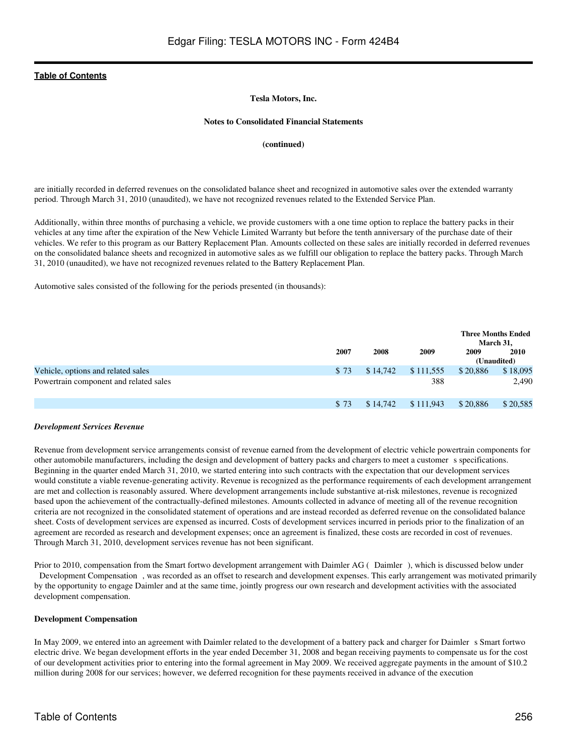are initially recorded in deferred revenues on the consolidated balance sheet and recognized in automotive sales over the extended warranty period. Through March 31, 2010 (unaudited), we have not recognized revenues related to the Extended Service Plan.

Additionally, within three months of purchasing a vehicle, we provide customers with a one time option to replace the battery packs in their vehicles at any time after the expiration of the New Vehicle Limited Warranty but before the tenth anniversary of the purchase date of their vehicles. We refer to this program as our Battery Replacement Plan. Amounts collected on these sales are initially recorded in deferred revenues on the consolidated balance sheets and recognized in automotive sales as we fulfill our obligation to replace the battery packs. Through March 31, 2010 (unaudited), we have not recognized revenues related to the Battery Replacement Plan.

Automotive sales consisted of the following for the periods presented (in thousands):

| | 2007 | 2008 | 2009 | Three Months Ended March 31, 2009 | 2010 (Unaudited) |
|---|---|---|---|---|---|
| Vehicle, options and related sales | $ 73 | $ 14,742 | $ 111,555 | $ 20,886 | $ 18,095 |
| Powertrain component and related sales | | | 388 | | 2,490 |
| | $ 73 | $ 14,742 | $ 111,943 | $ 20,886 | $ 20,585 |

***Development Services Revenue***

Revenue from development service arrangements consist of revenue earned from the development of electric vehicle powertrain components for other automobile manufacturers, including the design and development of battery packs and chargers to meet a customer s specifications. Beginning in the quarter ended March 31, 2010, we started entering into such contracts with the expectation that our development services would constitute a viable revenue-generating activity. Revenue is recognized as the performance requirements of each development arrangement are met and collection is reasonably assured. Where development arrangements include substantive at-risk milestones, revenue is recognized based upon the achievement of the contractually-defined milestones. Amounts collected in advance of meeting all of the revenue recognition criteria are not recognized in the consolidated statement of operations and are instead recorded as deferred revenue on the consolidated balance sheet. Costs of development services are expensed as incurred. Costs of development services incurred in periods prior to the finalization of an agreement are recorded as research and development expenses; once an agreement is finalized, these costs are recorded in cost of revenues. Through March 31, 2010, development services revenue has not been significant.

Prior to 2010, compensation from the Smart fortwo development arrangement with Daimler AG ( Daimler ), which is discussed below under Development Compensation , was recorded as an offset to research and development expenses. This early arrangement was motivated primarily by the opportunity to engage Daimler and at the same time, jointly progress our own research and development activities with the associated development compensation.

**Development Compensation**

In May 2009, we entered into an agreement with Daimler related to the development of a battery pack and charger for Daimler s Smart fortwo electric drive. We began development efforts in the year ended December 31, 2008 and began receiving payments to compensate us for the cost of our development activities prior to entering into the formal agreement in May 2009. We received aggregate payments in the amount of $10.2 million during 2008 for our services; however, we deferred recognition for these payments received in advance of the execution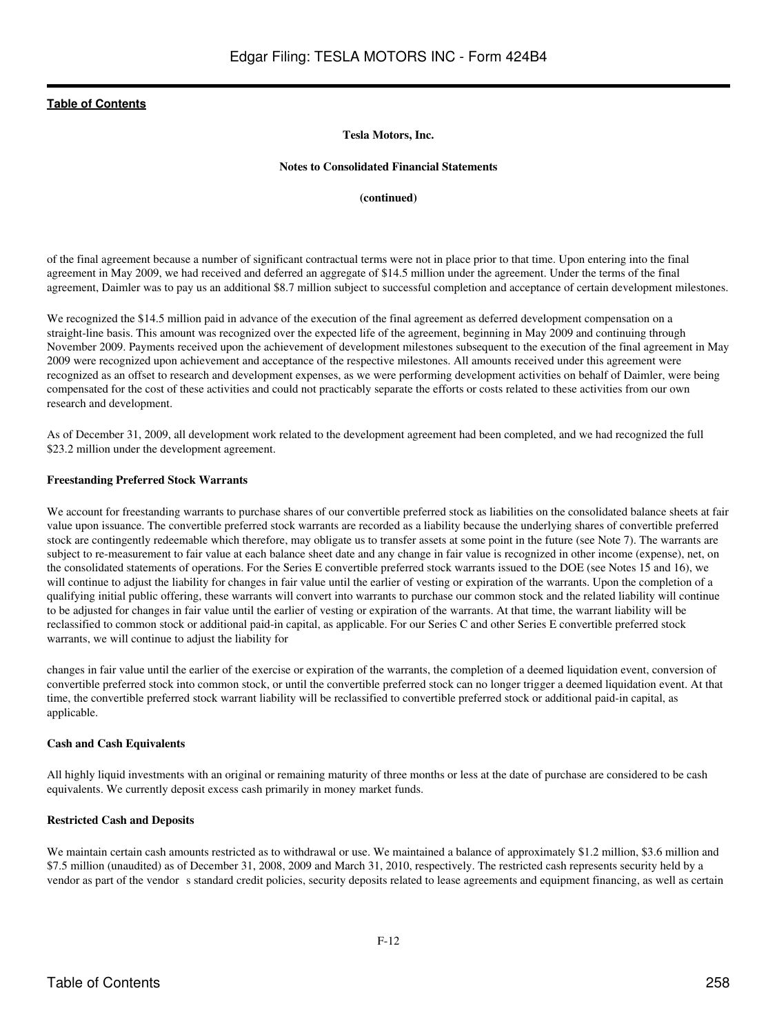of the final agreement because a number of significant contractual terms were not in place prior to that time. Upon entering into the final agreement in May 2009, we had received and deferred an aggregate of $14.5 million under the agreement. Under the terms of the final agreement, Daimler was to pay us an additional $8.7 million subject to successful completion and acceptance of certain development milestones.

We recognized the $14.5 million paid in advance of the execution of the final agreement as deferred development compensation on a straight-line basis. This amount was recognized over the expected life of the agreement, beginning in May 2009 and continuing through November 2009. Payments received upon the achievement of development milestones subsequent to the execution of the final agreement in May 2009 were recognized upon achievement and acceptance of the respective milestones. All amounts received under this agreement were recognized as an offset to research and development expenses, as we were performing development activities on behalf of Daimler, were being compensated for the cost of these activities and could not practicably separate the efforts or costs related to these activities from our own research and development.

As of December 31, 2009, all development work related to the development agreement had been completed, and we had recognized the full $23.2 million under the development agreement.

**Freestanding Preferred Stock Warrants**

We account for freestanding warrants to purchase shares of our convertible preferred stock as liabilities on the consolidated balance sheets at fair value upon issuance. The convertible preferred stock warrants are recorded as a liability because the underlying shares of convertible preferred stock are contingently redeemable which therefore, may obligate us to transfer assets at some point in the future (see Note 7). The warrants are subject to re-measurement to fair value at each balance sheet date and any change in fair value is recognized in other income (expense), net, on the consolidated statements of operations. For the Series E convertible preferred stock warrants issued to the DOE (see Notes 15 and 16), we will continue to adjust the liability for changes in fair value until the earlier of vesting or expiration of the warrants. Upon the completion of a qualifying initial public offering, these warrants will convert into warrants to purchase our common stock and the related liability will continue to be adjusted for changes in fair value until the earlier of vesting or expiration of the warrants. At that time, the warrant liability will be reclassified to common stock or additional paid-in capital, as applicable. For our Series C and other Series E convertible preferred stock warrants, we will continue to adjust the liability for

changes in fair value until the earlier of the exercise or expiration of the warrants, the completion of a deemed liquidation event, conversion of convertible preferred stock into common stock, or until the convertible preferred stock can no longer trigger a deemed liquidation event. At that time, the convertible preferred stock warrant liability will be reclassified to convertible preferred stock or additional paid-in capital, as applicable.

**Cash and Cash Equivalents**

All highly liquid investments with an original or remaining maturity of three months or less at the date of purchase are considered to be cash equivalents. We currently deposit excess cash primarily in money market funds.

**Restricted Cash and Deposits**

We maintain certain cash amounts restricted as to withdrawal or use. We maintained a balance of approximately $1.2 million, $3.6 million and $7.5 million (unaudited) as of December 31, 2008, 2009 and March 31, 2010, respectively. The restricted cash represents security held by a vendor as part of the vendor s standard credit policies, security deposits related to lease agreements and equipment financing, as well as certain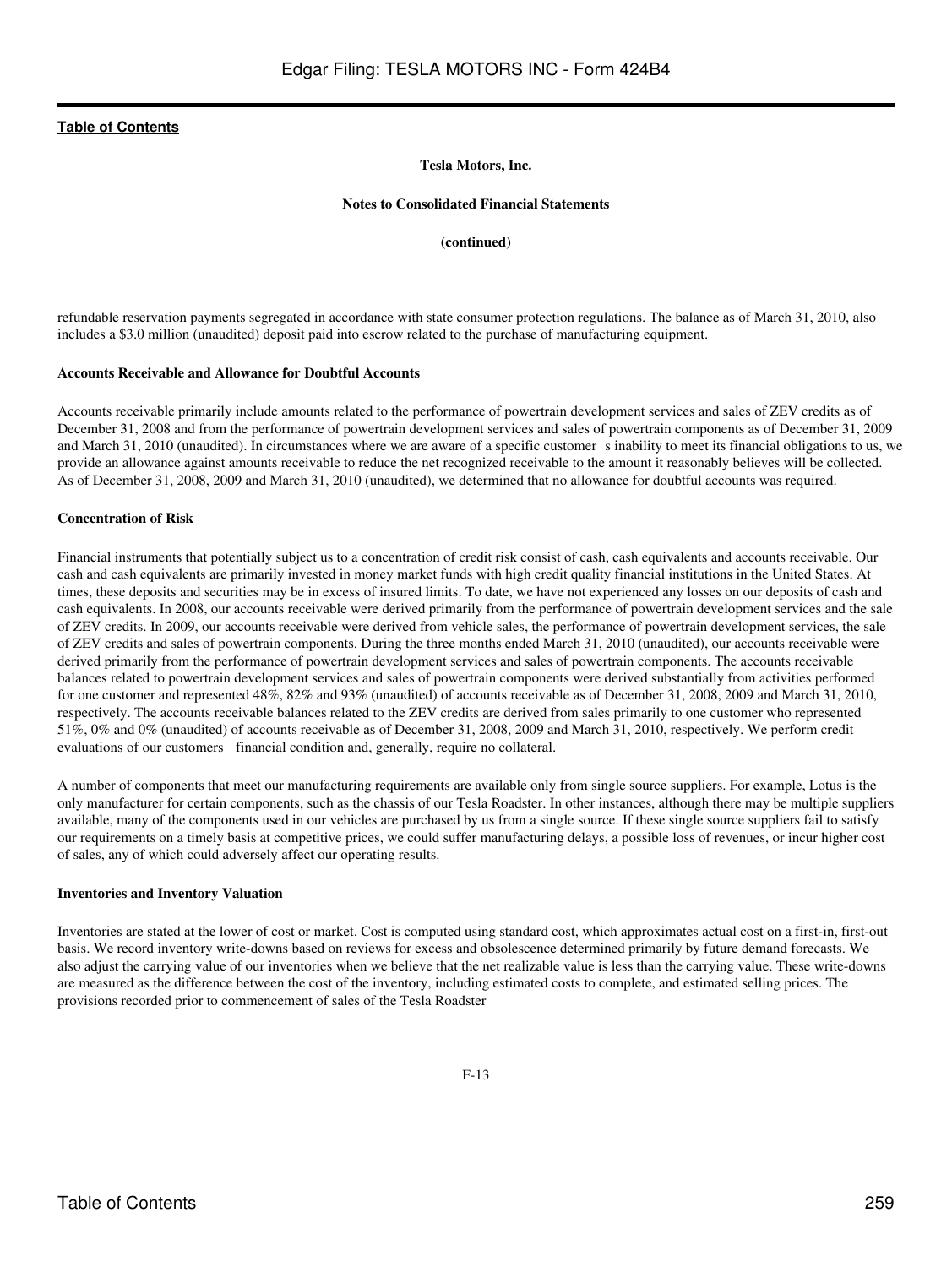**Tesla Motors, Inc.**

**Notes to Consolidated Financial Statements**

**(continued)**

refundable reservation payments segregated in accordance with state consumer protection regulations. The balance as of March 31, 2010, also includes a $3.0 million (unaudited) deposit paid into escrow related to the purchase of manufacturing equipment.

**Accounts Receivable and Allowance for Doubtful Accounts**

Accounts receivable primarily include amounts related to the performance of powertrain development services and sales of ZEV credits as of December 31, 2008 and from the performance of powertrain development services and sales of powertrain components as of December 31, 2009 and March 31, 2010 (unaudited). In circumstances where we are aware of a specific customer s inability to meet its financial obligations to us, we provide an allowance against amounts receivable to reduce the net recognized receivable to the amount it reasonably believes will be collected. As of December 31, 2008, 2009 and March 31, 2010 (unaudited), we determined that no allowance for doubtful accounts was required.

**Concentration of Risk**

Financial instruments that potentially subject us to a concentration of credit risk consist of cash, cash equivalents and accounts receivable. Our cash and cash equivalents are primarily invested in money market funds with high credit quality financial institutions in the United States. At times, these deposits and securities may be in excess of insured limits. To date, we have not experienced any losses on our deposits of cash and cash equivalents. In 2008, our accounts receivable were derived primarily from the performance of powertrain development services and the sale of ZEV credits. In 2009, our accounts receivable were derived from vehicle sales, the performance of powertrain development services, the sale of ZEV credits and sales of powertrain components. During the three months ended March 31, 2010 (unaudited), our accounts receivable were derived primarily from the performance of powertrain development services and sales of powertrain components. The accounts receivable balances related to powertrain development services and sales of powertrain components were derived substantially from activities performed for one customer and represented 48%, 82% and 93% (unaudited) of accounts receivable as of December 31, 2008, 2009 and March 31, 2010, respectively. The accounts receivable balances related to the ZEV credits are derived from sales primarily to one customer who represented 51%, 0% and 0% (unaudited) of accounts receivable as of December 31, 2008, 2009 and March 31, 2010, respectively. We perform credit evaluations of our customers financial condition and, generally, require no collateral.

A number of components that meet our manufacturing requirements are available only from single source suppliers. For example, Lotus is the only manufacturer for certain components, such as the chassis of our Tesla Roadster. In other instances, although there may be multiple suppliers available, many of the components used in our vehicles are purchased by us from a single source. If these single source suppliers fail to satisfy our requirements on a timely basis at competitive prices, we could suffer manufacturing delays, a possible loss of revenues, or incur higher cost of sales, any of which could adversely affect our operating results.

**Inventories and Inventory Valuation**

Inventories are stated at the lower of cost or market. Cost is computed using standard cost, which approximates actual cost on a first-in, first-out basis. We record inventory write-downs based on reviews for excess and obsolescence determined primarily by future demand forecasts. We also adjust the carrying value of our inventories when we believe that the net realizable value is less than the carrying value. These write-downs are measured as the difference between the cost of the inventory, including estimated costs to complete, and estimated selling prices. The provisions recorded prior to commencement of sales of the Tesla Roadster

F-13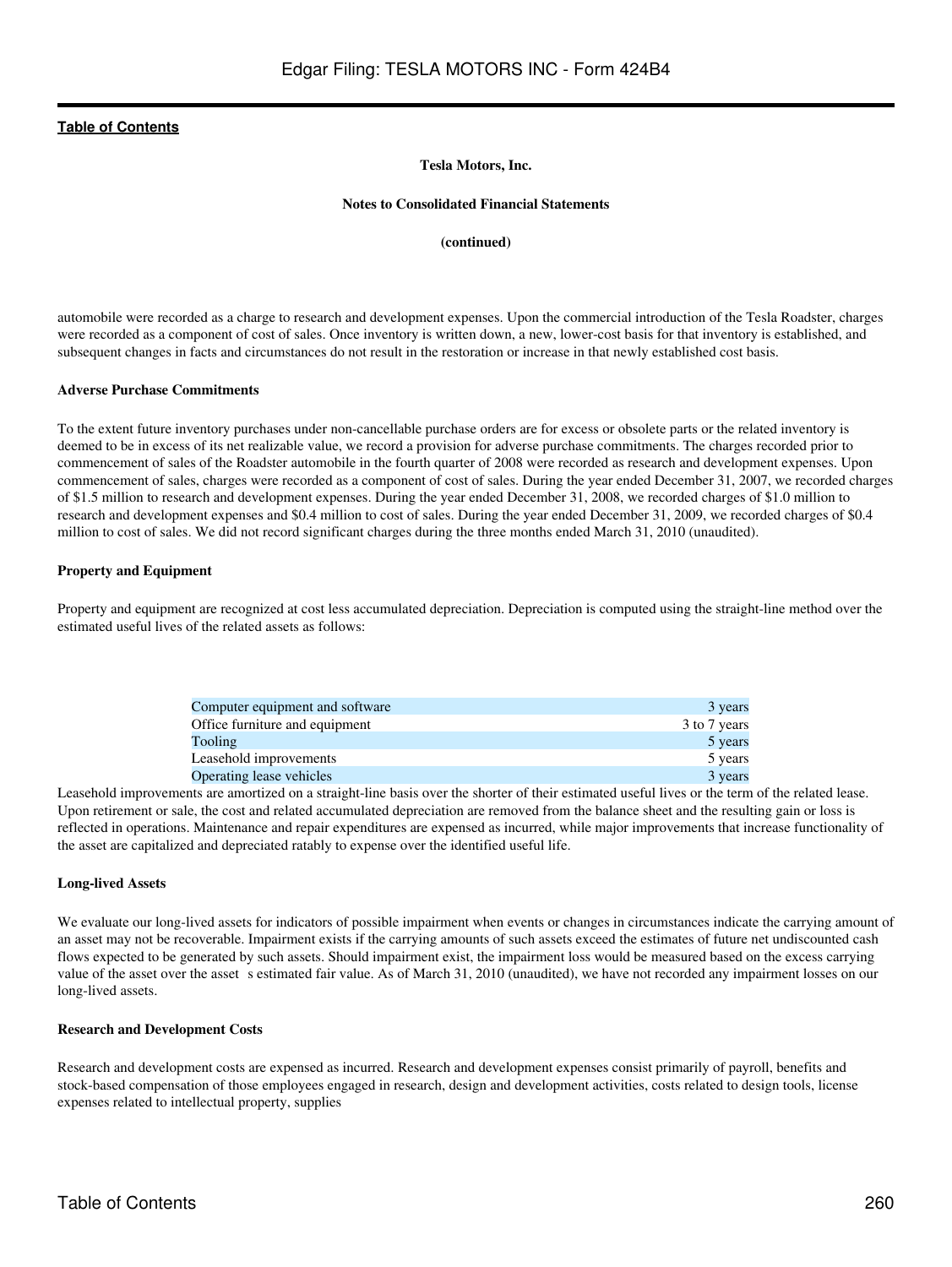Tesla Motors, Inc.

Notes to Consolidated Financial Statements

(continued)

automobile were recorded as a charge to research and development expenses. Upon the commercial introduction of the Tesla Roadster, charges were recorded as a component of cost of sales. Once inventory is written down, a new, lower-cost basis for that inventory is established, and subsequent changes in facts and circumstances do not result in the restoration or increase in that newly established cost basis.

**Adverse Purchase Commitments**

To the extent future inventory purchases under non-cancellable purchase orders are for excess or obsolete parts or the related inventory is deemed to be in excess of its net realizable value, we record a provision for adverse purchase commitments. The charges recorded prior to commencement of sales of the Roadster automobile in the fourth quarter of 2008 were recorded as research and development expenses. Upon commencement of sales, charges were recorded as a component of cost of sales. During the year ended December 31, 2007, we recorded charges of $1.5 million to research and development expenses. During the year ended December 31, 2008, we recorded charges of $1.0 million to research and development expenses and $0.4 million to cost of sales. During the year ended December 31, 2009, we recorded charges of $0.4 million to cost of sales. We did not record significant charges during the three months ended March 31, 2010 (unaudited).

**Property and Equipment**

Property and equipment are recognized at cost less accumulated depreciation. Depreciation is computed using the straight-line method over the estimated useful lives of the related assets as follows:

| | |
|---|---|
| Computer equipment and software | 3 years |
| Office furniture and equipment | 3 to 7 years |
| Tooling | 5 years |
| Leasehold improvements | 5 years |
| Operating lease vehicles | 3 years |

Leasehold improvements are amortized on a straight-line basis over the shorter of their estimated useful lives or the term of the related lease. Upon retirement or sale, the cost and related accumulated depreciation are removed from the balance sheet and the resulting gain or loss is reflected in operations. Maintenance and repair expenditures are expensed as incurred, while major improvements that increase functionality of the asset are capitalized and depreciated ratably to expense over the identified useful life.

**Long-lived Assets**

We evaluate our long-lived assets for indicators of possible impairment when events or changes in circumstances indicate the carrying amount of an asset may not be recoverable. Impairment exists if the carrying amounts of such assets exceed the estimates of future net undiscounted cash flows expected to be generated by such assets. Should impairment exist, the impairment loss would be measured based on the excess carrying value of the asset over the asset's estimated fair value. As of March 31, 2010 (unaudited), we have not recorded any impairment losses on our long-lived assets.

**Research and Development Costs**

Research and development costs are expensed as incurred. Research and development expenses consist primarily of payroll, benefits and stock-based compensation of those employees engaged in research, design and development activities, costs related to design tools, license expenses related to intellectual property, supplies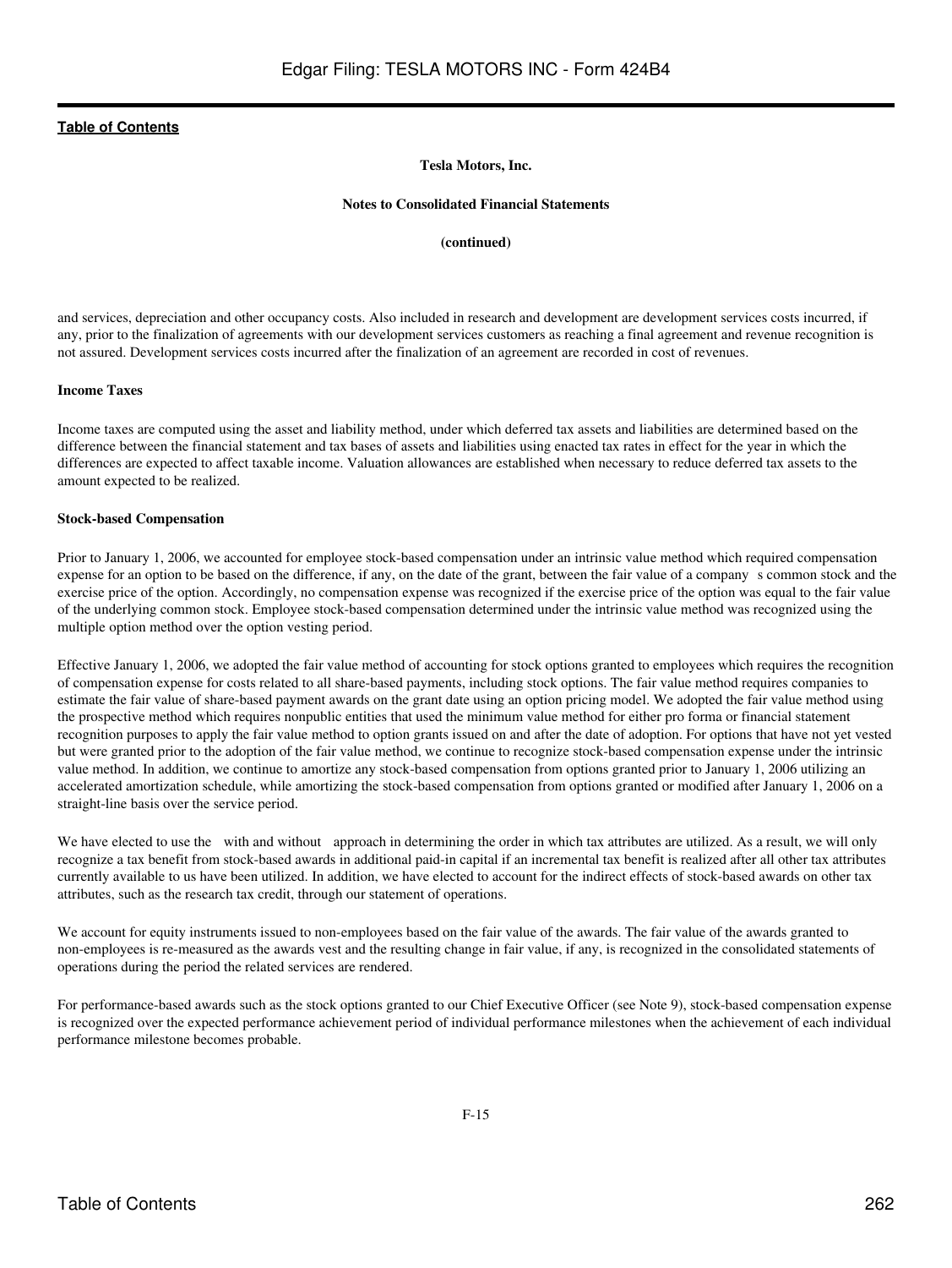**Tesla Motors, Inc.**

**Notes to Consolidated Financial Statements**

**(continued)**

and services, depreciation and other occupancy costs. Also included in research and development are development services costs incurred, if any, prior to the finalization of agreements with our development services customers as reaching a final agreement and revenue recognition is not assured. Development services costs incurred after the finalization of an agreement are recorded in cost of revenues.

### Income Taxes

Income taxes are computed using the asset and liability method, under which deferred tax assets and liabilities are determined based on the difference between the financial statement and tax bases of assets and liabilities using enacted tax rates in effect for the year in which the differences are expected to affect taxable income. Valuation allowances are established when necessary to reduce deferred tax assets to the amount expected to be realized.

### Stock-based Compensation

Prior to January 1, 2006, we accounted for employee stock-based compensation under an intrinsic value method which required compensation expense for an option to be based on the difference, if any, on the date of the grant, between the fair value of a company s common stock and the exercise price of the option. Accordingly, no compensation expense was recognized if the exercise price of the option was equal to the fair value of the underlying common stock. Employee stock-based compensation determined under the intrinsic value method was recognized using the multiple option method over the option vesting period.

Effective January 1, 2006, we adopted the fair value method of accounting for stock options granted to employees which requires the recognition of compensation expense for costs related to all share-based payments, including stock options. The fair value method requires companies to estimate the fair value of share-based payment awards on the grant date using an option pricing model. We adopted the fair value method using the prospective method which requires nonpublic entities that used the minimum value method for either pro forma or financial statement recognition purposes to apply the fair value method to option grants issued on and after the date of adoption. For options that have not yet vested but were granted prior to the adoption of the fair value method, we continue to recognize stock-based compensation expense under the intrinsic value method. In addition, we continue to amortize any stock-based compensation from options granted prior to January 1, 2006 utilizing an accelerated amortization schedule, while amortizing the stock-based compensation from options granted or modified after January 1, 2006 on a straight-line basis over the service period.

We have elected to use the with and without approach in determining the order in which tax attributes are utilized. As a result, we will only recognize a tax benefit from stock-based awards in additional paid-in capital if an incremental tax benefit is realized after all other tax attributes currently available to us have been utilized. In addition, we have elected to account for the indirect effects of stock-based awards on other tax attributes, such as the research tax credit, through our statement of operations.

We account for equity instruments issued to non-employees based on the fair value of the awards. The fair value of the awards granted to non-employees is re-measured as the awards vest and the resulting change in fair value, if any, is recognized in the consolidated statements of operations during the period the related services are rendered.

For performance-based awards such as the stock options granted to our Chief Executive Officer (see Note 9), stock-based compensation expense is recognized over the expected performance achievement period of individual performance milestones when the achievement of each individual performance milestone becomes probable.

F-15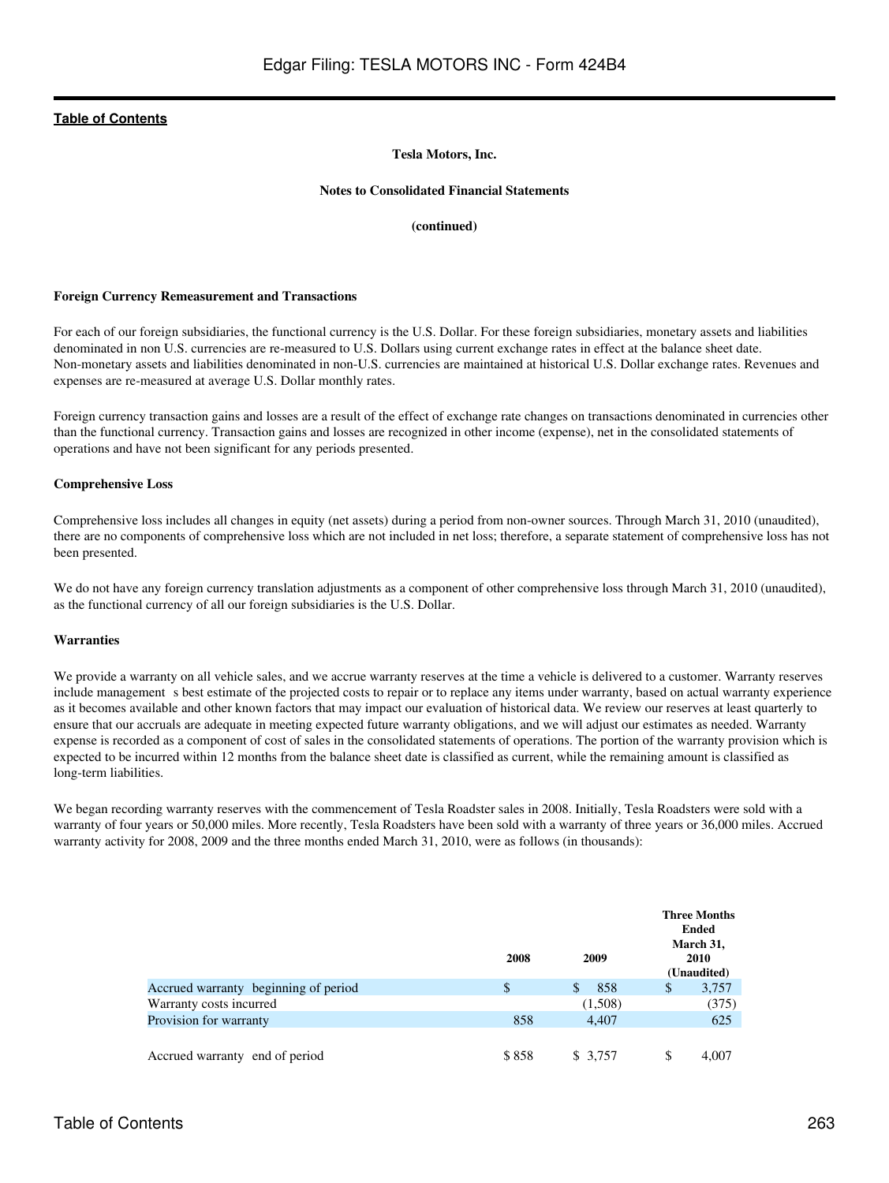[Table of Contents](#)

**Tesla Motors, Inc.**

**Notes to Consolidated Financial Statements**

**(continued)**

**Foreign Currency Remeasurement and Transactions**

For each of our foreign subsidiaries, the functional currency is the U.S. Dollar. For these foreign subsidiaries, monetary assets and liabilities denominated in non U.S. currencies are re-measured to U.S. Dollars using current exchange rates in effect at the balance sheet date. Non-monetary assets and liabilities denominated in non-U.S. currencies are maintained at historical U.S. Dollar exchange rates. Revenues and expenses are re-measured at average U.S. Dollar monthly rates.

Foreign currency transaction gains and losses are a result of the effect of exchange rate changes on transactions denominated in currencies other than the functional currency. Transaction gains and losses are recognized in other income (expense), net in the consolidated statements of operations and have not been significant for any periods presented.

**Comprehensive Loss**

Comprehensive loss includes all changes in equity (net assets) during a period from non-owner sources. Through March 31, 2010 (unaudited), there are no components of comprehensive loss which are not included in net loss; therefore, a separate statement of comprehensive loss has not been presented.

We do not have any foreign currency translation adjustments as a component of other comprehensive loss through March 31, 2010 (unaudited), as the functional currency of all our foreign subsidiaries is the U.S. Dollar.

**Warranties**

We provide a warranty on all vehicle sales, and we accrue warranty reserves at the time a vehicle is delivered to a customer. Warranty reserves include management s best estimate of the projected costs to repair or to replace any items under warranty, based on actual warranty experience as it becomes available and other known factors that may impact our evaluation of historical data. We review our reserves at least quarterly to ensure that our accruals are adequate in meeting expected future warranty obligations, and we will adjust our estimates as needed. Warranty expense is recorded as a component of cost of sales in the consolidated statements of operations. The portion of the warranty provision which is expected to be incurred within 12 months from the balance sheet date is classified as current, while the remaining amount is classified as long-term liabilities.

We began recording warranty reserves with the commencement of Tesla Roadster sales in 2008. Initially, Tesla Roadsters were sold with a warranty of four years or 50,000 miles. More recently, Tesla Roadsters have been sold with a warranty of three years or 36,000 miles. Accrued warranty activity for 2008, 2009 and the three months ended March 31, 2010, were as follows (in thousands):

| | 2008 | 2009 | Three Months Ended March 31, 2010 (Unaudited) |
|---|---|---|---|
| Accrued warranty beginning of period | $ | $ 858 | $ 3,757 |
| Warranty costs incurred | | (1,508) | (375) |
| Provision for warranty | 858 | 4,407 | 625 |
| Accrued warranty end of period | $ 858 | $ 3,757 | $ 4,007 |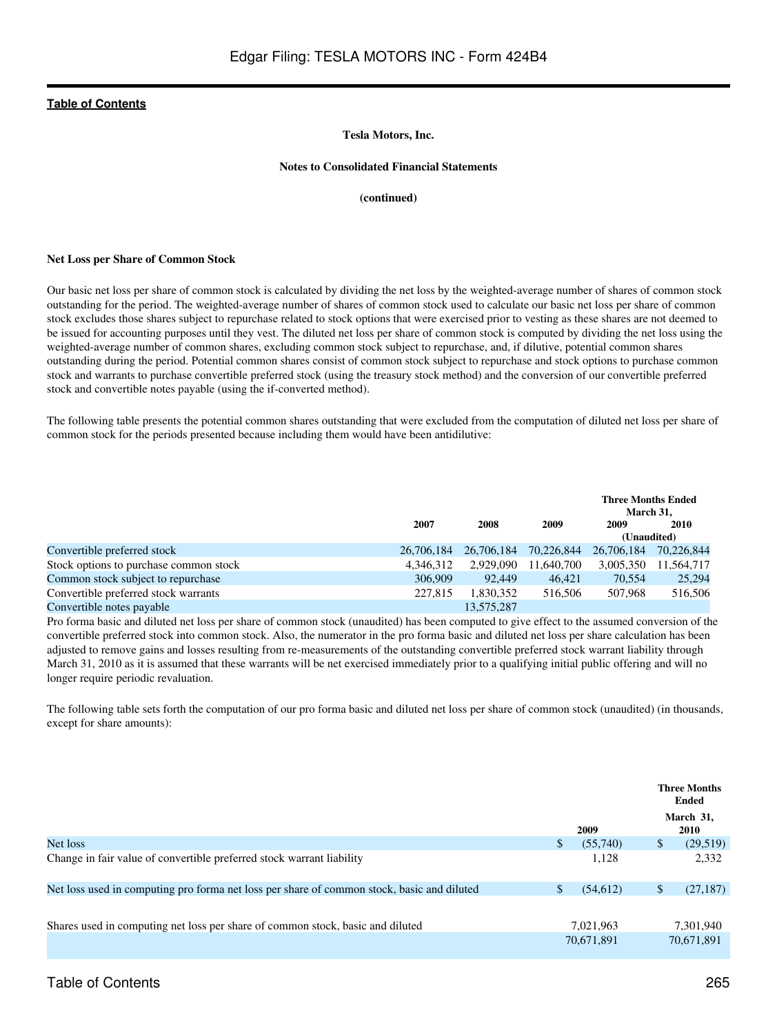Tesla Motors, Inc.

Notes to Consolidated Financial Statements

(continued)

### Net Loss per Share of Common Stock

Our basic net loss per share of common stock is calculated by dividing the net loss by the weighted-average number of shares of common stock outstanding for the period. The weighted-average number of shares of common stock used to calculate our basic net loss per share of common stock excludes those shares subject to repurchase related to stock options that were exercised prior to vesting as these shares are not deemed to be issued for accounting purposes until they vest. The diluted net loss per share of common stock is computed by dividing the net loss using the weighted-average number of common shares, excluding common stock subject to repurchase, and, if dilutive, potential common shares outstanding during the period. Potential common shares consist of common stock subject to repurchase and stock options to purchase common stock and warrants to purchase convertible preferred stock (using the treasury stock method) and the conversion of our convertible preferred stock and convertible notes payable (using the if-converted method).

The following table presents the potential common shares outstanding that were excluded from the computation of diluted net loss per share of common stock for the periods presented because including them would have been antidilutive:

| | 2007 | 2008 | 2009 | Three Months Ended March 31, 2009 (Unaudited) | Three Months Ended March 31, 2010 (Unaudited) |
|---|---|---|---|---|---|
| Convertible preferred stock | 26,706,184 | 26,706,184 | 70,226,844 | 26,706,184 | 70,226,844 |
| Stock options to purchase common stock | 4,346,312 | 2,929,090 | 11,640,700 | 3,005,350 | 11,564,717 |
| Common stock subject to repurchase | 306,909 | 92,449 | 46,421 | 70,554 | 25,294 |
| Convertible preferred stock warrants | 227,815 | 1,830,352 | 516,506 | 507,968 | 516,506 |
| Convertible notes payable | | 13,575,287 | | | |

Pro forma basic and diluted net loss per share of common stock (unaudited) has been computed to give effect to the assumed conversion of the convertible preferred stock into common stock. Also, the numerator in the pro forma basic and diluted net loss per share calculation has been adjusted to remove gains and losses resulting from re-measurements of the outstanding convertible preferred stock warrant liability through March 31, 2010 as it is assumed that these warrants will be net exercised immediately prior to a qualifying initial public offering and will no longer require periodic revaluation.

The following table sets forth the computation of our pro forma basic and diluted net loss per share of common stock (unaudited) (in thousands, except for share amounts):

| | 2009 | Three Months Ended March 31, 2010 |
|---|---|---|
| Net loss | $ (55,740) | $ (29,519) |
| Change in fair value of convertible preferred stock warrant liability | 1,128 | 2,332 |
| Net loss used in computing pro forma net loss per share of common stock, basic and diluted | $ (54,612) | $ (27,187) |
| Shares used in computing net loss per share of common stock, basic and diluted | 7,021,963 | 7,301,940 |
| | 70,671,891 | 70,671,891 |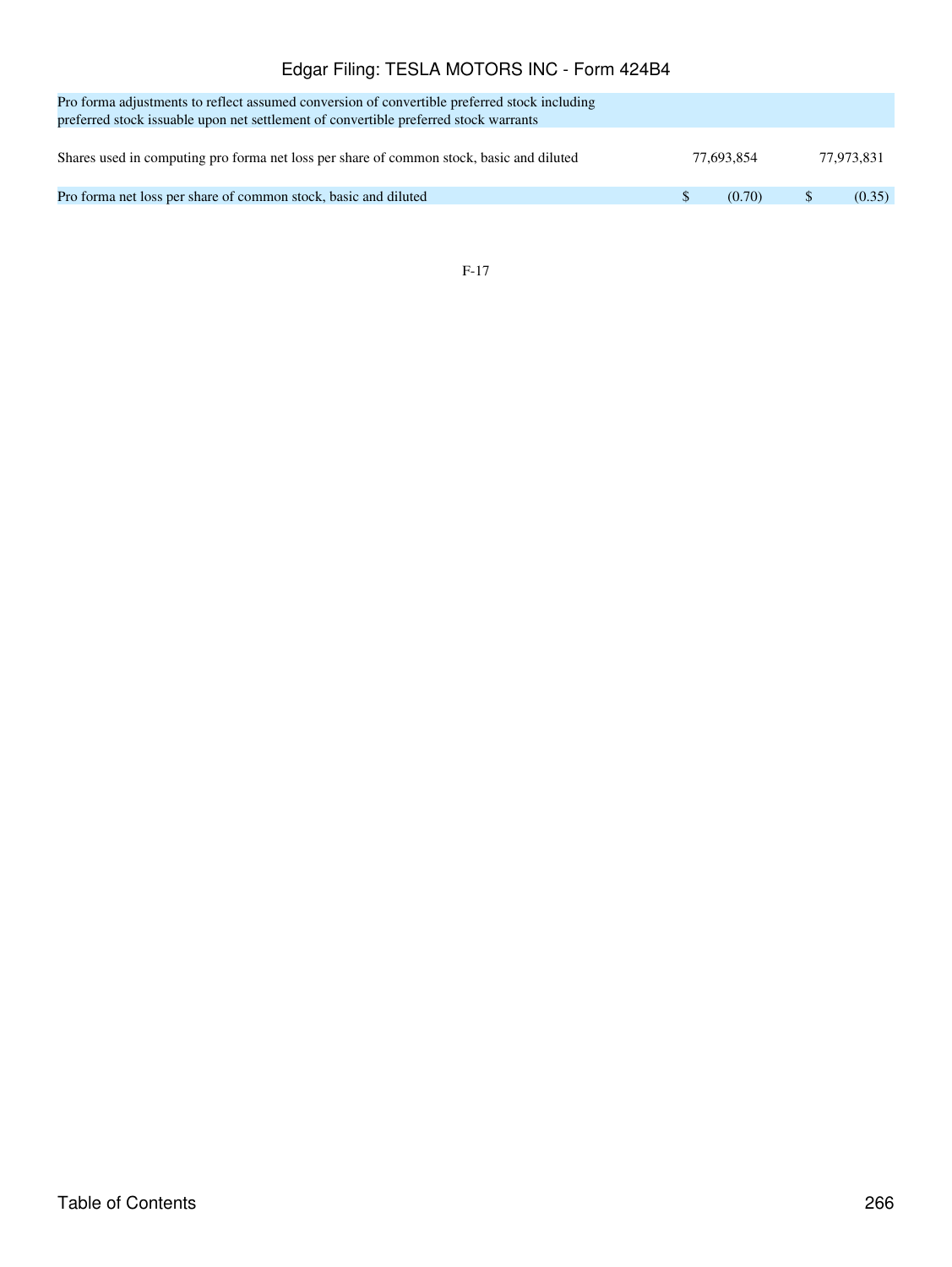| | | |
|---|---|---|
| Pro forma adjustments to reflect assumed conversion of convertible preferred stock including preferred stock issuable upon net settlement of convertible preferred stock warrants | | |
| Shares used in computing pro forma net loss per share of common stock, basic and diluted | 77,693,854 | 77,973,831 |
| Pro forma net loss per share of common stock, basic and diluted | $ (0.70) | $ (0.35) |

F-17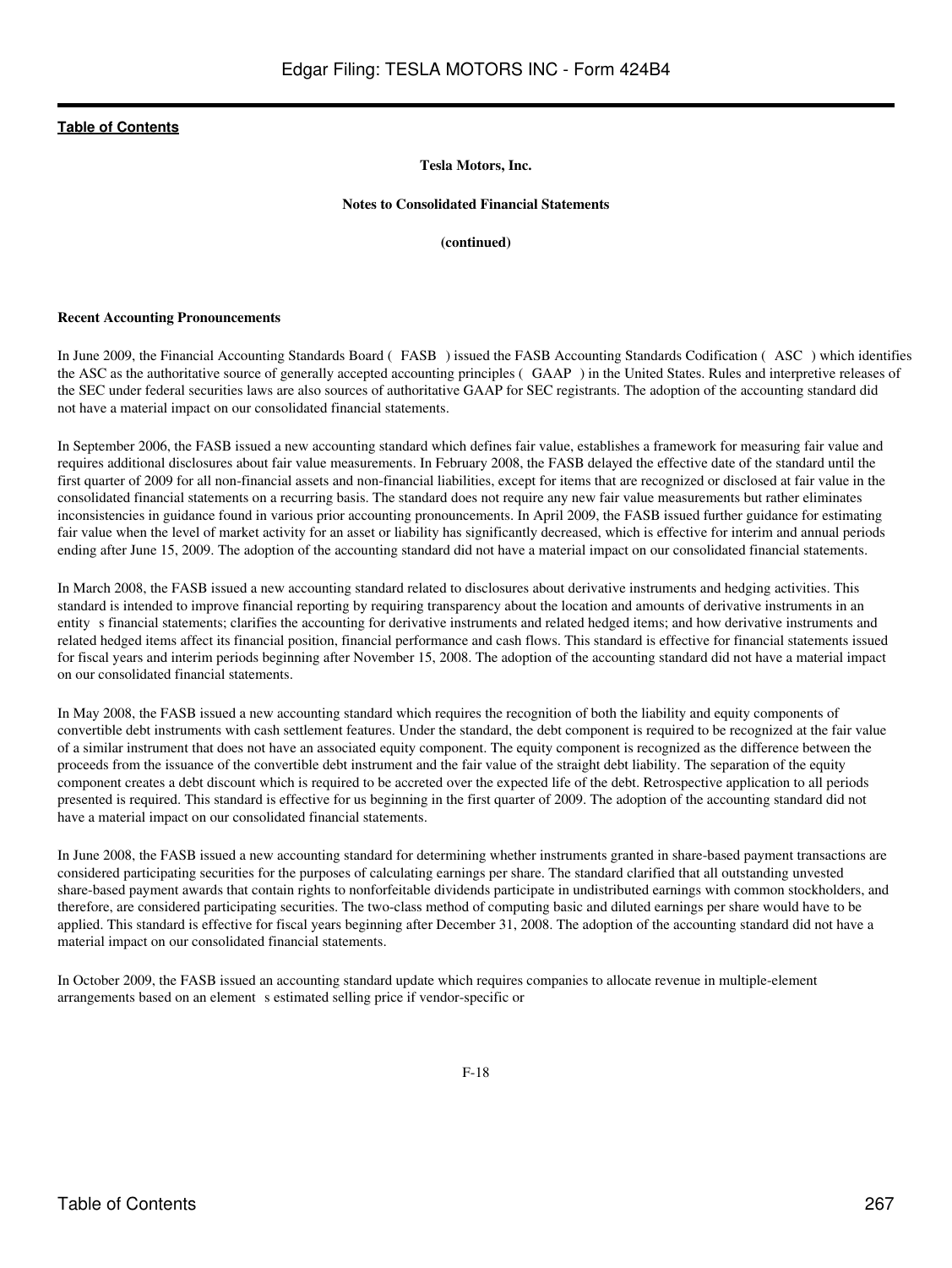**Tesla Motors, Inc.**

**Notes to Consolidated Financial Statements**

**(continued)**

**Recent Accounting Pronouncements**

In June 2009, the Financial Accounting Standards Board ( FASB ) issued the FASB Accounting Standards Codification ( ASC ) which identifies the ASC as the authoritative source of generally accepted accounting principles ( GAAP ) in the United States. Rules and interpretive releases of the SEC under federal securities laws are also sources of authoritative GAAP for SEC registrants. The adoption of the accounting standard did not have a material impact on our consolidated financial statements.

In September 2006, the FASB issued a new accounting standard which defines fair value, establishes a framework for measuring fair value and requires additional disclosures about fair value measurements. In February 2008, the FASB delayed the effective date of the standard until the first quarter of 2009 for all non-financial assets and non-financial liabilities, except for items that are recognized or disclosed at fair value in the consolidated financial statements on a recurring basis. The standard does not require any new fair value measurements but rather eliminates inconsistencies in guidance found in various prior accounting pronouncements. In April 2009, the FASB issued further guidance for estimating fair value when the level of market activity for an asset or liability has significantly decreased, which is effective for interim and annual periods ending after June 15, 2009. The adoption of the accounting standard did not have a material impact on our consolidated financial statements.

In March 2008, the FASB issued a new accounting standard related to disclosures about derivative instruments and hedging activities. This standard is intended to improve financial reporting by requiring transparency about the location and amounts of derivative instruments in an entity s financial statements; clarifies the accounting for derivative instruments and related hedged items; and how derivative instruments and related hedged items affect its financial position, financial performance and cash flows. This standard is effective for financial statements issued for fiscal years and interim periods beginning after November 15, 2008. The adoption of the accounting standard did not have a material impact on our consolidated financial statements.

In May 2008, the FASB issued a new accounting standard which requires the recognition of both the liability and equity components of convertible debt instruments with cash settlement features. Under the standard, the debt component is required to be recognized at the fair value of a similar instrument that does not have an associated equity component. The equity component is recognized as the difference between the proceeds from the issuance of the convertible debt instrument and the fair value of the straight debt liability. The separation of the equity component creates a debt discount which is required to be accreted over the expected life of the debt. Retrospective application to all periods presented is required. This standard is effective for us beginning in the first quarter of 2009. The adoption of the accounting standard did not have a material impact on our consolidated financial statements.

In June 2008, the FASB issued a new accounting standard for determining whether instruments granted in share-based payment transactions are considered participating securities for the purposes of calculating earnings per share. The standard clarified that all outstanding unvested share-based payment awards that contain rights to nonforfeitable dividends participate in undistributed earnings with common stockholders, and therefore, are considered participating securities. The two-class method of computing basic and diluted earnings per share would have to be applied. This standard is effective for fiscal years beginning after December 31, 2008. The adoption of the accounting standard did not have a material impact on our consolidated financial statements.

In October 2009, the FASB issued an accounting standard update which requires companies to allocate revenue in multiple-element arrangements based on an element s estimated selling price if vendor-specific or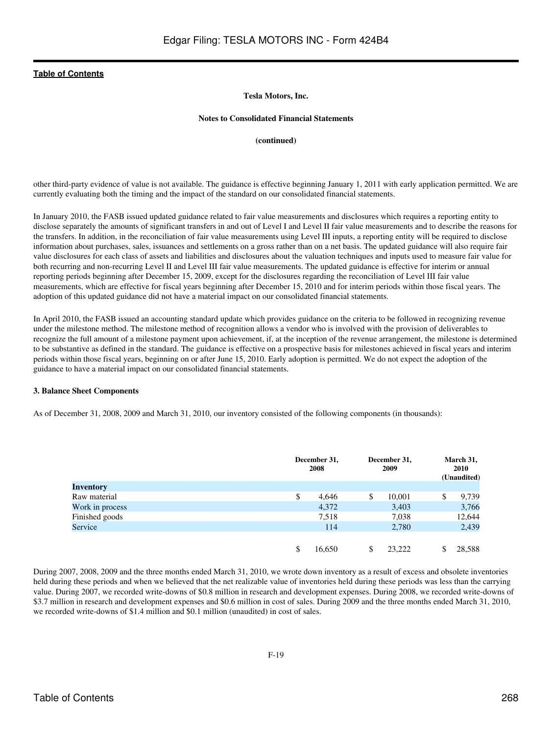**Tesla Motors, Inc.**

**Notes to Consolidated Financial Statements**

**(continued)**

other third-party evidence of value is not available. The guidance is effective beginning January 1, 2011 with early application permitted. We are currently evaluating both the timing and the impact of the standard on our consolidated financial statements.

In January 2010, the FASB issued updated guidance related to fair value measurements and disclosures which requires a reporting entity to disclose separately the amounts of significant transfers in and out of Level I and Level II fair value measurements and to describe the reasons for the transfers. In addition, in the reconciliation of fair value measurements using Level III inputs, a reporting entity will be required to disclose information about purchases, sales, issuances and settlements on a gross rather than on a net basis. The updated guidance will also require fair value disclosures for each class of assets and liabilities and disclosures about the valuation techniques and inputs used to measure fair value for both recurring and non-recurring Level II and Level III fair value measurements. The updated guidance is effective for interim or annual reporting periods beginning after December 15, 2009, except for the disclosures regarding the reconciliation of Level III fair value measurements, which are effective for fiscal years beginning after December 15, 2010 and for interim periods within those fiscal years. The adoption of this updated guidance did not have a material impact on our consolidated financial statements.

In April 2010, the FASB issued an accounting standard update which provides guidance on the criteria to be followed in recognizing revenue under the milestone method. The milestone method of recognition allows a vendor who is involved with the provision of deliverables to recognize the full amount of a milestone payment upon achievement, if, at the inception of the revenue arrangement, the milestone is determined to be substantive as defined in the standard. The guidance is effective on a prospective basis for milestones achieved in fiscal years and interim periods within those fiscal years, beginning on or after June 15, 2010. Early adoption is permitted. We do not expect the adoption of the guidance to have a material impact on our consolidated financial statements.

**3. Balance Sheet Components**

As of December 31, 2008, 2009 and March 31, 2010, our inventory consisted of the following components (in thousands):

| | December 31, 2008 | December 31, 2009 | March 31, 2010 (Unaudited) |
|---|---|---|---|
| **Inventory** | | | |
| Raw material | $ 4,646 | $ 10,001 | $ 9,739 |
| Work in process | 4,372 | 3,403 | 3,766 |
| Finished goods | 7,518 | 7,038 | 12,644 |
| Service | 114 | 2,780 | 2,439 |
| | $ 16,650 | $ 23,222 | $ 28,588 |

During 2007, 2008, 2009 and the three months ended March 31, 2010, we wrote down inventory as a result of excess and obsolete inventories held during these periods and when we believed that the net realizable value of inventories held during these periods was less than the carrying value. During 2007, we recorded write-downs of $0.8 million in research and development expenses. During 2008, we recorded write-downs of $3.7 million in research and development expenses and $0.6 million in cost of sales. During 2009 and the three months ended March 31, 2010, we recorded write-downs of $1.4 million and $0.1 million (unaudited) in cost of sales.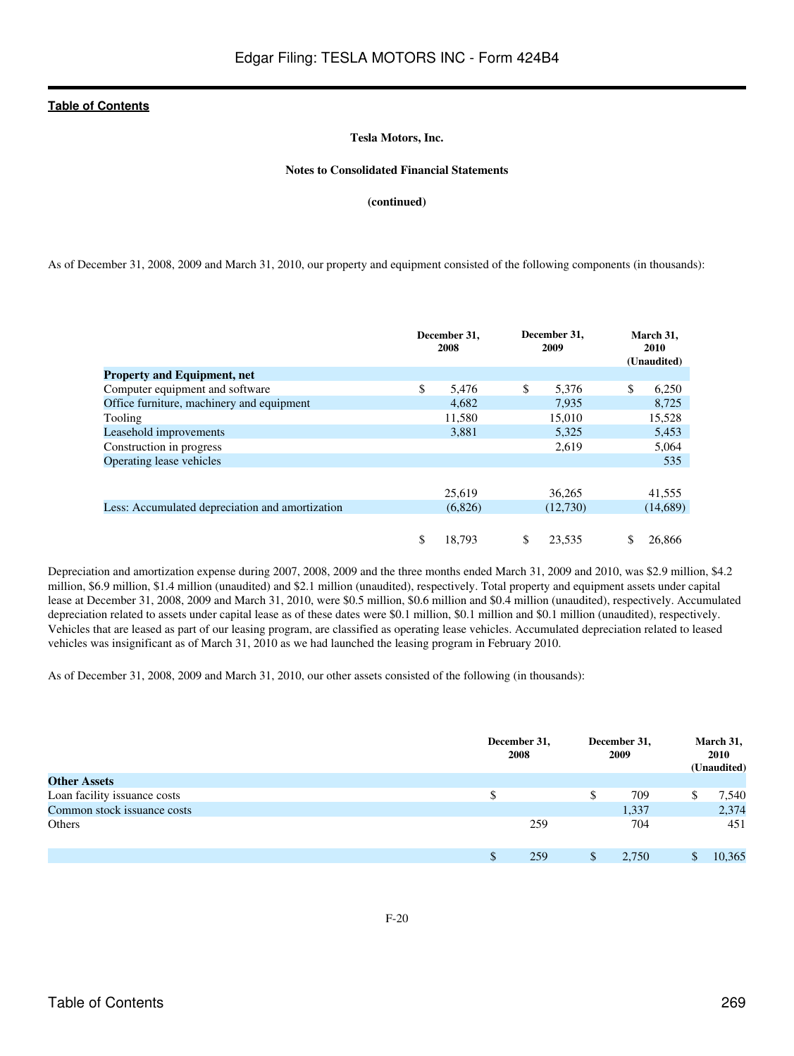Tesla Motors, Inc.

Notes to Consolidated Financial Statements

(continued)

As of December 31, 2008, 2009 and March 31, 2010, our property and equipment consisted of the following components (in thousands):

| | December 31, 2008 | December 31, 2009 | March 31, 2010 (Unaudited) |
|---|---|---|---|
| **Property and Equipment, net** | | | |
| Computer equipment and software | $ 5,476 | $ 5,376 | $ 6,250 |
| Office furniture, machinery and equipment | 4,682 | 7,935 | 8,725 |
| Tooling | 11,580 | 15,010 | 15,528 |
| Leasehold improvements | 3,881 | 5,325 | 5,453 |
| Construction in progress | | 2,619 | 5,064 |
| Operating lease vehicles | | | 535 |
| | 25,619 | 36,265 | 41,555 |
| Less: Accumulated depreciation and amortization | (6,826) | (12,730) | (14,689) |
| | $ 18,793 | $ 23,535 | $ 26,866 |

Depreciation and amortization expense during 2007, 2008, 2009 and the three months ended March 31, 2009 and 2010, was $2.9 million, $4.2 million, $6.9 million, $1.4 million (unaudited) and $2.1 million (unaudited), respectively. Total property and equipment assets under capital lease at December 31, 2008, 2009 and March 31, 2010, were $0.5 million, $0.6 million and $0.4 million (unaudited), respectively. Accumulated depreciation related to assets under capital lease as of these dates were $0.1 million, $0.1 million and $0.1 million (unaudited), respectively. Vehicles that are leased as part of our leasing program, are classified as operating lease vehicles. Accumulated depreciation related to leased vehicles was insignificant as of March 31, 2010 as we had launched the leasing program in February 2010.

As of December 31, 2008, 2009 and March 31, 2010, our other assets consisted of the following (in thousands):

| | December 31, 2008 | December 31, 2009 | March 31, 2010 (Unaudited) |
|---|---|---|---|
| **Other Assets** | | | |
| Loan facility issuance costs | $ | $ 709 | $ 7,540 |
| Common stock issuance costs | | 1,337 | 2,374 |
| Others | 259 | 704 | 451 |
| | $ 259 | $ 2,750 | $ 10,365 |

F-20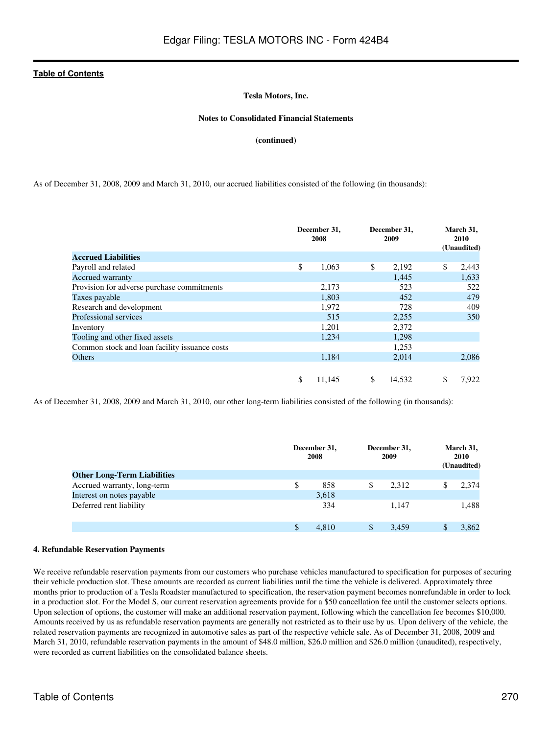Tesla Motors, Inc.

Notes to Consolidated Financial Statements

(continued)

As of December 31, 2008, 2009 and March 31, 2010, our accrued liabilities consisted of the following (in thousands):

| | December 31, 2008 | December 31, 2009 | March 31, 2010 (Unaudited) |
|---|---|---|---|
| **Accrued Liabilities** | | | |
| Payroll and related | $ 1,063 | $ 2,192 | $ 2,443 |
| Accrued warranty | | 1,445 | 1,633 |
| Provision for adverse purchase commitments | 2,173 | 523 | 522 |
| Taxes payable | 1,803 | 452 | 479 |
| Research and development | 1,972 | 728 | 409 |
| Professional services | 515 | 2,255 | 350 |
| Inventory | 1,201 | 2,372 | |
| Tooling and other fixed assets | 1,234 | 1,298 | |
| Common stock and loan facility issuance costs | | 1,253 | |
| Others | 1,184 | 2,014 | 2,086 |
| | $ 11,145 | $ 14,532 | $ 7,922 |

As of December 31, 2008, 2009 and March 31, 2010, our other long-term liabilities consisted of the following (in thousands):

| | December 31, 2008 | December 31, 2009 | March 31, 2010 (Unaudited) |
|---|---|---|---|
| **Other Long-Term Liabilities** | | | |
| Accrued warranty, long-term | $ 858 | $ 2,312 | $ 2,374 |
| Interest on notes payable | 3,618 | | |
| Deferred rent liability | 334 | 1,147 | 1,488 |
| | $ 4,810 | $ 3,459 | $ 3,862 |

### 4. Refundable Reservation Payments

We receive refundable reservation payments from our customers who purchase vehicles manufactured to specification for purposes of securing their vehicle production slot. These amounts are recorded as current liabilities until the time the vehicle is delivered. Approximately three months prior to production of a Tesla Roadster manufactured to specification, the reservation payment becomes nonrefundable in order to lock in a production slot. For the Model S, our current reservation agreements provide for a $50 cancellation fee until the customer selects options. Upon selection of options, the customer will make an additional reservation payment, following which the cancellation fee becomes $10,000. Amounts received by us as refundable reservation payments are generally not restricted as to their use by us. Upon delivery of the vehicle, the related reservation payments are recognized in automotive sales as part of the respective vehicle sale. As of December 31, 2008, 2009 and March 31, 2010, refundable reservation payments in the amount of $48.0 million, $26.0 million and $26.0 million (unaudited), respectively, were recorded as current liabilities on the consolidated balance sheets.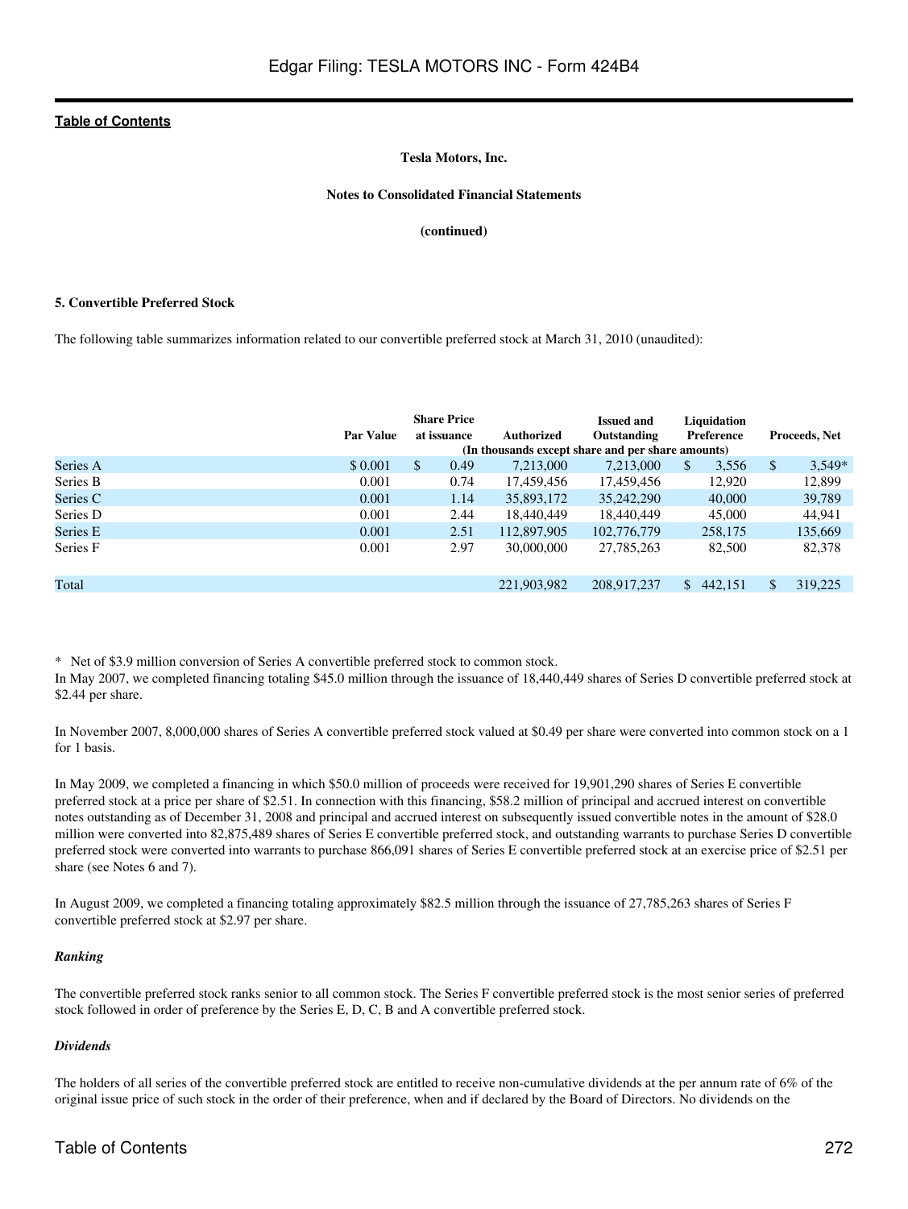**Tesla Motors, Inc.**

**Notes to Consolidated Financial Statements**

**(continued)**

**5. Convertible Preferred Stock**

The following table summarizes information related to our convertible preferred stock at March 31, 2010 (unaudited):

| | Par Value | Share Price at issuance | Authorized | Issued and Outstanding | Liquidation Preference | Proceeds, Net |
|---|---|---|---|---|---|---|
| | (In thousands except share and per share amounts) | | | | | |
| Series A | $ 0.001 | $ 0.49 | 7,213,000 | 7,213,000 | $ 3,556 | $ 3,549* |
| Series B | 0.001 | 0.74 | 17,459,456 | 17,459,456 | 12,920 | 12,899 |
| Series C | 0.001 | 1.14 | 35,893,172 | 35,242,290 | 40,000 | 39,789 |
| Series D | 0.001 | 2.44 | 18,440,449 | 18,440,449 | 45,000 | 44,941 |
| Series E | 0.001 | 2.51 | 112,897,905 | 102,776,779 | 258,175 | 135,669 |
| Series F | 0.001 | 2.97 | 30,000,000 | 27,785,263 | 82,500 | 82,378 |
| Total | | | 221,903,982 | 208,917,237 | $ 442,151 | $ 319,225 |

\* Net of $3.9 million conversion of Series A convertible preferred stock to common stock.

In May 2007, we completed financing totaling $45.0 million through the issuance of 18,440,449 shares of Series D convertible preferred stock at $2.44 per share.

In November 2007, 8,000,000 shares of Series A convertible preferred stock valued at $0.49 per share were converted into common stock on a 1 for 1 basis.

In May 2009, we completed a financing in which $50.0 million of proceeds were received for 19,901,290 shares of Series E convertible preferred stock at a price per share of $2.51. In connection with this financing, $58.2 million of principal and accrued interest on convertible notes outstanding as of December 31, 2008 and principal and accrued interest on subsequently issued convertible notes in the amount of $28.0 million were converted into 82,875,489 shares of Series E convertible preferred stock, and outstanding warrants to purchase Series D convertible preferred stock were converted into warrants to purchase 866,091 shares of Series E convertible preferred stock at an exercise price of $2.51 per share (see Notes 6 and 7).

In August 2009, we completed a financing totaling approximately $82.5 million through the issuance of 27,785,263 shares of Series F convertible preferred stock at $2.97 per share.

***Ranking***

The convertible preferred stock ranks senior to all common stock. The Series F convertible preferred stock is the most senior series of preferred stock followed in order of preference by the Series E, D, C, B and A convertible preferred stock.

***Dividends***

The holders of all series of the convertible preferred stock are entitled to receive non-cumulative dividends at the per annum rate of 6% of the original issue price of such stock in the order of their preference, when and if declared by the Board of Directors. No dividends on the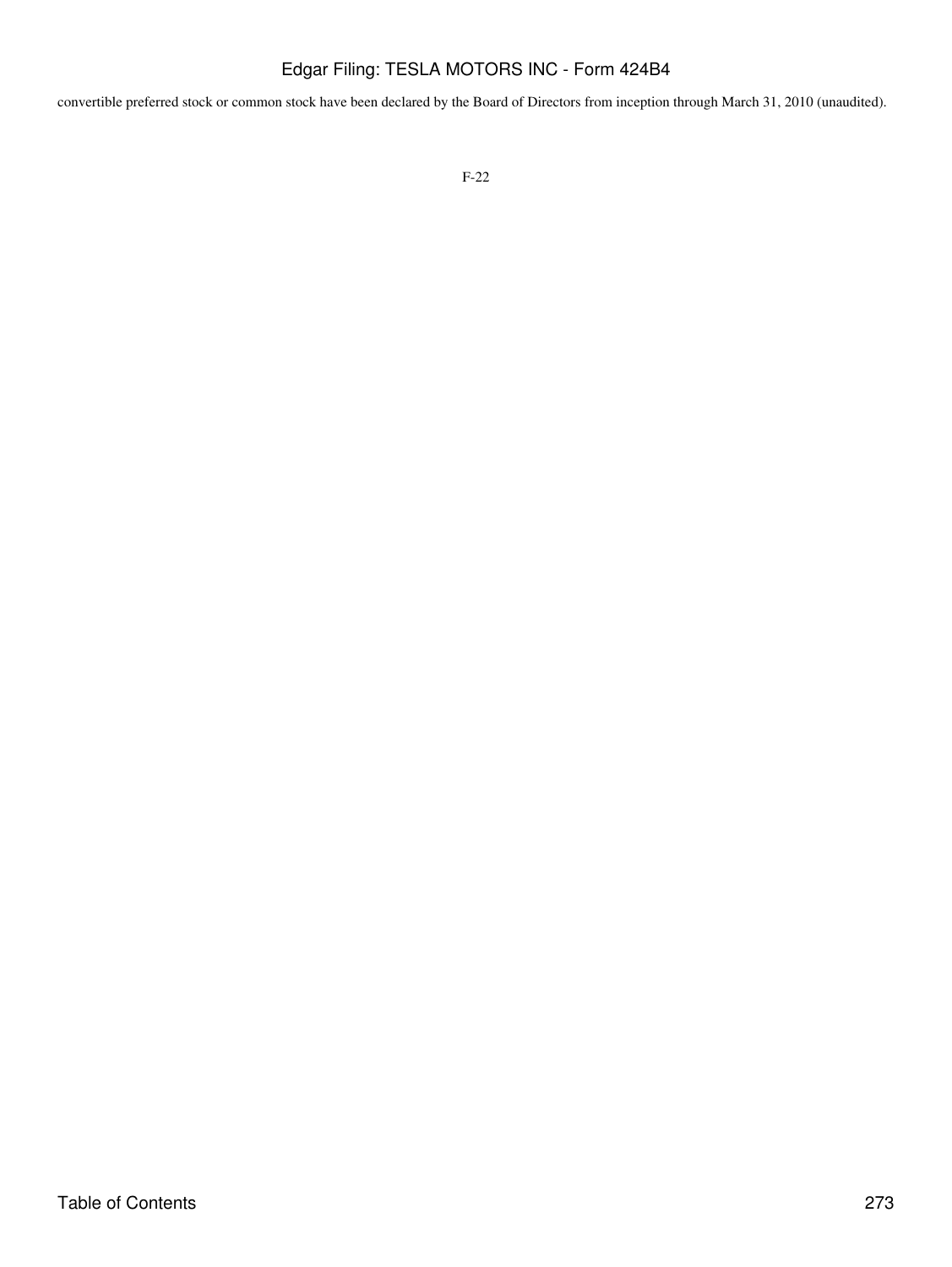convertible preferred stock or common stock have been declared by the Board of Directors from inception through March 31, 2010 (unaudited).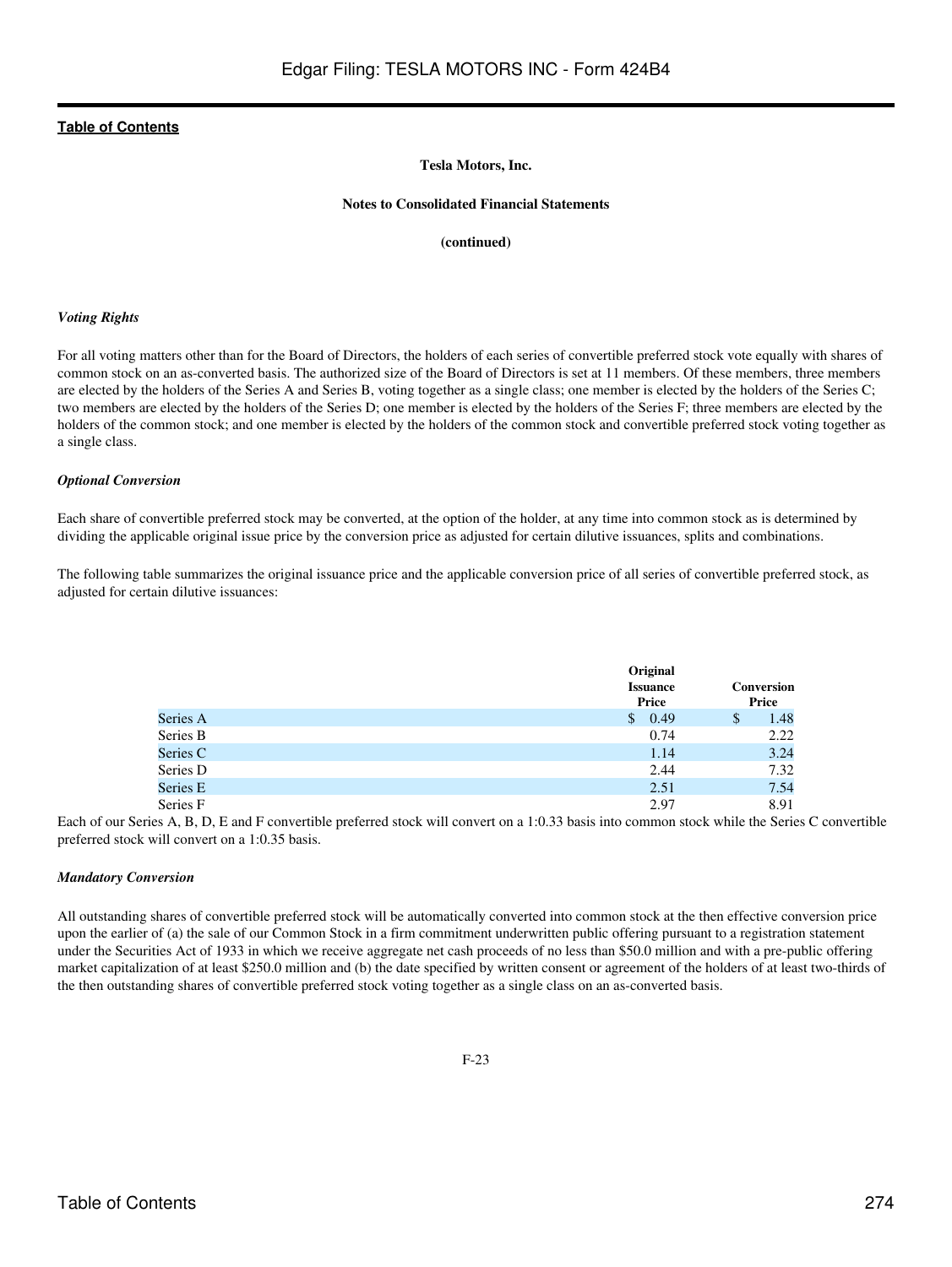**Tesla Motors, Inc.**

**Notes to Consolidated Financial Statements**

**(continued)**

***Voting Rights***

For all voting matters other than for the Board of Directors, the holders of each series of convertible preferred stock vote equally with shares of common stock on an as-converted basis. The authorized size of the Board of Directors is set at 11 members. Of these members, three members are elected by the holders of the Series A and Series B, voting together as a single class; one member is elected by the holders of the Series C; two members are elected by the holders of the Series D; one member is elected by the holders of the Series F; three members are elected by the holders of the common stock; and one member is elected by the holders of the common stock and convertible preferred stock voting together as a single class.

***Optional Conversion***

Each share of convertible preferred stock may be converted, at the option of the holder, at any time into common stock as is determined by dividing the applicable original issue price by the conversion price as adjusted for certain dilutive issuances, splits and combinations.

The following table summarizes the original issuance price and the applicable conversion price of all series of convertible preferred stock, as adjusted for certain dilutive issuances:

| | Original Issuance Price | Conversion Price |
|---|---|---|
| Series A | $ 0.49 | $ 1.48 |
| Series B | 0.74 | 2.22 |
| Series C | 1.14 | 3.24 |
| Series D | 2.44 | 7.32 |
| Series E | 2.51 | 7.54 |
| Series F | 2.97 | 8.91 |

Each of our Series A, B, D, E and F convertible preferred stock will convert on a 1:0.33 basis into common stock while the Series C convertible preferred stock will convert on a 1:0.35 basis.

***Mandatory Conversion***

All outstanding shares of convertible preferred stock will be automatically converted into common stock at the then effective conversion price upon the earlier of (a) the sale of our Common Stock in a firm commitment underwritten public offering pursuant to a registration statement under the Securities Act of 1933 in which we receive aggregate net cash proceeds of no less than $50.0 million and with a pre-public offering market capitalization of at least $250.0 million and (b) the date specified by written consent or agreement of the holders of at least two-thirds of the then outstanding shares of convertible preferred stock voting together as a single class on an as-converted basis.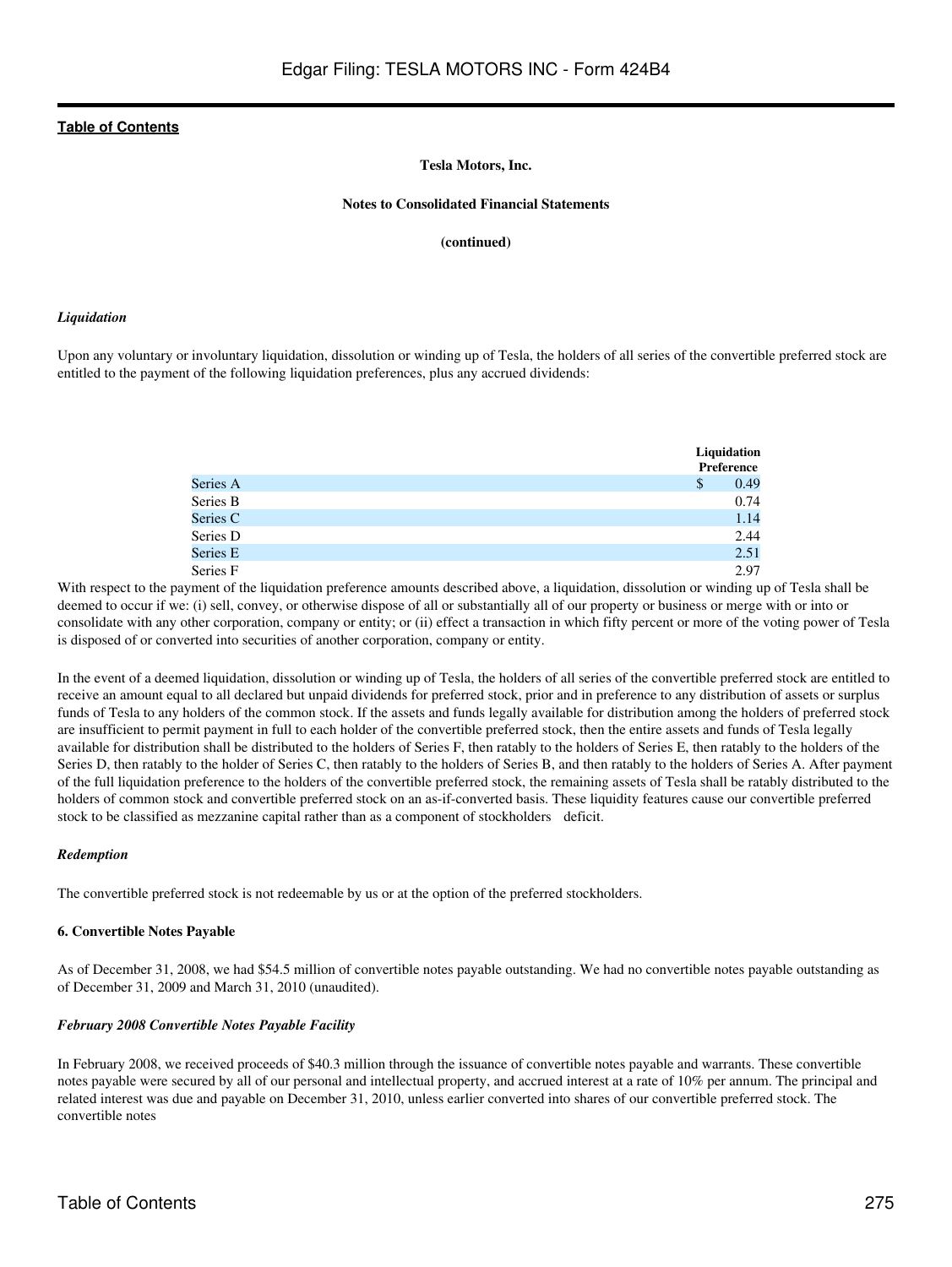**Tesla Motors, Inc.**

**Notes to Consolidated Financial Statements**

**(continued)**

*Liquidation*

Upon any voluntary or involuntary liquidation, dissolution or winding up of Tesla, the holders of all series of the convertible preferred stock are entitled to the payment of the following liquidation preferences, plus any accrued dividends:

| | Liquidation Preference |
|---|---|
| Series A | $ 0.49 |
| Series B | 0.74 |
| Series C | 1.14 |
| Series D | 2.44 |
| Series E | 2.51 |
| Series F | 2.97 |

With respect to the payment of the liquidation preference amounts described above, a liquidation, dissolution or winding up of Tesla shall be deemed to occur if we: (i) sell, convey, or otherwise dispose of all or substantially all of our property or business or merge with or into or consolidate with any other corporation, company or entity; or (ii) effect a transaction in which fifty percent or more of the voting power of Tesla is disposed of or converted into securities of another corporation, company or entity.

In the event of a deemed liquidation, dissolution or winding up of Tesla, the holders of all series of the convertible preferred stock are entitled to receive an amount equal to all declared but unpaid dividends for preferred stock, prior and in preference to any distribution of assets or surplus funds of Tesla to any holders of the common stock. If the assets and funds legally available for distribution among the holders of preferred stock are insufficient to permit payment in full to each holder of the convertible preferred stock, then the entire assets and funds of Tesla legally available for distribution shall be distributed to the holders of Series F, then ratably to the holders of Series E, then ratably to the holders of the Series D, then ratably to the holder of Series C, then ratably to the holders of Series B, and then ratably to the holders of Series A. After payment of the full liquidation preference to the holders of the convertible preferred stock, the remaining assets of Tesla shall be ratably distributed to the holders of common stock and convertible preferred stock on an as-if-converted basis. These liquidity features cause our convertible preferred stock to be classified as mezzanine capital rather than as a component of stockholders deficit.

*Redemption*

The convertible preferred stock is not redeemable by us or at the option of the preferred stockholders.

**6. Convertible Notes Payable**

As of December 31, 2008, we had $54.5 million of convertible notes payable outstanding. We had no convertible notes payable outstanding as of December 31, 2009 and March 31, 2010 (unaudited).

***February 2008 Convertible Notes Payable Facility***

In February 2008, we received proceeds of $40.3 million through the issuance of convertible notes payable and warrants. These convertible notes payable were secured by all of our personal and intellectual property, and accrued interest at a rate of 10% per annum. The principal and related interest was due and payable on December 31, 2010, unless earlier converted into shares of our convertible preferred stock. The convertible notes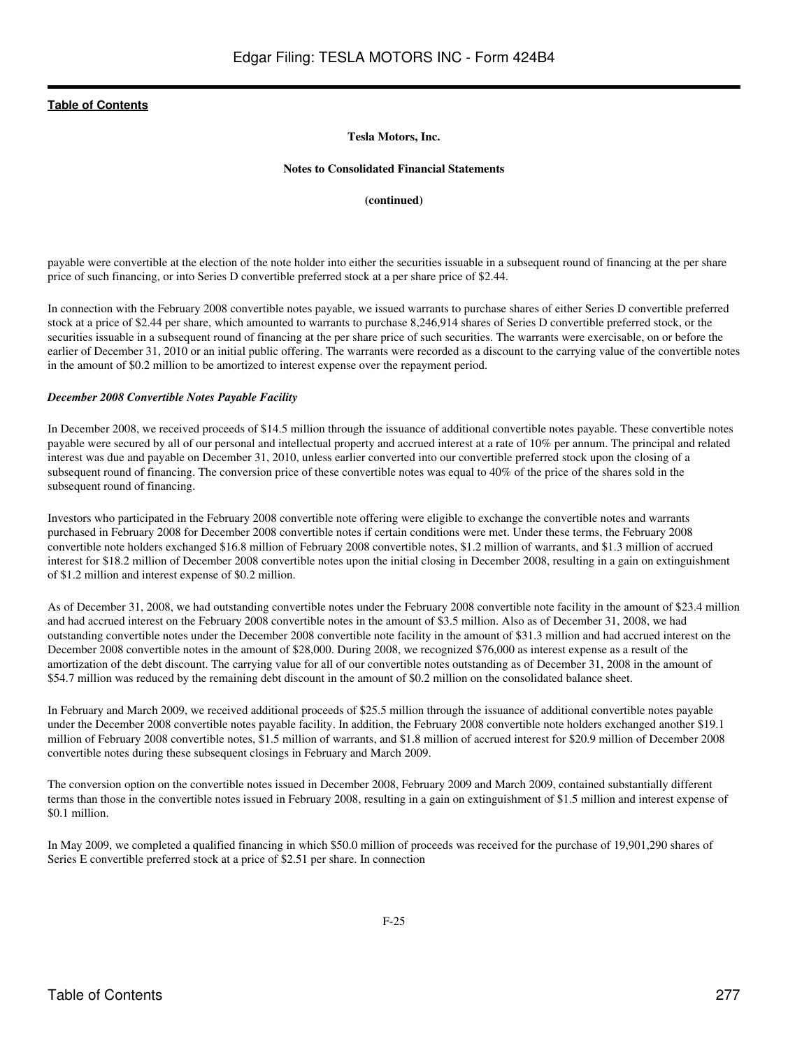payable were convertible at the election of the note holder into either the securities issuable in a subsequent round of financing at the per share price of such financing, or into Series D convertible preferred stock at a per share price of $2.44.

In connection with the February 2008 convertible notes payable, we issued warrants to purchase shares of either Series D convertible preferred stock at a price of $2.44 per share, which amounted to warrants to purchase 8,246,914 shares of Series D convertible preferred stock, or the securities issuable in a subsequent round of financing at the per share price of such securities. The warrants were exercisable, on or before the earlier of December 31, 2010 or an initial public offering. The warrants were recorded as a discount to the carrying value of the convertible notes in the amount of $0.2 million to be amortized to interest expense over the repayment period.

***December 2008 Convertible Notes Payable Facility***

In December 2008, we received proceeds of $14.5 million through the issuance of additional convertible notes payable. These convertible notes payable were secured by all of our personal and intellectual property and accrued interest at a rate of 10% per annum. The principal and related interest was due and payable on December 31, 2010, unless earlier converted into our convertible preferred stock upon the closing of a subsequent round of financing. The conversion price of these convertible notes was equal to 40% of the price of the shares sold in the subsequent round of financing.

Investors who participated in the February 2008 convertible note offering were eligible to exchange the convertible notes and warrants purchased in February 2008 for December 2008 convertible notes if certain conditions were met. Under these terms, the February 2008 convertible note holders exchanged $16.8 million of February 2008 convertible notes, $1.2 million of warrants, and $1.3 million of accrued interest for $18.2 million of December 2008 convertible notes upon the initial closing in December 2008, resulting in a gain on extinguishment of $1.2 million and interest expense of $0.2 million.

As of December 31, 2008, we had outstanding convertible notes under the February 2008 convertible note facility in the amount of $23.4 million and had accrued interest on the February 2008 convertible notes in the amount of $3.5 million. Also as of December 31, 2008, we had outstanding convertible notes under the December 2008 convertible note facility in the amount of $31.3 million and had accrued interest on the December 2008 convertible notes in the amount of $28,000. During 2008, we recognized $76,000 as interest expense as a result of the amortization of the debt discount. The carrying value for all of our convertible notes outstanding as of December 31, 2008 in the amount of $54.7 million was reduced by the remaining debt discount in the amount of $0.2 million on the consolidated balance sheet.

In February and March 2009, we received additional proceeds of $25.5 million through the issuance of additional convertible notes payable under the December 2008 convertible notes payable facility. In addition, the February 2008 convertible note holders exchanged another $19.1 million of February 2008 convertible notes, $1.5 million of warrants, and $1.8 million of accrued interest for $20.9 million of December 2008 convertible notes during these subsequent closings in February and March 2009.

The conversion option on the convertible notes issued in December 2008, February 2009 and March 2009, contained substantially different terms than those in the convertible notes issued in February 2008, resulting in a gain on extinguishment of $1.5 million and interest expense of $0.1 million.

In May 2009, we completed a qualified financing in which $50.0 million of proceeds was received for the purchase of 19,901,290 shares of Series E convertible preferred stock at a price of $2.51 per share. In connection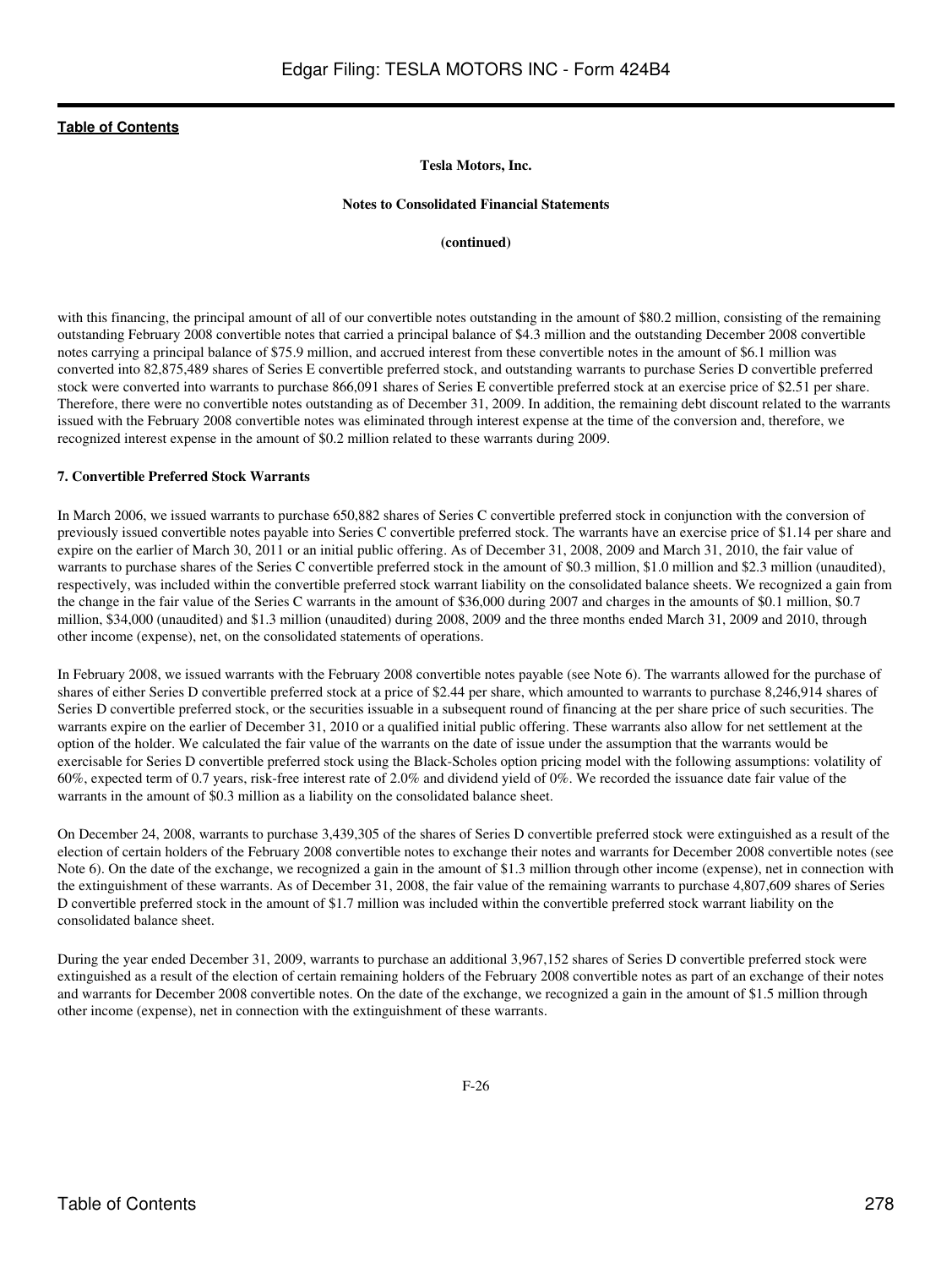**Tesla Motors, Inc.**

**Notes to Consolidated Financial Statements**

**(continued)**

with this financing, the principal amount of all of our convertible notes outstanding in the amount of $80.2 million, consisting of the remaining outstanding February 2008 convertible notes that carried a principal balance of $4.3 million and the outstanding December 2008 convertible notes carrying a principal balance of $75.9 million, and accrued interest from these convertible notes in the amount of $6.1 million was converted into 82,875,489 shares of Series E convertible preferred stock, and outstanding warrants to purchase Series D convertible preferred stock were converted into warrants to purchase 866,091 shares of Series E convertible preferred stock at an exercise price of $2.51 per share. Therefore, there were no convertible notes outstanding as of December 31, 2009. In addition, the remaining debt discount related to the warrants issued with the February 2008 convertible notes was eliminated through interest expense at the time of the conversion and, therefore, we recognized interest expense in the amount of $0.2 million related to these warrants during 2009.

**7. Convertible Preferred Stock Warrants**

In March 2006, we issued warrants to purchase 650,882 shares of Series C convertible preferred stock in conjunction with the conversion of previously issued convertible notes payable into Series C convertible preferred stock. The warrants have an exercise price of $1.14 per share and expire on the earlier of March 30, 2011 or an initial public offering. As of December 31, 2008, 2009 and March 31, 2010, the fair value of warrants to purchase shares of the Series C convertible preferred stock in the amount of $0.3 million, $1.0 million and $2.3 million (unaudited), respectively, was included within the convertible preferred stock warrant liability on the consolidated balance sheets. We recognized a gain from the change in the fair value of the Series C warrants in the amount of $36,000 during 2007 and charges in the amounts of $0.1 million, $0.7 million, $34,000 (unaudited) and $1.3 million (unaudited) during 2008, 2009 and the three months ended March 31, 2009 and 2010, through other income (expense), net, on the consolidated statements of operations.

In February 2008, we issued warrants with the February 2008 convertible notes payable (see Note 6). The warrants allowed for the purchase of shares of either Series D convertible preferred stock at a price of $2.44 per share, which amounted to warrants to purchase 8,246,914 shares of Series D convertible preferred stock, or the securities issuable in a subsequent round of financing at the per share price of such securities. The warrants expire on the earlier of December 31, 2010 or a qualified initial public offering. These warrants also allow for net settlement at the option of the holder. We calculated the fair value of the warrants on the date of issue under the assumption that the warrants would be exercisable for Series D convertible preferred stock using the Black-Scholes option pricing model with the following assumptions: volatility of 60%, expected term of 0.7 years, risk-free interest rate of 2.0% and dividend yield of 0%. We recorded the issuance date fair value of the warrants in the amount of $0.3 million as a liability on the consolidated balance sheet.

On December 24, 2008, warrants to purchase 3,439,305 of the shares of Series D convertible preferred stock were extinguished as a result of the election of certain holders of the February 2008 convertible notes to exchange their notes and warrants for December 2008 convertible notes (see Note 6). On the date of the exchange, we recognized a gain in the amount of $1.3 million through other income (expense), net in connection with the extinguishment of these warrants. As of December 31, 2008, the fair value of the remaining warrants to purchase 4,807,609 shares of Series D convertible preferred stock in the amount of $1.7 million was included within the convertible preferred stock warrant liability on the consolidated balance sheet.

During the year ended December 31, 2009, warrants to purchase an additional 3,967,152 shares of Series D convertible preferred stock were extinguished as a result of the election of certain remaining holders of the February 2008 convertible notes as part of an exchange of their notes and warrants for December 2008 convertible notes. On the date of the exchange, we recognized a gain in the amount of $1.5 million through other income (expense), net in connection with the extinguishment of these warrants.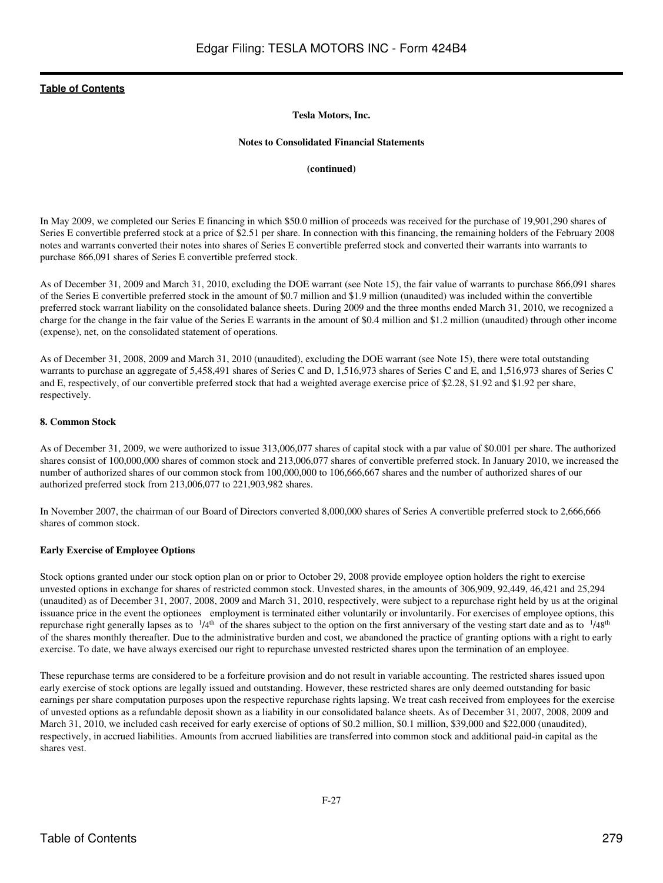**Tesla Motors, Inc.**

**Notes to Consolidated Financial Statements**

**(continued)**

In May 2009, we completed our Series E financing in which $50.0 million of proceeds was received for the purchase of 19,901,290 shares of Series E convertible preferred stock at a price of $2.51 per share. In connection with this financing, the remaining holders of the February 2008 notes and warrants converted their notes into shares of Series E convertible preferred stock and converted their warrants into warrants to purchase 866,091 shares of Series E convertible preferred stock.

As of December 31, 2009 and March 31, 2010, excluding the DOE warrant (see Note 15), the fair value of warrants to purchase 866,091 shares of the Series E convertible preferred stock in the amount of $0.7 million and $1.9 million (unaudited) was included within the convertible preferred stock warrant liability on the consolidated balance sheets. During 2009 and the three months ended March 31, 2010, we recognized a charge for the change in the fair value of the Series E warrants in the amount of $0.4 million and $1.2 million (unaudited) through other income (expense), net, on the consolidated statement of operations.

As of December 31, 2008, 2009 and March 31, 2010 (unaudited), excluding the DOE warrant (see Note 15), there were total outstanding warrants to purchase an aggregate of 5,458,491 shares of Series C and D, 1,516,973 shares of Series C and E, and 1,516,973 shares of Series C and E, respectively, of our convertible preferred stock that had a weighted average exercise price of $2.28, $1.92 and $1.92 per share, respectively.

**8. Common Stock**

As of December 31, 2009, we were authorized to issue 313,006,077 shares of capital stock with a par value of $0.001 per share. The authorized shares consist of 100,000,000 shares of common stock and 213,006,077 shares of convertible preferred stock. In January 2010, we increased the number of authorized shares of our common stock from 100,000,000 to 106,666,667 shares and the number of authorized shares of our authorized preferred stock from 213,006,077 to 221,903,982 shares.

In November 2007, the chairman of our Board of Directors converted 8,000,000 shares of Series A convertible preferred stock to 2,666,666 shares of common stock.

**Early Exercise of Employee Options**

Stock options granted under our stock option plan on or prior to October 29, 2008 provide employee option holders the right to exercise unvested options in exchange for shares of restricted common stock. Unvested shares, in the amounts of 306,909, 92,449, 46,421 and 25,294 (unaudited) as of December 31, 2007, 2008, 2009 and March 31, 2010, respectively, were subject to a repurchase right held by us at the original issuance price in the event the optionees employment is terminated either voluntarily or involuntarily. For exercises of employee options, this repurchase right generally lapses as to $^{1}/_{4}$th of the shares subject to the option on the first anniversary of the vesting start date and as to $^{1}/_{48}$th of the shares monthly thereafter. Due to the administrative burden and cost, we abandoned the practice of granting options with a right to early exercise. To date, we have always exercised our right to repurchase unvested restricted shares upon the termination of an employee.

These repurchase terms are considered to be a forfeiture provision and do not result in variable accounting. The restricted shares issued upon early exercise of stock options are legally issued and outstanding. However, these restricted shares are only deemed outstanding for basic earnings per share computation purposes upon the respective repurchase rights lapsing. We treat cash received from employees for the exercise of unvested options as a refundable deposit shown as a liability in our consolidated balance sheets. As of December 31, 2007, 2008, 2009 and March 31, 2010, we included cash received for early exercise of options of $0.2 million, $0.1 million, $39,000 and $22,000 (unaudited), respectively, in accrued liabilities. Amounts from accrued liabilities are transferred into common stock and additional paid-in capital as the shares vest.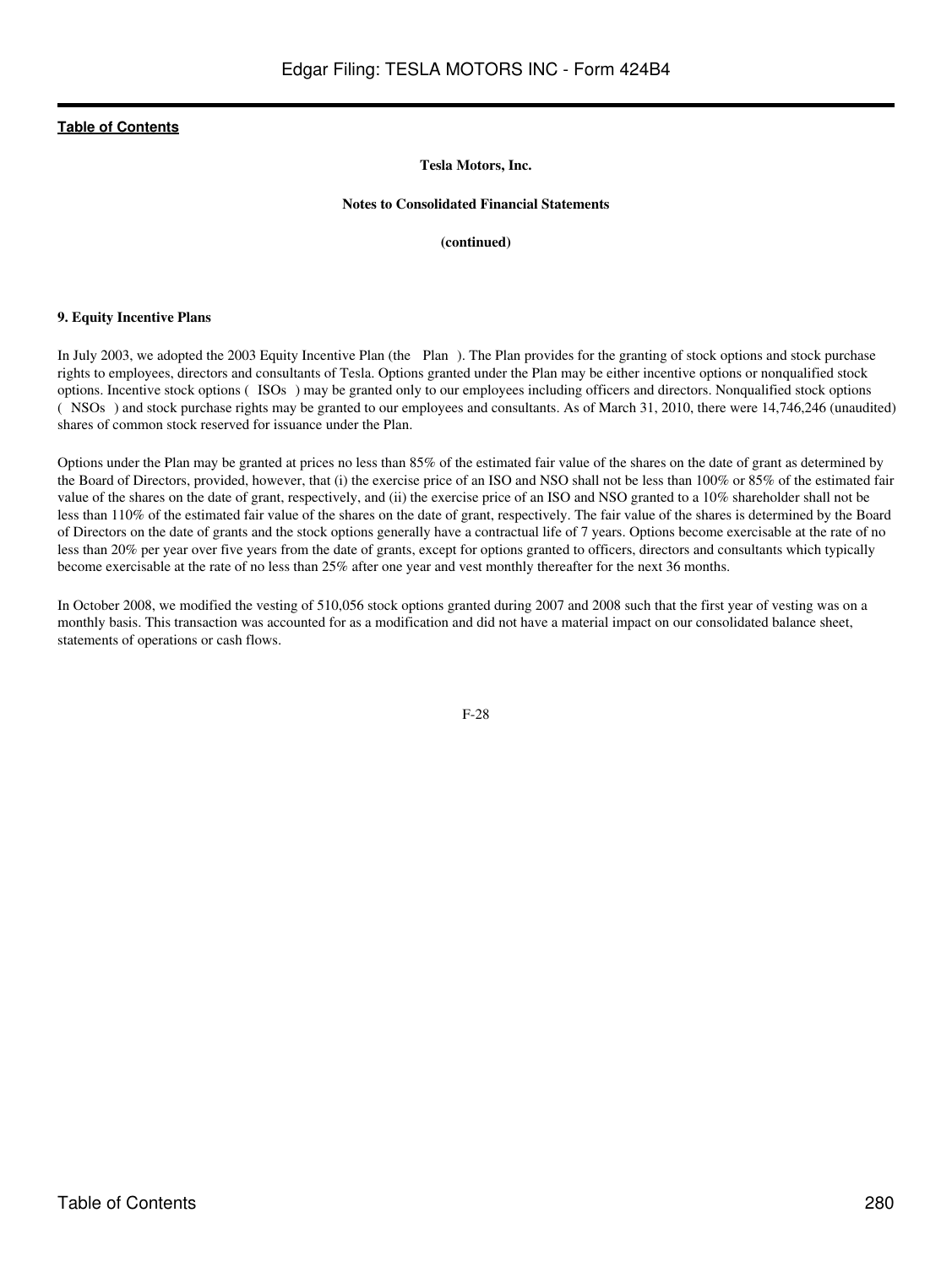**Tesla Motors, Inc.**

**Notes to Consolidated Financial Statements**

**(continued)**

**9. Equity Incentive Plans**

In July 2003, we adopted the 2003 Equity Incentive Plan (the Plan ). The Plan provides for the granting of stock options and stock purchase rights to employees, directors and consultants of Tesla. Options granted under the Plan may be either incentive options or nonqualified stock options. Incentive stock options ( ISOs ) may be granted only to our employees including officers and directors. Nonqualified stock options ( NSOs ) and stock purchase rights may be granted to our employees and consultants. As of March 31, 2010, there were 14,746,246 (unaudited) shares of common stock reserved for issuance under the Plan.

Options under the Plan may be granted at prices no less than 85% of the estimated fair value of the shares on the date of grant as determined by the Board of Directors, provided, however, that (i) the exercise price of an ISO and NSO shall not be less than 100% or 85% of the estimated fair value of the shares on the date of grant, respectively, and (ii) the exercise price of an ISO and NSO granted to a 10% shareholder shall not be less than 110% of the estimated fair value of the shares on the date of grant, respectively. The fair value of the shares is determined by the Board of Directors on the date of grants and the stock options generally have a contractual life of 7 years. Options become exercisable at the rate of no less than 20% per year over five years from the date of grants, except for options granted to officers, directors and consultants which typically become exercisable at the rate of no less than 25% after one year and vest monthly thereafter for the next 36 months.

In October 2008, we modified the vesting of 510,056 stock options granted during 2007 and 2008 such that the first year of vesting was on a monthly basis. This transaction was accounted for as a modification and did not have a material impact on our consolidated balance sheet, statements of operations or cash flows.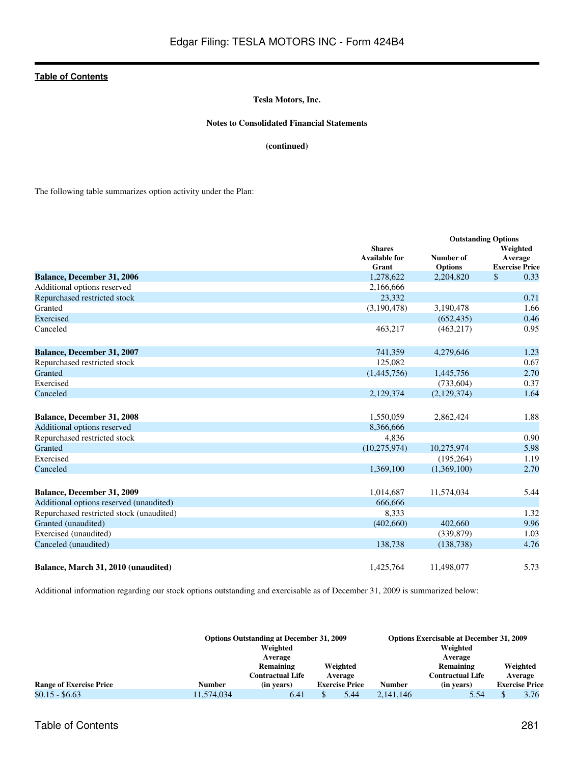Tesla Motors, Inc.

Notes to Consolidated Financial Statements

(continued)

The following table summarizes option activity under the Plan:

| | Shares Available for Grant | Outstanding Options | |
|---|---|---|---|
| | | Number of Options | Weighted Average Exercise Price |
| **Balance, December 31, 2006** | 1,278,622 | 2,204,820 | $ 0.33 |
| Additional options reserved | 2,166,666 | | |
| Repurchased restricted stock | 23,332 | | 0.71 |
| Granted | (3,190,478) | 3,190,478 | 1.66 |
| Exercised | | (652,435) | 0.46 |
| Canceled | 463,217 | (463,217) | 0.95 |
| **Balance, December 31, 2007** | 741,359 | 4,279,646 | 1.23 |
| Repurchased restricted stock | 125,082 | | 0.67 |
| Granted | (1,445,756) | 1,445,756 | 2.70 |
| Exercised | | (733,604) | 0.37 |
| Canceled | 2,129,374 | (2,129,374) | 1.64 |
| **Balance, December 31, 2008** | 1,550,059 | 2,862,424 | 1.88 |
| Additional options reserved | 8,366,666 | | |
| Repurchased restricted stock | 4,836 | | 0.90 |
| Granted | (10,275,974) | 10,275,974 | 5.98 |
| Exercised | | (195,264) | 1.19 |
| Canceled | 1,369,100 | (1,369,100) | 2.70 |
| **Balance, December 31, 2009** | 1,014,687 | 11,574,034 | 5.44 |
| Additional options reserved (unaudited) | 666,666 | | |
| Repurchased restricted stock (unaudited) | 8,333 | | 1.32 |
| Granted (unaudited) | (402,660) | 402,660 | 9.96 |
| Exercised (unaudited) | | (339,879) | 1.03 |
| Canceled (unaudited) | 138,738 | (138,738) | 4.76 |
| **Balance, March 31, 2010 (unaudited)** | 1,425,764 | 11,498,077 | 5.73 |

Additional information regarding our stock options outstanding and exercisable as of December 31, 2009 is summarized below:

| | Options Outstanding at December 31, 2009 | | | Options Exercisable at December 31, 2009 | | |
|---|---|---|---|---|---|---|
| **Range of Exercise Price** | **Number** | **Weighted Average Remaining Contractual Life (in years)** | **Weighted Average Exercise Price** | **Number** | **Weighted Average Remaining Contractual Life (in years)** | **Weighted Average Exercise Price** |
| $0.15 - $6.63 | 11,574,034 | 6.41 | $ 5.44 | 2,141,146 | 5.54 | $ 3.76 |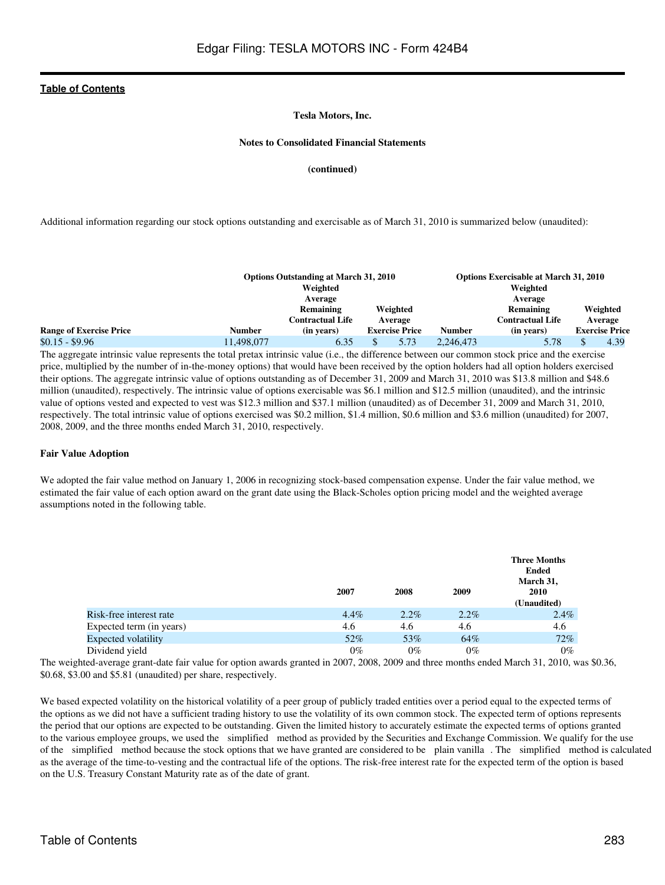Tesla Motors, Inc.

Notes to Consolidated Financial Statements

(continued)

Additional information regarding our stock options outstanding and exercisable as of March 31, 2010 is summarized below (unaudited):

| | Options Outstanding at March 31, 2010 | | | Options Exercisable at March 31, 2010 | | |
|---|---|---|---|---|---|---|
| Range of Exercise Price | Number | Weighted Average Remaining Contractual Life (in years) | Weighted Average Exercise Price | Number | Weighted Average Remaining Contractual Life (in years) | Weighted Average Exercise Price |
| $0.15 - $9.96 | 11,498,077 | 6.35 | $ 5.73 | 2,246,473 | 5.78 | $ 4.39 |

The aggregate intrinsic value represents the total pretax intrinsic value (i.e., the difference between our common stock price and the exercise price, multiplied by the number of in-the-money options) that would have been received by the option holders had all option holders exercised their options. The aggregate intrinsic value of options outstanding as of December 31, 2009 and March 31, 2010 was $13.8 million and $48.6 million (unaudited), respectively. The intrinsic value of options exercisable was $6.1 million and $12.5 million (unaudited), and the intrinsic value of options vested and expected to vest was $12.3 million and $37.1 million (unaudited) as of December 31, 2009 and March 31, 2010, respectively. The total intrinsic value of options exercised was $0.2 million, $1.4 million, $0.6 million and $3.6 million (unaudited) for 2007, 2008, 2009, and the three months ended March 31, 2010, respectively.

**Fair Value Adoption**

We adopted the fair value method on January 1, 2006 in recognizing stock-based compensation expense. Under the fair value method, we estimated the fair value of each option award on the grant date using the Black-Scholes option pricing model and the weighted average assumptions noted in the following table.

| | 2007 | 2008 | 2009 | Three Months Ended March 31, 2010 (Unaudited) |
|---|---|---|---|---|
| Risk-free interest rate | 4.4% | 2.2% | 2.2% | 2.4% |
| Expected term (in years) | 4.6 | 4.6 | 4.6 | 4.6 |
| Expected volatility | 52% | 53% | 64% | 72% |
| Dividend yield | 0% | 0% | 0% | 0% |

The weighted-average grant-date fair value for option awards granted in 2007, 2008, 2009 and three months ended March 31, 2010, was $0.36, $0.68, $3.00 and $5.81 (unaudited) per share, respectively.

We based expected volatility on the historical volatility of a peer group of publicly traded entities over a period equal to the expected terms of the options as we did not have a sufficient trading history to use the volatility of its own common stock. The expected term of options represents the period that our options are expected to be outstanding. Given the limited history to accurately estimate the expected terms of options granted to the various employee groups, we used the simplified method as provided by the Securities and Exchange Commission. We qualify for the use of the simplified method because the stock options that we have granted are considered to be plain vanilla . The simplified method is calculated as the average of the time-to-vesting and the contractual life of the options. The risk-free interest rate for the expected term of the option is based on the U.S. Treasury Constant Maturity rate as of the date of grant.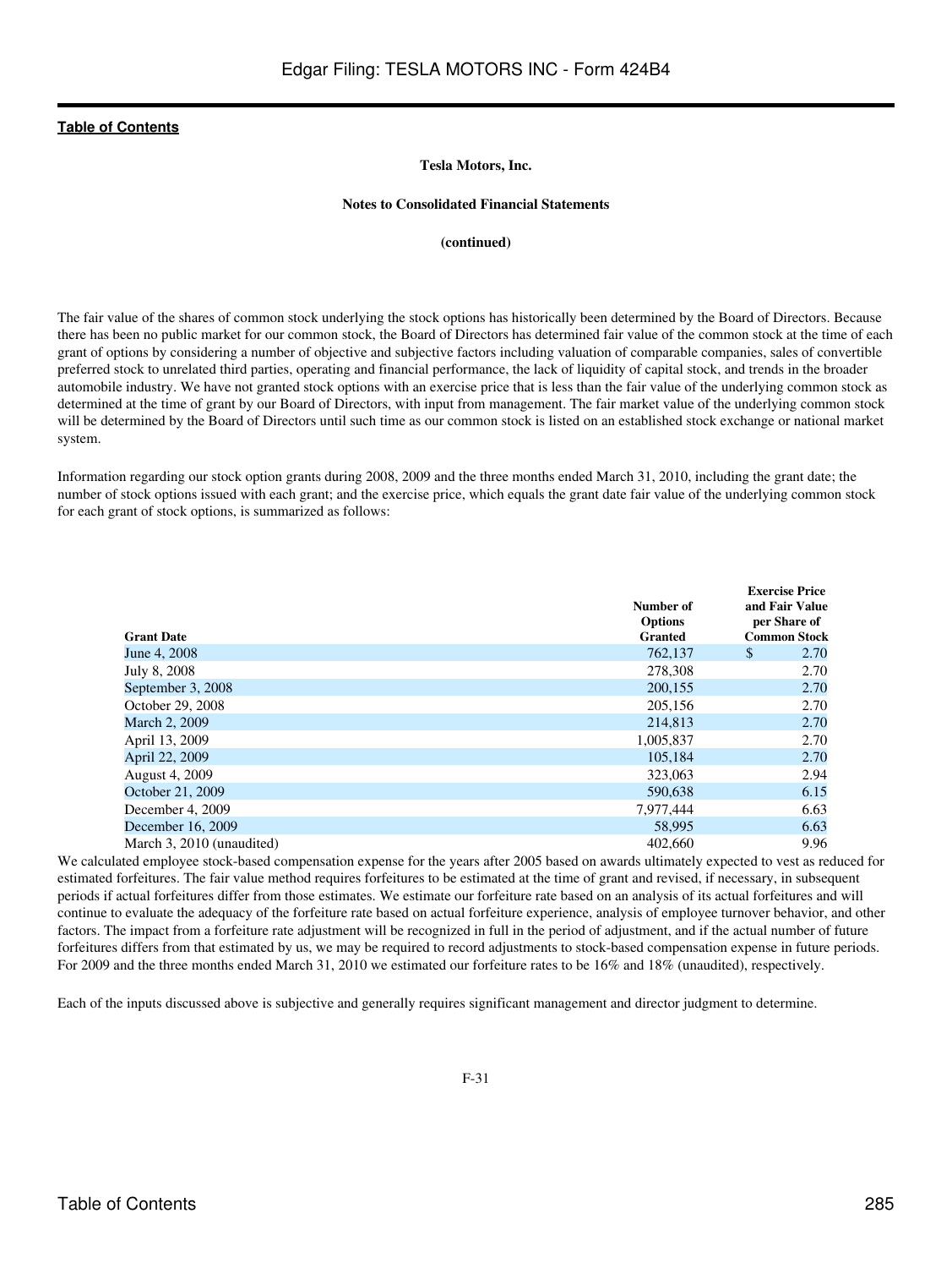**Tesla Motors, Inc.**

**Notes to Consolidated Financial Statements**

**(continued)**

The fair value of the shares of common stock underlying the stock options has historically been determined by the Board of Directors. Because there has been no public market for our common stock, the Board of Directors has determined fair value of the common stock at the time of each grant of options by considering a number of objective and subjective factors including valuation of comparable companies, sales of convertible preferred stock to unrelated third parties, operating and financial performance, the lack of liquidity of capital stock, and trends in the broader automobile industry. We have not granted stock options with an exercise price that is less than the fair value of the underlying common stock as determined at the time of grant by our Board of Directors, with input from management. The fair market value of the underlying common stock will be determined by the Board of Directors until such time as our common stock is listed on an established stock exchange or national market system.

Information regarding our stock option grants during 2008, 2009 and the three months ended March 31, 2010, including the grant date; the number of stock options issued with each grant; and the exercise price, which equals the grant date fair value of the underlying common stock for each grant of stock options, is summarized as follows:

| Grant Date | Number of Options Granted | Exercise Price and Fair Value per Share of Common Stock |
|---|---|---|
| June 4, 2008 | 762,137 | $ 2.70 |
| July 8, 2008 | 278,308 | 2.70 |
| September 3, 2008 | 200,155 | 2.70 |
| October 29, 2008 | 205,156 | 2.70 |
| March 2, 2009 | 214,813 | 2.70 |
| April 13, 2009 | 1,005,837 | 2.70 |
| April 22, 2009 | 105,184 | 2.70 |
| August 4, 2009 | 323,063 | 2.94 |
| October 21, 2009 | 590,638 | 6.15 |
| December 4, 2009 | 7,977,444 | 6.63 |
| December 16, 2009 | 58,995 | 6.63 |
| March 3, 2010 (unaudited) | 402,660 | 9.96 |

We calculated employee stock-based compensation expense for the years after 2005 based on awards ultimately expected to vest as reduced for estimated forfeitures. The fair value method requires forfeitures to be estimated at the time of grant and revised, if necessary, in subsequent periods if actual forfeitures differ from those estimates. We estimate our forfeiture rate based on an analysis of its actual forfeitures and will continue to evaluate the adequacy of the forfeiture rate based on actual forfeiture experience, analysis of employee turnover behavior, and other factors. The impact from a forfeiture rate adjustment will be recognized in full in the period of adjustment, and if the actual number of future forfeitures differs from that estimated by us, we may be required to record adjustments to stock-based compensation expense in future periods. For 2009 and the three months ended March 31, 2010 we estimated our forfeiture rates to be 16% and 18% (unaudited), respectively.

Each of the inputs discussed above is subjective and generally requires significant management and director judgment to determine.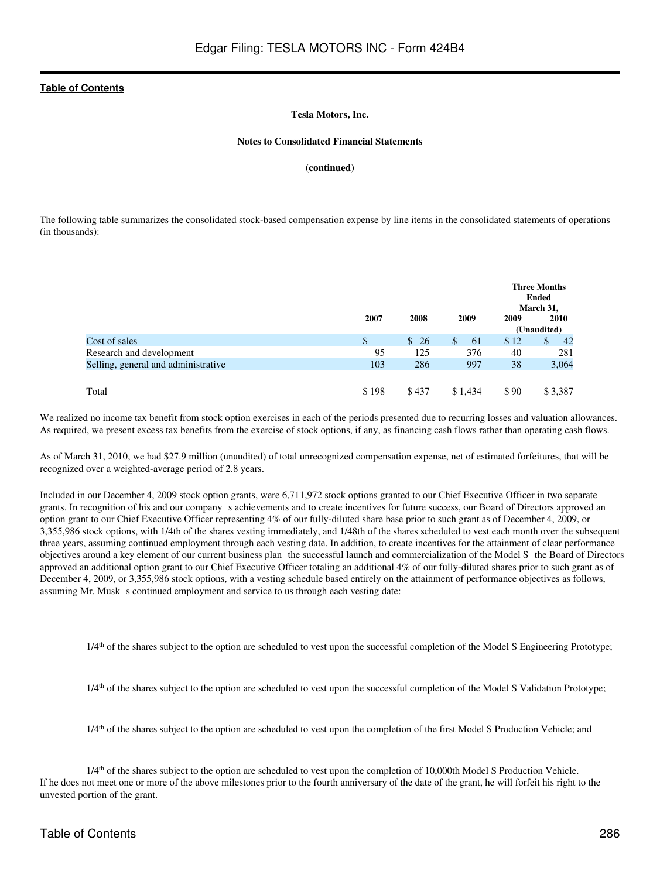**Tesla Motors, Inc.**

**Notes to Consolidated Financial Statements**

**(continued)**

The following table summarizes the consolidated stock-based compensation expense by line items in the consolidated statements of operations (in thousands):

| | 2007 | 2008 | 2009 | Three Months Ended March 31, 2009 | Three Months Ended March 31, 2010 |
|---|---|---|---|---|---|
| | | | | (Unaudited) | |
| Cost of sales | $ | $ 26 | $ 61 | $ 12 | $ 42 |
| Research and development | 95 | 125 | 376 | 40 | 281 |
| Selling, general and administrative | 103 | 286 | 997 | 38 | 3,064 |
| Total | $ 198 | $ 437 | $ 1,434 | $ 90 | $ 3,387 |

We realized no income tax benefit from stock option exercises in each of the periods presented due to recurring losses and valuation allowances. As required, we present excess tax benefits from the exercise of stock options, if any, as financing cash flows rather than operating cash flows.

As of March 31, 2010, we had $27.9 million (unaudited) of total unrecognized compensation expense, net of estimated forfeitures, that will be recognized over a weighted-average period of 2.8 years.

Included in our December 4, 2009 stock option grants, were 6,711,972 stock options granted to our Chief Executive Officer in two separate grants. In recognition of his and our company s achievements and to create incentives for future success, our Board of Directors approved an option grant to our Chief Executive Officer representing 4% of our fully-diluted share base prior to such grant as of December 4, 2009, or 3,355,986 stock options, with 1/4th of the shares vesting immediately, and 1/48th of the shares scheduled to vest each month over the subsequent three years, assuming continued employment through each vesting date. In addition, to create incentives for the attainment of clear performance objectives around a key element of our current business plan the successful launch and commercialization of the Model S the Board of Directors approved an additional option grant to our Chief Executive Officer totaling an additional 4% of our fully-diluted shares prior to such grant as of December 4, 2009, or 3,355,986 stock options, with a vesting schedule based entirely on the attainment of performance objectives as follows, assuming Mr. Musk s continued employment and service to us through each vesting date:

1/4th of the shares subject to the option are scheduled to vest upon the successful completion of the Model S Engineering Prototype;

1/4th of the shares subject to the option are scheduled to vest upon the successful completion of the Model S Validation Prototype;

1/4th of the shares subject to the option are scheduled to vest upon the completion of the first Model S Production Vehicle; and

1/4th of the shares subject to the option are scheduled to vest upon the completion of 10,000th Model S Production Vehicle.

If he does not meet one or more of the above milestones prior to the fourth anniversary of the date of the grant, he will forfeit his right to the unvested portion of the grant.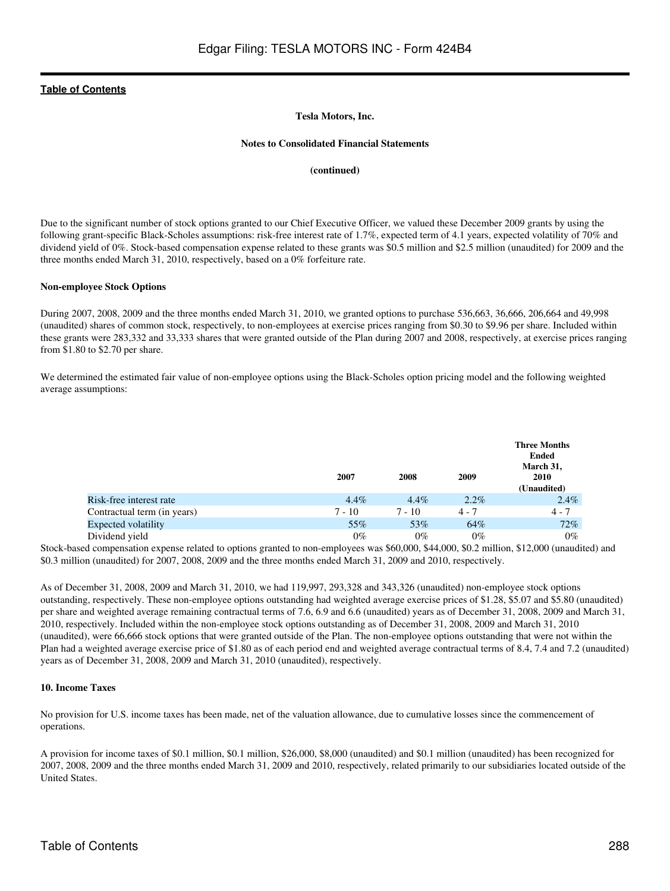Tesla Motors, Inc.

Notes to Consolidated Financial Statements

(continued)

Due to the significant number of stock options granted to our Chief Executive Officer, we valued these December 2009 grants by using the following grant-specific Black-Scholes assumptions: risk-free interest rate of 1.7%, expected term of 4.1 years, expected volatility of 70% and dividend yield of 0%. Stock-based compensation expense related to these grants was $0.5 million and $2.5 million (unaudited) for 2009 and the three months ended March 31, 2010, respectively, based on a 0% forfeiture rate.

**Non-employee Stock Options**

During 2007, 2008, 2009 and the three months ended March 31, 2010, we granted options to purchase 536,663, 36,666, 206,664 and 49,998 (unaudited) shares of common stock, respectively, to non-employees at exercise prices ranging from $0.30 to $9.96 per share. Included within these grants were 283,332 and 33,333 shares that were granted outside of the Plan during 2007 and 2008, respectively, at exercise prices ranging from $1.80 to $2.70 per share.

We determined the estimated fair value of non-employee options using the Black-Scholes option pricing model and the following weighted average assumptions:

| | 2007 | 2008 | 2009 | Three Months Ended March 31, 2010 (Unaudited) |
|---|---|---|---|---|
| Risk-free interest rate | 4.4% | 4.4% | 2.2% | 2.4% |
| Contractual term (in years) | 7 - 10 | 7 - 10 | 4 - 7 | 4 - 7 |
| Expected volatility | 55% | 53% | 64% | 72% |
| Dividend yield | 0% | 0% | 0% | 0% |

Stock-based compensation expense related to options granted to non-employees was $60,000, $44,000, $0.2 million, $12,000 (unaudited) and $0.3 million (unaudited) for 2007, 2008, 2009 and the three months ended March 31, 2009 and 2010, respectively.

As of December 31, 2008, 2009 and March 31, 2010, we had 119,997, 293,328 and 343,326 (unaudited) non-employee stock options outstanding, respectively. These non-employee options outstanding had weighted average exercise prices of $1.28, $5.07 and $5.80 (unaudited) per share and weighted average remaining contractual terms of 7.6, 6.9 and 6.6 (unaudited) years as of December 31, 2008, 2009 and March 31, 2010, respectively. Included within the non-employee stock options outstanding as of December 31, 2008, 2009 and March 31, 2010 (unaudited), were 66,666 stock options that were granted outside of the Plan. The non-employee options outstanding that were not within the Plan had a weighted average exercise price of $1.80 as of each period end and weighted average contractual terms of 8.4, 7.4 and 7.2 (unaudited) years as of December 31, 2008, 2009 and March 31, 2010 (unaudited), respectively.

**10. Income Taxes**

No provision for U.S. income taxes has been made, net of the valuation allowance, due to cumulative losses since the commencement of operations.

A provision for income taxes of $0.1 million, $0.1 million, $26,000, $8,000 (unaudited) and $0.1 million (unaudited) has been recognized for 2007, 2008, 2009 and the three months ended March 31, 2009 and 2010, respectively, related primarily to our subsidiaries located outside of the United States.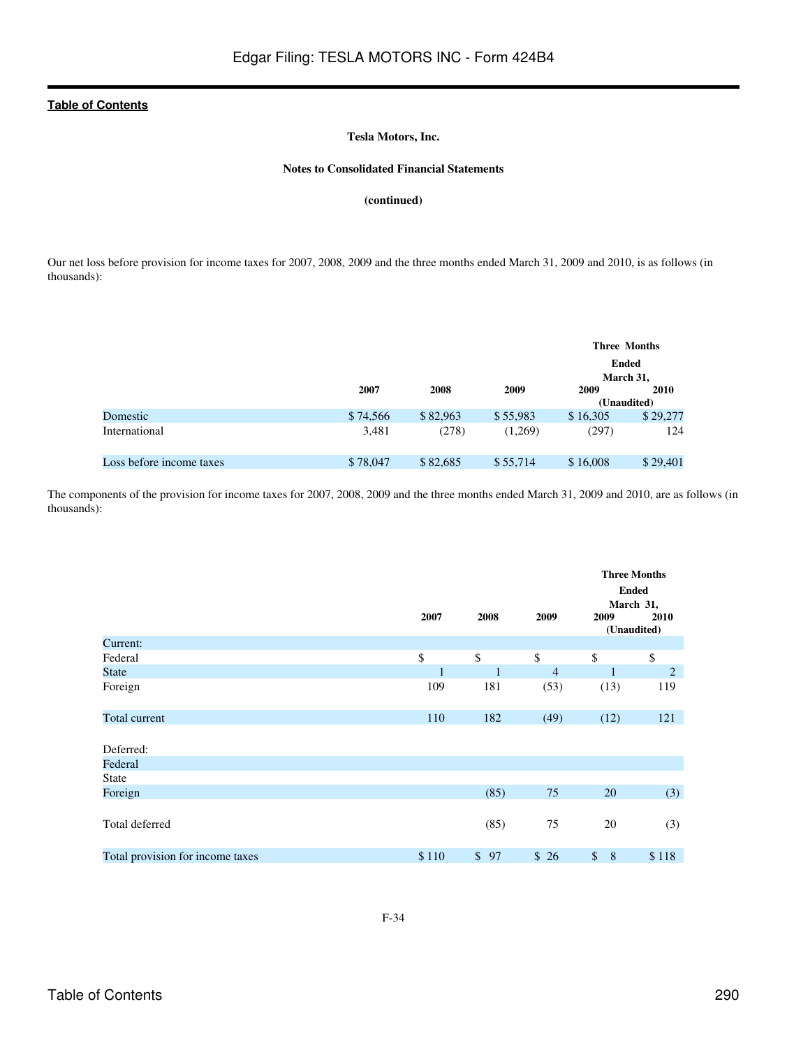**Tesla Motors, Inc.**

**Notes to Consolidated Financial Statements**

**(continued)**

Our net loss before provision for income taxes for 2007, 2008, 2009 and the three months ended March 31, 2009 and 2010, is as follows (in thousands):

| | 2007 | 2008 | 2009 | Three Months Ended March 31, 2009 (Unaudited) | Three Months Ended March 31, 2010 (Unaudited) |
|---|---|---|---|---|---|
| Domestic | $ 74,566 | $ 82,963 | $ 55,983 | $ 16,305 | $ 29,277 |
| International | 3,481 | (278) | (1,269) | (297) | 124 |
| Loss before income taxes | $ 78,047 | $ 82,685 | $ 55,714 | $ 16,008 | $ 29,401 |

The components of the provision for income taxes for 2007, 2008, 2009 and the three months ended March 31, 2009 and 2010, are as follows (in thousands):

| | 2007 | 2008 | 2009 | Three Months Ended March 31, 2009 (Unaudited) | Three Months Ended March 31, 2010 (Unaudited) |
|---|---|---|---|---|---|
| Current: | | | | | |
| Federal | $ | $ | $ | $ | $ |
| State | 1 | 1 | 4 | 1 | 2 |
| Foreign | 109 | 181 | (53) | (13) | 119 |
| Total current | 110 | 182 | (49) | (12) | 121 |
| Deferred: | | | | | |
| Federal | | | | | |
| State | | | | | |
| Foreign | | (85) | 75 | 20 | (3) |
| Total deferred | | (85) | 75 | 20 | (3) |
| Total provision for income taxes | $ 110 | $ 97 | $ 26 | $ 8 | $ 118 |

F-34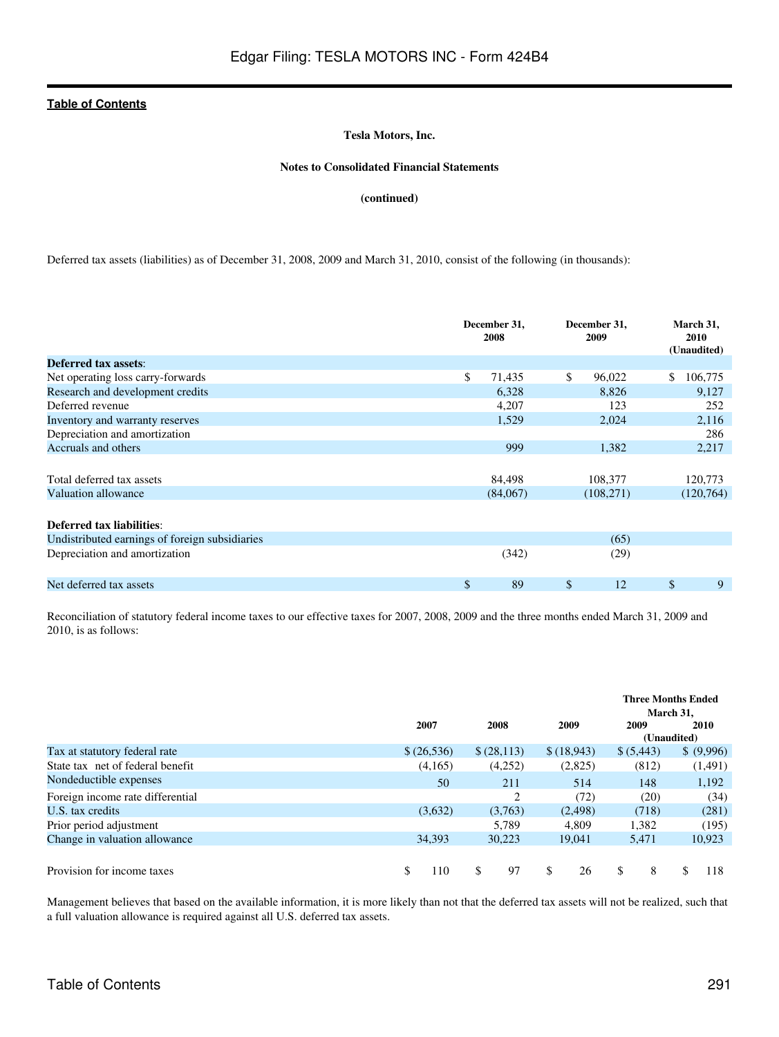Tesla Motors, Inc.

Notes to Consolidated Financial Statements

(continued)

Deferred tax assets (liabilities) as of December 31, 2008, 2009 and March 31, 2010, consist of the following (in thousands):

| | December 31, 2008 | December 31, 2009 | March 31, 2010 (Unaudited) |
|---|---|---|---|
| **Deferred tax assets**: | | | |
| Net operating loss carry-forwards | $ 71,435 | $ 96,022 | $ 106,775 |
| Research and development credits | 6,328 | 8,826 | 9,127 |
| Deferred revenue | 4,207 | 123 | 252 |
| Inventory and warranty reserves | 1,529 | 2,024 | 2,116 |
| Depreciation and amortization | | | 286 |
| Accruals and others | 999 | 1,382 | 2,217 |
| Total deferred tax assets | 84,498 | 108,377 | 120,773 |
| Valuation allowance | (84,067) | (108,271) | (120,764) |
| **Deferred tax liabilities**: | | | |
| Undistributed earnings of foreign subsidiaries | | (65) | |
| Depreciation and amortization | (342) | (29) | |
| Net deferred tax assets | $ 89 | $ 12 | $ 9 |

Reconciliation of statutory federal income taxes to our effective taxes for 2007, 2008, 2009 and the three months ended March 31, 2009 and 2010, is as follows:

| | 2007 | 2008 | 2009 | Three Months Ended March 31, 2009 (Unaudited) | Three Months Ended March 31, 2010 (Unaudited) |
|---|---|---|---|---|---|
| Tax at statutory federal rate | $ (26,536) | $ (28,113) | $ (18,943) | $ (5,443) | $ (9,996) |
| State tax net of federal benefit | (4,165) | (4,252) | (2,825) | (812) | (1,491) |
| Nondeductible expenses | 50 | 211 | 514 | 148 | 1,192 |
| Foreign income rate differential | | 2 | (72) | (20) | (34) |
| U.S. tax credits | (3,632) | (3,763) | (2,498) | (718) | (281) |
| Prior period adjustment | | 5,789 | 4,809 | 1,382 | (195) |
| Change in valuation allowance | 34,393 | 30,223 | 19,041 | 5,471 | 10,923 |
| Provision for income taxes | $ 110 | $ 97 | $ 26 | $ 8 | $ 118 |

Management believes that based on the available information, it is more likely than not that the deferred tax assets will not be realized, such that a full valuation allowance is required against all U.S. deferred tax assets.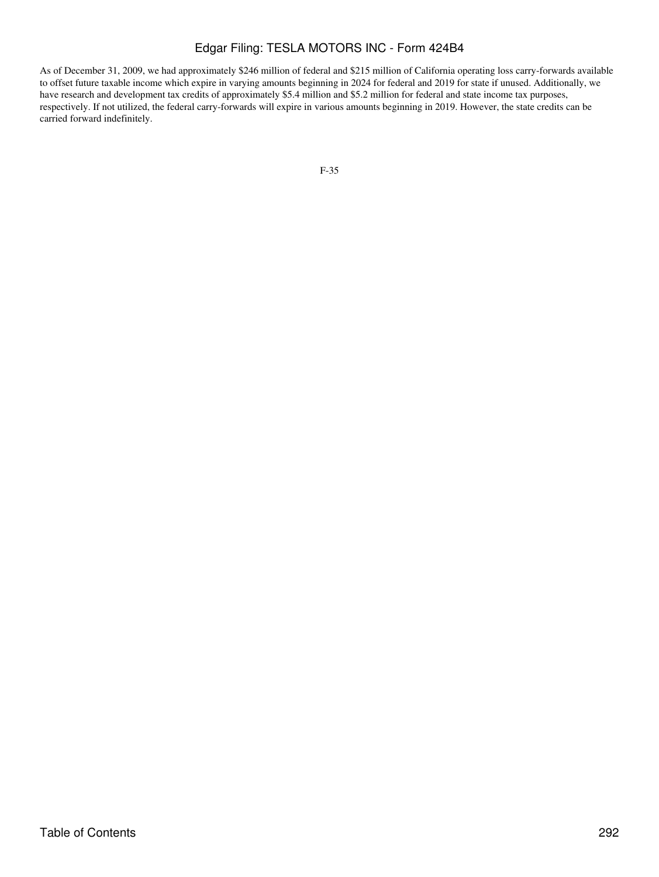As of December 31, 2009, we had approximately $246 million of federal and $215 million of California operating loss carry-forwards available to offset future taxable income which expire in varying amounts beginning in 2024 for federal and 2019 for state if unused. Additionally, we have research and development tax credits of approximately $5.4 million and $5.2 million for federal and state income tax purposes, respectively. If not utilized, the federal carry-forwards will expire in various amounts beginning in 2019. However, the state credits can be carried forward indefinitely.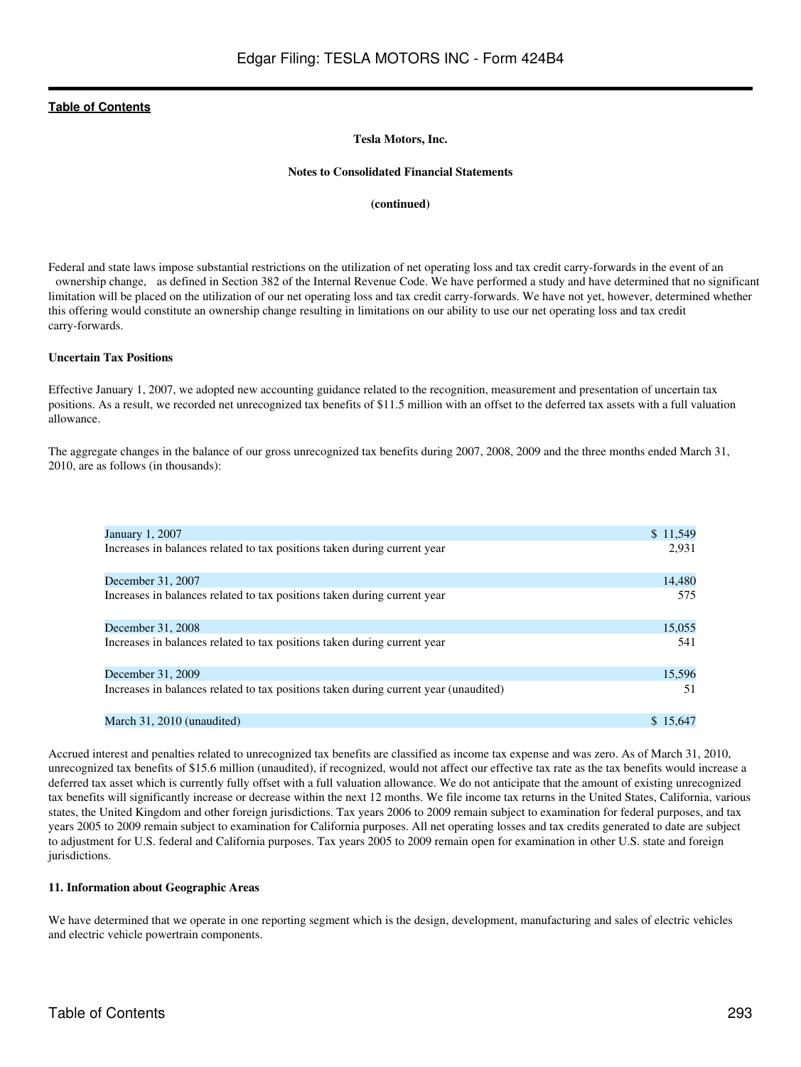**Tesla Motors, Inc.**

**Notes to Consolidated Financial Statements**

**(continued)**

Federal and state laws impose substantial restrictions on the utilization of net operating loss and tax credit carry-forwards in the event of an ownership change, as defined in Section 382 of the Internal Revenue Code. We have performed a study and have determined that no significant limitation will be placed on the utilization of our net operating loss and tax credit carry-forwards. We have not yet, however, determined whether this offering would constitute an ownership change resulting in limitations on our ability to use our net operating loss and tax credit carry-forwards.

**Uncertain Tax Positions**

Effective January 1, 2007, we adopted new accounting guidance related to the recognition, measurement and presentation of uncertain tax positions. As a result, we recorded net unrecognized tax benefits of $11.5 million with an offset to the deferred tax assets with a full valuation allowance.

The aggregate changes in the balance of our gross unrecognized tax benefits during 2007, 2008, 2009 and the three months ended March 31, 2010, are as follows (in thousands):

| | |
|---|---|
| January 1, 2007 | $ 11,549 |
| Increases in balances related to tax positions taken during current year | 2,931 |
| December 31, 2007 | 14,480 |
| Increases in balances related to tax positions taken during current year | 575 |
| December 31, 2008 | 15,055 |
| Increases in balances related to tax positions taken during current year | 541 |
| December 31, 2009 | 15,596 |
| Increases in balances related to tax positions taken during current year (unaudited) | 51 |
| March 31, 2010 (unaudited) | $ 15,647 |

Accrued interest and penalties related to unrecognized tax benefits are classified as income tax expense and was zero. As of March 31, 2010, unrecognized tax benefits of $15.6 million (unaudited), if recognized, would not affect our effective tax rate as the tax benefits would increase a deferred tax asset which is currently fully offset with a full valuation allowance. We do not anticipate that the amount of existing unrecognized tax benefits will significantly increase or decrease within the next 12 months. We file income tax returns in the United States, California, various states, the United Kingdom and other foreign jurisdictions. Tax years 2006 to 2009 remain subject to examination for federal purposes, and tax years 2005 to 2009 remain subject to examination for California purposes. All net operating losses and tax credits generated to date are subject to adjustment for U.S. federal and California purposes. Tax years 2005 to 2009 remain open for examination in other U.S. state and foreign jurisdictions.

**11. Information about Geographic Areas**

We have determined that we operate in one reporting segment which is the design, development, manufacturing and sales of electric vehicles and electric vehicle powertrain components.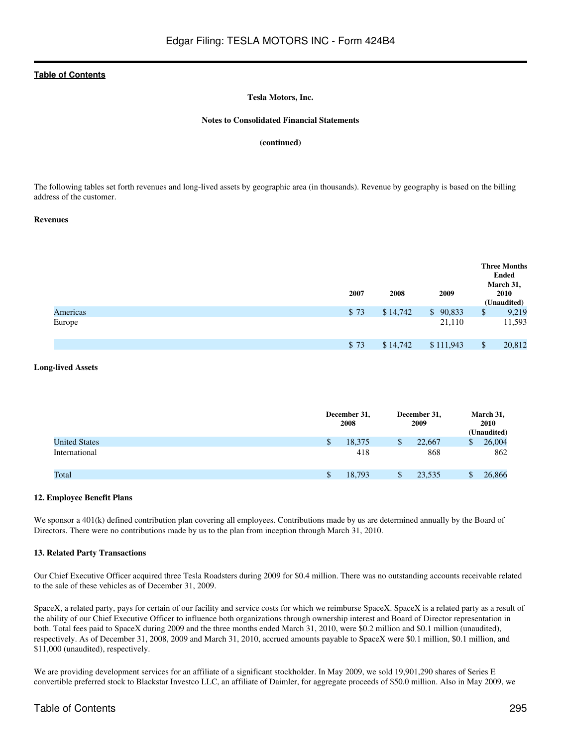**Tesla Motors, Inc.**

**Notes to Consolidated Financial Statements**

**(continued)**

The following tables set forth revenues and long-lived assets by geographic area (in thousands). Revenue by geography is based on the billing address of the customer.

**Revenues**

| | 2007 | 2008 | 2009 | Three Months Ended March 31, 2010 (Unaudited) |
|---|---|---|---|---|
| Americas | $ 73 | $ 14,742 | $ 90,833 | $ 9,219 |
| Europe | | | 21,110 | 11,593 |
| | $ 73 | $ 14,742 | $ 111,943 | $ 20,812 |

**Long-lived Assets**

| | December 31, 2008 | December 31, 2009 | March 31, 2010 (Unaudited) |
|---|---|---|---|
| United States | $ 18,375 | $ 22,667 | $ 26,004 |
| International | 418 | 868 | 862 |
| Total | $ 18,793 | $ 23,535 | $ 26,866 |

**12. Employee Benefit Plans**

We sponsor a 401(k) defined contribution plan covering all employees. Contributions made by us are determined annually by the Board of Directors. There were no contributions made by us to the plan from inception through March 31, 2010.

**13. Related Party Transactions**

Our Chief Executive Officer acquired three Tesla Roadsters during 2009 for $0.4 million. There was no outstanding accounts receivable related to the sale of these vehicles as of December 31, 2009.

SpaceX, a related party, pays for certain of our facility and service costs for which we reimburse SpaceX. SpaceX is a related party as a result of the ability of our Chief Executive Officer to influence both organizations through ownership interest and Board of Director representation in both. Total fees paid to SpaceX during 2009 and the three months ended March 31, 2010, were $0.2 million and $0.1 million (unaudited), respectively. As of December 31, 2008, 2009 and March 31, 2010, accrued amounts payable to SpaceX were $0.1 million, $0.1 million, and $11,000 (unaudited), respectively.

We are providing development services for an affiliate of a significant stockholder. In May 2009, we sold 19,901,290 shares of Series E convertible preferred stock to Blackstar Investco LLC, an affiliate of Daimler, for aggregate proceeds of $50.0 million. Also in May 2009, we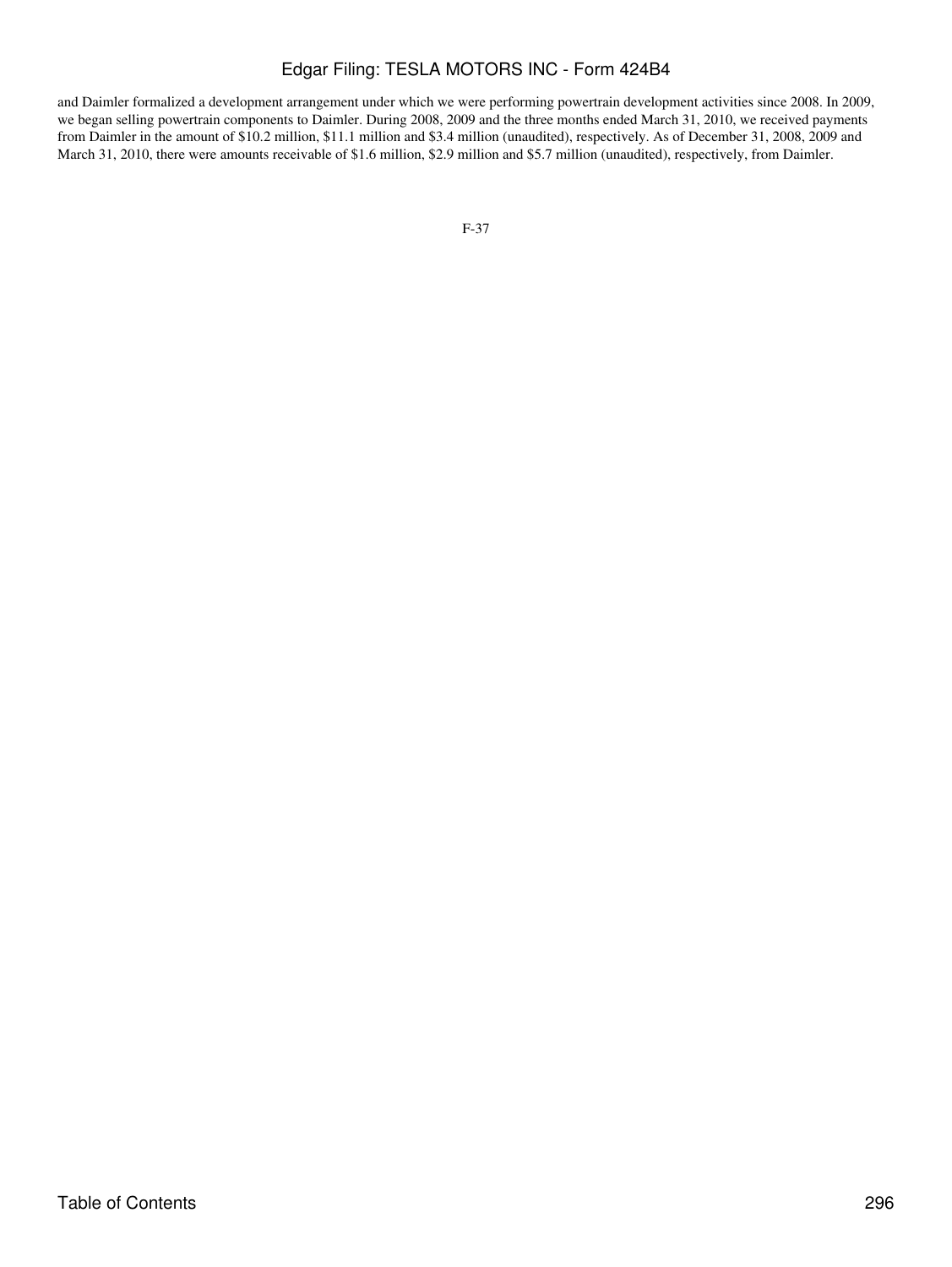and Daimler formalized a development arrangement under which we were performing powertrain development activities since 2008. In 2009, we began selling powertrain components to Daimler. During 2008, 2009 and the three months ended March 31, 2010, we received payments from Daimler in the amount of $10.2 million, $11.1 million and $3.4 million (unaudited), respectively. As of December 31, 2008, 2009 and March 31, 2010, there were amounts receivable of $1.6 million, $2.9 million and $5.7 million (unaudited), respectively, from Daimler.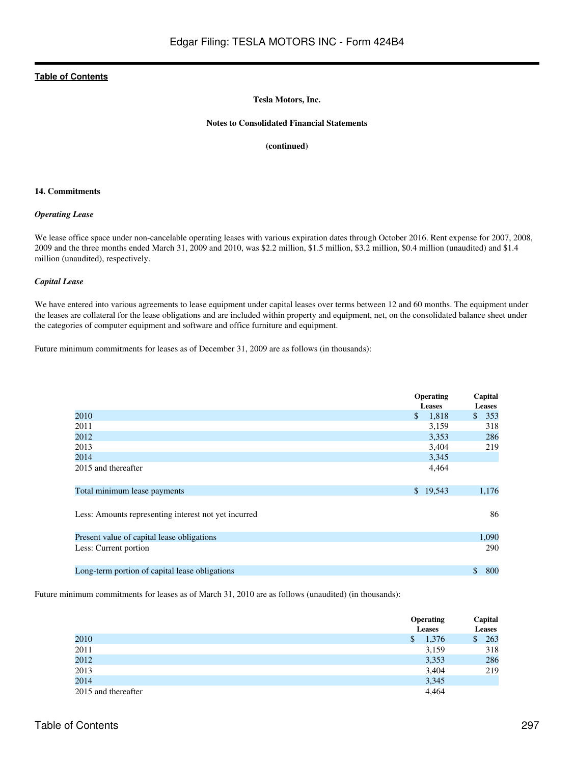**Table of Contents**

**Tesla Motors, Inc.**

**Notes to Consolidated Financial Statements**

**(continued)**

**14. Commitments**

***Operating Lease***

We lease office space under non-cancelable operating leases with various expiration dates through October 2016. Rent expense for 2007, 2008, 2009 and the three months ended March 31, 2009 and 2010, was $2.2 million, $1.5 million, $3.2 million, $0.4 million (unaudited) and $1.4 million (unaudited), respectively.

***Capital Lease***

We have entered into various agreements to lease equipment under capital leases over terms between 12 and 60 months. The equipment under the leases are collateral for the lease obligations and are included within property and equipment, net, on the consolidated balance sheet under the categories of computer equipment and software and office furniture and equipment.

Future minimum commitments for leases as of December 31, 2009 are as follows (in thousands):

| | Operating Leases | Capital Leases |
|---|---|---|
| 2010 | $ 1,818 | $ 353 |
| 2011 | 3,159 | 318 |
| 2012 | 3,353 | 286 |
| 2013 | 3,404 | 219 |
| 2014 | 3,345 | |
| 2015 and thereafter | 4,464 | |
| Total minimum lease payments | $ 19,543 | 1,176 |
| Less: Amounts representing interest not yet incurred | | 86 |
| Present value of capital lease obligations | | 1,090 |
| Less: Current portion | | 290 |
| Long-term portion of capital lease obligations | | $ 800 |

Future minimum commitments for leases as of March 31, 2010 are as follows (unaudited) (in thousands):

| | Operating Leases | Capital Leases |
|---|---|---|
| 2010 | $ 1,376 | $ 263 |
| 2011 | 3,159 | 318 |
| 2012 | 3,353 | 286 |
| 2013 | 3,404 | 219 |
| 2014 | 3,345 | |
| 2015 and thereafter | 4,464 | |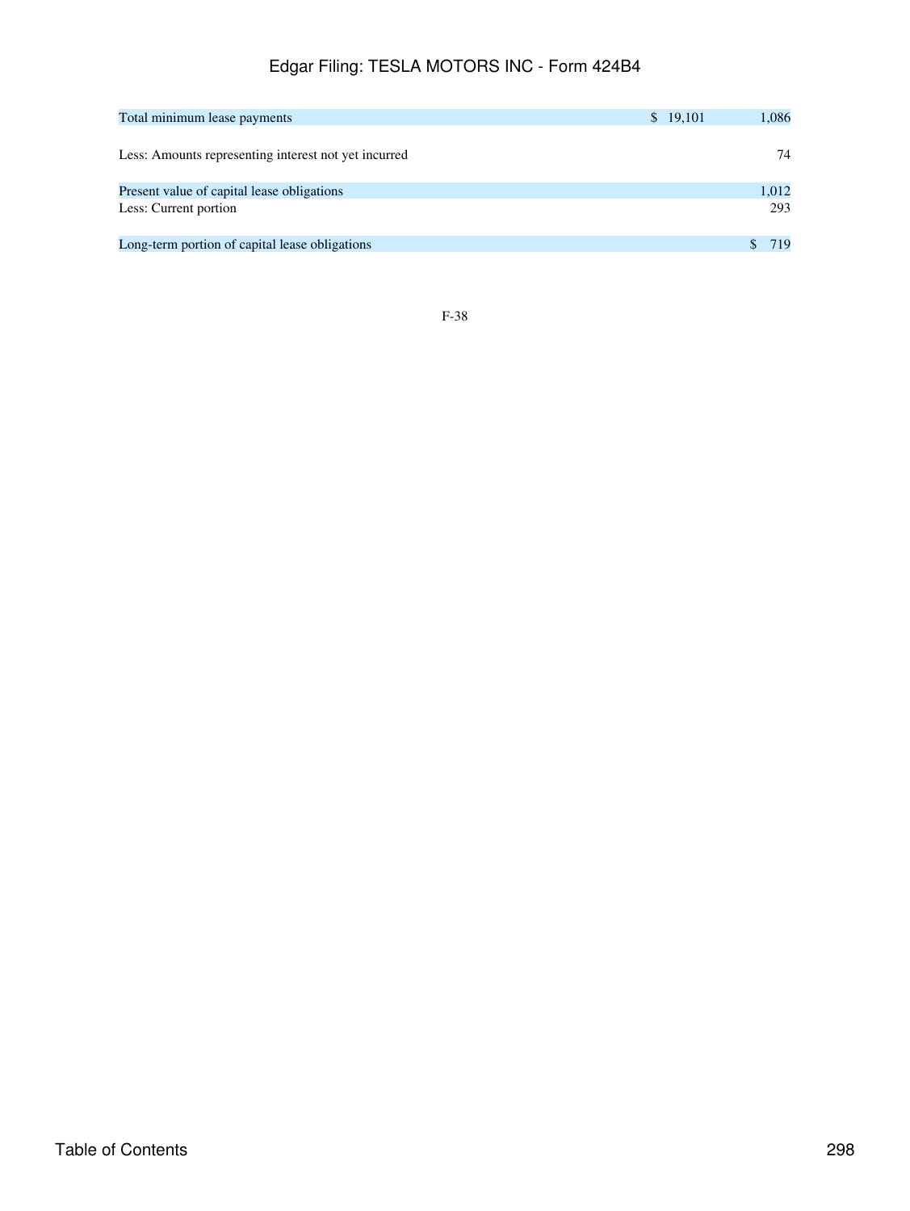| | | |
|---|---|---|
| Total minimum lease payments | $ 19,101 | 1,086 |
| Less: Amounts representing interest not yet incurred | | 74 |
| Present value of capital lease obligations | | 1,012 |
| Less: Current portion | | 293 |
| Long-term portion of capital lease obligations | | $ 719 |

F-38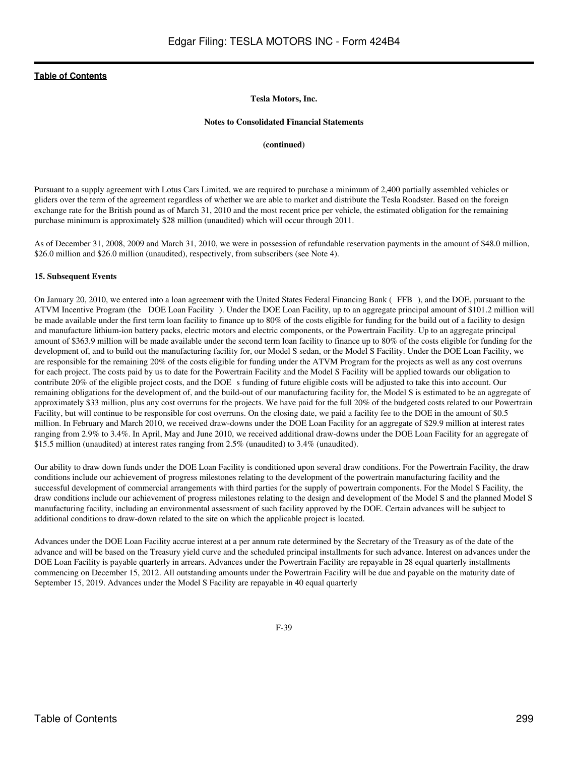Tesla Motors, Inc.

Notes to Consolidated Financial Statements

(continued)

Pursuant to a supply agreement with Lotus Cars Limited, we are required to purchase a minimum of 2,400 partially assembled vehicles or gliders over the term of the agreement regardless of whether we are able to market and distribute the Tesla Roadster. Based on the foreign exchange rate for the British pound as of March 31, 2010 and the most recent price per vehicle, the estimated obligation for the remaining purchase minimum is approximately $28 million (unaudited) which will occur through 2011.

As of December 31, 2008, 2009 and March 31, 2010, we were in possession of refundable reservation payments in the amount of $48.0 million, $26.0 million and $26.0 million (unaudited), respectively, from subscribers (see Note 4).

### 15. Subsequent Events

On January 20, 2010, we entered into a loan agreement with the United States Federal Financing Bank ( FFB ), and the DOE, pursuant to the ATVM Incentive Program (the DOE Loan Facility ). Under the DOE Loan Facility, up to an aggregate principal amount of $101.2 million will be made available under the first term loan facility to finance up to 80% of the costs eligible for funding for the build out of a facility to design and manufacture lithium-ion battery packs, electric motors and electric components, or the Powertrain Facility. Up to an aggregate principal amount of $363.9 million will be made available under the second term loan facility to finance up to 80% of the costs eligible for funding for the development of, and to build out the manufacturing facility for, our Model S sedan, or the Model S Facility. Under the DOE Loan Facility, we are responsible for the remaining 20% of the costs eligible for funding under the ATVM Program for the projects as well as any cost overruns for each project. The costs paid by us to date for the Powertrain Facility and the Model S Facility will be applied towards our obligation to contribute 20% of the eligible project costs, and the DOE s funding of future eligible costs will be adjusted to take this into account. Our remaining obligations for the development of, and the build-out of our manufacturing facility for, the Model S is estimated to be an aggregate of approximately $33 million, plus any cost overruns for the projects. We have paid for the full 20% of the budgeted costs related to our Powertrain Facility, but will continue to be responsible for cost overruns. On the closing date, we paid a facility fee to the DOE in the amount of $0.5 million. In February and March 2010, we received draw-downs under the DOE Loan Facility for an aggregate of $29.9 million at interest rates ranging from 2.9% to 3.4%. In April, May and June 2010, we received additional draw-downs under the DOE Loan Facility for an aggregate of $15.5 million (unaudited) at interest rates ranging from 2.5% (unaudited) to 3.4% (unaudited).

Our ability to draw down funds under the DOE Loan Facility is conditioned upon several draw conditions. For the Powertrain Facility, the draw conditions include our achievement of progress milestones relating to the development of the powertrain manufacturing facility and the successful development of commercial arrangements with third parties for the supply of powertrain components. For the Model S Facility, the draw conditions include our achievement of progress milestones relating to the design and development of the Model S and the planned Model S manufacturing facility, including an environmental assessment of such facility approved by the DOE. Certain advances will be subject to additional conditions to draw-down related to the site on which the applicable project is located.

Advances under the DOE Loan Facility accrue interest at a per annum rate determined by the Secretary of the Treasury as of the date of the advance and will be based on the Treasury yield curve and the scheduled principal installments for such advance. Interest on advances under the DOE Loan Facility is payable quarterly in arrears. Advances under the Powertrain Facility are repayable in 28 equal quarterly installments commencing on December 15, 2012. All outstanding amounts under the Powertrain Facility will be due and payable on the maturity date of September 15, 2019. Advances under the Model S Facility are repayable in 40 equal quarterly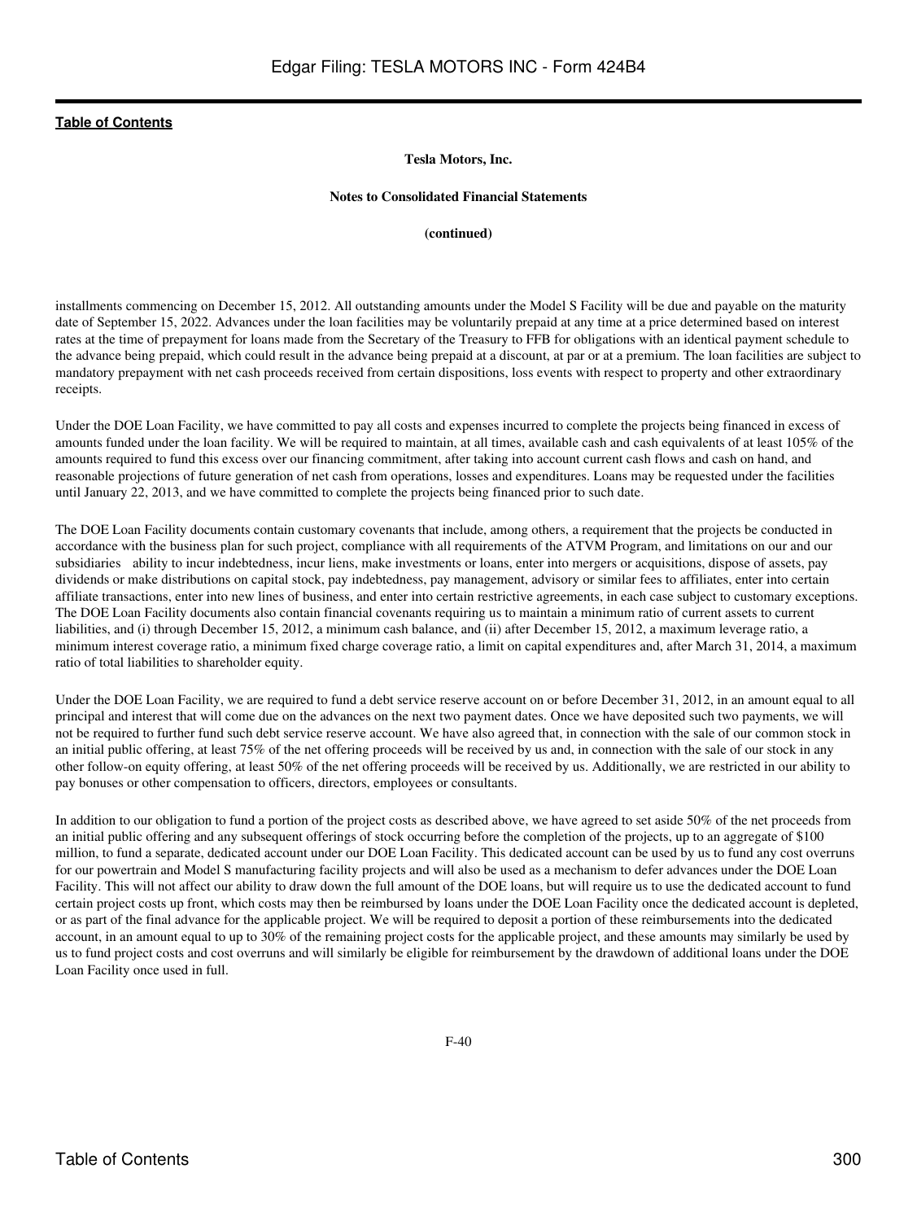**Tesla Motors, Inc.**

**Notes to Consolidated Financial Statements**

**(continued)**

installments commencing on December 15, 2012. All outstanding amounts under the Model S Facility will be due and payable on the maturity date of September 15, 2022. Advances under the loan facilities may be voluntarily prepaid at any time at a price determined based on interest rates at the time of prepayment for loans made from the Secretary of the Treasury to FFB for obligations with an identical payment schedule to the advance being prepaid, which could result in the advance being prepaid at a discount, at par or at a premium. The loan facilities are subject to mandatory prepayment with net cash proceeds received from certain dispositions, loss events with respect to property and other extraordinary receipts.

Under the DOE Loan Facility, we have committed to pay all costs and expenses incurred to complete the projects being financed in excess of amounts funded under the loan facility. We will be required to maintain, at all times, available cash and cash equivalents of at least 105% of the amounts required to fund this excess over our financing commitment, after taking into account current cash flows and cash on hand, and reasonable projections of future generation of net cash from operations, losses and expenditures. Loans may be requested under the facilities until January 22, 2013, and we have committed to complete the projects being financed prior to such date.

The DOE Loan Facility documents contain customary covenants that include, among others, a requirement that the projects be conducted in accordance with the business plan for such project, compliance with all requirements of the ATVM Program, and limitations on our and our subsidiaries ability to incur indebtedness, incur liens, make investments or loans, enter into mergers or acquisitions, dispose of assets, pay dividends or make distributions on capital stock, pay indebtedness, pay management, advisory or similar fees to affiliates, enter into certain affiliate transactions, enter into new lines of business, and enter into certain restrictive agreements, in each case subject to customary exceptions. The DOE Loan Facility documents also contain financial covenants requiring us to maintain a minimum ratio of current assets to current liabilities, and (i) through December 15, 2012, a minimum cash balance, and (ii) after December 15, 2012, a maximum leverage ratio, a minimum interest coverage ratio, a minimum fixed charge coverage ratio, a limit on capital expenditures and, after March 31, 2014, a maximum ratio of total liabilities to shareholder equity.

Under the DOE Loan Facility, we are required to fund a debt service reserve account on or before December 31, 2012, in an amount equal to all principal and interest that will come due on the advances on the next two payment dates. Once we have deposited such two payments, we will not be required to further fund such debt service reserve account. We have also agreed that, in connection with the sale of our common stock in an initial public offering, at least 75% of the net offering proceeds will be received by us and, in connection with the sale of our stock in any other follow-on equity offering, at least 50% of the net offering proceeds will be received by us. Additionally, we are restricted in our ability to pay bonuses or other compensation to officers, directors, employees or consultants.

In addition to our obligation to fund a portion of the project costs as described above, we have agreed to set aside 50% of the net proceeds from an initial public offering and any subsequent offerings of stock occurring before the completion of the projects, up to an aggregate of $100 million, to fund a separate, dedicated account under our DOE Loan Facility. This dedicated account can be used by us to fund any cost overruns for our powertrain and Model S manufacturing facility projects and will also be used as a mechanism to defer advances under the DOE Loan Facility. This will not affect our ability to draw down the full amount of the DOE loans, but will require us to use the dedicated account to fund certain project costs up front, which costs may then be reimbursed by loans under the DOE Loan Facility once the dedicated account is depleted, or as part of the final advance for the applicable project. We will be required to deposit a portion of these reimbursements into the dedicated account, in an amount equal to up to 30% of the remaining project costs for the applicable project, and these amounts may similarly be used by us to fund project costs and cost overruns and will similarly be eligible for reimbursement by the drawdown of additional loans under the DOE Loan Facility once used in full.

F-40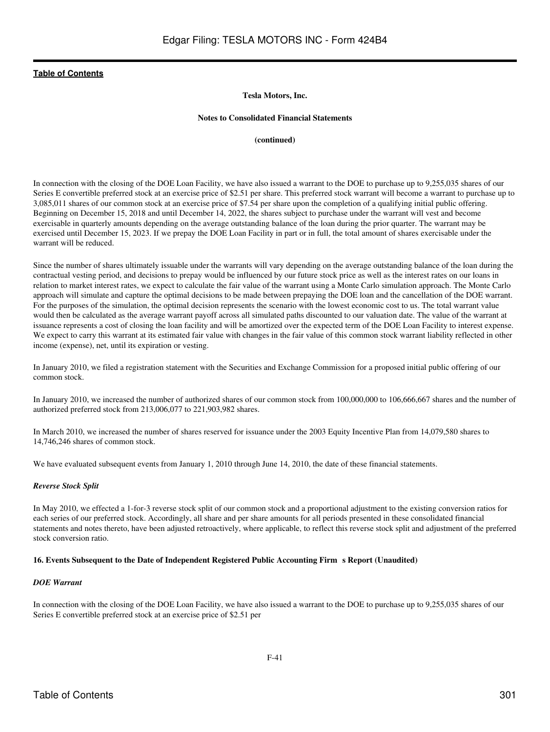**Tesla Motors, Inc.**

**Notes to Consolidated Financial Statements**

**(continued)**

In connection with the closing of the DOE Loan Facility, we have also issued a warrant to the DOE to purchase up to 9,255,035 shares of our Series E convertible preferred stock at an exercise price of $2.51 per share. This preferred stock warrant will become a warrant to purchase up to 3,085,011 shares of our common stock at an exercise price of $7.54 per share upon the completion of a qualifying initial public offering. Beginning on December 15, 2018 and until December 14, 2022, the shares subject to purchase under the warrant will vest and become exercisable in quarterly amounts depending on the average outstanding balance of the loan during the prior quarter. The warrant may be exercised until December 15, 2023. If we prepay the DOE Loan Facility in part or in full, the total amount of shares exercisable under the warrant will be reduced.

Since the number of shares ultimately issuable under the warrants will vary depending on the average outstanding balance of the loan during the contractual vesting period, and decisions to prepay would be influenced by our future stock price as well as the interest rates on our loans in relation to market interest rates, we expect to calculate the fair value of the warrant using a Monte Carlo simulation approach. The Monte Carlo approach will simulate and capture the optimal decisions to be made between prepaying the DOE loan and the cancellation of the DOE warrant. For the purposes of the simulation, the optimal decision represents the scenario with the lowest economic cost to us. The total warrant value would then be calculated as the average warrant payoff across all simulated paths discounted to our valuation date. The value of the warrant at issuance represents a cost of closing the loan facility and will be amortized over the expected term of the DOE Loan Facility to interest expense. We expect to carry this warrant at its estimated fair value with changes in the fair value of this common stock warrant liability reflected in other income (expense), net, until its expiration or vesting.

In January 2010, we filed a registration statement with the Securities and Exchange Commission for a proposed initial public offering of our common stock.

In January 2010, we increased the number of authorized shares of our common stock from 100,000,000 to 106,666,667 shares and the number of authorized preferred stock from 213,006,077 to 221,903,982 shares.

In March 2010, we increased the number of shares reserved for issuance under the 2003 Equity Incentive Plan from 14,079,580 shares to 14,746,246 shares of common stock.

We have evaluated subsequent events from January 1, 2010 through June 14, 2010, the date of these financial statements.

***Reverse Stock Split***

In May 2010, we effected a 1-for-3 reverse stock split of our common stock and a proportional adjustment to the existing conversion ratios for each series of our preferred stock. Accordingly, all share and per share amounts for all periods presented in these consolidated financial statements and notes thereto, have been adjusted retroactively, where applicable, to reflect this reverse stock split and adjustment of the preferred stock conversion ratio.

**16. Events Subsequent to the Date of Independent Registered Public Accounting Firm s Report (Unaudited)**

***DOE Warrant***

In connection with the closing of the DOE Loan Facility, we have also issued a warrant to the DOE to purchase up to 9,255,035 shares of our Series E convertible preferred stock at an exercise price of $2.51 per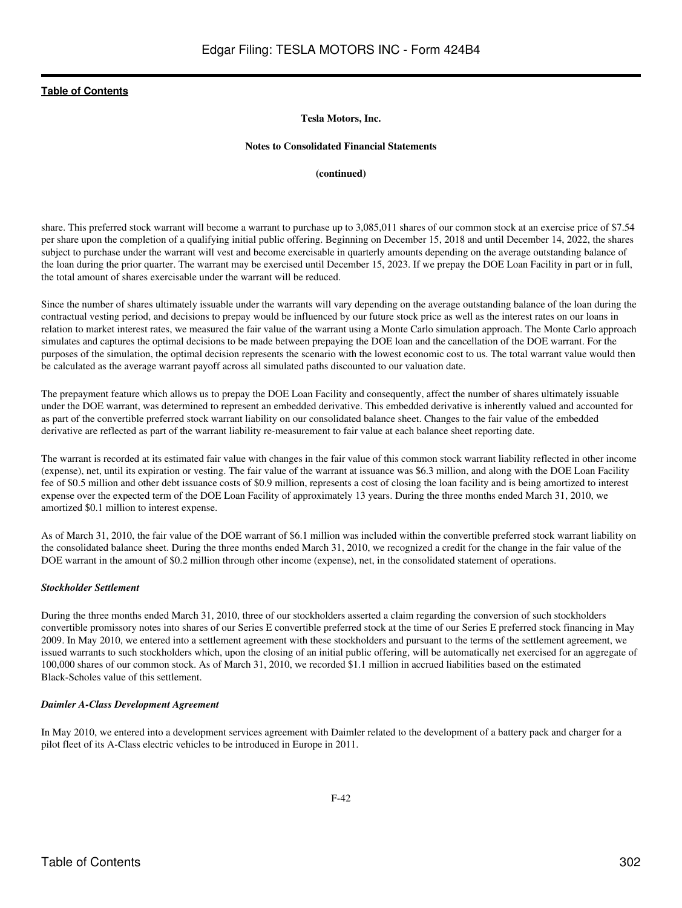**Tesla Motors, Inc.**

**Notes to Consolidated Financial Statements**

**(continued)**

share. This preferred stock warrant will become a warrant to purchase up to 3,085,011 shares of our common stock at an exercise price of $7.54 per share upon the completion of a qualifying initial public offering. Beginning on December 15, 2018 and until December 14, 2022, the shares subject to purchase under the warrant will vest and become exercisable in quarterly amounts depending on the average outstanding balance of the loan during the prior quarter. The warrant may be exercised until December 15, 2023. If we prepay the DOE Loan Facility in part or in full, the total amount of shares exercisable under the warrant will be reduced.

Since the number of shares ultimately issuable under the warrants will vary depending on the average outstanding balance of the loan during the contractual vesting period, and decisions to prepay would be influenced by our future stock price as well as the interest rates on our loans in relation to market interest rates, we measured the fair value of the warrant using a Monte Carlo simulation approach. The Monte Carlo approach simulates and captures the optimal decisions to be made between prepaying the DOE loan and the cancellation of the DOE warrant. For the purposes of the simulation, the optimal decision represents the scenario with the lowest economic cost to us. The total warrant value would then be calculated as the average warrant payoff across all simulated paths discounted to our valuation date.

The prepayment feature which allows us to prepay the DOE Loan Facility and consequently, affect the number of shares ultimately issuable under the DOE warrant, was determined to represent an embedded derivative. This embedded derivative is inherently valued and accounted for as part of the convertible preferred stock warrant liability on our consolidated balance sheet. Changes to the fair value of the embedded derivative are reflected as part of the warrant liability re-measurement to fair value at each balance sheet reporting date.

The warrant is recorded at its estimated fair value with changes in the fair value of this common stock warrant liability reflected in other income (expense), net, until its expiration or vesting. The fair value of the warrant at issuance was $6.3 million, and along with the DOE Loan Facility fee of $0.5 million and other debt issuance costs of $0.9 million, represents a cost of closing the loan facility and is being amortized to interest expense over the expected term of the DOE Loan Facility of approximately 13 years. During the three months ended March 31, 2010, we amortized $0.1 million to interest expense.

As of March 31, 2010, the fair value of the DOE warrant of $6.1 million was included within the convertible preferred stock warrant liability on the consolidated balance sheet. During the three months ended March 31, 2010, we recognized a credit for the change in the fair value of the DOE warrant in the amount of $0.2 million through other income (expense), net, in the consolidated statement of operations.

***Stockholder Settlement***

During the three months ended March 31, 2010, three of our stockholders asserted a claim regarding the conversion of such stockholders convertible promissory notes into shares of our Series E convertible preferred stock at the time of our Series E preferred stock financing in May 2009. In May 2010, we entered into a settlement agreement with these stockholders and pursuant to the terms of the settlement agreement, we issued warrants to such stockholders which, upon the closing of an initial public offering, will be automatically net exercised for an aggregate of 100,000 shares of our common stock. As of March 31, 2010, we recorded $1.1 million in accrued liabilities based on the estimated Black-Scholes value of this settlement.

***Daimler A-Class Development Agreement***

In May 2010, we entered into a development services agreement with Daimler related to the development of a battery pack and charger for a pilot fleet of its A-Class electric vehicles to be introduced in Europe in 2011.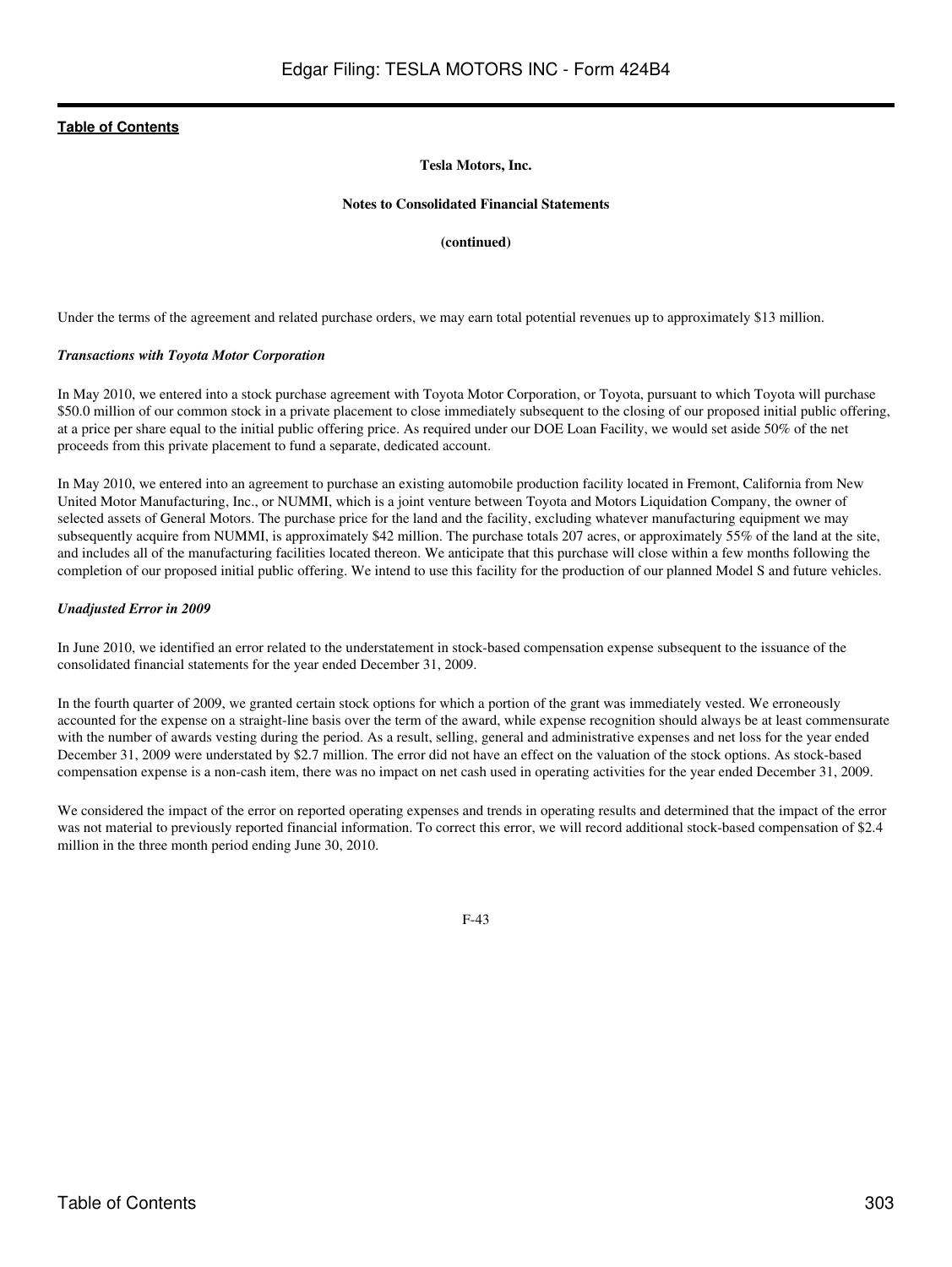**Tesla Motors, Inc.**

**Notes to Consolidated Financial Statements**

**(continued)**

Under the terms of the agreement and related purchase orders, we may earn total potential revenues up to approximately $13 million.

***Transactions with Toyota Motor Corporation***

In May 2010, we entered into a stock purchase agreement with Toyota Motor Corporation, or Toyota, pursuant to which Toyota will purchase $50.0 million of our common stock in a private placement to close immediately subsequent to the closing of our proposed initial public offering, at a price per share equal to the initial public offering price. As required under our DOE Loan Facility, we would set aside 50% of the net proceeds from this private placement to fund a separate, dedicated account.

In May 2010, we entered into an agreement to purchase an existing automobile production facility located in Fremont, California from New United Motor Manufacturing, Inc., or NUMMI, which is a joint venture between Toyota and Motors Liquidation Company, the owner of selected assets of General Motors. The purchase price for the land and the facility, excluding whatever manufacturing equipment we may subsequently acquire from NUMMI, is approximately $42 million. The purchase totals 207 acres, or approximately 55% of the land at the site, and includes all of the manufacturing facilities located thereon. We anticipate that this purchase will close within a few months following the completion of our proposed initial public offering. We intend to use this facility for the production of our planned Model S and future vehicles.

***Unadjusted Error in 2009***

In June 2010, we identified an error related to the understatement in stock-based compensation expense subsequent to the issuance of the consolidated financial statements for the year ended December 31, 2009.

In the fourth quarter of 2009, we granted certain stock options for which a portion of the grant was immediately vested. We erroneously accounted for the expense on a straight-line basis over the term of the award, while expense recognition should always be at least commensurate with the number of awards vesting during the period. As a result, selling, general and administrative expenses and net loss for the year ended December 31, 2009 were understated by $2.7 million. The error did not have an effect on the valuation of the stock options. As stock-based compensation expense is a non-cash item, there was no impact on net cash used in operating activities for the year ended December 31, 2009.

We considered the impact of the error on reported operating expenses and trends in operating results and determined that the impact of the error was not material to previously reported financial information. To correct this error, we will record additional stock-based compensation of $2.4 million in the three month period ending June 30, 2010.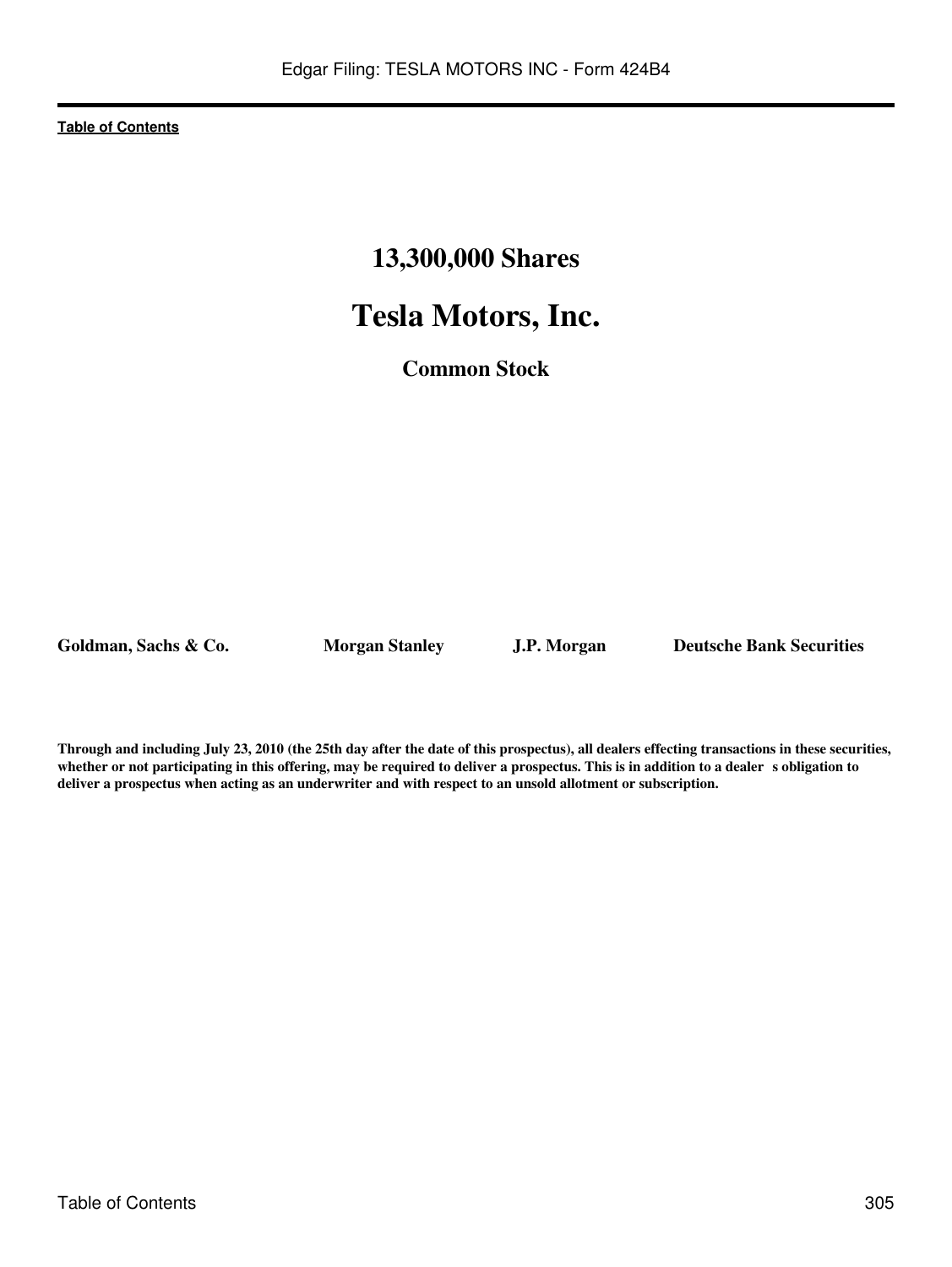**Table of Contents**

# 13,300,000 Shares

# Tesla Motors, Inc.

## Common Stock

**Goldman, Sachs & Co.** **Morgan Stanley** **J.P. Morgan** **Deutsche Bank Securities**

**Through and including July 23, 2010 (the 25th day after the date of this prospectus), all dealers effecting transactions in these securities, whether or not participating in this offering, may be required to deliver a prospectus. This is in addition to a dealer s obligation to deliver a prospectus when acting as an underwriter and with respect to an unsold allotment or subscription.**